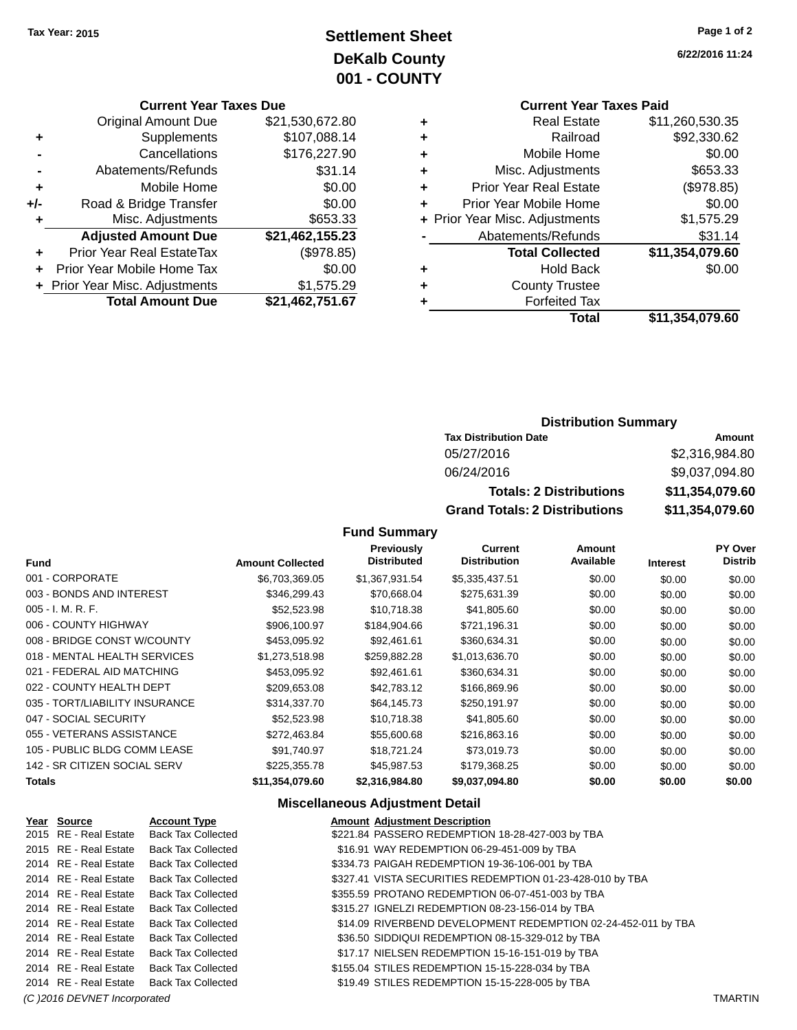Tax Year: 2015

# Settlement Sheet
## DeKalb County
## 001 - COUNTY

6/22/2016 11:24

### Current Year Taxes Due

| | | |
|---|---|---|
| | Original Amount Due | $21,530,672.80 |
| + | Supplements | $107,088.14 |
| - | Cancellations | $176,227.90 |
| - | Abatements/Refunds | $31.14 |
| + | Mobile Home | $0.00 |
| +/- | Road & Bridge Transfer | $0.00 |
| + | Misc. Adjustments | $653.33 |
| | **Adjusted Amount Due** | **$21,462,155.23** |
| + | Prior Year Real EstateTax | ($978.85) |
| + | Prior Year Mobile Home Tax | $0.00 |
| + | Prior Year Misc. Adjustments | $1,575.29 |
| | **Total Amount Due** | **$21,462,751.67** |

### Current Year Taxes Paid

| | | |
|---|---|---|
| + | Real Estate | $11,260,530.35 |
| + | Railroad | $92,330.62 |
| + | Mobile Home | $0.00 |
| + | Misc. Adjustments | $653.33 |
| + | Prior Year Real Estate | ($978.85) |
| + | Prior Year Mobile Home | $0.00 |
| + | Prior Year Misc. Adjustments | $1,575.29 |
| - | Abatements/Refunds | $31.14 |
| | **Total Collected** | **$11,354,079.60** |
| + | Hold Back | $0.00 |
| + | County Trustee | |
| + | Forfeited Tax | |
| | **Total** | **$11,354,079.60** |

### Distribution Summary

| Tax Distribution Date | Amount |
|---|---|
| 05/27/2016 | $2,316,984.80 |
| 06/24/2016 | $9,037,094.80 |
| **Totals: 2 Distributions** | **$11,354,079.60** |
| **Grand Totals: 2 Distributions** | **$11,354,079.60** |

### Fund Summary

| Fund | Amount Collected | Previously Distributed | Current Distribution | Amount Available | Interest | PY Over Distrib |
|---|---|---|---|---|---|---|
| 001 - CORPORATE | $6,703,369.05 | $1,367,931.54 | $5,335,437.51 | $0.00 | $0.00 | $0.00 |
| 003 - BONDS AND INTEREST | $346,299.43 | $70,668.04 | $275,631.39 | $0.00 | $0.00 | $0.00 |
| 005 - I. M. R. F. | $52,523.98 | $10,718.38 | $41,805.60 | $0.00 | $0.00 | $0.00 |
| 006 - COUNTY HIGHWAY | $906,100.97 | $184,904.66 | $721,196.31 | $0.00 | $0.00 | $0.00 |
| 008 - BRIDGE CONST W/COUNTY | $453,095.92 | $92,461.61 | $360,634.31 | $0.00 | $0.00 | $0.00 |
| 018 - MENTAL HEALTH SERVICES | $1,273,518.98 | $259,882.28 | $1,013,636.70 | $0.00 | $0.00 | $0.00 |
| 021 - FEDERAL AID MATCHING | $453,095.92 | $92,461.61 | $360,634.31 | $0.00 | $0.00 | $0.00 |
| 022 - COUNTY HEALTH DEPT | $209,653.08 | $42,783.12 | $166,869.96 | $0.00 | $0.00 | $0.00 |
| 035 - TORT/LIABILITY INSURANCE | $314,337.70 | $64,145.73 | $250,191.97 | $0.00 | $0.00 | $0.00 |
| 047 - SOCIAL SECURITY | $52,523.98 | $10,718.38 | $41,805.60 | $0.00 | $0.00 | $0.00 |
| 055 - VETERANS ASSISTANCE | $272,463.84 | $55,600.68 | $216,863.16 | $0.00 | $0.00 | $0.00 |
| 105 - PUBLIC BLDG COMM LEASE | $91,740.97 | $18,721.24 | $73,019.73 | $0.00 | $0.00 | $0.00 |
| 142 - SR CITIZEN SOCIAL SERV | $225,355.78 | $45,987.53 | $179,368.25 | $0.00 | $0.00 | $0.00 |
| **Totals** | **$11,354,079.60** | **$2,316,984.80** | **$9,037,094.80** | **$0.00** | **$0.00** | **$0.00** |

### Miscellaneous Adjustment Detail

| Year | Source | Account Type | Amount | Adjustment Description |
|---|---|---|---|---|
| 2015 | RE - Real Estate | Back Tax Collected | $221.84 | PASSERO REDEMPTION 18-28-427-003 by TBA |
| 2015 | RE - Real Estate | Back Tax Collected | $16.91 | WAY REDEMPTION 06-29-451-009 by TBA |
| 2014 | RE - Real Estate | Back Tax Collected | $334.73 | PAIGAH REDEMPTION 19-36-106-001 by TBA |
| 2014 | RE - Real Estate | Back Tax Collected | $327.41 | VISTA SECURITIES REDEMPTION 01-23-428-010 by TBA |
| 2014 | RE - Real Estate | Back Tax Collected | $355.59 | PROTANO REDEMPTION 06-07-451-003 by TBA |
| 2014 | RE - Real Estate | Back Tax Collected | $315.27 | IGNELZI REDEMPTION 08-23-156-014 by TBA |
| 2014 | RE - Real Estate | Back Tax Collected | $14.09 | RIVERBEND DEVELOPMENT REDEMPTION 02-24-452-011 by TBA |
| 2014 | RE - Real Estate | Back Tax Collected | $36.50 | SIDDIQUI REDEMPTION 08-15-329-012 by TBA |
| 2014 | RE - Real Estate | Back Tax Collected | $17.17 | NIELSEN REDEMPTION 15-16-151-019 by TBA |
| 2014 | RE - Real Estate | Back Tax Collected | $155.04 | STILES REDEMPTION 15-15-228-034 by TBA |
| 2014 | RE - Real Estate | Back Tax Collected | $19.49 | STILES REDEMPTION 15-15-228-005 by TBA |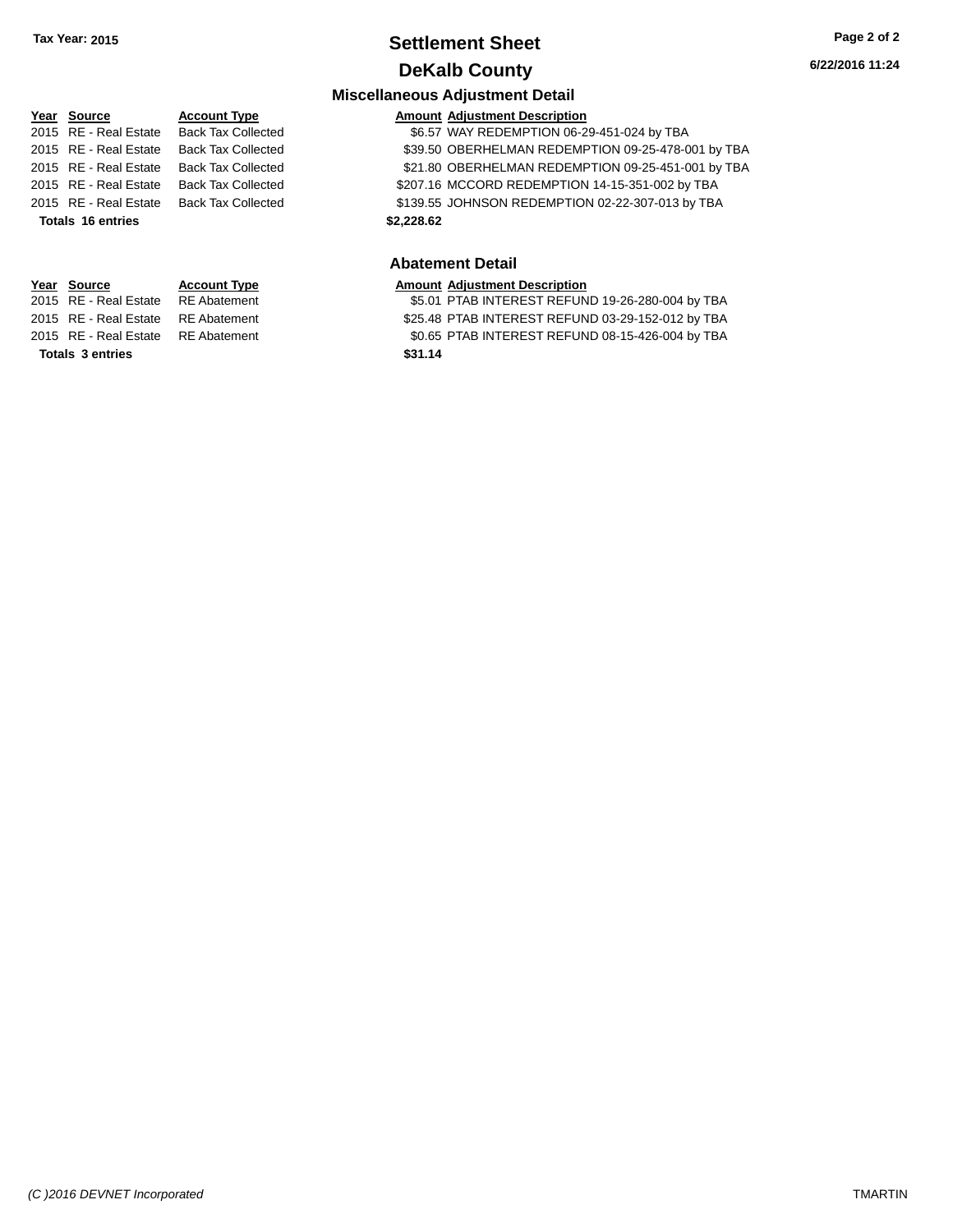**Tax Year: 2015**

# Settlement Sheet

## DeKalb County

6/22/2016 11:24

### Miscellaneous Adjustment Detail

| Year | Source | Account Type | Amount | Adjustment Description |
|---|---|---|---|---|
| 2015 | RE - Real Estate | Back Tax Collected | $6.57 | WAY REDEMPTION 06-29-451-024 by TBA |
| 2015 | RE - Real Estate | Back Tax Collected | $39.50 | OBERHELMAN REDEMPTION 09-25-478-001 by TBA |
| 2015 | RE - Real Estate | Back Tax Collected | $21.80 | OBERHELMAN REDEMPTION 09-25-451-001 by TBA |
| 2015 | RE - Real Estate | Back Tax Collected | $207.16 | MCCORD REDEMPTION 14-15-351-002 by TBA |
| 2015 | RE - Real Estate | Back Tax Collected | $139.55 | JOHNSON REDEMPTION 02-22-307-013 by TBA |
| **Totals 16 entries** | | | **$2,228.62** | |

### Abatement Detail

| Year | Source | Account Type | Amount | Adjustment Description |
|---|---|---|---|---|
| 2015 | RE - Real Estate | RE Abatement | $5.01 | PTAB INTEREST REFUND 19-26-280-004 by TBA |
| 2015 | RE - Real Estate | RE Abatement | $25.48 | PTAB INTEREST REFUND 03-29-152-012 by TBA |
| 2015 | RE - Real Estate | RE Abatement | $0.65 | PTAB INTEREST REFUND 08-15-426-004 by TBA |
| **Totals 3 entries** | | | **$31.14** | |

*(C )2016 DEVNET Incorporated* TMARTIN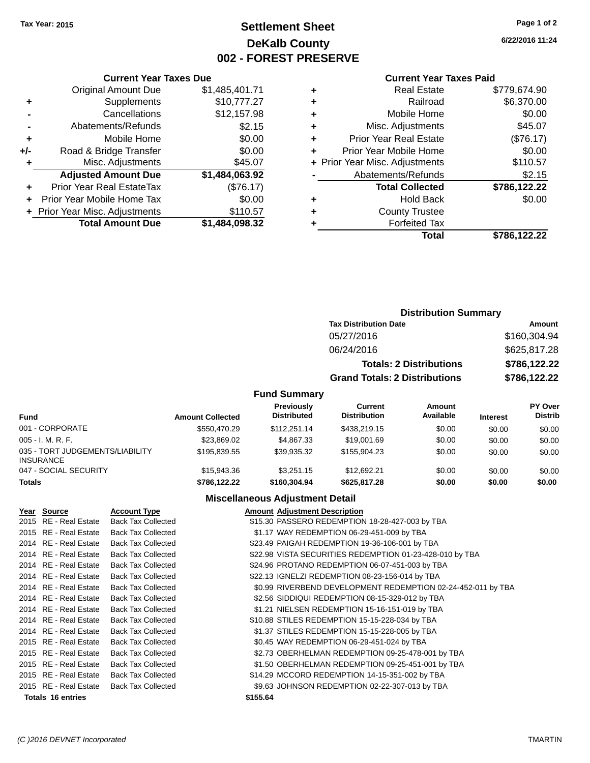**Tax Year: 2015**

# Settlement Sheet
## DeKalb County
## 002 - FOREST PRESERVE

6/22/2016 11:24

### Current Year Taxes Due

| | | |
|---|---|---|
| | Original Amount Due | $1,485,401.71 |
| + | Supplements | $10,777.27 |
| - | Cancellations | $12,157.98 |
| - | Abatements/Refunds | $2.15 |
| + | Mobile Home | $0.00 |
| +/- | Road & Bridge Transfer | $0.00 |
| + | Misc. Adjustments | $45.07 |
| | **Adjusted Amount Due** | **$1,484,063.92** |
| + | Prior Year Real EstateTax | ($76.17) |
| + | Prior Year Mobile Home Tax | $0.00 |
| + | Prior Year Misc. Adjustments | $110.57 |
| | **Total Amount Due** | **$1,484,098.32** |

### Current Year Taxes Paid

| | | |
|---|---|---|
| + | Real Estate | $779,674.90 |
| + | Railroad | $6,370.00 |
| + | Mobile Home | $0.00 |
| + | Misc. Adjustments | $45.07 |
| + | Prior Year Real Estate | ($76.17) |
| + | Prior Year Mobile Home | $0.00 |
| + | Prior Year Misc. Adjustments | $110.57 |
| - | Abatements/Refunds | $2.15 |
| | **Total Collected** | **$786,122.22** |
| + | Hold Back | $0.00 |
| + | County Trustee | |
| + | Forfeited Tax | |
| | **Total** | **$786,122.22** |

### Distribution Summary

| Tax Distribution Date | Amount |
|---|---|
| 05/27/2016 | $160,304.94 |
| 06/24/2016 | $625,817.28 |
| **Totals: 2 Distributions** | **$786,122.22** |
| **Grand Totals: 2 Distributions** | **$786,122.22** |

### Fund Summary

| Fund | Amount Collected | Previously Distributed | Current Distribution | Amount Available | Interest | PY Over Distrib |
|---|---|---|---|---|---|---|
| 001 - CORPORATE | $550,470.29 | $112,251.14 | $438,219.15 | $0.00 | $0.00 | $0.00 |
| 005 - I. M. R. F. | $23,869.02 | $4,867.33 | $19,001.69 | $0.00 | $0.00 | $0.00 |
| 035 - TORT JUDGEMENTS/LIABILITY INSURANCE | $195,839.55 | $39,935.32 | $155,904.23 | $0.00 | $0.00 | $0.00 |
| 047 - SOCIAL SECURITY | $15,943.36 | $3,251.15 | $12,692.21 | $0.00 | $0.00 | $0.00 |
| **Totals** | **$786,122.22** | **$160,304.94** | **$625,817.28** | **$0.00** | **$0.00** | **$0.00** |

### Miscellaneous Adjustment Detail

| Year | Source | Account Type | Amount | Adjustment Description |
|---|---|---|---|---|
| 2015 | RE - Real Estate | Back Tax Collected | $15.30 | PASSERO REDEMPTION 18-28-427-003 by TBA |
| 2015 | RE - Real Estate | Back Tax Collected | $1.17 | WAY REDEMPTION 06-29-451-009 by TBA |
| 2014 | RE - Real Estate | Back Tax Collected | $23.49 | PAIGAH REDEMPTION 19-36-106-001 by TBA |
| 2014 | RE - Real Estate | Back Tax Collected | $22.98 | VISTA SECURITIES REDEMPTION 01-23-428-010 by TBA |
| 2014 | RE - Real Estate | Back Tax Collected | $24.96 | PROTANO REDEMPTION 06-07-451-003 by TBA |
| 2014 | RE - Real Estate | Back Tax Collected | $22.13 | IGNELZI REDEMPTION 08-23-156-014 by TBA |
| 2014 | RE - Real Estate | Back Tax Collected | $0.99 | RIVERBEND DEVELOPMENT REDEMPTION 02-24-452-011 by TBA |
| 2014 | RE - Real Estate | Back Tax Collected | $2.56 | SIDDIQUI REDEMPTION 08-15-329-012 by TBA |
| 2014 | RE - Real Estate | Back Tax Collected | $1.21 | NIELSEN REDEMPTION 15-16-151-019 by TBA |
| 2014 | RE - Real Estate | Back Tax Collected | $10.88 | STILES REDEMPTION 15-15-228-034 by TBA |
| 2014 | RE - Real Estate | Back Tax Collected | $1.37 | STILES REDEMPTION 15-15-228-005 by TBA |
| 2015 | RE - Real Estate | Back Tax Collected | $0.45 | WAY REDEMPTION 06-29-451-024 by TBA |
| 2015 | RE - Real Estate | Back Tax Collected | $2.73 | OBERHELMAN REDEMPTION 09-25-478-001 by TBA |
| 2015 | RE - Real Estate | Back Tax Collected | $1.50 | OBERHELMAN REDEMPTION 09-25-451-001 by TBA |
| 2015 | RE - Real Estate | Back Tax Collected | $14.29 | MCCORD REDEMPTION 14-15-351-002 by TBA |
| 2015 | RE - Real Estate | Back Tax Collected | $9.63 | JOHNSON REDEMPTION 02-22-307-013 by TBA |
| **Totals** | **16 entries** | | **$155.64** | |

(C )2016 DEVNET Incorporated TMARTIN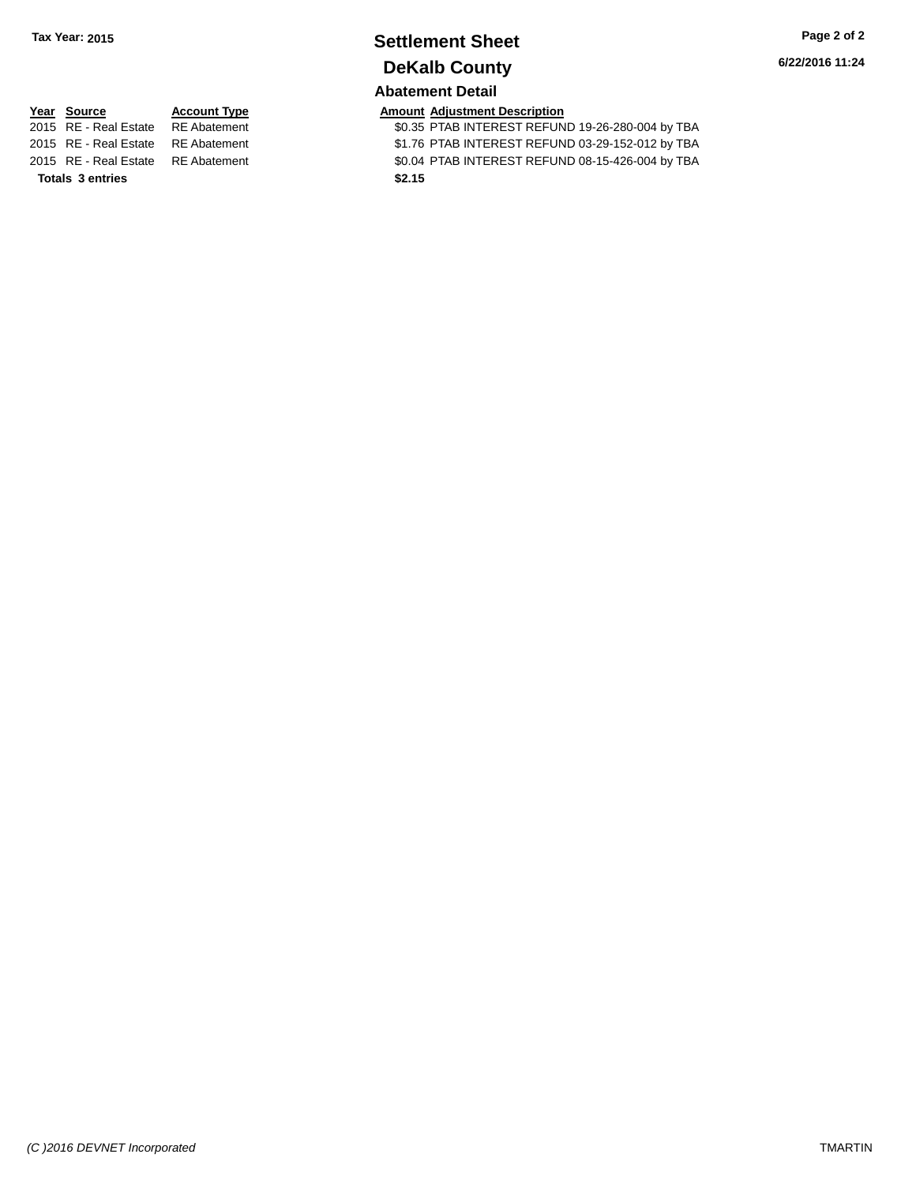# Settlement Sheet

## DeKalb County

Tax Year: 2015

6/22/2016 11:24

### Abatement Detail

| Year | Source | Account Type | Amount | Adjustment Description |
|---|---|---|---|---|
| 2015 | RE - Real Estate | RE Abatement | $0.35 | PTAB INTEREST REFUND 19-26-280-004 by TBA |
| 2015 | RE - Real Estate | RE Abatement | $1.76 | PTAB INTEREST REFUND 03-29-152-012 by TBA |
| 2015 | RE - Real Estate | RE Abatement | $0.04 | PTAB INTEREST REFUND 08-15-426-004 by TBA |
| **Totals 3 entries** | | | **$2.15** | |

*(C )2016 DEVNET Incorporated*

TMARTIN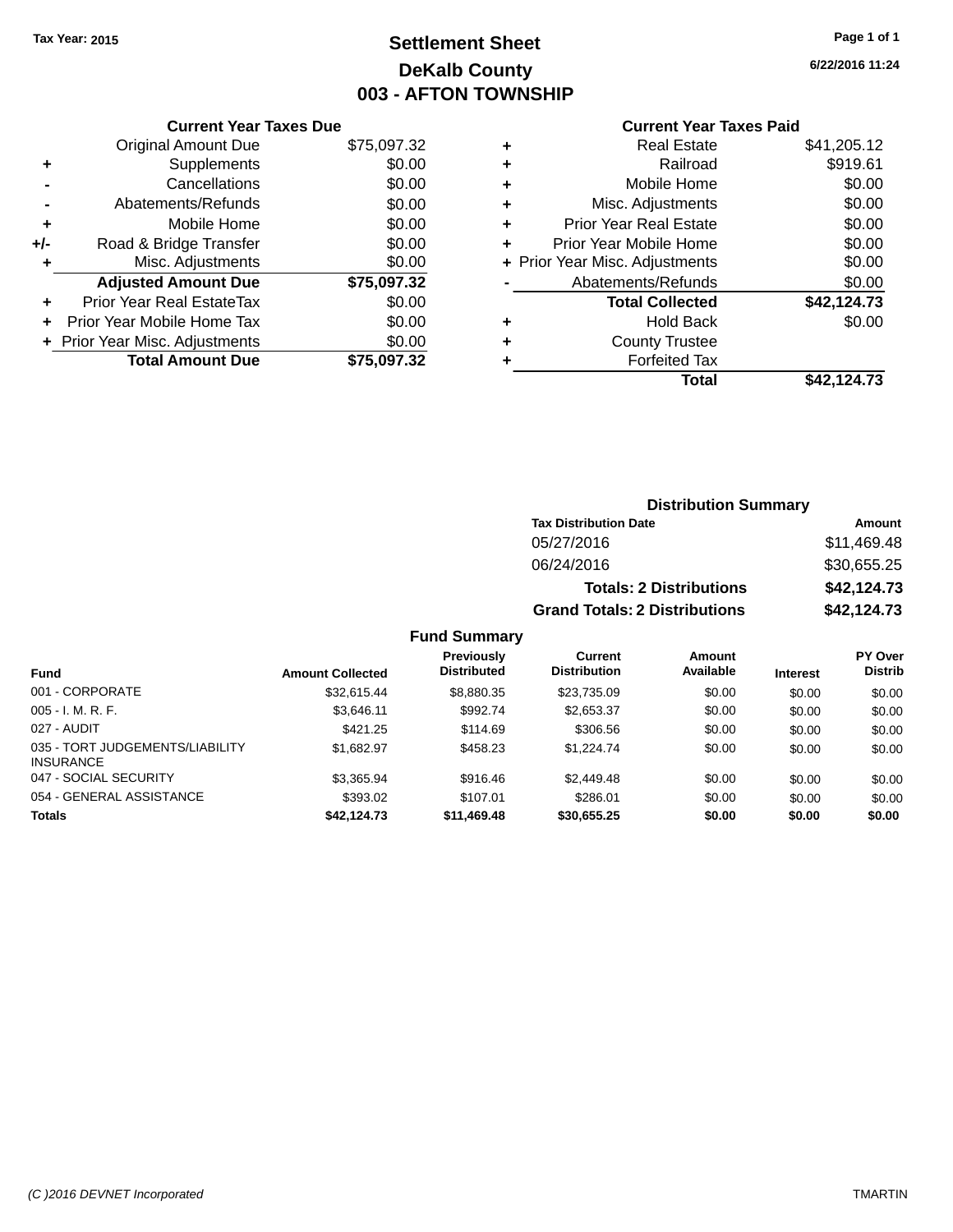**Tax Year: 2015**

# Settlement Sheet
## DeKalb County
## 003 - AFTON TOWNSHIP

6/22/2016 11:24

### Current Year Taxes Due

| | | |
|---|---|---|
| | Original Amount Due | $75,097.32 |
| + | Supplements | $0.00 |
| - | Cancellations | $0.00 |
| - | Abatements/Refunds | $0.00 |
| + | Mobile Home | $0.00 |
| +/- | Road & Bridge Transfer | $0.00 |
| + | Misc. Adjustments | $0.00 |
| | **Adjusted Amount Due** | **$75,097.32** |
| + | Prior Year Real EstateTax | $0.00 |
| + | Prior Year Mobile Home Tax | $0.00 |
| + | Prior Year Misc. Adjustments | $0.00 |
| | **Total Amount Due** | **$75,097.32** |

### Current Year Taxes Paid

| | | |
|---|---|---|
| + | Real Estate | $41,205.12 |
| + | Railroad | $919.61 |
| + | Mobile Home | $0.00 |
| + | Misc. Adjustments | $0.00 |
| + | Prior Year Real Estate | $0.00 |
| + | Prior Year Mobile Home | $0.00 |
| + | Prior Year Misc. Adjustments | $0.00 |
| - | Abatements/Refunds | $0.00 |
| | **Total Collected** | **$42,124.73** |
| + | Hold Back | $0.00 |
| + | County Trustee | |
| + | Forfeited Tax | |
| | **Total** | **$42,124.73** |

### Distribution Summary

| Tax Distribution Date | Amount |
|---|---|
| 05/27/2016 | $11,469.48 |
| 06/24/2016 | $30,655.25 |
| **Totals: 2 Distributions** | **$42,124.73** |
| **Grand Totals: 2 Distributions** | **$42,124.73** |

### Fund Summary

| Fund | Amount Collected | Previously Distributed | Current Distribution | Amount Available | Interest | PY Over Distrib |
|---|---|---|---|---|---|---|
| 001 - CORPORATE | $32,615.44 | $8,880.35 | $23,735.09 | $0.00 | $0.00 | $0.00 |
| 005 - I. M. R. F. | $3,646.11 | $992.74 | $2,653.37 | $0.00 | $0.00 | $0.00 |
| 027 - AUDIT | $421.25 | $114.69 | $306.56 | $0.00 | $0.00 | $0.00 |
| 035 - TORT JUDGEMENTS/LIABILITY INSURANCE | $1,682.97 | $458.23 | $1,224.74 | $0.00 | $0.00 | $0.00 |
| 047 - SOCIAL SECURITY | $3,365.94 | $916.46 | $2,449.48 | $0.00 | $0.00 | $0.00 |
| 054 - GENERAL ASSISTANCE | $393.02 | $107.01 | $286.01 | $0.00 | $0.00 | $0.00 |
| **Totals** | **$42,124.73** | **$11,469.48** | **$30,655.25** | **$0.00** | **$0.00** | **$0.00** |

(C )2016 DEVNET Incorporated TMARTIN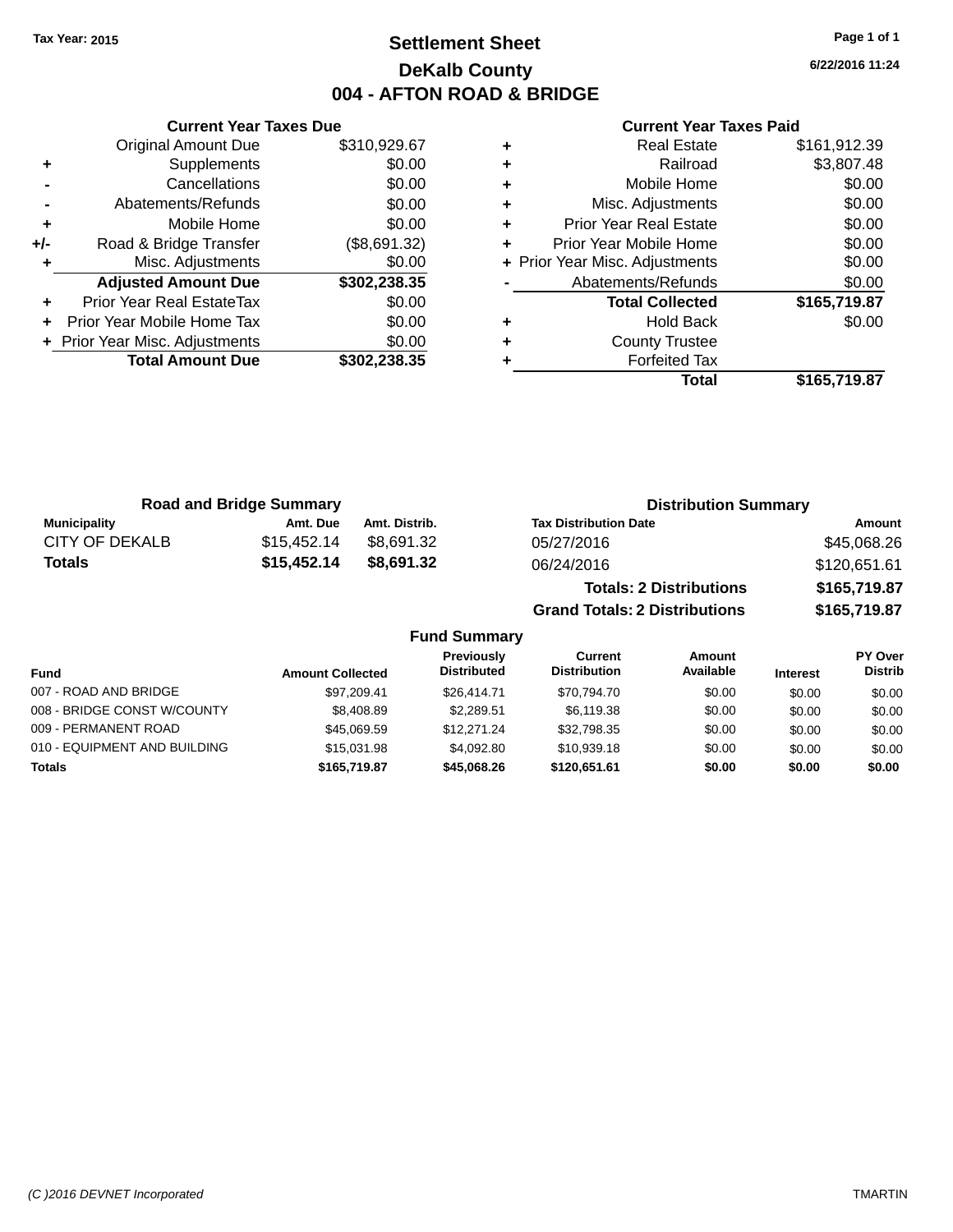Tax Year: 2015

# Settlement Sheet
## DeKalb County
## 004 - AFTON ROAD & BRIDGE

6/22/2016 11:24

### Current Year Taxes Due

| | | |
|---|---|---|
| | Original Amount Due | $310,929.67 |
| + | Supplements | $0.00 |
| - | Cancellations | $0.00 |
| - | Abatements/Refunds | $0.00 |
| + | Mobile Home | $0.00 |
| +/- | Road & Bridge Transfer | ($8,691.32) |
| + | Misc. Adjustments | $0.00 |
| | **Adjusted Amount Due** | **$302,238.35** |
| + | Prior Year Real EstateTax | $0.00 |
| + | Prior Year Mobile Home Tax | $0.00 |
| + | Prior Year Misc. Adjustments | $0.00 |
| | **Total Amount Due** | **$302,238.35** |

### Current Year Taxes Paid

| | | |
|---|---|---|
| + | Real Estate | $161,912.39 |
| + | Railroad | $3,807.48 |
| + | Mobile Home | $0.00 |
| + | Misc. Adjustments | $0.00 |
| + | Prior Year Real Estate | $0.00 |
| + | Prior Year Mobile Home | $0.00 |
| + | Prior Year Misc. Adjustments | $0.00 |
| - | Abatements/Refunds | $0.00 |
| | **Total Collected** | **$165,719.87** |
| + | Hold Back | $0.00 |
| + | County Trustee | |
| + | Forfeited Tax | |
| | **Total** | **$165,719.87** |

### Road and Bridge Summary

| Municipality | Amt. Due | Amt. Distrib. |
|---|---|---|
| CITY OF DEKALB | $15,452.14 | $8,691.32 |
| **Totals** | **$15,452.14** | **$8,691.32** |

### Distribution Summary

| Tax Distribution Date | Amount |
|---|---|
| 05/27/2016 | $45,068.26 |
| 06/24/2016 | $120,651.61 |
| **Totals: 2 Distributions** | **$165,719.87** |
| **Grand Totals: 2 Distributions** | **$165,719.87** |

### Fund Summary

| Fund | Amount Collected | Previously Distributed | Current Distribution | Amount Available | Interest | PY Over Distrib |
|---|---|---|---|---|---|---|
| 007 - ROAD AND BRIDGE | $97,209.41 | $26,414.71 | $70,794.70 | $0.00 | $0.00 | $0.00 |
| 008 - BRIDGE CONST W/COUNTY | $8,408.89 | $2,289.51 | $6,119.38 | $0.00 | $0.00 | $0.00 |
| 009 - PERMANENT ROAD | $45,069.59 | $12,271.24 | $32,798.35 | $0.00 | $0.00 | $0.00 |
| 010 - EQUIPMENT AND BUILDING | $15,031.98 | $4,092.80 | $10,939.18 | $0.00 | $0.00 | $0.00 |
| **Totals** | **$165,719.87** | **$45,068.26** | **$120,651.61** | **$0.00** | **$0.00** | **$0.00** |

(C )2016 DEVNET Incorporated — TMARTIN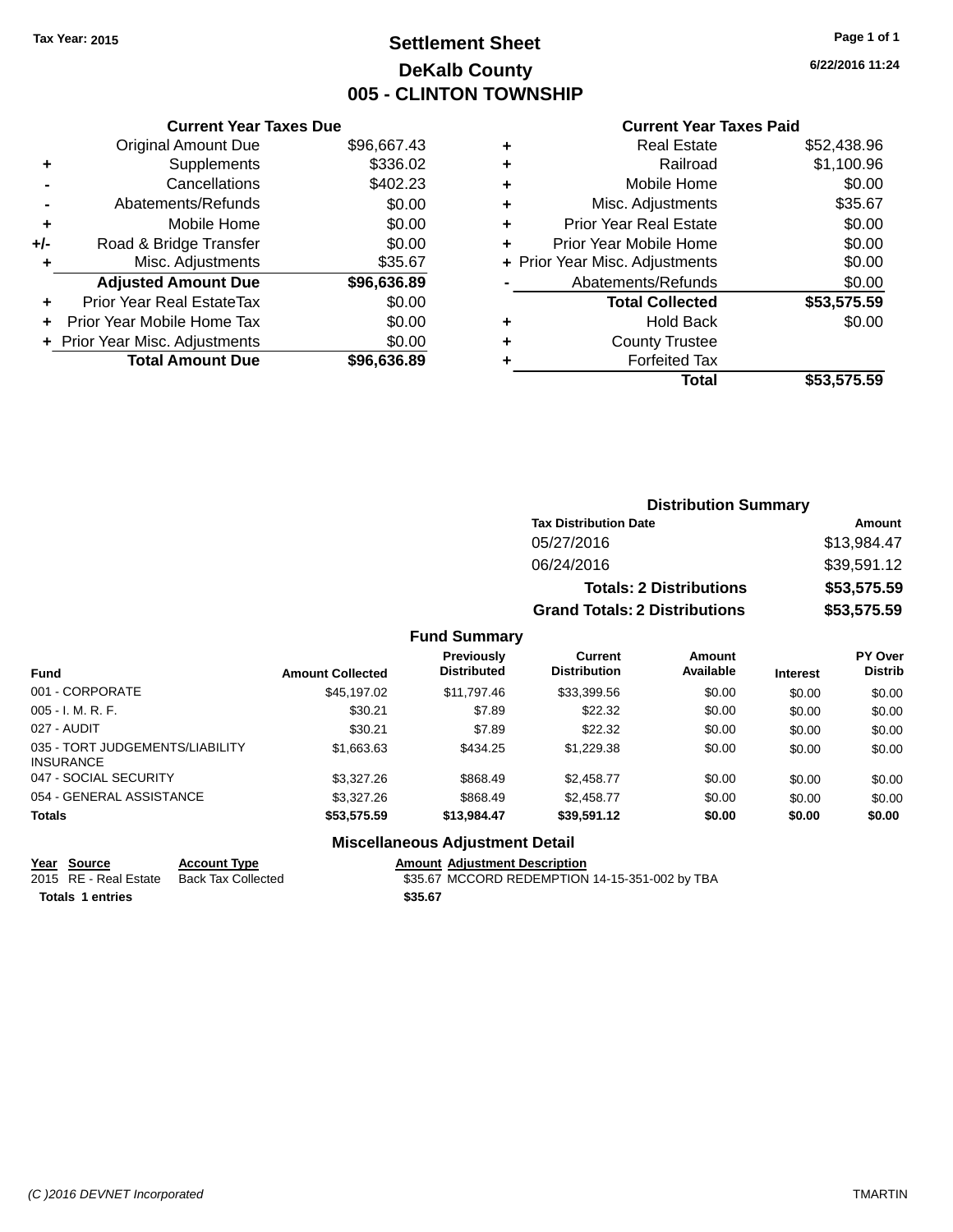Tax Year: 2015

# Settlement Sheet
## DeKalb County
## 005 - CLINTON TOWNSHIP

6/22/2016 11:24

| | Current Year Taxes Due | |
|---|---|---|
| | Original Amount Due | $96,667.43 |
| + | Supplements | $336.02 |
| - | Cancellations | $402.23 |
| - | Abatements/Refunds | $0.00 |
| + | Mobile Home | $0.00 |
| +/- | Road & Bridge Transfer | $0.00 |
| + | Misc. Adjustments | $35.67 |
| | **Adjusted Amount Due** | **$96,636.89** |
| + | Prior Year Real EstateTax | $0.00 |
| + | Prior Year Mobile Home Tax | $0.00 |
| + | Prior Year Misc. Adjustments | $0.00 |
| | **Total Amount Due** | **$96,636.89** |

| | Current Year Taxes Paid | |
|---|---|---|
| + | Real Estate | $52,438.96 |
| + | Railroad | $1,100.96 |
| + | Mobile Home | $0.00 |
| + | Misc. Adjustments | $35.67 |
| + | Prior Year Real Estate | $0.00 |
| + | Prior Year Mobile Home | $0.00 |
| + | Prior Year Misc. Adjustments | $0.00 |
| - | Abatements/Refunds | $0.00 |
| | **Total Collected** | **$53,575.59** |
| + | Hold Back | $0.00 |
| + | County Trustee | |
| + | Forfeited Tax | |
| | **Total** | **$53,575.59** |

### Distribution Summary

| Tax Distribution Date | Amount |
|---|---|
| 05/27/2016 | $13,984.47 |
| 06/24/2016 | $39,591.12 |
| **Totals: 2 Distributions** | **$53,575.59** |
| **Grand Totals: 2 Distributions** | **$53,575.59** |

### Fund Summary

| Fund | Amount Collected | Previously Distributed | Current Distribution | Amount Available | Interest | PY Over Distrib |
|---|---|---|---|---|---|---|
| 001 - CORPORATE | $45,197.02 | $11,797.46 | $33,399.56 | $0.00 | $0.00 | $0.00 |
| 005 - I. M. R. F. | $30.21 | $7.89 | $22.32 | $0.00 | $0.00 | $0.00 |
| 027 - AUDIT | $30.21 | $7.89 | $22.32 | $0.00 | $0.00 | $0.00 |
| 035 - TORT JUDGEMENTS/LIABILITY INSURANCE | $1,663.63 | $434.25 | $1,229.38 | $0.00 | $0.00 | $0.00 |
| 047 - SOCIAL SECURITY | $3,327.26 | $868.49 | $2,458.77 | $0.00 | $0.00 | $0.00 |
| 054 - GENERAL ASSISTANCE | $3,327.26 | $868.49 | $2,458.77 | $0.00 | $0.00 | $0.00 |
| **Totals** | **$53,575.59** | **$13,984.47** | **$39,591.12** | **$0.00** | **$0.00** | **$0.00** |

### Miscellaneous Adjustment Detail

| Year | Source | Account Type | Amount | Adjustment Description |
|---|---|---|---|---|
| 2015 | RE - Real Estate | Back Tax Collected | $35.67 | MCCORD REDEMPTION 14-15-351-002 by TBA |
| **Totals** | **1 entries** | | **$35.67** | |

(C )2016 DEVNET Incorporated TMARTIN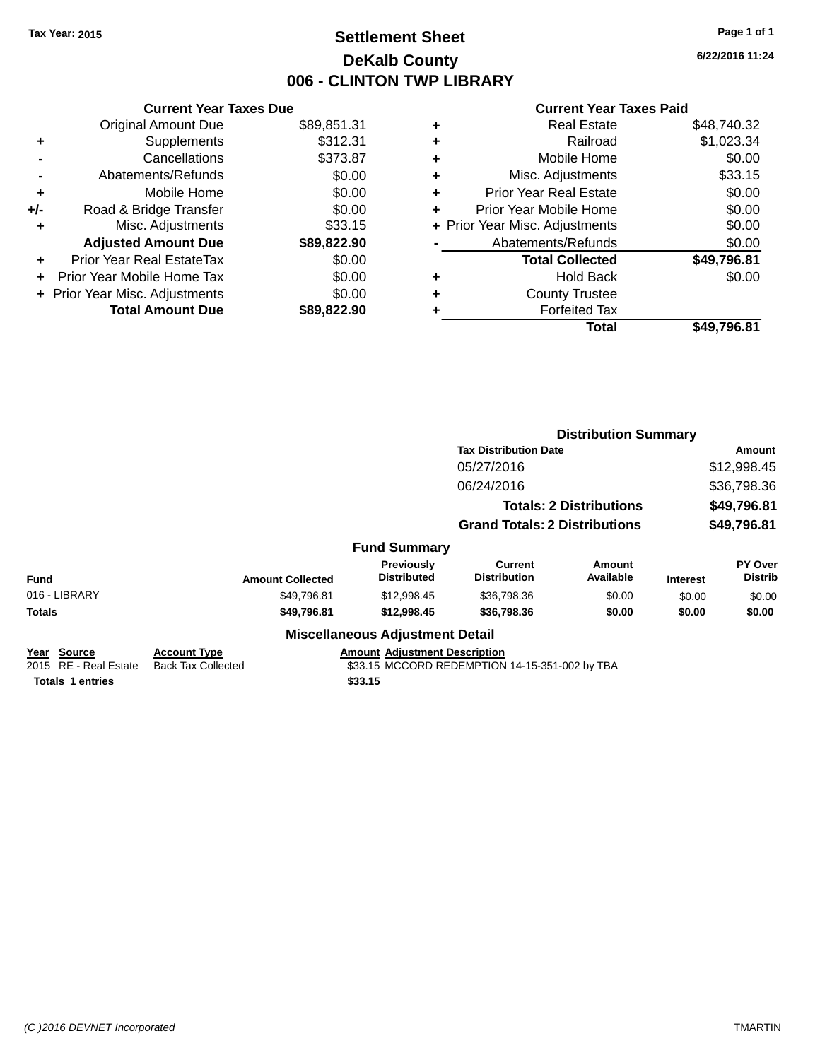Tax Year: 2015

# Settlement Sheet

## DeKalb County

## 006 - CLINTON TWP LIBRARY

6/22/2016 11:24

**Current Year Taxes Due**

| | | |
|---|---|---|
| | Original Amount Due | $89,851.31 |
| + | Supplements | $312.31 |
| - | Cancellations | $373.87 |
| - | Abatements/Refunds | $0.00 |
| + | Mobile Home | $0.00 |
| +/- | Road & Bridge Transfer | $0.00 |
| + | Misc. Adjustments | $33.15 |
| | **Adjusted Amount Due** | **$89,822.90** |
| + | Prior Year Real EstateTax | $0.00 |
| + | Prior Year Mobile Home Tax | $0.00 |
| + | Prior Year Misc. Adjustments | $0.00 |
| | **Total Amount Due** | **$89,822.90** |

**Current Year Taxes Paid**

| | | |
|---|---|---|
| + | Real Estate | $48,740.32 |
| + | Railroad | $1,023.34 |
| + | Mobile Home | $0.00 |
| + | Misc. Adjustments | $33.15 |
| + | Prior Year Real Estate | $0.00 |
| + | Prior Year Mobile Home | $0.00 |
| + | Prior Year Misc. Adjustments | $0.00 |
| - | Abatements/Refunds | $0.00 |
| | **Total Collected** | **$49,796.81** |
| + | Hold Back | $0.00 |
| + | County Trustee | |
| + | Forfeited Tax | |
| | **Total** | **$49,796.81** |

**Distribution Summary**

| Tax Distribution Date | Amount |
|---|---|
| 05/27/2016 | $12,998.45 |
| 06/24/2016 | $36,798.36 |
| **Totals: 2 Distributions** | **$49,796.81** |
| **Grand Totals: 2 Distributions** | **$49,796.81** |

**Fund Summary**

| Fund | Amount Collected | Previously Distributed | Current Distribution | Amount Available | Interest | PY Over Distrib |
|---|---|---|---|---|---|---|
| 016 - LIBRARY | $49,796.81 | $12,998.45 | $36,798.36 | $0.00 | $0.00 | $0.00 |
| **Totals** | **$49,796.81** | **$12,998.45** | **$36,798.36** | **$0.00** | **$0.00** | **$0.00** |

**Miscellaneous Adjustment Detail**

| Year | Source | Account Type | Amount | Adjustment Description |
|---|---|---|---|---|
| 2015 | RE - Real Estate | Back Tax Collected | $33.15 | MCCORD REDEMPTION 14-15-351-002 by TBA |
| **Totals** | **1 entries** | | **$33.15** | |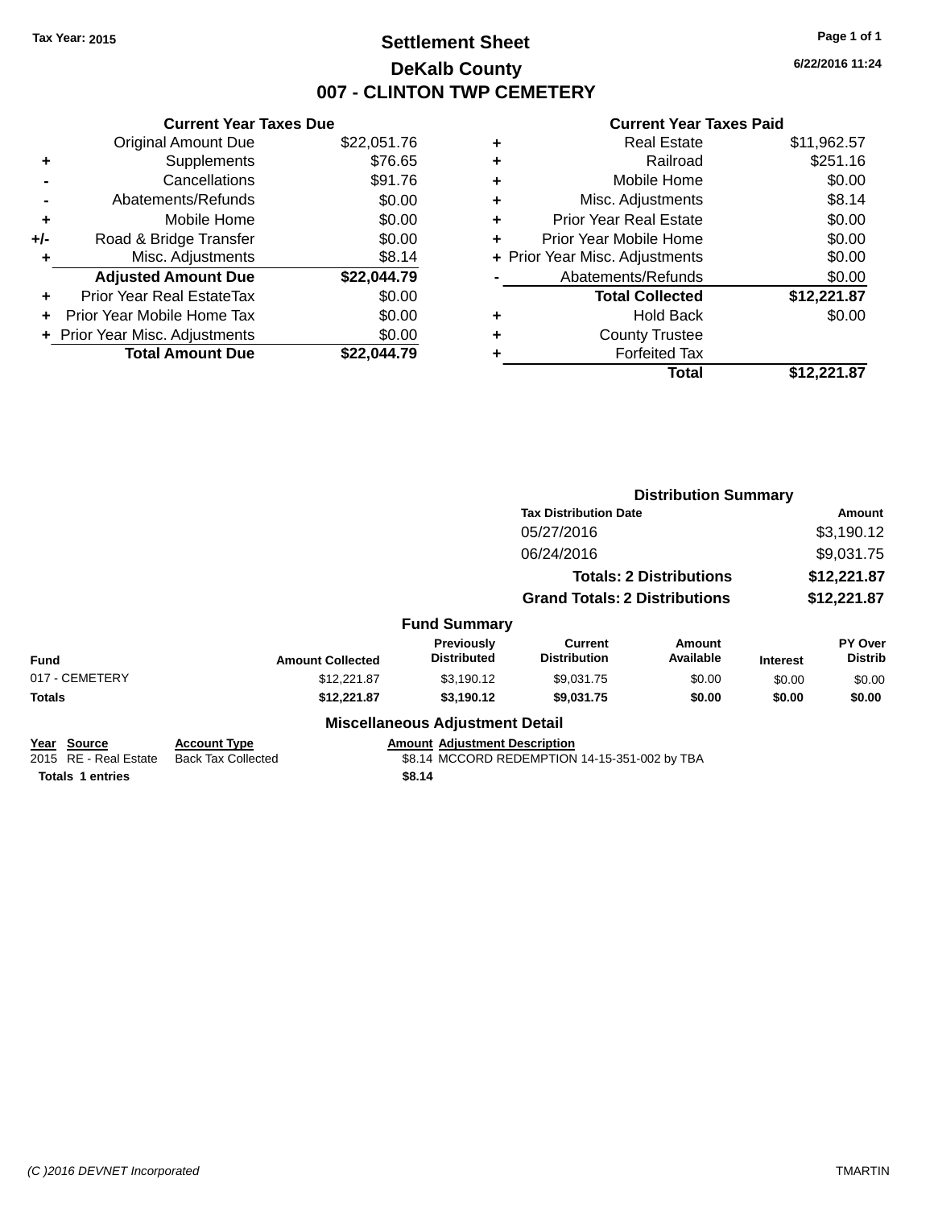Tax Year: 2015

# Settlement Sheet

## DeKalb County

## 007 - CLINTON TWP CEMETERY

6/22/2016 11:24

### Current Year Taxes Due

| | | |
|---|---|---|
| | Original Amount Due | $22,051.76 |
| + | Supplements | $76.65 |
| - | Cancellations | $91.76 |
| - | Abatements/Refunds | $0.00 |
| + | Mobile Home | $0.00 |
| +/- | Road & Bridge Transfer | $0.00 |
| + | Misc. Adjustments | $8.14 |
| | **Adjusted Amount Due** | **$22,044.79** |
| + | Prior Year Real EstateTax | $0.00 |
| + | Prior Year Mobile Home Tax | $0.00 |
| + | Prior Year Misc. Adjustments | $0.00 |
| | **Total Amount Due** | **$22,044.79** |

### Current Year Taxes Paid

| | | |
|---|---|---|
| + | Real Estate | $11,962.57 |
| + | Railroad | $251.16 |
| + | Mobile Home | $0.00 |
| + | Misc. Adjustments | $8.14 |
| + | Prior Year Real Estate | $0.00 |
| + | Prior Year Mobile Home | $0.00 |
| + | Prior Year Misc. Adjustments | $0.00 |
| - | Abatements/Refunds | $0.00 |
| | **Total Collected** | **$12,221.87** |
| + | Hold Back | $0.00 |
| + | County Trustee | |
| + | Forfeited Tax | |
| | **Total** | **$12,221.87** |

### Distribution Summary

| Tax Distribution Date | Amount |
|---|---|
| 05/27/2016 | $3,190.12 |
| 06/24/2016 | $9,031.75 |
| **Totals: 2 Distributions** | **$12,221.87** |
| **Grand Totals: 2 Distributions** | **$12,221.87** |

### Fund Summary

| Fund | Amount Collected | Previously Distributed | Current Distribution | Amount Available | Interest | PY Over Distrib |
|---|---|---|---|---|---|---|
| 017 - CEMETERY | $12,221.87 | $3,190.12 | $9,031.75 | $0.00 | $0.00 | $0.00 |
| **Totals** | **$12,221.87** | **$3,190.12** | **$9,031.75** | **$0.00** | **$0.00** | **$0.00** |

### Miscellaneous Adjustment Detail

| Year | Source | Account Type | Amount | Adjustment Description |
|---|---|---|---|---|
| 2015 | RE - Real Estate | Back Tax Collected | $8.14 | MCCORD REDEMPTION 14-15-351-002 by TBA |
| **Totals** | **1 entries** | | **$8.14** | |

(C )2016 DEVNET Incorporated TMARTIN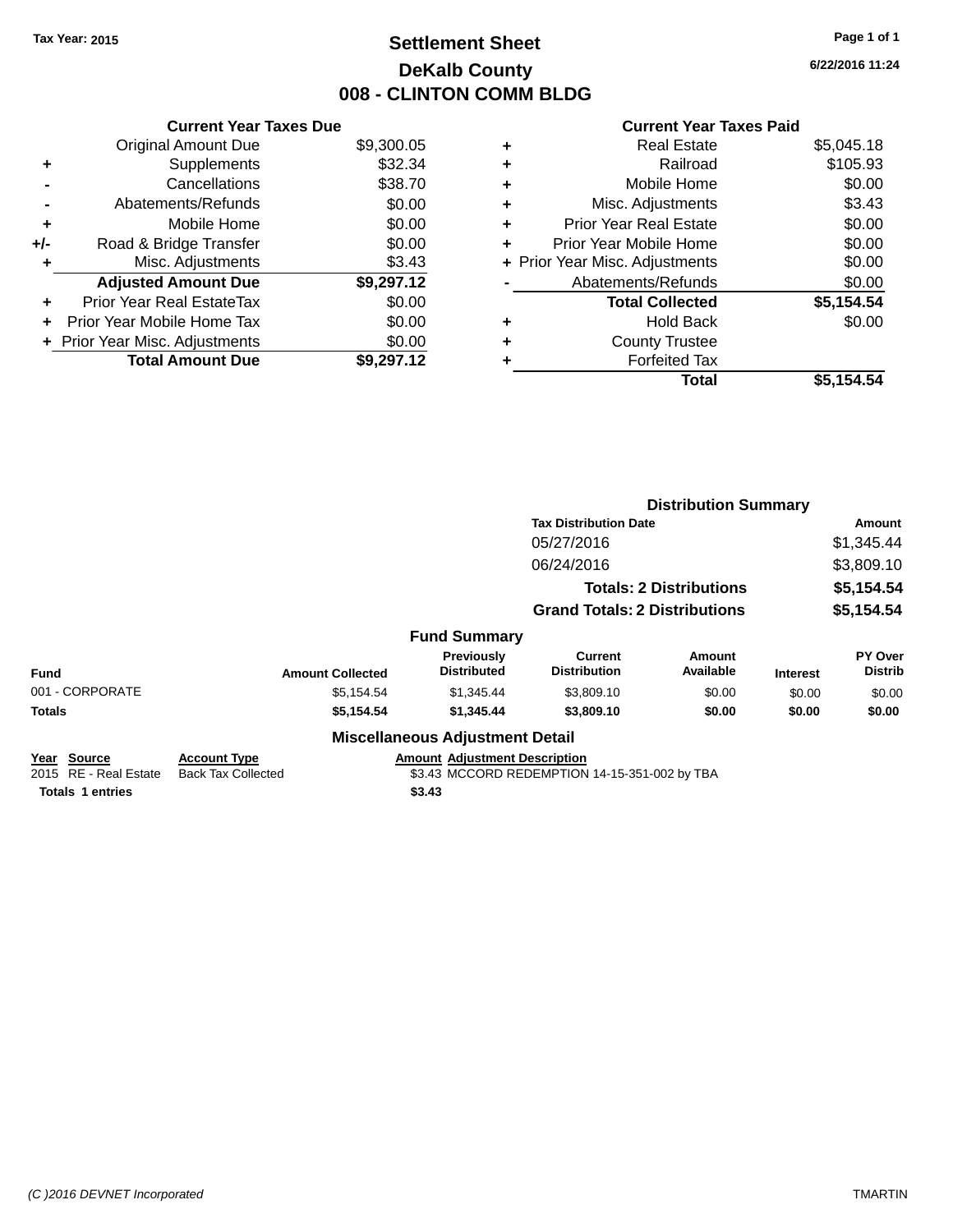Tax Year: 2015

# Settlement Sheet
## DeKalb County
## 008 - CLINTON COMM BLDG

6/22/2016 11:24

### Current Year Taxes Due

| | | |
|---|---|---|
| | Original Amount Due | $9,300.05 |
| + | Supplements | $32.34 |
| - | Cancellations | $38.70 |
| - | Abatements/Refunds | $0.00 |
| + | Mobile Home | $0.00 |
| +/- | Road & Bridge Transfer | $0.00 |
| + | Misc. Adjustments | $3.43 |
| | **Adjusted Amount Due** | **$9,297.12** |
| + | Prior Year Real EstateTax | $0.00 |
| + | Prior Year Mobile Home Tax | $0.00 |
| + | Prior Year Misc. Adjustments | $0.00 |
| | **Total Amount Due** | **$9,297.12** |

### Current Year Taxes Paid

| | | |
|---|---|---|
| + | Real Estate | $5,045.18 |
| + | Railroad | $105.93 |
| + | Mobile Home | $0.00 |
| + | Misc. Adjustments | $3.43 |
| + | Prior Year Real Estate | $0.00 |
| + | Prior Year Mobile Home | $0.00 |
| + | Prior Year Misc. Adjustments | $0.00 |
| - | Abatements/Refunds | $0.00 |
| | **Total Collected** | **$5,154.54** |
| + | Hold Back | $0.00 |
| + | County Trustee | |
| + | Forfeited Tax | |
| | **Total** | **$5,154.54** |

### Distribution Summary

| Tax Distribution Date | Amount |
|---|---|
| 05/27/2016 | $1,345.44 |
| 06/24/2016 | $3,809.10 |
| **Totals: 2 Distributions** | **$5,154.54** |
| **Grand Totals: 2 Distributions** | **$5,154.54** |

### Fund Summary

| Fund | Amount Collected | Previously Distributed | Current Distribution | Amount Available | Interest | PY Over Distrib |
|---|---|---|---|---|---|---|
| 001 - CORPORATE | $5,154.54 | $1,345.44 | $3,809.10 | $0.00 | $0.00 | $0.00 |
| **Totals** | **$5,154.54** | **$1,345.44** | **$3,809.10** | **$0.00** | **$0.00** | **$0.00** |

### Miscellaneous Adjustment Detail

| Year | Source | Account Type | Amount | Adjustment Description |
|---|---|---|---|---|
| 2015 | RE - Real Estate | Back Tax Collected | $3.43 | MCCORD REDEMPTION 14-15-351-002 by TBA |
| **Totals** | **1 entries** | | **$3.43** | |

(C )2016 DEVNET Incorporated TMARTIN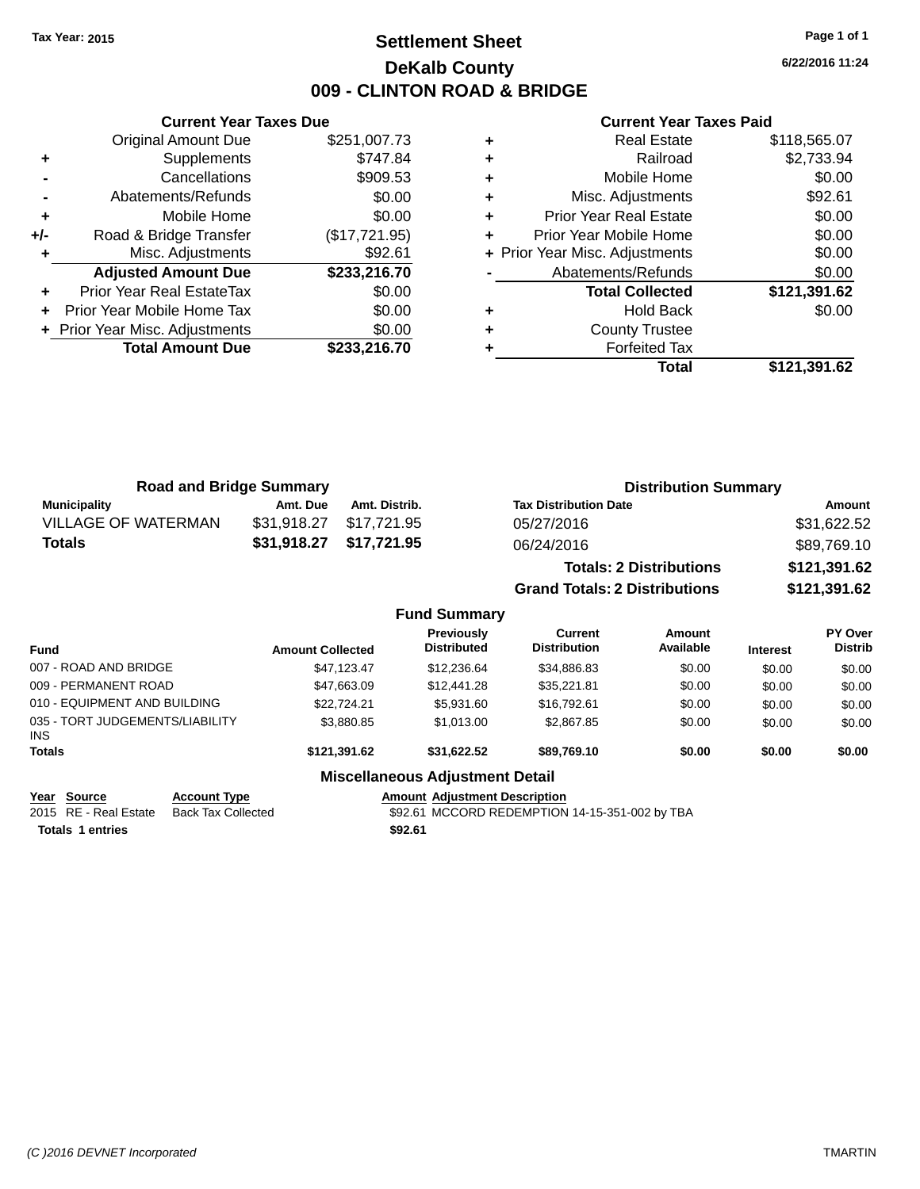Tax Year: 2015

# Settlement Sheet

## DeKalb County

## 009 - CLINTON ROAD & BRIDGE

6/22/2016 11:24

### Current Year Taxes Due

| | | |
|---|---|---|
| | Original Amount Due | $251,007.73 |
| + | Supplements | $747.84 |
| - | Cancellations | $909.53 |
| - | Abatements/Refunds | $0.00 |
| + | Mobile Home | $0.00 |
| +/- | Road & Bridge Transfer | ($17,721.95) |
| + | Misc. Adjustments | $92.61 |
| | **Adjusted Amount Due** | **$233,216.70** |
| + | Prior Year Real EstateTax | $0.00 |
| + | Prior Year Mobile Home Tax | $0.00 |
| + | Prior Year Misc. Adjustments | $0.00 |
| | **Total Amount Due** | **$233,216.70** |

### Current Year Taxes Paid

| | | |
|---|---|---|
| + | Real Estate | $118,565.07 |
| + | Railroad | $2,733.94 |
| + | Mobile Home | $0.00 |
| + | Misc. Adjustments | $92.61 |
| + | Prior Year Real Estate | $0.00 |
| + | Prior Year Mobile Home | $0.00 |
| + | Prior Year Misc. Adjustments | $0.00 |
| - | Abatements/Refunds | $0.00 |
| | **Total Collected** | **$121,391.62** |
| + | Hold Back | $0.00 |
| + | County Trustee | |
| + | Forfeited Tax | |
| | **Total** | **$121,391.62** |

### Road and Bridge Summary

| Municipality | Amt. Due | Amt. Distrib. |
|---|---|---|
| VILLAGE OF WATERMAN | $31,918.27 | $17,721.95 |
| **Totals** | **$31,918.27** | **$17,721.95** |

### Distribution Summary

| Tax Distribution Date | Amount |
|---|---|
| 05/27/2016 | $31,622.52 |
| 06/24/2016 | $89,769.10 |
| **Totals: 2 Distributions** | **$121,391.62** |
| **Grand Totals: 2 Distributions** | **$121,391.62** |

### Fund Summary

| Fund | Amount Collected | Previously Distributed | Current Distribution | Amount Available | Interest | PY Over Distrib |
|---|---|---|---|---|---|---|
| 007 - ROAD AND BRIDGE | $47,123.47 | $12,236.64 | $34,886.83 | $0.00 | $0.00 | $0.00 |
| 009 - PERMANENT ROAD | $47,663.09 | $12,441.28 | $35,221.81 | $0.00 | $0.00 | $0.00 |
| 010 - EQUIPMENT AND BUILDING | $22,724.21 | $5,931.60 | $16,792.61 | $0.00 | $0.00 | $0.00 |
| 035 - TORT JUDGEMENTS/LIABILITY INS | $3,880.85 | $1,013.00 | $2,867.85 | $0.00 | $0.00 | $0.00 |
| **Totals** | **$121,391.62** | **$31,622.52** | **$89,769.10** | **$0.00** | **$0.00** | **$0.00** |

### Miscellaneous Adjustment Detail

| Year | Source | Account Type | Amount | Adjustment Description |
|---|---|---|---|---|
| 2015 | RE - Real Estate | Back Tax Collected | $92.61 | MCCORD REDEMPTION 14-15-351-002 by TBA |
| **Totals 1 entries** | | | **$92.61** | |

(C )2016 DEVNET Incorporated TMARTIN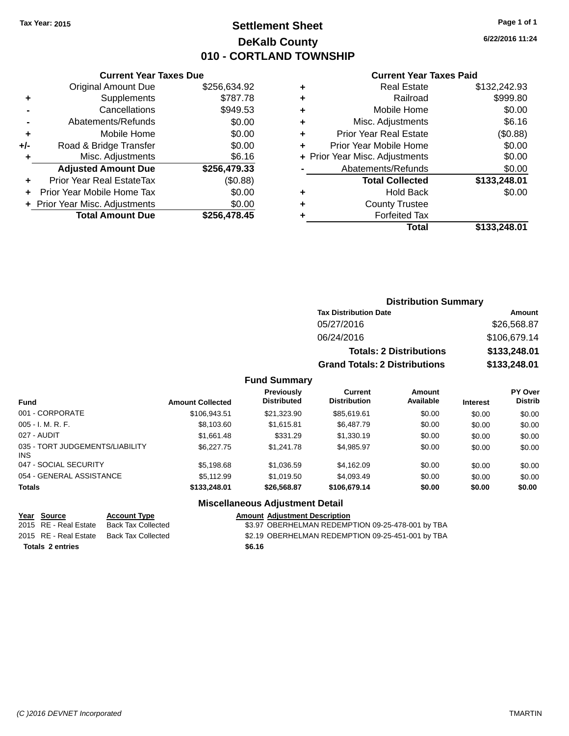Tax Year: 2015

# Settlement Sheet
## DeKalb County
## 010 - CORTLAND TOWNSHIP

6/22/2016 11:24

### Current Year Taxes Due

| | | |
|---|---|---|
| | Original Amount Due | $256,634.92 |
| + | Supplements | $787.78 |
| - | Cancellations | $949.53 |
| - | Abatements/Refunds | $0.00 |
| + | Mobile Home | $0.00 |
| +/- | Road & Bridge Transfer | $0.00 |
| + | Misc. Adjustments | $6.16 |
| | **Adjusted Amount Due** | **$256,479.33** |
| + | Prior Year Real EstateTax | ($0.88) |
| + | Prior Year Mobile Home Tax | $0.00 |
| + | Prior Year Misc. Adjustments | $0.00 |
| | **Total Amount Due** | **$256,478.45** |

### Current Year Taxes Paid

| | | |
|---|---|---|
| + | Real Estate | $132,242.93 |
| + | Railroad | $999.80 |
| + | Mobile Home | $0.00 |
| + | Misc. Adjustments | $6.16 |
| + | Prior Year Real Estate | ($0.88) |
| + | Prior Year Mobile Home | $0.00 |
| + | Prior Year Misc. Adjustments | $0.00 |
| - | Abatements/Refunds | $0.00 |
| | **Total Collected** | **$133,248.01** |
| + | Hold Back | $0.00 |
| + | County Trustee | |
| + | Forfeited Tax | |
| | **Total** | **$133,248.01** |

### Distribution Summary

| Tax Distribution Date | Amount |
|---|---|
| 05/27/2016 | $26,568.87 |
| 06/24/2016 | $106,679.14 |
| **Totals: 2 Distributions** | **$133,248.01** |
| **Grand Totals: 2 Distributions** | **$133,248.01** |

### Fund Summary

| Fund | Amount Collected | Previously Distributed | Current Distribution | Amount Available | Interest | PY Over Distrib |
|---|---|---|---|---|---|---|
| 001 - CORPORATE | $106,943.51 | $21,323.90 | $85,619.61 | $0.00 | $0.00 | $0.00 |
| 005 - I. M. R. F. | $8,103.60 | $1,615.81 | $6,487.79 | $0.00 | $0.00 | $0.00 |
| 027 - AUDIT | $1,661.48 | $331.29 | $1,330.19 | $0.00 | $0.00 | $0.00 |
| 035 - TORT JUDGEMENTS/LIABILITY INS | $6,227.75 | $1,241.78 | $4,985.97 | $0.00 | $0.00 | $0.00 |
| 047 - SOCIAL SECURITY | $5,198.68 | $1,036.59 | $4,162.09 | $0.00 | $0.00 | $0.00 |
| 054 - GENERAL ASSISTANCE | $5,112.99 | $1,019.50 | $4,093.49 | $0.00 | $0.00 | $0.00 |
| **Totals** | **$133,248.01** | **$26,568.87** | **$106,679.14** | **$0.00** | **$0.00** | **$0.00** |

### Miscellaneous Adjustment Detail

| Year | Source | Account Type | Amount | Adjustment Description |
|---|---|---|---|---|
| 2015 | RE - Real Estate | Back Tax Collected | $3.97 | OBERHELMAN REDEMPTION 09-25-478-001 by TBA |
| 2015 | RE - Real Estate | Back Tax Collected | $2.19 | OBERHELMAN REDEMPTION 09-25-451-001 by TBA |
| **Totals** | **2 entries** | | **$6.16** | |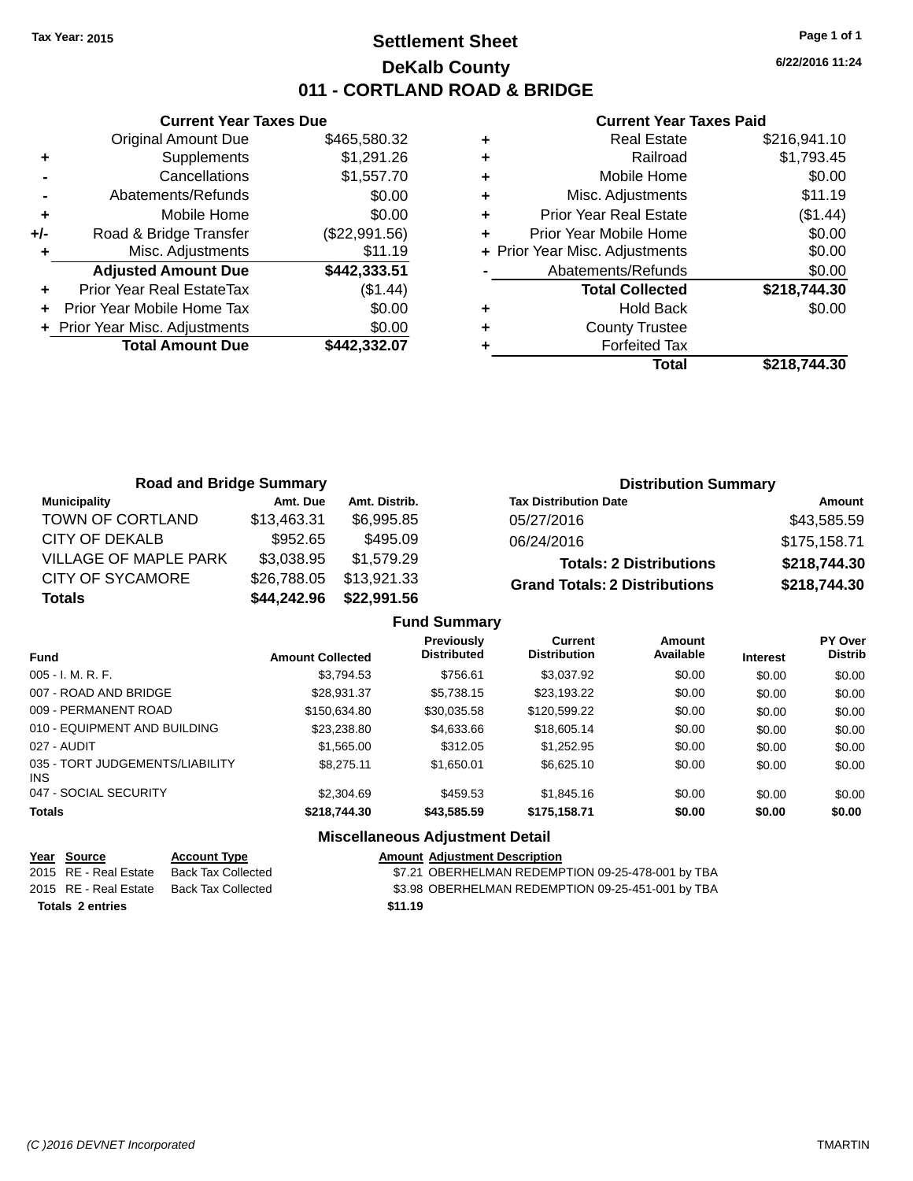Tax Year: 2015

# Settlement Sheet
## DeKalb County
## 011 - CORTLAND ROAD & BRIDGE

6/22/2016 11:24

### Current Year Taxes Due

| | | |
|---|---|---|
| | Original Amount Due | $465,580.32 |
| + | Supplements | $1,291.26 |
| - | Cancellations | $1,557.70 |
| - | Abatements/Refunds | $0.00 |
| + | Mobile Home | $0.00 |
| +/- | Road & Bridge Transfer | ($22,991.56) |
| + | Misc. Adjustments | $11.19 |
| | **Adjusted Amount Due** | **$442,333.51** |
| + | Prior Year Real EstateTax | ($1.44) |
| + | Prior Year Mobile Home Tax | $0.00 |
| + | Prior Year Misc. Adjustments | $0.00 |
| | **Total Amount Due** | **$442,332.07** |

### Current Year Taxes Paid

| | | |
|---|---|---|
| + | Real Estate | $216,941.10 |
| + | Railroad | $1,793.45 |
| + | Mobile Home | $0.00 |
| + | Misc. Adjustments | $11.19 |
| + | Prior Year Real Estate | ($1.44) |
| + | Prior Year Mobile Home | $0.00 |
| + | Prior Year Misc. Adjustments | $0.00 |
| - | Abatements/Refunds | $0.00 |
| | **Total Collected** | **$218,744.30** |
| + | Hold Back | $0.00 |
| + | County Trustee | |
| + | Forfeited Tax | |
| | **Total** | **$218,744.30** |

### Road and Bridge Summary

| Municipality | Amt. Due | Amt. Distrib. |
|---|---|---|
| TOWN OF CORTLAND | $13,463.31 | $6,995.85 |
| CITY OF DEKALB | $952.65 | $495.09 |
| VILLAGE OF MAPLE PARK | $3,038.95 | $1,579.29 |
| CITY OF SYCAMORE | $26,788.05 | $13,921.33 |
| **Totals** | **$44,242.96** | **$22,991.56** |

### Distribution Summary

| Tax Distribution Date | Amount |
|---|---|
| 05/27/2016 | $43,585.59 |
| 06/24/2016 | $175,158.71 |
| **Totals: 2 Distributions** | **$218,744.30** |
| **Grand Totals: 2 Distributions** | **$218,744.30** |

### Fund Summary

| Fund | Amount Collected | Previously Distributed | Current Distribution | Amount Available | Interest | PY Over Distrib |
|---|---|---|---|---|---|---|
| 005 - I. M. R. F. | $3,794.53 | $756.61 | $3,037.92 | $0.00 | $0.00 | $0.00 |
| 007 - ROAD AND BRIDGE | $28,931.37 | $5,738.15 | $23,193.22 | $0.00 | $0.00 | $0.00 |
| 009 - PERMANENT ROAD | $150,634.80 | $30,035.58 | $120,599.22 | $0.00 | $0.00 | $0.00 |
| 010 - EQUIPMENT AND BUILDING | $23,238.80 | $4,633.66 | $18,605.14 | $0.00 | $0.00 | $0.00 |
| 027 - AUDIT | $1,565.00 | $312.05 | $1,252.95 | $0.00 | $0.00 | $0.00 |
| 035 - TORT JUDGEMENTS/LIABILITY INS | $8,275.11 | $1,650.01 | $6,625.10 | $0.00 | $0.00 | $0.00 |
| 047 - SOCIAL SECURITY | $2,304.69 | $459.53 | $1,845.16 | $0.00 | $0.00 | $0.00 |
| **Totals** | **$218,744.30** | **$43,585.59** | **$175,158.71** | **$0.00** | **$0.00** | **$0.00** |

### Miscellaneous Adjustment Detail

| Year | Source | Account Type | Amount | Adjustment Description |
|---|---|---|---|---|
| 2015 | RE - Real Estate | Back Tax Collected | $7.21 | OBERHELMAN REDEMPTION 09-25-478-001 by TBA |
| 2015 | RE - Real Estate | Back Tax Collected | $3.98 | OBERHELMAN REDEMPTION 09-25-451-001 by TBA |
| **Totals** | **2 entries** | | **$11.19** | |

(C )2016 DEVNET Incorporated TMARTIN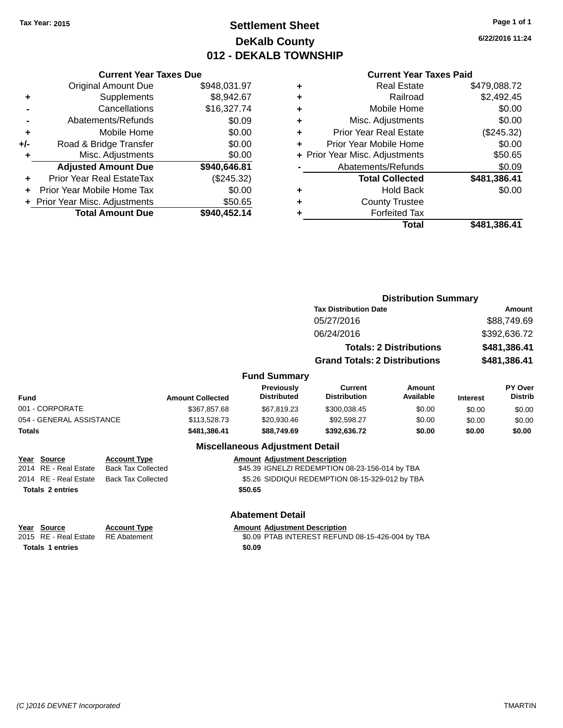Tax Year: 2015

# Settlement Sheet

## DeKalb County

## 012 - DEKALB TOWNSHIP

6/22/2016 11:24

### Current Year Taxes Due

| | | |
|---|---|---|
| | Original Amount Due | $948,031.97 |
| + | Supplements | $8,942.67 |
| - | Cancellations | $16,327.74 |
| - | Abatements/Refunds | $0.09 |
| + | Mobile Home | $0.00 |
| +/- | Road & Bridge Transfer | $0.00 |
| + | Misc. Adjustments | $0.00 |
| | **Adjusted Amount Due** | **$940,646.81** |
| + | Prior Year Real EstateTax | ($245.32) |
| + | Prior Year Mobile Home Tax | $0.00 |
| + | Prior Year Misc. Adjustments | $50.65 |
| | **Total Amount Due** | **$940,452.14** |

### Current Year Taxes Paid

| | | |
|---|---|---|
| + | Real Estate | $479,088.72 |
| + | Railroad | $2,492.45 |
| + | Mobile Home | $0.00 |
| + | Misc. Adjustments | $0.00 |
| + | Prior Year Real Estate | ($245.32) |
| + | Prior Year Mobile Home | $0.00 |
| + | Prior Year Misc. Adjustments | $50.65 |
| - | Abatements/Refunds | $0.09 |
| | **Total Collected** | **$481,386.41** |
| + | Hold Back | $0.00 |
| + | County Trustee | |
| + | Forfeited Tax | |
| | **Total** | **$481,386.41** |

### Distribution Summary

| Tax Distribution Date | Amount |
|---|---|
| 05/27/2016 | $88,749.69 |
| 06/24/2016 | $392,636.72 |
| **Totals: 2 Distributions** | **$481,386.41** |
| **Grand Totals: 2 Distributions** | **$481,386.41** |

### Fund Summary

| Fund | Amount Collected | Previously Distributed | Current Distribution | Amount Available | Interest | PY Over Distrib |
|---|---|---|---|---|---|---|
| 001 - CORPORATE | $367,857.68 | $67,819.23 | $300,038.45 | $0.00 | $0.00 | $0.00 |
| 054 - GENERAL ASSISTANCE | $113,528.73 | $20,930.46 | $92,598.27 | $0.00 | $0.00 | $0.00 |
| **Totals** | **$481,386.41** | **$88,749.69** | **$392,636.72** | **$0.00** | **$0.00** | **$0.00** |

### Miscellaneous Adjustment Detail

| Year | Source | Account Type | Amount | Adjustment Description |
|---|---|---|---|---|
| 2014 | RE - Real Estate | Back Tax Collected | $45.39 | IGNELZI REDEMPTION 08-23-156-014 by TBA |
| 2014 | RE - Real Estate | Back Tax Collected | $5.26 | SIDDIQUI REDEMPTION 08-15-329-012 by TBA |
| **Totals 2 entries** | | | **$50.65** | |

### Abatement Detail

| Year | Source | Account Type | Amount | Adjustment Description |
|---|---|---|---|---|
| 2015 | RE - Real Estate | RE Abatement | $0.09 | PTAB INTEREST REFUND 08-15-426-004 by TBA |
| **Totals 1 entries** | | | **$0.09** | |

(C )2016 DEVNET Incorporated TMARTIN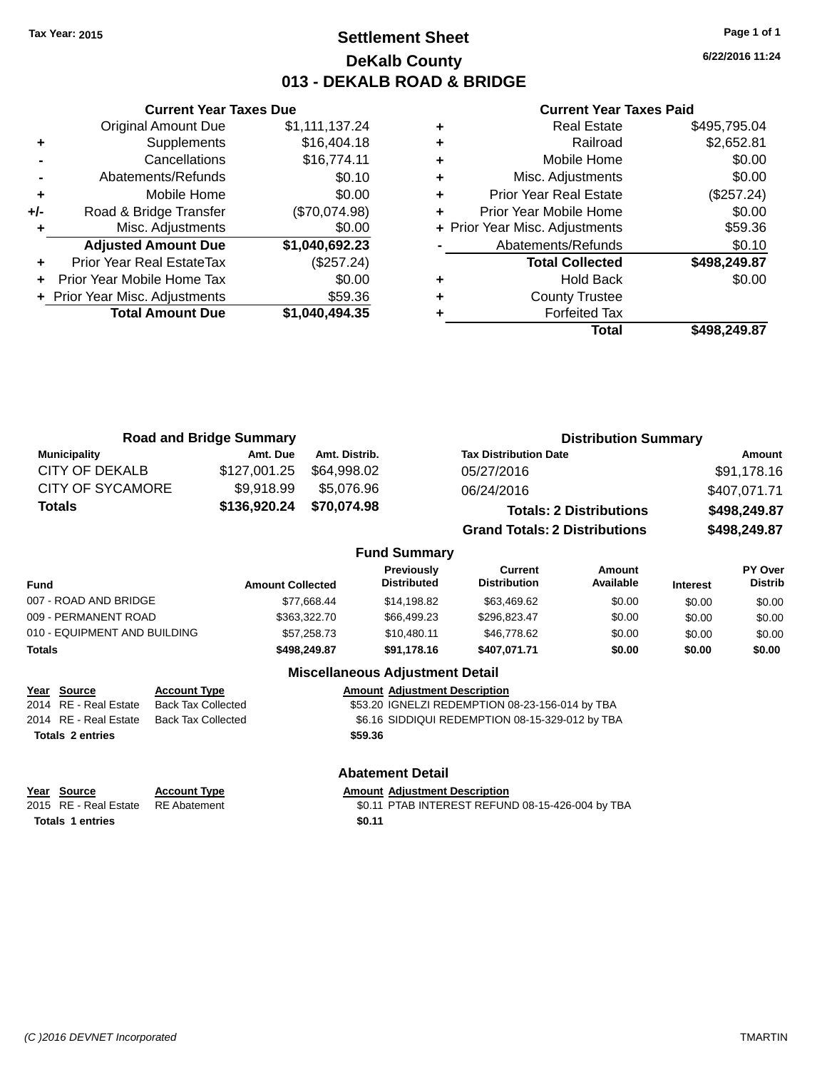Tax Year: 2015

# Settlement Sheet

## DeKalb County

## 013 - DEKALB ROAD & BRIDGE

6/22/2016 11:24

### Current Year Taxes Due

| | | |
|---|---|---|
| | Original Amount Due | $1,111,137.24 |
| + | Supplements | $16,404.18 |
| - | Cancellations | $16,774.11 |
| - | Abatements/Refunds | $0.10 |
| + | Mobile Home | $0.00 |
| +/- | Road & Bridge Transfer | ($70,074.98) |
| + | Misc. Adjustments | $0.00 |
| | **Adjusted Amount Due** | **$1,040,692.23** |
| + | Prior Year Real EstateTax | ($257.24) |
| + | Prior Year Mobile Home Tax | $0.00 |
| + | Prior Year Misc. Adjustments | $59.36 |
| | **Total Amount Due** | **$1,040,494.35** |

### Current Year Taxes Paid

| | | |
|---|---|---|
| + | Real Estate | $495,795.04 |
| + | Railroad | $2,652.81 |
| + | Mobile Home | $0.00 |
| + | Misc. Adjustments | $0.00 |
| + | Prior Year Real Estate | ($257.24) |
| + | Prior Year Mobile Home | $0.00 |
| + | Prior Year Misc. Adjustments | $59.36 |
| - | Abatements/Refunds | $0.10 |
| | **Total Collected** | **$498,249.87** |
| + | Hold Back | $0.00 |
| + | County Trustee | |
| + | Forfeited Tax | |
| | **Total** | **$498,249.87** |

### Road and Bridge Summary

| Municipality | Amt. Due | Amt. Distrib. |
|---|---|---|
| CITY OF DEKALB | $127,001.25 | $64,998.02 |
| CITY OF SYCAMORE | $9,918.99 | $5,076.96 |
| **Totals** | **$136,920.24** | **$70,074.98** |

### Distribution Summary

| Tax Distribution Date | Amount |
|---|---|
| 05/27/2016 | $91,178.16 |
| 06/24/2016 | $407,071.71 |
| **Totals: 2 Distributions** | **$498,249.87** |
| **Grand Totals: 2 Distributions** | **$498,249.87** |

### Fund Summary

| Fund | Amount Collected | Previously Distributed | Current Distribution | Amount Available | Interest | PY Over Distrib |
|---|---|---|---|---|---|---|
| 007 - ROAD AND BRIDGE | $77,668.44 | $14,198.82 | $63,469.62 | $0.00 | $0.00 | $0.00 |
| 009 - PERMANENT ROAD | $363,322.70 | $66,499.23 | $296,823.47 | $0.00 | $0.00 | $0.00 |
| 010 - EQUIPMENT AND BUILDING | $57,258.73 | $10,480.11 | $46,778.62 | $0.00 | $0.00 | $0.00 |
| **Totals** | **$498,249.87** | **$91,178.16** | **$407,071.71** | **$0.00** | **$0.00** | **$0.00** |

### Miscellaneous Adjustment Detail

| Year | Source | Account Type | Amount | Adjustment Description |
|---|---|---|---|---|
| 2014 | RE - Real Estate | Back Tax Collected | $53.20 | IGNELZI REDEMPTION 08-23-156-014 by TBA |
| 2014 | RE - Real Estate | Back Tax Collected | $6.16 | SIDDIQUI REDEMPTION 08-15-329-012 by TBA |
| **Totals 2 entries** | | | **$59.36** | |

### Abatement Detail

| Year | Source | Account Type | Amount | Adjustment Description |
|---|---|---|---|---|
| 2015 | RE - Real Estate | RE Abatement | $0.11 | PTAB INTEREST REFUND 08-15-426-004 by TBA |
| **Totals 1 entries** | | | **$0.11** | |

(C )2016 DEVNET Incorporated TMARTIN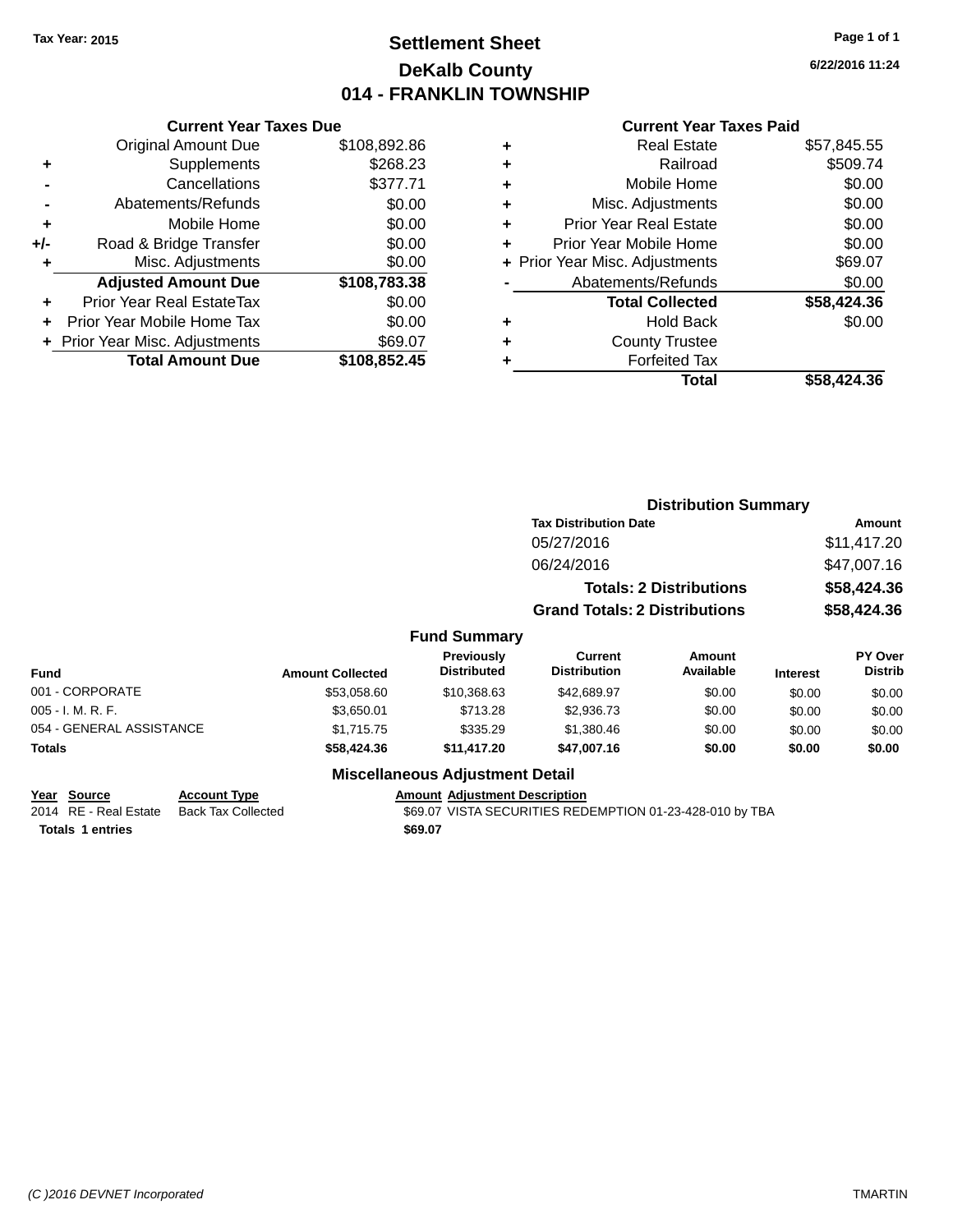Tax Year: 2015

# Settlement Sheet
## DeKalb County
## 014 - FRANKLIN TOWNSHIP

6/22/2016 11:24

### Current Year Taxes Due

| | | |
|---|---|---|
| | Original Amount Due | $108,892.86 |
| + | Supplements | $268.23 |
| - | Cancellations | $377.71 |
| - | Abatements/Refunds | $0.00 |
| + | Mobile Home | $0.00 |
| +/- | Road & Bridge Transfer | $0.00 |
| + | Misc. Adjustments | $0.00 |
| | **Adjusted Amount Due** | **$108,783.38** |
| + | Prior Year Real EstateTax | $0.00 |
| + | Prior Year Mobile Home Tax | $0.00 |
| + | Prior Year Misc. Adjustments | $69.07 |
| | **Total Amount Due** | **$108,852.45** |

### Current Year Taxes Paid

| | | |
|---|---|---|
| + | Real Estate | $57,845.55 |
| + | Railroad | $509.74 |
| + | Mobile Home | $0.00 |
| + | Misc. Adjustments | $0.00 |
| + | Prior Year Real Estate | $0.00 |
| + | Prior Year Mobile Home | $0.00 |
| + | Prior Year Misc. Adjustments | $69.07 |
| - | Abatements/Refunds | $0.00 |
| | **Total Collected** | **$58,424.36** |
| + | Hold Back | $0.00 |
| + | County Trustee | |
| + | Forfeited Tax | |
| | **Total** | **$58,424.36** |

### Distribution Summary

| Tax Distribution Date | Amount |
|---|---|
| 05/27/2016 | $11,417.20 |
| 06/24/2016 | $47,007.16 |
| **Totals: 2 Distributions** | **$58,424.36** |
| **Grand Totals: 2 Distributions** | **$58,424.36** |

### Fund Summary

| Fund | Amount Collected | Previously Distributed | Current Distribution | Amount Available | Interest | PY Over Distrib |
|---|---|---|---|---|---|---|
| 001 - CORPORATE | $53,058.60 | $10,368.63 | $42,689.97 | $0.00 | $0.00 | $0.00 |
| 005 - I. M. R. F. | $3,650.01 | $713.28 | $2,936.73 | $0.00 | $0.00 | $0.00 |
| 054 - GENERAL ASSISTANCE | $1,715.75 | $335.29 | $1,380.46 | $0.00 | $0.00 | $0.00 |
| **Totals** | **$58,424.36** | **$11,417.20** | **$47,007.16** | **$0.00** | **$0.00** | **$0.00** |

### Miscellaneous Adjustment Detail

| Year | Source | Account Type | Amount | Adjustment Description |
|---|---|---|---|---|
| 2014 | RE - Real Estate | Back Tax Collected | $69.07 | VISTA SECURITIES REDEMPTION 01-23-428-010 by TBA |
| **Totals** | **1 entries** | | **$69.07** | |

(C )2016 DEVNET Incorporated TMARTIN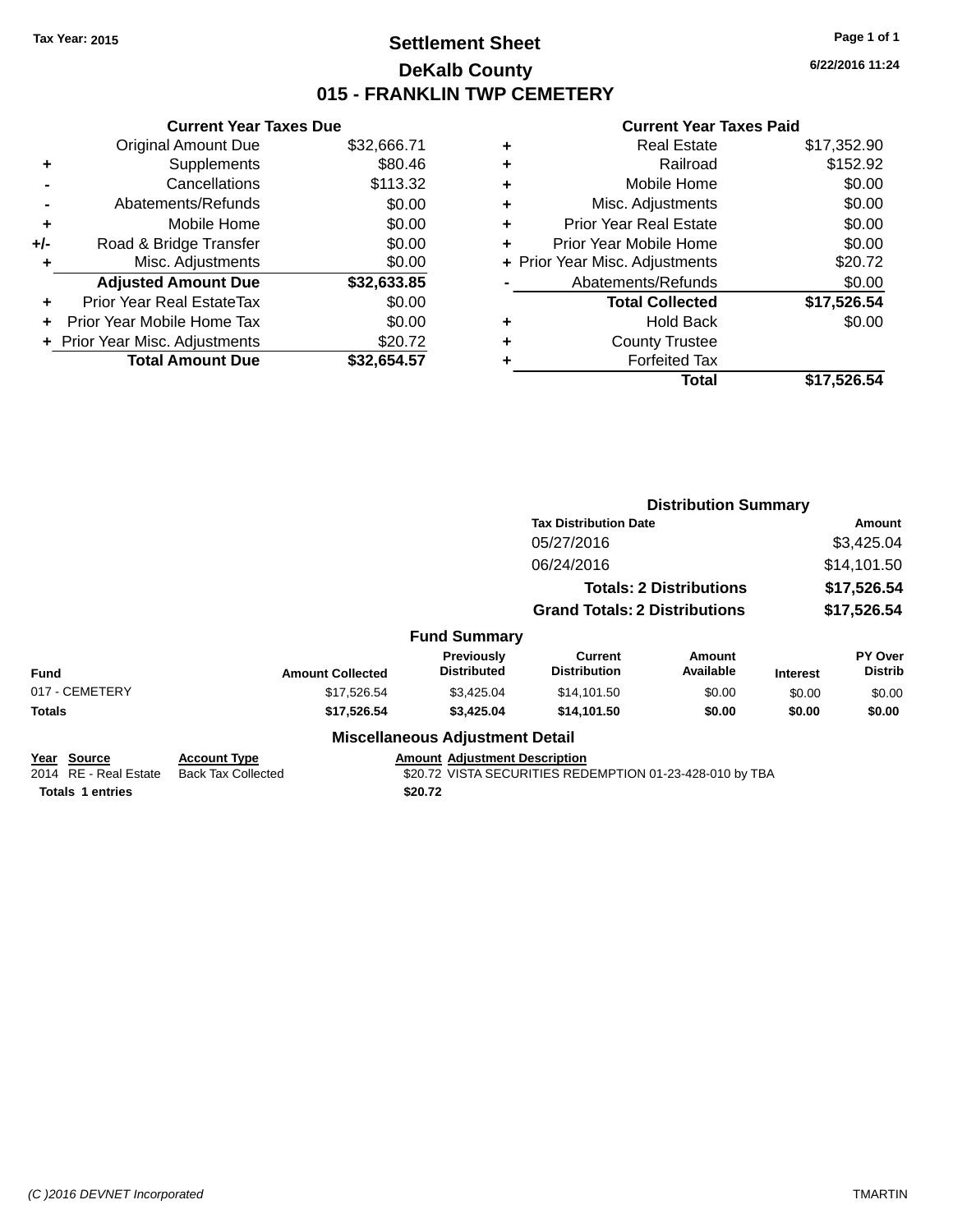Tax Year: 2015

# Settlement Sheet
## DeKalb County
## 015 - FRANKLIN TWP CEMETERY

6/22/2016 11:24

### Current Year Taxes Due

| | | |
|---|---|---|
| | Original Amount Due | $32,666.71 |
| + | Supplements | $80.46 |
| - | Cancellations | $113.32 |
| - | Abatements/Refunds | $0.00 |
| + | Mobile Home | $0.00 |
| +/- | Road & Bridge Transfer | $0.00 |
| + | Misc. Adjustments | $0.00 |
| | **Adjusted Amount Due** | **$32,633.85** |
| + | Prior Year Real EstateTax | $0.00 |
| + | Prior Year Mobile Home Tax | $0.00 |
| + | Prior Year Misc. Adjustments | $20.72 |
| | **Total Amount Due** | **$32,654.57** |

### Current Year Taxes Paid

| | | |
|---|---|---|
| + | Real Estate | $17,352.90 |
| + | Railroad | $152.92 |
| + | Mobile Home | $0.00 |
| + | Misc. Adjustments | $0.00 |
| + | Prior Year Real Estate | $0.00 |
| + | Prior Year Mobile Home | $0.00 |
| + | Prior Year Misc. Adjustments | $20.72 |
| - | Abatements/Refunds | $0.00 |
| | **Total Collected** | **$17,526.54** |
| + | Hold Back | $0.00 |
| + | County Trustee | |
| + | Forfeited Tax | |
| | **Total** | **$17,526.54** |

### Distribution Summary

| Tax Distribution Date | Amount |
|---|---|
| 05/27/2016 | $3,425.04 |
| 06/24/2016 | $14,101.50 |
| **Totals: 2 Distributions** | **$17,526.54** |
| **Grand Totals: 2 Distributions** | **$17,526.54** |

### Fund Summary

| Fund | Amount Collected | Previously Distributed | Current Distribution | Amount Available | Interest | PY Over Distrib |
|---|---|---|---|---|---|---|
| 017 - CEMETERY | $17,526.54 | $3,425.04 | $14,101.50 | $0.00 | $0.00 | $0.00 |
| **Totals** | **$17,526.54** | **$3,425.04** | **$14,101.50** | **$0.00** | **$0.00** | **$0.00** |

### Miscellaneous Adjustment Detail

| Year | Source | Account Type | Amount | Adjustment Description |
|---|---|---|---|---|
| 2014 | RE - Real Estate | Back Tax Collected | $20.72 | VISTA SECURITIES REDEMPTION 01-23-428-010 by TBA |
| **Totals 1 entries** | | | **$20.72** | |

(C )2016 DEVNET Incorporated TMARTIN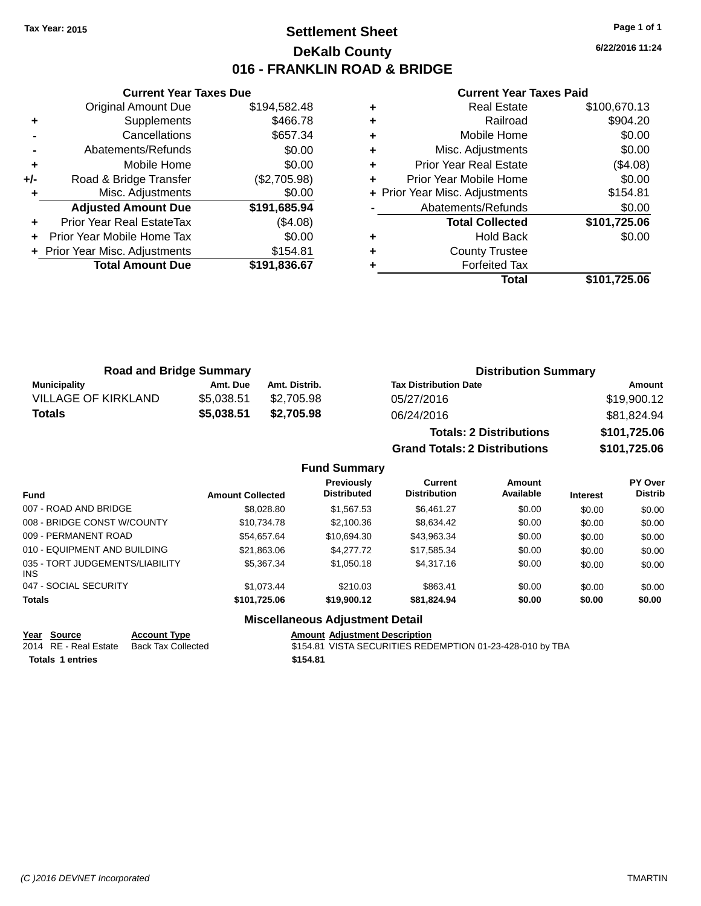Tax Year: 2015

# Settlement Sheet
## DeKalb County
## 016 - FRANKLIN ROAD & BRIDGE

6/22/2016 11:24

### Current Year Taxes Due

| | | |
|---|---|---|
| | Original Amount Due | $194,582.48 |
| + | Supplements | $466.78 |
| - | Cancellations | $657.34 |
| - | Abatements/Refunds | $0.00 |
| + | Mobile Home | $0.00 |
| +/- | Road & Bridge Transfer | ($2,705.98) |
| + | Misc. Adjustments | $0.00 |
| | **Adjusted Amount Due** | **$191,685.94** |
| + | Prior Year Real EstateTax | ($4.08) |
| + | Prior Year Mobile Home Tax | $0.00 |
| + | Prior Year Misc. Adjustments | $154.81 |
| | **Total Amount Due** | **$191,836.67** |

### Current Year Taxes Paid

| | | |
|---|---|---|
| + | Real Estate | $100,670.13 |
| + | Railroad | $904.20 |
| + | Mobile Home | $0.00 |
| + | Misc. Adjustments | $0.00 |
| + | Prior Year Real Estate | ($4.08) |
| + | Prior Year Mobile Home | $0.00 |
| + | Prior Year Misc. Adjustments | $154.81 |
| - | Abatements/Refunds | $0.00 |
| | **Total Collected** | **$101,725.06** |
| + | Hold Back | $0.00 |
| + | County Trustee | |
| + | Forfeited Tax | |
| | **Total** | **$101,725.06** |

### Road and Bridge Summary

| Municipality | Amt. Due | Amt. Distrib. |
|---|---|---|
| VILLAGE OF KIRKLAND | $5,038.51 | $2,705.98 |
| **Totals** | **$5,038.51** | **$2,705.98** |

### Distribution Summary

| Tax Distribution Date | Amount |
|---|---|
| 05/27/2016 | $19,900.12 |
| 06/24/2016 | $81,824.94 |
| **Totals: 2 Distributions** | **$101,725.06** |
| **Grand Totals: 2 Distributions** | **$101,725.06** |

### Fund Summary

| Fund | Amount Collected | Previously Distributed | Current Distribution | Amount Available | Interest | PY Over Distrib |
|---|---|---|---|---|---|---|
| 007 - ROAD AND BRIDGE | $8,028.80 | $1,567.53 | $6,461.27 | $0.00 | $0.00 | $0.00 |
| 008 - BRIDGE CONST W/COUNTY | $10,734.78 | $2,100.36 | $8,634.42 | $0.00 | $0.00 | $0.00 |
| 009 - PERMANENT ROAD | $54,657.64 | $10,694.30 | $43,963.34 | $0.00 | $0.00 | $0.00 |
| 010 - EQUIPMENT AND BUILDING | $21,863.06 | $4,277.72 | $17,585.34 | $0.00 | $0.00 | $0.00 |
| 035 - TORT JUDGEMENTS/LIABILITY INS | $5,367.34 | $1,050.18 | $4,317.16 | $0.00 | $0.00 | $0.00 |
| 047 - SOCIAL SECURITY | $1,073.44 | $210.03 | $863.41 | $0.00 | $0.00 | $0.00 |
| **Totals** | **$101,725.06** | **$19,900.12** | **$81,824.94** | **$0.00** | **$0.00** | **$0.00** |

### Miscellaneous Adjustment Detail

| Year | Source | Account Type | Amount | Adjustment Description |
|---|---|---|---|---|
| 2014 | RE - Real Estate | Back Tax Collected | $154.81 | VISTA SECURITIES REDEMPTION 01-23-428-010 by TBA |
| **Totals 1 entries** | | | **$154.81** | |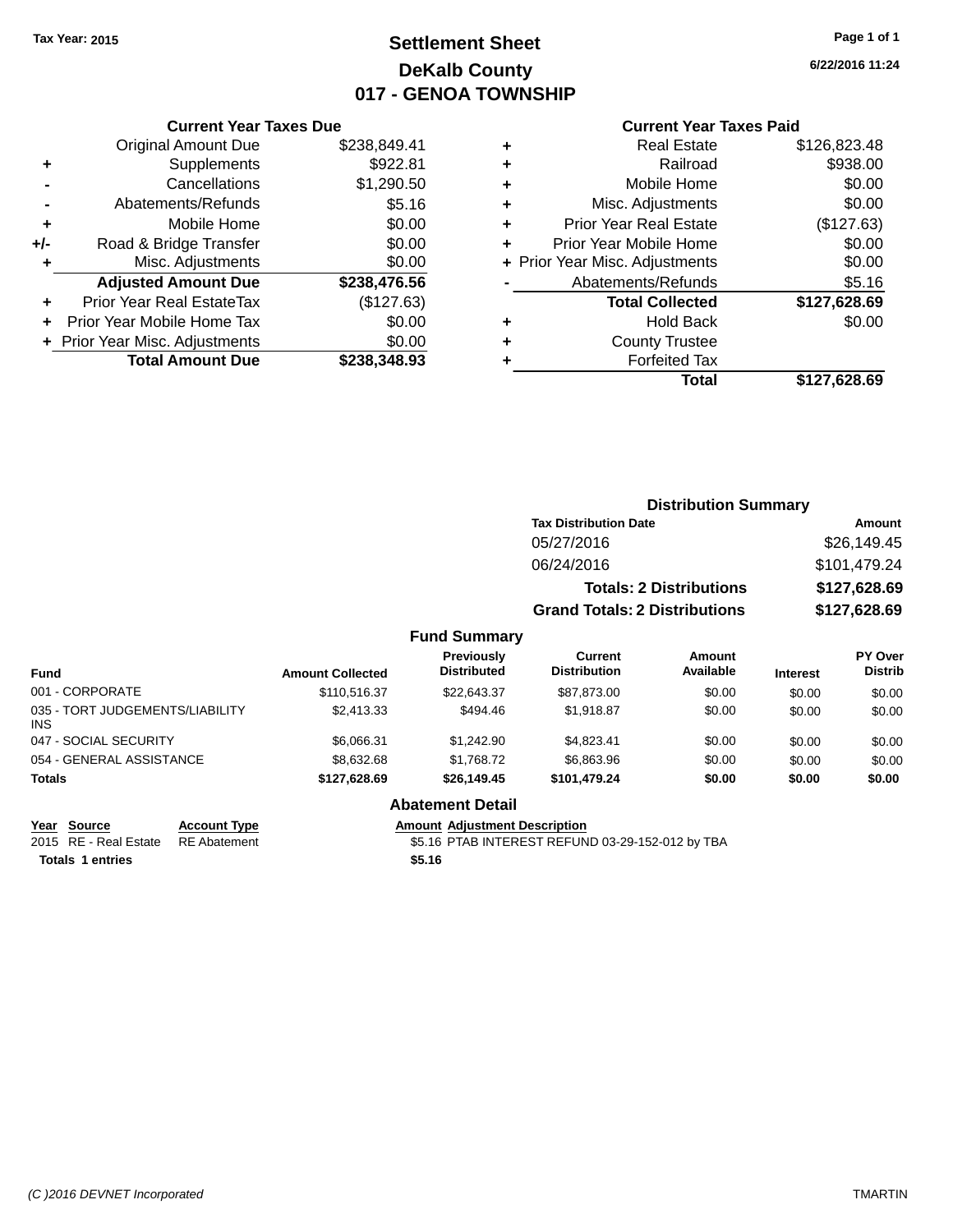Tax Year: 2015

# Settlement Sheet
## DeKalb County
## 017 - GENOA TOWNSHIP

6/22/2016 11:24

### Current Year Taxes Due

| | | |
|---|---|---|
| | Original Amount Due | $238,849.41 |
| + | Supplements | $922.81 |
| - | Cancellations | $1,290.50 |
| - | Abatements/Refunds | $5.16 |
| + | Mobile Home | $0.00 |
| +/- | Road & Bridge Transfer | $0.00 |
| + | Misc. Adjustments | $0.00 |
| | **Adjusted Amount Due** | **$238,476.56** |
| + | Prior Year Real EstateTax | ($127.63) |
| + | Prior Year Mobile Home Tax | $0.00 |
| + | Prior Year Misc. Adjustments | $0.00 |
| | **Total Amount Due** | **$238,348.93** |

### Current Year Taxes Paid

| | | |
|---|---|---|
| + | Real Estate | $126,823.48 |
| + | Railroad | $938.00 |
| + | Mobile Home | $0.00 |
| + | Misc. Adjustments | $0.00 |
| + | Prior Year Real Estate | ($127.63) |
| + | Prior Year Mobile Home | $0.00 |
| + | Prior Year Misc. Adjustments | $0.00 |
| - | Abatements/Refunds | $5.16 |
| | **Total Collected** | **$127,628.69** |
| + | Hold Back | $0.00 |
| + | County Trustee | |
| + | Forfeited Tax | |
| | **Total** | **$127,628.69** |

### Distribution Summary

| Tax Distribution Date | Amount |
|---|---|
| 05/27/2016 | $26,149.45 |
| 06/24/2016 | $101,479.24 |
| **Totals: 2 Distributions** | **$127,628.69** |
| **Grand Totals: 2 Distributions** | **$127,628.69** |

### Fund Summary

| Fund | Amount Collected | Previously Distributed | Current Distribution | Amount Available | Interest | PY Over Distrib |
|---|---|---|---|---|---|---|
| 001 - CORPORATE | $110,516.37 | $22,643.37 | $87,873.00 | $0.00 | $0.00 | $0.00 |
| 035 - TORT JUDGEMENTS/LIABILITY INS | $2,413.33 | $494.46 | $1,918.87 | $0.00 | $0.00 | $0.00 |
| 047 - SOCIAL SECURITY | $6,066.31 | $1,242.90 | $4,823.41 | $0.00 | $0.00 | $0.00 |
| 054 - GENERAL ASSISTANCE | $8,632.68 | $1,768.72 | $6,863.96 | $0.00 | $0.00 | $0.00 |
| **Totals** | **$127,628.69** | **$26,149.45** | **$101,479.24** | **$0.00** | **$0.00** | **$0.00** |

### Abatement Detail

| Year | Source | Account Type | Amount | Adjustment Description |
|---|---|---|---|---|
| 2015 | RE - Real Estate | RE Abatement | $5.16 | PTAB INTEREST REFUND 03-29-152-012 by TBA |
| **Totals** | **1 entries** | | **$5.16** | |

(C )2016 DEVNET Incorporated TMARTIN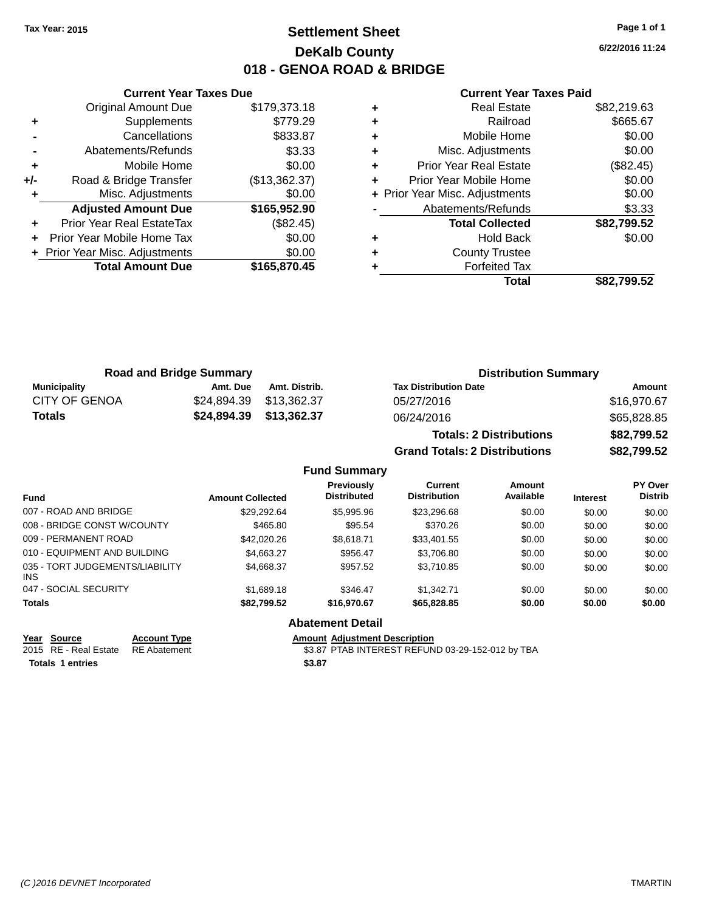Tax Year: 2015

# Settlement Sheet
## DeKalb County
## 018 - GENOA ROAD & BRIDGE

6/22/2016 11:24

### Current Year Taxes Due

| | | |
|---|---|---|
| | Original Amount Due | $179,373.18 |
| + | Supplements | $779.29 |
| - | Cancellations | $833.87 |
| - | Abatements/Refunds | $3.33 |
| + | Mobile Home | $0.00 |
| +/- | Road & Bridge Transfer | ($13,362.37) |
| + | Misc. Adjustments | $0.00 |
| | **Adjusted Amount Due** | **$165,952.90** |
| + | Prior Year Real EstateTax | ($82.45) |
| + | Prior Year Mobile Home Tax | $0.00 |
| + | Prior Year Misc. Adjustments | $0.00 |
| | **Total Amount Due** | **$165,870.45** |

### Current Year Taxes Paid

| | | |
|---|---|---|
| + | Real Estate | $82,219.63 |
| + | Railroad | $665.67 |
| + | Mobile Home | $0.00 |
| + | Misc. Adjustments | $0.00 |
| + | Prior Year Real Estate | ($82.45) |
| + | Prior Year Mobile Home | $0.00 |
| + | Prior Year Misc. Adjustments | $0.00 |
| - | Abatements/Refunds | $3.33 |
| | **Total Collected** | **$82,799.52** |
| + | Hold Back | $0.00 |
| + | County Trustee | |
| + | Forfeited Tax | |
| | **Total** | **$82,799.52** |

### Road and Bridge Summary

| Municipality | Amt. Due | Amt. Distrib. |
|---|---|---|
| CITY OF GENOA | $24,894.39 | $13,362.37 |
| **Totals** | **$24,894.39** | **$13,362.37** |

### Distribution Summary

| Tax Distribution Date | Amount |
|---|---|
| 05/27/2016 | $16,970.67 |
| 06/24/2016 | $65,828.85 |
| **Totals: 2 Distributions** | **$82,799.52** |
| **Grand Totals: 2 Distributions** | **$82,799.52** |

### Fund Summary

| Fund | Amount Collected | Previously Distributed | Current Distribution | Amount Available | Interest | PY Over Distrib |
|---|---|---|---|---|---|---|
| 007 - ROAD AND BRIDGE | $29,292.64 | $5,995.96 | $23,296.68 | $0.00 | $0.00 | $0.00 |
| 008 - BRIDGE CONST W/COUNTY | $465.80 | $95.54 | $370.26 | $0.00 | $0.00 | $0.00 |
| 009 - PERMANENT ROAD | $42,020.26 | $8,618.71 | $33,401.55 | $0.00 | $0.00 | $0.00 |
| 010 - EQUIPMENT AND BUILDING | $4,663.27 | $956.47 | $3,706.80 | $0.00 | $0.00 | $0.00 |
| 035 - TORT JUDGEMENTS/LIABILITY INS | $4,668.37 | $957.52 | $3,710.85 | $0.00 | $0.00 | $0.00 |
| 047 - SOCIAL SECURITY | $1,689.18 | $346.47 | $1,342.71 | $0.00 | $0.00 | $0.00 |
| **Totals** | **$82,799.52** | **$16,970.67** | **$65,828.85** | **$0.00** | **$0.00** | **$0.00** |

### Abatement Detail

| Year | Source | Account Type | Amount | Adjustment Description |
|---|---|---|---|---|
| 2015 | RE - Real Estate | RE Abatement | $3.87 | PTAB INTEREST REFUND 03-29-152-012 by TBA |
| **Totals** | **1 entries** | | **$3.87** | |

(C )2016 DEVNET Incorporated TMARTIN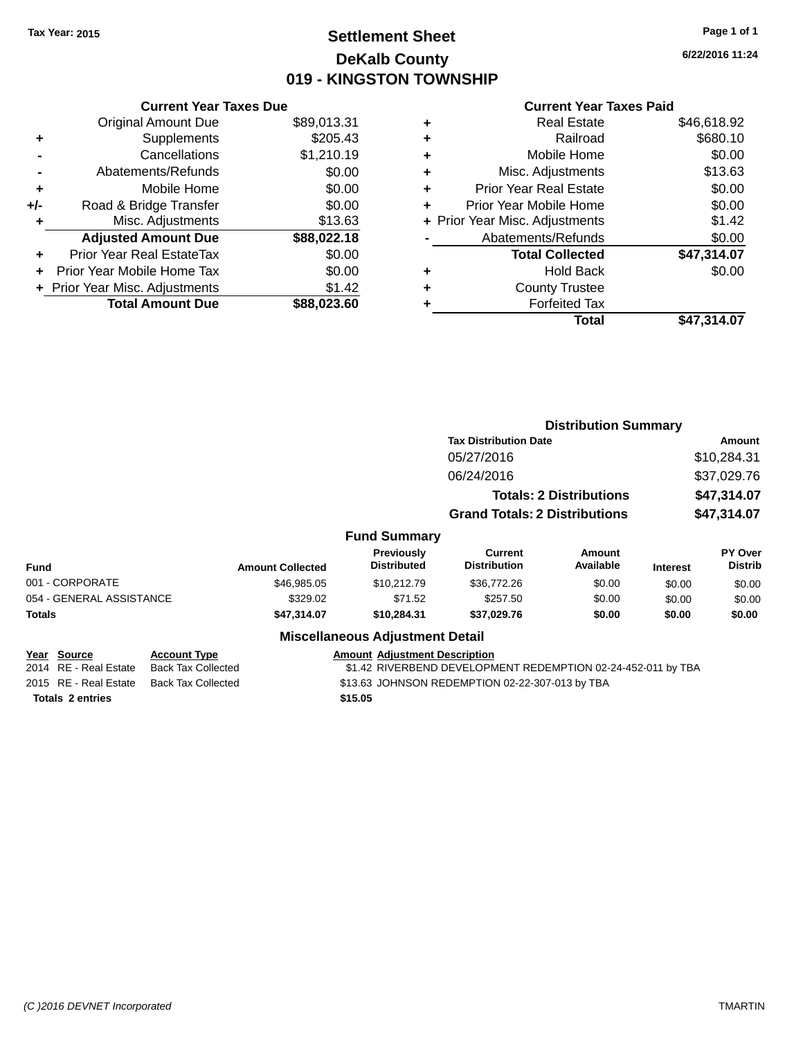**Tax Year: 2015**

# Settlement Sheet
## DeKalb County
## 019 - KINGSTON TOWNSHIP

6/22/2016 11:24

### Current Year Taxes Due

| | | |
|---|---|---|
| | Original Amount Due | $89,013.31 |
| + | Supplements | $205.43 |
| - | Cancellations | $1,210.19 |
| - | Abatements/Refunds | $0.00 |
| + | Mobile Home | $0.00 |
| +/- | Road & Bridge Transfer | $0.00 |
| + | Misc. Adjustments | $13.63 |
| | **Adjusted Amount Due** | **$88,022.18** |
| + | Prior Year Real EstateTax | $0.00 |
| + | Prior Year Mobile Home Tax | $0.00 |
| + | Prior Year Misc. Adjustments | $1.42 |
| | **Total Amount Due** | **$88,023.60** |

### Current Year Taxes Paid

| | | |
|---|---|---|
| + | Real Estate | $46,618.92 |
| + | Railroad | $680.10 |
| + | Mobile Home | $0.00 |
| + | Misc. Adjustments | $13.63 |
| + | Prior Year Real Estate | $0.00 |
| + | Prior Year Mobile Home | $0.00 |
| + | Prior Year Misc. Adjustments | $1.42 |
| - | Abatements/Refunds | $0.00 |
| | **Total Collected** | **$47,314.07** |
| + | Hold Back | $0.00 |
| + | County Trustee | |
| + | Forfeited Tax | |
| | **Total** | **$47,314.07** |

### Distribution Summary

| Tax Distribution Date | Amount |
|---|---|
| 05/27/2016 | $10,284.31 |
| 06/24/2016 | $37,029.76 |
| **Totals: 2 Distributions** | **$47,314.07** |
| **Grand Totals: 2 Distributions** | **$47,314.07** |

### Fund Summary

| Fund | Amount Collected | Previously Distributed | Current Distribution | Amount Available | Interest | PY Over Distrib |
|---|---|---|---|---|---|---|
| 001 - CORPORATE | $46,985.05 | $10,212.79 | $36,772.26 | $0.00 | $0.00 | $0.00 |
| 054 - GENERAL ASSISTANCE | $329.02 | $71.52 | $257.50 | $0.00 | $0.00 | $0.00 |
| **Totals** | **$47,314.07** | **$10,284.31** | **$37,029.76** | **$0.00** | **$0.00** | **$0.00** |

### Miscellaneous Adjustment Detail

| Year | Source | Account Type | Amount | Adjustment Description |
|---|---|---|---|---|
| 2014 | RE - Real Estate | Back Tax Collected | $1.42 | RIVERBEND DEVELOPMENT REDEMPTION 02-24-452-011 by TBA |
| 2015 | RE - Real Estate | Back Tax Collected | $13.63 | JOHNSON REDEMPTION 02-22-307-013 by TBA |
| **Totals** | **2 entries** | | **$15.05** | |

(C )2016 DEVNET Incorporated TMARTIN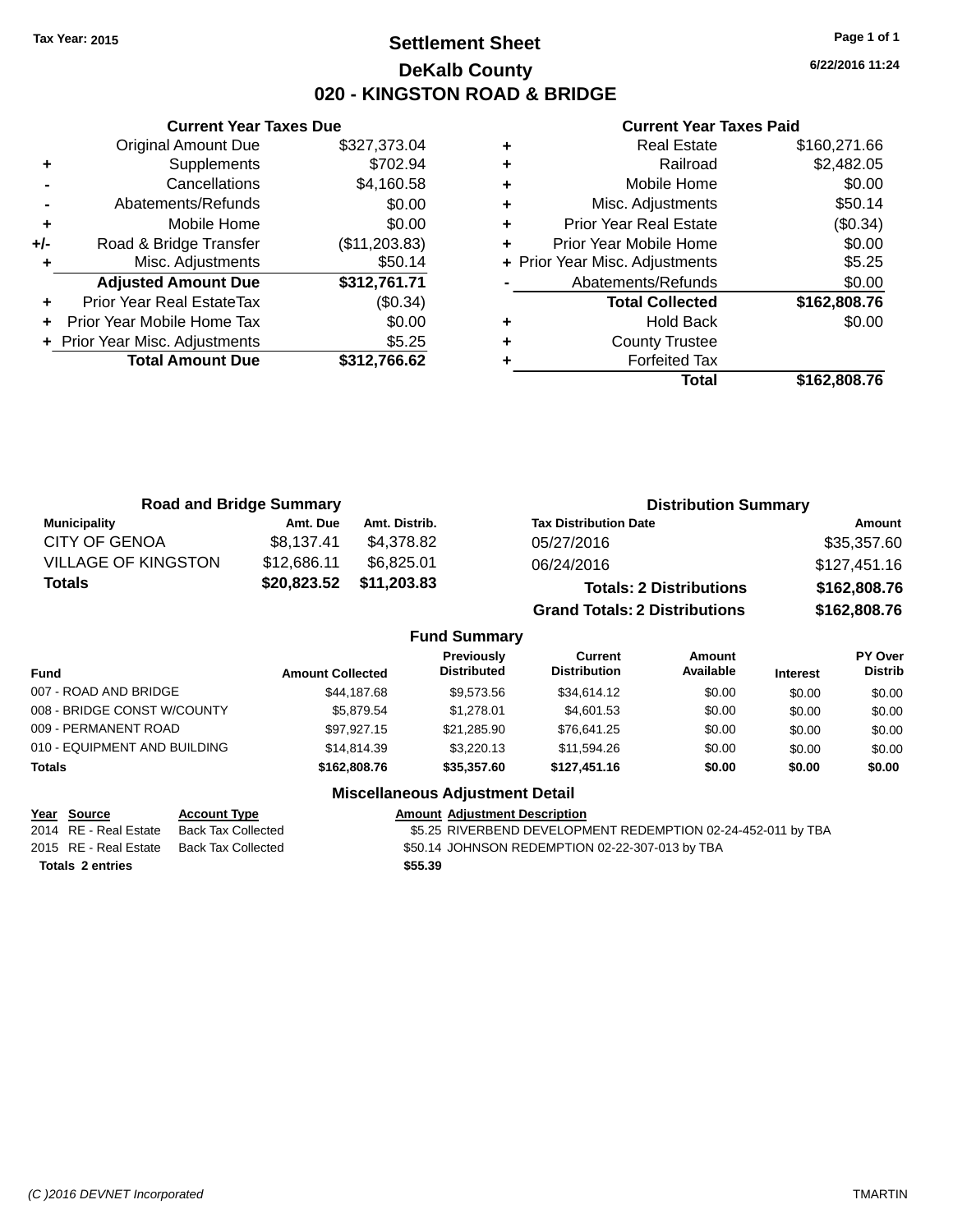Tax Year: 2015

# Settlement Sheet
## DeKalb County
## 020 - KINGSTON ROAD & BRIDGE

6/22/2016 11:24

### Current Year Taxes Due

| | | |
|---|---|---|
| | Original Amount Due | $327,373.04 |
| + | Supplements | $702.94 |
| - | Cancellations | $4,160.58 |
| - | Abatements/Refunds | $0.00 |
| + | Mobile Home | $0.00 |
| +/- | Road & Bridge Transfer | ($11,203.83) |
| + | Misc. Adjustments | $50.14 |
| | **Adjusted Amount Due** | **$312,761.71** |
| + | Prior Year Real EstateTax | ($0.34) |
| + | Prior Year Mobile Home Tax | $0.00 |
| + | Prior Year Misc. Adjustments | $5.25 |
| | **Total Amount Due** | **$312,766.62** |

### Current Year Taxes Paid

| | | |
|---|---|---|
| + | Real Estate | $160,271.66 |
| + | Railroad | $2,482.05 |
| + | Mobile Home | $0.00 |
| + | Misc. Adjustments | $50.14 |
| + | Prior Year Real Estate | ($0.34) |
| + | Prior Year Mobile Home | $0.00 |
| + | Prior Year Misc. Adjustments | $5.25 |
| - | Abatements/Refunds | $0.00 |
| | **Total Collected** | **$162,808.76** |
| + | Hold Back | $0.00 |
| + | County Trustee | |
| + | Forfeited Tax | |
| | **Total** | **$162,808.76** |

### Road and Bridge Summary

| Municipality | Amt. Due | Amt. Distrib. |
|---|---|---|
| CITY OF GENOA | $8,137.41 | $4,378.82 |
| VILLAGE OF KINGSTON | $12,686.11 | $6,825.01 |
| **Totals** | **$20,823.52** | **$11,203.83** |

### Distribution Summary

| Tax Distribution Date | Amount |
|---|---|
| 05/27/2016 | $35,357.60 |
| 06/24/2016 | $127,451.16 |
| **Totals: 2 Distributions** | **$162,808.76** |
| **Grand Totals: 2 Distributions** | **$162,808.76** |

### Fund Summary

| Fund | Amount Collected | Previously Distributed | Current Distribution | Amount Available | Interest | PY Over Distrib |
|---|---|---|---|---|---|---|
| 007 - ROAD AND BRIDGE | $44,187.68 | $9,573.56 | $34,614.12 | $0.00 | $0.00 | $0.00 |
| 008 - BRIDGE CONST W/COUNTY | $5,879.54 | $1,278.01 | $4,601.53 | $0.00 | $0.00 | $0.00 |
| 009 - PERMANENT ROAD | $97,927.15 | $21,285.90 | $76,641.25 | $0.00 | $0.00 | $0.00 |
| 010 - EQUIPMENT AND BUILDING | $14,814.39 | $3,220.13 | $11,594.26 | $0.00 | $0.00 | $0.00 |
| **Totals** | **$162,808.76** | **$35,357.60** | **$127,451.16** | **$0.00** | **$0.00** | **$0.00** |

### Miscellaneous Adjustment Detail

| Year | Source | Account Type | Amount | Adjustment Description |
|---|---|---|---|---|
| 2014 | RE - Real Estate | Back Tax Collected | $5.25 | RIVERBEND DEVELOPMENT REDEMPTION 02-24-452-011 by TBA |
| 2015 | RE - Real Estate | Back Tax Collected | $50.14 | JOHNSON REDEMPTION 02-22-307-013 by TBA |
| **Totals** | **2 entries** | | **$55.39** | |

(C )2016 DEVNET Incorporated — TMARTIN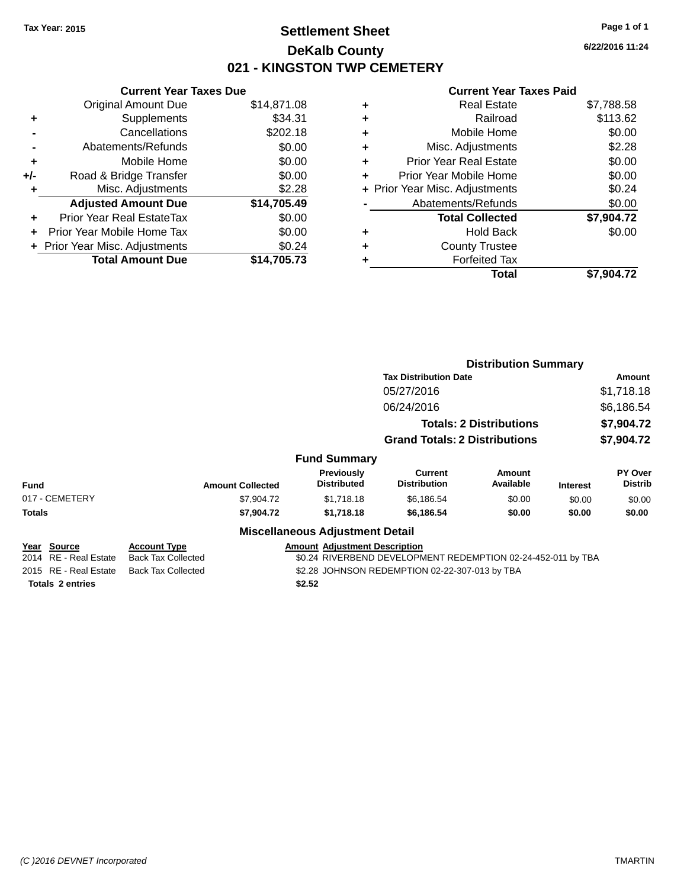Tax Year: 2015

# Settlement Sheet

## DeKalb County

## 021 - KINGSTON TWP CEMETERY

6/22/2016 11:24

### Current Year Taxes Due

| | | |
|---|---|---|
| | Original Amount Due | $14,871.08 |
| + | Supplements | $34.31 |
| - | Cancellations | $202.18 |
| - | Abatements/Refunds | $0.00 |
| + | Mobile Home | $0.00 |
| +/- | Road & Bridge Transfer | $0.00 |
| + | Misc. Adjustments | $2.28 |
| | **Adjusted Amount Due** | **$14,705.49** |
| + | Prior Year Real EstateTax | $0.00 |
| + | Prior Year Mobile Home Tax | $0.00 |
| + | Prior Year Misc. Adjustments | $0.24 |
| | **Total Amount Due** | **$14,705.73** |

### Current Year Taxes Paid

| | | |
|---|---|---|
| + | Real Estate | $7,788.58 |
| + | Railroad | $113.62 |
| + | Mobile Home | $0.00 |
| + | Misc. Adjustments | $2.28 |
| + | Prior Year Real Estate | $0.00 |
| + | Prior Year Mobile Home | $0.00 |
| + | Prior Year Misc. Adjustments | $0.24 |
| - | Abatements/Refunds | $0.00 |
| | **Total Collected** | **$7,904.72** |
| + | Hold Back | $0.00 |
| + | County Trustee | |
| + | Forfeited Tax | |
| | **Total** | **$7,904.72** |

### Distribution Summary

| Tax Distribution Date | Amount |
|---|---|
| 05/27/2016 | $1,718.18 |
| 06/24/2016 | $6,186.54 |
| **Totals: 2 Distributions** | **$7,904.72** |
| **Grand Totals: 2 Distributions** | **$7,904.72** |

### Fund Summary

| Fund | Amount Collected | Previously Distributed | Current Distribution | Amount Available | Interest | PY Over Distrib |
|---|---|---|---|---|---|---|
| 017 - CEMETERY | $7,904.72 | $1,718.18 | $6,186.54 | $0.00 | $0.00 | $0.00 |
| **Totals** | **$7,904.72** | **$1,718.18** | **$6,186.54** | **$0.00** | **$0.00** | **$0.00** |

### Miscellaneous Adjustment Detail

| Year | Source | Account Type | Amount | Adjustment Description |
|---|---|---|---|---|
| 2014 | RE - Real Estate | Back Tax Collected | $0.24 | RIVERBEND DEVELOPMENT REDEMPTION 02-24-452-011 by TBA |
| 2015 | RE - Real Estate | Back Tax Collected | $2.28 | JOHNSON REDEMPTION 02-22-307-013 by TBA |
| **Totals 2 entries** | | | **$2.52** | |

(C )2016 DEVNET Incorporated TMARTIN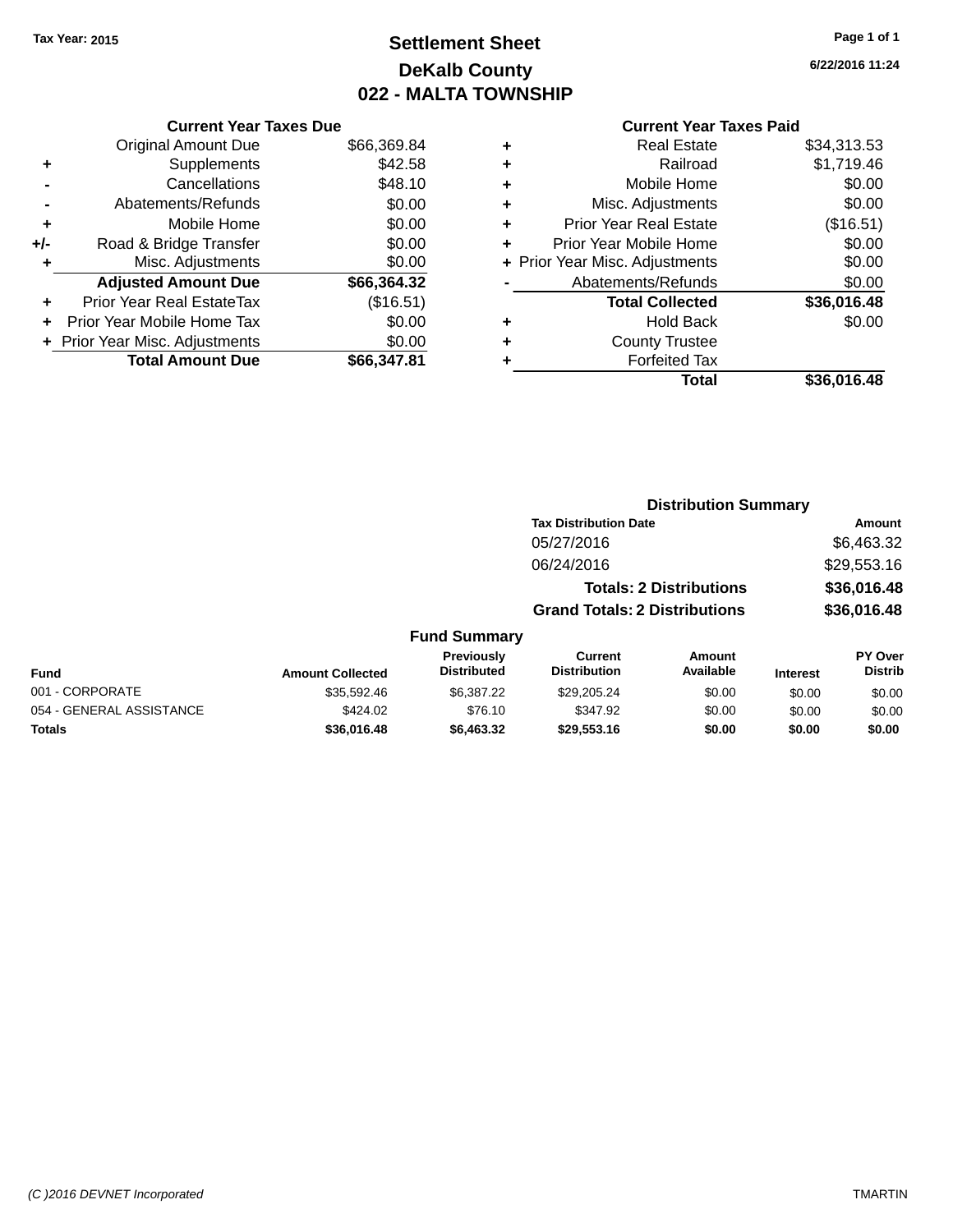**Tax Year: 2015**

# Settlement Sheet
## DeKalb County
## 022 - MALTA TOWNSHIP

**6/22/2016 11:24**

### Current Year Taxes Due

| | | |
|---|---|---|
| | Original Amount Due | $66,369.84 |
| + | Supplements | $42.58 |
| - | Cancellations | $48.10 |
| - | Abatements/Refunds | $0.00 |
| + | Mobile Home | $0.00 |
| +/- | Road & Bridge Transfer | $0.00 |
| + | Misc. Adjustments | $0.00 |
| | **Adjusted Amount Due** | **$66,364.32** |
| + | Prior Year Real EstateTax | ($16.51) |
| + | Prior Year Mobile Home Tax | $0.00 |
| + | Prior Year Misc. Adjustments | $0.00 |
| | **Total Amount Due** | **$66,347.81** |

### Current Year Taxes Paid

| | | |
|---|---|---|
| + | Real Estate | $34,313.53 |
| + | Railroad | $1,719.46 |
| + | Mobile Home | $0.00 |
| + | Misc. Adjustments | $0.00 |
| + | Prior Year Real Estate | ($16.51) |
| + | Prior Year Mobile Home | $0.00 |
| + | Prior Year Misc. Adjustments | $0.00 |
| - | Abatements/Refunds | $0.00 |
| | **Total Collected** | **$36,016.48** |
| + | Hold Back | $0.00 |
| + | County Trustee | |
| + | Forfeited Tax | |
| | **Total** | **$36,016.48** |

### Distribution Summary

| Tax Distribution Date | Amount |
|---|---|
| 05/27/2016 | $6,463.32 |
| 06/24/2016 | $29,553.16 |
| **Totals: 2 Distributions** | **$36,016.48** |
| **Grand Totals: 2 Distributions** | **$36,016.48** |

### Fund Summary

| Fund | Amount Collected | Previously Distributed | Current Distribution | Amount Available | Interest | PY Over Distrib |
|---|---|---|---|---|---|---|
| 001 - CORPORATE | $35,592.46 | $6,387.22 | $29,205.24 | $0.00 | $0.00 | $0.00 |
| 054 - GENERAL ASSISTANCE | $424.02 | $76.10 | $347.92 | $0.00 | $0.00 | $0.00 |
| **Totals** | **$36,016.48** | **$6,463.32** | **$29,553.16** | **$0.00** | **$0.00** | **$0.00** |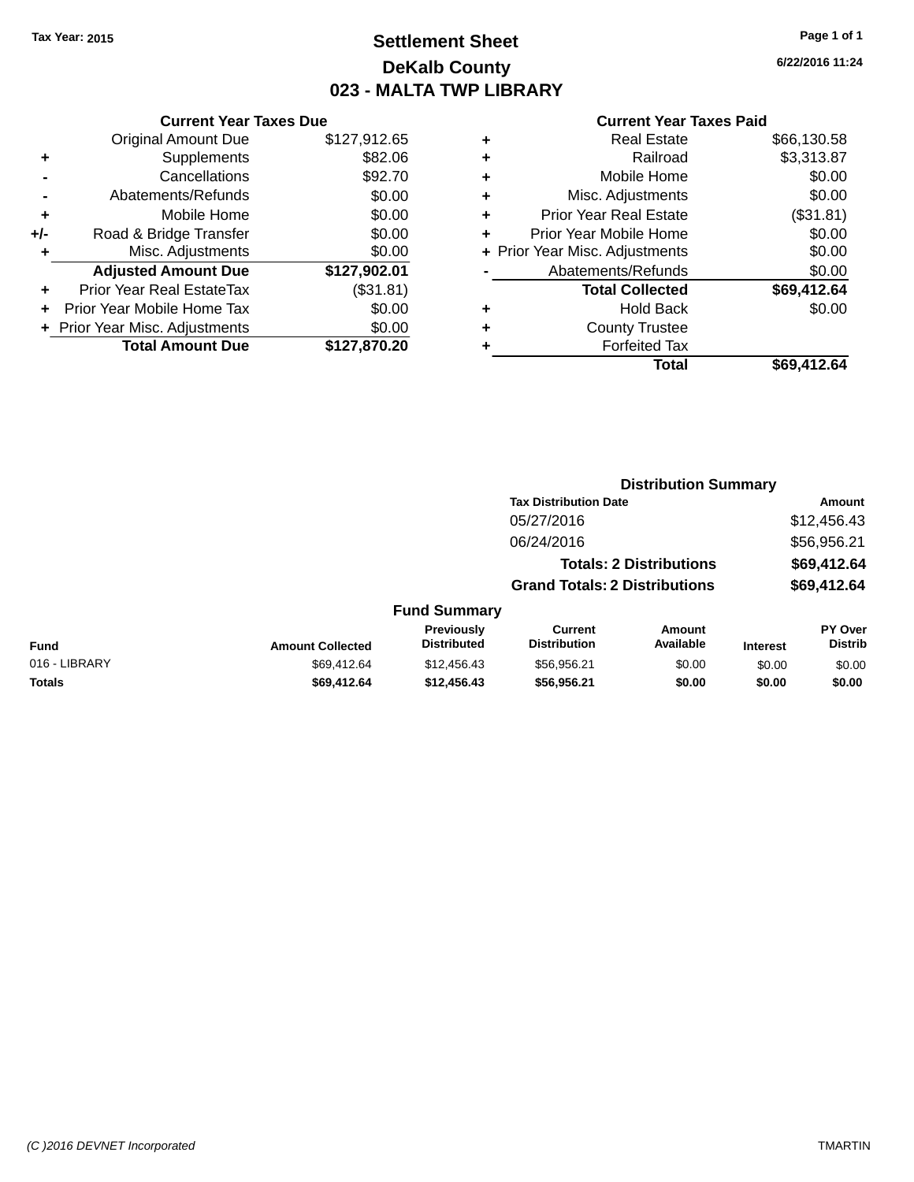Tax Year: 2015

# Settlement Sheet
## DeKalb County
## 023 - MALTA TWP LIBRARY

6/22/2016 11:24

### Current Year Taxes Due

| | | |
|---|---|---|
| | Original Amount Due | $127,912.65 |
| + | Supplements | $82.06 |
| - | Cancellations | $92.70 |
| - | Abatements/Refunds | $0.00 |
| + | Mobile Home | $0.00 |
| +/- | Road & Bridge Transfer | $0.00 |
| + | Misc. Adjustments | $0.00 |
| | **Adjusted Amount Due** | **$127,902.01** |
| + | Prior Year Real EstateTax | ($31.81) |
| + | Prior Year Mobile Home Tax | $0.00 |
| + | Prior Year Misc. Adjustments | $0.00 |
| | **Total Amount Due** | **$127,870.20** |

### Current Year Taxes Paid

| | | |
|---|---|---|
| + | Real Estate | $66,130.58 |
| + | Railroad | $3,313.87 |
| + | Mobile Home | $0.00 |
| + | Misc. Adjustments | $0.00 |
| + | Prior Year Real Estate | ($31.81) |
| + | Prior Year Mobile Home | $0.00 |
| + | Prior Year Misc. Adjustments | $0.00 |
| - | Abatements/Refunds | $0.00 |
| | **Total Collected** | **$69,412.64** |
| + | Hold Back | $0.00 |
| + | County Trustee | |
| + | Forfeited Tax | |
| | **Total** | **$69,412.64** |

### Distribution Summary

| Tax Distribution Date | Amount |
|---|---|
| 05/27/2016 | $12,456.43 |
| 06/24/2016 | $56,956.21 |
| **Totals: 2 Distributions** | **$69,412.64** |
| **Grand Totals: 2 Distributions** | **$69,412.64** |

### Fund Summary

| Fund | Amount Collected | Previously Distributed | Current Distribution | Amount Available | Interest | PY Over Distrib |
|---|---|---|---|---|---|---|
| 016 - LIBRARY | $69,412.64 | $12,456.43 | $56,956.21 | $0.00 | $0.00 | $0.00 |
| **Totals** | **$69,412.64** | **$12,456.43** | **$56,956.21** | **$0.00** | **$0.00** | **$0.00** |

(C )2016 DEVNET Incorporated TMARTIN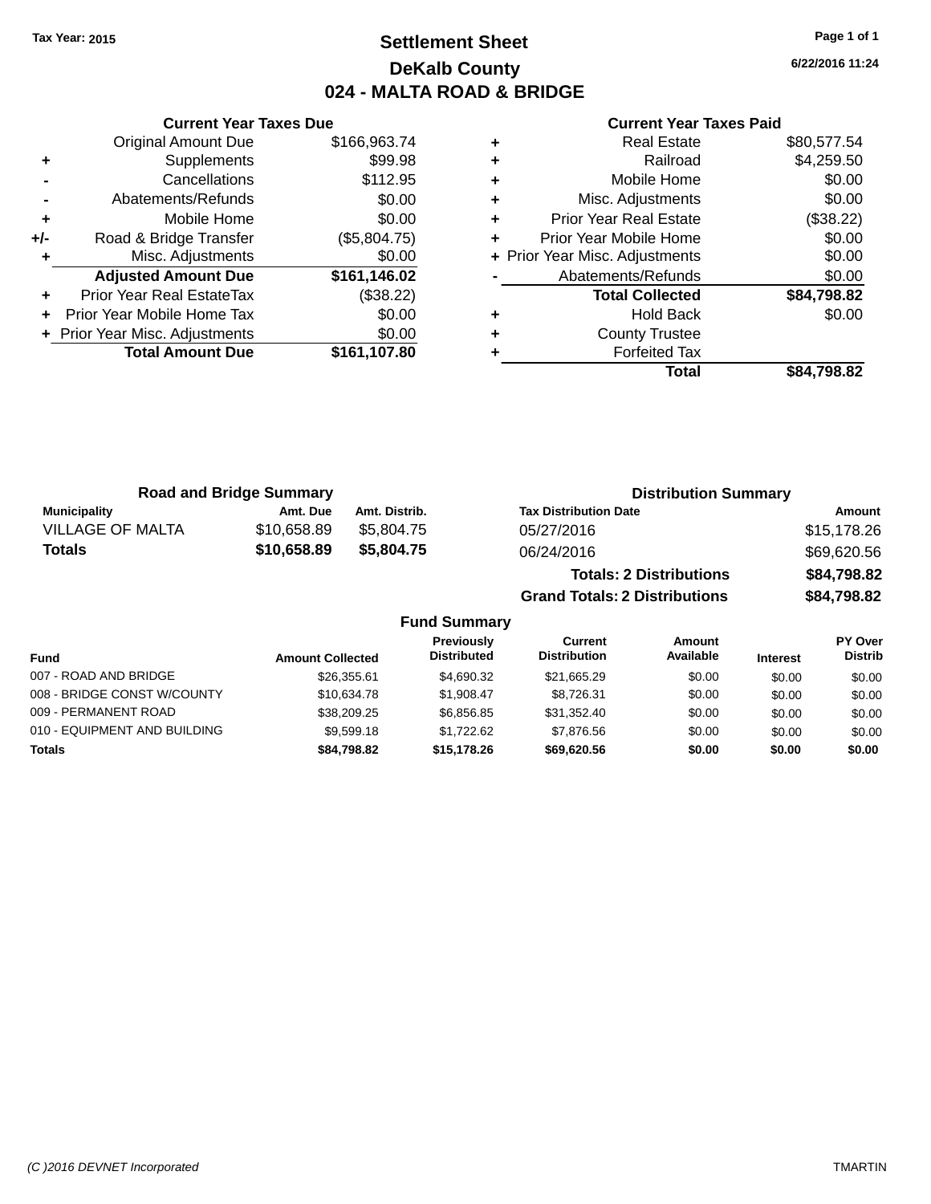Tax Year: 2015

# Settlement Sheet

## DeKalb County

## 024 - MALTA ROAD & BRIDGE

6/22/2016 11:24

### Current Year Taxes Due

| | | |
|---|---|---|
| | Original Amount Due | $166,963.74 |
| + | Supplements | $99.98 |
| - | Cancellations | $112.95 |
| - | Abatements/Refunds | $0.00 |
| + | Mobile Home | $0.00 |
| +/- | Road & Bridge Transfer | ($5,804.75) |
| + | Misc. Adjustments | $0.00 |
| | **Adjusted Amount Due** | **$161,146.02** |
| + | Prior Year Real EstateTax | ($38.22) |
| + | Prior Year Mobile Home Tax | $0.00 |
| + | Prior Year Misc. Adjustments | $0.00 |
| | **Total Amount Due** | **$161,107.80** |

### Current Year Taxes Paid

| | | |
|---|---|---|
| + | Real Estate | $80,577.54 |
| + | Railroad | $4,259.50 |
| + | Mobile Home | $0.00 |
| + | Misc. Adjustments | $0.00 |
| + | Prior Year Real Estate | ($38.22) |
| + | Prior Year Mobile Home | $0.00 |
| + | Prior Year Misc. Adjustments | $0.00 |
| - | Abatements/Refunds | $0.00 |
| | **Total Collected** | **$84,798.82** |
| + | Hold Back | $0.00 |
| + | County Trustee | |
| + | Forfeited Tax | |
| | **Total** | **$84,798.82** |

### Road and Bridge Summary

| Municipality | Amt. Due | Amt. Distrib. |
|---|---|---|
| VILLAGE OF MALTA | $10,658.89 | $5,804.75 |
| **Totals** | **$10,658.89** | **$5,804.75** |

### Distribution Summary

| Tax Distribution Date | Amount |
|---|---|
| 05/27/2016 | $15,178.26 |
| 06/24/2016 | $69,620.56 |
| **Totals: 2 Distributions** | **$84,798.82** |
| **Grand Totals: 2 Distributions** | **$84,798.82** |

### Fund Summary

| Fund | Amount Collected | Previously Distributed | Current Distribution | Amount Available | Interest | PY Over Distrib |
|---|---|---|---|---|---|---|
| 007 - ROAD AND BRIDGE | $26,355.61 | $4,690.32 | $21,665.29 | $0.00 | $0.00 | $0.00 |
| 008 - BRIDGE CONST W/COUNTY | $10,634.78 | $1,908.47 | $8,726.31 | $0.00 | $0.00 | $0.00 |
| 009 - PERMANENT ROAD | $38,209.25 | $6,856.85 | $31,352.40 | $0.00 | $0.00 | $0.00 |
| 010 - EQUIPMENT AND BUILDING | $9,599.18 | $1,722.62 | $7,876.56 | $0.00 | $0.00 | $0.00 |
| **Totals** | **$84,798.82** | **$15,178.26** | **$69,620.56** | **$0.00** | **$0.00** | **$0.00** |

(C )2016 DEVNET Incorporated TMARTIN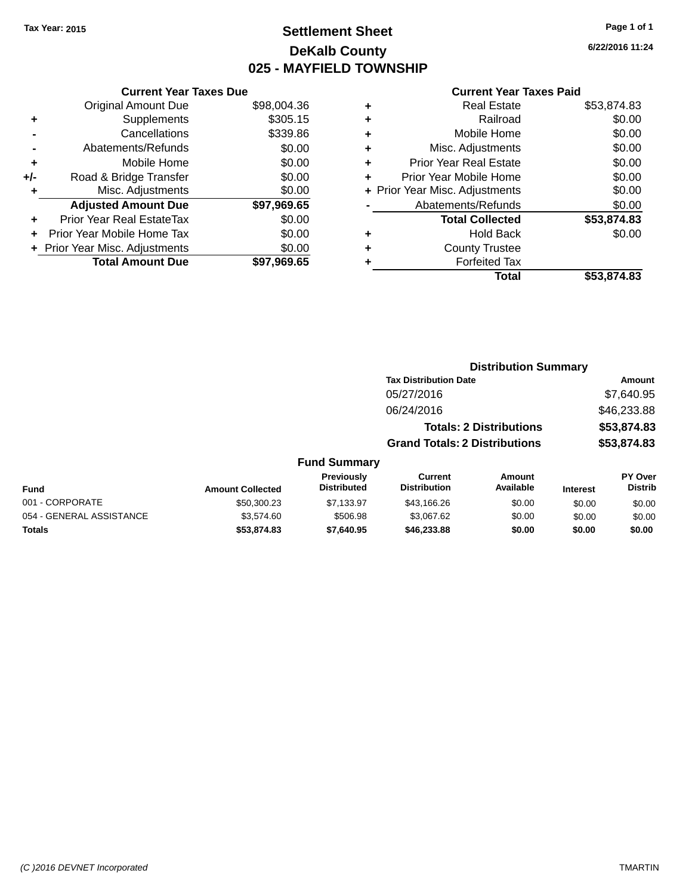Tax Year: 2015

# Settlement Sheet

## DeKalb County

## 025 - MAYFIELD TOWNSHIP

6/22/2016 11:24

### Current Year Taxes Due

| | | |
|---|---|---|
| | Original Amount Due | $98,004.36 |
| + | Supplements | $305.15 |
| - | Cancellations | $339.86 |
| - | Abatements/Refunds | $0.00 |
| + | Mobile Home | $0.00 |
| +/- | Road & Bridge Transfer | $0.00 |
| + | Misc. Adjustments | $0.00 |
| | **Adjusted Amount Due** | **$97,969.65** |
| + | Prior Year Real EstateTax | $0.00 |
| + | Prior Year Mobile Home Tax | $0.00 |
| + | Prior Year Misc. Adjustments | $0.00 |
| | **Total Amount Due** | **$97,969.65** |

### Current Year Taxes Paid

| | | |
|---|---|---|
| + | Real Estate | $53,874.83 |
| + | Railroad | $0.00 |
| + | Mobile Home | $0.00 |
| + | Misc. Adjustments | $0.00 |
| + | Prior Year Real Estate | $0.00 |
| + | Prior Year Mobile Home | $0.00 |
| + | Prior Year Misc. Adjustments | $0.00 |
| - | Abatements/Refunds | $0.00 |
| | **Total Collected** | **$53,874.83** |
| + | Hold Back | $0.00 |
| + | County Trustee | |
| + | Forfeited Tax | |
| | **Total** | **$53,874.83** |

### Distribution Summary

| Tax Distribution Date | Amount |
|---|---|
| 05/27/2016 | $7,640.95 |
| 06/24/2016 | $46,233.88 |
| **Totals: 2 Distributions** | **$53,874.83** |
| **Grand Totals: 2 Distributions** | **$53,874.83** |

### Fund Summary

| Fund | Amount Collected | Previously Distributed | Current Distribution | Amount Available | Interest | PY Over Distrib |
|---|---|---|---|---|---|---|
| 001 - CORPORATE | $50,300.23 | $7,133.97 | $43,166.26 | $0.00 | $0.00 | $0.00 |
| 054 - GENERAL ASSISTANCE | $3,574.60 | $506.98 | $3,067.62 | $0.00 | $0.00 | $0.00 |
| **Totals** | **$53,874.83** | **$7,640.95** | **$46,233.88** | **$0.00** | **$0.00** | **$0.00** |

(C )2016 DEVNET Incorporated — TMARTIN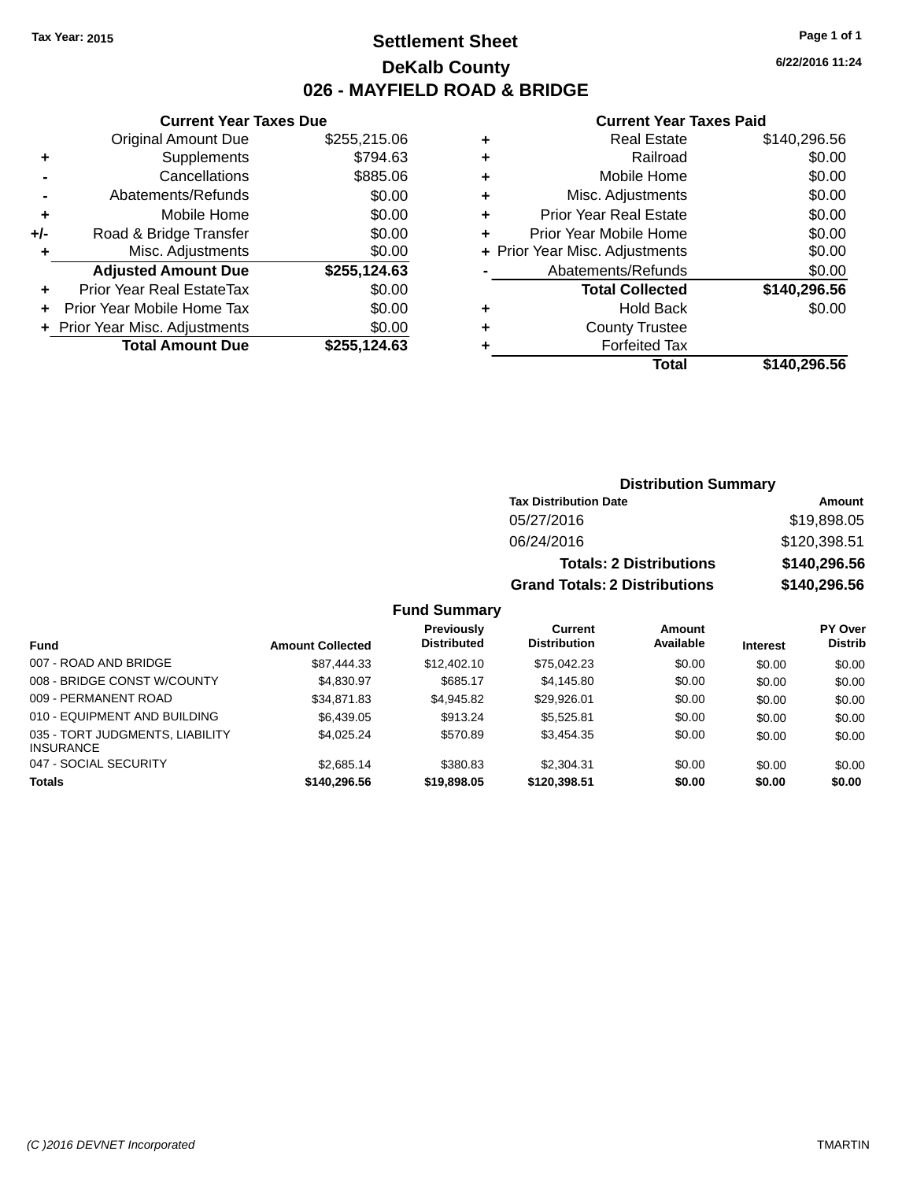Tax Year: 2015

# Settlement Sheet

## DeKalb County

## 026 - MAYFIELD ROAD & BRIDGE

6/22/2016 11:24

### Current Year Taxes Due

| | | |
|---|---|---|
| | Original Amount Due | $255,215.06 |
| + | Supplements | $794.63 |
| - | Cancellations | $885.06 |
| - | Abatements/Refunds | $0.00 |
| + | Mobile Home | $0.00 |
| +/- | Road & Bridge Transfer | $0.00 |
| + | Misc. Adjustments | $0.00 |
| | **Adjusted Amount Due** | **$255,124.63** |
| + | Prior Year Real EstateTax | $0.00 |
| + | Prior Year Mobile Home Tax | $0.00 |
| + | Prior Year Misc. Adjustments | $0.00 |
| | **Total Amount Due** | **$255,124.63** |

### Current Year Taxes Paid

| | | |
|---|---|---|
| + | Real Estate | $140,296.56 |
| + | Railroad | $0.00 |
| + | Mobile Home | $0.00 |
| + | Misc. Adjustments | $0.00 |
| + | Prior Year Real Estate | $0.00 |
| + | Prior Year Mobile Home | $0.00 |
| + | Prior Year Misc. Adjustments | $0.00 |
| - | Abatements/Refunds | $0.00 |
| | **Total Collected** | **$140,296.56** |
| + | Hold Back | $0.00 |
| + | County Trustee | |
| + | Forfeited Tax | |
| | **Total** | **$140,296.56** |

### Distribution Summary

| Tax Distribution Date | Amount |
|---|---|
| 05/27/2016 | $19,898.05 |
| 06/24/2016 | $120,398.51 |
| **Totals: 2 Distributions** | **$140,296.56** |
| **Grand Totals: 2 Distributions** | **$140,296.56** |

### Fund Summary

| Fund | Amount Collected | Previously Distributed | Current Distribution | Amount Available | Interest | PY Over Distrib |
|---|---|---|---|---|---|---|
| 007 - ROAD AND BRIDGE | $87,444.33 | $12,402.10 | $75,042.23 | $0.00 | $0.00 | $0.00 |
| 008 - BRIDGE CONST W/COUNTY | $4,830.97 | $685.17 | $4,145.80 | $0.00 | $0.00 | $0.00 |
| 009 - PERMANENT ROAD | $34,871.83 | $4,945.82 | $29,926.01 | $0.00 | $0.00 | $0.00 |
| 010 - EQUIPMENT AND BUILDING | $6,439.05 | $913.24 | $5,525.81 | $0.00 | $0.00 | $0.00 |
| 035 - TORT JUDGMENTS, LIABILITY INSURANCE | $4,025.24 | $570.89 | $3,454.35 | $0.00 | $0.00 | $0.00 |
| 047 - SOCIAL SECURITY | $2,685.14 | $380.83 | $2,304.31 | $0.00 | $0.00 | $0.00 |
| **Totals** | **$140,296.56** | **$19,898.05** | **$120,398.51** | **$0.00** | **$0.00** | **$0.00** |

(C )2016 DEVNET Incorporated TMARTIN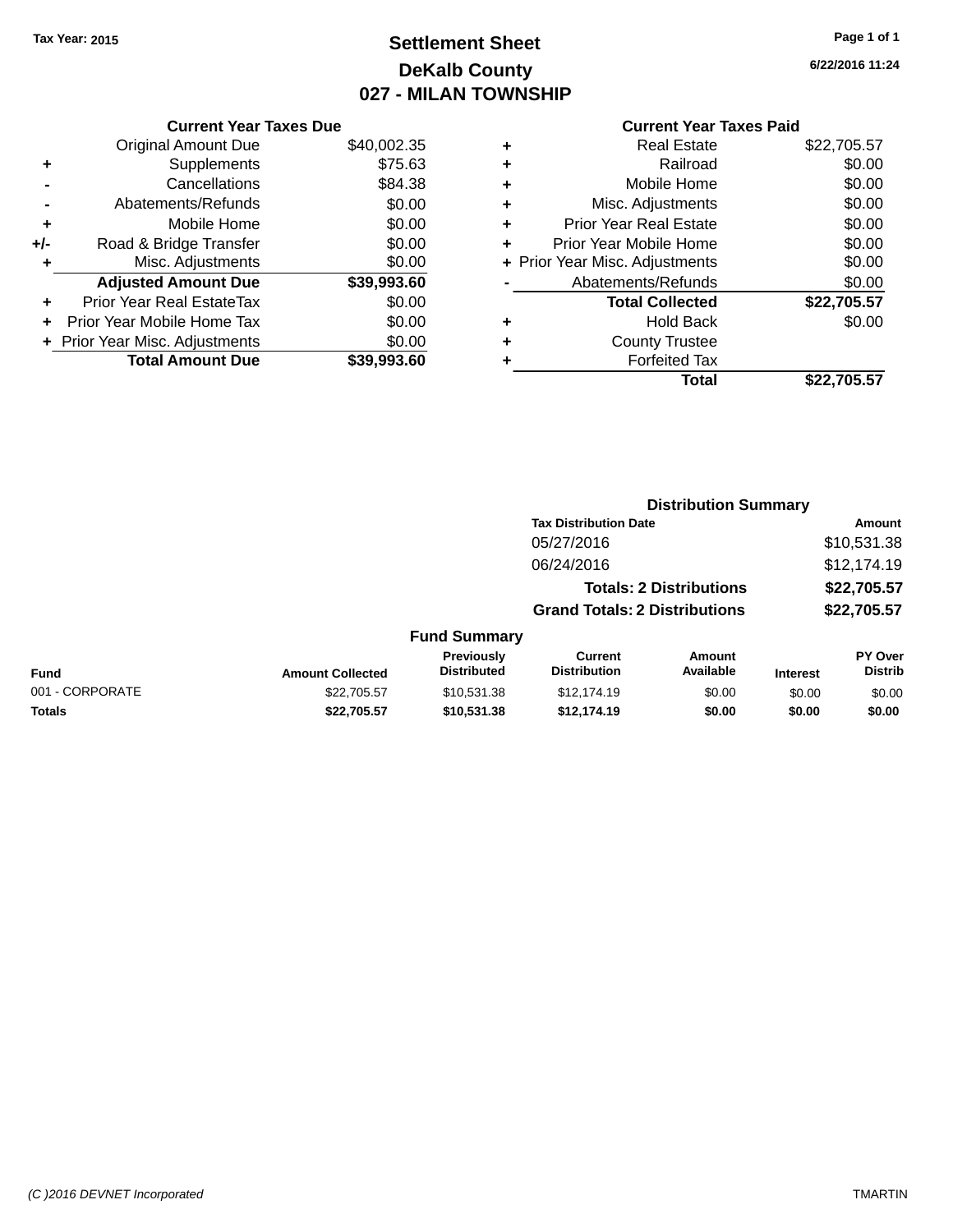Tax Year: 2015

# Settlement Sheet
## DeKalb County
## 027 - MILAN TOWNSHIP

6/22/2016 11:24

### Current Year Taxes Due

| | | |
|---|---|---|
| | Original Amount Due | $40,002.35 |
| + | Supplements | $75.63 |
| - | Cancellations | $84.38 |
| - | Abatements/Refunds | $0.00 |
| + | Mobile Home | $0.00 |
| +/- | Road & Bridge Transfer | $0.00 |
| + | Misc. Adjustments | $0.00 |
| | **Adjusted Amount Due** | **$39,993.60** |
| + | Prior Year Real EstateTax | $0.00 |
| + | Prior Year Mobile Home Tax | $0.00 |
| + | Prior Year Misc. Adjustments | $0.00 |
| | **Total Amount Due** | **$39,993.60** |

### Current Year Taxes Paid

| | | |
|---|---|---|
| + | Real Estate | $22,705.57 |
| + | Railroad | $0.00 |
| + | Mobile Home | $0.00 |
| + | Misc. Adjustments | $0.00 |
| + | Prior Year Real Estate | $0.00 |
| + | Prior Year Mobile Home | $0.00 |
| + | Prior Year Misc. Adjustments | $0.00 |
| - | Abatements/Refunds | $0.00 |
| | **Total Collected** | **$22,705.57** |
| + | Hold Back | $0.00 |
| + | County Trustee | |
| + | Forfeited Tax | |
| | **Total** | **$22,705.57** |

### Distribution Summary

| Tax Distribution Date | Amount |
|---|---|
| 05/27/2016 | $10,531.38 |
| 06/24/2016 | $12,174.19 |
| **Totals: 2 Distributions** | **$22,705.57** |
| **Grand Totals: 2 Distributions** | **$22,705.57** |

### Fund Summary

| Fund | Amount Collected | Previously Distributed | Current Distribution | Amount Available | Interest | PY Over Distrib |
|---|---|---|---|---|---|---|
| 001 - CORPORATE | $22,705.57 | $10,531.38 | $12,174.19 | $0.00 | $0.00 | $0.00 |
| **Totals** | **$22,705.57** | **$10,531.38** | **$12,174.19** | **$0.00** | **$0.00** | **$0.00** |

(C )2016 DEVNET Incorporated TMARTIN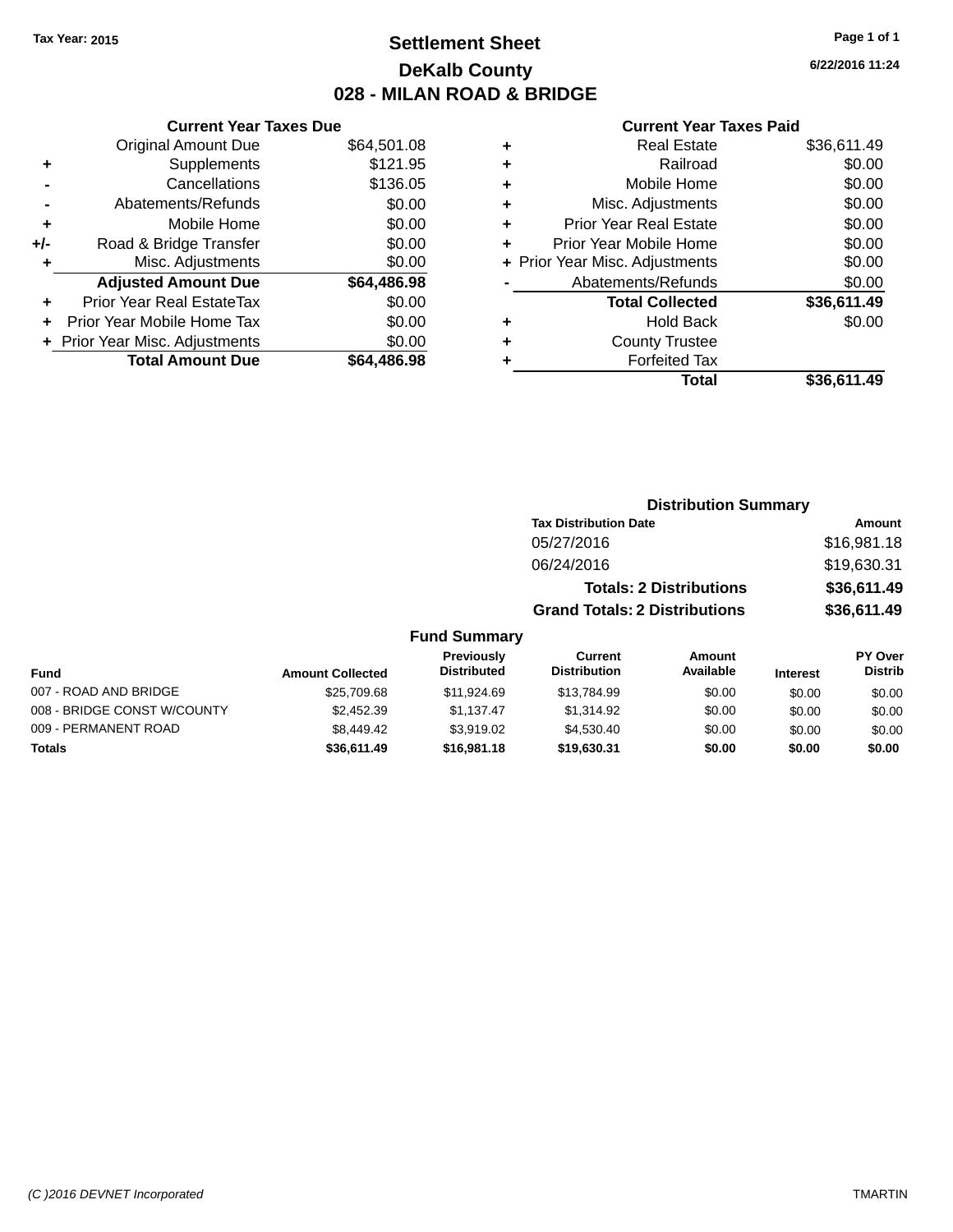Tax Year: 2015

# Settlement Sheet

## DeKalb County

## 028 - MILAN ROAD & BRIDGE

6/22/2016 11:24

### Current Year Taxes Due

| | | |
|---|---|---|
| | Original Amount Due | $64,501.08 |
| + | Supplements | $121.95 |
| - | Cancellations | $136.05 |
| - | Abatements/Refunds | $0.00 |
| + | Mobile Home | $0.00 |
| +/- | Road & Bridge Transfer | $0.00 |
| + | Misc. Adjustments | $0.00 |
| | **Adjusted Amount Due** | **$64,486.98** |
| + | Prior Year Real EstateTax | $0.00 |
| + | Prior Year Mobile Home Tax | $0.00 |
| + | Prior Year Misc. Adjustments | $0.00 |
| | **Total Amount Due** | **$64,486.98** |

### Current Year Taxes Paid

| | | |
|---|---|---|
| + | Real Estate | $36,611.49 |
| + | Railroad | $0.00 |
| + | Mobile Home | $0.00 |
| + | Misc. Adjustments | $0.00 |
| + | Prior Year Real Estate | $0.00 |
| + | Prior Year Mobile Home | $0.00 |
| + | Prior Year Misc. Adjustments | $0.00 |
| - | Abatements/Refunds | $0.00 |
| | **Total Collected** | **$36,611.49** |
| + | Hold Back | $0.00 |
| + | County Trustee | |
| + | Forfeited Tax | |
| | **Total** | **$36,611.49** |

### Distribution Summary

| Tax Distribution Date | Amount |
|---|---|
| 05/27/2016 | $16,981.18 |
| 06/24/2016 | $19,630.31 |
| **Totals: 2 Distributions** | **$36,611.49** |
| **Grand Totals: 2 Distributions** | **$36,611.49** |

### Fund Summary

| Fund | Amount Collected | Previously Distributed | Current Distribution | Amount Available | Interest | PY Over Distrib |
|---|---|---|---|---|---|---|
| 007 - ROAD AND BRIDGE | $25,709.68 | $11,924.69 | $13,784.99 | $0.00 | $0.00 | $0.00 |
| 008 - BRIDGE CONST W/COUNTY | $2,452.39 | $1,137.47 | $1,314.92 | $0.00 | $0.00 | $0.00 |
| 009 - PERMANENT ROAD | $8,449.42 | $3,919.02 | $4,530.40 | $0.00 | $0.00 | $0.00 |
| **Totals** | **$36,611.49** | **$16,981.18** | **$19,630.31** | **$0.00** | **$0.00** | **$0.00** |

(C )2016 DEVNET Incorporated TMARTIN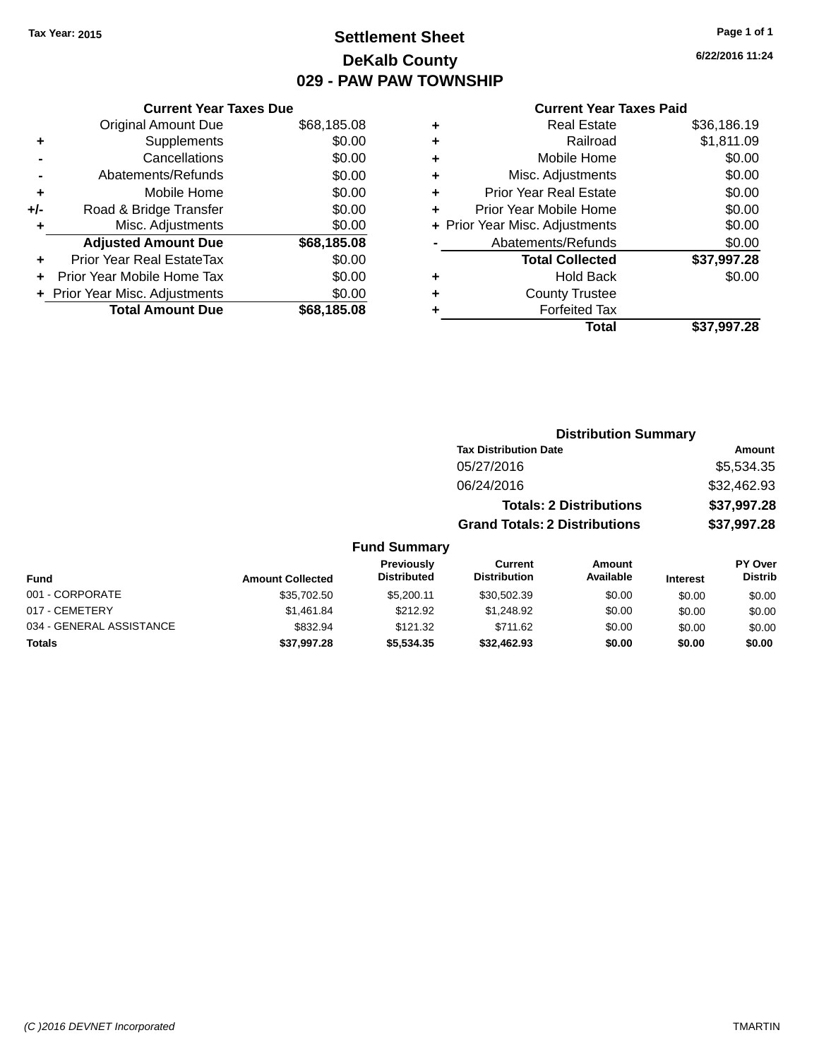Tax Year: 2015

# Settlement Sheet

## DeKalb County

## 029 - PAW PAW TOWNSHIP

6/22/2016 11:24

### Current Year Taxes Due

| | | |
|---|---|---|
| | Original Amount Due | $68,185.08 |
| + | Supplements | $0.00 |
| - | Cancellations | $0.00 |
| - | Abatements/Refunds | $0.00 |
| + | Mobile Home | $0.00 |
| +/- | Road & Bridge Transfer | $0.00 |
| + | Misc. Adjustments | $0.00 |
| | **Adjusted Amount Due** | **$68,185.08** |
| + | Prior Year Real EstateTax | $0.00 |
| + | Prior Year Mobile Home Tax | $0.00 |
| + | Prior Year Misc. Adjustments | $0.00 |
| | **Total Amount Due** | **$68,185.08** |

### Current Year Taxes Paid

| | | |
|---|---|---|
| + | Real Estate | $36,186.19 |
| + | Railroad | $1,811.09 |
| + | Mobile Home | $0.00 |
| + | Misc. Adjustments | $0.00 |
| + | Prior Year Real Estate | $0.00 |
| + | Prior Year Mobile Home | $0.00 |
| + | Prior Year Misc. Adjustments | $0.00 |
| - | Abatements/Refunds | $0.00 |
| | **Total Collected** | **$37,997.28** |
| + | Hold Back | $0.00 |
| + | County Trustee | |
| + | Forfeited Tax | |
| | **Total** | **$37,997.28** |

### Distribution Summary

| Tax Distribution Date | Amount |
|---|---|
| 05/27/2016 | $5,534.35 |
| 06/24/2016 | $32,462.93 |
| **Totals: 2 Distributions** | **$37,997.28** |
| **Grand Totals: 2 Distributions** | **$37,997.28** |

### Fund Summary

| Fund | Amount Collected | Previously Distributed | Current Distribution | Amount Available | Interest | PY Over Distrib |
|---|---|---|---|---|---|---|
| 001 - CORPORATE | $35,702.50 | $5,200.11 | $30,502.39 | $0.00 | $0.00 | $0.00 |
| 017 - CEMETERY | $1,461.84 | $212.92 | $1,248.92 | $0.00 | $0.00 | $0.00 |
| 034 - GENERAL ASSISTANCE | $832.94 | $121.32 | $711.62 | $0.00 | $0.00 | $0.00 |
| **Totals** | **$37,997.28** | **$5,534.35** | **$32,462.93** | **$0.00** | **$0.00** | **$0.00** |

(C )2016 DEVNET Incorporated TMARTIN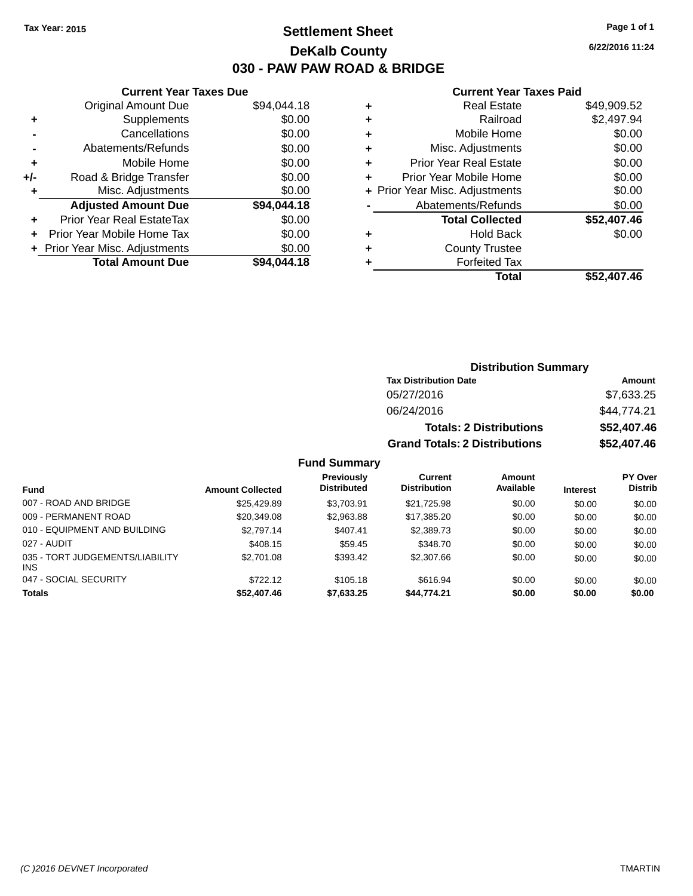Tax Year: 2015

# Settlement Sheet

## DeKalb County

## 030 - PAW PAW ROAD & BRIDGE

6/22/2016 11:24

### Current Year Taxes Due

| | | Amount |
|---|---|---|
| | Original Amount Due | $94,044.18 |
| + | Supplements | $0.00 |
| - | Cancellations | $0.00 |
| - | Abatements/Refunds | $0.00 |
| + | Mobile Home | $0.00 |
| +/- | Road & Bridge Transfer | $0.00 |
| + | Misc. Adjustments | $0.00 |
| | **Adjusted Amount Due** | **$94,044.18** |
| + | Prior Year Real EstateTax | $0.00 |
| + | Prior Year Mobile Home Tax | $0.00 |
| + | Prior Year Misc. Adjustments | $0.00 |
| | **Total Amount Due** | **$94,044.18** |

### Current Year Taxes Paid

| | | Amount |
|---|---|---|
| + | Real Estate | $49,909.52 |
| + | Railroad | $2,497.94 |
| + | Mobile Home | $0.00 |
| + | Misc. Adjustments | $0.00 |
| + | Prior Year Real Estate | $0.00 |
| + | Prior Year Mobile Home | $0.00 |
| + | Prior Year Misc. Adjustments | $0.00 |
| - | Abatements/Refunds | $0.00 |
| | **Total Collected** | **$52,407.46** |
| + | Hold Back | $0.00 |
| + | County Trustee | |
| + | Forfeited Tax | |
| | **Total** | **$52,407.46** |

### Distribution Summary

| Tax Distribution Date | Amount |
|---|---|
| 05/27/2016 | $7,633.25 |
| 06/24/2016 | $44,774.21 |
| **Totals: 2 Distributions** | **$52,407.46** |
| **Grand Totals: 2 Distributions** | **$52,407.46** |

### Fund Summary

| Fund | Amount Collected | Previously Distributed | Current Distribution | Amount Available | Interest | PY Over Distrib |
|---|---|---|---|---|---|---|
| 007 - ROAD AND BRIDGE | $25,429.89 | $3,703.91 | $21,725.98 | $0.00 | $0.00 | $0.00 |
| 009 - PERMANENT ROAD | $20,349.08 | $2,963.88 | $17,385.20 | $0.00 | $0.00 | $0.00 |
| 010 - EQUIPMENT AND BUILDING | $2,797.14 | $407.41 | $2,389.73 | $0.00 | $0.00 | $0.00 |
| 027 - AUDIT | $408.15 | $59.45 | $348.70 | $0.00 | $0.00 | $0.00 |
| 035 - TORT JUDGEMENTS/LIABILITY INS | $2,701.08 | $393.42 | $2,307.66 | $0.00 | $0.00 | $0.00 |
| 047 - SOCIAL SECURITY | $722.12 | $105.18 | $616.94 | $0.00 | $0.00 | $0.00 |
| **Totals** | **$52,407.46** | **$7,633.25** | **$44,774.21** | **$0.00** | **$0.00** | **$0.00** |

(C )2016 DEVNET Incorporated TMARTIN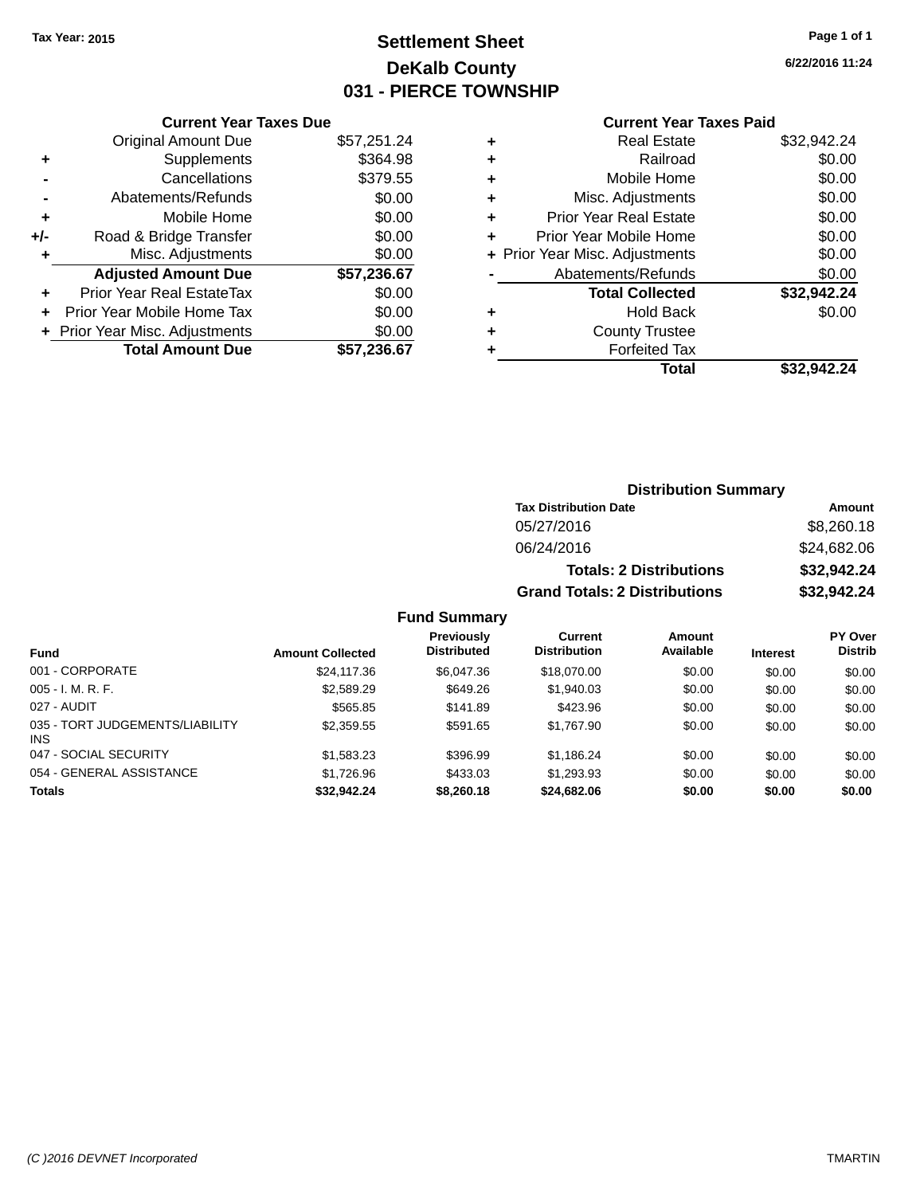Tax Year: 2015

# Settlement Sheet

## DeKalb County

## 031 - PIERCE TOWNSHIP

6/22/2016 11:24

### Current Year Taxes Due

| | | |
|---|---|---|
| | Original Amount Due | $57,251.24 |
| + | Supplements | $364.98 |
| - | Cancellations | $379.55 |
| - | Abatements/Refunds | $0.00 |
| + | Mobile Home | $0.00 |
| +/- | Road & Bridge Transfer | $0.00 |
| + | Misc. Adjustments | $0.00 |
| | **Adjusted Amount Due** | **$57,236.67** |
| + | Prior Year Real EstateTax | $0.00 |
| + | Prior Year Mobile Home Tax | $0.00 |
| + | Prior Year Misc. Adjustments | $0.00 |
| | **Total Amount Due** | **$57,236.67** |

### Current Year Taxes Paid

| | | |
|---|---|---|
| + | Real Estate | $32,942.24 |
| + | Railroad | $0.00 |
| + | Mobile Home | $0.00 |
| + | Misc. Adjustments | $0.00 |
| + | Prior Year Real Estate | $0.00 |
| + | Prior Year Mobile Home | $0.00 |
| + | Prior Year Misc. Adjustments | $0.00 |
| - | Abatements/Refunds | $0.00 |
| | **Total Collected** | **$32,942.24** |
| + | Hold Back | $0.00 |
| + | County Trustee | |
| + | Forfeited Tax | |
| | **Total** | **$32,942.24** |

### Distribution Summary

| Tax Distribution Date | Amount |
|---|---|
| 05/27/2016 | $8,260.18 |
| 06/24/2016 | $24,682.06 |
| **Totals: 2 Distributions** | **$32,942.24** |
| **Grand Totals: 2 Distributions** | **$32,942.24** |

### Fund Summary

| Fund | Amount Collected | Previously Distributed | Current Distribution | Amount Available | Interest | PY Over Distrib |
|---|---|---|---|---|---|---|
| 001 - CORPORATE | $24,117.36 | $6,047.36 | $18,070.00 | $0.00 | $0.00 | $0.00 |
| 005 - I. M. R. F. | $2,589.29 | $649.26 | $1,940.03 | $0.00 | $0.00 | $0.00 |
| 027 - AUDIT | $565.85 | $141.89 | $423.96 | $0.00 | $0.00 | $0.00 |
| 035 - TORT JUDGEMENTS/LIABILITY INS | $2,359.55 | $591.65 | $1,767.90 | $0.00 | $0.00 | $0.00 |
| 047 - SOCIAL SECURITY | $1,583.23 | $396.99 | $1,186.24 | $0.00 | $0.00 | $0.00 |
| 054 - GENERAL ASSISTANCE | $1,726.96 | $433.03 | $1,293.93 | $0.00 | $0.00 | $0.00 |
| **Totals** | **$32,942.24** | **$8,260.18** | **$24,682.06** | **$0.00** | **$0.00** | **$0.00** |

(C )2016 DEVNET Incorporated TMARTIN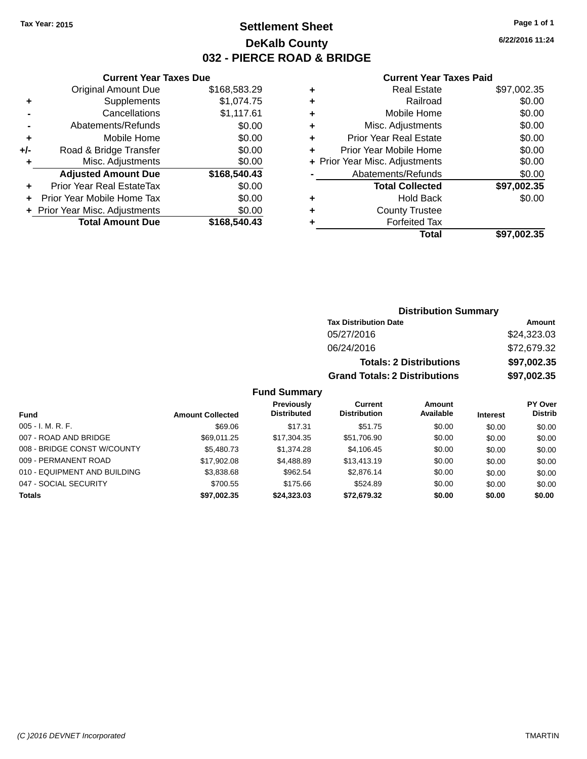Tax Year: 2015

# Settlement Sheet
## DeKalb County
## 032 - PIERCE ROAD & BRIDGE

6/22/2016 11:24

### Current Year Taxes Due

| | | |
|---|---|---|
| | Original Amount Due | $168,583.29 |
| + | Supplements | $1,074.75 |
| - | Cancellations | $1,117.61 |
| - | Abatements/Refunds | $0.00 |
| + | Mobile Home | $0.00 |
| +/- | Road & Bridge Transfer | $0.00 |
| + | Misc. Adjustments | $0.00 |
| | **Adjusted Amount Due** | **$168,540.43** |
| + | Prior Year Real EstateTax | $0.00 |
| + | Prior Year Mobile Home Tax | $0.00 |
| + | Prior Year Misc. Adjustments | $0.00 |
| | **Total Amount Due** | **$168,540.43** |

### Current Year Taxes Paid

| | | |
|---|---|---|
| + | Real Estate | $97,002.35 |
| + | Railroad | $0.00 |
| + | Mobile Home | $0.00 |
| + | Misc. Adjustments | $0.00 |
| + | Prior Year Real Estate | $0.00 |
| + | Prior Year Mobile Home | $0.00 |
| + | Prior Year Misc. Adjustments | $0.00 |
| - | Abatements/Refunds | $0.00 |
| | **Total Collected** | **$97,002.35** |
| + | Hold Back | $0.00 |
| + | County Trustee | |
| + | Forfeited Tax | |
| | **Total** | **$97,002.35** |

### Distribution Summary

| Tax Distribution Date | Amount |
|---|---|
| 05/27/2016 | $24,323.03 |
| 06/24/2016 | $72,679.32 |
| **Totals: 2 Distributions** | **$97,002.35** |
| **Grand Totals: 2 Distributions** | **$97,002.35** |

### Fund Summary

| Fund | Amount Collected | Previously Distributed | Current Distribution | Amount Available | Interest | PY Over Distrib |
|---|---|---|---|---|---|---|
| 005 - I. M. R. F. | $69.06 | $17.31 | $51.75 | $0.00 | $0.00 | $0.00 |
| 007 - ROAD AND BRIDGE | $69,011.25 | $17,304.35 | $51,706.90 | $0.00 | $0.00 | $0.00 |
| 008 - BRIDGE CONST W/COUNTY | $5,480.73 | $1,374.28 | $4,106.45 | $0.00 | $0.00 | $0.00 |
| 009 - PERMANENT ROAD | $17,902.08 | $4,488.89 | $13,413.19 | $0.00 | $0.00 | $0.00 |
| 010 - EQUIPMENT AND BUILDING | $3,838.68 | $962.54 | $2,876.14 | $0.00 | $0.00 | $0.00 |
| 047 - SOCIAL SECURITY | $700.55 | $175.66 | $524.89 | $0.00 | $0.00 | $0.00 |
| **Totals** | **$97,002.35** | **$24,323.03** | **$72,679.32** | **$0.00** | **$0.00** | **$0.00** |

(C )2016 DEVNET Incorporated TMARTIN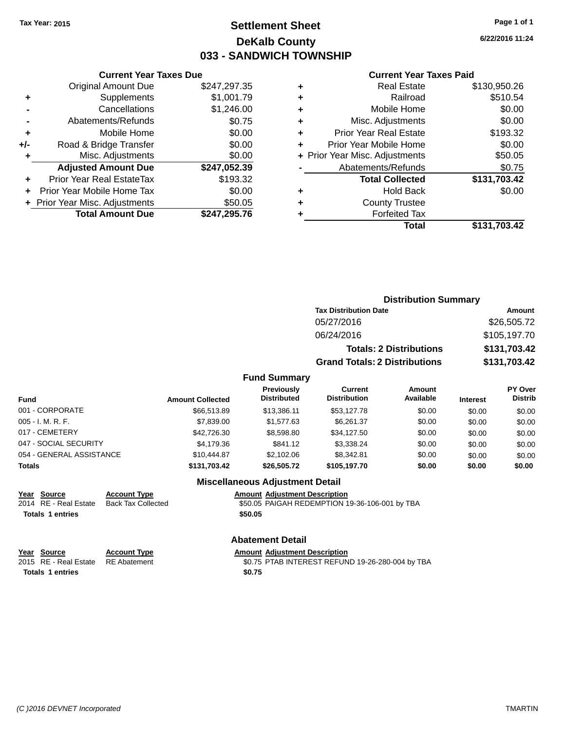Tax Year: 2015

# Settlement Sheet
## DeKalb County
## 033 - SANDWICH TOWNSHIP

6/22/2016 11:24

### Current Year Taxes Due

| | | |
|---|---|---|
| | Original Amount Due | $247,297.35 |
| + | Supplements | $1,001.79 |
| - | Cancellations | $1,246.00 |
| - | Abatements/Refunds | $0.75 |
| + | Mobile Home | $0.00 |
| +/- | Road & Bridge Transfer | $0.00 |
| + | Misc. Adjustments | $0.00 |
| | **Adjusted Amount Due** | **$247,052.39** |
| + | Prior Year Real EstateTax | $193.32 |
| + | Prior Year Mobile Home Tax | $0.00 |
| + | Prior Year Misc. Adjustments | $50.05 |
| | **Total Amount Due** | **$247,295.76** |

### Current Year Taxes Paid

| | | |
|---|---|---|
| + | Real Estate | $130,950.26 |
| + | Railroad | $510.54 |
| + | Mobile Home | $0.00 |
| + | Misc. Adjustments | $0.00 |
| + | Prior Year Real Estate | $193.32 |
| + | Prior Year Mobile Home | $0.00 |
| + | Prior Year Misc. Adjustments | $50.05 |
| - | Abatements/Refunds | $0.75 |
| | **Total Collected** | **$131,703.42** |
| + | Hold Back | $0.00 |
| + | County Trustee | |
| + | Forfeited Tax | |
| | **Total** | **$131,703.42** |

### Distribution Summary

| Tax Distribution Date | Amount |
|---|---|
| 05/27/2016 | $26,505.72 |
| 06/24/2016 | $105,197.70 |
| **Totals: 2 Distributions** | **$131,703.42** |
| **Grand Totals: 2 Distributions** | **$131,703.42** |

### Fund Summary

| Fund | Amount Collected | Previously Distributed | Current Distribution | Amount Available | Interest | PY Over Distrib |
|---|---|---|---|---|---|---|
| 001 - CORPORATE | $66,513.89 | $13,386.11 | $53,127.78 | $0.00 | $0.00 | $0.00 |
| 005 - I. M. R. F. | $7,839.00 | $1,577.63 | $6,261.37 | $0.00 | $0.00 | $0.00 |
| 017 - CEMETERY | $42,726.30 | $8,598.80 | $34,127.50 | $0.00 | $0.00 | $0.00 |
| 047 - SOCIAL SECURITY | $4,179.36 | $841.12 | $3,338.24 | $0.00 | $0.00 | $0.00 |
| 054 - GENERAL ASSISTANCE | $10,444.87 | $2,102.06 | $8,342.81 | $0.00 | $0.00 | $0.00 |
| **Totals** | **$131,703.42** | **$26,505.72** | **$105,197.70** | **$0.00** | **$0.00** | **$0.00** |

### Miscellaneous Adjustment Detail

| Year | Source | Account Type | Amount | Adjustment Description |
|---|---|---|---|---|
| 2014 | RE - Real Estate | Back Tax Collected | $50.05 | PAIGAH REDEMPTION 19-36-106-001 by TBA |
| **Totals** | **1 entries** | | **$50.05** | |

### Abatement Detail

| Year | Source | Account Type | Amount | Adjustment Description |
|---|---|---|---|---|
| 2015 | RE - Real Estate | RE Abatement | $0.75 | PTAB INTEREST REFUND 19-26-280-004 by TBA |
| **Totals** | **1 entries** | | **$0.75** | |

(C )2016 DEVNET Incorporated TMARTIN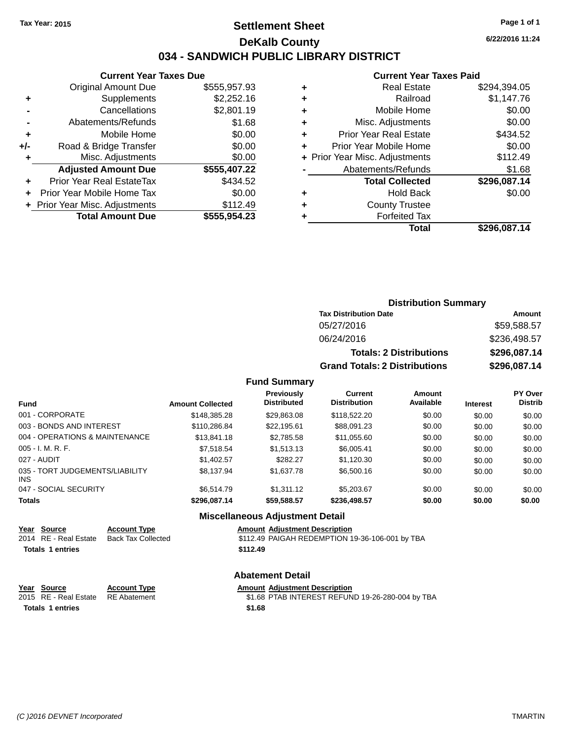Tax Year: 2015

# Settlement Sheet

## DeKalb County

## 034 - SANDWICH PUBLIC LIBRARY DISTRICT

6/22/2016 11:24

### Current Year Taxes Due

| | | |
|---|---|---|
| | Original Amount Due | $555,957.93 |
| + | Supplements | $2,252.16 |
| - | Cancellations | $2,801.19 |
| - | Abatements/Refunds | $1.68 |
| + | Mobile Home | $0.00 |
| +/- | Road & Bridge Transfer | $0.00 |
| + | Misc. Adjustments | $0.00 |
| | **Adjusted Amount Due** | **$555,407.22** |
| + | Prior Year Real EstateTax | $434.52 |
| + | Prior Year Mobile Home Tax | $0.00 |
| + | Prior Year Misc. Adjustments | $112.49 |
| | **Total Amount Due** | **$555,954.23** |

### Current Year Taxes Paid

| | | |
|---|---|---|
| + | Real Estate | $294,394.05 |
| + | Railroad | $1,147.76 |
| + | Mobile Home | $0.00 |
| + | Misc. Adjustments | $0.00 |
| + | Prior Year Real Estate | $434.52 |
| + | Prior Year Mobile Home | $0.00 |
| + | Prior Year Misc. Adjustments | $112.49 |
| - | Abatements/Refunds | $1.68 |
| | **Total Collected** | **$296,087.14** |
| + | Hold Back | $0.00 |
| + | County Trustee | |
| + | Forfeited Tax | |
| | **Total** | **$296,087.14** |

### Distribution Summary

| Tax Distribution Date | Amount |
|---|---|
| 05/27/2016 | $59,588.57 |
| 06/24/2016 | $236,498.57 |
| **Totals: 2 Distributions** | **$296,087.14** |
| **Grand Totals: 2 Distributions** | **$296,087.14** |

### Fund Summary

| Fund | Amount Collected | Previously Distributed | Current Distribution | Amount Available | Interest | PY Over Distrib |
|---|---|---|---|---|---|---|
| 001 - CORPORATE | $148,385.28 | $29,863.08 | $118,522.20 | $0.00 | $0.00 | $0.00 |
| 003 - BONDS AND INTEREST | $110,286.84 | $22,195.61 | $88,091.23 | $0.00 | $0.00 | $0.00 |
| 004 - OPERATIONS & MAINTENANCE | $13,841.18 | $2,785.58 | $11,055.60 | $0.00 | $0.00 | $0.00 |
| 005 - I. M. R. F. | $7,518.54 | $1,513.13 | $6,005.41 | $0.00 | $0.00 | $0.00 |
| 027 - AUDIT | $1,402.57 | $282.27 | $1,120.30 | $0.00 | $0.00 | $0.00 |
| 035 - TORT JUDGEMENTS/LIABILITY INS | $8,137.94 | $1,637.78 | $6,500.16 | $0.00 | $0.00 | $0.00 |
| 047 - SOCIAL SECURITY | $6,514.79 | $1,311.12 | $5,203.67 | $0.00 | $0.00 | $0.00 |
| **Totals** | **$296,087.14** | **$59,588.57** | **$236,498.57** | **$0.00** | **$0.00** | **$0.00** |

### Miscellaneous Adjustment Detail

| Year | Source | Account Type | Amount | Adjustment Description |
|---|---|---|---|---|
| 2014 | RE - Real Estate | Back Tax Collected | $112.49 | PAIGAH REDEMPTION 19-36-106-001 by TBA |
| **Totals** | **1 entries** | | **$112.49** | |

### Abatement Detail

| Year | Source | Account Type | Amount | Adjustment Description |
|---|---|---|---|---|
| 2015 | RE - Real Estate | RE Abatement | $1.68 | PTAB INTEREST REFUND 19-26-280-004 by TBA |
| **Totals** | **1 entries** | | **$1.68** | |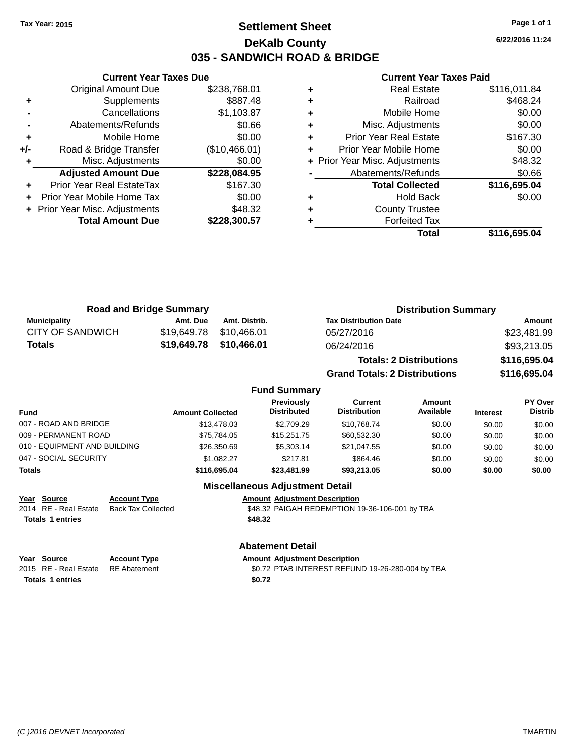Tax Year: 2015

# Settlement Sheet
## DeKalb County
## 035 - SANDWICH ROAD & BRIDGE

6/22/2016 11:24

### Current Year Taxes Due

| | | |
|---|---|---|
| | Original Amount Due | $238,768.01 |
| + | Supplements | $887.48 |
| - | Cancellations | $1,103.87 |
| - | Abatements/Refunds | $0.66 |
| + | Mobile Home | $0.00 |
| +/- | Road & Bridge Transfer | ($10,466.01) |
| + | Misc. Adjustments | $0.00 |
| | **Adjusted Amount Due** | **$228,084.95** |
| + | Prior Year Real EstateTax | $167.30 |
| + | Prior Year Mobile Home Tax | $0.00 |
| + | Prior Year Misc. Adjustments | $48.32 |
| | **Total Amount Due** | **$228,300.57** |

### Current Year Taxes Paid

| | | |
|---|---|---|
| + | Real Estate | $116,011.84 |
| + | Railroad | $468.24 |
| + | Mobile Home | $0.00 |
| + | Misc. Adjustments | $0.00 |
| + | Prior Year Real Estate | $167.30 |
| + | Prior Year Mobile Home | $0.00 |
| + | Prior Year Misc. Adjustments | $48.32 |
| - | Abatements/Refunds | $0.66 |
| | **Total Collected** | **$116,695.04** |
| + | Hold Back | $0.00 |
| + | County Trustee | |
| + | Forfeited Tax | |
| | **Total** | **$116,695.04** |

### Road and Bridge Summary

| Municipality | Amt. Due | Amt. Distrib. |
|---|---|---|
| CITY OF SANDWICH | $19,649.78 | $10,466.01 |
| **Totals** | **$19,649.78** | **$10,466.01** |

### Distribution Summary

| Tax Distribution Date | Amount |
|---|---|
| 05/27/2016 | $23,481.99 |
| 06/24/2016 | $93,213.05 |
| **Totals: 2 Distributions** | **$116,695.04** |
| **Grand Totals: 2 Distributions** | **$116,695.04** |

### Fund Summary

| Fund | Amount Collected | Previously Distributed | Current Distribution | Amount Available | Interest | PY Over Distrib |
|---|---|---|---|---|---|---|
| 007 - ROAD AND BRIDGE | $13,478.03 | $2,709.29 | $10,768.74 | $0.00 | $0.00 | $0.00 |
| 009 - PERMANENT ROAD | $75,784.05 | $15,251.75 | $60,532.30 | $0.00 | $0.00 | $0.00 |
| 010 - EQUIPMENT AND BUILDING | $26,350.69 | $5,303.14 | $21,047.55 | $0.00 | $0.00 | $0.00 |
| 047 - SOCIAL SECURITY | $1,082.27 | $217.81 | $864.46 | $0.00 | $0.00 | $0.00 |
| **Totals** | **$116,695.04** | **$23,481.99** | **$93,213.05** | **$0.00** | **$0.00** | **$0.00** |

### Miscellaneous Adjustment Detail

| Year | Source | Account Type | Amount | Adjustment Description |
|---|---|---|---|---|
| 2014 | RE - Real Estate | Back Tax Collected | $48.32 | PAIGAH REDEMPTION 19-36-106-001 by TBA |
| **Totals 1 entries** | | | **$48.32** | |

### Abatement Detail

| Year | Source | Account Type | Amount | Adjustment Description |
|---|---|---|---|---|
| 2015 | RE - Real Estate | RE Abatement | $0.72 | PTAB INTEREST REFUND 19-26-280-004 by TBA |
| **Totals 1 entries** | | | **$0.72** | |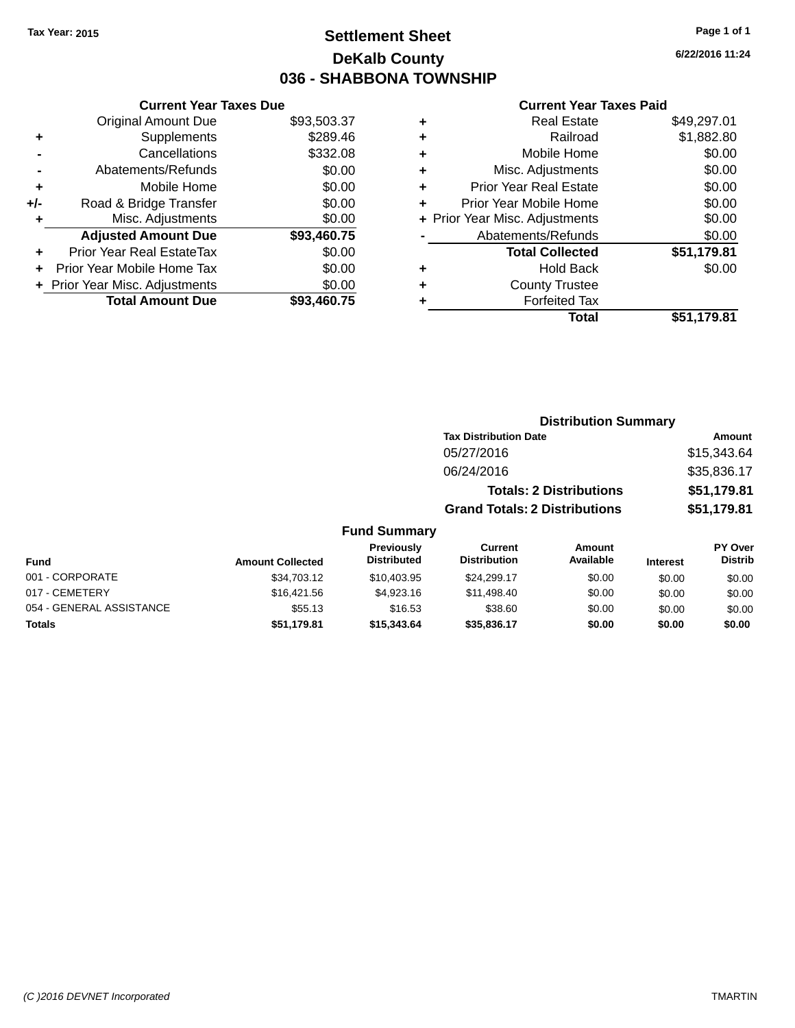Tax Year: 2015

# Settlement Sheet

## DeKalb County

## 036 - SHABBONA TOWNSHIP

6/22/2016 11:24

### Current Year Taxes Due

| | | |
|---|---|---|
| | Original Amount Due | $93,503.37 |
| + | Supplements | $289.46 |
| - | Cancellations | $332.08 |
| - | Abatements/Refunds | $0.00 |
| + | Mobile Home | $0.00 |
| +/- | Road & Bridge Transfer | $0.00 |
| + | Misc. Adjustments | $0.00 |
| | **Adjusted Amount Due** | **$93,460.75** |
| + | Prior Year Real EstateTax | $0.00 |
| + | Prior Year Mobile Home Tax | $0.00 |
| + | Prior Year Misc. Adjustments | $0.00 |
| | **Total Amount Due** | **$93,460.75** |

### Current Year Taxes Paid

| | | |
|---|---|---|
| + | Real Estate | $49,297.01 |
| + | Railroad | $1,882.80 |
| + | Mobile Home | $0.00 |
| + | Misc. Adjustments | $0.00 |
| + | Prior Year Real Estate | $0.00 |
| + | Prior Year Mobile Home | $0.00 |
| + | Prior Year Misc. Adjustments | $0.00 |
| - | Abatements/Refunds | $0.00 |
| | **Total Collected** | **$51,179.81** |
| + | Hold Back | $0.00 |
| + | County Trustee | |
| + | Forfeited Tax | |
| | **Total** | **$51,179.81** |

### Distribution Summary

| Tax Distribution Date | Amount |
|---|---|
| 05/27/2016 | $15,343.64 |
| 06/24/2016 | $35,836.17 |
| **Totals: 2 Distributions** | **$51,179.81** |
| **Grand Totals: 2 Distributions** | **$51,179.81** |

### Fund Summary

| Fund | Amount Collected | Previously Distributed | Current Distribution | Amount Available | Interest | PY Over Distrib |
|---|---|---|---|---|---|---|
| 001 - CORPORATE | $34,703.12 | $10,403.95 | $24,299.17 | $0.00 | $0.00 | $0.00 |
| 017 - CEMETERY | $16,421.56 | $4,923.16 | $11,498.40 | $0.00 | $0.00 | $0.00 |
| 054 - GENERAL ASSISTANCE | $55.13 | $16.53 | $38.60 | $0.00 | $0.00 | $0.00 |
| **Totals** | **$51,179.81** | **$15,343.64** | **$35,836.17** | **$0.00** | **$0.00** | **$0.00** |

(C )2016 DEVNET Incorporated TMARTIN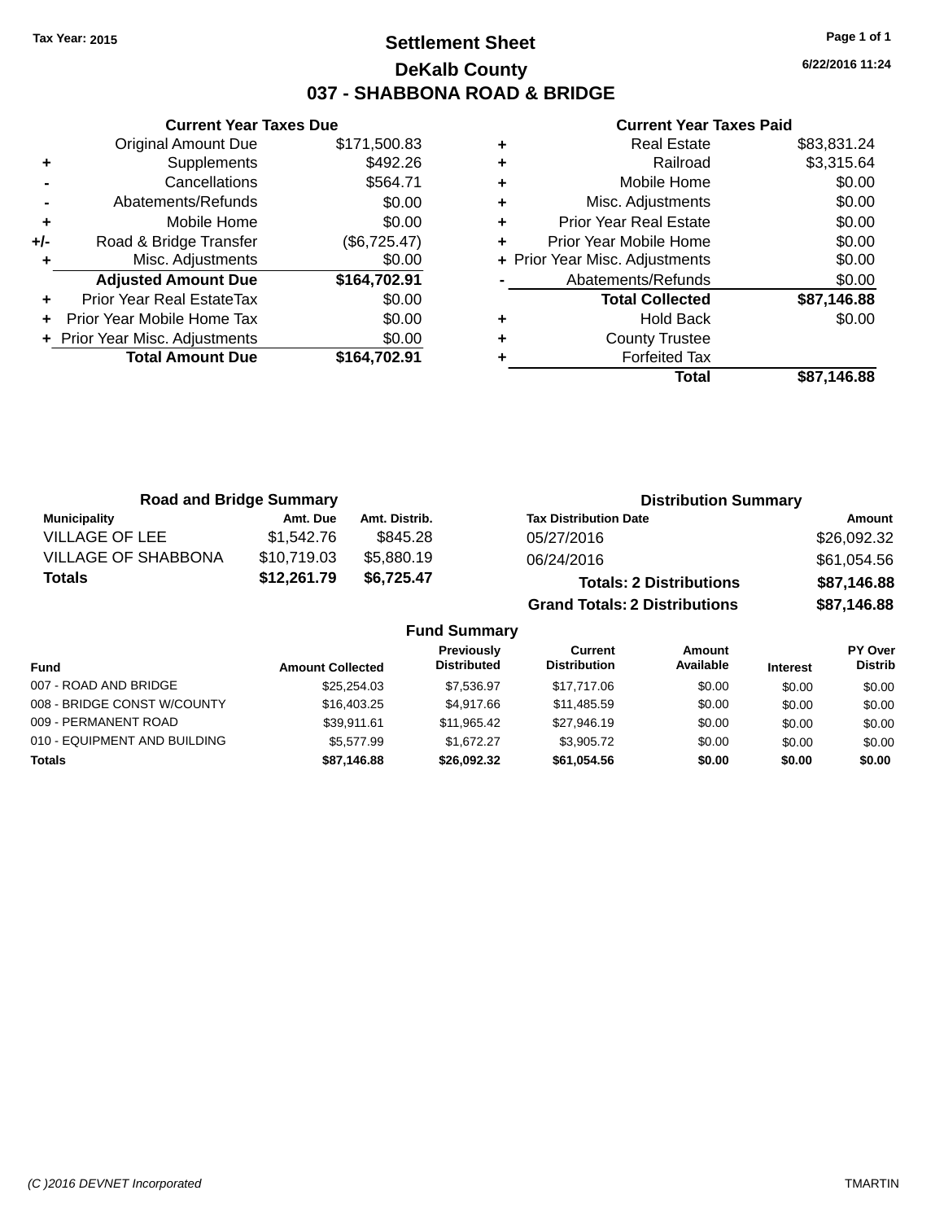Tax Year: 2015

# Settlement Sheet

## DeKalb County

## 037 - SHABBONA ROAD & BRIDGE

6/22/2016 11:24

### Current Year Taxes Due

| | | |
|---|---|---|
| | Original Amount Due | $171,500.83 |
| + | Supplements | $492.26 |
| - | Cancellations | $564.71 |
| - | Abatements/Refunds | $0.00 |
| + | Mobile Home | $0.00 |
| +/- | Road & Bridge Transfer | ($6,725.47) |
| + | Misc. Adjustments | $0.00 |
| | **Adjusted Amount Due** | **$164,702.91** |
| + | Prior Year Real EstateTax | $0.00 |
| + | Prior Year Mobile Home Tax | $0.00 |
| + | Prior Year Misc. Adjustments | $0.00 |
| | **Total Amount Due** | **$164,702.91** |

### Current Year Taxes Paid

| | | |
|---|---|---|
| + | Real Estate | $83,831.24 |
| + | Railroad | $3,315.64 |
| + | Mobile Home | $0.00 |
| + | Misc. Adjustments | $0.00 |
| + | Prior Year Real Estate | $0.00 |
| + | Prior Year Mobile Home | $0.00 |
| + | Prior Year Misc. Adjustments | $0.00 |
| - | Abatements/Refunds | $0.00 |
| | **Total Collected** | **$87,146.88** |
| + | Hold Back | $0.00 |
| + | County Trustee | |
| + | Forfeited Tax | |
| | **Total** | **$87,146.88** |

### Road and Bridge Summary

| Municipality | Amt. Due | Amt. Distrib. |
|---|---|---|
| VILLAGE OF LEE | $1,542.76 | $845.28 |
| VILLAGE OF SHABBONA | $10,719.03 | $5,880.19 |
| **Totals** | **$12,261.79** | **$6,725.47** |

### Distribution Summary

| Tax Distribution Date | Amount |
|---|---|
| 05/27/2016 | $26,092.32 |
| 06/24/2016 | $61,054.56 |
| **Totals: 2 Distributions** | **$87,146.88** |
| **Grand Totals: 2 Distributions** | **$87,146.88** |

### Fund Summary

| Fund | Amount Collected | Previously Distributed | Current Distribution | Amount Available | Interest | PY Over Distrib |
|---|---|---|---|---|---|---|
| 007 - ROAD AND BRIDGE | $25,254.03 | $7,536.97 | $17,717.06 | $0.00 | $0.00 | $0.00 |
| 008 - BRIDGE CONST W/COUNTY | $16,403.25 | $4,917.66 | $11,485.59 | $0.00 | $0.00 | $0.00 |
| 009 - PERMANENT ROAD | $39,911.61 | $11,965.42 | $27,946.19 | $0.00 | $0.00 | $0.00 |
| 010 - EQUIPMENT AND BUILDING | $5,577.99 | $1,672.27 | $3,905.72 | $0.00 | $0.00 | $0.00 |
| **Totals** | **$87,146.88** | **$26,092.32** | **$61,054.56** | **$0.00** | **$0.00** | **$0.00** |

(C )2016 DEVNET Incorporated TMARTIN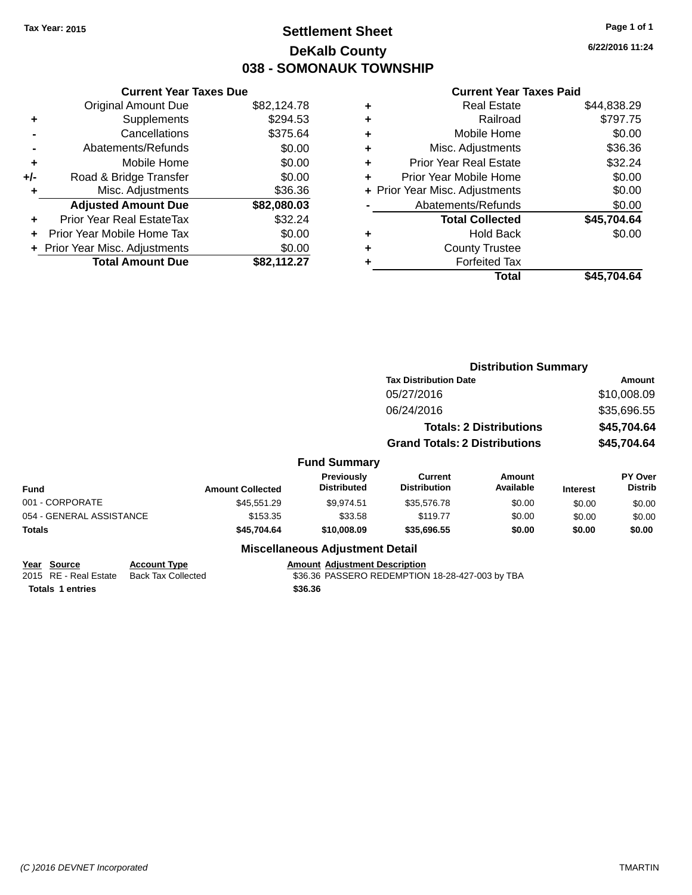Tax Year: 2015

# Settlement Sheet

## DeKalb County

## 038 - SOMONAUK TOWNSHIP

6/22/2016 11:24

### Current Year Taxes Due

| | | |
|---|---|---|
| | Original Amount Due | $82,124.78 |
| + | Supplements | $294.53 |
| - | Cancellations | $375.64 |
| - | Abatements/Refunds | $0.00 |
| + | Mobile Home | $0.00 |
| +/- | Road & Bridge Transfer | $0.00 |
| + | Misc. Adjustments | $36.36 |
| | **Adjusted Amount Due** | **$82,080.03** |
| + | Prior Year Real EstateTax | $32.24 |
| + | Prior Year Mobile Home Tax | $0.00 |
| + | Prior Year Misc. Adjustments | $0.00 |
| | **Total Amount Due** | **$82,112.27** |

### Current Year Taxes Paid

| | | |
|---|---|---|
| + | Real Estate | $44,838.29 |
| + | Railroad | $797.75 |
| + | Mobile Home | $0.00 |
| + | Misc. Adjustments | $36.36 |
| + | Prior Year Real Estate | $32.24 |
| + | Prior Year Mobile Home | $0.00 |
| + | Prior Year Misc. Adjustments | $0.00 |
| - | Abatements/Refunds | $0.00 |
| | **Total Collected** | **$45,704.64** |
| + | Hold Back | $0.00 |
| + | County Trustee | |
| + | Forfeited Tax | |
| | **Total** | **$45,704.64** |

### Distribution Summary

| Tax Distribution Date | Amount |
|---|---|
| 05/27/2016 | $10,008.09 |
| 06/24/2016 | $35,696.55 |
| **Totals: 2 Distributions** | **$45,704.64** |
| **Grand Totals: 2 Distributions** | **$45,704.64** |

### Fund Summary

| Fund | Amount Collected | Previously Distributed | Current Distribution | Amount Available | Interest | PY Over Distrib |
|---|---|---|---|---|---|---|
| 001 - CORPORATE | $45,551.29 | $9,974.51 | $35,576.78 | $0.00 | $0.00 | $0.00 |
| 054 - GENERAL ASSISTANCE | $153.35 | $33.58 | $119.77 | $0.00 | $0.00 | $0.00 |
| **Totals** | **$45,704.64** | **$10,008.09** | **$35,696.55** | **$0.00** | **$0.00** | **$0.00** |

### Miscellaneous Adjustment Detail

| Year | Source | Account Type | Amount | Adjustment Description |
|---|---|---|---|---|
| 2015 | RE - Real Estate | Back Tax Collected | $36.36 | PASSERO REDEMPTION 18-28-427-003 by TBA |
| **Totals 1 entries** | | | **$36.36** | |

(C )2016 DEVNET Incorporated TMARTIN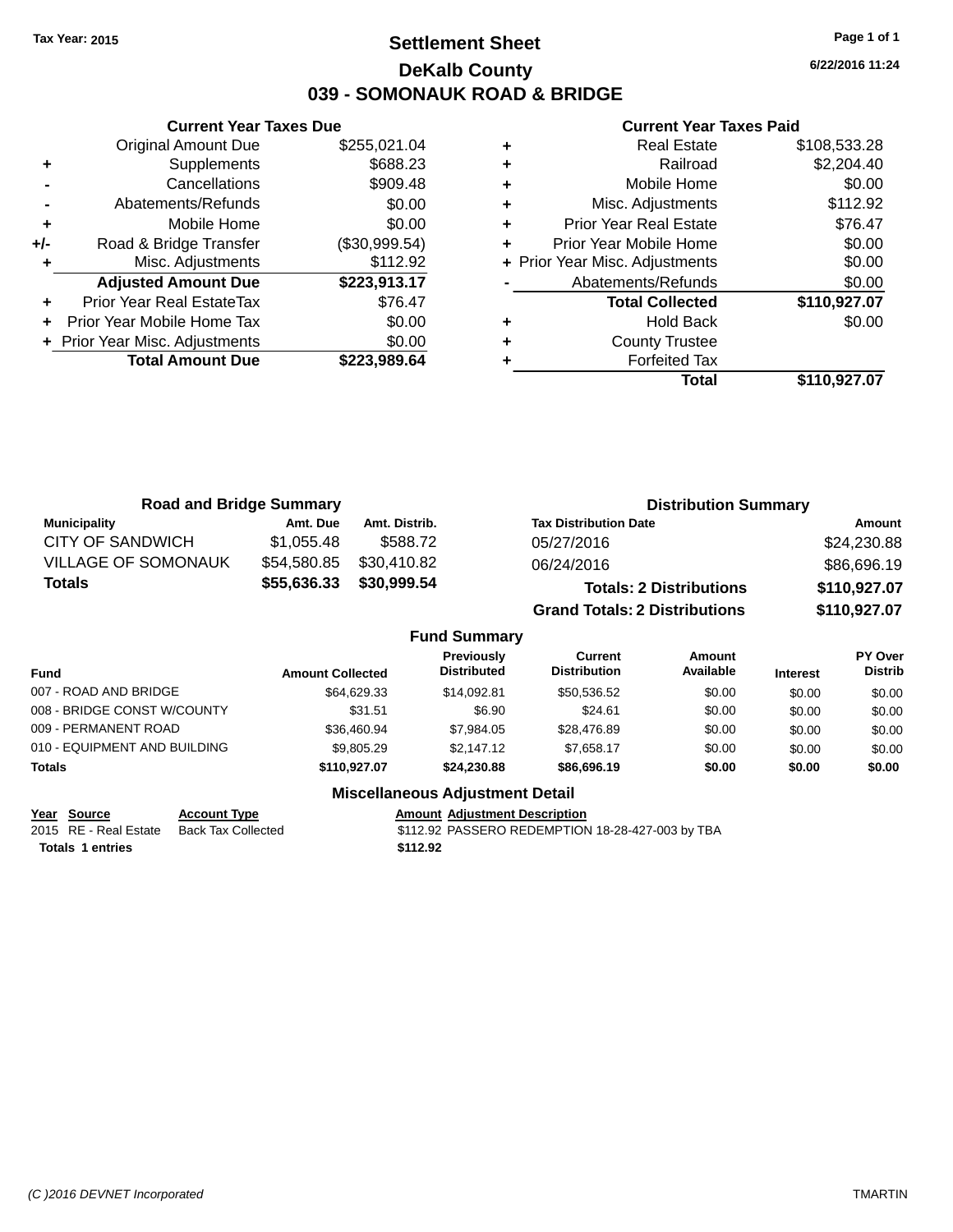Tax Year: 2015

# Settlement Sheet
## DeKalb County
## 039 - SOMONAUK ROAD & BRIDGE

6/22/2016 11:24

### Current Year Taxes Due

| | | |
|---|---|---|
| | Original Amount Due | $255,021.04 |
| + | Supplements | $688.23 |
| - | Cancellations | $909.48 |
| - | Abatements/Refunds | $0.00 |
| + | Mobile Home | $0.00 |
| +/- | Road & Bridge Transfer | ($30,999.54) |
| + | Misc. Adjustments | $112.92 |
| | **Adjusted Amount Due** | **$223,913.17** |
| + | Prior Year Real EstateTax | $76.47 |
| + | Prior Year Mobile Home Tax | $0.00 |
| + | Prior Year Misc. Adjustments | $0.00 |
| | **Total Amount Due** | **$223,989.64** |

### Current Year Taxes Paid

| | | |
|---|---|---|
| + | Real Estate | $108,533.28 |
| + | Railroad | $2,204.40 |
| + | Mobile Home | $0.00 |
| + | Misc. Adjustments | $112.92 |
| + | Prior Year Real Estate | $76.47 |
| + | Prior Year Mobile Home | $0.00 |
| + | Prior Year Misc. Adjustments | $0.00 |
| - | Abatements/Refunds | $0.00 |
| | **Total Collected** | **$110,927.07** |
| + | Hold Back | $0.00 |
| + | County Trustee | |
| + | Forfeited Tax | |
| | **Total** | **$110,927.07** |

### Road and Bridge Summary

| Municipality | Amt. Due | Amt. Distrib. |
|---|---|---|
| CITY OF SANDWICH | $1,055.48 | $588.72 |
| VILLAGE OF SOMONAUK | $54,580.85 | $30,410.82 |
| **Totals** | **$55,636.33** | **$30,999.54** |

### Distribution Summary

| Tax Distribution Date | Amount |
|---|---|
| 05/27/2016 | $24,230.88 |
| 06/24/2016 | $86,696.19 |
| **Totals: 2 Distributions** | **$110,927.07** |
| **Grand Totals: 2 Distributions** | **$110,927.07** |

### Fund Summary

| Fund | Amount Collected | Previously Distributed | Current Distribution | Amount Available | Interest | PY Over Distrib |
|---|---|---|---|---|---|---|
| 007 - ROAD AND BRIDGE | $64,629.33 | $14,092.81 | $50,536.52 | $0.00 | $0.00 | $0.00 |
| 008 - BRIDGE CONST W/COUNTY | $31.51 | $6.90 | $24.61 | $0.00 | $0.00 | $0.00 |
| 009 - PERMANENT ROAD | $36,460.94 | $7,984.05 | $28,476.89 | $0.00 | $0.00 | $0.00 |
| 010 - EQUIPMENT AND BUILDING | $9,805.29 | $2,147.12 | $7,658.17 | $0.00 | $0.00 | $0.00 |
| **Totals** | **$110,927.07** | **$24,230.88** | **$86,696.19** | **$0.00** | **$0.00** | **$0.00** |

### Miscellaneous Adjustment Detail

| Year | Source | Account Type | Amount | Adjustment Description |
|---|---|---|---|---|
| 2015 | RE - Real Estate | Back Tax Collected | $112.92 | PASSERO REDEMPTION 18-28-427-003 by TBA |
| **Totals 1 entries** | | | **$112.92** | |

(C )2016 DEVNET Incorporated — TMARTIN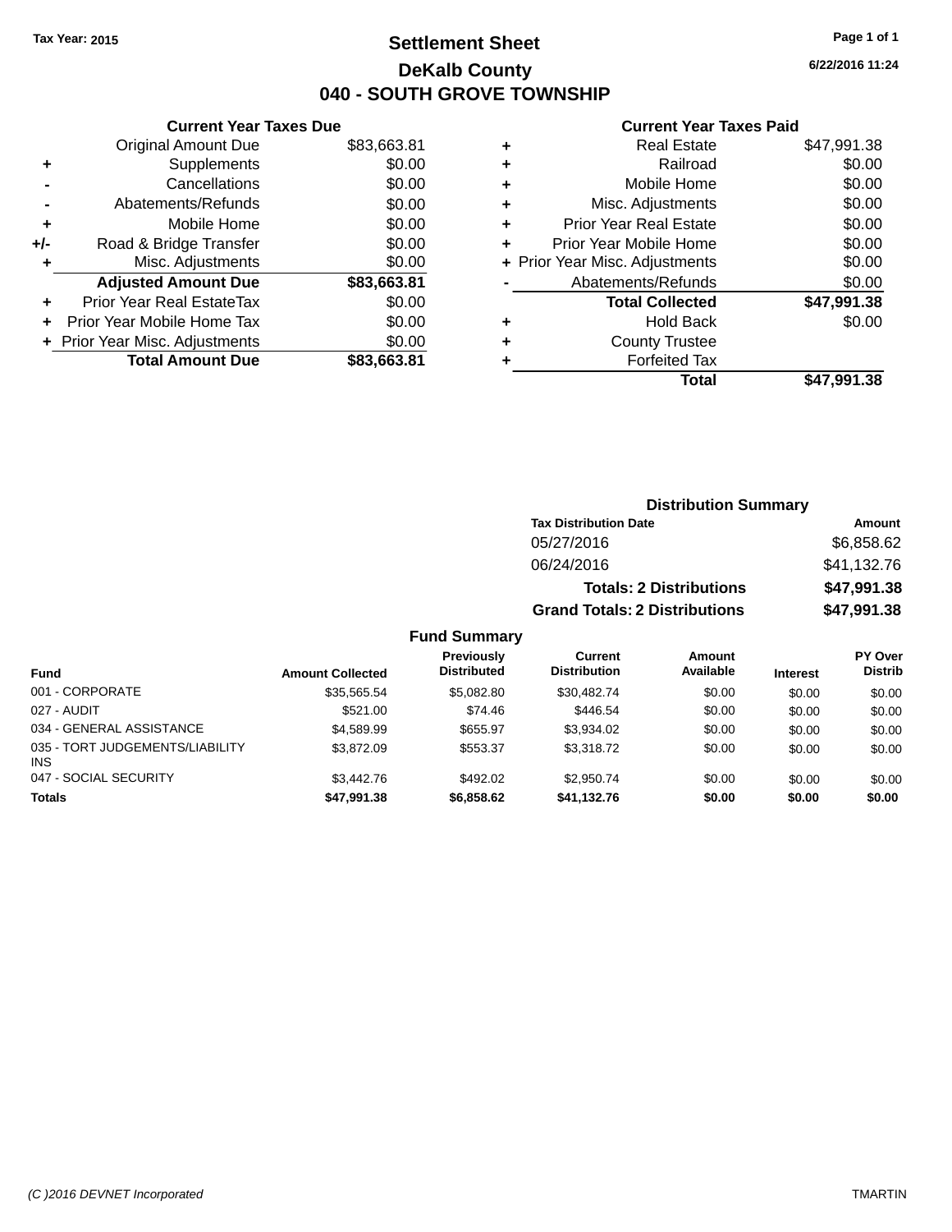Tax Year: 2015

# Settlement Sheet

## DeKalb County

## 040 - SOUTH GROVE TOWNSHIP

6/22/2016 11:24

**Current Year Taxes Due**

| | | |
|---|---|---|
| | Original Amount Due | $83,663.81 |
| + | Supplements | $0.00 |
| - | Cancellations | $0.00 |
| - | Abatements/Refunds | $0.00 |
| + | Mobile Home | $0.00 |
| +/- | Road & Bridge Transfer | $0.00 |
| + | Misc. Adjustments | $0.00 |
| | **Adjusted Amount Due** | **$83,663.81** |
| + | Prior Year Real EstateTax | $0.00 |
| + | Prior Year Mobile Home Tax | $0.00 |
| + | Prior Year Misc. Adjustments | $0.00 |
| | **Total Amount Due** | **$83,663.81** |

**Current Year Taxes Paid**

| | | |
|---|---|---|
| + | Real Estate | $47,991.38 |
| + | Railroad | $0.00 |
| + | Mobile Home | $0.00 |
| + | Misc. Adjustments | $0.00 |
| + | Prior Year Real Estate | $0.00 |
| + | Prior Year Mobile Home | $0.00 |
| + | Prior Year Misc. Adjustments | $0.00 |
| - | Abatements/Refunds | $0.00 |
| | **Total Collected** | **$47,991.38** |
| + | Hold Back | $0.00 |
| + | County Trustee | |
| + | Forfeited Tax | |
| | **Total** | **$47,991.38** |

**Distribution Summary**

| Tax Distribution Date | Amount |
|---|---|
| 05/27/2016 | $6,858.62 |
| 06/24/2016 | $41,132.76 |
| **Totals: 2 Distributions** | **$47,991.38** |
| **Grand Totals: 2 Distributions** | **$47,991.38** |

**Fund Summary**

| Fund | Amount Collected | Previously Distributed | Current Distribution | Amount Available | Interest | PY Over Distrib |
|---|---|---|---|---|---|---|
| 001 - CORPORATE | $35,565.54 | $5,082.80 | $30,482.74 | $0.00 | $0.00 | $0.00 |
| 027 - AUDIT | $521.00 | $74.46 | $446.54 | $0.00 | $0.00 | $0.00 |
| 034 - GENERAL ASSISTANCE | $4,589.99 | $655.97 | $3,934.02 | $0.00 | $0.00 | $0.00 |
| 035 - TORT JUDGEMENTS/LIABILITY INS | $3,872.09 | $553.37 | $3,318.72 | $0.00 | $0.00 | $0.00 |
| 047 - SOCIAL SECURITY | $3,442.76 | $492.02 | $2,950.74 | $0.00 | $0.00 | $0.00 |
| **Totals** | **$47,991.38** | **$6,858.62** | **$41,132.76** | **$0.00** | **$0.00** | **$0.00** |

(C )2016 DEVNET Incorporated TMARTIN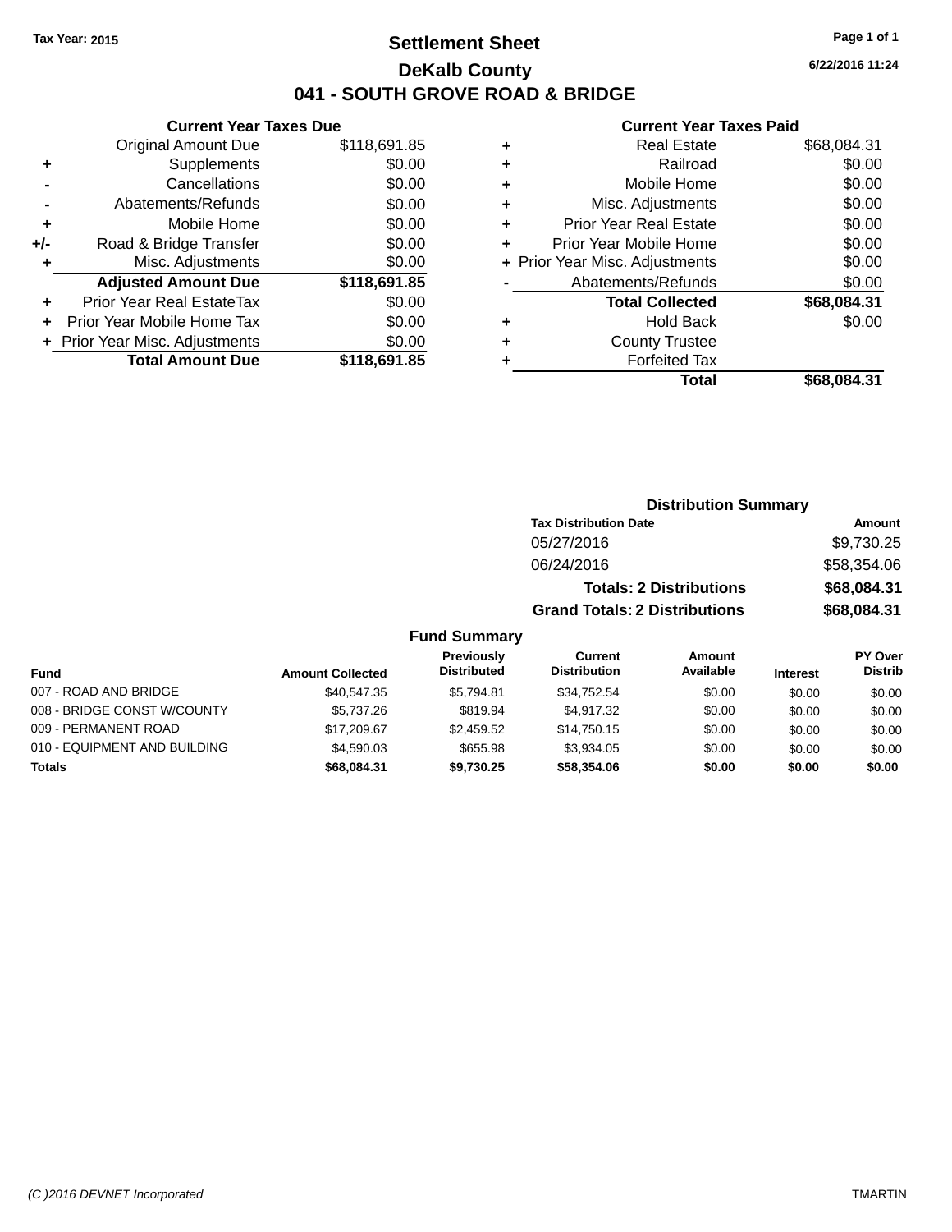Tax Year: 2015

# Settlement Sheet

## DeKalb County

## 041 - SOUTH GROVE ROAD & BRIDGE

6/22/2016 11:24

### Current Year Taxes Due

| | | |
|---|---|---|
| | Original Amount Due | $118,691.85 |
| + | Supplements | $0.00 |
| - | Cancellations | $0.00 |
| - | Abatements/Refunds | $0.00 |
| + | Mobile Home | $0.00 |
| +/- | Road & Bridge Transfer | $0.00 |
| + | Misc. Adjustments | $0.00 |
| | **Adjusted Amount Due** | **$118,691.85** |
| + | Prior Year Real EstateTax | $0.00 |
| + | Prior Year Mobile Home Tax | $0.00 |
| + | Prior Year Misc. Adjustments | $0.00 |
| | **Total Amount Due** | **$118,691.85** |

### Current Year Taxes Paid

| | | |
|---|---|---|
| + | Real Estate | $68,084.31 |
| + | Railroad | $0.00 |
| + | Mobile Home | $0.00 |
| + | Misc. Adjustments | $0.00 |
| + | Prior Year Real Estate | $0.00 |
| + | Prior Year Mobile Home | $0.00 |
| + | Prior Year Misc. Adjustments | $0.00 |
| - | Abatements/Refunds | $0.00 |
| | **Total Collected** | **$68,084.31** |
| + | Hold Back | $0.00 |
| + | County Trustee | |
| + | Forfeited Tax | |
| | **Total** | **$68,084.31** |

### Distribution Summary

| Tax Distribution Date | Amount |
|---|---|
| 05/27/2016 | $9,730.25 |
| 06/24/2016 | $58,354.06 |
| **Totals: 2 Distributions** | **$68,084.31** |
| **Grand Totals: 2 Distributions** | **$68,084.31** |

### Fund Summary

| Fund | Amount Collected | Previously Distributed | Current Distribution | Amount Available | Interest | PY Over Distrib |
|---|---|---|---|---|---|---|
| 007 - ROAD AND BRIDGE | $40,547.35 | $5,794.81 | $34,752.54 | $0.00 | $0.00 | $0.00 |
| 008 - BRIDGE CONST W/COUNTY | $5,737.26 | $819.94 | $4,917.32 | $0.00 | $0.00 | $0.00 |
| 009 - PERMANENT ROAD | $17,209.67 | $2,459.52 | $14,750.15 | $0.00 | $0.00 | $0.00 |
| 010 - EQUIPMENT AND BUILDING | $4,590.03 | $655.98 | $3,934.05 | $0.00 | $0.00 | $0.00 |
| **Totals** | **$68,084.31** | **$9,730.25** | **$58,354.06** | **$0.00** | **$0.00** | **$0.00** |

(C )2016 DEVNET Incorporated TMARTIN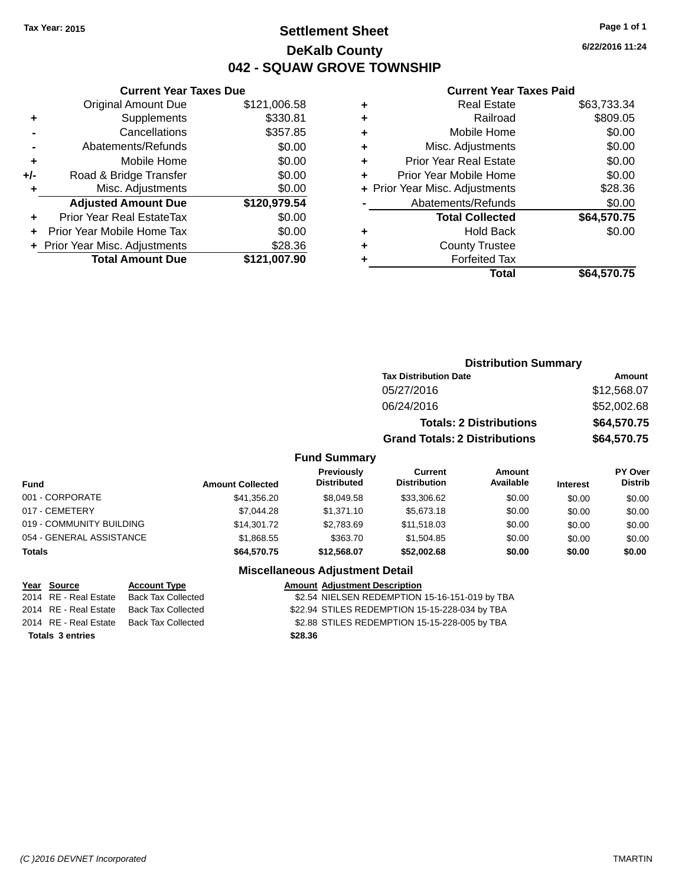Tax Year: 2015

# Settlement Sheet
## DeKalb County
## 042 - SQUAW GROVE TOWNSHIP

6/22/2016 11:24

### Current Year Taxes Due

| | | |
|---|---|---|
| | Original Amount Due | $121,006.58 |
| + | Supplements | $330.81 |
| - | Cancellations | $357.85 |
| - | Abatements/Refunds | $0.00 |
| + | Mobile Home | $0.00 |
| +/- | Road & Bridge Transfer | $0.00 |
| + | Misc. Adjustments | $0.00 |
| | **Adjusted Amount Due** | **$120,979.54** |
| + | Prior Year Real EstateTax | $0.00 |
| + | Prior Year Mobile Home Tax | $0.00 |
| + | Prior Year Misc. Adjustments | $28.36 |
| | **Total Amount Due** | **$121,007.90** |

### Current Year Taxes Paid

| | | |
|---|---|---|
| + | Real Estate | $63,733.34 |
| + | Railroad | $809.05 |
| + | Mobile Home | $0.00 |
| + | Misc. Adjustments | $0.00 |
| + | Prior Year Real Estate | $0.00 |
| + | Prior Year Mobile Home | $0.00 |
| + | Prior Year Misc. Adjustments | $28.36 |
| - | Abatements/Refunds | $0.00 |
| | **Total Collected** | **$64,570.75** |
| + | Hold Back | $0.00 |
| + | County Trustee | |
| + | Forfeited Tax | |
| | **Total** | **$64,570.75** |

### Distribution Summary

| Tax Distribution Date | Amount |
|---|---|
| 05/27/2016 | $12,568.07 |
| 06/24/2016 | $52,002.68 |
| **Totals: 2 Distributions** | **$64,570.75** |
| **Grand Totals: 2 Distributions** | **$64,570.75** |

### Fund Summary

| Fund | Amount Collected | Previously Distributed | Current Distribution | Amount Available | Interest | PY Over Distrib |
|---|---|---|---|---|---|---|
| 001 - CORPORATE | $41,356.20 | $8,049.58 | $33,306.62 | $0.00 | $0.00 | $0.00 |
| 017 - CEMETERY | $7,044.28 | $1,371.10 | $5,673.18 | $0.00 | $0.00 | $0.00 |
| 019 - COMMUNITY BUILDING | $14,301.72 | $2,783.69 | $11,518.03 | $0.00 | $0.00 | $0.00 |
| 054 - GENERAL ASSISTANCE | $1,868.55 | $363.70 | $1,504.85 | $0.00 | $0.00 | $0.00 |
| **Totals** | **$64,570.75** | **$12,568.07** | **$52,002.68** | **$0.00** | **$0.00** | **$0.00** |

### Miscellaneous Adjustment Detail

| Year | Source | Account Type | Amount | Adjustment Description |
|---|---|---|---|---|
| 2014 | RE - Real Estate | Back Tax Collected | $2.54 | NIELSEN REDEMPTION 15-16-151-019 by TBA |
| 2014 | RE - Real Estate | Back Tax Collected | $22.94 | STILES REDEMPTION 15-15-228-034 by TBA |
| 2014 | RE - Real Estate | Back Tax Collected | $2.88 | STILES REDEMPTION 15-15-228-005 by TBA |
| **Totals 3 entries** | | | **$28.36** | |

(C )2016 DEVNET Incorporated — TMARTIN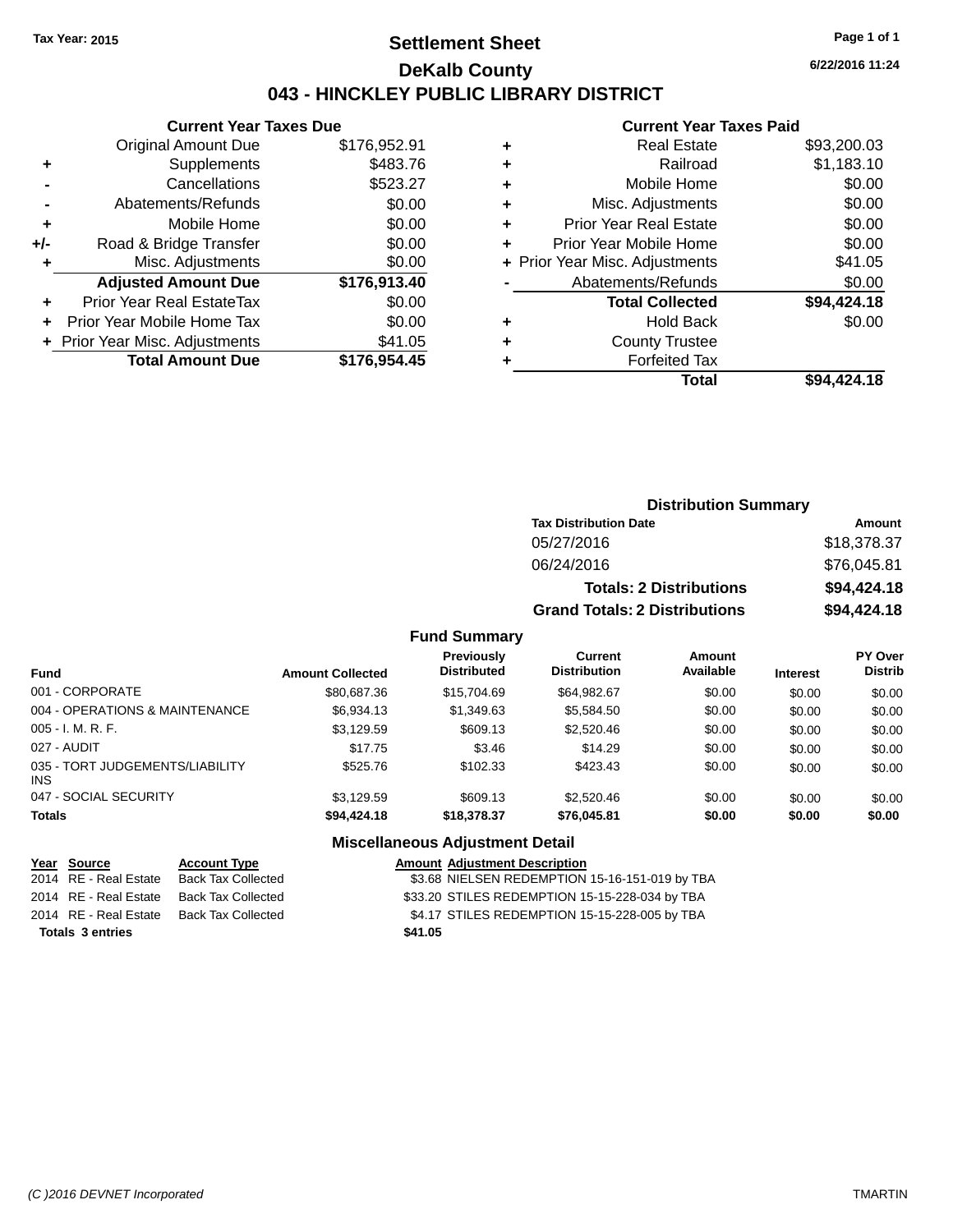Tax Year: 2015

# Settlement Sheet

## DeKalb County

## 043 - HINCKLEY PUBLIC LIBRARY DISTRICT

6/22/2016 11:24

### Current Year Taxes Due

| | | |
|---|---|---|
| | Original Amount Due | $176,952.91 |
| + | Supplements | $483.76 |
| - | Cancellations | $523.27 |
| - | Abatements/Refunds | $0.00 |
| + | Mobile Home | $0.00 |
| +/- | Road & Bridge Transfer | $0.00 |
| + | Misc. Adjustments | $0.00 |
| | **Adjusted Amount Due** | **$176,913.40** |
| + | Prior Year Real EstateTax | $0.00 |
| + | Prior Year Mobile Home Tax | $0.00 |
| + | Prior Year Misc. Adjustments | $41.05 |
| | **Total Amount Due** | **$176,954.45** |

### Current Year Taxes Paid

| | | |
|---|---|---|
| + | Real Estate | $93,200.03 |
| + | Railroad | $1,183.10 |
| + | Mobile Home | $0.00 |
| + | Misc. Adjustments | $0.00 |
| + | Prior Year Real Estate | $0.00 |
| + | Prior Year Mobile Home | $0.00 |
| + | Prior Year Misc. Adjustments | $41.05 |
| - | Abatements/Refunds | $0.00 |
| | **Total Collected** | **$94,424.18** |
| + | Hold Back | $0.00 |
| + | County Trustee | |
| + | Forfeited Tax | |
| | **Total** | **$94,424.18** |

### Distribution Summary

| Tax Distribution Date | Amount |
|---|---|
| 05/27/2016 | $18,378.37 |
| 06/24/2016 | $76,045.81 |
| **Totals: 2 Distributions** | **$94,424.18** |
| **Grand Totals: 2 Distributions** | **$94,424.18** |

### Fund Summary

| Fund | Amount Collected | Previously Distributed | Current Distribution | Amount Available | Interest | PY Over Distrib |
|---|---|---|---|---|---|---|
| 001 - CORPORATE | $80,687.36 | $15,704.69 | $64,982.67 | $0.00 | $0.00 | $0.00 |
| 004 - OPERATIONS & MAINTENANCE | $6,934.13 | $1,349.63 | $5,584.50 | $0.00 | $0.00 | $0.00 |
| 005 - I. M. R. F. | $3,129.59 | $609.13 | $2,520.46 | $0.00 | $0.00 | $0.00 |
| 027 - AUDIT | $17.75 | $3.46 | $14.29 | $0.00 | $0.00 | $0.00 |
| 035 - TORT JUDGEMENTS/LIABILITY INS | $525.76 | $102.33 | $423.43 | $0.00 | $0.00 | $0.00 |
| 047 - SOCIAL SECURITY | $3,129.59 | $609.13 | $2,520.46 | $0.00 | $0.00 | $0.00 |
| **Totals** | **$94,424.18** | **$18,378.37** | **$76,045.81** | **$0.00** | **$0.00** | **$0.00** |

### Miscellaneous Adjustment Detail

| Year | Source | Account Type | Amount | Adjustment Description |
|---|---|---|---|---|
| 2014 | RE - Real Estate | Back Tax Collected | $3.68 | NIELSEN REDEMPTION 15-16-151-019 by TBA |
| 2014 | RE - Real Estate | Back Tax Collected | $33.20 | STILES REDEMPTION 15-15-228-034 by TBA |
| 2014 | RE - Real Estate | Back Tax Collected | $4.17 | STILES REDEMPTION 15-15-228-005 by TBA |
| **Totals 3 entries** | | | **$41.05** | |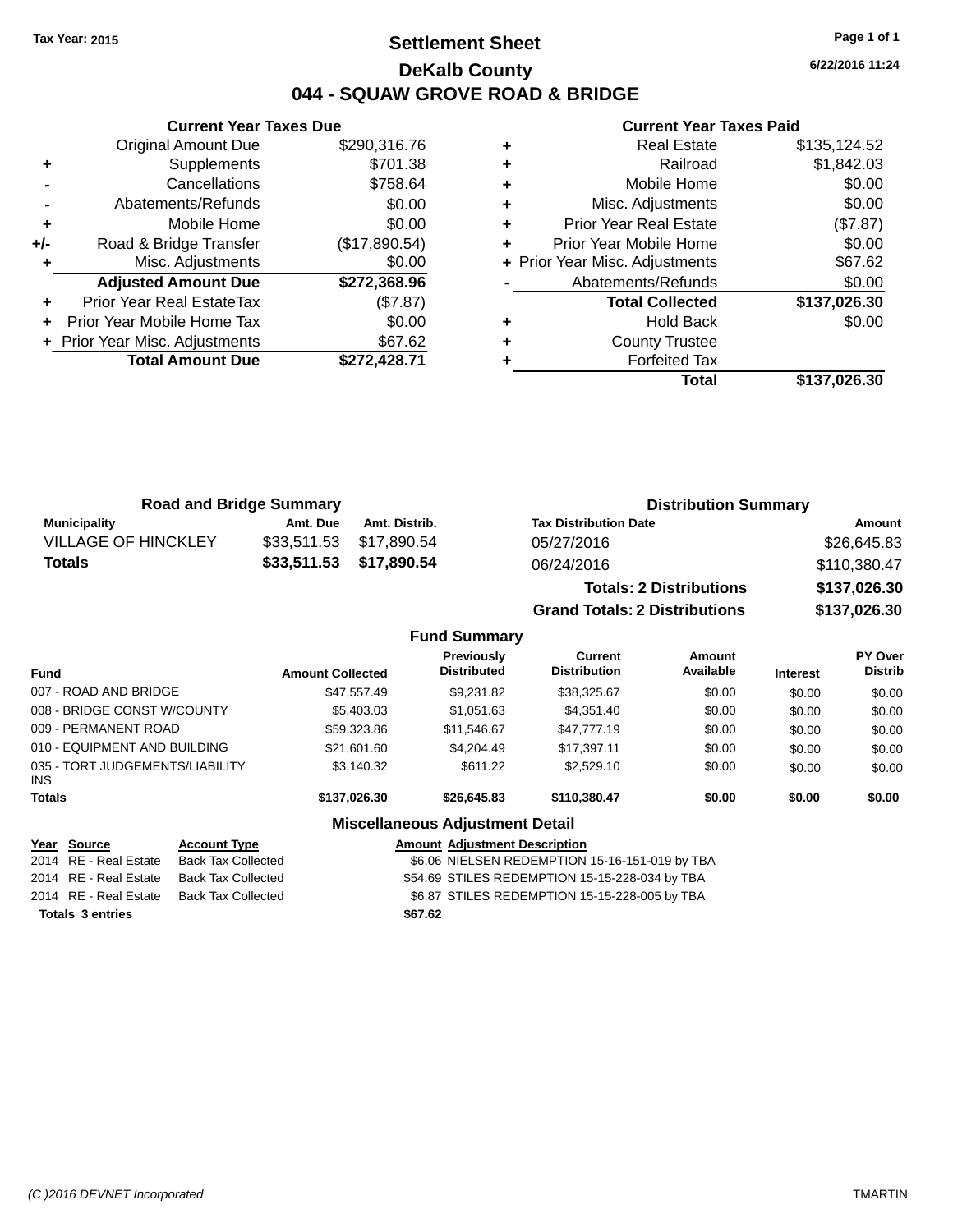Tax Year: 2015

# Settlement Sheet

## DeKalb County

## 044 - SQUAW GROVE ROAD & BRIDGE

6/22/2016 11:24

### Current Year Taxes Due

| | | |
|---|---|---|
| | Original Amount Due | $290,316.76 |
| + | Supplements | $701.38 |
| - | Cancellations | $758.64 |
| - | Abatements/Refunds | $0.00 |
| + | Mobile Home | $0.00 |
| +/- | Road & Bridge Transfer | ($17,890.54) |
| + | Misc. Adjustments | $0.00 |
| | **Adjusted Amount Due** | **$272,368.96** |
| + | Prior Year Real EstateTax | ($7.87) |
| + | Prior Year Mobile Home Tax | $0.00 |
| + | Prior Year Misc. Adjustments | $67.62 |
| | **Total Amount Due** | **$272,428.71** |

### Current Year Taxes Paid

| | | |
|---|---|---|
| + | Real Estate | $135,124.52 |
| + | Railroad | $1,842.03 |
| + | Mobile Home | $0.00 |
| + | Misc. Adjustments | $0.00 |
| + | Prior Year Real Estate | ($7.87) |
| + | Prior Year Mobile Home | $0.00 |
| + | Prior Year Misc. Adjustments | $67.62 |
| - | Abatements/Refunds | $0.00 |
| | **Total Collected** | **$137,026.30** |
| + | Hold Back | $0.00 |
| + | County Trustee | |
| + | Forfeited Tax | |
| | **Total** | **$137,026.30** |

### Road and Bridge Summary

| Municipality | Amt. Due | Amt. Distrib. |
|---|---|---|
| VILLAGE OF HINCKLEY | $33,511.53 | $17,890.54 |
| **Totals** | **$33,511.53** | **$17,890.54** |

### Distribution Summary

| Tax Distribution Date | Amount |
|---|---|
| 05/27/2016 | $26,645.83 |
| 06/24/2016 | $110,380.47 |
| **Totals: 2 Distributions** | **$137,026.30** |
| **Grand Totals: 2 Distributions** | **$137,026.30** |

### Fund Summary

| Fund | Amount Collected | Previously Distributed | Current Distribution | Amount Available | Interest | PY Over Distrib |
|---|---|---|---|---|---|---|
| 007 - ROAD AND BRIDGE | $47,557.49 | $9,231.82 | $38,325.67 | $0.00 | $0.00 | $0.00 |
| 008 - BRIDGE CONST W/COUNTY | $5,403.03 | $1,051.63 | $4,351.40 | $0.00 | $0.00 | $0.00 |
| 009 - PERMANENT ROAD | $59,323.86 | $11,546.67 | $47,777.19 | $0.00 | $0.00 | $0.00 |
| 010 - EQUIPMENT AND BUILDING | $21,601.60 | $4,204.49 | $17,397.11 | $0.00 | $0.00 | $0.00 |
| 035 - TORT JUDGEMENTS/LIABILITY INS | $3,140.32 | $611.22 | $2,529.10 | $0.00 | $0.00 | $0.00 |
| **Totals** | **$137,026.30** | **$26,645.83** | **$110,380.47** | **$0.00** | **$0.00** | **$0.00** |

### Miscellaneous Adjustment Detail

| Year | Source | Account Type | Amount | Adjustment Description |
|---|---|---|---|---|
| 2014 | RE - Real Estate | Back Tax Collected | $6.06 | NIELSEN REDEMPTION 15-16-151-019 by TBA |
| 2014 | RE - Real Estate | Back Tax Collected | $54.69 | STILES REDEMPTION 15-15-228-034 by TBA |
| 2014 | RE - Real Estate | Back Tax Collected | $6.87 | STILES REDEMPTION 15-15-228-005 by TBA |
| **Totals 3 entries** | | | **$67.62** | |

(C )2016 DEVNET Incorporated TMARTIN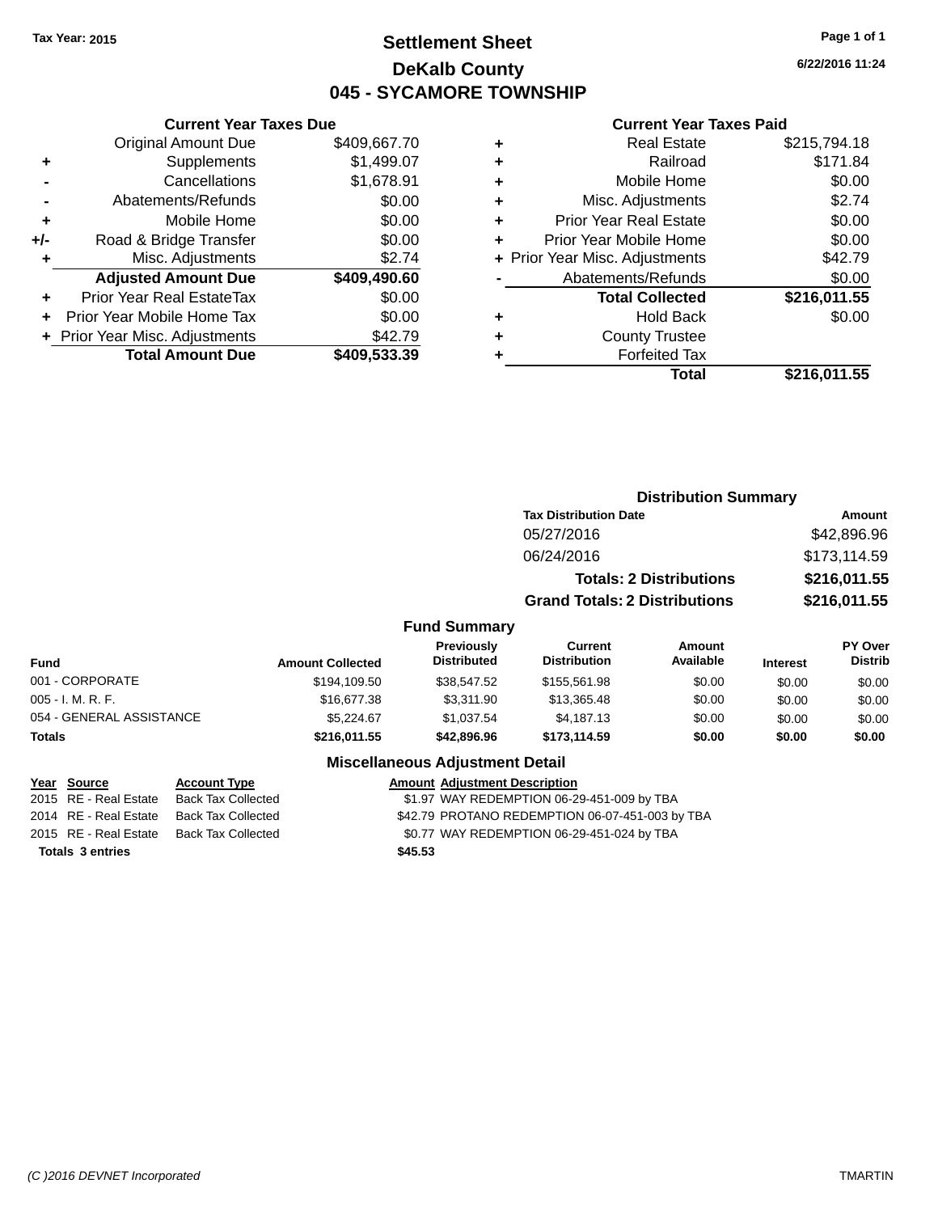Tax Year: 2015

# Settlement Sheet

## DeKalb County

## 045 - SYCAMORE TOWNSHIP

6/22/2016 11:24

### Current Year Taxes Due

| | | |
|---|---|---|
| | Original Amount Due | $409,667.70 |
| + | Supplements | $1,499.07 |
| - | Cancellations | $1,678.91 |
| - | Abatements/Refunds | $0.00 |
| + | Mobile Home | $0.00 |
| +/- | Road & Bridge Transfer | $0.00 |
| + | Misc. Adjustments | $2.74 |
| | **Adjusted Amount Due** | **$409,490.60** |
| + | Prior Year Real EstateTax | $0.00 |
| + | Prior Year Mobile Home Tax | $0.00 |
| + | Prior Year Misc. Adjustments | $42.79 |
| | **Total Amount Due** | **$409,533.39** |

### Current Year Taxes Paid

| | | |
|---|---|---|
| + | Real Estate | $215,794.18 |
| + | Railroad | $171.84 |
| + | Mobile Home | $0.00 |
| + | Misc. Adjustments | $2.74 |
| + | Prior Year Real Estate | $0.00 |
| + | Prior Year Mobile Home | $0.00 |
| + | Prior Year Misc. Adjustments | $42.79 |
| - | Abatements/Refunds | $0.00 |
| | **Total Collected** | **$216,011.55** |
| + | Hold Back | $0.00 |
| + | County Trustee | |
| + | Forfeited Tax | |
| | **Total** | **$216,011.55** |

### Distribution Summary

| Tax Distribution Date | Amount |
|---|---|
| 05/27/2016 | $42,896.96 |
| 06/24/2016 | $173,114.59 |
| **Totals: 2 Distributions** | **$216,011.55** |
| **Grand Totals: 2 Distributions** | **$216,011.55** |

### Fund Summary

| Fund | Amount Collected | Previously Distributed | Current Distribution | Amount Available | Interest | PY Over Distrib |
|---|---|---|---|---|---|---|
| 001 - CORPORATE | $194,109.50 | $38,547.52 | $155,561.98 | $0.00 | $0.00 | $0.00 |
| 005 - I. M. R. F. | $16,677.38 | $3,311.90 | $13,365.48 | $0.00 | $0.00 | $0.00 |
| 054 - GENERAL ASSISTANCE | $5,224.67 | $1,037.54 | $4,187.13 | $0.00 | $0.00 | $0.00 |
| **Totals** | **$216,011.55** | **$42,896.96** | **$173,114.59** | **$0.00** | **$0.00** | **$0.00** |

### Miscellaneous Adjustment Detail

| Year | Source | Account Type | Amount | Adjustment Description |
|---|---|---|---|---|
| 2015 | RE - Real Estate | Back Tax Collected | $1.97 | WAY REDEMPTION 06-29-451-009 by TBA |
| 2014 | RE - Real Estate | Back Tax Collected | $42.79 | PROTANO REDEMPTION 06-07-451-003 by TBA |
| 2015 | RE - Real Estate | Back Tax Collected | $0.77 | WAY REDEMPTION 06-29-451-024 by TBA |
| **Totals 3 entries** | | | **$45.53** | |

(C )2016 DEVNET Incorporated TMARTIN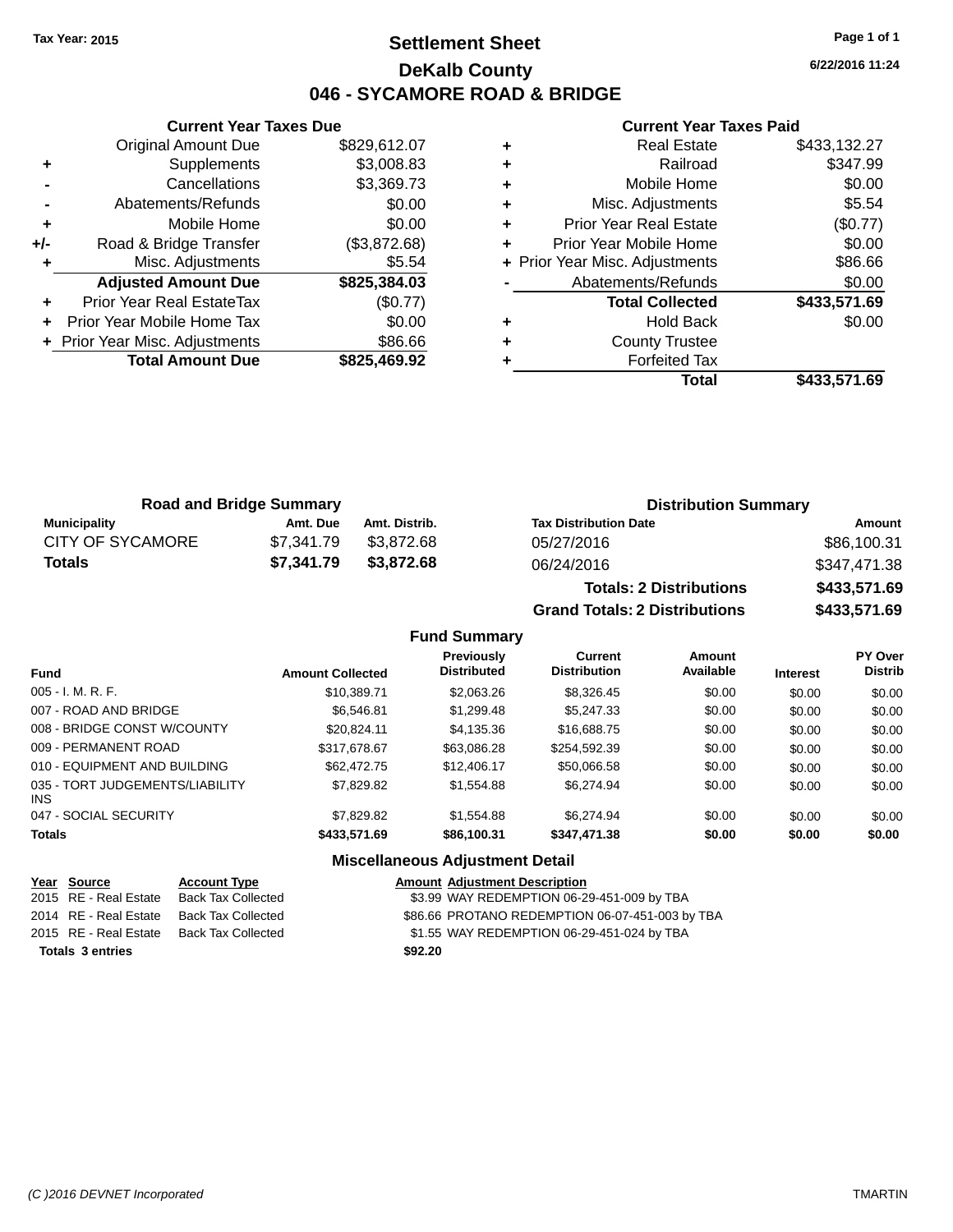Tax Year: 2015

# Settlement Sheet
## DeKalb County
## 046 - SYCAMORE ROAD & BRIDGE

6/22/2016 11:24

### Current Year Taxes Due

| | | |
|---|---|---|
| | Original Amount Due | $829,612.07 |
| + | Supplements | $3,008.83 |
| - | Cancellations | $3,369.73 |
| - | Abatements/Refunds | $0.00 |
| + | Mobile Home | $0.00 |
| +/- | Road & Bridge Transfer | ($3,872.68) |
| + | Misc. Adjustments | $5.54 |
| | **Adjusted Amount Due** | **$825,384.03** |
| + | Prior Year Real EstateTax | ($0.77) |
| + | Prior Year Mobile Home Tax | $0.00 |
| + | Prior Year Misc. Adjustments | $86.66 |
| | **Total Amount Due** | **$825,469.92** |

### Current Year Taxes Paid

| | | |
|---|---|---|
| + | Real Estate | $433,132.27 |
| + | Railroad | $347.99 |
| + | Mobile Home | $0.00 |
| + | Misc. Adjustments | $5.54 |
| + | Prior Year Real Estate | ($0.77) |
| + | Prior Year Mobile Home | $0.00 |
| + | Prior Year Misc. Adjustments | $86.66 |
| - | Abatements/Refunds | $0.00 |
| | **Total Collected** | **$433,571.69** |
| + | Hold Back | $0.00 |
| + | County Trustee | |
| + | Forfeited Tax | |
| | **Total** | **$433,571.69** |

### Road and Bridge Summary

| Municipality | Amt. Due | Amt. Distrib. |
|---|---|---|
| CITY OF SYCAMORE | $7,341.79 | $3,872.68 |
| **Totals** | **$7,341.79** | **$3,872.68** |

### Distribution Summary

| Tax Distribution Date | Amount |
|---|---|
| 05/27/2016 | $86,100.31 |
| 06/24/2016 | $347,471.38 |
| **Totals: 2 Distributions** | **$433,571.69** |
| **Grand Totals: 2 Distributions** | **$433,571.69** |

### Fund Summary

| Fund | Amount Collected | Previously Distributed | Current Distribution | Amount Available | Interest | PY Over Distrib |
|---|---|---|---|---|---|---|
| 005 - I. M. R. F. | $10,389.71 | $2,063.26 | $8,326.45 | $0.00 | $0.00 | $0.00 |
| 007 - ROAD AND BRIDGE | $6,546.81 | $1,299.48 | $5,247.33 | $0.00 | $0.00 | $0.00 |
| 008 - BRIDGE CONST W/COUNTY | $20,824.11 | $4,135.36 | $16,688.75 | $0.00 | $0.00 | $0.00 |
| 009 - PERMANENT ROAD | $317,678.67 | $63,086.28 | $254,592.39 | $0.00 | $0.00 | $0.00 |
| 010 - EQUIPMENT AND BUILDING | $62,472.75 | $12,406.17 | $50,066.58 | $0.00 | $0.00 | $0.00 |
| 035 - TORT JUDGEMENTS/LIABILITY INS | $7,829.82 | $1,554.88 | $6,274.94 | $0.00 | $0.00 | $0.00 |
| 047 - SOCIAL SECURITY | $7,829.82 | $1,554.88 | $6,274.94 | $0.00 | $0.00 | $0.00 |
| **Totals** | **$433,571.69** | **$86,100.31** | **$347,471.38** | **$0.00** | **$0.00** | **$0.00** |

### Miscellaneous Adjustment Detail

| Year | Source | Account Type | Amount | Adjustment Description |
|---|---|---|---|---|
| 2015 | RE - Real Estate | Back Tax Collected | $3.99 | WAY REDEMPTION 06-29-451-009 by TBA |
| 2014 | RE - Real Estate | Back Tax Collected | $86.66 | PROTANO REDEMPTION 06-07-451-003 by TBA |
| 2015 | RE - Real Estate | Back Tax Collected | $1.55 | WAY REDEMPTION 06-29-451-024 by TBA |
| **Totals 3 entries** | | | **$92.20** | |

(C )2016 DEVNET Incorporated TMARTIN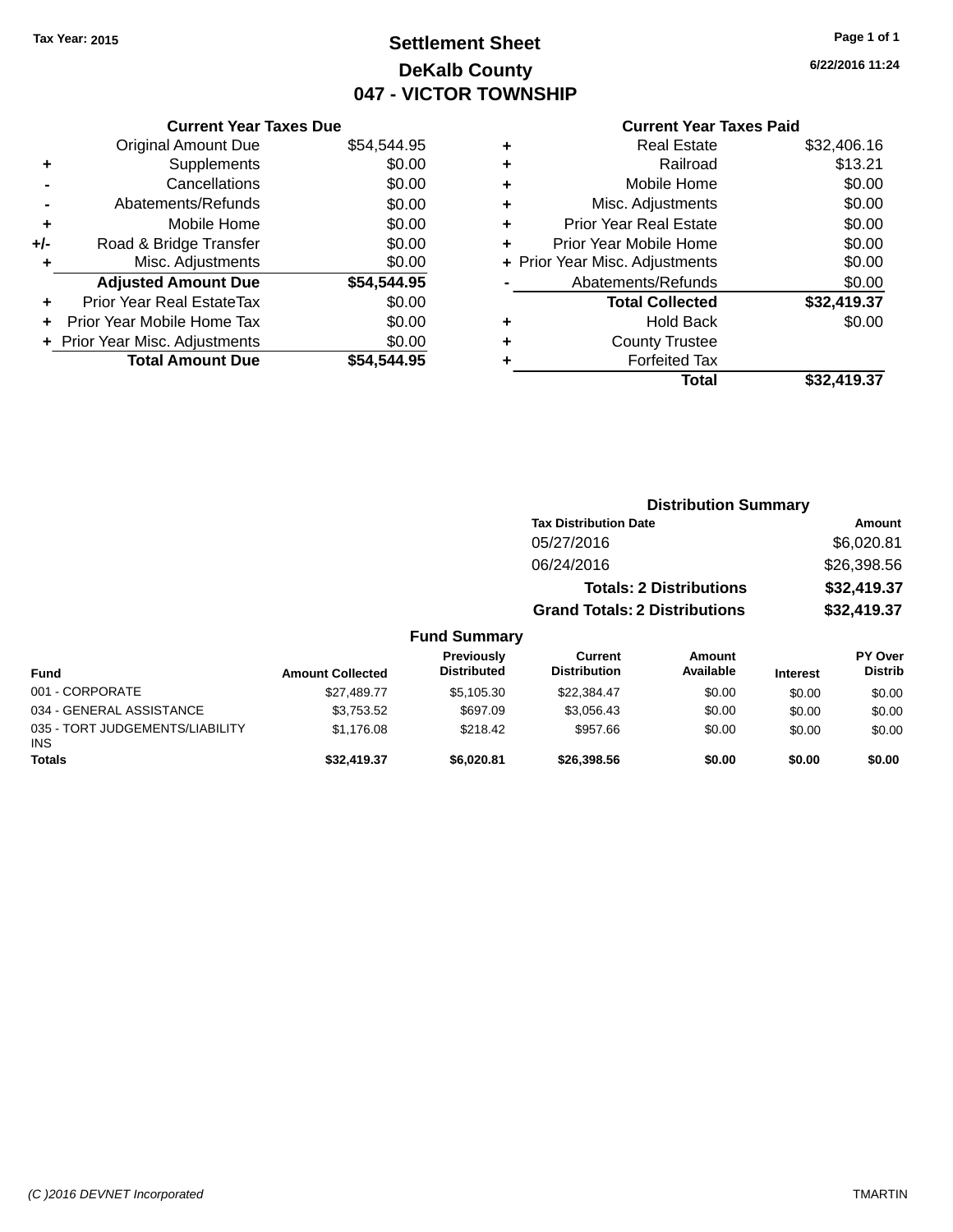Tax Year: 2015

# Settlement Sheet
## DeKalb County
## 047 - VICTOR TOWNSHIP

6/22/2016 11:24

### Current Year Taxes Due

| | | |
|---|---|---|
| | Original Amount Due | $54,544.95 |
| + | Supplements | $0.00 |
| - | Cancellations | $0.00 |
| - | Abatements/Refunds | $0.00 |
| + | Mobile Home | $0.00 |
| +/- | Road & Bridge Transfer | $0.00 |
| + | Misc. Adjustments | $0.00 |
| | **Adjusted Amount Due** | **$54,544.95** |
| + | Prior Year Real EstateTax | $0.00 |
| + | Prior Year Mobile Home Tax | $0.00 |
| + | Prior Year Misc. Adjustments | $0.00 |
| | **Total Amount Due** | **$54,544.95** |

### Current Year Taxes Paid

| | | |
|---|---|---|
| + | Real Estate | $32,406.16 |
| + | Railroad | $13.21 |
| + | Mobile Home | $0.00 |
| + | Misc. Adjustments | $0.00 |
| + | Prior Year Real Estate | $0.00 |
| + | Prior Year Mobile Home | $0.00 |
| + | Prior Year Misc. Adjustments | $0.00 |
| - | Abatements/Refunds | $0.00 |
| | **Total Collected** | **$32,419.37** |
| + | Hold Back | $0.00 |
| + | County Trustee | |
| + | Forfeited Tax | |
| | **Total** | **$32,419.37** |

### Distribution Summary

| Tax Distribution Date | Amount |
|---|---|
| 05/27/2016 | $6,020.81 |
| 06/24/2016 | $26,398.56 |
| **Totals: 2 Distributions** | **$32,419.37** |
| **Grand Totals: 2 Distributions** | **$32,419.37** |

### Fund Summary

| Fund | Amount Collected | Previously Distributed | Current Distribution | Amount Available | Interest | PY Over Distrib |
|---|---|---|---|---|---|---|
| 001 - CORPORATE | $27,489.77 | $5,105.30 | $22,384.47 | $0.00 | $0.00 | $0.00 |
| 034 - GENERAL ASSISTANCE | $3,753.52 | $697.09 | $3,056.43 | $0.00 | $0.00 | $0.00 |
| 035 - TORT JUDGEMENTS/LIABILITY INS | $1,176.08 | $218.42 | $957.66 | $0.00 | $0.00 | $0.00 |
| **Totals** | **$32,419.37** | **$6,020.81** | **$26,398.56** | **$0.00** | **$0.00** | **$0.00** |

(C )2016 DEVNET Incorporated — TMARTIN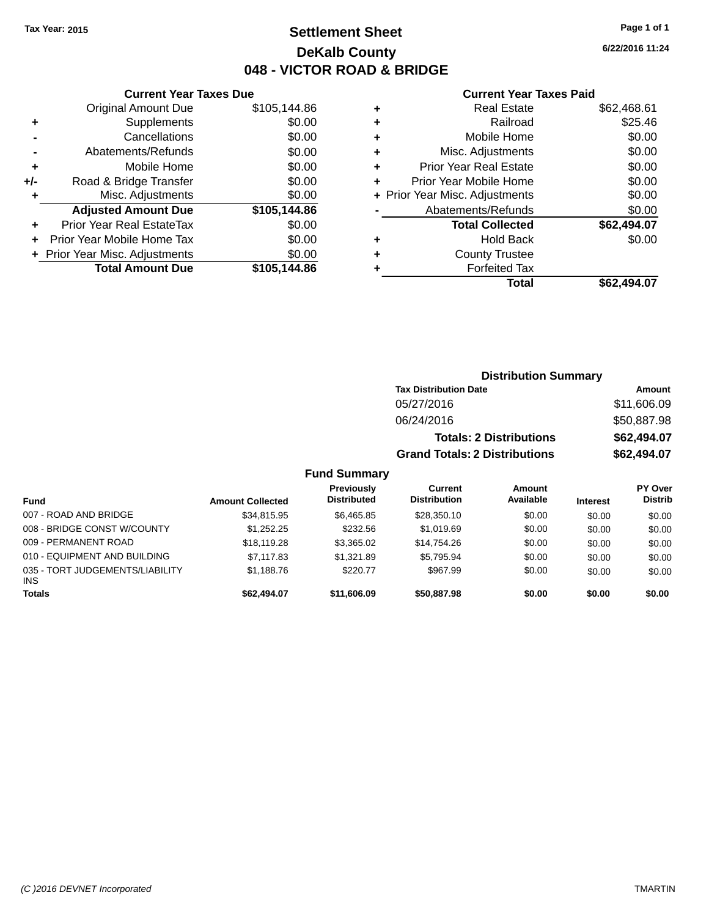Tax Year: 2015

# Settlement Sheet
## DeKalb County
## 048 - VICTOR ROAD & BRIDGE

6/22/2016 11:24

| | Current Year Taxes Due | |
|---|---|---|
| | Original Amount Due | $105,144.86 |
| + | Supplements | $0.00 |
| - | Cancellations | $0.00 |
| - | Abatements/Refunds | $0.00 |
| + | Mobile Home | $0.00 |
| +/- | Road & Bridge Transfer | $0.00 |
| + | Misc. Adjustments | $0.00 |
| | **Adjusted Amount Due** | **$105,144.86** |
| + | Prior Year Real EstateTax | $0.00 |
| + | Prior Year Mobile Home Tax | $0.00 |
| + | Prior Year Misc. Adjustments | $0.00 |
| | **Total Amount Due** | **$105,144.86** |

| | Current Year Taxes Paid | |
|---|---|---|
| + | Real Estate | $62,468.61 |
| + | Railroad | $25.46 |
| + | Mobile Home | $0.00 |
| + | Misc. Adjustments | $0.00 |
| + | Prior Year Real Estate | $0.00 |
| + | Prior Year Mobile Home | $0.00 |
| + | Prior Year Misc. Adjustments | $0.00 |
| - | Abatements/Refunds | $0.00 |
| | **Total Collected** | **$62,494.07** |
| + | Hold Back | $0.00 |
| + | County Trustee | |
| + | Forfeited Tax | |
| | **Total** | **$62,494.07** |

### Distribution Summary

| Tax Distribution Date | Amount |
|---|---|
| 05/27/2016 | $11,606.09 |
| 06/24/2016 | $50,887.98 |
| **Totals: 2 Distributions** | **$62,494.07** |
| **Grand Totals: 2 Distributions** | **$62,494.07** |

### Fund Summary

| Fund | Amount Collected | Previously Distributed | Current Distribution | Amount Available | Interest | PY Over Distrib |
|---|---|---|---|---|---|---|
| 007 - ROAD AND BRIDGE | $34,815.95 | $6,465.85 | $28,350.10 | $0.00 | $0.00 | $0.00 |
| 008 - BRIDGE CONST W/COUNTY | $1,252.25 | $232.56 | $1,019.69 | $0.00 | $0.00 | $0.00 |
| 009 - PERMANENT ROAD | $18,119.28 | $3,365.02 | $14,754.26 | $0.00 | $0.00 | $0.00 |
| 010 - EQUIPMENT AND BUILDING | $7,117.83 | $1,321.89 | $5,795.94 | $0.00 | $0.00 | $0.00 |
| 035 - TORT JUDGEMENTS/LIABILITY INS | $1,188.76 | $220.77 | $967.99 | $0.00 | $0.00 | $0.00 |
| **Totals** | **$62,494.07** | **$11,606.09** | **$50,887.98** | **$0.00** | **$0.00** | **$0.00** |

(C )2016 DEVNET Incorporated TMARTIN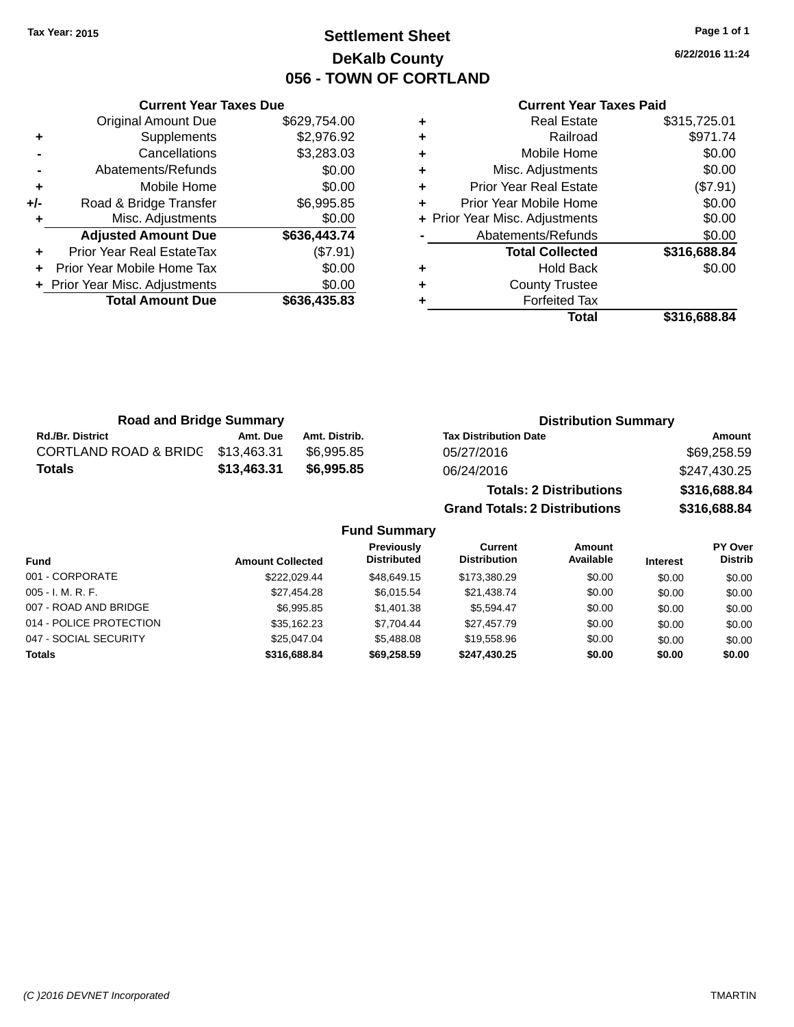Tax Year: 2015

# Settlement Sheet
## DeKalb County
## 056 - TOWN OF CORTLAND

6/22/2016 11:24

### Current Year Taxes Due

| | | |
|---|---|---|
| | Original Amount Due | $629,754.00 |
| + | Supplements | $2,976.92 |
| - | Cancellations | $3,283.03 |
| - | Abatements/Refunds | $0.00 |
| + | Mobile Home | $0.00 |
| +/- | Road & Bridge Transfer | $6,995.85 |
| + | Misc. Adjustments | $0.00 |
| | **Adjusted Amount Due** | **$636,443.74** |
| + | Prior Year Real EstateTax | ($7.91) |
| + | Prior Year Mobile Home Tax | $0.00 |
| + | Prior Year Misc. Adjustments | $0.00 |
| | **Total Amount Due** | **$636,435.83** |

### Current Year Taxes Paid

| | | |
|---|---|---|
| + | Real Estate | $315,725.01 |
| + | Railroad | $971.74 |
| + | Mobile Home | $0.00 |
| + | Misc. Adjustments | $0.00 |
| + | Prior Year Real Estate | ($7.91) |
| + | Prior Year Mobile Home | $0.00 |
| + | Prior Year Misc. Adjustments | $0.00 |
| - | Abatements/Refunds | $0.00 |
| | **Total Collected** | **$316,688.84** |
| + | Hold Back | $0.00 |
| + | County Trustee | |
| + | Forfeited Tax | |
| | **Total** | **$316,688.84** |

### Road and Bridge Summary

| Rd./Br. District | Amt. Due | Amt. Distrib. |
|---|---|---|
| CORTLAND ROAD & BRIDG | $13,463.31 | $6,995.85 |
| **Totals** | **$13,463.31** | **$6,995.85** |

### Distribution Summary

| Tax Distribution Date | Amount |
|---|---|
| 05/27/2016 | $69,258.59 |
| 06/24/2016 | $247,430.25 |
| **Totals: 2 Distributions** | **$316,688.84** |
| **Grand Totals: 2 Distributions** | **$316,688.84** |

### Fund Summary

| Fund | Amount Collected | Previously Distributed | Current Distribution | Amount Available | Interest | PY Over Distrib |
|---|---|---|---|---|---|---|
| 001 - CORPORATE | $222,029.44 | $48,649.15 | $173,380.29 | $0.00 | $0.00 | $0.00 |
| 005 - I. M. R. F. | $27,454.28 | $6,015.54 | $21,438.74 | $0.00 | $0.00 | $0.00 |
| 007 - ROAD AND BRIDGE | $6,995.85 | $1,401.38 | $5,594.47 | $0.00 | $0.00 | $0.00 |
| 014 - POLICE PROTECTION | $35,162.23 | $7,704.44 | $27,457.79 | $0.00 | $0.00 | $0.00 |
| 047 - SOCIAL SECURITY | $25,047.04 | $5,488.08 | $19,558.96 | $0.00 | $0.00 | $0.00 |
| **Totals** | **$316,688.84** | **$69,258.59** | **$247,430.25** | **$0.00** | **$0.00** | **$0.00** |

(C )2016 DEVNET Incorporated — TMARTIN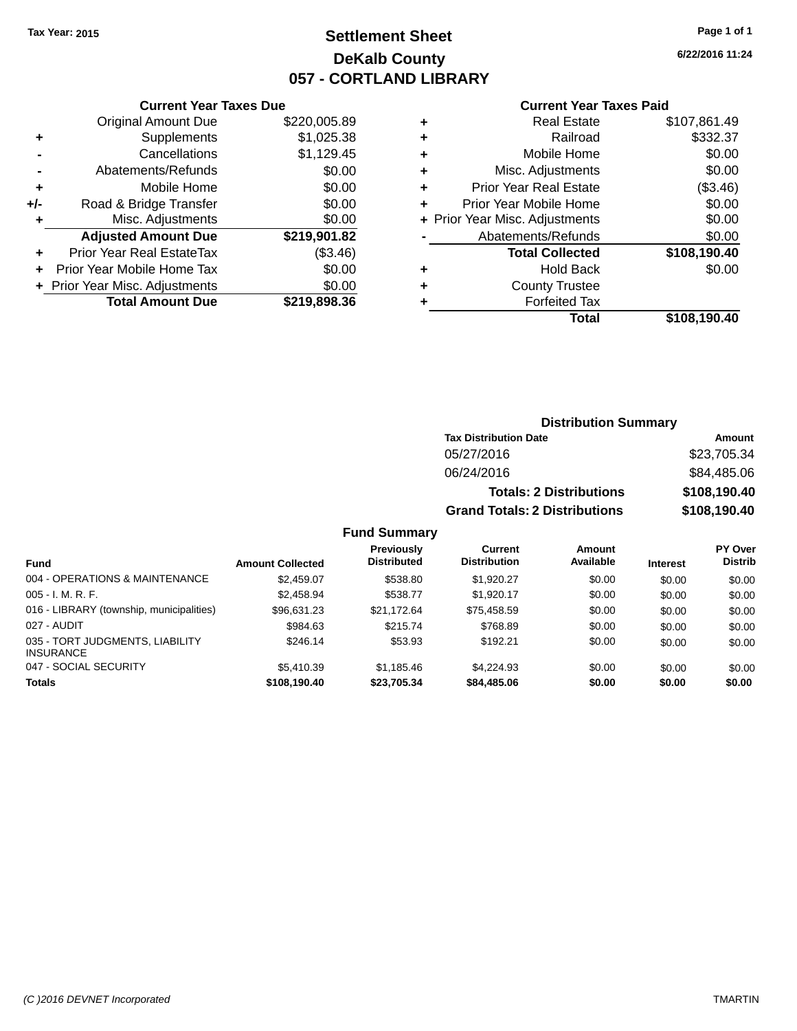Tax Year: 2015

# Settlement Sheet
## DeKalb County
## 057 - CORTLAND LIBRARY

6/22/2016 11:24

### Current Year Taxes Due

| | | |
|---|---|---|
| | Original Amount Due | $220,005.89 |
| + | Supplements | $1,025.38 |
| - | Cancellations | $1,129.45 |
| - | Abatements/Refunds | $0.00 |
| + | Mobile Home | $0.00 |
| +/- | Road & Bridge Transfer | $0.00 |
| + | Misc. Adjustments | $0.00 |
| | **Adjusted Amount Due** | **$219,901.82** |
| + | Prior Year Real EstateTax | ($3.46) |
| + | Prior Year Mobile Home Tax | $0.00 |
| + | Prior Year Misc. Adjustments | $0.00 |
| | **Total Amount Due** | **$219,898.36** |

### Current Year Taxes Paid

| | | |
|---|---|---|
| + | Real Estate | $107,861.49 |
| + | Railroad | $332.37 |
| + | Mobile Home | $0.00 |
| + | Misc. Adjustments | $0.00 |
| + | Prior Year Real Estate | ($3.46) |
| + | Prior Year Mobile Home | $0.00 |
| + | Prior Year Misc. Adjustments | $0.00 |
| - | Abatements/Refunds | $0.00 |
| | **Total Collected** | **$108,190.40** |
| + | Hold Back | $0.00 |
| + | County Trustee | |
| + | Forfeited Tax | |
| | **Total** | **$108,190.40** |

### Distribution Summary

| Tax Distribution Date | Amount |
|---|---|
| 05/27/2016 | $23,705.34 |
| 06/24/2016 | $84,485.06 |
| **Totals: 2 Distributions** | **$108,190.40** |
| **Grand Totals: 2 Distributions** | **$108,190.40** |

### Fund Summary

| Fund | Amount Collected | Previously Distributed | Current Distribution | Amount Available | Interest | PY Over Distrib |
|---|---|---|---|---|---|---|
| 004 - OPERATIONS & MAINTENANCE | $2,459.07 | $538.80 | $1,920.27 | $0.00 | $0.00 | $0.00 |
| 005 - I. M. R. F. | $2,458.94 | $538.77 | $1,920.17 | $0.00 | $0.00 | $0.00 |
| 016 - LIBRARY (township, municipalities) | $96,631.23 | $21,172.64 | $75,458.59 | $0.00 | $0.00 | $0.00 |
| 027 - AUDIT | $984.63 | $215.74 | $768.89 | $0.00 | $0.00 | $0.00 |
| 035 - TORT JUDGMENTS, LIABILITY INSURANCE | $246.14 | $53.93 | $192.21 | $0.00 | $0.00 | $0.00 |
| 047 - SOCIAL SECURITY | $5,410.39 | $1,185.46 | $4,224.93 | $0.00 | $0.00 | $0.00 |
| **Totals** | **$108,190.40** | **$23,705.34** | **$84,485.06** | **$0.00** | **$0.00** | **$0.00** |

(C )2016 DEVNET Incorporated — TMARTIN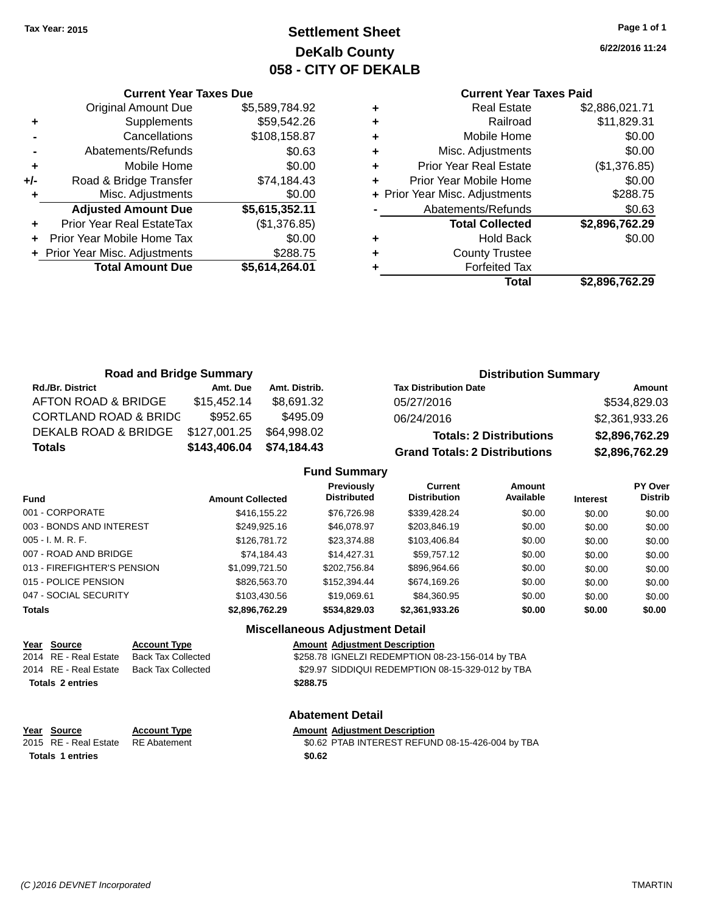Tax Year: 2015

# Settlement Sheet
## DeKalb County
## 058 - CITY OF DEKALB

6/22/2016 11:24

### Current Year Taxes Due

| | | |
|---|---|---|
| | Original Amount Due | $5,589,784.92 |
| + | Supplements | $59,542.26 |
| - | Cancellations | $108,158.87 |
| - | Abatements/Refunds | $0.63 |
| + | Mobile Home | $0.00 |
| +/- | Road & Bridge Transfer | $74,184.43 |
| + | Misc. Adjustments | $0.00 |
| | **Adjusted Amount Due** | **$5,615,352.11** |
| + | Prior Year Real EstateTax | ($1,376.85) |
| + | Prior Year Mobile Home Tax | $0.00 |
| + | Prior Year Misc. Adjustments | $288.75 |
| | **Total Amount Due** | **$5,614,264.01** |

### Current Year Taxes Paid

| | | |
|---|---|---|
| + | Real Estate | $2,886,021.71 |
| + | Railroad | $11,829.31 |
| + | Mobile Home | $0.00 |
| + | Misc. Adjustments | $0.00 |
| + | Prior Year Real Estate | ($1,376.85) |
| + | Prior Year Mobile Home | $0.00 |
| + | Prior Year Misc. Adjustments | $288.75 |
| - | Abatements/Refunds | $0.63 |
| | **Total Collected** | **$2,896,762.29** |
| + | Hold Back | $0.00 |
| + | County Trustee | |
| + | Forfeited Tax | |
| | **Total** | **$2,896,762.29** |

### Road and Bridge Summary

| Rd./Br. District | Amt. Due | Amt. Distrib. |
|---|---|---|
| AFTON ROAD & BRIDGE | $15,452.14 | $8,691.32 |
| CORTLAND ROAD & BRIDG | $952.65 | $495.09 |
| DEKALB ROAD & BRIDGE | $127,001.25 | $64,998.02 |
| **Totals** | **$143,406.04** | **$74,184.43** |

### Distribution Summary

| Tax Distribution Date | Amount |
|---|---|
| 05/27/2016 | $534,829.03 |
| 06/24/2016 | $2,361,933.26 |
| **Totals: 2 Distributions** | **$2,896,762.29** |
| **Grand Totals: 2 Distributions** | **$2,896,762.29** |

### Fund Summary

| Fund | Amount Collected | Previously Distributed | Current Distribution | Amount Available | Interest | PY Over Distrib |
|---|---|---|---|---|---|---|
| 001 - CORPORATE | $416,155.22 | $76,726.98 | $339,428.24 | $0.00 | $0.00 | $0.00 |
| 003 - BONDS AND INTEREST | $249,925.16 | $46,078.97 | $203,846.19 | $0.00 | $0.00 | $0.00 |
| 005 - I. M. R. F. | $126,781.72 | $23,374.88 | $103,406.84 | $0.00 | $0.00 | $0.00 |
| 007 - ROAD AND BRIDGE | $74,184.43 | $14,427.31 | $59,757.12 | $0.00 | $0.00 | $0.00 |
| 013 - FIREFIGHTER'S PENSION | $1,099,721.50 | $202,756.84 | $896,964.66 | $0.00 | $0.00 | $0.00 |
| 015 - POLICE PENSION | $826,563.70 | $152,394.44 | $674,169.26 | $0.00 | $0.00 | $0.00 |
| 047 - SOCIAL SECURITY | $103,430.56 | $19,069.61 | $84,360.95 | $0.00 | $0.00 | $0.00 |
| **Totals** | **$2,896,762.29** | **$534,829.03** | **$2,361,933.26** | **$0.00** | **$0.00** | **$0.00** |

### Miscellaneous Adjustment Detail

| Year | Source | Account Type | Amount | Adjustment Description |
|---|---|---|---|---|
| 2014 | RE - Real Estate | Back Tax Collected | $258.78 | IGNELZI REDEMPTION 08-23-156-014 by TBA |
| 2014 | RE - Real Estate | Back Tax Collected | $29.97 | SIDDIQUI REDEMPTION 08-15-329-012 by TBA |
| **Totals 2 entries** | | | **$288.75** | |

### Abatement Detail

| Year | Source | Account Type | Amount | Adjustment Description |
|---|---|---|---|---|
| 2015 | RE - Real Estate | RE Abatement | $0.62 | PTAB INTEREST REFUND 08-15-426-004 by TBA |
| **Totals 1 entries** | | | **$0.62** | |

(C )2016 DEVNET Incorporated TMARTIN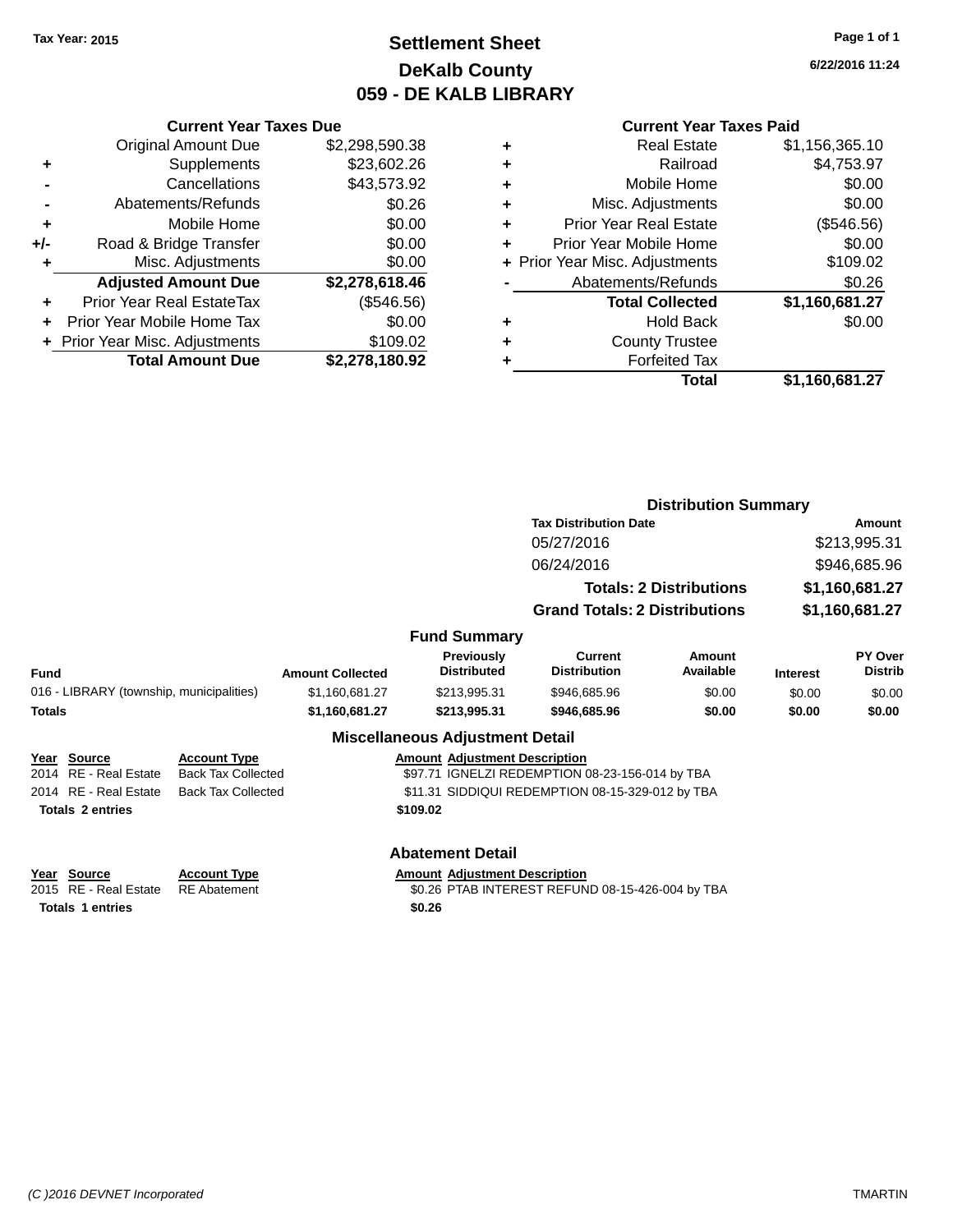Tax Year: 2015

# Settlement Sheet
## DeKalb County
## 059 - DE KALB LIBRARY

6/22/2016 11:24

| | Current Year Taxes Due | |
|---|---|---|
| | Original Amount Due | $2,298,590.38 |
| + | Supplements | $23,602.26 |
| - | Cancellations | $43,573.92 |
| - | Abatements/Refunds | $0.26 |
| + | Mobile Home | $0.00 |
| +/- | Road & Bridge Transfer | $0.00 |
| + | Misc. Adjustments | $0.00 |
| | **Adjusted Amount Due** | **$2,278,618.46** |
| + | Prior Year Real EstateTax | ($546.56) |
| + | Prior Year Mobile Home Tax | $0.00 |
| + | Prior Year Misc. Adjustments | $109.02 |
| | **Total Amount Due** | **$2,278,180.92** |

| | Current Year Taxes Paid | |
|---|---|---|
| + | Real Estate | $1,156,365.10 |
| + | Railroad | $4,753.97 |
| + | Mobile Home | $0.00 |
| + | Misc. Adjustments | $0.00 |
| + | Prior Year Real Estate | ($546.56) |
| + | Prior Year Mobile Home | $0.00 |
| + | Prior Year Misc. Adjustments | $109.02 |
| - | Abatements/Refunds | $0.26 |
| | **Total Collected** | **$1,160,681.27** |
| + | Hold Back | $0.00 |
| + | County Trustee | |
| + | Forfeited Tax | |
| | **Total** | **$1,160,681.27** |

### Distribution Summary

| Tax Distribution Date | Amount |
|---|---|
| 05/27/2016 | $213,995.31 |
| 06/24/2016 | $946,685.96 |
| **Totals: 2 Distributions** | **$1,160,681.27** |
| **Grand Totals: 2 Distributions** | **$1,160,681.27** |

### Fund Summary

| Fund | Amount Collected | Previously Distributed | Current Distribution | Amount Available | Interest | PY Over Distrib |
|---|---|---|---|---|---|---|
| 016 - LIBRARY (township, municipalities) | $1,160,681.27 | $213,995.31 | $946,685.96 | $0.00 | $0.00 | $0.00 |
| **Totals** | **$1,160,681.27** | **$213,995.31** | **$946,685.96** | **$0.00** | **$0.00** | **$0.00** |

### Miscellaneous Adjustment Detail

| Year | Source | Account Type | Amount | Adjustment Description |
|---|---|---|---|---|
| 2014 | RE - Real Estate | Back Tax Collected | $97.71 | IGNELZI REDEMPTION 08-23-156-014 by TBA |
| 2014 | RE - Real Estate | Back Tax Collected | $11.31 | SIDDIQUI REDEMPTION 08-15-329-012 by TBA |
| **Totals 2 entries** | | | **$109.02** | |

### Abatement Detail

| Year | Source | Account Type | Amount | Adjustment Description |
|---|---|---|---|---|
| 2015 | RE - Real Estate | RE Abatement | $0.26 | PTAB INTEREST REFUND 08-15-426-004 by TBA |
| **Totals 1 entries** | | | **$0.26** | |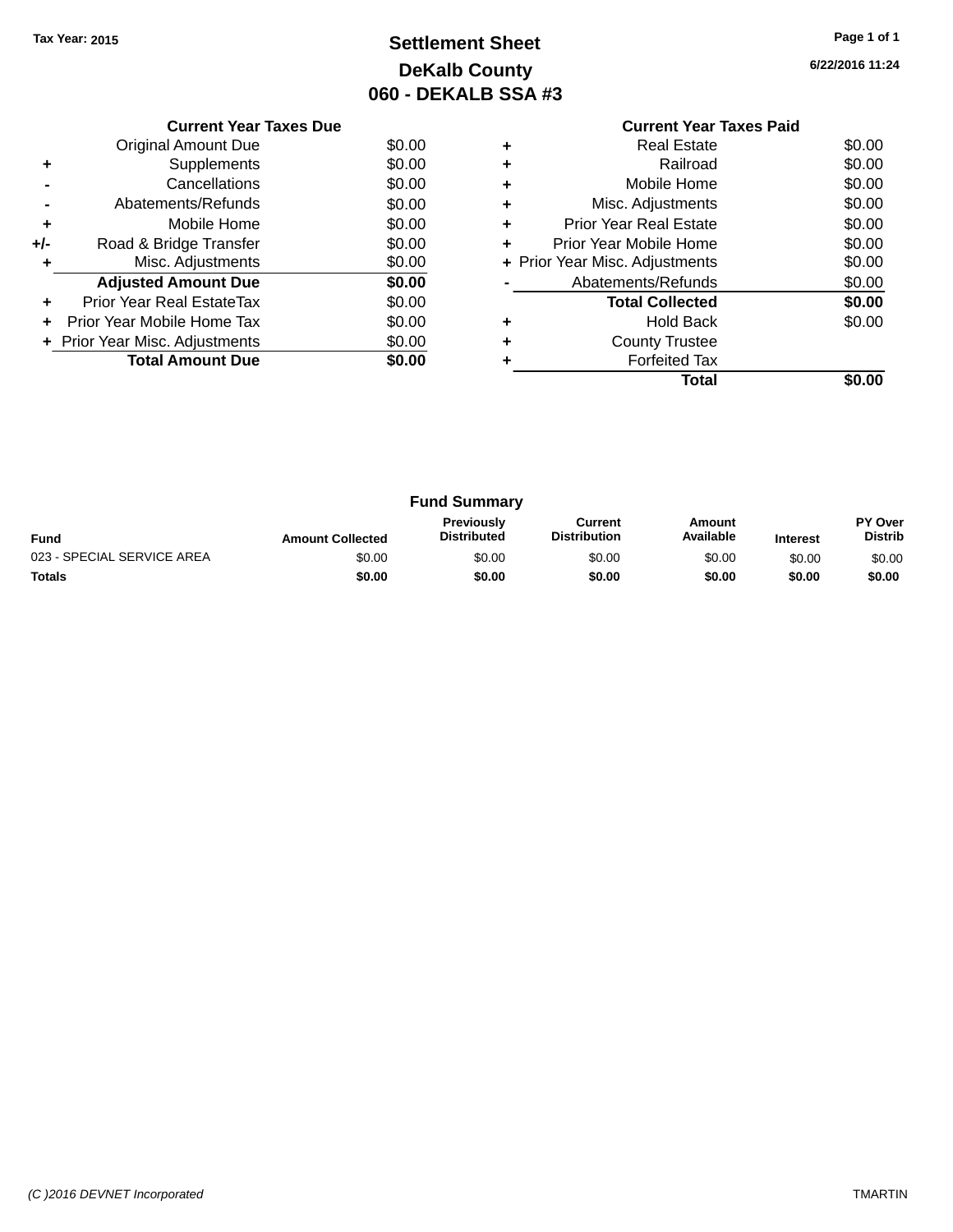Tax Year: 2015

# Settlement Sheet
## DeKalb County
## 060 - DEKALB SSA #3

6/22/2016 11:24

### Current Year Taxes Due

| | | |
|---|---|---|
| | Original Amount Due | $0.00 |
| + | Supplements | $0.00 |
| - | Cancellations | $0.00 |
| - | Abatements/Refunds | $0.00 |
| + | Mobile Home | $0.00 |
| +/- | Road & Bridge Transfer | $0.00 |
| + | Misc. Adjustments | $0.00 |
| | **Adjusted Amount Due** | **$0.00** |
| + | Prior Year Real EstateTax | $0.00 |
| + | Prior Year Mobile Home Tax | $0.00 |
| + | Prior Year Misc. Adjustments | $0.00 |
| | **Total Amount Due** | **$0.00** |

### Current Year Taxes Paid

| | | |
|---|---|---|
| + | Real Estate | $0.00 |
| + | Railroad | $0.00 |
| + | Mobile Home | $0.00 |
| + | Misc. Adjustments | $0.00 |
| + | Prior Year Real Estate | $0.00 |
| + | Prior Year Mobile Home | $0.00 |
| + | Prior Year Misc. Adjustments | $0.00 |
| - | Abatements/Refunds | $0.00 |
| | **Total Collected** | **$0.00** |
| + | Hold Back | $0.00 |
| + | County Trustee | |
| + | Forfeited Tax | |
| | **Total** | **$0.00** |

### Fund Summary

| Fund | Amount Collected | Previously Distributed | Current Distribution | Amount Available | Interest | PY Over Distrib |
|---|---|---|---|---|---|---|
| 023 - SPECIAL SERVICE AREA | $0.00 | $0.00 | $0.00 | $0.00 | $0.00 | $0.00 |
| **Totals** | **$0.00** | **$0.00** | **$0.00** | **$0.00** | **$0.00** | **$0.00** |

(C )2016 DEVNET Incorporated TMARTIN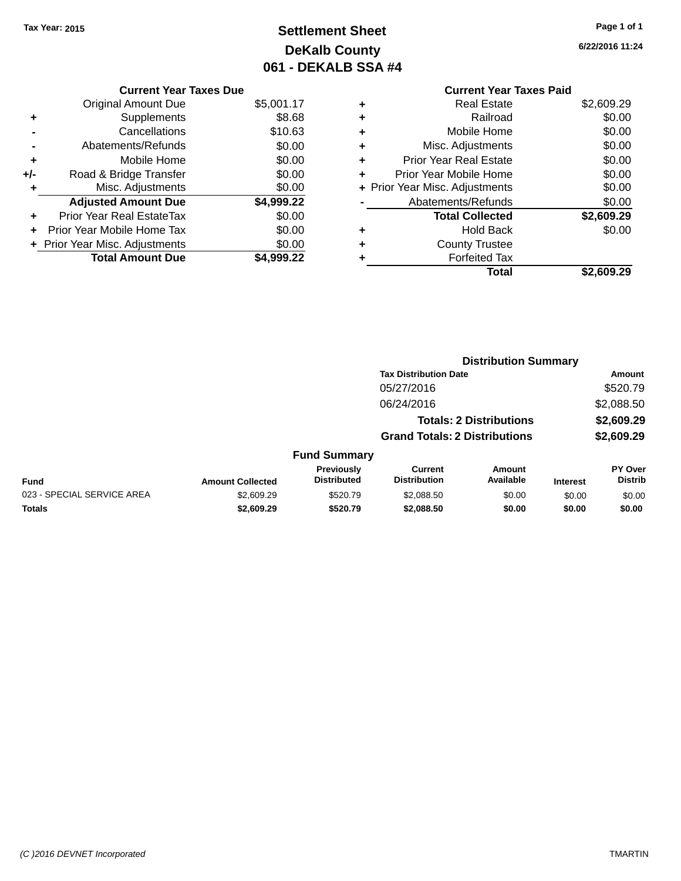Tax Year: 2015

# Settlement Sheet
## DeKalb County
## 061 - DEKALB SSA #4

6/22/2016 11:24

| | Current Year Taxes Due | |
|---|---|---|
| | Original Amount Due | $5,001.17 |
| + | Supplements | $8.68 |
| - | Cancellations | $10.63 |
| - | Abatements/Refunds | $0.00 |
| + | Mobile Home | $0.00 |
| +/- | Road & Bridge Transfer | $0.00 |
| + | Misc. Adjustments | $0.00 |
| | **Adjusted Amount Due** | **$4,999.22** |
| + | Prior Year Real EstateTax | $0.00 |
| + | Prior Year Mobile Home Tax | $0.00 |
| + | Prior Year Misc. Adjustments | $0.00 |
| | **Total Amount Due** | **$4,999.22** |

| | Current Year Taxes Paid | |
|---|---|---|
| + | Real Estate | $2,609.29 |
| + | Railroad | $0.00 |
| + | Mobile Home | $0.00 |
| + | Misc. Adjustments | $0.00 |
| + | Prior Year Real Estate | $0.00 |
| + | Prior Year Mobile Home | $0.00 |
| + | Prior Year Misc. Adjustments | $0.00 |
| - | Abatements/Refunds | $0.00 |
| | **Total Collected** | **$2,609.29** |
| + | Hold Back | $0.00 |
| + | County Trustee | |
| + | Forfeited Tax | |
| | **Total** | **$2,609.29** |

### Distribution Summary

| Tax Distribution Date | Amount |
|---|---|
| 05/27/2016 | $520.79 |
| 06/24/2016 | $2,088.50 |
| **Totals: 2 Distributions** | **$2,609.29** |
| **Grand Totals: 2 Distributions** | **$2,609.29** |

### Fund Summary

| Fund | Amount Collected | Previously Distributed | Current Distribution | Amount Available | Interest | PY Over Distrib |
|---|---|---|---|---|---|---|
| 023 - SPECIAL SERVICE AREA | $2,609.29 | $520.79 | $2,088.50 | $0.00 | $0.00 | $0.00 |
| **Totals** | **$2,609.29** | **$520.79** | **$2,088.50** | **$0.00** | **$0.00** | **$0.00** |

(C )2016 DEVNET Incorporated TMARTIN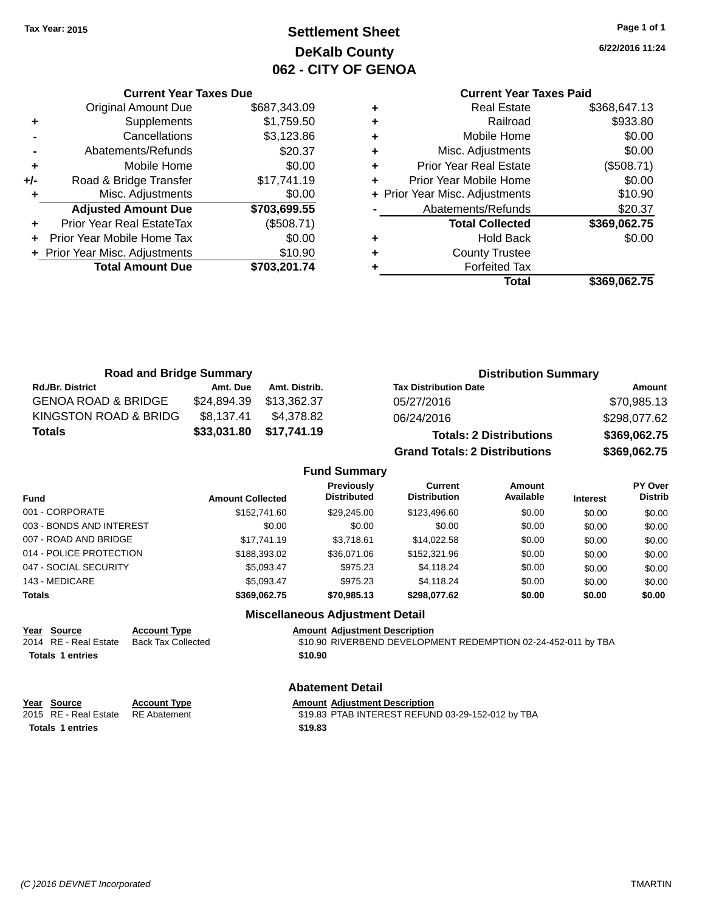Tax Year: 2015

# Settlement Sheet
## DeKalb County
## 062 - CITY OF GENOA

6/22/2016 11:24

### Current Year Taxes Due

| | | |
|---|---|---|
| | Original Amount Due | $687,343.09 |
| + | Supplements | $1,759.50 |
| - | Cancellations | $3,123.86 |
| - | Abatements/Refunds | $20.37 |
| + | Mobile Home | $0.00 |
| +/- | Road & Bridge Transfer | $17,741.19 |
| + | Misc. Adjustments | $0.00 |
| | **Adjusted Amount Due** | **$703,699.55** |
| + | Prior Year Real EstateTax | ($508.71) |
| + | Prior Year Mobile Home Tax | $0.00 |
| + | Prior Year Misc. Adjustments | $10.90 |
| | **Total Amount Due** | **$703,201.74** |

### Current Year Taxes Paid

| | | |
|---|---|---|
| + | Real Estate | $368,647.13 |
| + | Railroad | $933.80 |
| + | Mobile Home | $0.00 |
| + | Misc. Adjustments | $0.00 |
| + | Prior Year Real Estate | ($508.71) |
| + | Prior Year Mobile Home | $0.00 |
| + | Prior Year Misc. Adjustments | $10.90 |
| - | Abatements/Refunds | $20.37 |
| | **Total Collected** | **$369,062.75** |
| + | Hold Back | $0.00 |
| + | County Trustee | |
| + | Forfeited Tax | |
| | **Total** | **$369,062.75** |

### Road and Bridge Summary

| Rd./Br. District | Amt. Due | Amt. Distrib. |
|---|---|---|
| GENOA ROAD & BRIDGE | $24,894.39 | $13,362.37 |
| KINGSTON ROAD & BRIDG | $8,137.41 | $4,378.82 |
| **Totals** | **$33,031.80** | **$17,741.19** |

### Distribution Summary

| Tax Distribution Date | Amount |
|---|---|
| 05/27/2016 | $70,985.13 |
| 06/24/2016 | $298,077.62 |
| **Totals: 2 Distributions** | **$369,062.75** |
| **Grand Totals: 2 Distributions** | **$369,062.75** |

### Fund Summary

| Fund | Amount Collected | Previously Distributed | Current Distribution | Amount Available | Interest | PY Over Distrib |
|---|---|---|---|---|---|---|
| 001 - CORPORATE | $152,741.60 | $29,245.00 | $123,496.60 | $0.00 | $0.00 | $0.00 |
| 003 - BONDS AND INTEREST | $0.00 | $0.00 | $0.00 | $0.00 | $0.00 | $0.00 |
| 007 - ROAD AND BRIDGE | $17,741.19 | $3,718.61 | $14,022.58 | $0.00 | $0.00 | $0.00 |
| 014 - POLICE PROTECTION | $188,393.02 | $36,071.06 | $152,321.96 | $0.00 | $0.00 | $0.00 |
| 047 - SOCIAL SECURITY | $5,093.47 | $975.23 | $4,118.24 | $0.00 | $0.00 | $0.00 |
| 143 - MEDICARE | $5,093.47 | $975.23 | $4,118.24 | $0.00 | $0.00 | $0.00 |
| **Totals** | **$369,062.75** | **$70,985.13** | **$298,077.62** | **$0.00** | **$0.00** | **$0.00** |

### Miscellaneous Adjustment Detail

| Year | Source | Account Type | Amount | Adjustment Description |
|---|---|---|---|---|
| 2014 | RE - Real Estate | Back Tax Collected | $10.90 | RIVERBEND DEVELOPMENT REDEMPTION 02-24-452-011 by TBA |
| **Totals** | **1 entries** | | **$10.90** | |

### Abatement Detail

| Year | Source | Account Type | Amount | Adjustment Description |
|---|---|---|---|---|
| 2015 | RE - Real Estate | RE Abatement | $19.83 | PTAB INTEREST REFUND 03-29-152-012 by TBA |
| **Totals** | **1 entries** | | **$19.83** | |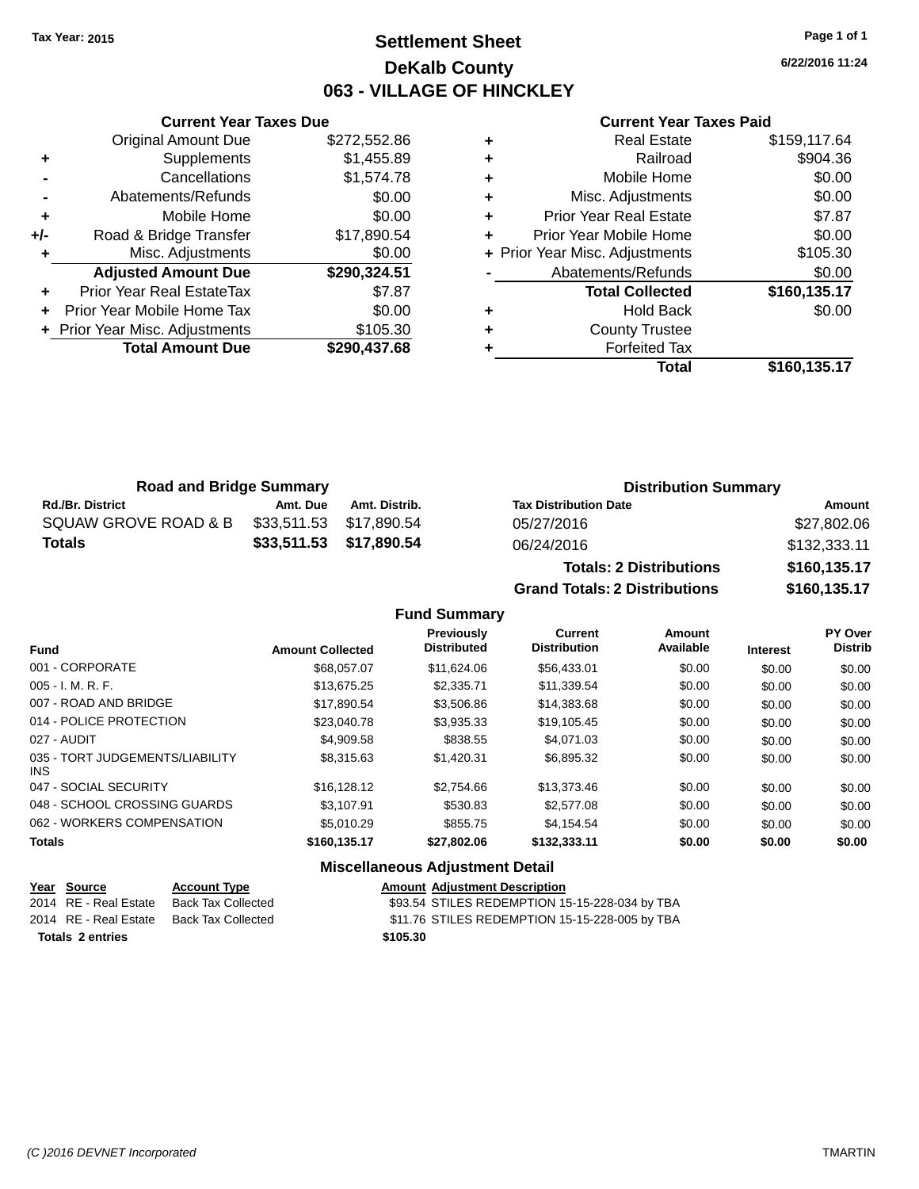Tax Year: 2015

# Settlement Sheet

## DeKalb County

## 063 - VILLAGE OF HINCKLEY

6/22/2016 11:24

### Current Year Taxes Due

| | | |
|---|---|---|
| | Original Amount Due | $272,552.86 |
| + | Supplements | $1,455.89 |
| - | Cancellations | $1,574.78 |
| - | Abatements/Refunds | $0.00 |
| + | Mobile Home | $0.00 |
| +/- | Road & Bridge Transfer | $17,890.54 |
| + | Misc. Adjustments | $0.00 |
| | **Adjusted Amount Due** | **$290,324.51** |
| + | Prior Year Real EstateTax | $7.87 |
| + | Prior Year Mobile Home Tax | $0.00 |
| + | Prior Year Misc. Adjustments | $105.30 |
| | **Total Amount Due** | **$290,437.68** |

### Current Year Taxes Paid

| | | |
|---|---|---|
| + | Real Estate | $159,117.64 |
| + | Railroad | $904.36 |
| + | Mobile Home | $0.00 |
| + | Misc. Adjustments | $0.00 |
| + | Prior Year Real Estate | $7.87 |
| + | Prior Year Mobile Home | $0.00 |
| + | Prior Year Misc. Adjustments | $105.30 |
| - | Abatements/Refunds | $0.00 |
| | **Total Collected** | **$160,135.17** |
| + | Hold Back | $0.00 |
| + | County Trustee | |
| + | Forfeited Tax | |
| | **Total** | **$160,135.17** |

### Road and Bridge Summary

| Rd./Br. District | Amt. Due | Amt. Distrib. |
|---|---|---|
| SQUAW GROVE ROAD & B | $33,511.53 | $17,890.54 |
| **Totals** | **$33,511.53** | **$17,890.54** |

### Distribution Summary

| Tax Distribution Date | Amount |
|---|---|
| 05/27/2016 | $27,802.06 |
| 06/24/2016 | $132,333.11 |
| **Totals: 2 Distributions** | **$160,135.17** |
| **Grand Totals: 2 Distributions** | **$160,135.17** |

### Fund Summary

| Fund | Amount Collected | Previously Distributed | Current Distribution | Amount Available | Interest | PY Over Distrib |
|---|---|---|---|---|---|---|
| 001 - CORPORATE | $68,057.07 | $11,624.06 | $56,433.01 | $0.00 | $0.00 | $0.00 |
| 005 - I. M. R. F. | $13,675.25 | $2,335.71 | $11,339.54 | $0.00 | $0.00 | $0.00 |
| 007 - ROAD AND BRIDGE | $17,890.54 | $3,506.86 | $14,383.68 | $0.00 | $0.00 | $0.00 |
| 014 - POLICE PROTECTION | $23,040.78 | $3,935.33 | $19,105.45 | $0.00 | $0.00 | $0.00 |
| 027 - AUDIT | $4,909.58 | $838.55 | $4,071.03 | $0.00 | $0.00 | $0.00 |
| 035 - TORT JUDGEMENTS/LIABILITY INS | $8,315.63 | $1,420.31 | $6,895.32 | $0.00 | $0.00 | $0.00 |
| 047 - SOCIAL SECURITY | $16,128.12 | $2,754.66 | $13,373.46 | $0.00 | $0.00 | $0.00 |
| 048 - SCHOOL CROSSING GUARDS | $3,107.91 | $530.83 | $2,577.08 | $0.00 | $0.00 | $0.00 |
| 062 - WORKERS COMPENSATION | $5,010.29 | $855.75 | $4,154.54 | $0.00 | $0.00 | $0.00 |
| **Totals** | **$160,135.17** | **$27,802.06** | **$132,333.11** | **$0.00** | **$0.00** | **$0.00** |

### Miscellaneous Adjustment Detail

| Year | Source | Account Type | Amount | Adjustment Description |
|---|---|---|---|---|
| 2014 | RE - Real Estate | Back Tax Collected | $93.54 | STILES REDEMPTION 15-15-228-034 by TBA |
| 2014 | RE - Real Estate | Back Tax Collected | $11.76 | STILES REDEMPTION 15-15-228-005 by TBA |
| **Totals 2 entries** | | | **$105.30** | |

(C )2016 DEVNET Incorporated TMARTIN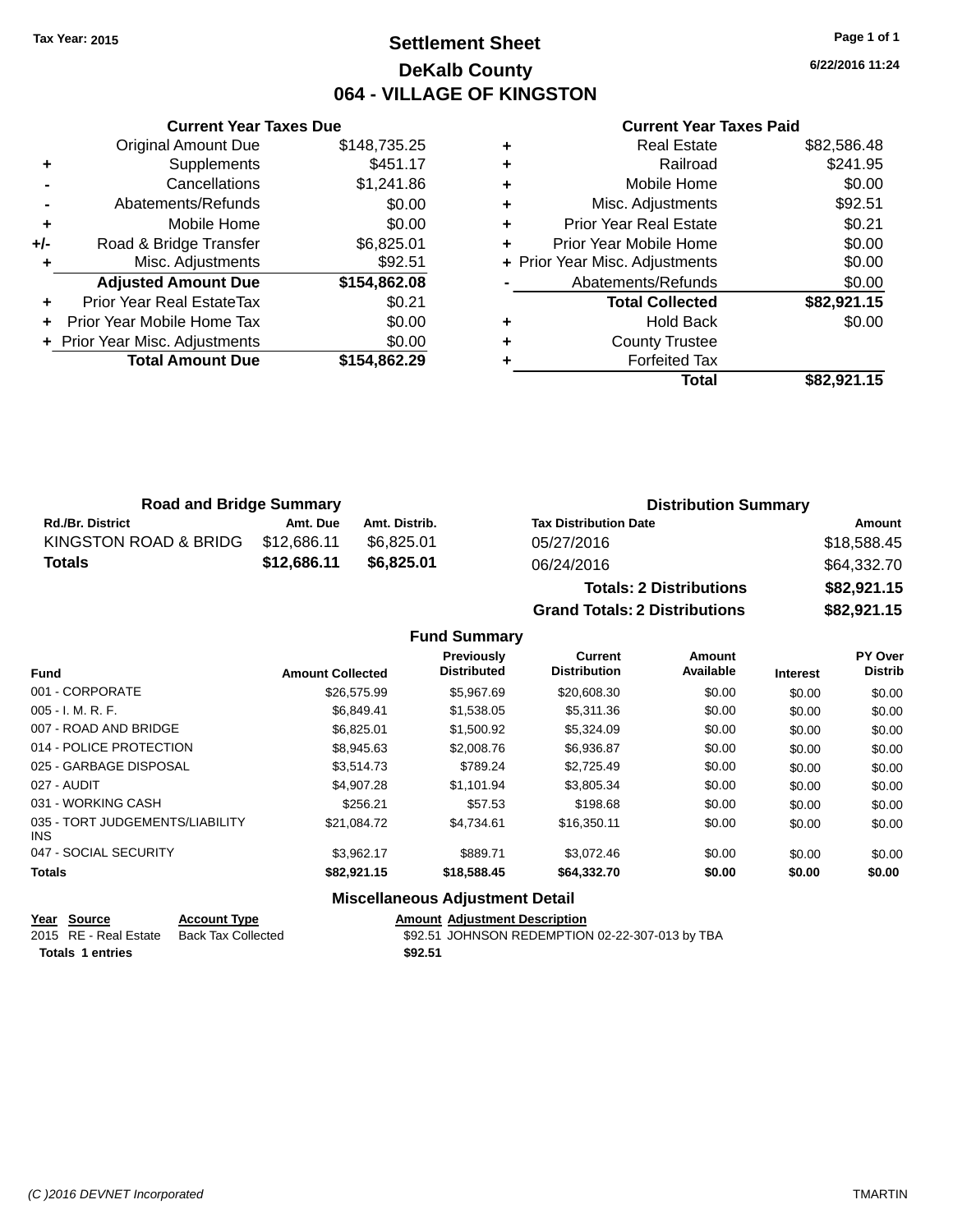Tax Year: 2015

# Settlement Sheet

## DeKalb County

## 064 - VILLAGE OF KINGSTON

6/22/2016 11:24

### Current Year Taxes Due

| | | |
|---|---|---|
| | Original Amount Due | $148,735.25 |
| + | Supplements | $451.17 |
| - | Cancellations | $1,241.86 |
| - | Abatements/Refunds | $0.00 |
| + | Mobile Home | $0.00 |
| +/- | Road & Bridge Transfer | $6,825.01 |
| + | Misc. Adjustments | $92.51 |
| | **Adjusted Amount Due** | **$154,862.08** |
| + | Prior Year Real EstateTax | $0.21 |
| + | Prior Year Mobile Home Tax | $0.00 |
| + | Prior Year Misc. Adjustments | $0.00 |
| | **Total Amount Due** | **$154,862.29** |

### Current Year Taxes Paid

| | | |
|---|---|---|
| + | Real Estate | $82,586.48 |
| + | Railroad | $241.95 |
| + | Mobile Home | $0.00 |
| + | Misc. Adjustments | $92.51 |
| + | Prior Year Real Estate | $0.21 |
| + | Prior Year Mobile Home | $0.00 |
| + | Prior Year Misc. Adjustments | $0.00 |
| - | Abatements/Refunds | $0.00 |
| | **Total Collected** | **$82,921.15** |
| + | Hold Back | $0.00 |
| + | County Trustee | |
| + | Forfeited Tax | |
| | **Total** | **$82,921.15** |

### Road and Bridge Summary

| Rd./Br. District | Amt. Due | Amt. Distrib. |
|---|---|---|
| KINGSTON ROAD & BRIDG | $12,686.11 | $6,825.01 |
| **Totals** | **$12,686.11** | **$6,825.01** |

### Distribution Summary

| Tax Distribution Date | Amount |
|---|---|
| 05/27/2016 | $18,588.45 |
| 06/24/2016 | $64,332.70 |
| **Totals: 2 Distributions** | **$82,921.15** |
| **Grand Totals: 2 Distributions** | **$82,921.15** |

### Fund Summary

| Fund | Amount Collected | Previously Distributed | Current Distribution | Amount Available | Interest | PY Over Distrib |
|---|---|---|---|---|---|---|
| 001 - CORPORATE | $26,575.99 | $5,967.69 | $20,608.30 | $0.00 | $0.00 | $0.00 |
| 005 - I. M. R. F. | $6,849.41 | $1,538.05 | $5,311.36 | $0.00 | $0.00 | $0.00 |
| 007 - ROAD AND BRIDGE | $6,825.01 | $1,500.92 | $5,324.09 | $0.00 | $0.00 | $0.00 |
| 014 - POLICE PROTECTION | $8,945.63 | $2,008.76 | $6,936.87 | $0.00 | $0.00 | $0.00 |
| 025 - GARBAGE DISPOSAL | $3,514.73 | $789.24 | $2,725.49 | $0.00 | $0.00 | $0.00 |
| 027 - AUDIT | $4,907.28 | $1,101.94 | $3,805.34 | $0.00 | $0.00 | $0.00 |
| 031 - WORKING CASH | $256.21 | $57.53 | $198.68 | $0.00 | $0.00 | $0.00 |
| 035 - TORT JUDGEMENTS/LIABILITY INS | $21,084.72 | $4,734.61 | $16,350.11 | $0.00 | $0.00 | $0.00 |
| 047 - SOCIAL SECURITY | $3,962.17 | $889.71 | $3,072.46 | $0.00 | $0.00 | $0.00 |
| **Totals** | **$82,921.15** | **$18,588.45** | **$64,332.70** | **$0.00** | **$0.00** | **$0.00** |

### Miscellaneous Adjustment Detail

| Year | Source | Account Type | Amount | Adjustment Description |
|---|---|---|---|---|
| 2015 | RE - Real Estate | Back Tax Collected | $92.51 | JOHNSON REDEMPTION 02-22-307-013 by TBA |
| **Totals** | **1 entries** | | **$92.51** | |

(C )2016 DEVNET Incorporated

TMARTIN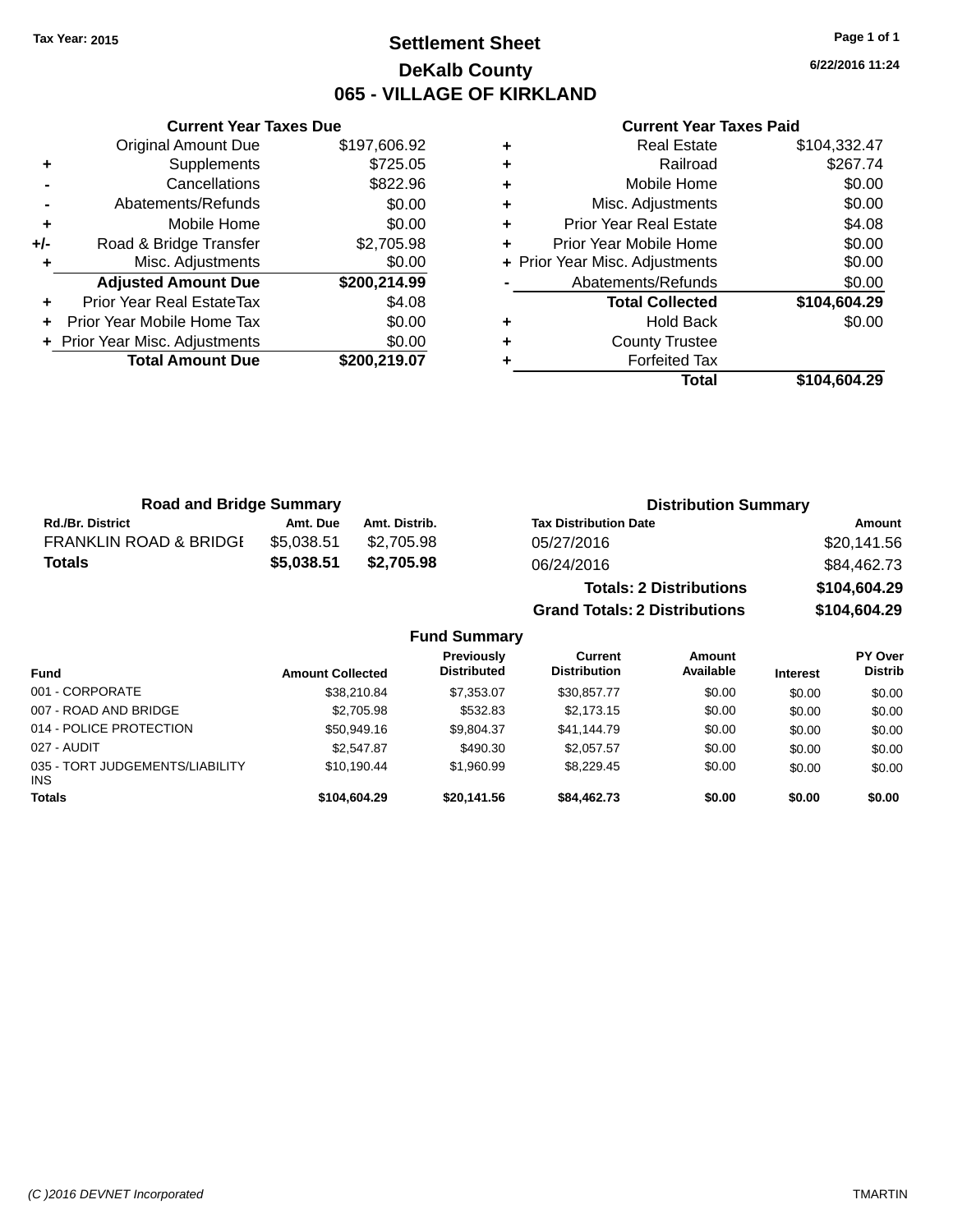Tax Year: 2015

# Settlement Sheet

## DeKalb County

## 065 - VILLAGE OF KIRKLAND

6/22/2016 11:24

### Current Year Taxes Due

| | | |
|---|---|---|
| | Original Amount Due | $197,606.92 |
| + | Supplements | $725.05 |
| - | Cancellations | $822.96 |
| - | Abatements/Refunds | $0.00 |
| + | Mobile Home | $0.00 |
| +/- | Road & Bridge Transfer | $2,705.98 |
| + | Misc. Adjustments | $0.00 |
| | **Adjusted Amount Due** | **$200,214.99** |
| + | Prior Year Real EstateTax | $4.08 |
| + | Prior Year Mobile Home Tax | $0.00 |
| + | Prior Year Misc. Adjustments | $0.00 |
| | **Total Amount Due** | **$200,219.07** |

### Current Year Taxes Paid

| | | |
|---|---|---|
| + | Real Estate | $104,332.47 |
| + | Railroad | $267.74 |
| + | Mobile Home | $0.00 |
| + | Misc. Adjustments | $0.00 |
| + | Prior Year Real Estate | $4.08 |
| + | Prior Year Mobile Home | $0.00 |
| + | Prior Year Misc. Adjustments | $0.00 |
| - | Abatements/Refunds | $0.00 |
| | **Total Collected** | **$104,604.29** |
| + | Hold Back | $0.00 |
| + | County Trustee | |
| + | Forfeited Tax | |
| | **Total** | **$104,604.29** |

### Road and Bridge Summary

| Rd./Br. District | Amt. Due | Amt. Distrib. |
|---|---|---|
| FRANKLIN ROAD & BRIDGE | $5,038.51 | $2,705.98 |
| **Totals** | **$5,038.51** | **$2,705.98** |

### Distribution Summary

| Tax Distribution Date | Amount |
|---|---|
| 05/27/2016 | $20,141.56 |
| 06/24/2016 | $84,462.73 |
| **Totals: 2 Distributions** | **$104,604.29** |
| **Grand Totals: 2 Distributions** | **$104,604.29** |

### Fund Summary

| Fund | Amount Collected | Previously Distributed | Current Distribution | Amount Available | Interest | PY Over Distrib |
|---|---|---|---|---|---|---|
| 001 - CORPORATE | $38,210.84 | $7,353.07 | $30,857.77 | $0.00 | $0.00 | $0.00 |
| 007 - ROAD AND BRIDGE | $2,705.98 | $532.83 | $2,173.15 | $0.00 | $0.00 | $0.00 |
| 014 - POLICE PROTECTION | $50,949.16 | $9,804.37 | $41,144.79 | $0.00 | $0.00 | $0.00 |
| 027 - AUDIT | $2,547.87 | $490.30 | $2,057.57 | $0.00 | $0.00 | $0.00 |
| 035 - TORT JUDGEMENTS/LIABILITY INS | $10,190.44 | $1,960.99 | $8,229.45 | $0.00 | $0.00 | $0.00 |
| **Totals** | **$104,604.29** | **$20,141.56** | **$84,462.73** | **$0.00** | **$0.00** | **$0.00** |

(C )2016 DEVNET Incorporated TMARTIN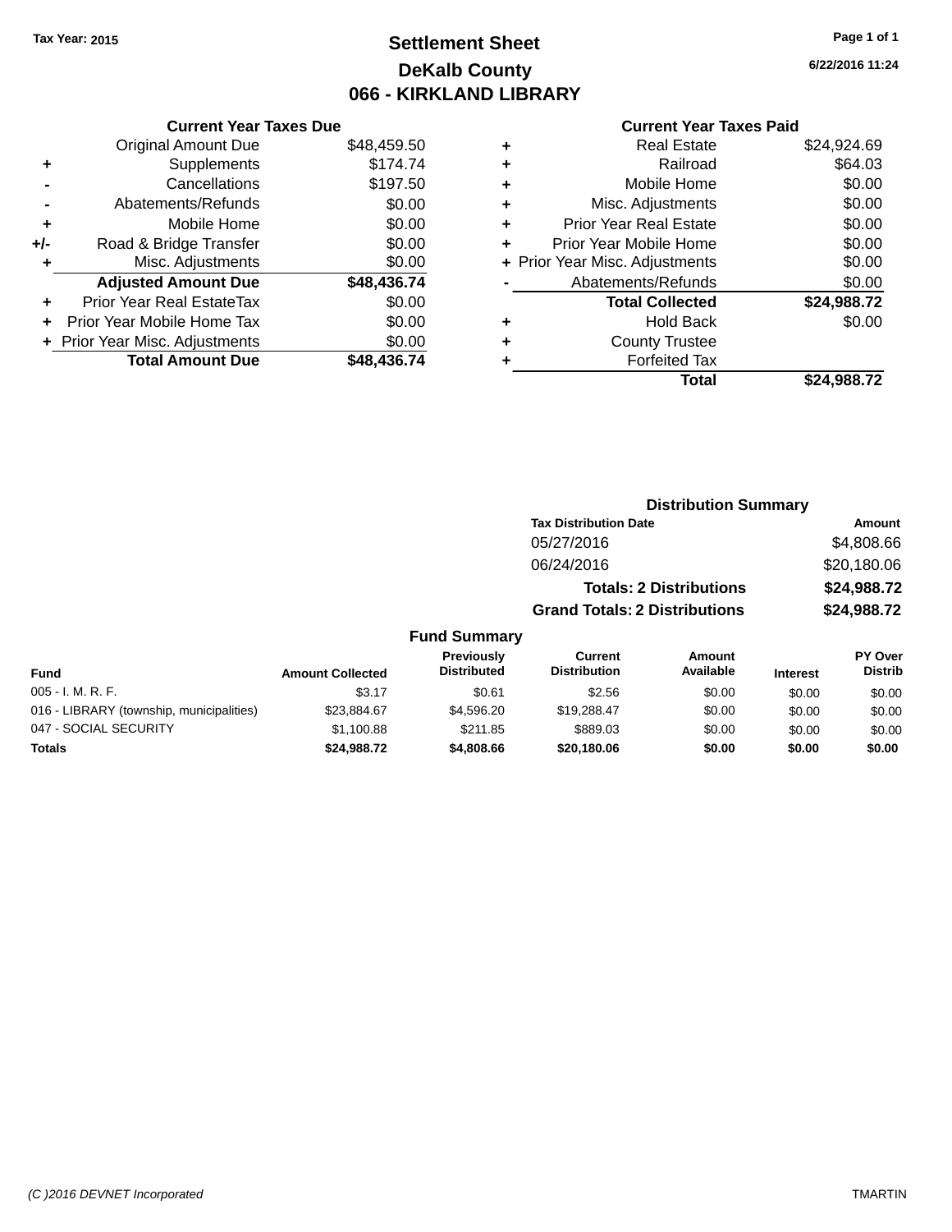Tax Year: 2015

# Settlement Sheet
## DeKalb County
## 066 - KIRKLAND LIBRARY

6/22/2016 11:24

### Current Year Taxes Due

| | | |
|---|---|---|
| | Original Amount Due | $48,459.50 |
| + | Supplements | $174.74 |
| - | Cancellations | $197.50 |
| - | Abatements/Refunds | $0.00 |
| + | Mobile Home | $0.00 |
| +/- | Road & Bridge Transfer | $0.00 |
| + | Misc. Adjustments | $0.00 |
| | **Adjusted Amount Due** | **$48,436.74** |
| + | Prior Year Real EstateTax | $0.00 |
| + | Prior Year Mobile Home Tax | $0.00 |
| + | Prior Year Misc. Adjustments | $0.00 |
| | **Total Amount Due** | **$48,436.74** |

### Current Year Taxes Paid

| | | |
|---|---|---|
| + | Real Estate | $24,924.69 |
| + | Railroad | $64.03 |
| + | Mobile Home | $0.00 |
| + | Misc. Adjustments | $0.00 |
| + | Prior Year Real Estate | $0.00 |
| + | Prior Year Mobile Home | $0.00 |
| + | Prior Year Misc. Adjustments | $0.00 |
| - | Abatements/Refunds | $0.00 |
| | **Total Collected** | **$24,988.72** |
| + | Hold Back | $0.00 |
| + | County Trustee | |
| + | Forfeited Tax | |
| | **Total** | **$24,988.72** |

### Distribution Summary

| Tax Distribution Date | Amount |
|---|---|
| 05/27/2016 | $4,808.66 |
| 06/24/2016 | $20,180.06 |
| **Totals: 2 Distributions** | **$24,988.72** |
| **Grand Totals: 2 Distributions** | **$24,988.72** |

### Fund Summary

| Fund | Amount Collected | Previously Distributed | Current Distribution | Amount Available | Interest | PY Over Distrib |
|---|---|---|---|---|---|---|
| 005 - I. M. R. F. | $3.17 | $0.61 | $2.56 | $0.00 | $0.00 | $0.00 |
| 016 - LIBRARY (township, municipalities) | $23,884.67 | $4,596.20 | $19,288.47 | $0.00 | $0.00 | $0.00 |
| 047 - SOCIAL SECURITY | $1,100.88 | $211.85 | $889.03 | $0.00 | $0.00 | $0.00 |
| **Totals** | **$24,988.72** | **$4,808.66** | **$20,180.06** | **$0.00** | **$0.00** | **$0.00** |

(C )2016 DEVNET Incorporated TMARTIN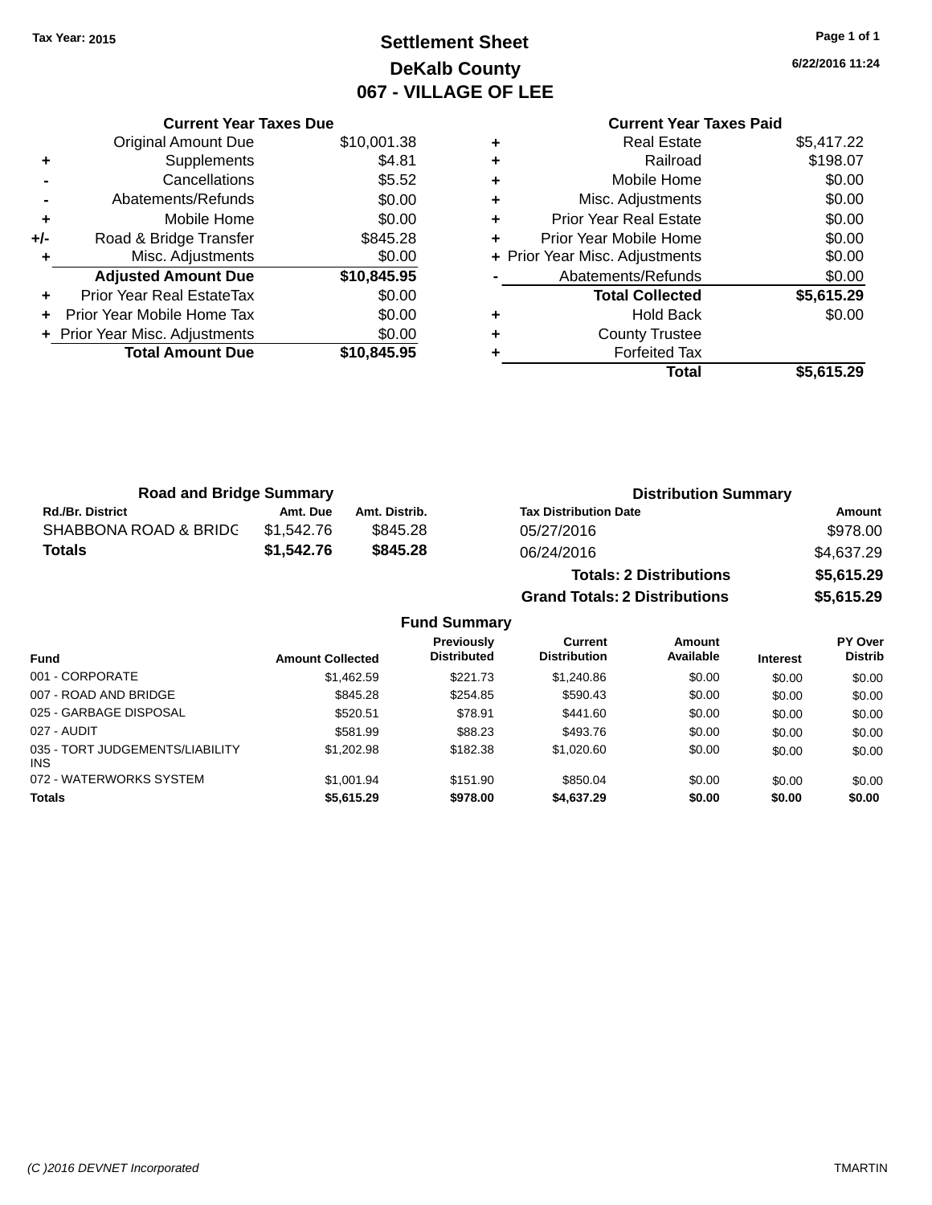Tax Year: 2015

# Settlement Sheet

## DeKalb County

## 067 - VILLAGE OF LEE

6/22/2016 11:24

### Current Year Taxes Due

| | | |
|---|---|---|
| | Original Amount Due | $10,001.38 |
| + | Supplements | $4.81 |
| - | Cancellations | $5.52 |
| - | Abatements/Refunds | $0.00 |
| + | Mobile Home | $0.00 |
| +/- | Road & Bridge Transfer | $845.28 |
| + | Misc. Adjustments | $0.00 |
| | **Adjusted Amount Due** | **$10,845.95** |
| + | Prior Year Real EstateTax | $0.00 |
| + | Prior Year Mobile Home Tax | $0.00 |
| + | Prior Year Misc. Adjustments | $0.00 |
| | **Total Amount Due** | **$10,845.95** |

### Current Year Taxes Paid

| | | |
|---|---|---|
| + | Real Estate | $5,417.22 |
| + | Railroad | $198.07 |
| + | Mobile Home | $0.00 |
| + | Misc. Adjustments | $0.00 |
| + | Prior Year Real Estate | $0.00 |
| + | Prior Year Mobile Home | $0.00 |
| + | Prior Year Misc. Adjustments | $0.00 |
| - | Abatements/Refunds | $0.00 |
| | **Total Collected** | **$5,615.29** |
| + | Hold Back | $0.00 |
| + | County Trustee | |
| + | Forfeited Tax | |
| | **Total** | **$5,615.29** |

### Road and Bridge Summary

| Rd./Br. District | Amt. Due | Amt. Distrib. |
|---|---|---|
| SHABBONA ROAD & BRIDG | $1,542.76 | $845.28 |
| **Totals** | **$1,542.76** | **$845.28** |

### Distribution Summary

| Tax Distribution Date | Amount |
|---|---|
| 05/27/2016 | $978.00 |
| 06/24/2016 | $4,637.29 |
| **Totals: 2 Distributions** | **$5,615.29** |
| **Grand Totals: 2 Distributions** | **$5,615.29** |

### Fund Summary

| Fund | Amount Collected | Previously Distributed | Current Distribution | Amount Available | Interest | PY Over Distrib |
|---|---|---|---|---|---|---|
| 001 - CORPORATE | $1,462.59 | $221.73 | $1,240.86 | $0.00 | $0.00 | $0.00 |
| 007 - ROAD AND BRIDGE | $845.28 | $254.85 | $590.43 | $0.00 | $0.00 | $0.00 |
| 025 - GARBAGE DISPOSAL | $520.51 | $78.91 | $441.60 | $0.00 | $0.00 | $0.00 |
| 027 - AUDIT | $581.99 | $88.23 | $493.76 | $0.00 | $0.00 | $0.00 |
| 035 - TORT JUDGEMENTS/LIABILITY INS | $1,202.98 | $182.38 | $1,020.60 | $0.00 | $0.00 | $0.00 |
| 072 - WATERWORKS SYSTEM | $1,001.94 | $151.90 | $850.04 | $0.00 | $0.00 | $0.00 |
| **Totals** | **$5,615.29** | **$978.00** | **$4,637.29** | **$0.00** | **$0.00** | **$0.00** |

(C )2016 DEVNET Incorporated TMARTIN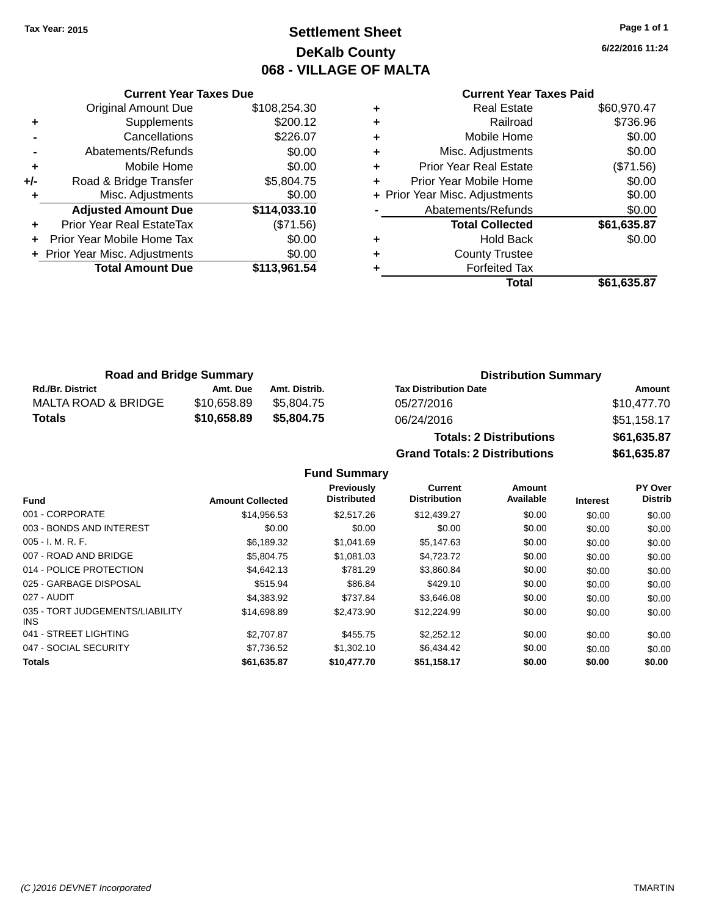Tax Year: 2015

# Settlement Sheet
## DeKalb County
## 068 - VILLAGE OF MALTA

6/22/2016 11:24

### Current Year Taxes Due

| | | |
|---|---|---|
| | Original Amount Due | $108,254.30 |
| + | Supplements | $200.12 |
| - | Cancellations | $226.07 |
| - | Abatements/Refunds | $0.00 |
| + | Mobile Home | $0.00 |
| +/- | Road & Bridge Transfer | $5,804.75 |
| + | Misc. Adjustments | $0.00 |
| | **Adjusted Amount Due** | **$114,033.10** |
| + | Prior Year Real EstateTax | ($71.56) |
| + | Prior Year Mobile Home Tax | $0.00 |
| + | Prior Year Misc. Adjustments | $0.00 |
| | **Total Amount Due** | **$113,961.54** |

### Current Year Taxes Paid

| | | |
|---|---|---|
| + | Real Estate | $60,970.47 |
| + | Railroad | $736.96 |
| + | Mobile Home | $0.00 |
| + | Misc. Adjustments | $0.00 |
| + | Prior Year Real Estate | ($71.56) |
| + | Prior Year Mobile Home | $0.00 |
| + | Prior Year Misc. Adjustments | $0.00 |
| - | Abatements/Refunds | $0.00 |
| | **Total Collected** | **$61,635.87** |
| + | Hold Back | $0.00 |
| + | County Trustee | |
| + | Forfeited Tax | |
| | **Total** | **$61,635.87** |

### Road and Bridge Summary

| Rd./Br. District | Amt. Due | Amt. Distrib. |
|---|---|---|
| MALTA ROAD & BRIDGE | $10,658.89 | $5,804.75 |
| **Totals** | **$10,658.89** | **$5,804.75** |

### Distribution Summary

| Tax Distribution Date | Amount |
|---|---|
| 05/27/2016 | $10,477.70 |
| 06/24/2016 | $51,158.17 |
| **Totals: 2 Distributions** | **$61,635.87** |
| **Grand Totals: 2 Distributions** | **$61,635.87** |

### Fund Summary

| Fund | Amount Collected | Previously Distributed | Current Distribution | Amount Available | Interest | PY Over Distrib |
|---|---|---|---|---|---|---|
| 001 - CORPORATE | $14,956.53 | $2,517.26 | $12,439.27 | $0.00 | $0.00 | $0.00 |
| 003 - BONDS AND INTEREST | $0.00 | $0.00 | $0.00 | $0.00 | $0.00 | $0.00 |
| 005 - I. M. R. F. | $6,189.32 | $1,041.69 | $5,147.63 | $0.00 | $0.00 | $0.00 |
| 007 - ROAD AND BRIDGE | $5,804.75 | $1,081.03 | $4,723.72 | $0.00 | $0.00 | $0.00 |
| 014 - POLICE PROTECTION | $4,642.13 | $781.29 | $3,860.84 | $0.00 | $0.00 | $0.00 |
| 025 - GARBAGE DISPOSAL | $515.94 | $86.84 | $429.10 | $0.00 | $0.00 | $0.00 |
| 027 - AUDIT | $4,383.92 | $737.84 | $3,646.08 | $0.00 | $0.00 | $0.00 |
| 035 - TORT JUDGEMENTS/LIABILITY INS | $14,698.89 | $2,473.90 | $12,224.99 | $0.00 | $0.00 | $0.00 |
| 041 - STREET LIGHTING | $2,707.87 | $455.75 | $2,252.12 | $0.00 | $0.00 | $0.00 |
| 047 - SOCIAL SECURITY | $7,736.52 | $1,302.10 | $6,434.42 | $0.00 | $0.00 | $0.00 |
| **Totals** | **$61,635.87** | **$10,477.70** | **$51,158.17** | **$0.00** | **$0.00** | **$0.00** |

(C )2016 DEVNET Incorporated — TMARTIN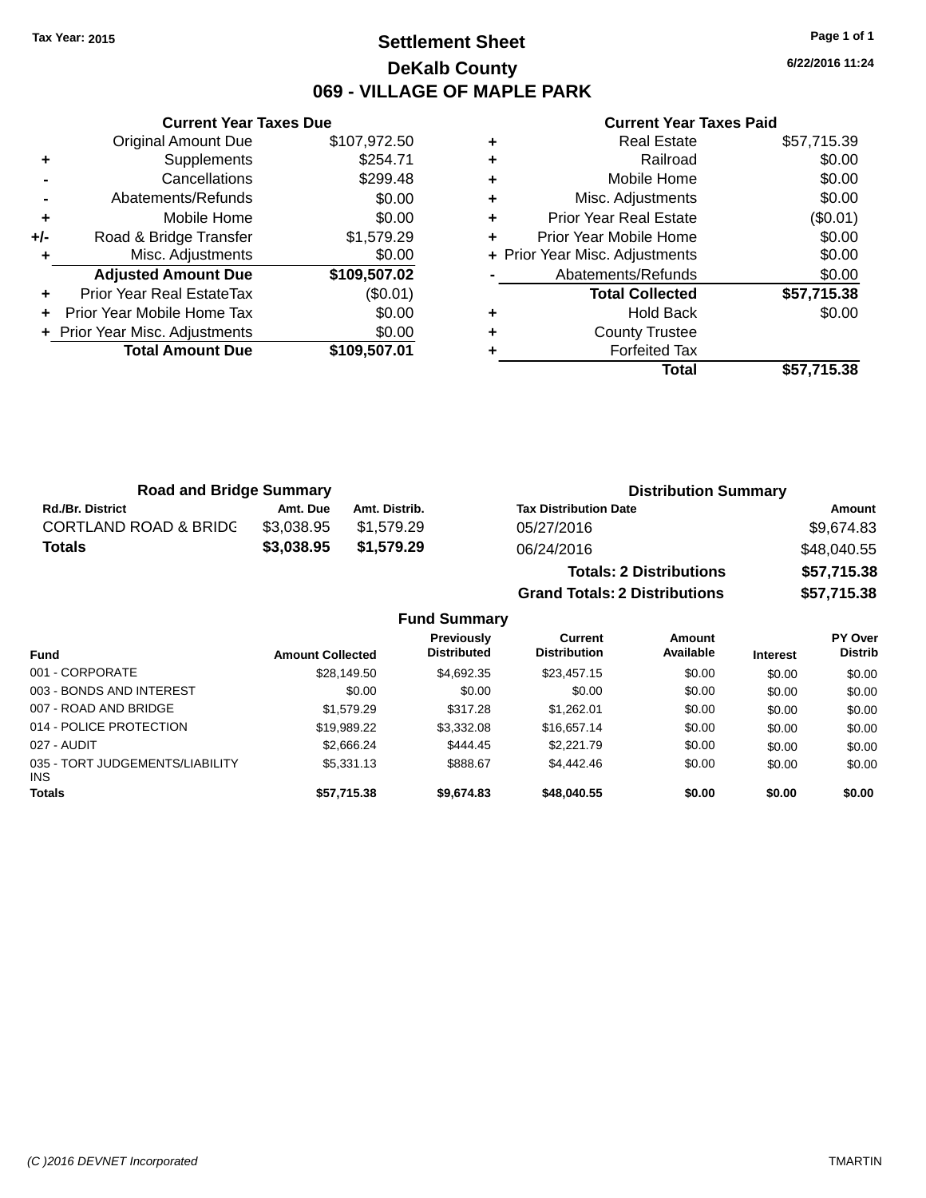Tax Year: 2015

# Settlement Sheet

## DeKalb County

## 069 - VILLAGE OF MAPLE PARK

6/22/2016 11:24

### Current Year Taxes Due

| | | |
|---|---|---|
| | Original Amount Due | $107,972.50 |
| + | Supplements | $254.71 |
| - | Cancellations | $299.48 |
| - | Abatements/Refunds | $0.00 |
| + | Mobile Home | $0.00 |
| +/- | Road & Bridge Transfer | $1,579.29 |
| + | Misc. Adjustments | $0.00 |
| | **Adjusted Amount Due** | **$109,507.02** |
| + | Prior Year Real EstateTax | ($0.01) |
| + | Prior Year Mobile Home Tax | $0.00 |
| + | Prior Year Misc. Adjustments | $0.00 |
| | **Total Amount Due** | **$109,507.01** |

### Current Year Taxes Paid

| | | |
|---|---|---|
| + | Real Estate | $57,715.39 |
| + | Railroad | $0.00 |
| + | Mobile Home | $0.00 |
| + | Misc. Adjustments | $0.00 |
| + | Prior Year Real Estate | ($0.01) |
| + | Prior Year Mobile Home | $0.00 |
| + | Prior Year Misc. Adjustments | $0.00 |
| - | Abatements/Refunds | $0.00 |
| | **Total Collected** | **$57,715.38** |
| + | Hold Back | $0.00 |
| + | County Trustee | |
| + | Forfeited Tax | |
| | **Total** | **$57,715.38** |

### Road and Bridge Summary

| Rd./Br. District | Amt. Due | Amt. Distrib. |
|---|---|---|
| CORTLAND ROAD & BRIDG | $3,038.95 | $1,579.29 |
| **Totals** | **$3,038.95** | **$1,579.29** |

### Distribution Summary

| Tax Distribution Date | Amount |
|---|---|
| 05/27/2016 | $9,674.83 |
| 06/24/2016 | $48,040.55 |
| **Totals: 2 Distributions** | **$57,715.38** |
| **Grand Totals: 2 Distributions** | **$57,715.38** |

### Fund Summary

| Fund | Amount Collected | Previously Distributed | Current Distribution | Amount Available | Interest | PY Over Distrib |
|---|---|---|---|---|---|---|
| 001 - CORPORATE | $28,149.50 | $4,692.35 | $23,457.15 | $0.00 | $0.00 | $0.00 |
| 003 - BONDS AND INTEREST | $0.00 | $0.00 | $0.00 | $0.00 | $0.00 | $0.00 |
| 007 - ROAD AND BRIDGE | $1,579.29 | $317.28 | $1,262.01 | $0.00 | $0.00 | $0.00 |
| 014 - POLICE PROTECTION | $19,989.22 | $3,332.08 | $16,657.14 | $0.00 | $0.00 | $0.00 |
| 027 - AUDIT | $2,666.24 | $444.45 | $2,221.79 | $0.00 | $0.00 | $0.00 |
| 035 - TORT JUDGEMENTS/LIABILITY INS | $5,331.13 | $888.67 | $4,442.46 | $0.00 | $0.00 | $0.00 |
| **Totals** | **$57,715.38** | **$9,674.83** | **$48,040.55** | **$0.00** | **$0.00** | **$0.00** |

(C )2016 DEVNET Incorporated TMARTIN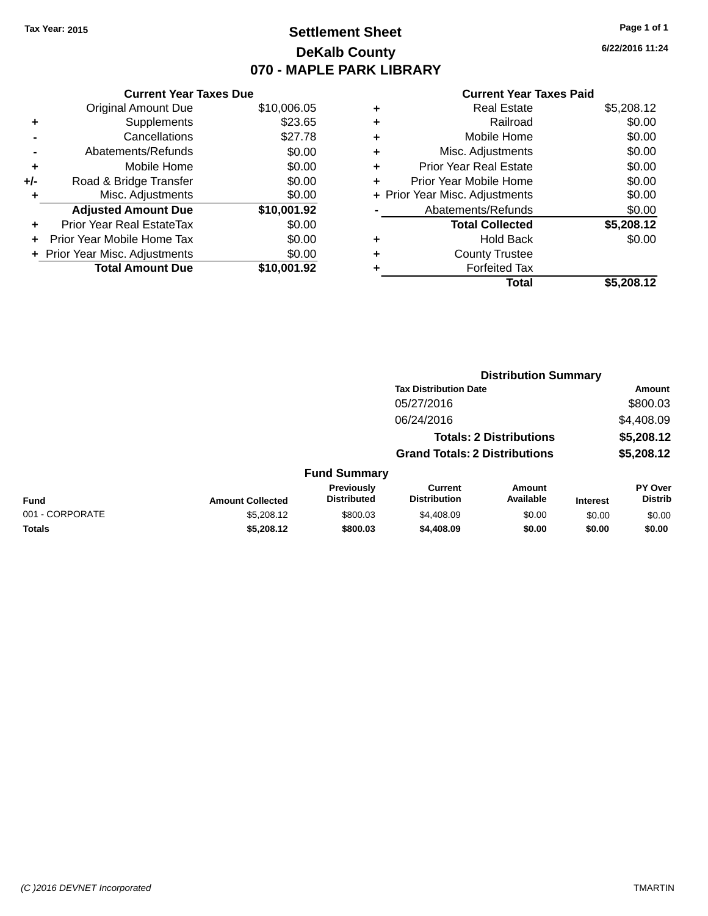Tax Year: 2015

# Settlement Sheet

## DeKalb County

## 070 - MAPLE PARK LIBRARY

6/22/2016 11:24

### Current Year Taxes Due

| | | |
|---|---|---|
| | Original Amount Due | $10,006.05 |
| + | Supplements | $23.65 |
| - | Cancellations | $27.78 |
| - | Abatements/Refunds | $0.00 |
| + | Mobile Home | $0.00 |
| +/- | Road & Bridge Transfer | $0.00 |
| + | Misc. Adjustments | $0.00 |
| | **Adjusted Amount Due** | **$10,001.92** |
| + | Prior Year Real EstateTax | $0.00 |
| + | Prior Year Mobile Home Tax | $0.00 |
| + | Prior Year Misc. Adjustments | $0.00 |
| | **Total Amount Due** | **$10,001.92** |

### Current Year Taxes Paid

| | | |
|---|---|---|
| + | Real Estate | $5,208.12 |
| + | Railroad | $0.00 |
| + | Mobile Home | $0.00 |
| + | Misc. Adjustments | $0.00 |
| + | Prior Year Real Estate | $0.00 |
| + | Prior Year Mobile Home | $0.00 |
| + | Prior Year Misc. Adjustments | $0.00 |
| - | Abatements/Refunds | $0.00 |
| | **Total Collected** | **$5,208.12** |
| + | Hold Back | $0.00 |
| + | County Trustee | |
| + | Forfeited Tax | |
| | **Total** | **$5,208.12** |

### Distribution Summary

| Tax Distribution Date | Amount |
|---|---|
| 05/27/2016 | $800.03 |
| 06/24/2016 | $4,408.09 |
| **Totals: 2 Distributions** | **$5,208.12** |
| **Grand Totals: 2 Distributions** | **$5,208.12** |

### Fund Summary

| Fund | Amount Collected | Previously Distributed | Current Distribution | Amount Available | Interest | PY Over Distrib |
|---|---|---|---|---|---|---|
| 001 - CORPORATE | $5,208.12 | $800.03 | $4,408.09 | $0.00 | $0.00 | $0.00 |
| **Totals** | **$5,208.12** | **$800.03** | **$4,408.09** | **$0.00** | **$0.00** | **$0.00** |

(C )2016 DEVNET Incorporated TMARTIN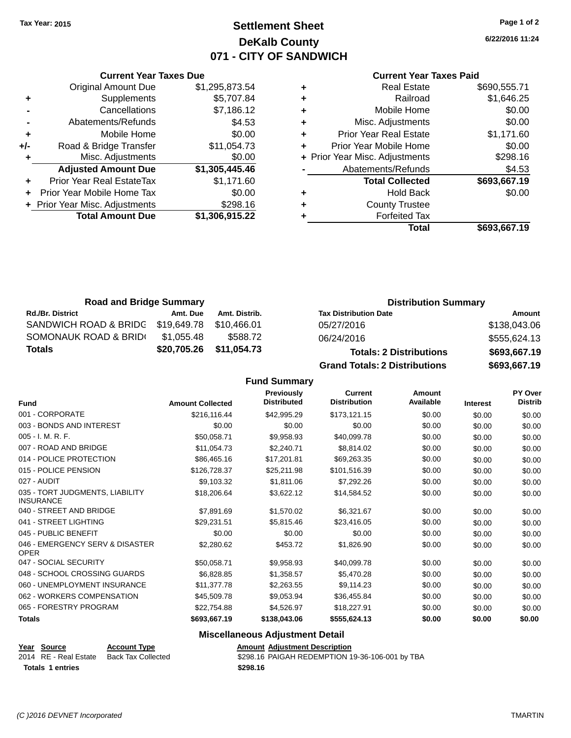Tax Year: 2015

# Settlement Sheet
## DeKalb County
## 071 - CITY OF SANDWICH

6/22/2016 11:24

### Current Year Taxes Due

| | | |
|---|---|---|
| | Original Amount Due | $1,295,873.54 |
| + | Supplements | $5,707.84 |
| - | Cancellations | $7,186.12 |
| - | Abatements/Refunds | $4.53 |
| + | Mobile Home | $0.00 |
| +/- | Road & Bridge Transfer | $11,054.73 |
| + | Misc. Adjustments | $0.00 |
| | **Adjusted Amount Due** | **$1,305,445.46** |
| + | Prior Year Real EstateTax | $1,171.60 |
| + | Prior Year Mobile Home Tax | $0.00 |
| + | Prior Year Misc. Adjustments | $298.16 |
| | **Total Amount Due** | **$1,306,915.22** |

### Current Year Taxes Paid

| | | |
|---|---|---|
| + | Real Estate | $690,555.71 |
| + | Railroad | $1,646.25 |
| + | Mobile Home | $0.00 |
| + | Misc. Adjustments | $0.00 |
| + | Prior Year Real Estate | $1,171.60 |
| + | Prior Year Mobile Home | $0.00 |
| + | Prior Year Misc. Adjustments | $298.16 |
| - | Abatements/Refunds | $4.53 |
| | **Total Collected** | **$693,667.19** |
| + | Hold Back | $0.00 |
| + | County Trustee | |
| + | Forfeited Tax | |
| | **Total** | **$693,667.19** |

### Road and Bridge Summary

| Rd./Br. District | Amt. Due | Amt. Distrib. |
|---|---|---|
| SANDWICH ROAD & BRIDG | $19,649.78 | $10,466.01 |
| SOMONAUK ROAD & BRID( | $1,055.48 | $588.72 |
| **Totals** | **$20,705.26** | **$11,054.73** |

### Distribution Summary

| Tax Distribution Date | Amount |
|---|---|
| 05/27/2016 | $138,043.06 |
| 06/24/2016 | $555,624.13 |
| **Totals: 2 Distributions** | **$693,667.19** |
| **Grand Totals: 2 Distributions** | **$693,667.19** |

### Fund Summary

| Fund | Amount Collected | Previously Distributed | Current Distribution | Amount Available | Interest | PY Over Distrib |
|---|---|---|---|---|---|---|
| 001 - CORPORATE | $216,116.44 | $42,995.29 | $173,121.15 | $0.00 | $0.00 | $0.00 |
| 003 - BONDS AND INTEREST | $0.00 | $0.00 | $0.00 | $0.00 | $0.00 | $0.00 |
| 005 - I. M. R. F. | $50,058.71 | $9,958.93 | $40,099.78 | $0.00 | $0.00 | $0.00 |
| 007 - ROAD AND BRIDGE | $11,054.73 | $2,240.71 | $8,814.02 | $0.00 | $0.00 | $0.00 |
| 014 - POLICE PROTECTION | $86,465.16 | $17,201.81 | $69,263.35 | $0.00 | $0.00 | $0.00 |
| 015 - POLICE PENSION | $126,728.37 | $25,211.98 | $101,516.39 | $0.00 | $0.00 | $0.00 |
| 027 - AUDIT | $9,103.32 | $1,811.06 | $7,292.26 | $0.00 | $0.00 | $0.00 |
| 035 - TORT JUDGMENTS, LIABILITY INSURANCE | $18,206.64 | $3,622.12 | $14,584.52 | $0.00 | $0.00 | $0.00 |
| 040 - STREET AND BRIDGE | $7,891.69 | $1,570.02 | $6,321.67 | $0.00 | $0.00 | $0.00 |
| 041 - STREET LIGHTING | $29,231.51 | $5,815.46 | $23,416.05 | $0.00 | $0.00 | $0.00 |
| 045 - PUBLIC BENEFIT | $0.00 | $0.00 | $0.00 | $0.00 | $0.00 | $0.00 |
| 046 - EMERGENCY SERV & DISASTER OPER | $2,280.62 | $453.72 | $1,826.90 | $0.00 | $0.00 | $0.00 |
| 047 - SOCIAL SECURITY | $50,058.71 | $9,958.93 | $40,099.78 | $0.00 | $0.00 | $0.00 |
| 048 - SCHOOL CROSSING GUARDS | $6,828.85 | $1,358.57 | $5,470.28 | $0.00 | $0.00 | $0.00 |
| 060 - UNEMPLOYMENT INSURANCE | $11,377.78 | $2,263.55 | $9,114.23 | $0.00 | $0.00 | $0.00 |
| 062 - WORKERS COMPENSATION | $45,509.78 | $9,053.94 | $36,455.84 | $0.00 | $0.00 | $0.00 |
| 065 - FORESTRY PROGRAM | $22,754.88 | $4,526.97 | $18,227.91 | $0.00 | $0.00 | $0.00 |
| **Totals** | **$693,667.19** | **$138,043.06** | **$555,624.13** | **$0.00** | **$0.00** | **$0.00** |

### Miscellaneous Adjustment Detail

| Year | Source | Account Type | Amount | Adjustment Description |
|---|---|---|---|---|
| 2014 | RE - Real Estate | Back Tax Collected | $298.16 | PAIGAH REDEMPTION 19-36-106-001 by TBA |
| **Totals 1 entries** | | | **$298.16** | |

(C )2016 DEVNET Incorporated — TMARTIN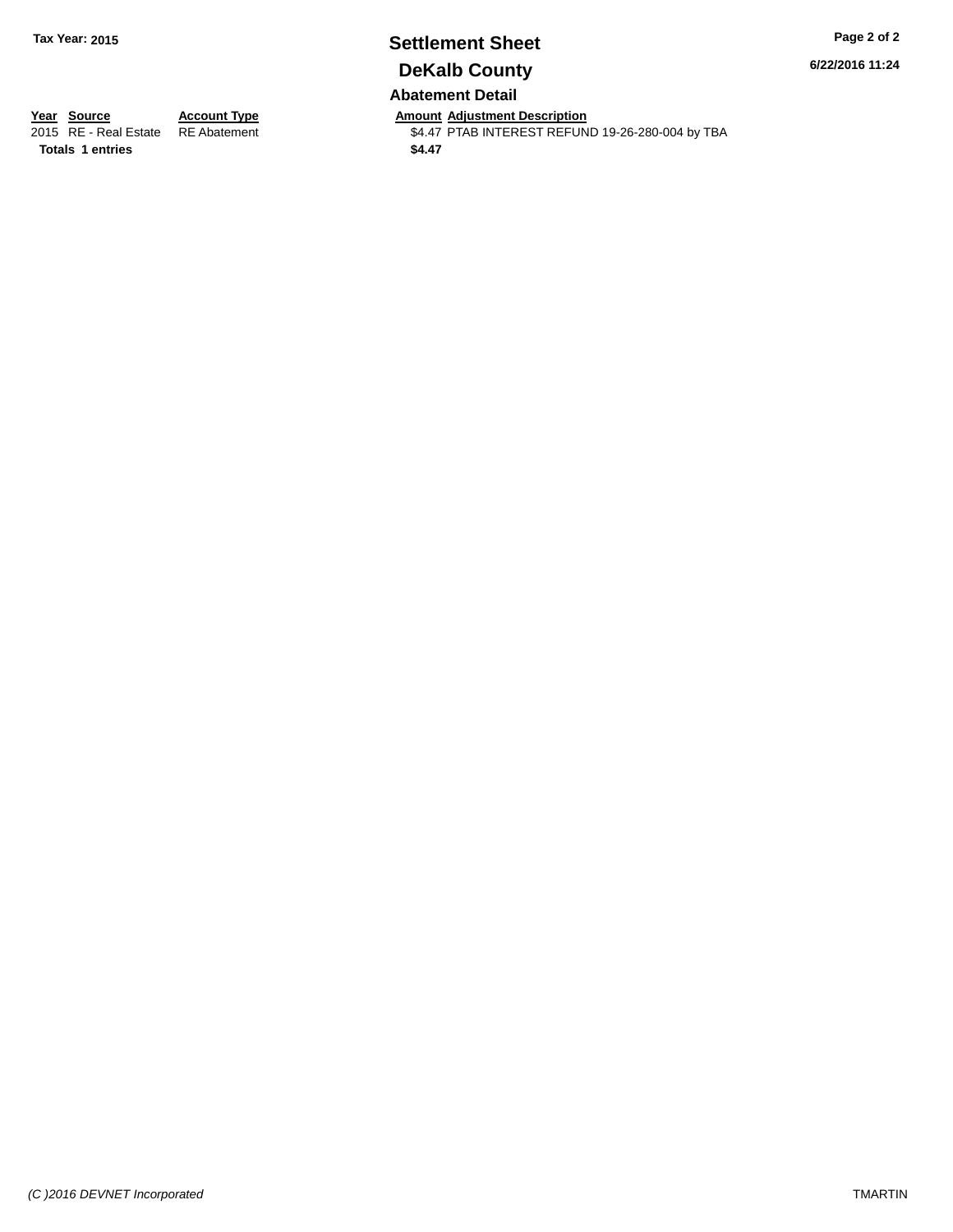Tax Year: 2015

# Settlement Sheet

## DeKalb County

6/22/2016 11:24

### Abatement Detail

| Year | Source | Account Type | Amount | Adjustment Description |
| --- | --- | --- | --- | --- |
| 2015 | RE - Real Estate | RE Abatement | $4.47 | PTAB INTEREST REFUND 19-26-280-004 by TBA |
| **Totals** | **1 entries** | | **$4.47** | |

*(C )2016 DEVNET Incorporated*

TMARTIN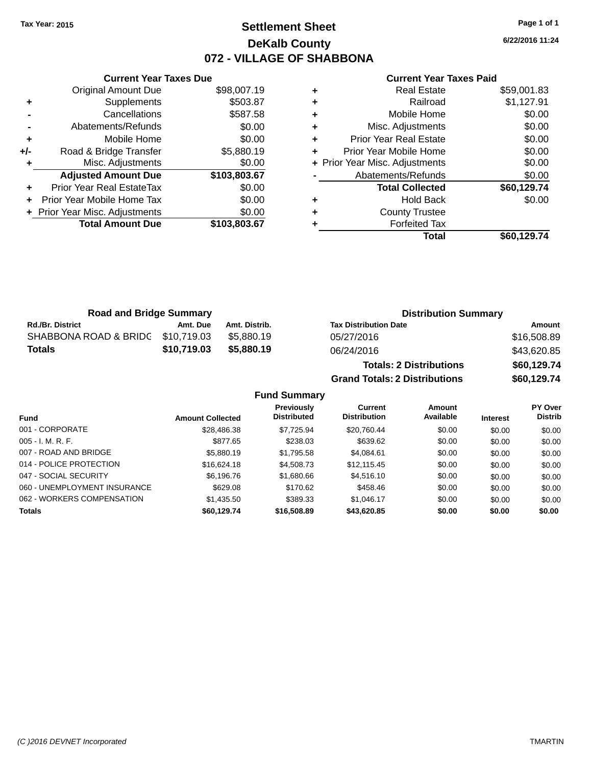Tax Year: 2015

# Settlement Sheet

## DeKalb County

## 072 - VILLAGE OF SHABBONA

6/22/2016 11:24

| | Current Year Taxes Due | |
|---|---|---|
| | Original Amount Due | $98,007.19 |
| + | Supplements | $503.87 |
| - | Cancellations | $587.58 |
| - | Abatements/Refunds | $0.00 |
| + | Mobile Home | $0.00 |
| +/- | Road & Bridge Transfer | $5,880.19 |
| + | Misc. Adjustments | $0.00 |
| | **Adjusted Amount Due** | **$103,803.67** |
| + | Prior Year Real EstateTax | $0.00 |
| + | Prior Year Mobile Home Tax | $0.00 |
| + | Prior Year Misc. Adjustments | $0.00 |
| | **Total Amount Due** | **$103,803.67** |

| | Current Year Taxes Paid | |
|---|---|---|
| + | Real Estate | $59,001.83 |
| + | Railroad | $1,127.91 |
| + | Mobile Home | $0.00 |
| + | Misc. Adjustments | $0.00 |
| + | Prior Year Real Estate | $0.00 |
| + | Prior Year Mobile Home | $0.00 |
| + | Prior Year Misc. Adjustments | $0.00 |
| - | Abatements/Refunds | $0.00 |
| | **Total Collected** | **$60,129.74** |
| + | Hold Back | $0.00 |
| + | County Trustee | |
| + | Forfeited Tax | |
| | **Total** | **$60,129.74** |

### Road and Bridge Summary

| Rd./Br. District | Amt. Due | Amt. Distrib. |
|---|---|---|
| SHABBONA ROAD & BRIDG | $10,719.03 | $5,880.19 |
| **Totals** | **$10,719.03** | **$5,880.19** |

### Distribution Summary

| Tax Distribution Date | Amount |
|---|---|
| 05/27/2016 | $16,508.89 |
| 06/24/2016 | $43,620.85 |
| **Totals: 2 Distributions** | **$60,129.74** |
| **Grand Totals: 2 Distributions** | **$60,129.74** |

### Fund Summary

| Fund | Amount Collected | Previously Distributed | Current Distribution | Amount Available | Interest | PY Over Distrib |
|---|---|---|---|---|---|---|
| 001 - CORPORATE | $28,486.38 | $7,725.94 | $20,760.44 | $0.00 | $0.00 | $0.00 |
| 005 - I. M. R. F. | $877.65 | $238.03 | $639.62 | $0.00 | $0.00 | $0.00 |
| 007 - ROAD AND BRIDGE | $5,880.19 | $1,795.58 | $4,084.61 | $0.00 | $0.00 | $0.00 |
| 014 - POLICE PROTECTION | $16,624.18 | $4,508.73 | $12,115.45 | $0.00 | $0.00 | $0.00 |
| 047 - SOCIAL SECURITY | $6,196.76 | $1,680.66 | $4,516.10 | $0.00 | $0.00 | $0.00 |
| 060 - UNEMPLOYMENT INSURANCE | $629.08 | $170.62 | $458.46 | $0.00 | $0.00 | $0.00 |
| 062 - WORKERS COMPENSATION | $1,435.50 | $389.33 | $1,046.17 | $0.00 | $0.00 | $0.00 |
| **Totals** | **$60,129.74** | **$16,508.89** | **$43,620.85** | **$0.00** | **$0.00** | **$0.00** |

(C )2016 DEVNET Incorporated TMARTIN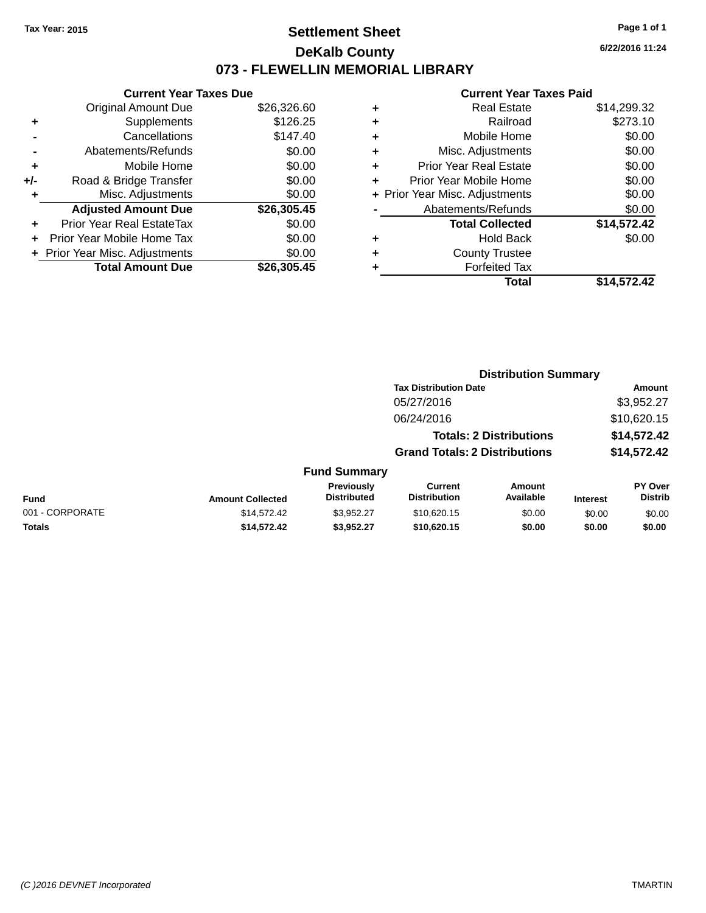Tax Year: 2015

# Settlement Sheet

## DeKalb County

## 073 - FLEWELLIN MEMORIAL LIBRARY

6/22/2016 11:24

### Current Year Taxes Due

| | | |
|---|---|---|
| | Original Amount Due | $26,326.60 |
| + | Supplements | $126.25 |
| - | Cancellations | $147.40 |
| - | Abatements/Refunds | $0.00 |
| + | Mobile Home | $0.00 |
| +/- | Road & Bridge Transfer | $0.00 |
| + | Misc. Adjustments | $0.00 |
| | **Adjusted Amount Due** | **$26,305.45** |
| + | Prior Year Real EstateTax | $0.00 |
| + | Prior Year Mobile Home Tax | $0.00 |
| + | Prior Year Misc. Adjustments | $0.00 |
| | **Total Amount Due** | **$26,305.45** |

### Current Year Taxes Paid

| | | |
|---|---|---|
| + | Real Estate | $14,299.32 |
| + | Railroad | $273.10 |
| + | Mobile Home | $0.00 |
| + | Misc. Adjustments | $0.00 |
| + | Prior Year Real Estate | $0.00 |
| + | Prior Year Mobile Home | $0.00 |
| + | Prior Year Misc. Adjustments | $0.00 |
| - | Abatements/Refunds | $0.00 |
| | **Total Collected** | **$14,572.42** |
| + | Hold Back | $0.00 |
| + | County Trustee | |
| + | Forfeited Tax | |
| | **Total** | **$14,572.42** |

### Distribution Summary

| Tax Distribution Date | Amount |
|---|---|
| 05/27/2016 | $3,952.27 |
| 06/24/2016 | $10,620.15 |
| **Totals: 2 Distributions** | **$14,572.42** |
| **Grand Totals: 2 Distributions** | **$14,572.42** |

### Fund Summary

| Fund | Amount Collected | Previously Distributed | Current Distribution | Amount Available | Interest | PY Over Distrib |
|---|---|---|---|---|---|---|
| 001 - CORPORATE | $14,572.42 | $3,952.27 | $10,620.15 | $0.00 | $0.00 | $0.00 |
| **Totals** | **$14,572.42** | **$3,952.27** | **$10,620.15** | **$0.00** | **$0.00** | **$0.00** |

(C )2016 DEVNET Incorporated TMARTIN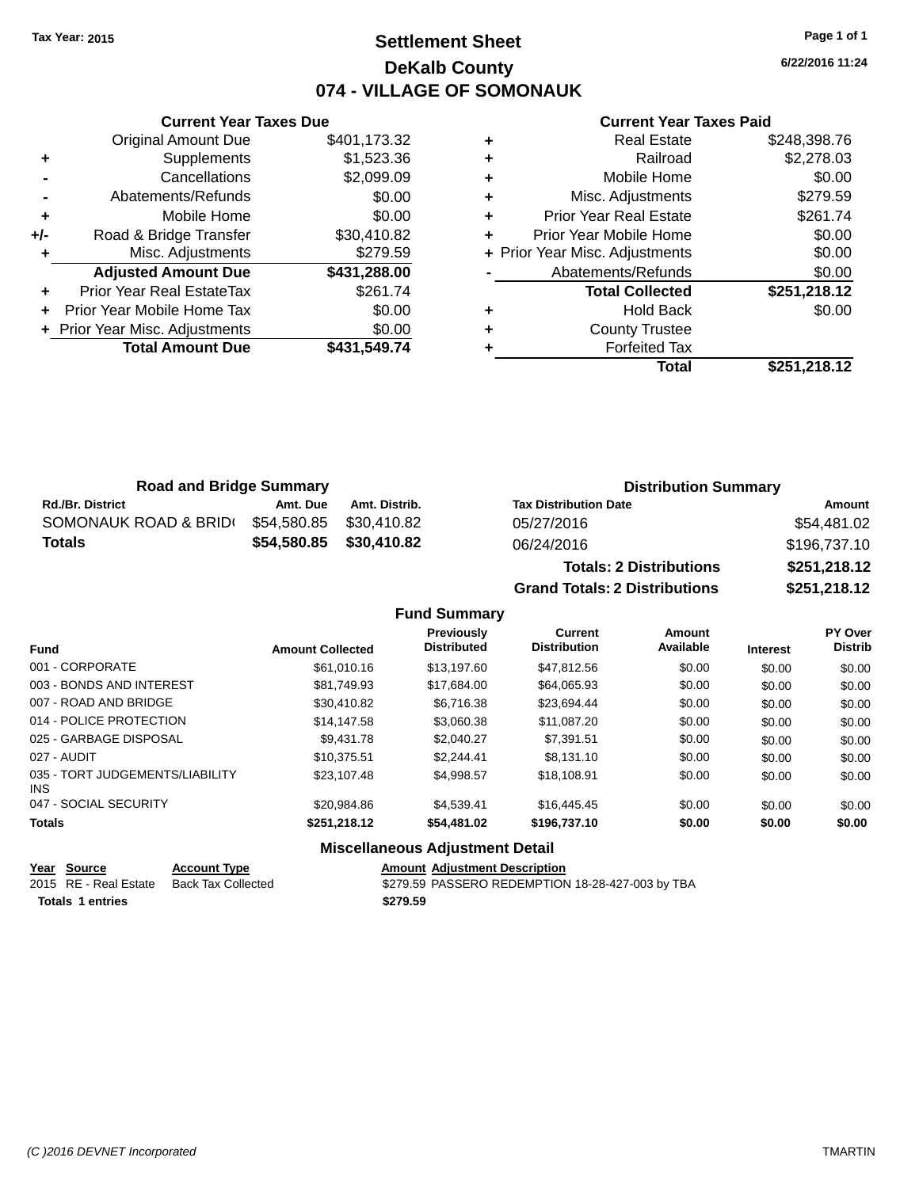Tax Year: 2015

# Settlement Sheet
## DeKalb County
## 074 - VILLAGE OF SOMONAUK

6/22/2016 11:24

### Current Year Taxes Due

| | | |
|---|---|---|
| | Original Amount Due | $401,173.32 |
| + | Supplements | $1,523.36 |
| - | Cancellations | $2,099.09 |
| - | Abatements/Refunds | $0.00 |
| + | Mobile Home | $0.00 |
| +/- | Road & Bridge Transfer | $30,410.82 |
| + | Misc. Adjustments | $279.59 |
| | **Adjusted Amount Due** | **$431,288.00** |
| + | Prior Year Real EstateTax | $261.74 |
| + | Prior Year Mobile Home Tax | $0.00 |
| + | Prior Year Misc. Adjustments | $0.00 |
| | **Total Amount Due** | **$431,549.74** |

### Current Year Taxes Paid

| | | |
|---|---|---|
| + | Real Estate | $248,398.76 |
| + | Railroad | $2,278.03 |
| + | Mobile Home | $0.00 |
| + | Misc. Adjustments | $279.59 |
| + | Prior Year Real Estate | $261.74 |
| + | Prior Year Mobile Home | $0.00 |
| + | Prior Year Misc. Adjustments | $0.00 |
| - | Abatements/Refunds | $0.00 |
| | **Total Collected** | **$251,218.12** |
| + | Hold Back | $0.00 |
| + | County Trustee | |
| + | Forfeited Tax | |
| | **Total** | **$251,218.12** |

### Road and Bridge Summary

| Rd./Br. District | Amt. Due | Amt. Distrib. |
|---|---|---|
| SOMONAUK ROAD & BRID( | $54,580.85 | $30,410.82 |
| **Totals** | **$54,580.85** | **$30,410.82** |

### Distribution Summary

| Tax Distribution Date | Amount |
|---|---|
| 05/27/2016 | $54,481.02 |
| 06/24/2016 | $196,737.10 |
| **Totals: 2 Distributions** | **$251,218.12** |
| **Grand Totals: 2 Distributions** | **$251,218.12** |

### Fund Summary

| Fund | Amount Collected | Previously Distributed | Current Distribution | Amount Available | Interest | PY Over Distrib |
|---|---|---|---|---|---|---|
| 001 - CORPORATE | $61,010.16 | $13,197.60 | $47,812.56 | $0.00 | $0.00 | $0.00 |
| 003 - BONDS AND INTEREST | $81,749.93 | $17,684.00 | $64,065.93 | $0.00 | $0.00 | $0.00 |
| 007 - ROAD AND BRIDGE | $30,410.82 | $6,716.38 | $23,694.44 | $0.00 | $0.00 | $0.00 |
| 014 - POLICE PROTECTION | $14,147.58 | $3,060.38 | $11,087.20 | $0.00 | $0.00 | $0.00 |
| 025 - GARBAGE DISPOSAL | $9,431.78 | $2,040.27 | $7,391.51 | $0.00 | $0.00 | $0.00 |
| 027 - AUDIT | $10,375.51 | $2,244.41 | $8,131.10 | $0.00 | $0.00 | $0.00 |
| 035 - TORT JUDGEMENTS/LIABILITY INS | $23,107.48 | $4,998.57 | $18,108.91 | $0.00 | $0.00 | $0.00 |
| 047 - SOCIAL SECURITY | $20,984.86 | $4,539.41 | $16,445.45 | $0.00 | $0.00 | $0.00 |
| **Totals** | **$251,218.12** | **$54,481.02** | **$196,737.10** | **$0.00** | **$0.00** | **$0.00** |

### Miscellaneous Adjustment Detail

| Year | Source | Account Type | Amount | Adjustment Description |
|---|---|---|---|---|
| 2015 | RE - Real Estate | Back Tax Collected | $279.59 | PASSERO REDEMPTION 18-28-427-003 by TBA |
| **Totals** | **1 entries** | | **$279.59** | |

(C )2016 DEVNET Incorporated TMARTIN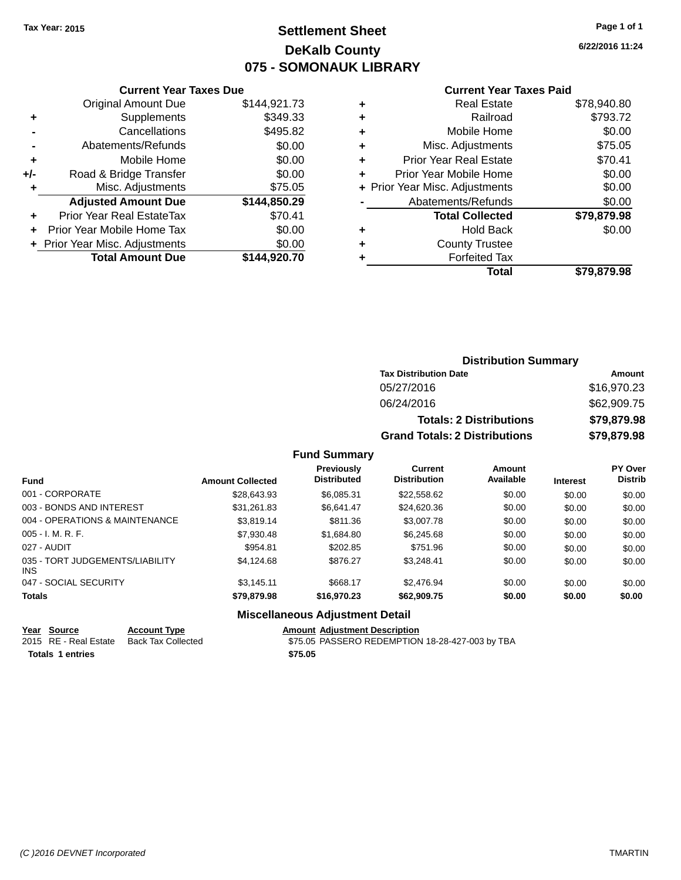Tax Year: 2015

# Settlement Sheet

## DeKalb County

## 075 - SOMONAUK LIBRARY

6/22/2016 11:24

### Current Year Taxes Due

| | | |
|---|---|---|
| | Original Amount Due | $144,921.73 |
| + | Supplements | $349.33 |
| - | Cancellations | $495.82 |
| - | Abatements/Refunds | $0.00 |
| + | Mobile Home | $0.00 |
| +/- | Road & Bridge Transfer | $0.00 |
| + | Misc. Adjustments | $75.05 |
| | **Adjusted Amount Due** | **$144,850.29** |
| + | Prior Year Real EstateTax | $70.41 |
| + | Prior Year Mobile Home Tax | $0.00 |
| + | Prior Year Misc. Adjustments | $0.00 |
| | **Total Amount Due** | **$144,920.70** |

### Current Year Taxes Paid

| | | |
|---|---|---|
| + | Real Estate | $78,940.80 |
| + | Railroad | $793.72 |
| + | Mobile Home | $0.00 |
| + | Misc. Adjustments | $75.05 |
| + | Prior Year Real Estate | $70.41 |
| + | Prior Year Mobile Home | $0.00 |
| + | Prior Year Misc. Adjustments | $0.00 |
| - | Abatements/Refunds | $0.00 |
| | **Total Collected** | **$79,879.98** |
| + | Hold Back | $0.00 |
| + | County Trustee | |
| + | Forfeited Tax | |
| | **Total** | **$79,879.98** |

### Distribution Summary

| Tax Distribution Date | Amount |
|---|---|
| 05/27/2016 | $16,970.23 |
| 06/24/2016 | $62,909.75 |
| **Totals: 2 Distributions** | **$79,879.98** |
| **Grand Totals: 2 Distributions** | **$79,879.98** |

### Fund Summary

| Fund | Amount Collected | Previously Distributed | Current Distribution | Amount Available | Interest | PY Over Distrib |
|---|---|---|---|---|---|---|
| 001 - CORPORATE | $28,643.93 | $6,085.31 | $22,558.62 | $0.00 | $0.00 | $0.00 |
| 003 - BONDS AND INTEREST | $31,261.83 | $6,641.47 | $24,620.36 | $0.00 | $0.00 | $0.00 |
| 004 - OPERATIONS & MAINTENANCE | $3,819.14 | $811.36 | $3,007.78 | $0.00 | $0.00 | $0.00 |
| 005 - I. M. R. F. | $7,930.48 | $1,684.80 | $6,245.68 | $0.00 | $0.00 | $0.00 |
| 027 - AUDIT | $954.81 | $202.85 | $751.96 | $0.00 | $0.00 | $0.00 |
| 035 - TORT JUDGEMENTS/LIABILITY INS | $4,124.68 | $876.27 | $3,248.41 | $0.00 | $0.00 | $0.00 |
| 047 - SOCIAL SECURITY | $3,145.11 | $668.17 | $2,476.94 | $0.00 | $0.00 | $0.00 |
| **Totals** | **$79,879.98** | **$16,970.23** | **$62,909.75** | **$0.00** | **$0.00** | **$0.00** |

### Miscellaneous Adjustment Detail

| Year | Source | Account Type | Amount | Adjustment Description |
|---|---|---|---|---|
| 2015 | RE - Real Estate | Back Tax Collected | $75.05 | PASSERO REDEMPTION 18-28-427-003 by TBA |
| **Totals** | **1 entries** | | **$75.05** | |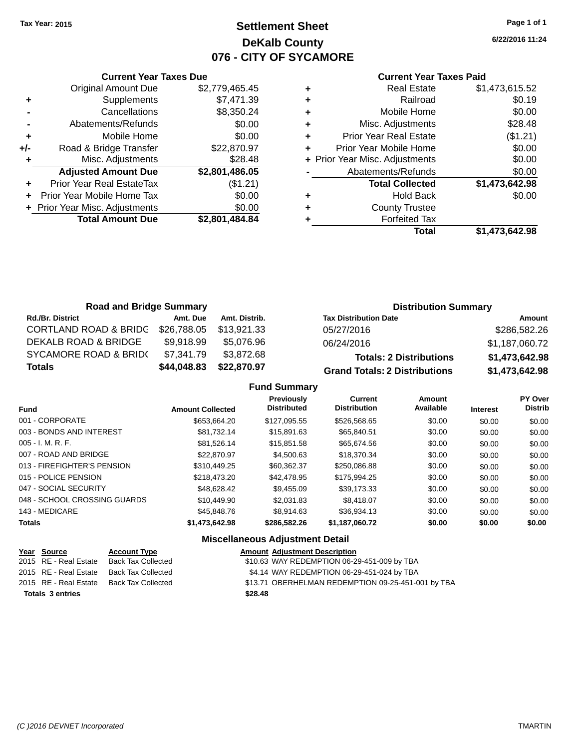Tax Year: 2015

# Settlement Sheet

## DeKalb County

## 076 - CITY OF SYCAMORE

6/22/2016 11:24

### Current Year Taxes Due

| | | |
|---|---|---|
| | Original Amount Due | $2,779,465.45 |
| + | Supplements | $7,471.39 |
| - | Cancellations | $8,350.24 |
| - | Abatements/Refunds | $0.00 |
| + | Mobile Home | $0.00 |
| +/- | Road & Bridge Transfer | $22,870.97 |
| + | Misc. Adjustments | $28.48 |
| | **Adjusted Amount Due** | **$2,801,486.05** |
| + | Prior Year Real EstateTax | ($1.21) |
| + | Prior Year Mobile Home Tax | $0.00 |
| + | Prior Year Misc. Adjustments | $0.00 |
| | **Total Amount Due** | **$2,801,484.84** |

### Current Year Taxes Paid

| | | |
|---|---|---|
| + | Real Estate | $1,473,615.52 |
| + | Railroad | $0.19 |
| + | Mobile Home | $0.00 |
| + | Misc. Adjustments | $28.48 |
| + | Prior Year Real Estate | ($1.21) |
| + | Prior Year Mobile Home | $0.00 |
| + | Prior Year Misc. Adjustments | $0.00 |
| - | Abatements/Refunds | $0.00 |
| | **Total Collected** | **$1,473,642.98** |
| + | Hold Back | $0.00 |
| + | County Trustee | |
| + | Forfeited Tax | |
| | **Total** | **$1,473,642.98** |

### Road and Bridge Summary

| Rd./Br. District | Amt. Due | Amt. Distrib. |
|---|---|---|
| CORTLAND ROAD & BRIDG | $26,788.05 | $13,921.33 |
| DEKALB ROAD & BRIDGE | $9,918.99 | $5,076.96 |
| SYCAMORE ROAD & BRID( | $7,341.79 | $3,872.68 |
| **Totals** | **$44,048.83** | **$22,870.97** |

### Distribution Summary

| Tax Distribution Date | Amount |
|---|---|
| 05/27/2016 | $286,582.26 |
| 06/24/2016 | $1,187,060.72 |
| **Totals: 2 Distributions** | **$1,473,642.98** |
| **Grand Totals: 2 Distributions** | **$1,473,642.98** |

### Fund Summary

| Fund | Amount Collected | Previously Distributed | Current Distribution | Amount Available | Interest | PY Over Distrib |
|---|---|---|---|---|---|---|
| 001 - CORPORATE | $653,664.20 | $127,095.55 | $526,568.65 | $0.00 | $0.00 | $0.00 |
| 003 - BONDS AND INTEREST | $81,732.14 | $15,891.63 | $65,840.51 | $0.00 | $0.00 | $0.00 |
| 005 - I. M. R. F. | $81,526.14 | $15,851.58 | $65,674.56 | $0.00 | $0.00 | $0.00 |
| 007 - ROAD AND BRIDGE | $22,870.97 | $4,500.63 | $18,370.34 | $0.00 | $0.00 | $0.00 |
| 013 - FIREFIGHTER'S PENSION | $310,449.25 | $60,362.37 | $250,086.88 | $0.00 | $0.00 | $0.00 |
| 015 - POLICE PENSION | $218,473.20 | $42,478.95 | $175,994.25 | $0.00 | $0.00 | $0.00 |
| 047 - SOCIAL SECURITY | $48,628.42 | $9,455.09 | $39,173.33 | $0.00 | $0.00 | $0.00 |
| 048 - SCHOOL CROSSING GUARDS | $10,449.90 | $2,031.83 | $8,418.07 | $0.00 | $0.00 | $0.00 |
| 143 - MEDICARE | $45,848.76 | $8,914.63 | $36,934.13 | $0.00 | $0.00 | $0.00 |
| **Totals** | **$1,473,642.98** | **$286,582.26** | **$1,187,060.72** | **$0.00** | **$0.00** | **$0.00** |

### Miscellaneous Adjustment Detail

| Year | Source | Account Type | Amount | Adjustment Description |
|---|---|---|---|---|
| 2015 | RE - Real Estate | Back Tax Collected | $10.63 | WAY REDEMPTION 06-29-451-009 by TBA |
| 2015 | RE - Real Estate | Back Tax Collected | $4.14 | WAY REDEMPTION 06-29-451-024 by TBA |
| 2015 | RE - Real Estate | Back Tax Collected | $13.71 | OBERHELMAN REDEMPTION 09-25-451-001 by TBA |
| **Totals** | **3 entries** | | **$28.48** | |

(C )2016 DEVNET Incorporated TMARTIN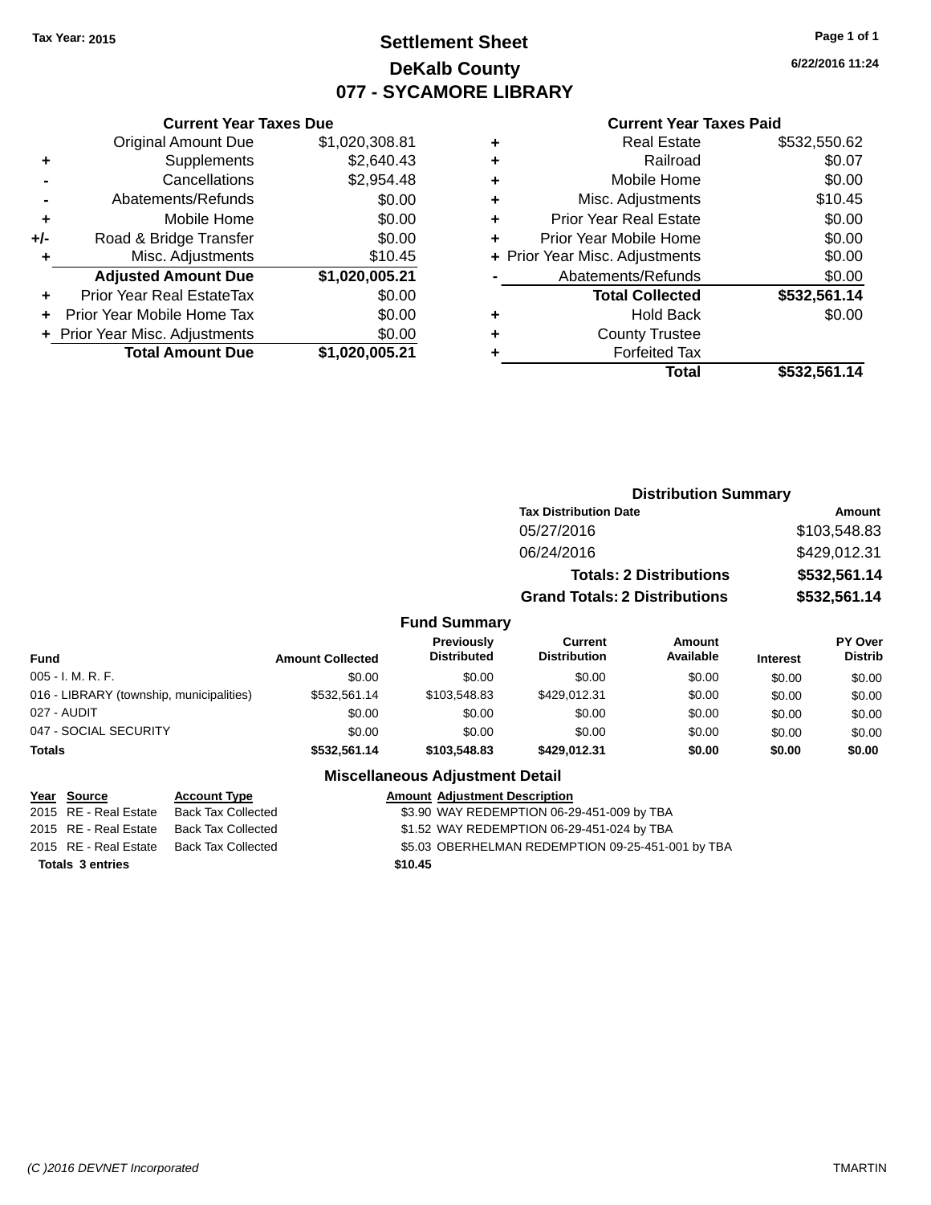Tax Year: 2015

# Settlement Sheet
## DeKalb County
## 077 - SYCAMORE LIBRARY

6/22/2016 11:24

### Current Year Taxes Due

| | | |
|---|---|---|
| | Original Amount Due | $1,020,308.81 |
| + | Supplements | $2,640.43 |
| - | Cancellations | $2,954.48 |
| - | Abatements/Refunds | $0.00 |
| + | Mobile Home | $0.00 |
| +/- | Road & Bridge Transfer | $0.00 |
| + | Misc. Adjustments | $10.45 |
| | **Adjusted Amount Due** | **$1,020,005.21** |
| + | Prior Year Real EstateTax | $0.00 |
| + | Prior Year Mobile Home Tax | $0.00 |
| + | Prior Year Misc. Adjustments | $0.00 |
| | **Total Amount Due** | **$1,020,005.21** |

### Current Year Taxes Paid

| | | |
|---|---|---|
| + | Real Estate | $532,550.62 |
| + | Railroad | $0.07 |
| + | Mobile Home | $0.00 |
| + | Misc. Adjustments | $10.45 |
| + | Prior Year Real Estate | $0.00 |
| + | Prior Year Mobile Home | $0.00 |
| + | Prior Year Misc. Adjustments | $0.00 |
| - | Abatements/Refunds | $0.00 |
| | **Total Collected** | **$532,561.14** |
| + | Hold Back | $0.00 |
| + | County Trustee | |
| + | Forfeited Tax | |
| | **Total** | **$532,561.14** |

### Distribution Summary

| Tax Distribution Date | Amount |
|---|---|
| 05/27/2016 | $103,548.83 |
| 06/24/2016 | $429,012.31 |
| **Totals: 2 Distributions** | **$532,561.14** |
| **Grand Totals: 2 Distributions** | **$532,561.14** |

### Fund Summary

| Fund | Amount Collected | Previously Distributed | Current Distribution | Amount Available | Interest | PY Over Distrib |
|---|---|---|---|---|---|---|
| 005 - I. M. R. F. | $0.00 | $0.00 | $0.00 | $0.00 | $0.00 | $0.00 |
| 016 - LIBRARY (township, municipalities) | $532,561.14 | $103,548.83 | $429,012.31 | $0.00 | $0.00 | $0.00 |
| 027 - AUDIT | $0.00 | $0.00 | $0.00 | $0.00 | $0.00 | $0.00 |
| 047 - SOCIAL SECURITY | $0.00 | $0.00 | $0.00 | $0.00 | $0.00 | $0.00 |
| **Totals** | **$532,561.14** | **$103,548.83** | **$429,012.31** | **$0.00** | **$0.00** | **$0.00** |

### Miscellaneous Adjustment Detail

| Year | Source | Account Type | Amount | Adjustment Description |
|---|---|---|---|---|
| 2015 | RE - Real Estate | Back Tax Collected | $3.90 | WAY REDEMPTION 06-29-451-009 by TBA |
| 2015 | RE - Real Estate | Back Tax Collected | $1.52 | WAY REDEMPTION 06-29-451-024 by TBA |
| 2015 | RE - Real Estate | Back Tax Collected | $5.03 | OBERHELMAN REDEMPTION 09-25-451-001 by TBA |
| **Totals 3 entries** | | | **$10.45** | |

(C )2016 DEVNET Incorporated TMARTIN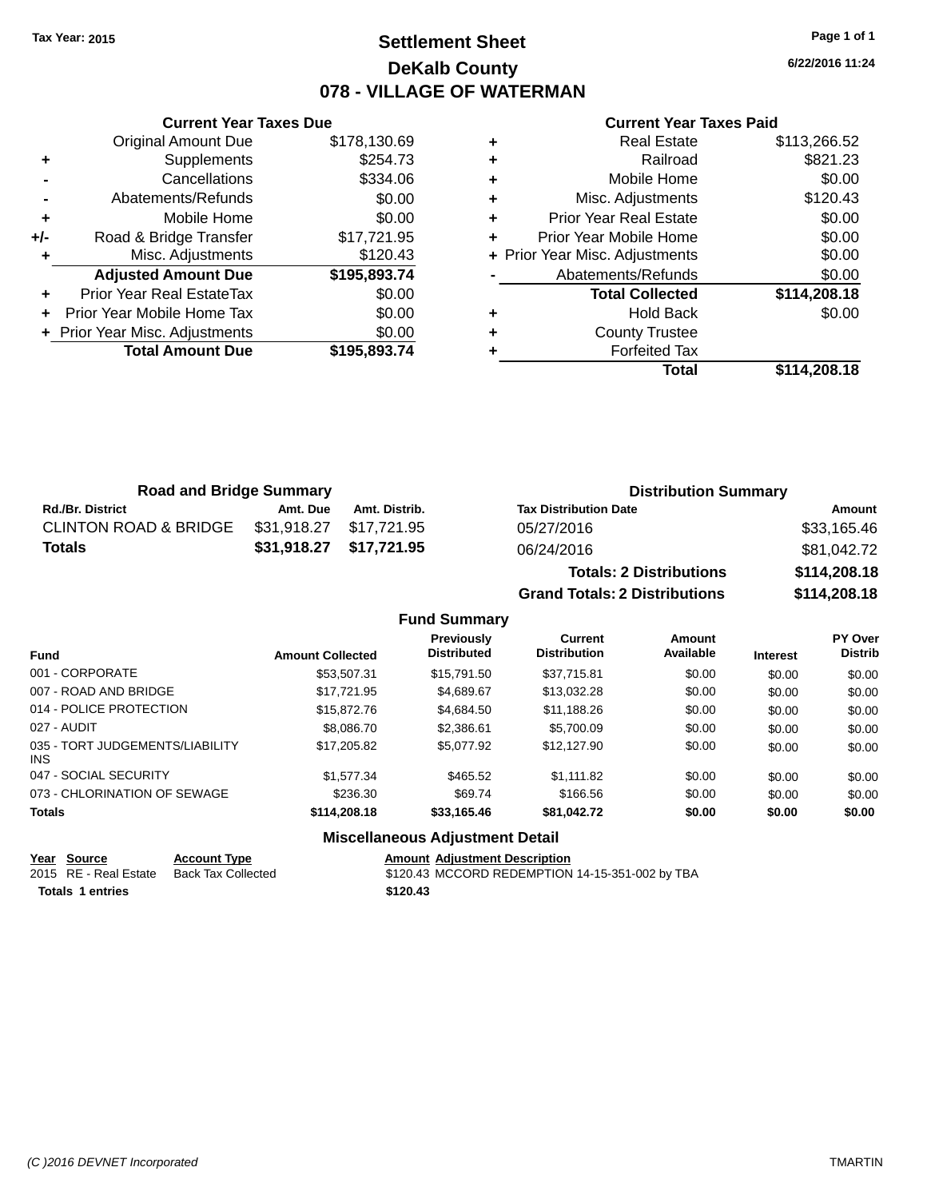Tax Year: 2015

# Settlement Sheet

## DeKalb County

## 078 - VILLAGE OF WATERMAN

6/22/2016 11:24

### Current Year Taxes Due

| | | |
|---|---|---|
| | Original Amount Due | $178,130.69 |
| + | Supplements | $254.73 |
| - | Cancellations | $334.06 |
| - | Abatements/Refunds | $0.00 |
| + | Mobile Home | $0.00 |
| +/- | Road & Bridge Transfer | $17,721.95 |
| + | Misc. Adjustments | $120.43 |
| | **Adjusted Amount Due** | **$195,893.74** |
| + | Prior Year Real EstateTax | $0.00 |
| + | Prior Year Mobile Home Tax | $0.00 |
| + | Prior Year Misc. Adjustments | $0.00 |
| | **Total Amount Due** | **$195,893.74** |

### Current Year Taxes Paid

| | | |
|---|---|---|
| + | Real Estate | $113,266.52 |
| + | Railroad | $821.23 |
| + | Mobile Home | $0.00 |
| + | Misc. Adjustments | $120.43 |
| + | Prior Year Real Estate | $0.00 |
| + | Prior Year Mobile Home | $0.00 |
| + | Prior Year Misc. Adjustments | $0.00 |
| - | Abatements/Refunds | $0.00 |
| | **Total Collected** | **$114,208.18** |
| + | Hold Back | $0.00 |
| + | County Trustee | |
| + | Forfeited Tax | |
| | **Total** | **$114,208.18** |

### Road and Bridge Summary

| Rd./Br. District | Amt. Due | Amt. Distrib. |
|---|---|---|
| CLINTON ROAD & BRIDGE | $31,918.27 | $17,721.95 |
| **Totals** | **$31,918.27** | **$17,721.95** |

### Distribution Summary

| Tax Distribution Date | Amount |
|---|---|
| 05/27/2016 | $33,165.46 |
| 06/24/2016 | $81,042.72 |
| **Totals: 2 Distributions** | **$114,208.18** |
| **Grand Totals: 2 Distributions** | **$114,208.18** |

### Fund Summary

| Fund | Amount Collected | Previously Distributed | Current Distribution | Amount Available | Interest | PY Over Distrib |
|---|---|---|---|---|---|---|
| 001 - CORPORATE | $53,507.31 | $15,791.50 | $37,715.81 | $0.00 | $0.00 | $0.00 |
| 007 - ROAD AND BRIDGE | $17,721.95 | $4,689.67 | $13,032.28 | $0.00 | $0.00 | $0.00 |
| 014 - POLICE PROTECTION | $15,872.76 | $4,684.50 | $11,188.26 | $0.00 | $0.00 | $0.00 |
| 027 - AUDIT | $8,086.70 | $2,386.61 | $5,700.09 | $0.00 | $0.00 | $0.00 |
| 035 - TORT JUDGEMENTS/LIABILITY INS | $17,205.82 | $5,077.92 | $12,127.90 | $0.00 | $0.00 | $0.00 |
| 047 - SOCIAL SECURITY | $1,577.34 | $465.52 | $1,111.82 | $0.00 | $0.00 | $0.00 |
| 073 - CHLORINATION OF SEWAGE | $236.30 | $69.74 | $166.56 | $0.00 | $0.00 | $0.00 |
| **Totals** | **$114,208.18** | **$33,165.46** | **$81,042.72** | **$0.00** | **$0.00** | **$0.00** |

### Miscellaneous Adjustment Detail

| Year | Source | Account Type | Amount | Adjustment Description |
|---|---|---|---|---|
| 2015 | RE - Real Estate | Back Tax Collected | $120.43 | MCCORD REDEMPTION 14-15-351-002 by TBA |
| **Totals 1 entries** | | | **$120.43** | |

(C )2016 DEVNET Incorporated — TMARTIN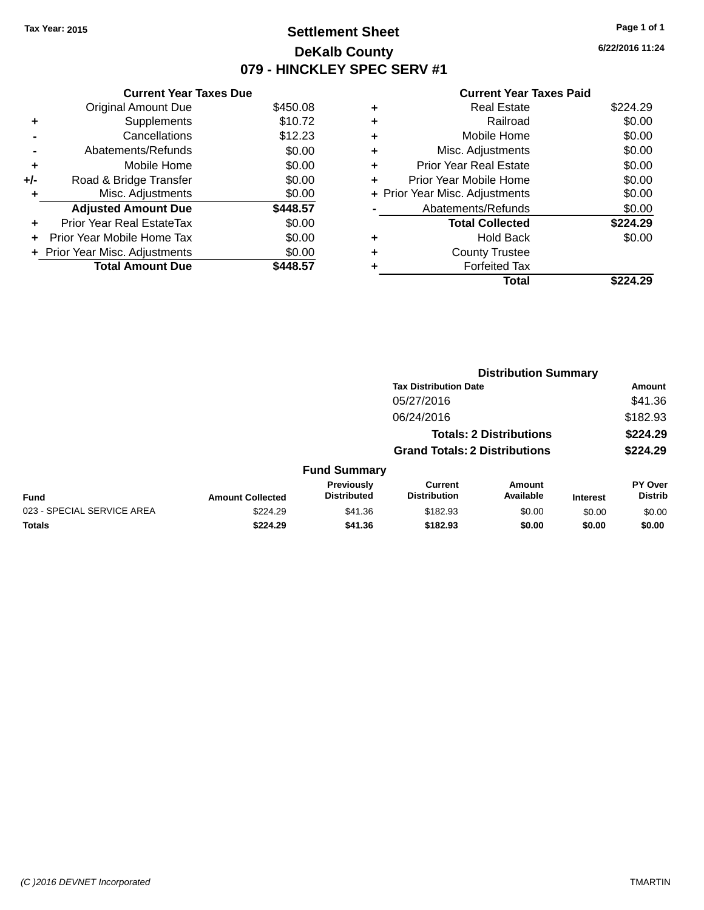Tax Year: 2015

# Settlement Sheet

## DeKalb County

## 079 - HINCKLEY SPEC SERV #1

6/22/2016 11:24

### Current Year Taxes Due

| | | |
|---|---|---|
| | Original Amount Due | $450.08 |
| + | Supplements | $10.72 |
| - | Cancellations | $12.23 |
| - | Abatements/Refunds | $0.00 |
| + | Mobile Home | $0.00 |
| +/- | Road & Bridge Transfer | $0.00 |
| + | Misc. Adjustments | $0.00 |
| | **Adjusted Amount Due** | **$448.57** |
| + | Prior Year Real EstateTax | $0.00 |
| + | Prior Year Mobile Home Tax | $0.00 |
| + | Prior Year Misc. Adjustments | $0.00 |
| | **Total Amount Due** | **$448.57** |

### Current Year Taxes Paid

| | | |
|---|---|---|
| + | Real Estate | $224.29 |
| + | Railroad | $0.00 |
| + | Mobile Home | $0.00 |
| + | Misc. Adjustments | $0.00 |
| + | Prior Year Real Estate | $0.00 |
| + | Prior Year Mobile Home | $0.00 |
| + | Prior Year Misc. Adjustments | $0.00 |
| - | Abatements/Refunds | $0.00 |
| | **Total Collected** | **$224.29** |
| + | Hold Back | $0.00 |
| + | County Trustee | |
| + | Forfeited Tax | |
| | **Total** | **$224.29** |

### Distribution Summary

| Tax Distribution Date | Amount |
|---|---|
| 05/27/2016 | $41.36 |
| 06/24/2016 | $182.93 |
| **Totals: 2 Distributions** | **$224.29** |
| **Grand Totals: 2 Distributions** | **$224.29** |

### Fund Summary

| Fund | Amount Collected | Previously Distributed | Current Distribution | Amount Available | Interest | PY Over Distrib |
|---|---|---|---|---|---|---|
| 023 - SPECIAL SERVICE AREA | $224.29 | $41.36 | $182.93 | $0.00 | $0.00 | $0.00 |
| **Totals** | **$224.29** | **$41.36** | **$182.93** | **$0.00** | **$0.00** | **$0.00** |

(C )2016 DEVNET Incorporated

TMARTIN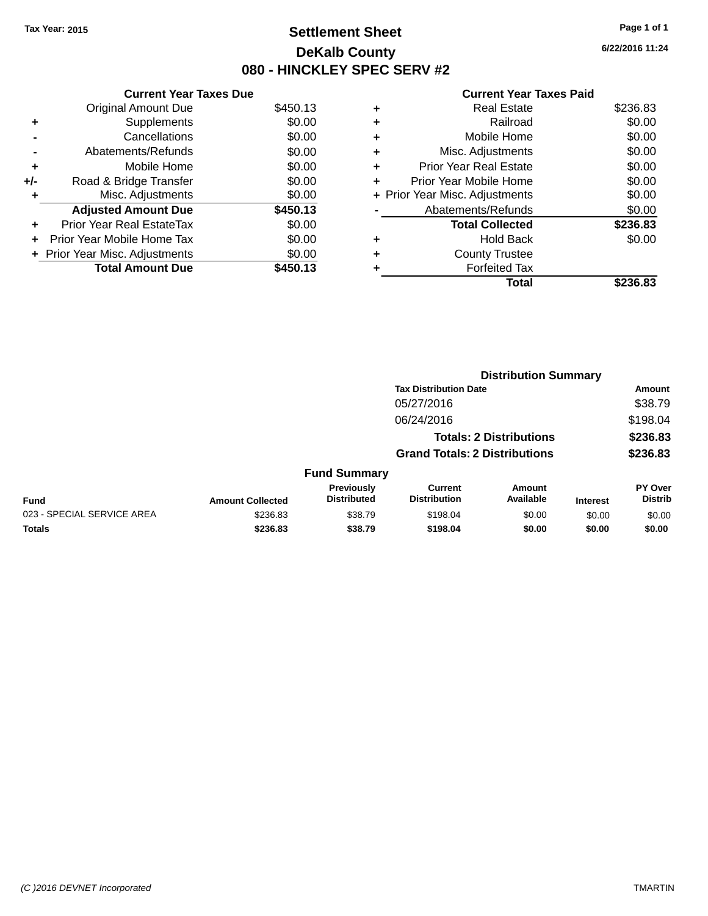Tax Year: 2015

# Settlement Sheet

## DeKalb County

## 080 - HINCKLEY SPEC SERV #2

6/22/2016 11:24

### Current Year Taxes Due

| | | |
|---|---|---|
| | Original Amount Due | $450.13 |
| + | Supplements | $0.00 |
| - | Cancellations | $0.00 |
| - | Abatements/Refunds | $0.00 |
| + | Mobile Home | $0.00 |
| +/- | Road & Bridge Transfer | $0.00 |
| + | Misc. Adjustments | $0.00 |
| | **Adjusted Amount Due** | **$450.13** |
| + | Prior Year Real EstateTax | $0.00 |
| + | Prior Year Mobile Home Tax | $0.00 |
| + | Prior Year Misc. Adjustments | $0.00 |
| | **Total Amount Due** | **$450.13** |

### Current Year Taxes Paid

| | | |
|---|---|---|
| + | Real Estate | $236.83 |
| + | Railroad | $0.00 |
| + | Mobile Home | $0.00 |
| + | Misc. Adjustments | $0.00 |
| + | Prior Year Real Estate | $0.00 |
| + | Prior Year Mobile Home | $0.00 |
| + | Prior Year Misc. Adjustments | $0.00 |
| - | Abatements/Refunds | $0.00 |
| | **Total Collected** | **$236.83** |
| + | Hold Back | $0.00 |
| + | County Trustee | |
| + | Forfeited Tax | |
| | **Total** | **$236.83** |

### Distribution Summary

| Tax Distribution Date | Amount |
|---|---|
| 05/27/2016 | $38.79 |
| 06/24/2016 | $198.04 |
| **Totals: 2 Distributions** | **$236.83** |
| **Grand Totals: 2 Distributions** | **$236.83** |

### Fund Summary

| Fund | Amount Collected | Previously Distributed | Current Distribution | Amount Available | Interest | PY Over Distrib |
|---|---|---|---|---|---|---|
| 023 - SPECIAL SERVICE AREA | $236.83 | $38.79 | $198.04 | $0.00 | $0.00 | $0.00 |
| **Totals** | **$236.83** | **$38.79** | **$198.04** | **$0.00** | **$0.00** | **$0.00** |

(C )2016 DEVNET Incorporated TMARTIN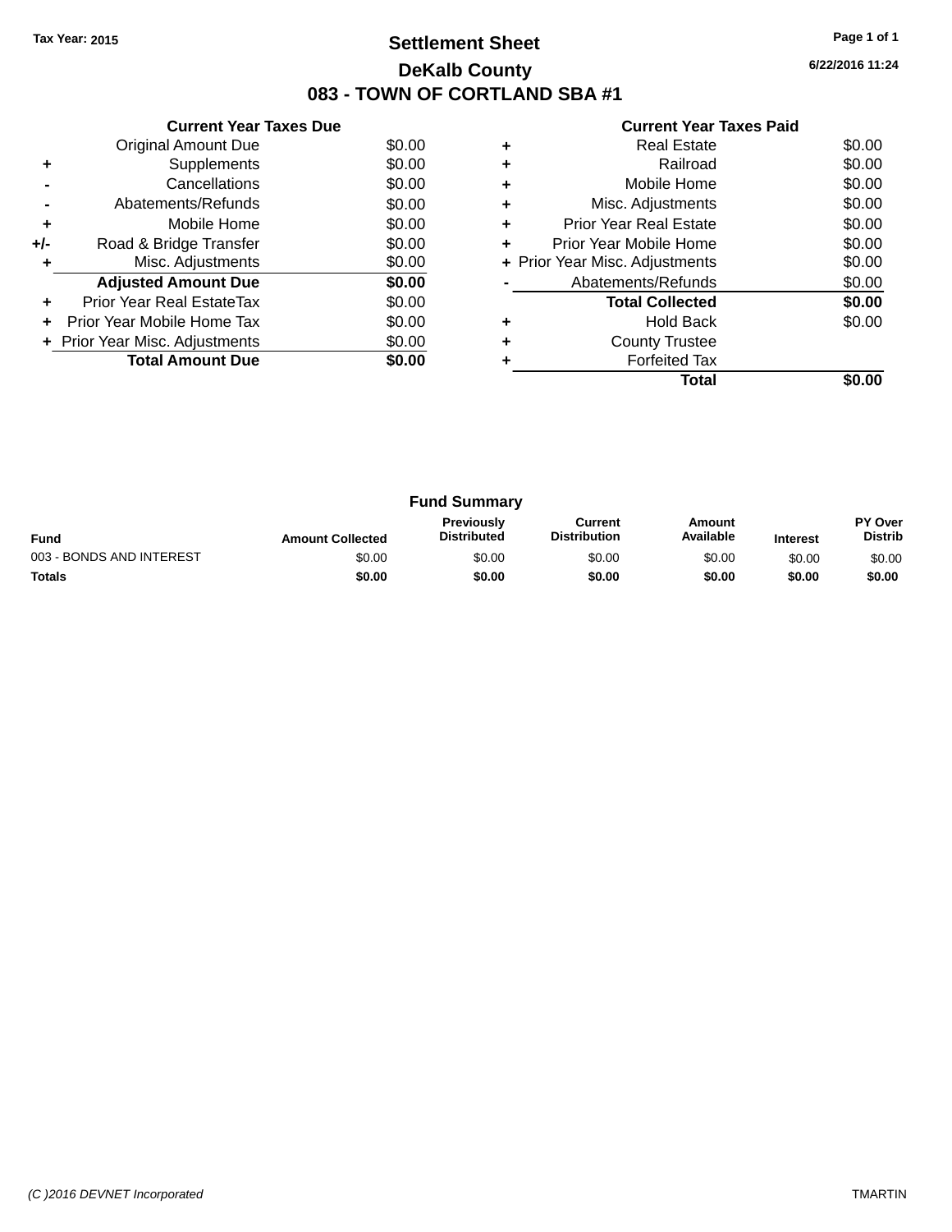Tax Year: 2015

# Settlement Sheet

## DeKalb County

## 083 - TOWN OF CORTLAND SBA #1

6/22/2016 11:24

### Current Year Taxes Due

| | | |
|---|---|---|
| | Original Amount Due | $0.00 |
| + | Supplements | $0.00 |
| - | Cancellations | $0.00 |
| - | Abatements/Refunds | $0.00 |
| + | Mobile Home | $0.00 |
| +/- | Road & Bridge Transfer | $0.00 |
| + | Misc. Adjustments | $0.00 |
| | **Adjusted Amount Due** | **$0.00** |
| + | Prior Year Real EstateTax | $0.00 |
| + | Prior Year Mobile Home Tax | $0.00 |
| + | Prior Year Misc. Adjustments | $0.00 |
| | **Total Amount Due** | **$0.00** |

### Current Year Taxes Paid

| | | |
|---|---|---|
| + | Real Estate | $0.00 |
| + | Railroad | $0.00 |
| + | Mobile Home | $0.00 |
| + | Misc. Adjustments | $0.00 |
| + | Prior Year Real Estate | $0.00 |
| + | Prior Year Mobile Home | $0.00 |
| + | Prior Year Misc. Adjustments | $0.00 |
| - | Abatements/Refunds | $0.00 |
| | **Total Collected** | **$0.00** |
| + | Hold Back | $0.00 |
| + | County Trustee | |
| + | Forfeited Tax | |
| | **Total** | **$0.00** |

### Fund Summary

| Fund | Amount Collected | Previously Distributed | Current Distribution | Amount Available | Interest | PY Over Distrib |
|---|---|---|---|---|---|---|
| 003 - BONDS AND INTEREST | $0.00 | $0.00 | $0.00 | $0.00 | $0.00 | $0.00 |
| **Totals** | **$0.00** | **$0.00** | **$0.00** | **$0.00** | **$0.00** | **$0.00** |

(C )2016 DEVNET Incorporated TMARTIN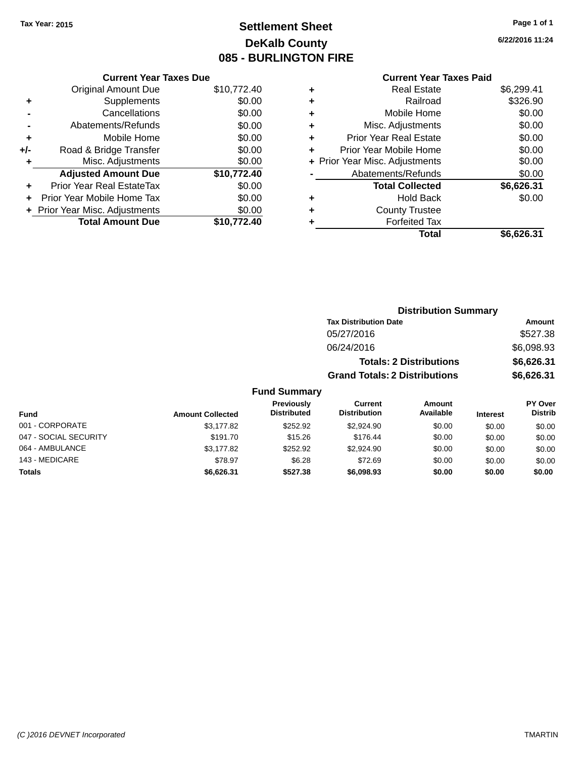Tax Year: 2015

# Settlement Sheet
## DeKalb County
## 085 - BURLINGTON FIRE

6/22/2016 11:24

### Current Year Taxes Due

| | | |
|---|---|---|
| | Original Amount Due | $10,772.40 |
| + | Supplements | $0.00 |
| - | Cancellations | $0.00 |
| - | Abatements/Refunds | $0.00 |
| + | Mobile Home | $0.00 |
| +/- | Road & Bridge Transfer | $0.00 |
| + | Misc. Adjustments | $0.00 |
| | **Adjusted Amount Due** | **$10,772.40** |
| + | Prior Year Real EstateTax | $0.00 |
| + | Prior Year Mobile Home Tax | $0.00 |
| + | Prior Year Misc. Adjustments | $0.00 |
| | **Total Amount Due** | **$10,772.40** |

### Current Year Taxes Paid

| | | |
|---|---|---|
| + | Real Estate | $6,299.41 |
| + | Railroad | $326.90 |
| + | Mobile Home | $0.00 |
| + | Misc. Adjustments | $0.00 |
| + | Prior Year Real Estate | $0.00 |
| + | Prior Year Mobile Home | $0.00 |
| + | Prior Year Misc. Adjustments | $0.00 |
| - | Abatements/Refunds | $0.00 |
| | **Total Collected** | **$6,626.31** |
| + | Hold Back | $0.00 |
| + | County Trustee | |
| + | Forfeited Tax | |
| | **Total** | **$6,626.31** |

### Distribution Summary

| Tax Distribution Date | Amount |
|---|---|
| 05/27/2016 | $527.38 |
| 06/24/2016 | $6,098.93 |
| **Totals: 2 Distributions** | **$6,626.31** |
| **Grand Totals: 2 Distributions** | **$6,626.31** |

### Fund Summary

| Fund | Amount Collected | Previously Distributed | Current Distribution | Amount Available | Interest | PY Over Distrib |
|---|---|---|---|---|---|---|
| 001 - CORPORATE | $3,177.82 | $252.92 | $2,924.90 | $0.00 | $0.00 | $0.00 |
| 047 - SOCIAL SECURITY | $191.70 | $15.26 | $176.44 | $0.00 | $0.00 | $0.00 |
| 064 - AMBULANCE | $3,177.82 | $252.92 | $2,924.90 | $0.00 | $0.00 | $0.00 |
| 143 - MEDICARE | $78.97 | $6.28 | $72.69 | $0.00 | $0.00 | $0.00 |
| **Totals** | **$6,626.31** | **$527.38** | **$6,098.93** | **$0.00** | **$0.00** | **$0.00** |

(C )2016 DEVNET Incorporated TMARTIN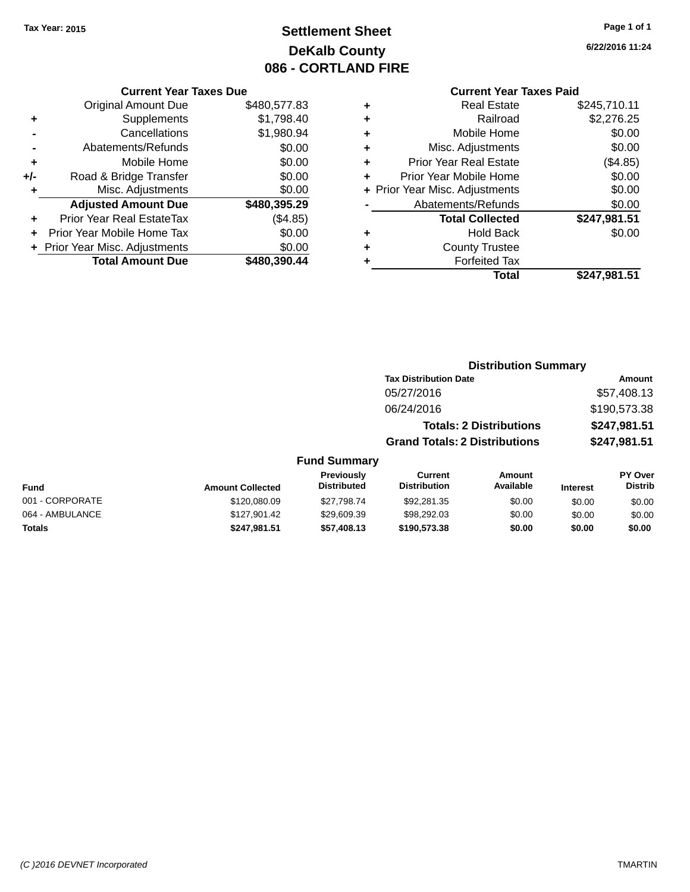Tax Year: 2015

# Settlement Sheet
## DeKalb County
## 086 - CORTLAND FIRE

6/22/2016 11:24

### Current Year Taxes Due

| | | |
|---|---|---|
| | Original Amount Due | $480,577.83 |
| + | Supplements | $1,798.40 |
| - | Cancellations | $1,980.94 |
| - | Abatements/Refunds | $0.00 |
| + | Mobile Home | $0.00 |
| +/- | Road & Bridge Transfer | $0.00 |
| + | Misc. Adjustments | $0.00 |
| | **Adjusted Amount Due** | **$480,395.29** |
| + | Prior Year Real EstateTax | ($4.85) |
| + | Prior Year Mobile Home Tax | $0.00 |
| + | Prior Year Misc. Adjustments | $0.00 |
| | **Total Amount Due** | **$480,390.44** |

### Current Year Taxes Paid

| | | |
|---|---|---|
| + | Real Estate | $245,710.11 |
| + | Railroad | $2,276.25 |
| + | Mobile Home | $0.00 |
| + | Misc. Adjustments | $0.00 |
| + | Prior Year Real Estate | ($4.85) |
| + | Prior Year Mobile Home | $0.00 |
| + | Prior Year Misc. Adjustments | $0.00 |
| - | Abatements/Refunds | $0.00 |
| | **Total Collected** | **$247,981.51** |
| + | Hold Back | $0.00 |
| + | County Trustee | |
| + | Forfeited Tax | |
| | **Total** | **$247,981.51** |

### Distribution Summary

| Tax Distribution Date | Amount |
|---|---|
| 05/27/2016 | $57,408.13 |
| 06/24/2016 | $190,573.38 |
| **Totals: 2 Distributions** | **$247,981.51** |
| **Grand Totals: 2 Distributions** | **$247,981.51** |

### Fund Summary

| Fund | Amount Collected | Previously Distributed | Current Distribution | Amount Available | Interest | PY Over Distrib |
|---|---|---|---|---|---|---|
| 001 - CORPORATE | $120,080.09 | $27,798.74 | $92,281.35 | $0.00 | $0.00 | $0.00 |
| 064 - AMBULANCE | $127,901.42 | $29,609.39 | $98,292.03 | $0.00 | $0.00 | $0.00 |
| **Totals** | **$247,981.51** | **$57,408.13** | **$190,573.38** | **$0.00** | **$0.00** | **$0.00** |

(C )2016 DEVNET Incorporated TMARTIN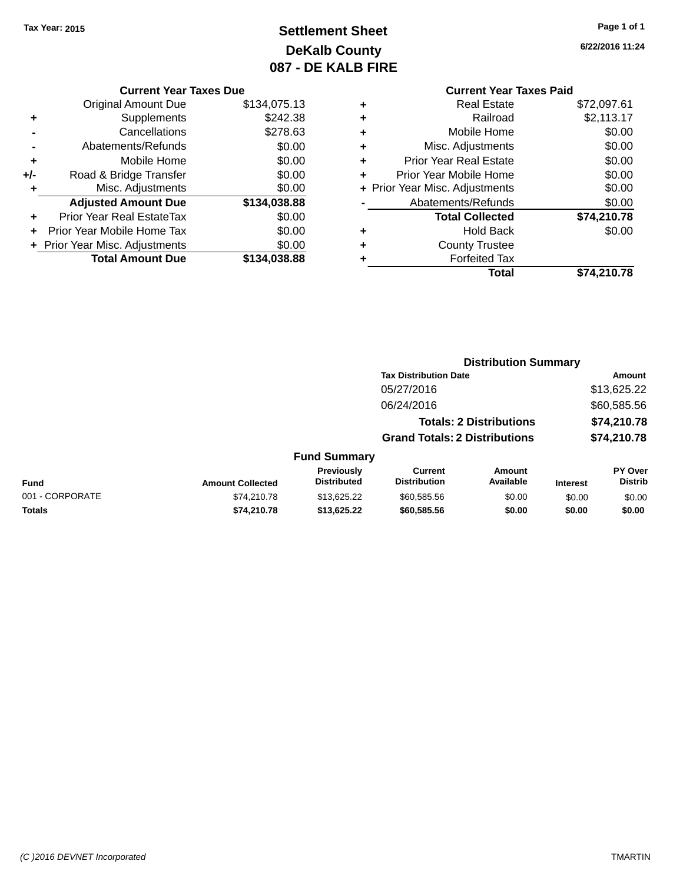Tax Year: 2015

# Settlement Sheet
## DeKalb County
## 087 - DE KALB FIRE

6/22/2016 11:24

### Current Year Taxes Due

| | | |
|---|---|---|
| | Original Amount Due | $134,075.13 |
| + | Supplements | $242.38 |
| - | Cancellations | $278.63 |
| - | Abatements/Refunds | $0.00 |
| + | Mobile Home | $0.00 |
| +/- | Road & Bridge Transfer | $0.00 |
| + | Misc. Adjustments | $0.00 |
| | **Adjusted Amount Due** | **$134,038.88** |
| + | Prior Year Real EstateTax | $0.00 |
| + | Prior Year Mobile Home Tax | $0.00 |
| + | Prior Year Misc. Adjustments | $0.00 |
| | **Total Amount Due** | **$134,038.88** |

### Current Year Taxes Paid

| | | |
|---|---|---|
| + | Real Estate | $72,097.61 |
| + | Railroad | $2,113.17 |
| + | Mobile Home | $0.00 |
| + | Misc. Adjustments | $0.00 |
| + | Prior Year Real Estate | $0.00 |
| + | Prior Year Mobile Home | $0.00 |
| + | Prior Year Misc. Adjustments | $0.00 |
| - | Abatements/Refunds | $0.00 |
| | **Total Collected** | **$74,210.78** |
| + | Hold Back | $0.00 |
| + | County Trustee | |
| + | Forfeited Tax | |
| | **Total** | **$74,210.78** |

### Distribution Summary

| Tax Distribution Date | Amount |
|---|---|
| 05/27/2016 | $13,625.22 |
| 06/24/2016 | $60,585.56 |
| **Totals: 2 Distributions** | **$74,210.78** |
| **Grand Totals: 2 Distributions** | **$74,210.78** |

### Fund Summary

| Fund | Amount Collected | Previously Distributed | Current Distribution | Amount Available | Interest | PY Over Distrib |
|---|---|---|---|---|---|---|
| 001 - CORPORATE | $74,210.78 | $13,625.22 | $60,585.56 | $0.00 | $0.00 | $0.00 |
| **Totals** | **$74,210.78** | **$13,625.22** | **$60,585.56** | **$0.00** | **$0.00** | **$0.00** |

(C )2016 DEVNET Incorporated TMARTIN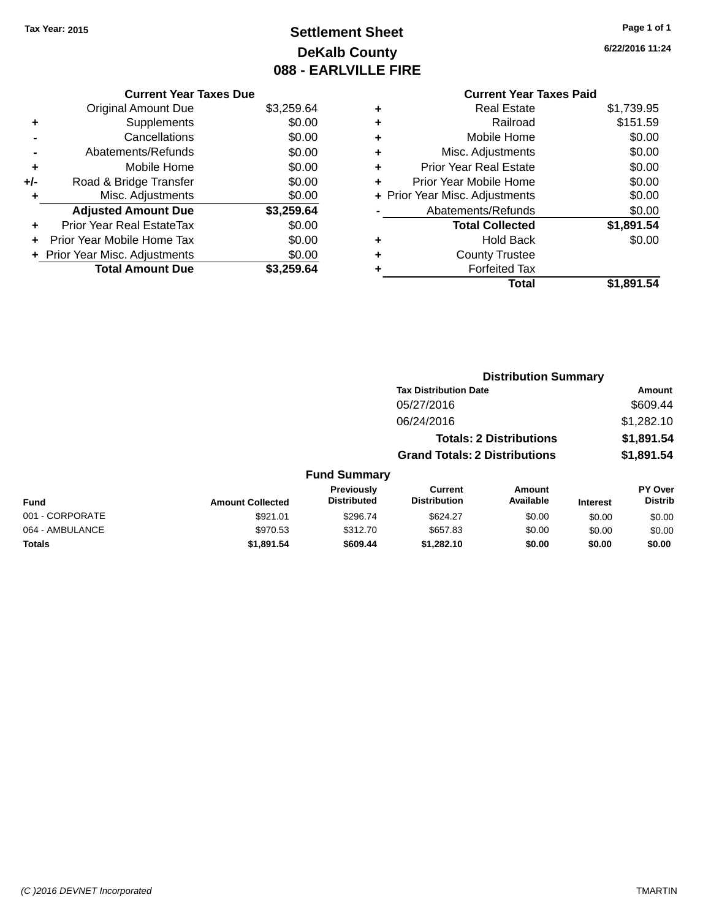Tax Year: 2015

# Settlement Sheet
## DeKalb County
## 088 - EARLVILLE FIRE

6/22/2016 11:24

### Current Year Taxes Due

| | | |
|---|---|---|
| | Original Amount Due | $3,259.64 |
| + | Supplements | $0.00 |
| - | Cancellations | $0.00 |
| - | Abatements/Refunds | $0.00 |
| + | Mobile Home | $0.00 |
| +/- | Road & Bridge Transfer | $0.00 |
| + | Misc. Adjustments | $0.00 |
| | **Adjusted Amount Due** | **$3,259.64** |
| + | Prior Year Real EstateTax | $0.00 |
| + | Prior Year Mobile Home Tax | $0.00 |
| + | Prior Year Misc. Adjustments | $0.00 |
| | **Total Amount Due** | **$3,259.64** |

### Current Year Taxes Paid

| | | |
|---|---|---|
| + | Real Estate | $1,739.95 |
| + | Railroad | $151.59 |
| + | Mobile Home | $0.00 |
| + | Misc. Adjustments | $0.00 |
| + | Prior Year Real Estate | $0.00 |
| + | Prior Year Mobile Home | $0.00 |
| + | Prior Year Misc. Adjustments | $0.00 |
| - | Abatements/Refunds | $0.00 |
| | **Total Collected** | **$1,891.54** |
| + | Hold Back | $0.00 |
| + | County Trustee | |
| + | Forfeited Tax | |
| | **Total** | **$1,891.54** |

### Distribution Summary

| Tax Distribution Date | Amount |
|---|---|
| 05/27/2016 | $609.44 |
| 06/24/2016 | $1,282.10 |
| **Totals: 2 Distributions** | **$1,891.54** |
| **Grand Totals: 2 Distributions** | **$1,891.54** |

### Fund Summary

| Fund | Amount Collected | Previously Distributed | Current Distribution | Amount Available | Interest | PY Over Distrib |
|---|---|---|---|---|---|---|
| 001 - CORPORATE | $921.01 | $296.74 | $624.27 | $0.00 | $0.00 | $0.00 |
| 064 - AMBULANCE | $970.53 | $312.70 | $657.83 | $0.00 | $0.00 | $0.00 |
| **Totals** | **$1,891.54** | **$609.44** | **$1,282.10** | **$0.00** | **$0.00** | **$0.00** |

(C )2016 DEVNET Incorporated TMARTIN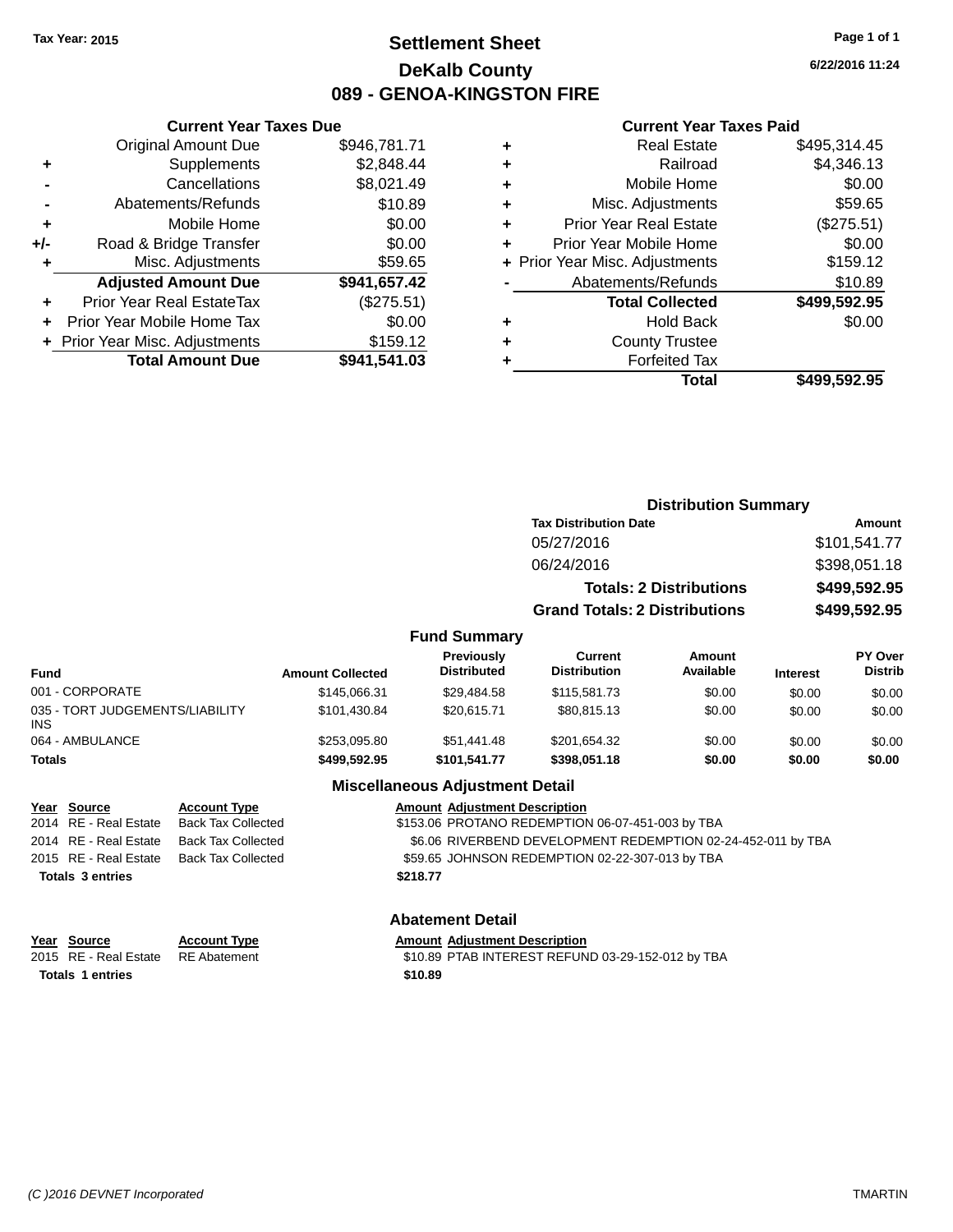Tax Year: 2015

# Settlement Sheet
## DeKalb County
## 089 - GENOA-KINGSTON FIRE

6/22/2016 11:24

### Current Year Taxes Due

| | | |
|---|---|---|
| | Original Amount Due | $946,781.71 |
| + | Supplements | $2,848.44 |
| - | Cancellations | $8,021.49 |
| - | Abatements/Refunds | $10.89 |
| + | Mobile Home | $0.00 |
| +/- | Road & Bridge Transfer | $0.00 |
| + | Misc. Adjustments | $59.65 |
| | **Adjusted Amount Due** | **$941,657.42** |
| + | Prior Year Real EstateTax | ($275.51) |
| + | Prior Year Mobile Home Tax | $0.00 |
| + | Prior Year Misc. Adjustments | $159.12 |
| | **Total Amount Due** | **$941,541.03** |

### Current Year Taxes Paid

| | | |
|---|---|---|
| + | Real Estate | $495,314.45 |
| + | Railroad | $4,346.13 |
| + | Mobile Home | $0.00 |
| + | Misc. Adjustments | $59.65 |
| + | Prior Year Real Estate | ($275.51) |
| + | Prior Year Mobile Home | $0.00 |
| + | Prior Year Misc. Adjustments | $159.12 |
| - | Abatements/Refunds | $10.89 |
| | **Total Collected** | **$499,592.95** |
| + | Hold Back | $0.00 |
| + | County Trustee | |
| + | Forfeited Tax | |
| | **Total** | **$499,592.95** |

### Distribution Summary

| Tax Distribution Date | Amount |
|---|---|
| 05/27/2016 | $101,541.77 |
| 06/24/2016 | $398,051.18 |
| **Totals: 2 Distributions** | **$499,592.95** |
| **Grand Totals: 2 Distributions** | **$499,592.95** |

### Fund Summary

| Fund | Amount Collected | Previously Distributed | Current Distribution | Amount Available | Interest | PY Over Distrib |
|---|---|---|---|---|---|---|
| 001 - CORPORATE | $145,066.31 | $29,484.58 | $115,581.73 | $0.00 | $0.00 | $0.00 |
| 035 - TORT JUDGEMENTS/LIABILITY INS | $101,430.84 | $20,615.71 | $80,815.13 | $0.00 | $0.00 | $0.00 |
| 064 - AMBULANCE | $253,095.80 | $51,441.48 | $201,654.32 | $0.00 | $0.00 | $0.00 |
| **Totals** | **$499,592.95** | **$101,541.77** | **$398,051.18** | **$0.00** | **$0.00** | **$0.00** |

### Miscellaneous Adjustment Detail

| Year | Source | Account Type | Amount | Adjustment Description |
|---|---|---|---|---|
| 2014 | RE - Real Estate | Back Tax Collected | $153.06 | PROTANO REDEMPTION 06-07-451-003 by TBA |
| 2014 | RE - Real Estate | Back Tax Collected | $6.06 | RIVERBEND DEVELOPMENT REDEMPTION 02-24-452-011 by TBA |
| 2015 | RE - Real Estate | Back Tax Collected | $59.65 | JOHNSON REDEMPTION 02-22-307-013 by TBA |
| **Totals 3 entries** | | | **$218.77** | |

### Abatement Detail

| Year | Source | Account Type | Amount | Adjustment Description |
|---|---|---|---|---|
| 2015 | RE - Real Estate | RE Abatement | $10.89 | PTAB INTEREST REFUND 03-29-152-012 by TBA |
| **Totals 1 entries** | | | **$10.89** | |

(C )2016 DEVNET Incorporated TMARTIN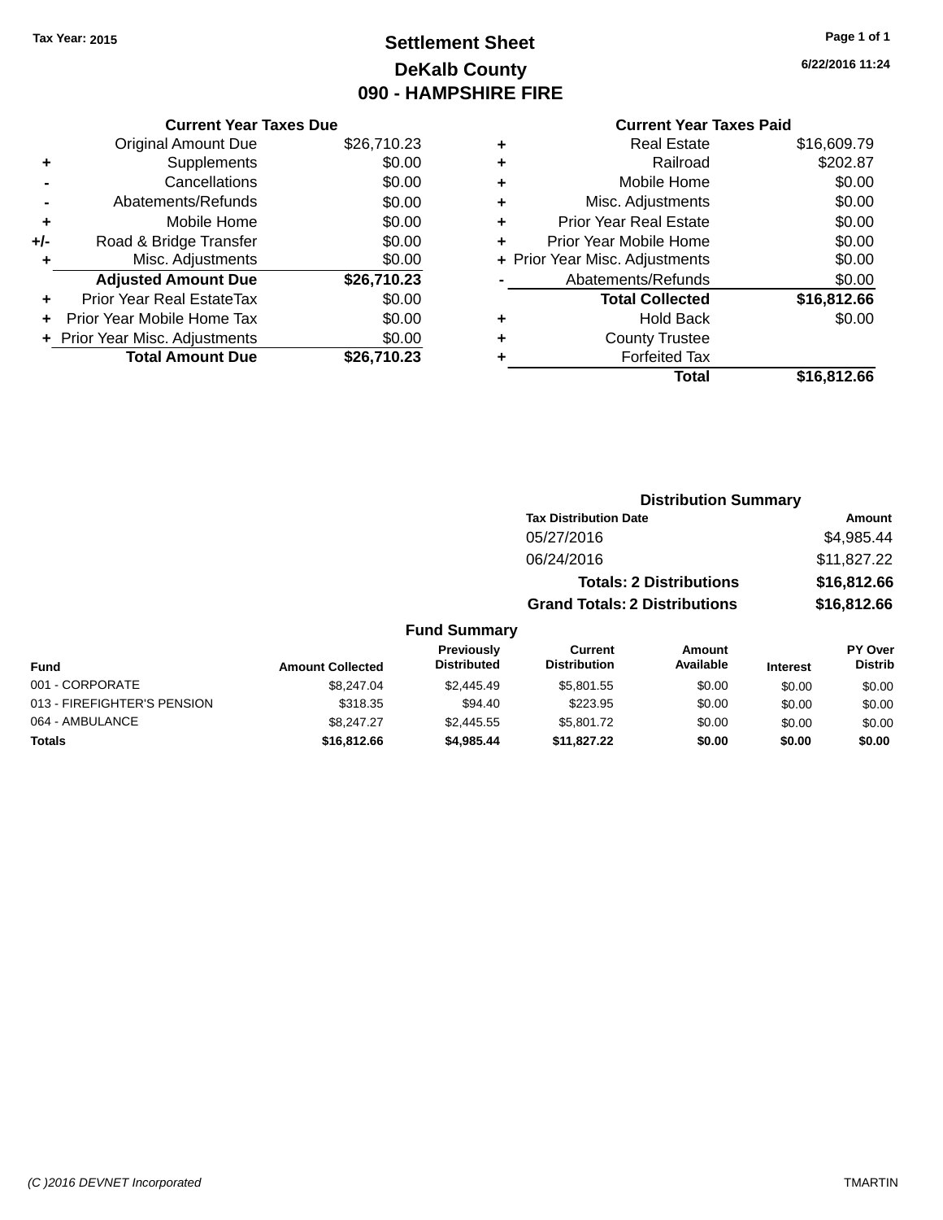Tax Year: 2015

# Settlement Sheet
## DeKalb County
## 090 - HAMPSHIRE FIRE

6/22/2016 11:24

### Current Year Taxes Due

| | | |
|---|---|---|
| | Original Amount Due | $26,710.23 |
| + | Supplements | $0.00 |
| - | Cancellations | $0.00 |
| - | Abatements/Refunds | $0.00 |
| + | Mobile Home | $0.00 |
| +/- | Road & Bridge Transfer | $0.00 |
| + | Misc. Adjustments | $0.00 |
| | **Adjusted Amount Due** | **$26,710.23** |
| + | Prior Year Real EstateTax | $0.00 |
| + | Prior Year Mobile Home Tax | $0.00 |
| + | Prior Year Misc. Adjustments | $0.00 |
| | **Total Amount Due** | **$26,710.23** |

### Current Year Taxes Paid

| | | |
|---|---|---|
| + | Real Estate | $16,609.79 |
| + | Railroad | $202.87 |
| + | Mobile Home | $0.00 |
| + | Misc. Adjustments | $0.00 |
| + | Prior Year Real Estate | $0.00 |
| + | Prior Year Mobile Home | $0.00 |
| + | Prior Year Misc. Adjustments | $0.00 |
| - | Abatements/Refunds | $0.00 |
| | **Total Collected** | **$16,812.66** |
| + | Hold Back | $0.00 |
| + | County Trustee | |
| + | Forfeited Tax | |
| | **Total** | **$16,812.66** |

### Distribution Summary

| Tax Distribution Date | Amount |
|---|---|
| 05/27/2016 | $4,985.44 |
| 06/24/2016 | $11,827.22 |
| **Totals: 2 Distributions** | **$16,812.66** |
| **Grand Totals: 2 Distributions** | **$16,812.66** |

### Fund Summary

| Fund | Amount Collected | Previously Distributed | Current Distribution | Amount Available | Interest | PY Over Distrib |
|---|---|---|---|---|---|---|
| 001 - CORPORATE | $8,247.04 | $2,445.49 | $5,801.55 | $0.00 | $0.00 | $0.00 |
| 013 - FIREFIGHTER'S PENSION | $318.35 | $94.40 | $223.95 | $0.00 | $0.00 | $0.00 |
| 064 - AMBULANCE | $8,247.27 | $2,445.55 | $5,801.72 | $0.00 | $0.00 | $0.00 |
| **Totals** | **$16,812.66** | **$4,985.44** | **$11,827.22** | **$0.00** | **$0.00** | **$0.00** |

(C )2016 DEVNET Incorporated TMARTIN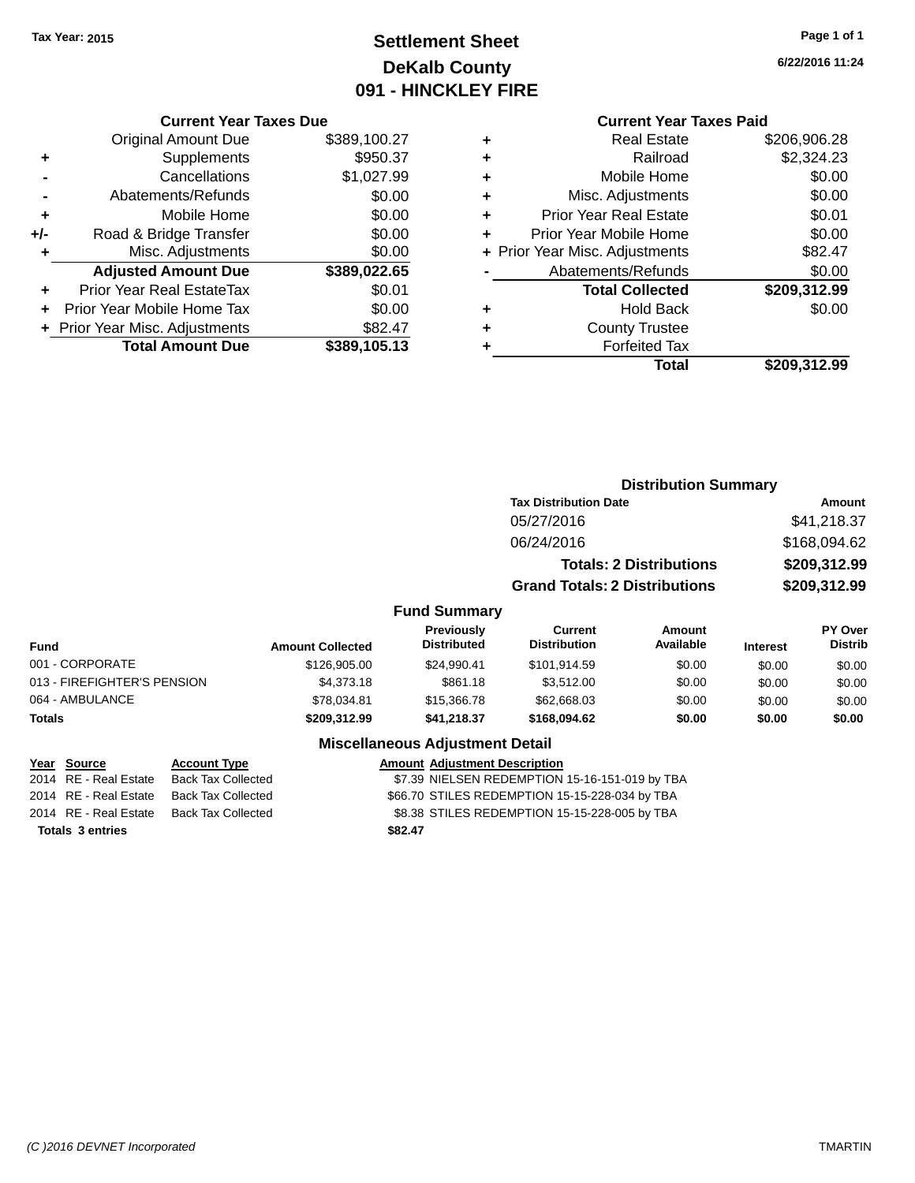Tax Year: 2015

# Settlement Sheet
## DeKalb County
## 091 - HINCKLEY FIRE

6/22/2016 11:24

### Current Year Taxes Due

| | | |
|---|---|---|
| | Original Amount Due | $389,100.27 |
| + | Supplements | $950.37 |
| - | Cancellations | $1,027.99 |
| - | Abatements/Refunds | $0.00 |
| + | Mobile Home | $0.00 |
| +/- | Road & Bridge Transfer | $0.00 |
| + | Misc. Adjustments | $0.00 |
| | **Adjusted Amount Due** | **$389,022.65** |
| + | Prior Year Real EstateTax | $0.01 |
| + | Prior Year Mobile Home Tax | $0.00 |
| + | Prior Year Misc. Adjustments | $82.47 |
| | **Total Amount Due** | **$389,105.13** |

### Current Year Taxes Paid

| | | |
|---|---|---|
| + | Real Estate | $206,906.28 |
| + | Railroad | $2,324.23 |
| + | Mobile Home | $0.00 |
| + | Misc. Adjustments | $0.00 |
| + | Prior Year Real Estate | $0.01 |
| + | Prior Year Mobile Home | $0.00 |
| + | Prior Year Misc. Adjustments | $82.47 |
| - | Abatements/Refunds | $0.00 |
| | **Total Collected** | **$209,312.99** |
| + | Hold Back | $0.00 |
| + | County Trustee | |
| + | Forfeited Tax | |
| | **Total** | **$209,312.99** |

### Distribution Summary

| Tax Distribution Date | Amount |
|---|---|
| 05/27/2016 | $41,218.37 |
| 06/24/2016 | $168,094.62 |
| **Totals: 2 Distributions** | **$209,312.99** |
| **Grand Totals: 2 Distributions** | **$209,312.99** |

### Fund Summary

| Fund | Amount Collected | Previously Distributed | Current Distribution | Amount Available | Interest | PY Over Distrib |
|---|---|---|---|---|---|---|
| 001 - CORPORATE | $126,905.00 | $24,990.41 | $101,914.59 | $0.00 | $0.00 | $0.00 |
| 013 - FIREFIGHTER'S PENSION | $4,373.18 | $861.18 | $3,512.00 | $0.00 | $0.00 | $0.00 |
| 064 - AMBULANCE | $78,034.81 | $15,366.78 | $62,668.03 | $0.00 | $0.00 | $0.00 |
| **Totals** | **$209,312.99** | **$41,218.37** | **$168,094.62** | **$0.00** | **$0.00** | **$0.00** |

### Miscellaneous Adjustment Detail

| Year | Source | Account Type | Amount | Adjustment Description |
|---|---|---|---|---|
| 2014 | RE - Real Estate | Back Tax Collected | $7.39 | NIELSEN REDEMPTION 15-16-151-019 by TBA |
| 2014 | RE - Real Estate | Back Tax Collected | $66.70 | STILES REDEMPTION 15-15-228-034 by TBA |
| 2014 | RE - Real Estate | Back Tax Collected | $8.38 | STILES REDEMPTION 15-15-228-005 by TBA |
| **Totals** | **3 entries** | | **$82.47** | |

(C )2016 DEVNET Incorporated — TMARTIN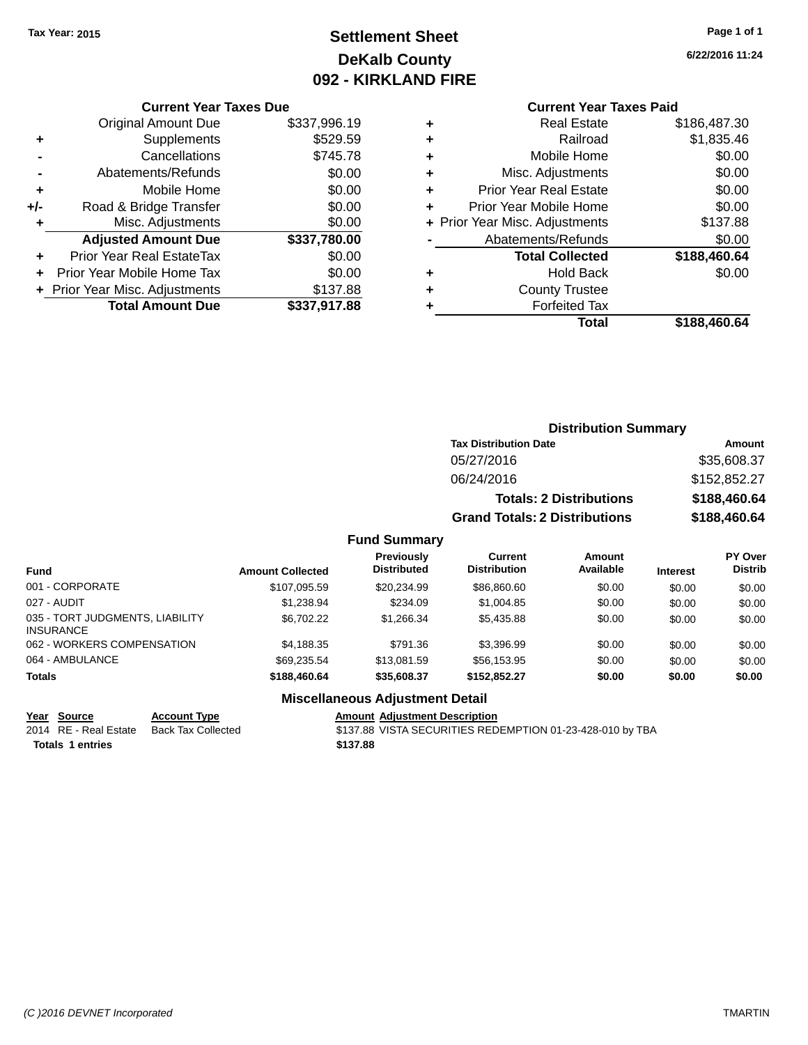**Tax Year: 2015**

# Settlement Sheet
## DeKalb County
## 092 - KIRKLAND FIRE

6/22/2016 11:24

### Current Year Taxes Due

| | | |
|---|---|---|
| | Original Amount Due | $337,996.19 |
| + | Supplements | $529.59 |
| - | Cancellations | $745.78 |
| - | Abatements/Refunds | $0.00 |
| + | Mobile Home | $0.00 |
| +/- | Road & Bridge Transfer | $0.00 |
| + | Misc. Adjustments | $0.00 |
| | **Adjusted Amount Due** | **$337,780.00** |
| + | Prior Year Real EstateTax | $0.00 |
| + | Prior Year Mobile Home Tax | $0.00 |
| + | Prior Year Misc. Adjustments | $137.88 |
| | **Total Amount Due** | **$337,917.88** |

### Current Year Taxes Paid

| | | |
|---|---|---|
| + | Real Estate | $186,487.30 |
| + | Railroad | $1,835.46 |
| + | Mobile Home | $0.00 |
| + | Misc. Adjustments | $0.00 |
| + | Prior Year Real Estate | $0.00 |
| + | Prior Year Mobile Home | $0.00 |
| + | Prior Year Misc. Adjustments | $137.88 |
| - | Abatements/Refunds | $0.00 |
| | **Total Collected** | **$188,460.64** |
| + | Hold Back | $0.00 |
| + | County Trustee | |
| + | Forfeited Tax | |
| | **Total** | **$188,460.64** |

### Distribution Summary

| Tax Distribution Date | Amount |
|---|---|
| 05/27/2016 | $35,608.37 |
| 06/24/2016 | $152,852.27 |
| **Totals: 2 Distributions** | **$188,460.64** |
| **Grand Totals: 2 Distributions** | **$188,460.64** |

### Fund Summary

| Fund | Amount Collected | Previously Distributed | Current Distribution | Amount Available | Interest | PY Over Distrib |
|---|---|---|---|---|---|---|
| 001 - CORPORATE | $107,095.59 | $20,234.99 | $86,860.60 | $0.00 | $0.00 | $0.00 |
| 027 - AUDIT | $1,238.94 | $234.09 | $1,004.85 | $0.00 | $0.00 | $0.00 |
| 035 - TORT JUDGMENTS, LIABILITY INSURANCE | $6,702.22 | $1,266.34 | $5,435.88 | $0.00 | $0.00 | $0.00 |
| 062 - WORKERS COMPENSATION | $4,188.35 | $791.36 | $3,396.99 | $0.00 | $0.00 | $0.00 |
| 064 - AMBULANCE | $69,235.54 | $13,081.59 | $56,153.95 | $0.00 | $0.00 | $0.00 |
| **Totals** | **$188,460.64** | **$35,608.37** | **$152,852.27** | **$0.00** | **$0.00** | **$0.00** |

### Miscellaneous Adjustment Detail

| Year | Source | Account Type | Amount | Adjustment Description |
|---|---|---|---|---|
| 2014 | RE - Real Estate | Back Tax Collected | $137.88 | VISTA SECURITIES REDEMPTION 01-23-428-010 by TBA |
| **Totals** | **1 entries** | | **$137.88** | |

(C )2016 DEVNET Incorporated TMARTIN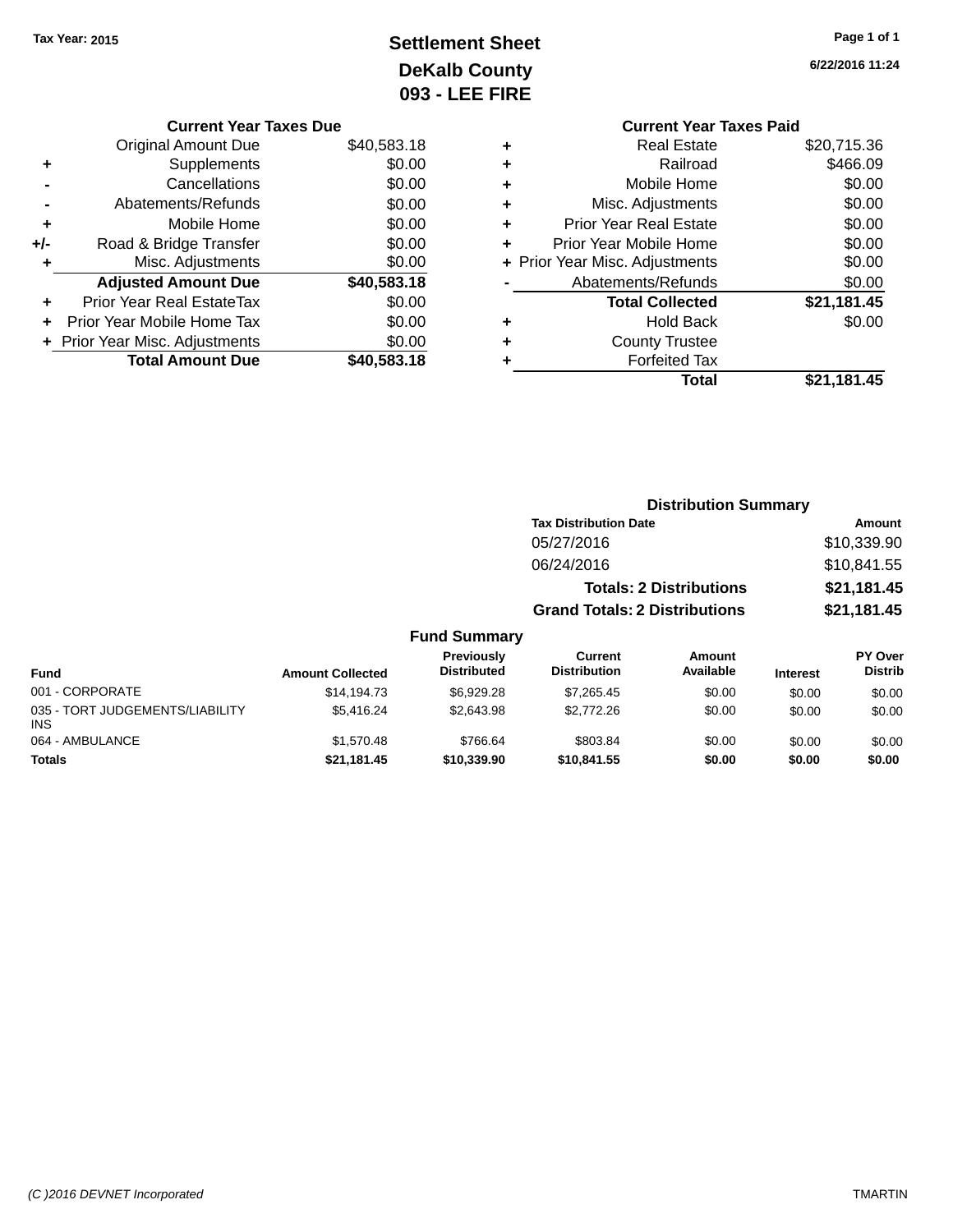Tax Year: 2015

# Settlement Sheet
## DeKalb County
## 093 - LEE FIRE

6/22/2016 11:24

### Current Year Taxes Due

| | | |
|---|---|---|
| | Original Amount Due | $40,583.18 |
| + | Supplements | $0.00 |
| - | Cancellations | $0.00 |
| - | Abatements/Refunds | $0.00 |
| + | Mobile Home | $0.00 |
| +/- | Road & Bridge Transfer | $0.00 |
| + | Misc. Adjustments | $0.00 |
| | **Adjusted Amount Due** | **$40,583.18** |
| + | Prior Year Real EstateTax | $0.00 |
| + | Prior Year Mobile Home Tax | $0.00 |
| + | Prior Year Misc. Adjustments | $0.00 |
| | **Total Amount Due** | **$40,583.18** |

### Current Year Taxes Paid

| | | |
|---|---|---|
| + | Real Estate | $20,715.36 |
| + | Railroad | $466.09 |
| + | Mobile Home | $0.00 |
| + | Misc. Adjustments | $0.00 |
| + | Prior Year Real Estate | $0.00 |
| + | Prior Year Mobile Home | $0.00 |
| + | Prior Year Misc. Adjustments | $0.00 |
| - | Abatements/Refunds | $0.00 |
| | **Total Collected** | **$21,181.45** |
| + | Hold Back | $0.00 |
| + | County Trustee | |
| + | Forfeited Tax | |
| | **Total** | **$21,181.45** |

### Distribution Summary

| Tax Distribution Date | Amount |
|---|---|
| 05/27/2016 | $10,339.90 |
| 06/24/2016 | $10,841.55 |
| **Totals: 2 Distributions** | **$21,181.45** |
| **Grand Totals: 2 Distributions** | **$21,181.45** |

### Fund Summary

| Fund | Amount Collected | Previously Distributed | Current Distribution | Amount Available | Interest | PY Over Distrib |
|---|---|---|---|---|---|---|
| 001 - CORPORATE | $14,194.73 | $6,929.28 | $7,265.45 | $0.00 | $0.00 | $0.00 |
| 035 - TORT JUDGEMENTS/LIABILITY INS | $5,416.24 | $2,643.98 | $2,772.26 | $0.00 | $0.00 | $0.00 |
| 064 - AMBULANCE | $1,570.48 | $766.64 | $803.84 | $0.00 | $0.00 | $0.00 |
| **Totals** | **$21,181.45** | **$10,339.90** | **$10,841.55** | **$0.00** | **$0.00** | **$0.00** |

(C )2016 DEVNET Incorporated TMARTIN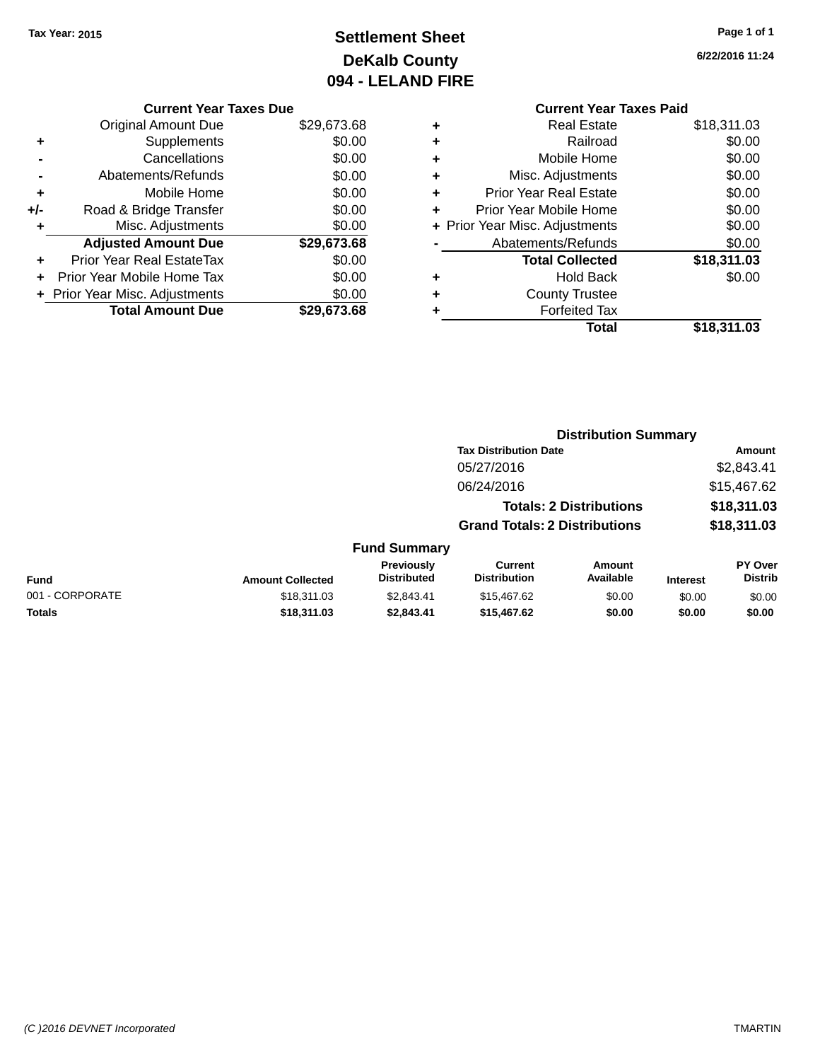Tax Year: 2015

# Settlement Sheet
## DeKalb County
## 094 - LELAND FIRE

6/22/2016 11:24

### Current Year Taxes Due

| | | |
|---|---|---|
| | Original Amount Due | $29,673.68 |
| + | Supplements | $0.00 |
| - | Cancellations | $0.00 |
| - | Abatements/Refunds | $0.00 |
| + | Mobile Home | $0.00 |
| +/- | Road & Bridge Transfer | $0.00 |
| + | Misc. Adjustments | $0.00 |
| | **Adjusted Amount Due** | **$29,673.68** |
| + | Prior Year Real EstateTax | $0.00 |
| + | Prior Year Mobile Home Tax | $0.00 |
| + | Prior Year Misc. Adjustments | $0.00 |
| | **Total Amount Due** | **$29,673.68** |

### Current Year Taxes Paid

| | | |
|---|---|---|
| + | Real Estate | $18,311.03 |
| + | Railroad | $0.00 |
| + | Mobile Home | $0.00 |
| + | Misc. Adjustments | $0.00 |
| + | Prior Year Real Estate | $0.00 |
| + | Prior Year Mobile Home | $0.00 |
| + | Prior Year Misc. Adjustments | $0.00 |
| - | Abatements/Refunds | $0.00 |
| | **Total Collected** | **$18,311.03** |
| + | Hold Back | $0.00 |
| + | County Trustee | |
| + | Forfeited Tax | |
| | **Total** | **$18,311.03** |

### Distribution Summary

| Tax Distribution Date | Amount |
|---|---|
| 05/27/2016 | $2,843.41 |
| 06/24/2016 | $15,467.62 |
| **Totals: 2 Distributions** | **$18,311.03** |
| **Grand Totals: 2 Distributions** | **$18,311.03** |

### Fund Summary

| Fund | Amount Collected | Previously Distributed | Current Distribution | Amount Available | Interest | PY Over Distrib |
|---|---|---|---|---|---|---|
| 001 - CORPORATE | $18,311.03 | $2,843.41 | $15,467.62 | $0.00 | $0.00 | $0.00 |
| **Totals** | **$18,311.03** | **$2,843.41** | **$15,467.62** | **$0.00** | **$0.00** | **$0.00** |

(C )2016 DEVNET Incorporated TMARTIN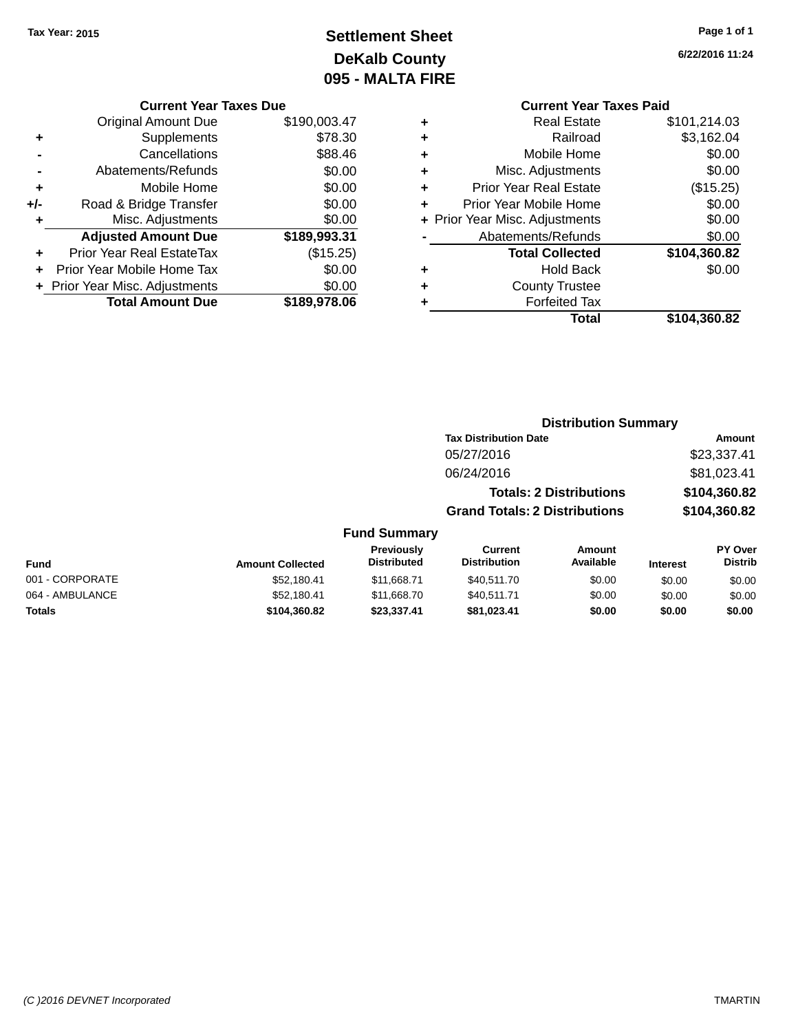Tax Year: 2015

# Settlement Sheet

## DeKalb County

## 095 - MALTA FIRE

6/22/2016 11:24

### Current Year Taxes Due

| | | |
|---|---|---|
| | Original Amount Due | $190,003.47 |
| + | Supplements | $78.30 |
| - | Cancellations | $88.46 |
| - | Abatements/Refunds | $0.00 |
| + | Mobile Home | $0.00 |
| +/- | Road & Bridge Transfer | $0.00 |
| + | Misc. Adjustments | $0.00 |
| | **Adjusted Amount Due** | **$189,993.31** |
| + | Prior Year Real EstateTax | ($15.25) |
| + | Prior Year Mobile Home Tax | $0.00 |
| + | Prior Year Misc. Adjustments | $0.00 |
| | **Total Amount Due** | **$189,978.06** |

### Current Year Taxes Paid

| | | |
|---|---|---|
| + | Real Estate | $101,214.03 |
| + | Railroad | $3,162.04 |
| + | Mobile Home | $0.00 |
| + | Misc. Adjustments | $0.00 |
| + | Prior Year Real Estate | ($15.25) |
| + | Prior Year Mobile Home | $0.00 |
| + | Prior Year Misc. Adjustments | $0.00 |
| - | Abatements/Refunds | $0.00 |
| | **Total Collected** | **$104,360.82** |
| + | Hold Back | $0.00 |
| + | County Trustee | |
| + | Forfeited Tax | |
| | **Total** | **$104,360.82** |

### Distribution Summary

| Tax Distribution Date | Amount |
|---|---|
| 05/27/2016 | $23,337.41 |
| 06/24/2016 | $81,023.41 |
| **Totals: 2 Distributions** | **$104,360.82** |
| **Grand Totals: 2 Distributions** | **$104,360.82** |

### Fund Summary

| Fund | Amount Collected | Previously Distributed | Current Distribution | Amount Available | Interest | PY Over Distrib |
|---|---|---|---|---|---|---|
| 001 - CORPORATE | $52,180.41 | $11,668.71 | $40,511.70 | $0.00 | $0.00 | $0.00 |
| 064 - AMBULANCE | $52,180.41 | $11,668.70 | $40,511.71 | $0.00 | $0.00 | $0.00 |
| **Totals** | **$104,360.82** | **$23,337.41** | **$81,023.41** | **$0.00** | **$0.00** | **$0.00** |

(C )2016 DEVNET Incorporated TMARTIN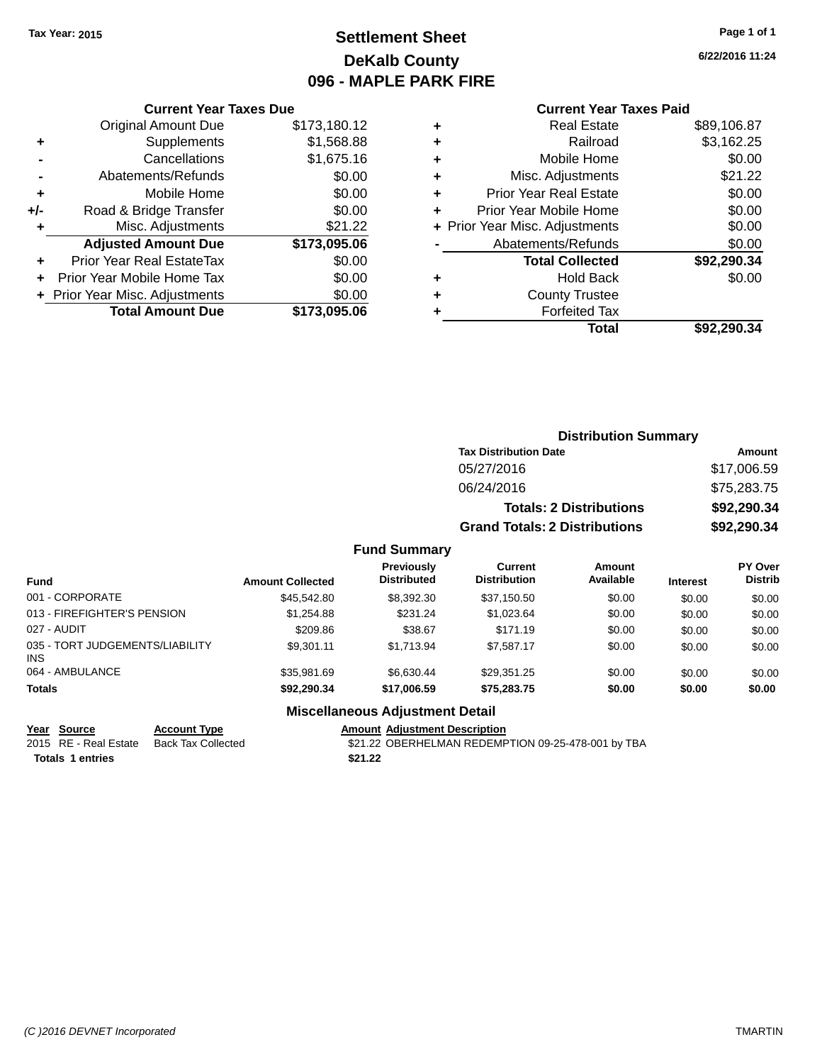Tax Year: 2015

# Settlement Sheet
## DeKalb County
## 096 - MAPLE PARK FIRE

6/22/2016 11:24

### Current Year Taxes Due

| | | |
|---|---|---|
| | Original Amount Due | $173,180.12 |
| + | Supplements | $1,568.88 |
| - | Cancellations | $1,675.16 |
| - | Abatements/Refunds | $0.00 |
| + | Mobile Home | $0.00 |
| +/- | Road & Bridge Transfer | $0.00 |
| + | Misc. Adjustments | $21.22 |
| | **Adjusted Amount Due** | **$173,095.06** |
| + | Prior Year Real EstateTax | $0.00 |
| + | Prior Year Mobile Home Tax | $0.00 |
| + | Prior Year Misc. Adjustments | $0.00 |
| | **Total Amount Due** | **$173,095.06** |

### Current Year Taxes Paid

| | | |
|---|---|---|
| + | Real Estate | $89,106.87 |
| + | Railroad | $3,162.25 |
| + | Mobile Home | $0.00 |
| + | Misc. Adjustments | $21.22 |
| + | Prior Year Real Estate | $0.00 |
| + | Prior Year Mobile Home | $0.00 |
| + | Prior Year Misc. Adjustments | $0.00 |
| - | Abatements/Refunds | $0.00 |
| | **Total Collected** | **$92,290.34** |
| + | Hold Back | $0.00 |
| + | County Trustee | |
| + | Forfeited Tax | |
| | **Total** | **$92,290.34** |

### Distribution Summary

| Tax Distribution Date | Amount |
|---|---|
| 05/27/2016 | $17,006.59 |
| 06/24/2016 | $75,283.75 |
| **Totals: 2 Distributions** | **$92,290.34** |
| **Grand Totals: 2 Distributions** | **$92,290.34** |

### Fund Summary

| Fund | Amount Collected | Previously Distributed | Current Distribution | Amount Available | Interest | PY Over Distrib |
|---|---|---|---|---|---|---|
| 001 - CORPORATE | $45,542.80 | $8,392.30 | $37,150.50 | $0.00 | $0.00 | $0.00 |
| 013 - FIREFIGHTER'S PENSION | $1,254.88 | $231.24 | $1,023.64 | $0.00 | $0.00 | $0.00 |
| 027 - AUDIT | $209.86 | $38.67 | $171.19 | $0.00 | $0.00 | $0.00 |
| 035 - TORT JUDGEMENTS/LIABILITY INS | $9,301.11 | $1,713.94 | $7,587.17 | $0.00 | $0.00 | $0.00 |
| 064 - AMBULANCE | $35,981.69 | $6,630.44 | $29,351.25 | $0.00 | $0.00 | $0.00 |
| **Totals** | **$92,290.34** | **$17,006.59** | **$75,283.75** | **$0.00** | **$0.00** | **$0.00** |

### Miscellaneous Adjustment Detail

| Year | Source | Account Type | Amount | Adjustment Description |
|---|---|---|---|---|
| 2015 | RE - Real Estate | Back Tax Collected | $21.22 | OBERHELMAN REDEMPTION 09-25-478-001 by TBA |
| **Totals** | **1 entries** | | **$21.22** | |

(C )2016 DEVNET Incorporated — TMARTIN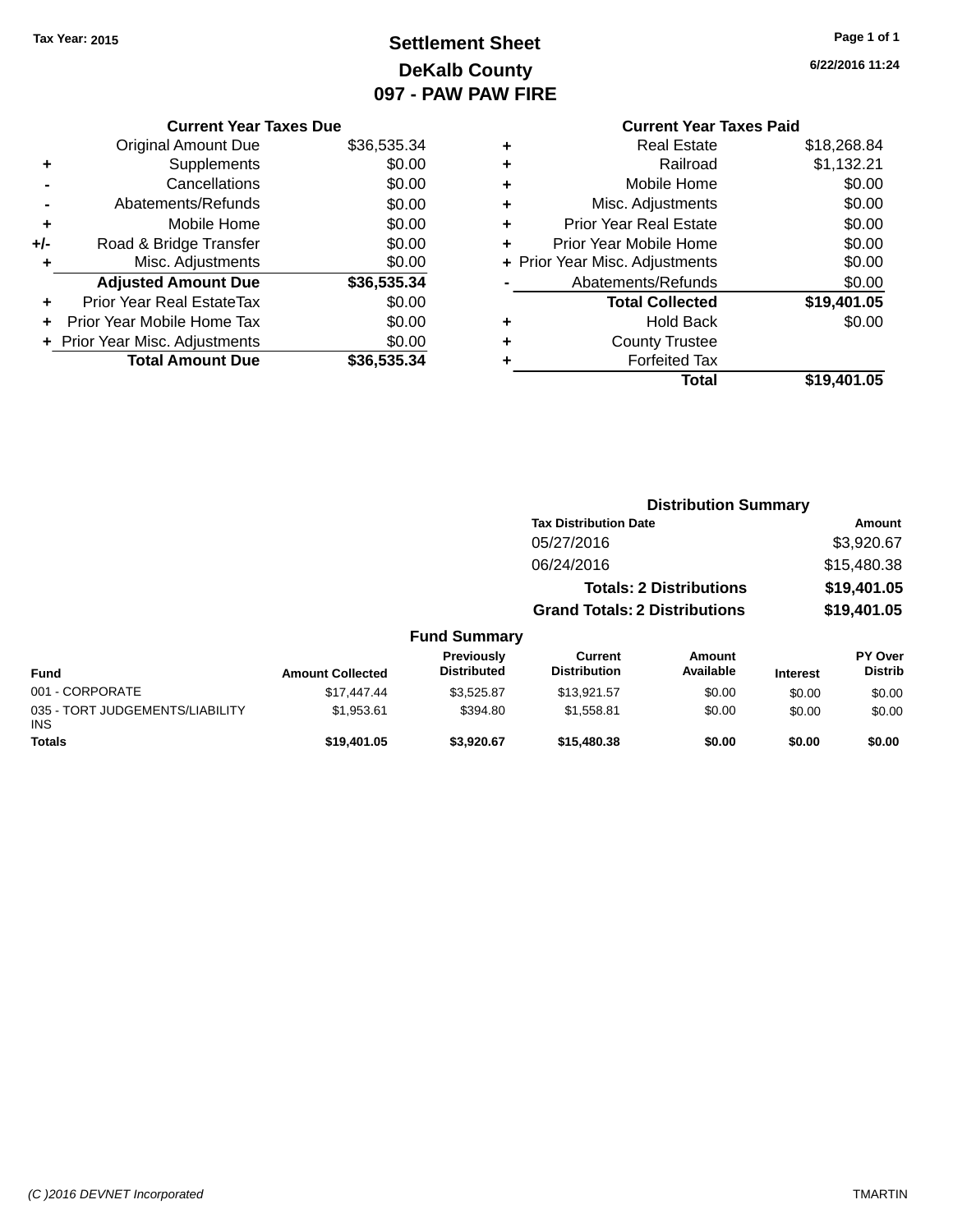Tax Year: 2015

# Settlement Sheet
## DeKalb County
## 097 - PAW PAW FIRE

6/22/2016 11:24

### Current Year Taxes Due

| | | |
|---|---|---|
| | Original Amount Due | $36,535.34 |
| + | Supplements | $0.00 |
| - | Cancellations | $0.00 |
| - | Abatements/Refunds | $0.00 |
| + | Mobile Home | $0.00 |
| +/- | Road & Bridge Transfer | $0.00 |
| + | Misc. Adjustments | $0.00 |
| | **Adjusted Amount Due** | **$36,535.34** |
| + | Prior Year Real EstateTax | $0.00 |
| + | Prior Year Mobile Home Tax | $0.00 |
| + | Prior Year Misc. Adjustments | $0.00 |
| | **Total Amount Due** | **$36,535.34** |

### Current Year Taxes Paid

| | | |
|---|---|---|
| + | Real Estate | $18,268.84 |
| + | Railroad | $1,132.21 |
| + | Mobile Home | $0.00 |
| + | Misc. Adjustments | $0.00 |
| + | Prior Year Real Estate | $0.00 |
| + | Prior Year Mobile Home | $0.00 |
| + | Prior Year Misc. Adjustments | $0.00 |
| - | Abatements/Refunds | $0.00 |
| | **Total Collected** | **$19,401.05** |
| + | Hold Back | $0.00 |
| + | County Trustee | |
| + | Forfeited Tax | |
| | **Total** | **$19,401.05** |

### Distribution Summary

| Tax Distribution Date | Amount |
|---|---|
| 05/27/2016 | $3,920.67 |
| 06/24/2016 | $15,480.38 |
| **Totals: 2 Distributions** | **$19,401.05** |
| **Grand Totals: 2 Distributions** | **$19,401.05** |

### Fund Summary

| Fund | Amount Collected | Previously Distributed | Current Distribution | Amount Available | Interest | PY Over Distrib |
|---|---|---|---|---|---|---|
| 001 - CORPORATE | $17,447.44 | $3,525.87 | $13,921.57 | $0.00 | $0.00 | $0.00 |
| 035 - TORT JUDGEMENTS/LIABILITY INS | $1,953.61 | $394.80 | $1,558.81 | $0.00 | $0.00 | $0.00 |
| **Totals** | **$19,401.05** | **$3,920.67** | **$15,480.38** | **$0.00** | **$0.00** | **$0.00** |

(C )2016 DEVNET Incorporated — TMARTIN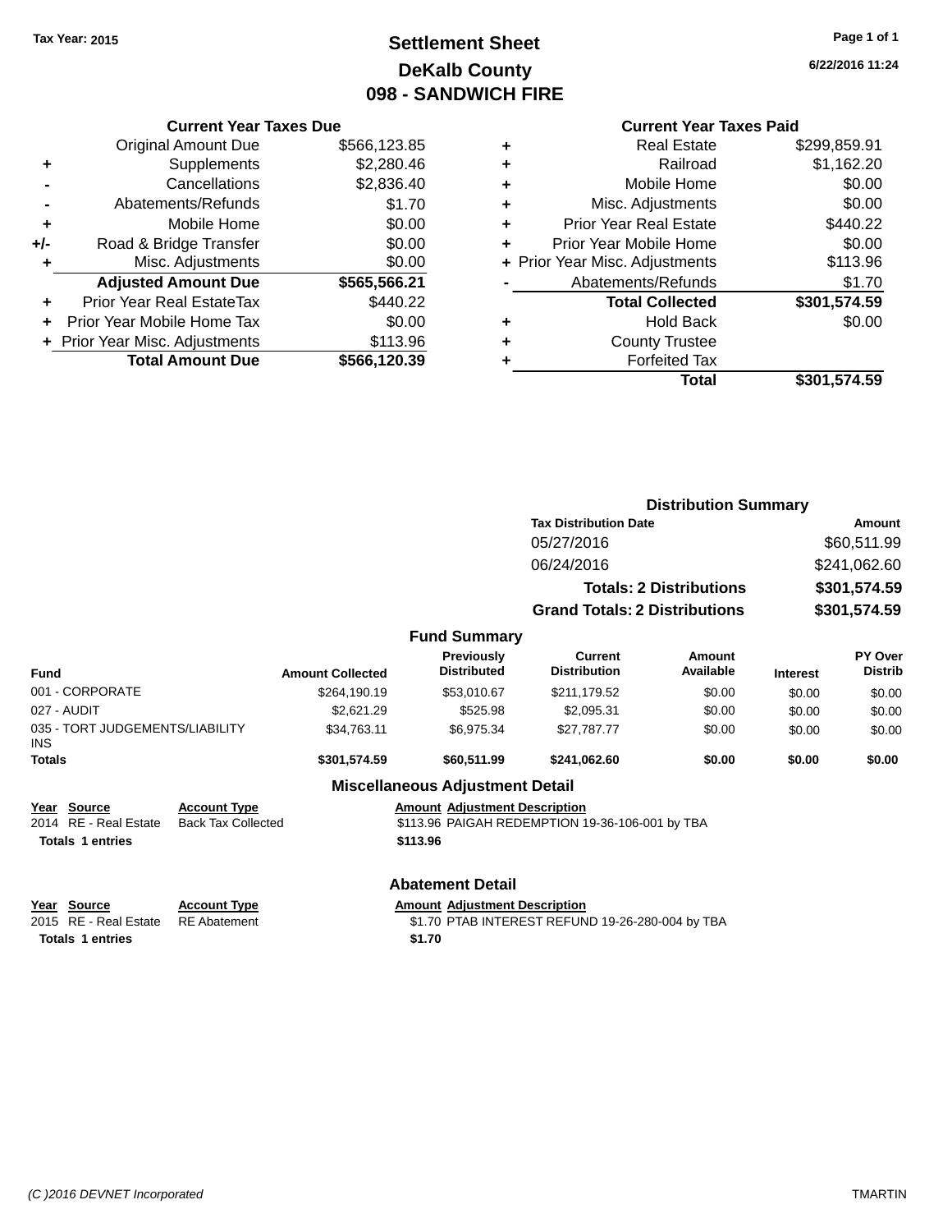Tax Year: 2015

# Settlement Sheet
## DeKalb County
## 098 - SANDWICH FIRE

6/22/2016 11:24

### Current Year Taxes Due

| | | |
|---|---|---|
| | Original Amount Due | $566,123.85 |
| + | Supplements | $2,280.46 |
| - | Cancellations | $2,836.40 |
| - | Abatements/Refunds | $1.70 |
| + | Mobile Home | $0.00 |
| +/- | Road & Bridge Transfer | $0.00 |
| + | Misc. Adjustments | $0.00 |
| | **Adjusted Amount Due** | **$565,566.21** |
| + | Prior Year Real EstateTax | $440.22 |
| + | Prior Year Mobile Home Tax | $0.00 |
| + | Prior Year Misc. Adjustments | $113.96 |
| | **Total Amount Due** | **$566,120.39** |

### Current Year Taxes Paid

| | | |
|---|---|---|
| + | Real Estate | $299,859.91 |
| + | Railroad | $1,162.20 |
| + | Mobile Home | $0.00 |
| + | Misc. Adjustments | $0.00 |
| + | Prior Year Real Estate | $440.22 |
| + | Prior Year Mobile Home | $0.00 |
| + | Prior Year Misc. Adjustments | $113.96 |
| - | Abatements/Refunds | $1.70 |
| | **Total Collected** | **$301,574.59** |
| + | Hold Back | $0.00 |
| + | County Trustee | |
| + | Forfeited Tax | |
| | **Total** | **$301,574.59** |

### Distribution Summary

| Tax Distribution Date | Amount |
|---|---|
| 05/27/2016 | $60,511.99 |
| 06/24/2016 | $241,062.60 |
| **Totals: 2 Distributions** | **$301,574.59** |
| **Grand Totals: 2 Distributions** | **$301,574.59** |

### Fund Summary

| Fund | Amount Collected | Previously Distributed | Current Distribution | Amount Available | Interest | PY Over Distrib |
|---|---|---|---|---|---|---|
| 001 - CORPORATE | $264,190.19 | $53,010.67 | $211,179.52 | $0.00 | $0.00 | $0.00 |
| 027 - AUDIT | $2,621.29 | $525.98 | $2,095.31 | $0.00 | $0.00 | $0.00 |
| 035 - TORT JUDGEMENTS/LIABILITY INS | $34,763.11 | $6,975.34 | $27,787.77 | $0.00 | $0.00 | $0.00 |
| **Totals** | **$301,574.59** | **$60,511.99** | **$241,062.60** | **$0.00** | **$0.00** | **$0.00** |

### Miscellaneous Adjustment Detail

| Year | Source | Account Type | Amount | Adjustment Description |
|---|---|---|---|---|
| 2014 | RE - Real Estate | Back Tax Collected | $113.96 | PAIGAH REDEMPTION 19-36-106-001 by TBA |
| **Totals** | **1 entries** | | **$113.96** | |

### Abatement Detail

| Year | Source | Account Type | Amount | Adjustment Description |
|---|---|---|---|---|
| 2015 | RE - Real Estate | RE Abatement | $1.70 | PTAB INTEREST REFUND 19-26-280-004 by TBA |
| **Totals** | **1 entries** | | **$1.70** | |

(C )2016 DEVNET Incorporated TMARTIN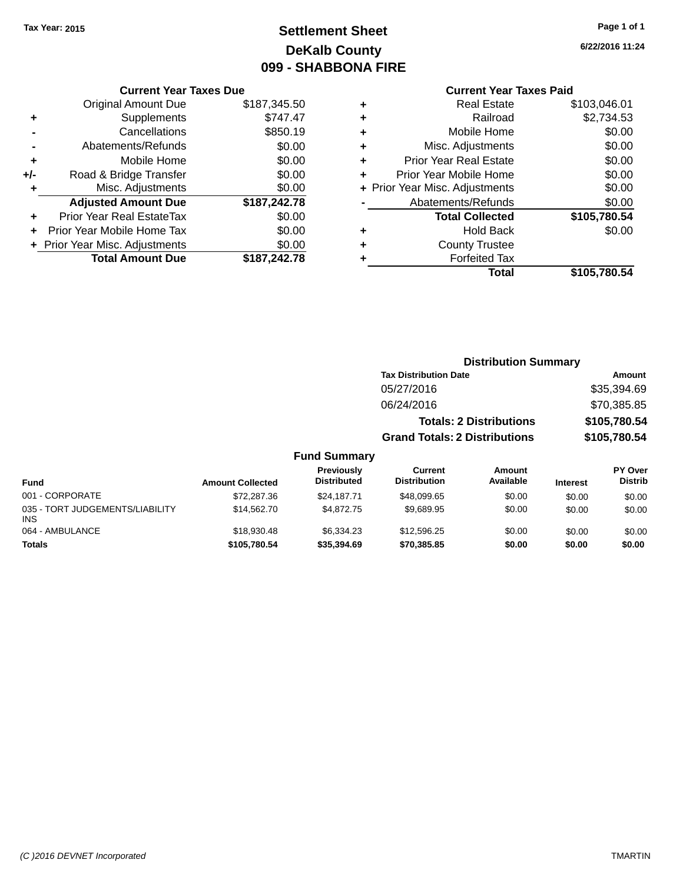Tax Year: 2015

# Settlement Sheet
## DeKalb County
## 099 - SHABBONA FIRE

6/22/2016 11:24

### Current Year Taxes Due

| | | |
|---|---|---|
| | Original Amount Due | $187,345.50 |
| + | Supplements | $747.47 |
| - | Cancellations | $850.19 |
| - | Abatements/Refunds | $0.00 |
| + | Mobile Home | $0.00 |
| +/- | Road & Bridge Transfer | $0.00 |
| + | Misc. Adjustments | $0.00 |
| | **Adjusted Amount Due** | **$187,242.78** |
| + | Prior Year Real EstateTax | $0.00 |
| + | Prior Year Mobile Home Tax | $0.00 |
| + | Prior Year Misc. Adjustments | $0.00 |
| | **Total Amount Due** | **$187,242.78** |

### Current Year Taxes Paid

| | | |
|---|---|---|
| + | Real Estate | $103,046.01 |
| + | Railroad | $2,734.53 |
| + | Mobile Home | $0.00 |
| + | Misc. Adjustments | $0.00 |
| + | Prior Year Real Estate | $0.00 |
| + | Prior Year Mobile Home | $0.00 |
| + | Prior Year Misc. Adjustments | $0.00 |
| - | Abatements/Refunds | $0.00 |
| | **Total Collected** | **$105,780.54** |
| + | Hold Back | $0.00 |
| + | County Trustee | |
| + | Forfeited Tax | |
| | **Total** | **$105,780.54** |

### Distribution Summary

| Tax Distribution Date | Amount |
|---|---|
| 05/27/2016 | $35,394.69 |
| 06/24/2016 | $70,385.85 |
| **Totals: 2 Distributions** | **$105,780.54** |
| **Grand Totals: 2 Distributions** | **$105,780.54** |

### Fund Summary

| Fund | Amount Collected | Previously Distributed | Current Distribution | Amount Available | Interest | PY Over Distrib |
|---|---|---|---|---|---|---|
| 001 - CORPORATE | $72,287.36 | $24,187.71 | $48,099.65 | $0.00 | $0.00 | $0.00 |
| 035 - TORT JUDGEMENTS/LIABILITY INS | $14,562.70 | $4,872.75 | $9,689.95 | $0.00 | $0.00 | $0.00 |
| 064 - AMBULANCE | $18,930.48 | $6,334.23 | $12,596.25 | $0.00 | $0.00 | $0.00 |
| **Totals** | **$105,780.54** | **$35,394.69** | **$70,385.85** | **$0.00** | **$0.00** | **$0.00** |

(C )2016 DEVNET Incorporated TMARTIN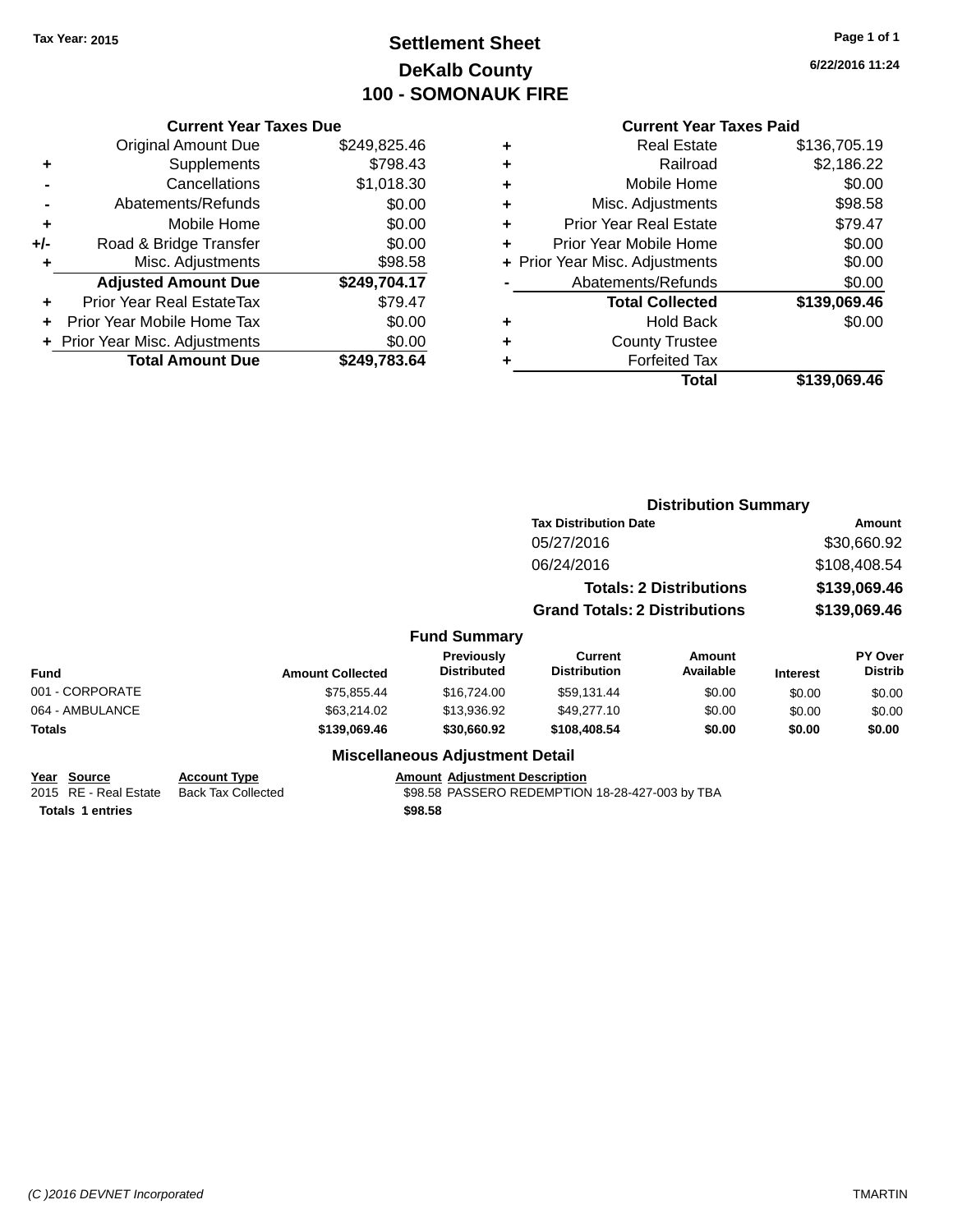Tax Year: 2015

# Settlement Sheet
## DeKalb County
## 100 - SOMONAUK FIRE

6/22/2016 11:24

| | Current Year Taxes Due | |
|---|---|---|
| | Original Amount Due | $249,825.46 |
| + | Supplements | $798.43 |
| - | Cancellations | $1,018.30 |
| - | Abatements/Refunds | $0.00 |
| + | Mobile Home | $0.00 |
| +/- | Road & Bridge Transfer | $0.00 |
| + | Misc. Adjustments | $98.58 |
| | **Adjusted Amount Due** | **$249,704.17** |
| + | Prior Year Real EstateTax | $79.47 |
| + | Prior Year Mobile Home Tax | $0.00 |
| + | Prior Year Misc. Adjustments | $0.00 |
| | **Total Amount Due** | **$249,783.64** |

| | Current Year Taxes Paid | |
|---|---|---|
| + | Real Estate | $136,705.19 |
| + | Railroad | $2,186.22 |
| + | Mobile Home | $0.00 |
| + | Misc. Adjustments | $98.58 |
| + | Prior Year Real Estate | $79.47 |
| + | Prior Year Mobile Home | $0.00 |
| + | Prior Year Misc. Adjustments | $0.00 |
| - | Abatements/Refunds | $0.00 |
| | **Total Collected** | **$139,069.46** |
| + | Hold Back | $0.00 |
| + | County Trustee | |
| + | Forfeited Tax | |
| | **Total** | **$139,069.46** |

### Distribution Summary

| Tax Distribution Date | Amount |
|---|---|
| 05/27/2016 | $30,660.92 |
| 06/24/2016 | $108,408.54 |
| **Totals: 2 Distributions** | **$139,069.46** |
| **Grand Totals: 2 Distributions** | **$139,069.46** |

### Fund Summary

| Fund | Amount Collected | Previously Distributed | Current Distribution | Amount Available | Interest | PY Over Distrib |
|---|---|---|---|---|---|---|
| 001 - CORPORATE | $75,855.44 | $16,724.00 | $59,131.44 | $0.00 | $0.00 | $0.00 |
| 064 - AMBULANCE | $63,214.02 | $13,936.92 | $49,277.10 | $0.00 | $0.00 | $0.00 |
| **Totals** | **$139,069.46** | **$30,660.92** | **$108,408.54** | **$0.00** | **$0.00** | **$0.00** |

### Miscellaneous Adjustment Detail

| Year | Source | Account Type | Amount | Adjustment Description |
|---|---|---|---|---|
| 2015 | RE - Real Estate | Back Tax Collected | $98.58 | PASSERO REDEMPTION 18-28-427-003 by TBA |
| **Totals** | **1 entries** | | **$98.58** | |

(C )2016 DEVNET Incorporated TMARTIN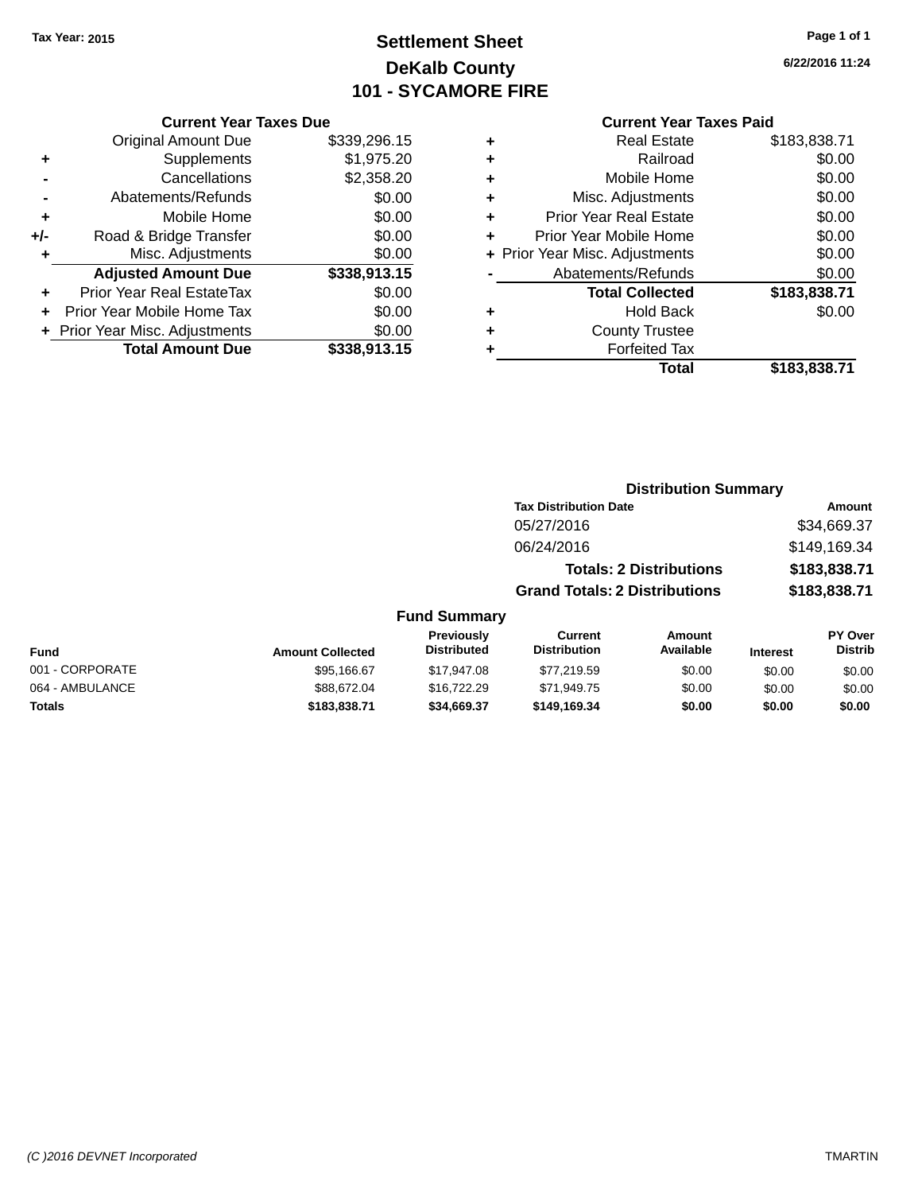Tax Year: 2015

# Settlement Sheet
## DeKalb County
## 101 - SYCAMORE FIRE

6/22/2016 11:24

### Current Year Taxes Due

| | | |
|---|---|---|
| | Original Amount Due | $339,296.15 |
| + | Supplements | $1,975.20 |
| - | Cancellations | $2,358.20 |
| - | Abatements/Refunds | $0.00 |
| + | Mobile Home | $0.00 |
| +/- | Road & Bridge Transfer | $0.00 |
| + | Misc. Adjustments | $0.00 |
| | **Adjusted Amount Due** | **$338,913.15** |
| + | Prior Year Real EstateTax | $0.00 |
| + | Prior Year Mobile Home Tax | $0.00 |
| + | Prior Year Misc. Adjustments | $0.00 |
| | **Total Amount Due** | **$338,913.15** |

### Current Year Taxes Paid

| | | |
|---|---|---|
| + | Real Estate | $183,838.71 |
| + | Railroad | $0.00 |
| + | Mobile Home | $0.00 |
| + | Misc. Adjustments | $0.00 |
| + | Prior Year Real Estate | $0.00 |
| + | Prior Year Mobile Home | $0.00 |
| + | Prior Year Misc. Adjustments | $0.00 |
| - | Abatements/Refunds | $0.00 |
| | **Total Collected** | **$183,838.71** |
| + | Hold Back | $0.00 |
| + | County Trustee | |
| + | Forfeited Tax | |
| | **Total** | **$183,838.71** |

### Distribution Summary

| Tax Distribution Date | Amount |
|---|---|
| 05/27/2016 | $34,669.37 |
| 06/24/2016 | $149,169.34 |
| **Totals: 2 Distributions** | **$183,838.71** |
| **Grand Totals: 2 Distributions** | **$183,838.71** |

### Fund Summary

| Fund | Amount Collected | Previously Distributed | Current Distribution | Amount Available | Interest | PY Over Distrib |
|---|---|---|---|---|---|---|
| 001 - CORPORATE | $95,166.67 | $17,947.08 | $77,219.59 | $0.00 | $0.00 | $0.00 |
| 064 - AMBULANCE | $88,672.04 | $16,722.29 | $71,949.75 | $0.00 | $0.00 | $0.00 |
| **Totals** | **$183,838.71** | **$34,669.37** | **$149,169.34** | **$0.00** | **$0.00** | **$0.00** |

(C )2016 DEVNET Incorporated — TMARTIN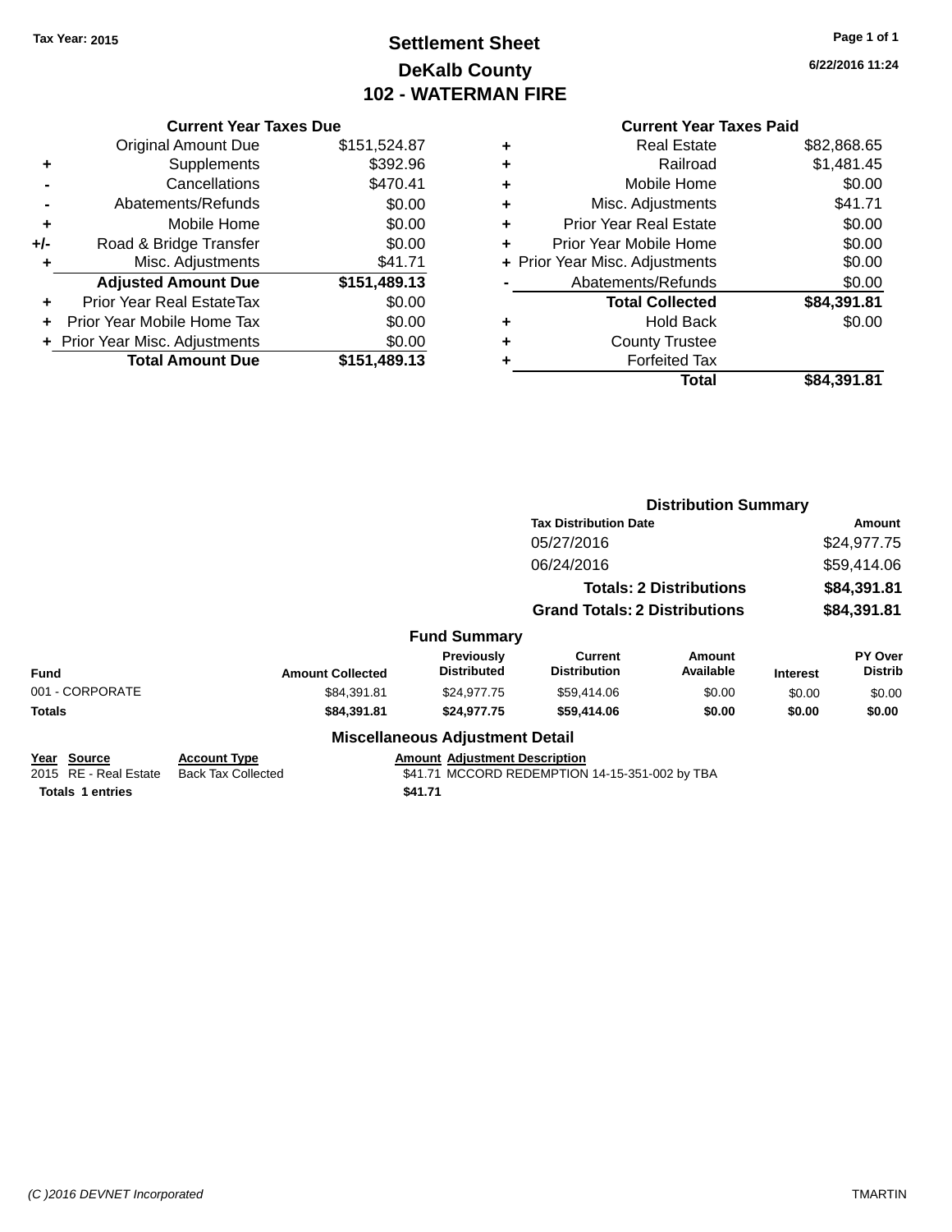Tax Year: 2015

# Settlement Sheet
## DeKalb County
## 102 - WATERMAN FIRE

6/22/2016 11:24

### Current Year Taxes Due

| | | |
|---|---|---|
| | Original Amount Due | $151,524.87 |
| + | Supplements | $392.96 |
| - | Cancellations | $470.41 |
| - | Abatements/Refunds | $0.00 |
| + | Mobile Home | $0.00 |
| +/- | Road & Bridge Transfer | $0.00 |
| + | Misc. Adjustments | $41.71 |
| | **Adjusted Amount Due** | **$151,489.13** |
| + | Prior Year Real EstateTax | $0.00 |
| + | Prior Year Mobile Home Tax | $0.00 |
| + | Prior Year Misc. Adjustments | $0.00 |
| | **Total Amount Due** | **$151,489.13** |

### Current Year Taxes Paid

| | | |
|---|---|---|
| + | Real Estate | $82,868.65 |
| + | Railroad | $1,481.45 |
| + | Mobile Home | $0.00 |
| + | Misc. Adjustments | $41.71 |
| + | Prior Year Real Estate | $0.00 |
| + | Prior Year Mobile Home | $0.00 |
| + | Prior Year Misc. Adjustments | $0.00 |
| - | Abatements/Refunds | $0.00 |
| | **Total Collected** | **$84,391.81** |
| + | Hold Back | $0.00 |
| + | County Trustee | |
| + | Forfeited Tax | |
| | **Total** | **$84,391.81** |

### Distribution Summary

| Tax Distribution Date | Amount |
|---|---|
| 05/27/2016 | $24,977.75 |
| 06/24/2016 | $59,414.06 |
| **Totals: 2 Distributions** | **$84,391.81** |
| **Grand Totals: 2 Distributions** | **$84,391.81** |

### Fund Summary

| Fund | Amount Collected | Previously Distributed | Current Distribution | Amount Available | Interest | PY Over Distrib |
|---|---|---|---|---|---|---|
| 001 - CORPORATE | $84,391.81 | $24,977.75 | $59,414.06 | $0.00 | $0.00 | $0.00 |
| **Totals** | **$84,391.81** | **$24,977.75** | **$59,414.06** | **$0.00** | **$0.00** | **$0.00** |

### Miscellaneous Adjustment Detail

| Year | Source | Account Type | Amount | Adjustment Description |
|---|---|---|---|---|
| 2015 | RE - Real Estate | Back Tax Collected | $41.71 | MCCORD REDEMPTION 14-15-351-002 by TBA |
| **Totals** | **1 entries** | | **$41.71** | |

(C )2016 DEVNET Incorporated — TMARTIN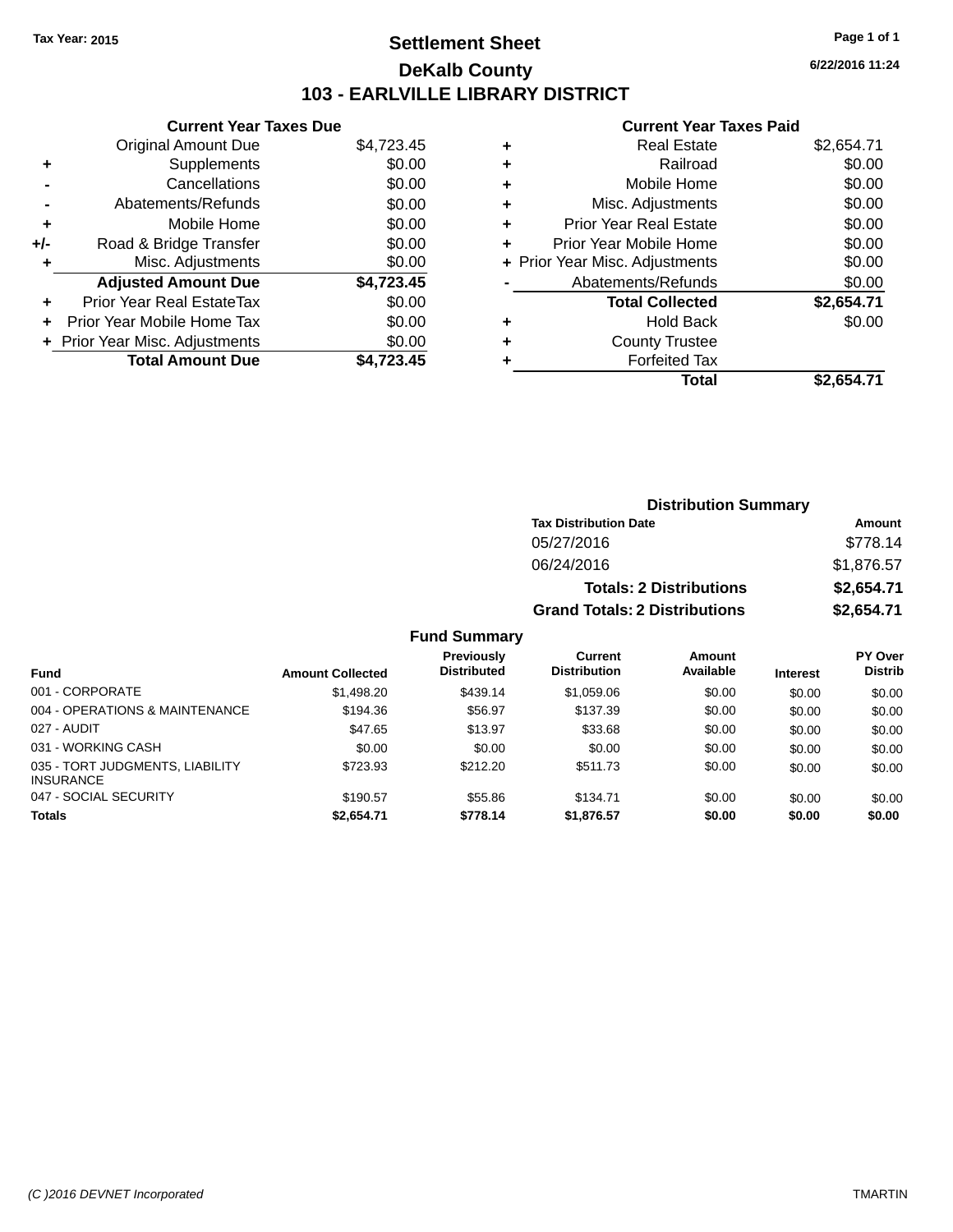Tax Year: 2015

# Settlement Sheet

## DeKalb County

## 103 - EARLVILLE LIBRARY DISTRICT

6/22/2016 11:24

### Current Year Taxes Due

| | | |
|---|---|---|
| | Original Amount Due | $4,723.45 |
| + | Supplements | $0.00 |
| - | Cancellations | $0.00 |
| - | Abatements/Refunds | $0.00 |
| + | Mobile Home | $0.00 |
| +/- | Road & Bridge Transfer | $0.00 |
| + | Misc. Adjustments | $0.00 |
| | **Adjusted Amount Due** | **$4,723.45** |
| + | Prior Year Real EstateTax | $0.00 |
| + | Prior Year Mobile Home Tax | $0.00 |
| + | Prior Year Misc. Adjustments | $0.00 |
| | **Total Amount Due** | **$4,723.45** |

### Current Year Taxes Paid

| | | |
|---|---|---|
| + | Real Estate | $2,654.71 |
| + | Railroad | $0.00 |
| + | Mobile Home | $0.00 |
| + | Misc. Adjustments | $0.00 |
| + | Prior Year Real Estate | $0.00 |
| + | Prior Year Mobile Home | $0.00 |
| + | Prior Year Misc. Adjustments | $0.00 |
| - | Abatements/Refunds | $0.00 |
| | **Total Collected** | **$2,654.71** |
| + | Hold Back | $0.00 |
| + | County Trustee | |
| + | Forfeited Tax | |
| | **Total** | **$2,654.71** |

### Distribution Summary

| Tax Distribution Date | Amount |
|---|---|
| 05/27/2016 | $778.14 |
| 06/24/2016 | $1,876.57 |
| **Totals: 2 Distributions** | **$2,654.71** |
| **Grand Totals: 2 Distributions** | **$2,654.71** |

### Fund Summary

| Fund | Amount Collected | Previously Distributed | Current Distribution | Amount Available | Interest | PY Over Distrib |
|---|---|---|---|---|---|---|
| 001 - CORPORATE | $1,498.20 | $439.14 | $1,059.06 | $0.00 | $0.00 | $0.00 |
| 004 - OPERATIONS & MAINTENANCE | $194.36 | $56.97 | $137.39 | $0.00 | $0.00 | $0.00 |
| 027 - AUDIT | $47.65 | $13.97 | $33.68 | $0.00 | $0.00 | $0.00 |
| 031 - WORKING CASH | $0.00 | $0.00 | $0.00 | $0.00 | $0.00 | $0.00 |
| 035 - TORT JUDGMENTS, LIABILITY INSURANCE | $723.93 | $212.20 | $511.73 | $0.00 | $0.00 | $0.00 |
| 047 - SOCIAL SECURITY | $190.57 | $55.86 | $134.71 | $0.00 | $0.00 | $0.00 |
| **Totals** | **$2,654.71** | **$778.14** | **$1,876.57** | **$0.00** | **$0.00** | **$0.00** |

(C )2016 DEVNET Incorporated TMARTIN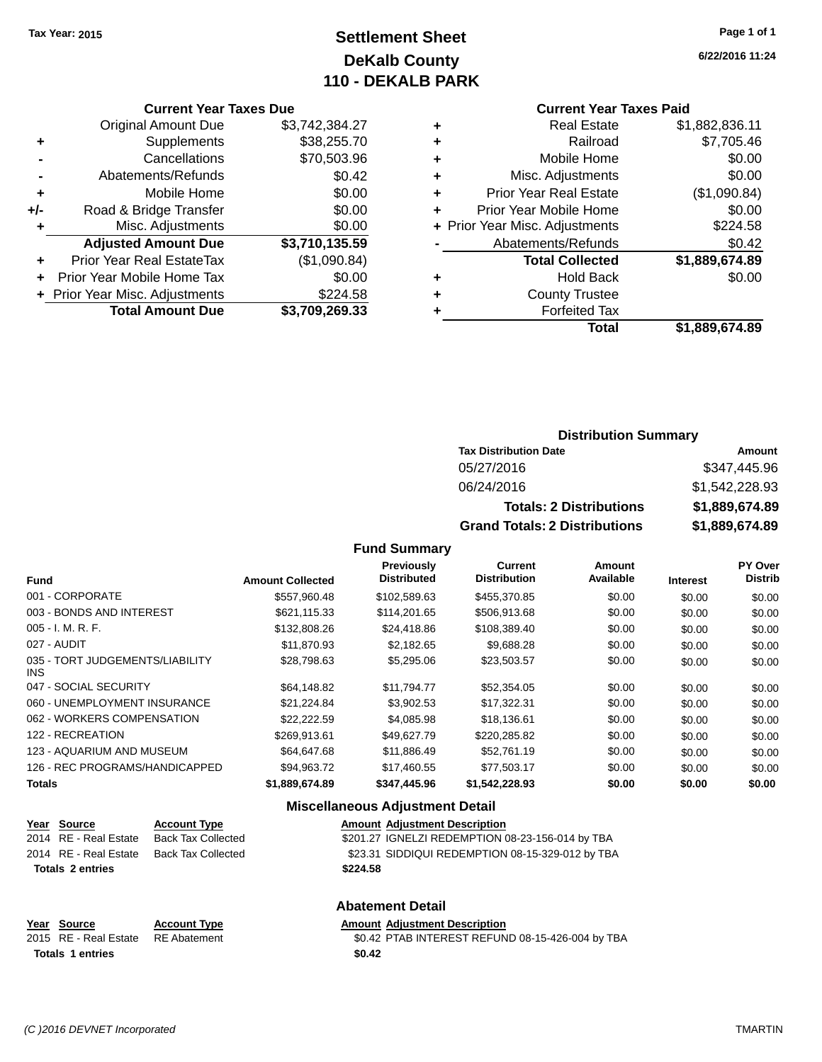Tax Year: 2015

# Settlement Sheet
## DeKalb County
## 110 - DEKALB PARK

6/22/2016 11:24

### Current Year Taxes Due

| | | |
|---|---|---|
| | Original Amount Due | $3,742,384.27 |
| + | Supplements | $38,255.70 |
| - | Cancellations | $70,503.96 |
| - | Abatements/Refunds | $0.42 |
| + | Mobile Home | $0.00 |
| +/- | Road & Bridge Transfer | $0.00 |
| + | Misc. Adjustments | $0.00 |
| | **Adjusted Amount Due** | **$3,710,135.59** |
| + | Prior Year Real EstateTax | ($1,090.84) |
| + | Prior Year Mobile Home Tax | $0.00 |
| + | Prior Year Misc. Adjustments | $224.58 |
| | **Total Amount Due** | **$3,709,269.33** |

### Current Year Taxes Paid

| | | |
|---|---|---|
| + | Real Estate | $1,882,836.11 |
| + | Railroad | $7,705.46 |
| + | Mobile Home | $0.00 |
| + | Misc. Adjustments | $0.00 |
| + | Prior Year Real Estate | ($1,090.84) |
| + | Prior Year Mobile Home | $0.00 |
| + | Prior Year Misc. Adjustments | $224.58 |
| - | Abatements/Refunds | $0.42 |
| | **Total Collected** | **$1,889,674.89** |
| + | Hold Back | $0.00 |
| + | County Trustee | |
| + | Forfeited Tax | |
| | **Total** | **$1,889,674.89** |

### Distribution Summary

| Tax Distribution Date | Amount |
|---|---|
| 05/27/2016 | $347,445.96 |
| 06/24/2016 | $1,542,228.93 |
| **Totals: 2 Distributions** | **$1,889,674.89** |
| **Grand Totals: 2 Distributions** | **$1,889,674.89** |

### Fund Summary

| Fund | Amount Collected | Previously Distributed | Current Distribution | Amount Available | Interest | PY Over Distrib |
|---|---|---|---|---|---|---|
| 001 - CORPORATE | $557,960.48 | $102,589.63 | $455,370.85 | $0.00 | $0.00 | $0.00 |
| 003 - BONDS AND INTEREST | $621,115.33 | $114,201.65 | $506,913.68 | $0.00 | $0.00 | $0.00 |
| 005 - I. M. R. F. | $132,808.26 | $24,418.86 | $108,389.40 | $0.00 | $0.00 | $0.00 |
| 027 - AUDIT | $11,870.93 | $2,182.65 | $9,688.28 | $0.00 | $0.00 | $0.00 |
| 035 - TORT JUDGEMENTS/LIABILITY INS | $28,798.63 | $5,295.06 | $23,503.57 | $0.00 | $0.00 | $0.00 |
| 047 - SOCIAL SECURITY | $64,148.82 | $11,794.77 | $52,354.05 | $0.00 | $0.00 | $0.00 |
| 060 - UNEMPLOYMENT INSURANCE | $21,224.84 | $3,902.53 | $17,322.31 | $0.00 | $0.00 | $0.00 |
| 062 - WORKERS COMPENSATION | $22,222.59 | $4,085.98 | $18,136.61 | $0.00 | $0.00 | $0.00 |
| 122 - RECREATION | $269,913.61 | $49,627.79 | $220,285.82 | $0.00 | $0.00 | $0.00 |
| 123 - AQUARIUM AND MUSEUM | $64,647.68 | $11,886.49 | $52,761.19 | $0.00 | $0.00 | $0.00 |
| 126 - REC PROGRAMS/HANDICAPPED | $94,963.72 | $17,460.55 | $77,503.17 | $0.00 | $0.00 | $0.00 |
| **Totals** | **$1,889,674.89** | **$347,445.96** | **$1,542,228.93** | **$0.00** | **$0.00** | **$0.00** |

### Miscellaneous Adjustment Detail

| Year | Source | Account Type | Amount | Adjustment Description |
|---|---|---|---|---|
| 2014 | RE - Real Estate | Back Tax Collected | $201.27 | IGNELZI REDEMPTION 08-23-156-014 by TBA |
| 2014 | RE - Real Estate | Back Tax Collected | $23.31 | SIDDIQUI REDEMPTION 08-15-329-012 by TBA |
| **Totals 2 entries** | | | **$224.58** | |

### Abatement Detail

| Year | Source | Account Type | Amount | Adjustment Description |
|---|---|---|---|---|
| 2015 | RE - Real Estate | RE Abatement | $0.42 | PTAB INTEREST REFUND 08-15-426-004 by TBA |
| **Totals 1 entries** | | | **$0.42** | |

(C )2016 DEVNET Incorporated — TMARTIN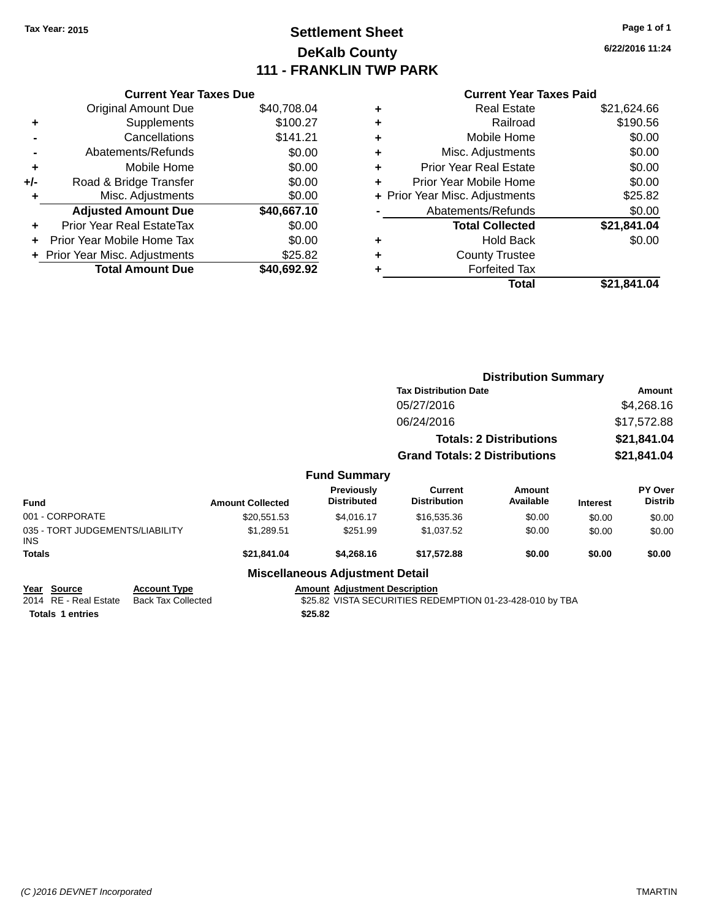Tax Year: 2015

# Settlement Sheet
## DeKalb County
## 111 - FRANKLIN TWP PARK

6/22/2016 11:24

### Current Year Taxes Due

| | | |
|---|---|---|
| | Original Amount Due | $40,708.04 |
| + | Supplements | $100.27 |
| - | Cancellations | $141.21 |
| - | Abatements/Refunds | $0.00 |
| + | Mobile Home | $0.00 |
| +/- | Road & Bridge Transfer | $0.00 |
| + | Misc. Adjustments | $0.00 |
| | **Adjusted Amount Due** | **$40,667.10** |
| + | Prior Year Real EstateTax | $0.00 |
| + | Prior Year Mobile Home Tax | $0.00 |
| + | Prior Year Misc. Adjustments | $25.82 |
| | **Total Amount Due** | **$40,692.92** |

### Current Year Taxes Paid

| | | |
|---|---|---|
| + | Real Estate | $21,624.66 |
| + | Railroad | $190.56 |
| + | Mobile Home | $0.00 |
| + | Misc. Adjustments | $0.00 |
| + | Prior Year Real Estate | $0.00 |
| + | Prior Year Mobile Home | $0.00 |
| + | Prior Year Misc. Adjustments | $25.82 |
| - | Abatements/Refunds | $0.00 |
| | **Total Collected** | **$21,841.04** |
| + | Hold Back | $0.00 |
| + | County Trustee | |
| + | Forfeited Tax | |
| | **Total** | **$21,841.04** |

### Distribution Summary

| Tax Distribution Date | Amount |
|---|---|
| 05/27/2016 | $4,268.16 |
| 06/24/2016 | $17,572.88 |
| **Totals: 2 Distributions** | **$21,841.04** |
| **Grand Totals: 2 Distributions** | **$21,841.04** |

### Fund Summary

| Fund | Amount Collected | Previously Distributed | Current Distribution | Amount Available | Interest | PY Over Distrib |
|---|---|---|---|---|---|---|
| 001 - CORPORATE | $20,551.53 | $4,016.17 | $16,535.36 | $0.00 | $0.00 | $0.00 |
| 035 - TORT JUDGEMENTS/LIABILITY INS | $1,289.51 | $251.99 | $1,037.52 | $0.00 | $0.00 | $0.00 |
| **Totals** | **$21,841.04** | **$4,268.16** | **$17,572.88** | **$0.00** | **$0.00** | **$0.00** |

### Miscellaneous Adjustment Detail

| Year | Source | Account Type | Amount | Adjustment Description |
|---|---|---|---|---|
| 2014 | RE - Real Estate | Back Tax Collected | $25.82 | VISTA SECURITIES REDEMPTION 01-23-428-010 by TBA |
| **Totals** | **1 entries** | | **$25.82** | |

(C )2016 DEVNET Incorporated TMARTIN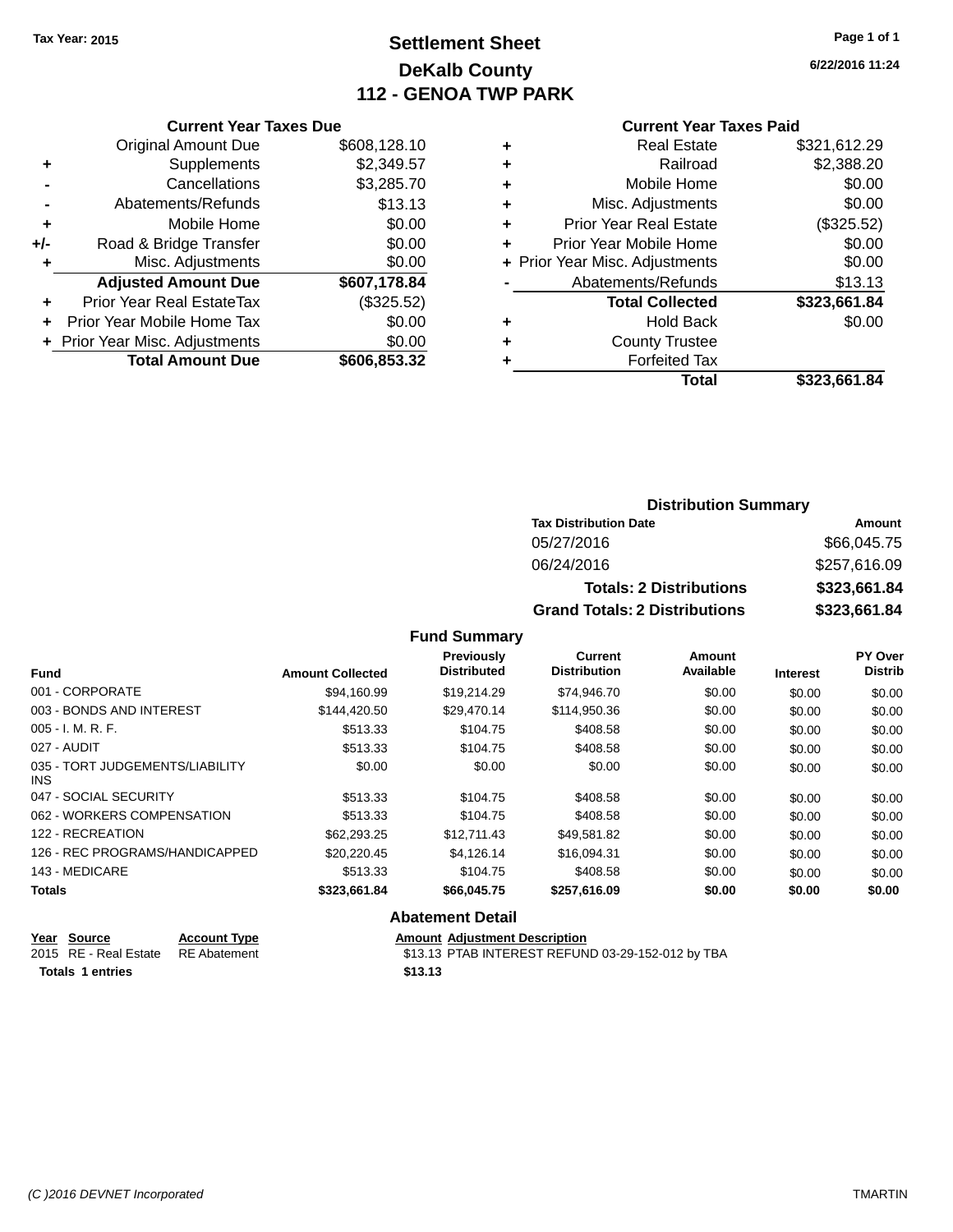Tax Year: 2015

# Settlement Sheet
## DeKalb County
## 112 - GENOA TWP PARK

6/22/2016 11:24

### Current Year Taxes Due

| | | |
|---|---|---|
| | Original Amount Due | $608,128.10 |
| + | Supplements | $2,349.57 |
| - | Cancellations | $3,285.70 |
| - | Abatements/Refunds | $13.13 |
| + | Mobile Home | $0.00 |
| +/- | Road & Bridge Transfer | $0.00 |
| + | Misc. Adjustments | $0.00 |
| | **Adjusted Amount Due** | **$607,178.84** |
| + | Prior Year Real EstateTax | ($325.52) |
| + | Prior Year Mobile Home Tax | $0.00 |
| + | Prior Year Misc. Adjustments | $0.00 |
| | **Total Amount Due** | **$606,853.32** |

### Current Year Taxes Paid

| | | |
|---|---|---|
| + | Real Estate | $321,612.29 |
| + | Railroad | $2,388.20 |
| + | Mobile Home | $0.00 |
| + | Misc. Adjustments | $0.00 |
| + | Prior Year Real Estate | ($325.52) |
| + | Prior Year Mobile Home | $0.00 |
| + | Prior Year Misc. Adjustments | $0.00 |
| - | Abatements/Refunds | $13.13 |
| | **Total Collected** | **$323,661.84** |
| + | Hold Back | $0.00 |
| + | County Trustee | |
| + | Forfeited Tax | |
| | **Total** | **$323,661.84** |

### Distribution Summary

| Tax Distribution Date | Amount |
|---|---|
| 05/27/2016 | $66,045.75 |
| 06/24/2016 | $257,616.09 |
| **Totals: 2 Distributions** | **$323,661.84** |
| **Grand Totals: 2 Distributions** | **$323,661.84** |

### Fund Summary

| Fund | Amount Collected | Previously Distributed | Current Distribution | Amount Available | Interest | PY Over Distrib |
|---|---|---|---|---|---|---|
| 001 - CORPORATE | $94,160.99 | $19,214.29 | $74,946.70 | $0.00 | $0.00 | $0.00 |
| 003 - BONDS AND INTEREST | $144,420.50 | $29,470.14 | $114,950.36 | $0.00 | $0.00 | $0.00 |
| 005 - I. M. R. F. | $513.33 | $104.75 | $408.58 | $0.00 | $0.00 | $0.00 |
| 027 - AUDIT | $513.33 | $104.75 | $408.58 | $0.00 | $0.00 | $0.00 |
| 035 - TORT JUDGEMENTS/LIABILITY INS | $0.00 | $0.00 | $0.00 | $0.00 | $0.00 | $0.00 |
| 047 - SOCIAL SECURITY | $513.33 | $104.75 | $408.58 | $0.00 | $0.00 | $0.00 |
| 062 - WORKERS COMPENSATION | $513.33 | $104.75 | $408.58 | $0.00 | $0.00 | $0.00 |
| 122 - RECREATION | $62,293.25 | $12,711.43 | $49,581.82 | $0.00 | $0.00 | $0.00 |
| 126 - REC PROGRAMS/HANDICAPPED | $20,220.45 | $4,126.14 | $16,094.31 | $0.00 | $0.00 | $0.00 |
| 143 - MEDICARE | $513.33 | $104.75 | $408.58 | $0.00 | $0.00 | $0.00 |
| **Totals** | **$323,661.84** | **$66,045.75** | **$257,616.09** | **$0.00** | **$0.00** | **$0.00** |

### Abatement Detail

| Year | Source | Account Type | Amount | Adjustment Description |
|---|---|---|---|---|
| 2015 | RE - Real Estate | RE Abatement | $13.13 | PTAB INTEREST REFUND 03-29-152-012 by TBA |
| **Totals 1 entries** | | | **$13.13** | |

(C )2016 DEVNET Incorporated — TMARTIN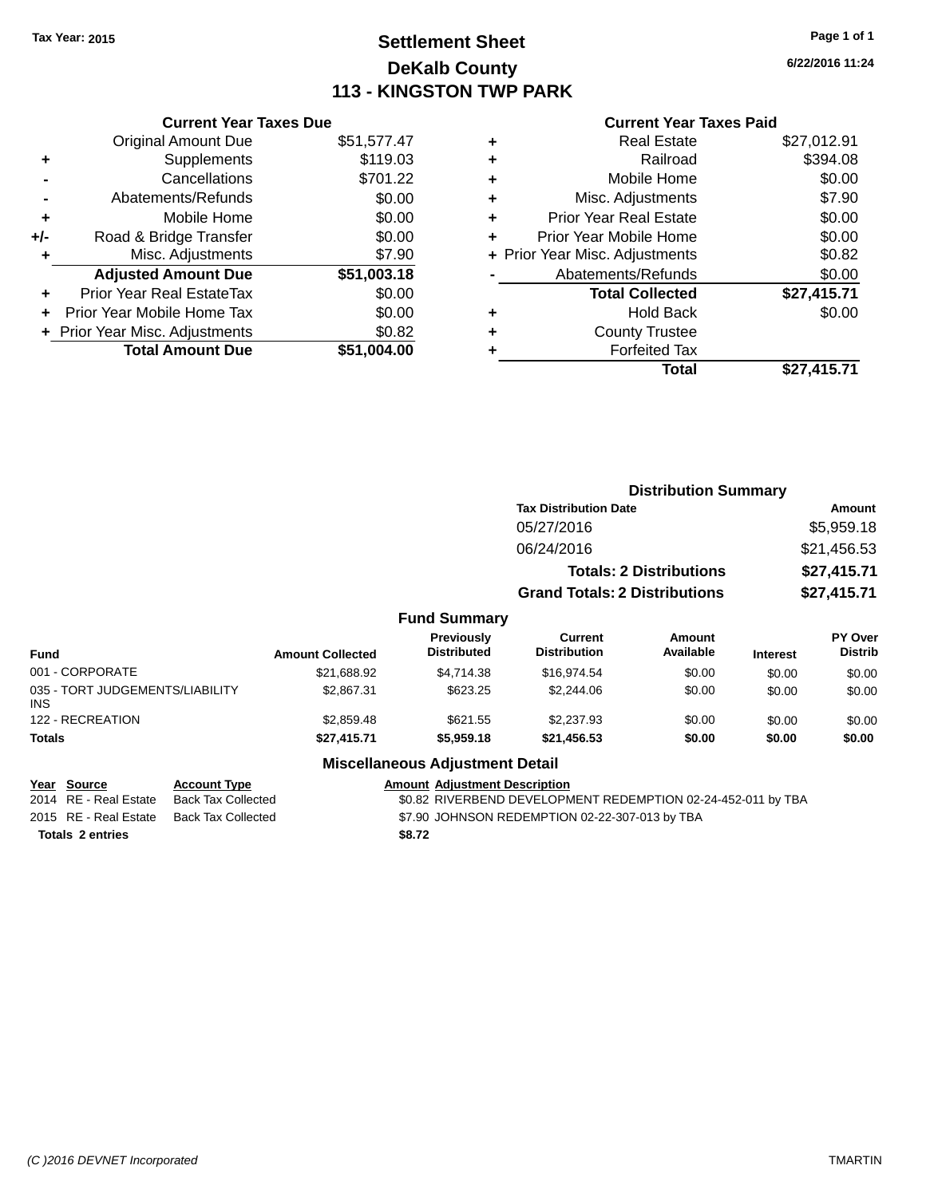Tax Year: 2015

# Settlement Sheet

## DeKalb County

## 113 - KINGSTON TWP PARK

6/22/2016 11:24

### Current Year Taxes Due

| | | |
|---|---|---|
| | Original Amount Due | $51,577.47 |
| + | Supplements | $119.03 |
| - | Cancellations | $701.22 |
| - | Abatements/Refunds | $0.00 |
| + | Mobile Home | $0.00 |
| +/- | Road & Bridge Transfer | $0.00 |
| + | Misc. Adjustments | $7.90 |
| | **Adjusted Amount Due** | **$51,003.18** |
| + | Prior Year Real EstateTax | $0.00 |
| + | Prior Year Mobile Home Tax | $0.00 |
| + | Prior Year Misc. Adjustments | $0.82 |
| | **Total Amount Due** | **$51,004.00** |

### Current Year Taxes Paid

| | | |
|---|---|---|
| + | Real Estate | $27,012.91 |
| + | Railroad | $394.08 |
| + | Mobile Home | $0.00 |
| + | Misc. Adjustments | $7.90 |
| + | Prior Year Real Estate | $0.00 |
| + | Prior Year Mobile Home | $0.00 |
| + | Prior Year Misc. Adjustments | $0.82 |
| - | Abatements/Refunds | $0.00 |
| | **Total Collected** | **$27,415.71** |
| + | Hold Back | $0.00 |
| + | County Trustee | |
| + | Forfeited Tax | |
| | **Total** | **$27,415.71** |

### Distribution Summary

| Tax Distribution Date | Amount |
|---|---|
| 05/27/2016 | $5,959.18 |
| 06/24/2016 | $21,456.53 |
| **Totals: 2 Distributions** | **$27,415.71** |
| **Grand Totals: 2 Distributions** | **$27,415.71** |

### Fund Summary

| Fund | Amount Collected | Previously Distributed | Current Distribution | Amount Available | Interest | PY Over Distrib |
|---|---|---|---|---|---|---|
| 001 - CORPORATE | $21,688.92 | $4,714.38 | $16,974.54 | $0.00 | $0.00 | $0.00 |
| 035 - TORT JUDGEMENTS/LIABILITY INS | $2,867.31 | $623.25 | $2,244.06 | $0.00 | $0.00 | $0.00 |
| 122 - RECREATION | $2,859.48 | $621.55 | $2,237.93 | $0.00 | $0.00 | $0.00 |
| **Totals** | **$27,415.71** | **$5,959.18** | **$21,456.53** | **$0.00** | **$0.00** | **$0.00** |

### Miscellaneous Adjustment Detail

| Year | Source | Account Type | Amount | Adjustment Description |
|---|---|---|---|---|
| 2014 | RE - Real Estate | Back Tax Collected | $0.82 | RIVERBEND DEVELOPMENT REDEMPTION 02-24-452-011 by TBA |
| 2015 | RE - Real Estate | Back Tax Collected | $7.90 | JOHNSON REDEMPTION 02-22-307-013 by TBA |
| **Totals 2 entries** | | | **$8.72** | |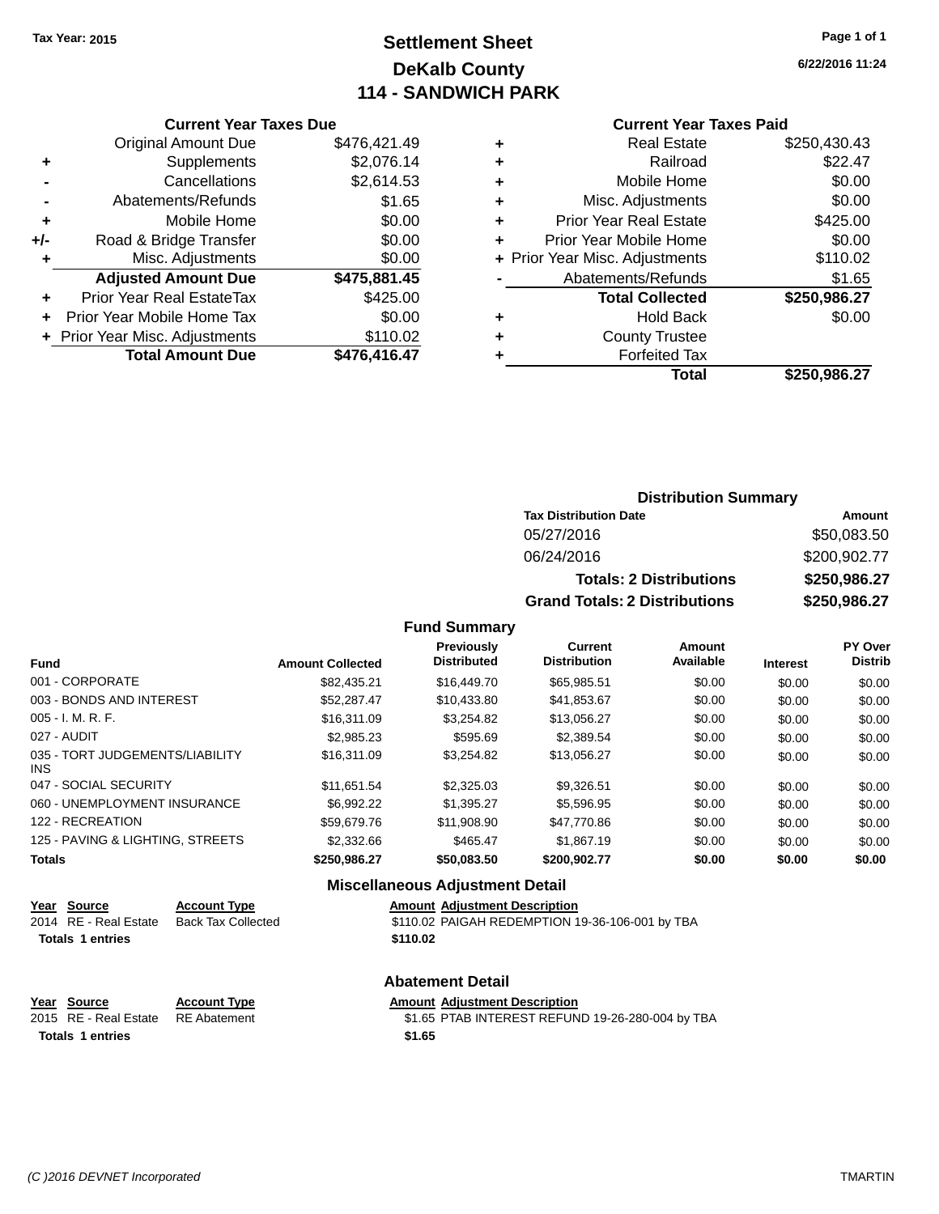Tax Year: 2015

# Settlement Sheet
## DeKalb County
## 114 - SANDWICH PARK

6/22/2016 11:24

### Current Year Taxes Due

| | | |
|---|---|---|
| | Original Amount Due | $476,421.49 |
| + | Supplements | $2,076.14 |
| - | Cancellations | $2,614.53 |
| - | Abatements/Refunds | $1.65 |
| + | Mobile Home | $0.00 |
| +/- | Road & Bridge Transfer | $0.00 |
| + | Misc. Adjustments | $0.00 |
| | **Adjusted Amount Due** | **$475,881.45** |
| + | Prior Year Real EstateTax | $425.00 |
| + | Prior Year Mobile Home Tax | $0.00 |
| + | Prior Year Misc. Adjustments | $110.02 |
| | **Total Amount Due** | **$476,416.47** |

### Current Year Taxes Paid

| | | |
|---|---|---|
| + | Real Estate | $250,430.43 |
| + | Railroad | $22.47 |
| + | Mobile Home | $0.00 |
| + | Misc. Adjustments | $0.00 |
| + | Prior Year Real Estate | $425.00 |
| + | Prior Year Mobile Home | $0.00 |
| + | Prior Year Misc. Adjustments | $110.02 |
| - | Abatements/Refunds | $1.65 |
| | **Total Collected** | **$250,986.27** |
| + | Hold Back | $0.00 |
| + | County Trustee | |
| + | Forfeited Tax | |
| | **Total** | **$250,986.27** |

### Distribution Summary

| Tax Distribution Date | Amount |
|---|---|
| 05/27/2016 | $50,083.50 |
| 06/24/2016 | $200,902.77 |
| **Totals: 2 Distributions** | **$250,986.27** |
| **Grand Totals: 2 Distributions** | **$250,986.27** |

### Fund Summary

| Fund | Amount Collected | Previously Distributed | Current Distribution | Amount Available | Interest | PY Over Distrib |
|---|---|---|---|---|---|---|
| 001 - CORPORATE | $82,435.21 | $16,449.70 | $65,985.51 | $0.00 | $0.00 | $0.00 |
| 003 - BONDS AND INTEREST | $52,287.47 | $10,433.80 | $41,853.67 | $0.00 | $0.00 | $0.00 |
| 005 - I. M. R. F. | $16,311.09 | $3,254.82 | $13,056.27 | $0.00 | $0.00 | $0.00 |
| 027 - AUDIT | $2,985.23 | $595.69 | $2,389.54 | $0.00 | $0.00 | $0.00 |
| 035 - TORT JUDGEMENTS/LIABILITY INS | $16,311.09 | $3,254.82 | $13,056.27 | $0.00 | $0.00 | $0.00 |
| 047 - SOCIAL SECURITY | $11,651.54 | $2,325.03 | $9,326.51 | $0.00 | $0.00 | $0.00 |
| 060 - UNEMPLOYMENT INSURANCE | $6,992.22 | $1,395.27 | $5,596.95 | $0.00 | $0.00 | $0.00 |
| 122 - RECREATION | $59,679.76 | $11,908.90 | $47,770.86 | $0.00 | $0.00 | $0.00 |
| 125 - PAVING & LIGHTING, STREETS | $2,332.66 | $465.47 | $1,867.19 | $0.00 | $0.00 | $0.00 |
| **Totals** | **$250,986.27** | **$50,083.50** | **$200,902.77** | **$0.00** | **$0.00** | **$0.00** |

### Miscellaneous Adjustment Detail

| Year | Source | Account Type | Amount | Adjustment Description |
|---|---|---|---|---|
| 2014 | RE - Real Estate | Back Tax Collected | $110.02 | PAIGAH REDEMPTION 19-36-106-001 by TBA |
| **Totals 1 entries** | | | **$110.02** | |

### Abatement Detail

| Year | Source | Account Type | Amount | Adjustment Description |
|---|---|---|---|---|
| 2015 | RE - Real Estate | RE Abatement | $1.65 | PTAB INTEREST REFUND 19-26-280-004 by TBA |
| **Totals 1 entries** | | | **$1.65** | |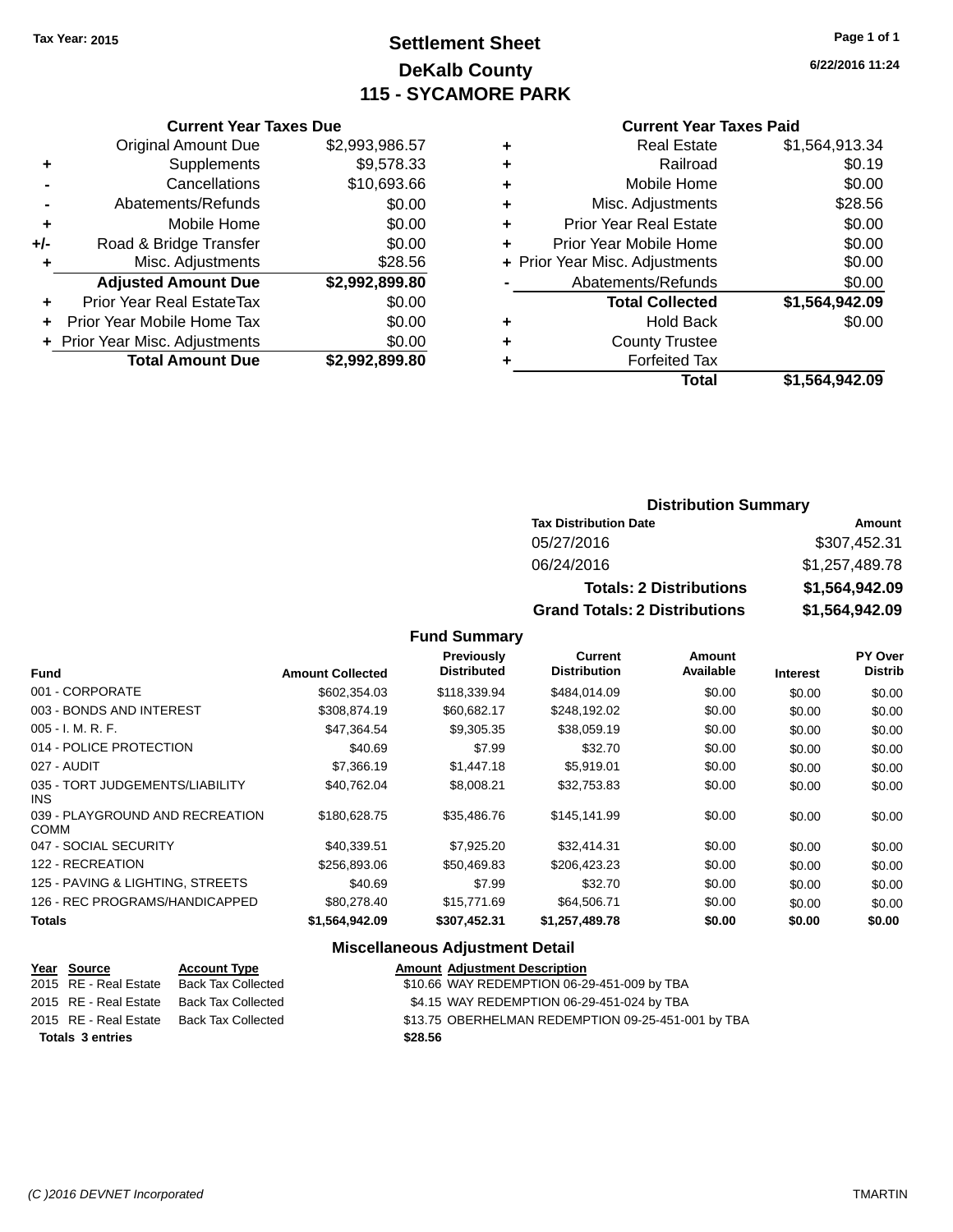Tax Year: 2015

# Settlement Sheet
## DeKalb County
## 115 - SYCAMORE PARK

6/22/2016 11:24

### Current Year Taxes Due

| | | |
|---|---|---|
| | Original Amount Due | $2,993,986.57 |
| + | Supplements | $9,578.33 |
| - | Cancellations | $10,693.66 |
| - | Abatements/Refunds | $0.00 |
| + | Mobile Home | $0.00 |
| +/- | Road & Bridge Transfer | $0.00 |
| + | Misc. Adjustments | $28.56 |
| | **Adjusted Amount Due** | **$2,992,899.80** |
| + | Prior Year Real EstateTax | $0.00 |
| + | Prior Year Mobile Home Tax | $0.00 |
| + | Prior Year Misc. Adjustments | $0.00 |
| | **Total Amount Due** | **$2,992,899.80** |

### Current Year Taxes Paid

| | | |
|---|---|---|
| + | Real Estate | $1,564,913.34 |
| + | Railroad | $0.19 |
| + | Mobile Home | $0.00 |
| + | Misc. Adjustments | $28.56 |
| + | Prior Year Real Estate | $0.00 |
| + | Prior Year Mobile Home | $0.00 |
| + | Prior Year Misc. Adjustments | $0.00 |
| - | Abatements/Refunds | $0.00 |
| | **Total Collected** | **$1,564,942.09** |
| + | Hold Back | $0.00 |
| + | County Trustee | |
| + | Forfeited Tax | |
| | **Total** | **$1,564,942.09** |

### Distribution Summary

| Tax Distribution Date | Amount |
|---|---|
| 05/27/2016 | $307,452.31 |
| 06/24/2016 | $1,257,489.78 |
| **Totals: 2 Distributions** | **$1,564,942.09** |
| **Grand Totals: 2 Distributions** | **$1,564,942.09** |

### Fund Summary

| Fund | Amount Collected | Previously Distributed | Current Distribution | Amount Available | Interest | PY Over Distrib |
|---|---|---|---|---|---|---|
| 001 - CORPORATE | $602,354.03 | $118,339.94 | $484,014.09 | $0.00 | $0.00 | $0.00 |
| 003 - BONDS AND INTEREST | $308,874.19 | $60,682.17 | $248,192.02 | $0.00 | $0.00 | $0.00 |
| 005 - I. M. R. F. | $47,364.54 | $9,305.35 | $38,059.19 | $0.00 | $0.00 | $0.00 |
| 014 - POLICE PROTECTION | $40.69 | $7.99 | $32.70 | $0.00 | $0.00 | $0.00 |
| 027 - AUDIT | $7,366.19 | $1,447.18 | $5,919.01 | $0.00 | $0.00 | $0.00 |
| 035 - TORT JUDGEMENTS/LIABILITY INS | $40,762.04 | $8,008.21 | $32,753.83 | $0.00 | $0.00 | $0.00 |
| 039 - PLAYGROUND AND RECREATION COMM | $180,628.75 | $35,486.76 | $145,141.99 | $0.00 | $0.00 | $0.00 |
| 047 - SOCIAL SECURITY | $40,339.51 | $7,925.20 | $32,414.31 | $0.00 | $0.00 | $0.00 |
| 122 - RECREATION | $256,893.06 | $50,469.83 | $206,423.23 | $0.00 | $0.00 | $0.00 |
| 125 - PAVING & LIGHTING, STREETS | $40.69 | $7.99 | $32.70 | $0.00 | $0.00 | $0.00 |
| 126 - REC PROGRAMS/HANDICAPPED | $80,278.40 | $15,771.69 | $64,506.71 | $0.00 | $0.00 | $0.00 |
| **Totals** | **$1,564,942.09** | **$307,452.31** | **$1,257,489.78** | **$0.00** | **$0.00** | **$0.00** |

### Miscellaneous Adjustment Detail

| Year | Source | Account Type | Amount | Adjustment Description |
|---|---|---|---|---|
| 2015 | RE - Real Estate | Back Tax Collected | $10.66 | WAY REDEMPTION 06-29-451-009 by TBA |
| 2015 | RE - Real Estate | Back Tax Collected | $4.15 | WAY REDEMPTION 06-29-451-024 by TBA |
| 2015 | RE - Real Estate | Back Tax Collected | $13.75 | OBERHELMAN REDEMPTION 09-25-451-001 by TBA |
| **Totals 3 entries** | | | **$28.56** | |

(C )2016 DEVNET Incorporated TMARTIN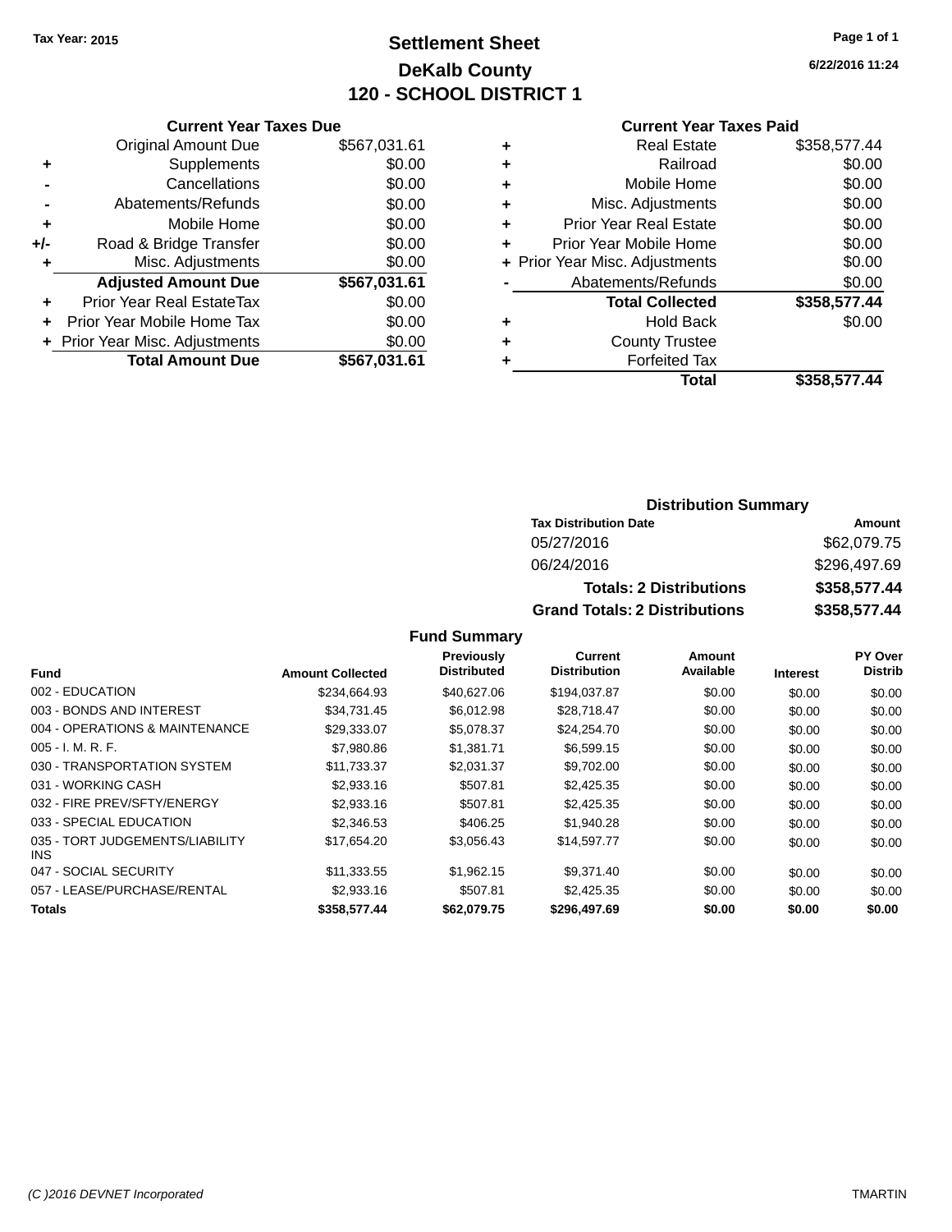Tax Year: 2015

# Settlement Sheet

## DeKalb County

## 120 - SCHOOL DISTRICT 1

6/22/2016 11:24

### Current Year Taxes Due

| | | |
|---|---|---|
| | Original Amount Due | $567,031.61 |
| + | Supplements | $0.00 |
| - | Cancellations | $0.00 |
| - | Abatements/Refunds | $0.00 |
| + | Mobile Home | $0.00 |
| +/- | Road & Bridge Transfer | $0.00 |
| + | Misc. Adjustments | $0.00 |
| | **Adjusted Amount Due** | **$567,031.61** |
| + | Prior Year Real EstateTax | $0.00 |
| + | Prior Year Mobile Home Tax | $0.00 |
| + | Prior Year Misc. Adjustments | $0.00 |
| | **Total Amount Due** | **$567,031.61** |

### Current Year Taxes Paid

| | | |
|---|---|---|
| + | Real Estate | $358,577.44 |
| + | Railroad | $0.00 |
| + | Mobile Home | $0.00 |
| + | Misc. Adjustments | $0.00 |
| + | Prior Year Real Estate | $0.00 |
| + | Prior Year Mobile Home | $0.00 |
| + | Prior Year Misc. Adjustments | $0.00 |
| - | Abatements/Refunds | $0.00 |
| | **Total Collected** | **$358,577.44** |
| + | Hold Back | $0.00 |
| + | County Trustee | |
| + | Forfeited Tax | |
| | **Total** | **$358,577.44** |

### Distribution Summary

| Tax Distribution Date | Amount |
|---|---|
| 05/27/2016 | $62,079.75 |
| 06/24/2016 | $296,497.69 |
| **Totals: 2 Distributions** | **$358,577.44** |
| **Grand Totals: 2 Distributions** | **$358,577.44** |

### Fund Summary

| Fund | Amount Collected | Previously Distributed | Current Distribution | Amount Available | Interest | PY Over Distrib |
|---|---|---|---|---|---|---|
| 002 - EDUCATION | $234,664.93 | $40,627.06 | $194,037.87 | $0.00 | $0.00 | $0.00 |
| 003 - BONDS AND INTEREST | $34,731.45 | $6,012.98 | $28,718.47 | $0.00 | $0.00 | $0.00 |
| 004 - OPERATIONS & MAINTENANCE | $29,333.07 | $5,078.37 | $24,254.70 | $0.00 | $0.00 | $0.00 |
| 005 - I. M. R. F. | $7,980.86 | $1,381.71 | $6,599.15 | $0.00 | $0.00 | $0.00 |
| 030 - TRANSPORTATION SYSTEM | $11,733.37 | $2,031.37 | $9,702.00 | $0.00 | $0.00 | $0.00 |
| 031 - WORKING CASH | $2,933.16 | $507.81 | $2,425.35 | $0.00 | $0.00 | $0.00 |
| 032 - FIRE PREV/SFTY/ENERGY | $2,933.16 | $507.81 | $2,425.35 | $0.00 | $0.00 | $0.00 |
| 033 - SPECIAL EDUCATION | $2,346.53 | $406.25 | $1,940.28 | $0.00 | $0.00 | $0.00 |
| 035 - TORT JUDGEMENTS/LIABILITY INS | $17,654.20 | $3,056.43 | $14,597.77 | $0.00 | $0.00 | $0.00 |
| 047 - SOCIAL SECURITY | $11,333.55 | $1,962.15 | $9,371.40 | $0.00 | $0.00 | $0.00 |
| 057 - LEASE/PURCHASE/RENTAL | $2,933.16 | $507.81 | $2,425.35 | $0.00 | $0.00 | $0.00 |
| **Totals** | **$358,577.44** | **$62,079.75** | **$296,497.69** | **$0.00** | **$0.00** | **$0.00** |

(C )2016 DEVNET Incorporated TMARTIN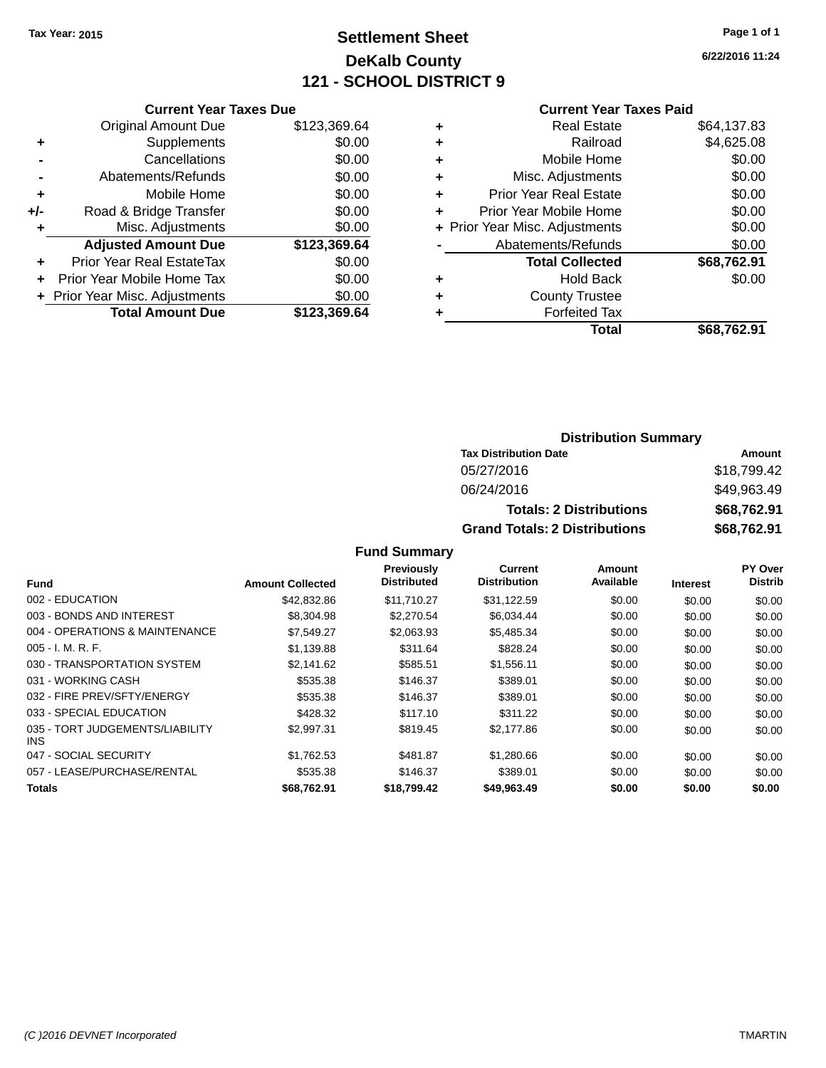Tax Year: 2015

# Settlement Sheet
## DeKalb County
## 121 - SCHOOL DISTRICT 9

6/22/2016 11:24

### Current Year Taxes Due

| | | |
|---|---|---|
| | Original Amount Due | $123,369.64 |
| + | Supplements | $0.00 |
| - | Cancellations | $0.00 |
| - | Abatements/Refunds | $0.00 |
| + | Mobile Home | $0.00 |
| +/- | Road & Bridge Transfer | $0.00 |
| + | Misc. Adjustments | $0.00 |
| | **Adjusted Amount Due** | **$123,369.64** |
| + | Prior Year Real EstateTax | $0.00 |
| + | Prior Year Mobile Home Tax | $0.00 |
| + | Prior Year Misc. Adjustments | $0.00 |
| | **Total Amount Due** | **$123,369.64** |

### Current Year Taxes Paid

| | | |
|---|---|---|
| + | Real Estate | $64,137.83 |
| + | Railroad | $4,625.08 |
| + | Mobile Home | $0.00 |
| + | Misc. Adjustments | $0.00 |
| + | Prior Year Real Estate | $0.00 |
| + | Prior Year Mobile Home | $0.00 |
| + | Prior Year Misc. Adjustments | $0.00 |
| - | Abatements/Refunds | $0.00 |
| | **Total Collected** | **$68,762.91** |
| + | Hold Back | $0.00 |
| + | County Trustee | |
| + | Forfeited Tax | |
| | **Total** | **$68,762.91** |

### Distribution Summary

| Tax Distribution Date | Amount |
|---|---|
| 05/27/2016 | $18,799.42 |
| 06/24/2016 | $49,963.49 |
| **Totals: 2 Distributions** | **$68,762.91** |
| **Grand Totals: 2 Distributions** | **$68,762.91** |

### Fund Summary

| Fund | Amount Collected | Previously Distributed | Current Distribution | Amount Available | Interest | PY Over Distrib |
|---|---|---|---|---|---|---|
| 002 - EDUCATION | $42,832.86 | $11,710.27 | $31,122.59 | $0.00 | $0.00 | $0.00 |
| 003 - BONDS AND INTEREST | $8,304.98 | $2,270.54 | $6,034.44 | $0.00 | $0.00 | $0.00 |
| 004 - OPERATIONS & MAINTENANCE | $7,549.27 | $2,063.93 | $5,485.34 | $0.00 | $0.00 | $0.00 |
| 005 - I. M. R. F. | $1,139.88 | $311.64 | $828.24 | $0.00 | $0.00 | $0.00 |
| 030 - TRANSPORTATION SYSTEM | $2,141.62 | $585.51 | $1,556.11 | $0.00 | $0.00 | $0.00 |
| 031 - WORKING CASH | $535.38 | $146.37 | $389.01 | $0.00 | $0.00 | $0.00 |
| 032 - FIRE PREV/SFTY/ENERGY | $535.38 | $146.37 | $389.01 | $0.00 | $0.00 | $0.00 |
| 033 - SPECIAL EDUCATION | $428.32 | $117.10 | $311.22 | $0.00 | $0.00 | $0.00 |
| 035 - TORT JUDGEMENTS/LIABILITY INS | $2,997.31 | $819.45 | $2,177.86 | $0.00 | $0.00 | $0.00 |
| 047 - SOCIAL SECURITY | $1,762.53 | $481.87 | $1,280.66 | $0.00 | $0.00 | $0.00 |
| 057 - LEASE/PURCHASE/RENTAL | $535.38 | $146.37 | $389.01 | $0.00 | $0.00 | $0.00 |
| **Totals** | **$68,762.91** | **$18,799.42** | **$49,963.49** | **$0.00** | **$0.00** | **$0.00** |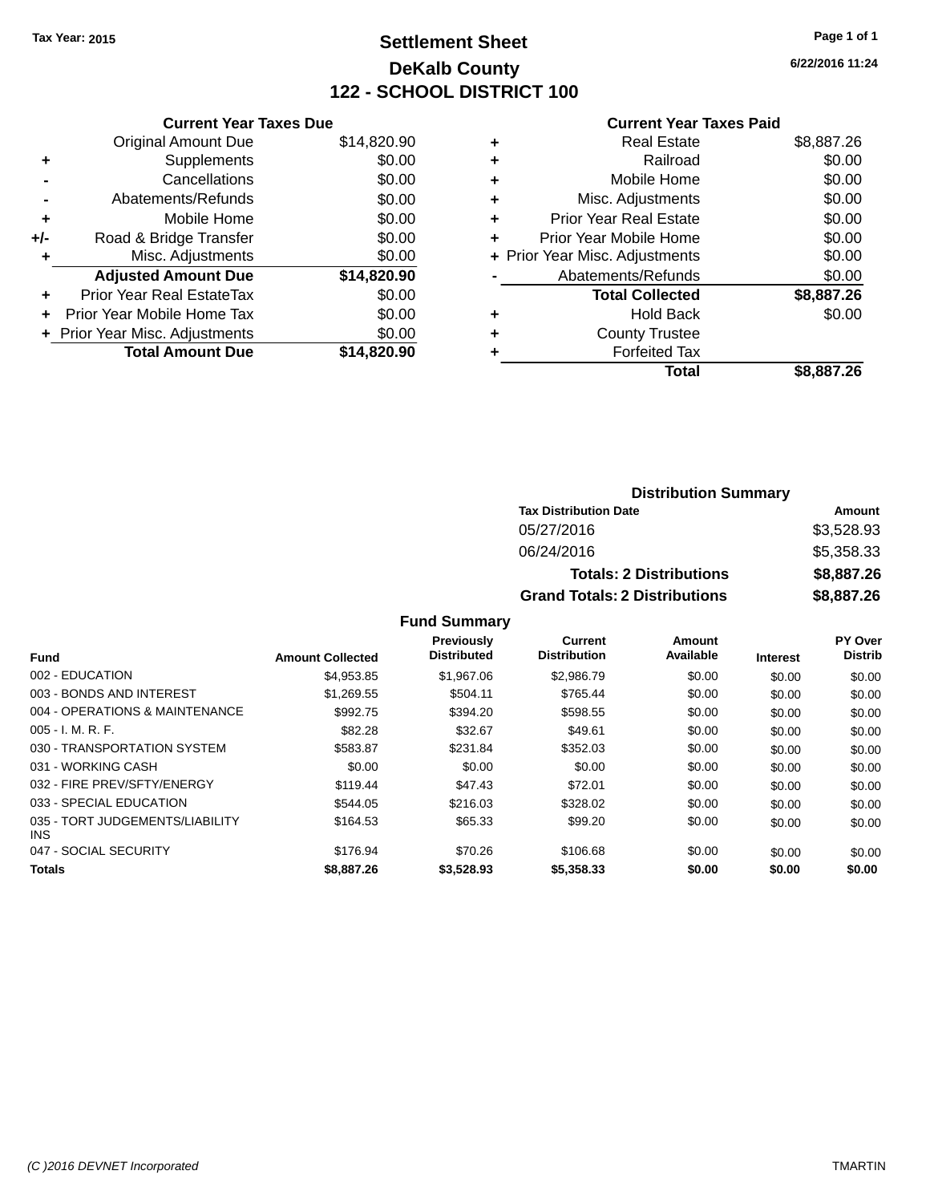Tax Year: 2015

# Settlement Sheet

## DeKalb County

## 122 - SCHOOL DISTRICT 100

6/22/2016 11:24

### Current Year Taxes Due

| | | |
|---|---|---|
| | Original Amount Due | $14,820.90 |
| + | Supplements | $0.00 |
| - | Cancellations | $0.00 |
| - | Abatements/Refunds | $0.00 |
| + | Mobile Home | $0.00 |
| +/- | Road & Bridge Transfer | $0.00 |
| + | Misc. Adjustments | $0.00 |
| | **Adjusted Amount Due** | **$14,820.90** |
| + | Prior Year Real EstateTax | $0.00 |
| + | Prior Year Mobile Home Tax | $0.00 |
| + | Prior Year Misc. Adjustments | $0.00 |
| | **Total Amount Due** | **$14,820.90** |

### Current Year Taxes Paid

| | | |
|---|---|---|
| + | Real Estate | $8,887.26 |
| + | Railroad | $0.00 |
| + | Mobile Home | $0.00 |
| + | Misc. Adjustments | $0.00 |
| + | Prior Year Real Estate | $0.00 |
| + | Prior Year Mobile Home | $0.00 |
| + | Prior Year Misc. Adjustments | $0.00 |
| - | Abatements/Refunds | $0.00 |
| | **Total Collected** | **$8,887.26** |
| + | Hold Back | $0.00 |
| + | County Trustee | |
| + | Forfeited Tax | |
| | **Total** | **$8,887.26** |

### Distribution Summary

| Tax Distribution Date | Amount |
|---|---|
| 05/27/2016 | $3,528.93 |
| 06/24/2016 | $5,358.33 |
| **Totals: 2 Distributions** | **$8,887.26** |
| **Grand Totals: 2 Distributions** | **$8,887.26** |

### Fund Summary

| Fund | Amount Collected | Previously Distributed | Current Distribution | Amount Available | Interest | PY Over Distrib |
|---|---|---|---|---|---|---|
| 002 - EDUCATION | $4,953.85 | $1,967.06 | $2,986.79 | $0.00 | $0.00 | $0.00 |
| 003 - BONDS AND INTEREST | $1,269.55 | $504.11 | $765.44 | $0.00 | $0.00 | $0.00 |
| 004 - OPERATIONS & MAINTENANCE | $992.75 | $394.20 | $598.55 | $0.00 | $0.00 | $0.00 |
| 005 - I. M. R. F. | $82.28 | $32.67 | $49.61 | $0.00 | $0.00 | $0.00 |
| 030 - TRANSPORTATION SYSTEM | $583.87 | $231.84 | $352.03 | $0.00 | $0.00 | $0.00 |
| 031 - WORKING CASH | $0.00 | $0.00 | $0.00 | $0.00 | $0.00 | $0.00 |
| 032 - FIRE PREV/SFTY/ENERGY | $119.44 | $47.43 | $72.01 | $0.00 | $0.00 | $0.00 |
| 033 - SPECIAL EDUCATION | $544.05 | $216.03 | $328.02 | $0.00 | $0.00 | $0.00 |
| 035 - TORT JUDGEMENTS/LIABILITY INS | $164.53 | $65.33 | $99.20 | $0.00 | $0.00 | $0.00 |
| 047 - SOCIAL SECURITY | $176.94 | $70.26 | $106.68 | $0.00 | $0.00 | $0.00 |
| **Totals** | **$8,887.26** | **$3,528.93** | **$5,358.33** | **$0.00** | **$0.00** | **$0.00** |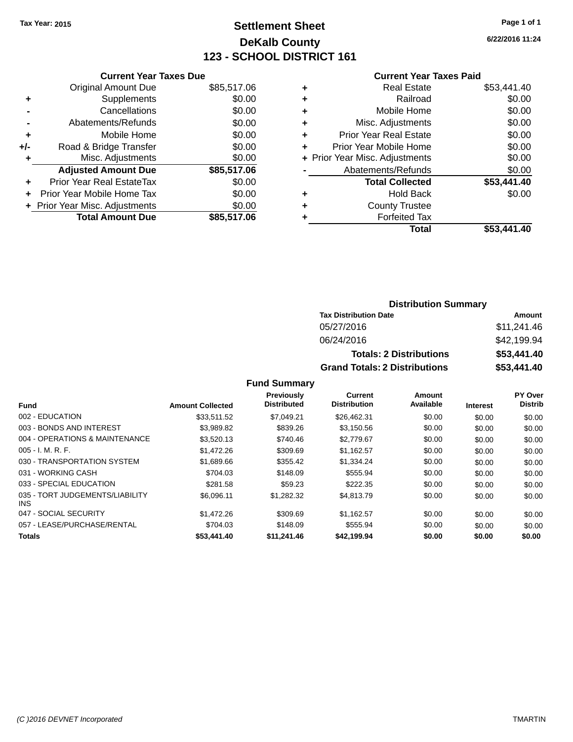Tax Year: 2015

# Settlement Sheet

## DeKalb County

## 123 - SCHOOL DISTRICT 161

6/22/2016 11:24

### Current Year Taxes Due

| | | |
|---|---|---|
| | Original Amount Due | $85,517.06 |
| + | Supplements | $0.00 |
| - | Cancellations | $0.00 |
| - | Abatements/Refunds | $0.00 |
| + | Mobile Home | $0.00 |
| +/- | Road & Bridge Transfer | $0.00 |
| + | Misc. Adjustments | $0.00 |
| | **Adjusted Amount Due** | **$85,517.06** |
| + | Prior Year Real EstateTax | $0.00 |
| + | Prior Year Mobile Home Tax | $0.00 |
| + | Prior Year Misc. Adjustments | $0.00 |
| | **Total Amount Due** | **$85,517.06** |

### Current Year Taxes Paid

| | | |
|---|---|---|
| + | Real Estate | $53,441.40 |
| + | Railroad | $0.00 |
| + | Mobile Home | $0.00 |
| + | Misc. Adjustments | $0.00 |
| + | Prior Year Real Estate | $0.00 |
| + | Prior Year Mobile Home | $0.00 |
| + | Prior Year Misc. Adjustments | $0.00 |
| - | Abatements/Refunds | $0.00 |
| | **Total Collected** | **$53,441.40** |
| + | Hold Back | $0.00 |
| + | County Trustee | |
| + | Forfeited Tax | |
| | **Total** | **$53,441.40** |

### Distribution Summary

| Tax Distribution Date | Amount |
|---|---|
| 05/27/2016 | $11,241.46 |
| 06/24/2016 | $42,199.94 |
| **Totals: 2 Distributions** | **$53,441.40** |
| **Grand Totals: 2 Distributions** | **$53,441.40** |

### Fund Summary

| Fund | Amount Collected | Previously Distributed | Current Distribution | Amount Available | Interest | PY Over Distrib |
|---|---|---|---|---|---|---|
| 002 - EDUCATION | $33,511.52 | $7,049.21 | $26,462.31 | $0.00 | $0.00 | $0.00 |
| 003 - BONDS AND INTEREST | $3,989.82 | $839.26 | $3,150.56 | $0.00 | $0.00 | $0.00 |
| 004 - OPERATIONS & MAINTENANCE | $3,520.13 | $740.46 | $2,779.67 | $0.00 | $0.00 | $0.00 |
| 005 - I. M. R. F. | $1,472.26 | $309.69 | $1,162.57 | $0.00 | $0.00 | $0.00 |
| 030 - TRANSPORTATION SYSTEM | $1,689.66 | $355.42 | $1,334.24 | $0.00 | $0.00 | $0.00 |
| 031 - WORKING CASH | $704.03 | $148.09 | $555.94 | $0.00 | $0.00 | $0.00 |
| 033 - SPECIAL EDUCATION | $281.58 | $59.23 | $222.35 | $0.00 | $0.00 | $0.00 |
| 035 - TORT JUDGEMENTS/LIABILITY INS | $6,096.11 | $1,282.32 | $4,813.79 | $0.00 | $0.00 | $0.00 |
| 047 - SOCIAL SECURITY | $1,472.26 | $309.69 | $1,162.57 | $0.00 | $0.00 | $0.00 |
| 057 - LEASE/PURCHASE/RENTAL | $704.03 | $148.09 | $555.94 | $0.00 | $0.00 | $0.00 |
| **Totals** | **$53,441.40** | **$11,241.46** | **$42,199.94** | **$0.00** | **$0.00** | **$0.00** |

(C )2016 DEVNET Incorporated TMARTIN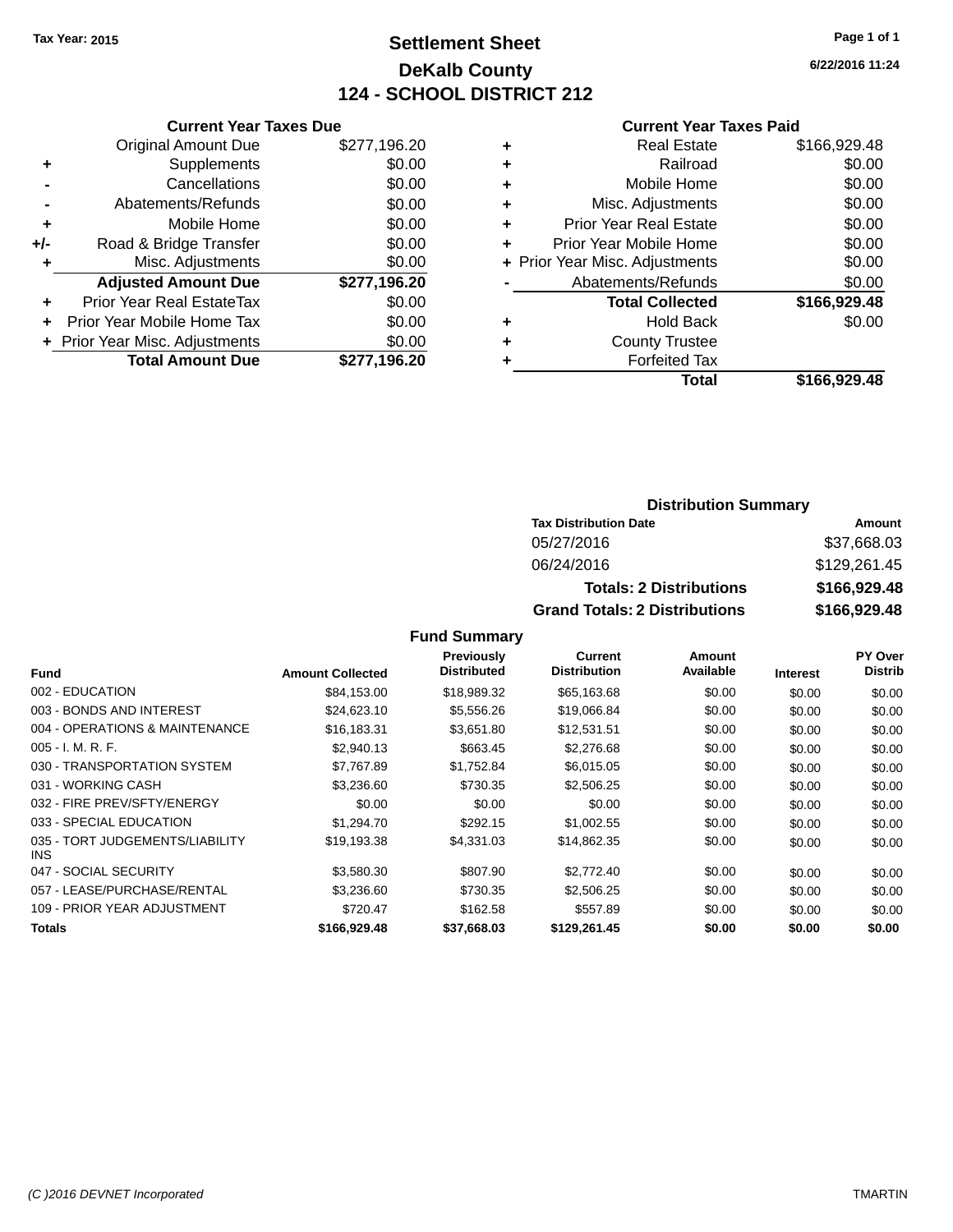Tax Year: 2015

# Settlement Sheet
## DeKalb County
## 124 - SCHOOL DISTRICT 212

6/22/2016 11:24

**Current Year Taxes Due**

| | | |
|---|---|---|
| | Original Amount Due | $277,196.20 |
| + | Supplements | $0.00 |
| - | Cancellations | $0.00 |
| - | Abatements/Refunds | $0.00 |
| + | Mobile Home | $0.00 |
| +/- | Road & Bridge Transfer | $0.00 |
| + | Misc. Adjustments | $0.00 |
| | **Adjusted Amount Due** | **$277,196.20** |
| + | Prior Year Real EstateTax | $0.00 |
| + | Prior Year Mobile Home Tax | $0.00 |
| + | Prior Year Misc. Adjustments | $0.00 |
| | **Total Amount Due** | **$277,196.20** |

**Current Year Taxes Paid**

| | | |
|---|---|---|
| + | Real Estate | $166,929.48 |
| + | Railroad | $0.00 |
| + | Mobile Home | $0.00 |
| + | Misc. Adjustments | $0.00 |
| + | Prior Year Real Estate | $0.00 |
| + | Prior Year Mobile Home | $0.00 |
| + | Prior Year Misc. Adjustments | $0.00 |
| - | Abatements/Refunds | $0.00 |
| | **Total Collected** | **$166,929.48** |
| + | Hold Back | $0.00 |
| + | County Trustee | |
| + | Forfeited Tax | |
| | **Total** | **$166,929.48** |

**Distribution Summary**

| Tax Distribution Date | Amount |
|---|---|
| 05/27/2016 | $37,668.03 |
| 06/24/2016 | $129,261.45 |
| **Totals: 2 Distributions** | **$166,929.48** |
| **Grand Totals: 2 Distributions** | **$166,929.48** |

**Fund Summary**

| Fund | Amount Collected | Previously Distributed | Current Distribution | Amount Available | Interest | PY Over Distrib |
|---|---|---|---|---|---|---|
| 002 - EDUCATION | $84,153.00 | $18,989.32 | $65,163.68 | $0.00 | $0.00 | $0.00 |
| 003 - BONDS AND INTEREST | $24,623.10 | $5,556.26 | $19,066.84 | $0.00 | $0.00 | $0.00 |
| 004 - OPERATIONS & MAINTENANCE | $16,183.31 | $3,651.80 | $12,531.51 | $0.00 | $0.00 | $0.00 |
| 005 - I. M. R. F. | $2,940.13 | $663.45 | $2,276.68 | $0.00 | $0.00 | $0.00 |
| 030 - TRANSPORTATION SYSTEM | $7,767.89 | $1,752.84 | $6,015.05 | $0.00 | $0.00 | $0.00 |
| 031 - WORKING CASH | $3,236.60 | $730.35 | $2,506.25 | $0.00 | $0.00 | $0.00 |
| 032 - FIRE PREV/SFTY/ENERGY | $0.00 | $0.00 | $0.00 | $0.00 | $0.00 | $0.00 |
| 033 - SPECIAL EDUCATION | $1,294.70 | $292.15 | $1,002.55 | $0.00 | $0.00 | $0.00 |
| 035 - TORT JUDGEMENTS/LIABILITY INS | $19,193.38 | $4,331.03 | $14,862.35 | $0.00 | $0.00 | $0.00 |
| 047 - SOCIAL SECURITY | $3,580.30 | $807.90 | $2,772.40 | $0.00 | $0.00 | $0.00 |
| 057 - LEASE/PURCHASE/RENTAL | $3,236.60 | $730.35 | $2,506.25 | $0.00 | $0.00 | $0.00 |
| 109 - PRIOR YEAR ADJUSTMENT | $720.47 | $162.58 | $557.89 | $0.00 | $0.00 | $0.00 |
| **Totals** | **$166,929.48** | **$37,668.03** | **$129,261.45** | **$0.00** | **$0.00** | **$0.00** |

(C )2016 DEVNET Incorporated TMARTIN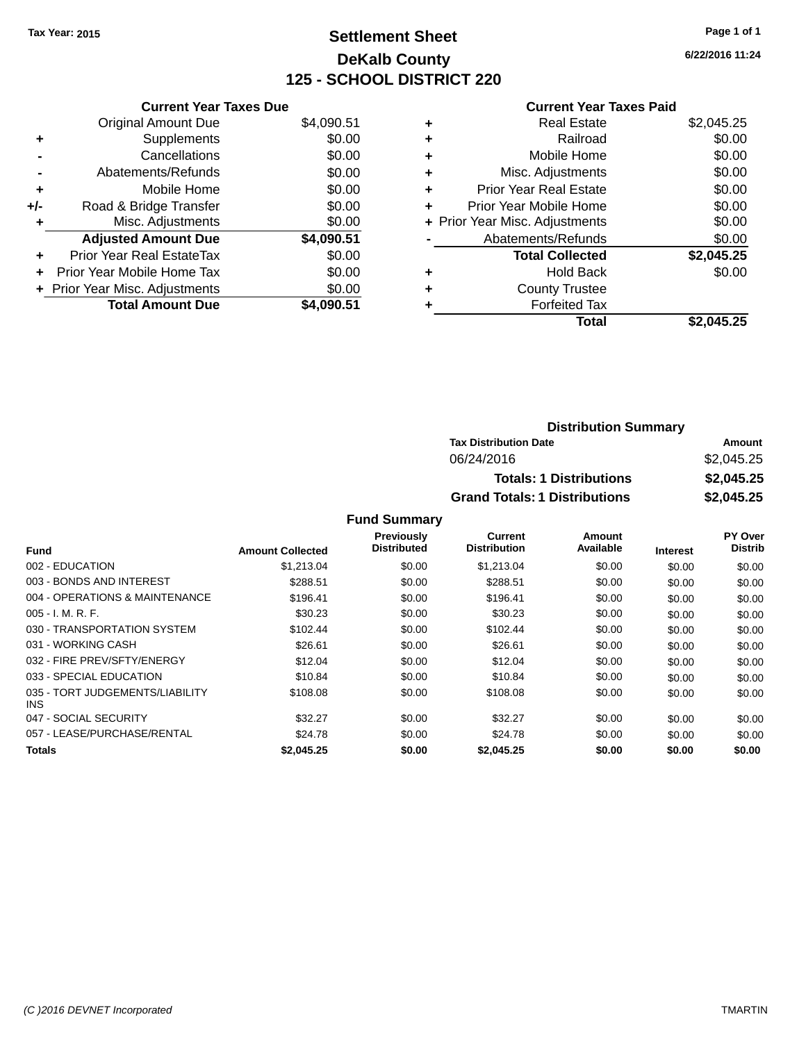Tax Year: 2015

# Settlement Sheet
## DeKalb County
## 125 - SCHOOL DISTRICT 220

6/22/2016 11:24

### Current Year Taxes Due

| | | |
|---|---|---|
| | Original Amount Due | $4,090.51 |
| + | Supplements | $0.00 |
| - | Cancellations | $0.00 |
| - | Abatements/Refunds | $0.00 |
| + | Mobile Home | $0.00 |
| +/- | Road & Bridge Transfer | $0.00 |
| + | Misc. Adjustments | $0.00 |
| | **Adjusted Amount Due** | **$4,090.51** |
| + | Prior Year Real EstateTax | $0.00 |
| + | Prior Year Mobile Home Tax | $0.00 |
| + | Prior Year Misc. Adjustments | $0.00 |
| | **Total Amount Due** | **$4,090.51** |

### Current Year Taxes Paid

| | | |
|---|---|---|
| + | Real Estate | $2,045.25 |
| + | Railroad | $0.00 |
| + | Mobile Home | $0.00 |
| + | Misc. Adjustments | $0.00 |
| + | Prior Year Real Estate | $0.00 |
| + | Prior Year Mobile Home | $0.00 |
| + | Prior Year Misc. Adjustments | $0.00 |
| - | Abatements/Refunds | $0.00 |
| | **Total Collected** | **$2,045.25** |
| + | Hold Back | $0.00 |
| + | County Trustee | |
| + | Forfeited Tax | |
| | **Total** | **$2,045.25** |

### Distribution Summary

| Tax Distribution Date | Amount |
|---|---|
| 06/24/2016 | $2,045.25 |
| **Totals: 1 Distributions** | **$2,045.25** |
| **Grand Totals: 1 Distributions** | **$2,045.25** |

### Fund Summary

| Fund | Amount Collected | Previously Distributed | Current Distribution | Amount Available | Interest | PY Over Distrib |
|---|---|---|---|---|---|---|
| 002 - EDUCATION | $1,213.04 | $0.00 | $1,213.04 | $0.00 | $0.00 | $0.00 |
| 003 - BONDS AND INTEREST | $288.51 | $0.00 | $288.51 | $0.00 | $0.00 | $0.00 |
| 004 - OPERATIONS & MAINTENANCE | $196.41 | $0.00 | $196.41 | $0.00 | $0.00 | $0.00 |
| 005 - I. M. R. F. | $30.23 | $0.00 | $30.23 | $0.00 | $0.00 | $0.00 |
| 030 - TRANSPORTATION SYSTEM | $102.44 | $0.00 | $102.44 | $0.00 | $0.00 | $0.00 |
| 031 - WORKING CASH | $26.61 | $0.00 | $26.61 | $0.00 | $0.00 | $0.00 |
| 032 - FIRE PREV/SFTY/ENERGY | $12.04 | $0.00 | $12.04 | $0.00 | $0.00 | $0.00 |
| 033 - SPECIAL EDUCATION | $10.84 | $0.00 | $10.84 | $0.00 | $0.00 | $0.00 |
| 035 - TORT JUDGEMENTS/LIABILITY INS | $108.08 | $0.00 | $108.08 | $0.00 | $0.00 | $0.00 |
| 047 - SOCIAL SECURITY | $32.27 | $0.00 | $32.27 | $0.00 | $0.00 | $0.00 |
| 057 - LEASE/PURCHASE/RENTAL | $24.78 | $0.00 | $24.78 | $0.00 | $0.00 | $0.00 |
| **Totals** | **$2,045.25** | **$0.00** | **$2,045.25** | **$0.00** | **$0.00** | **$0.00** |

(C )2016 DEVNET Incorporated TMARTIN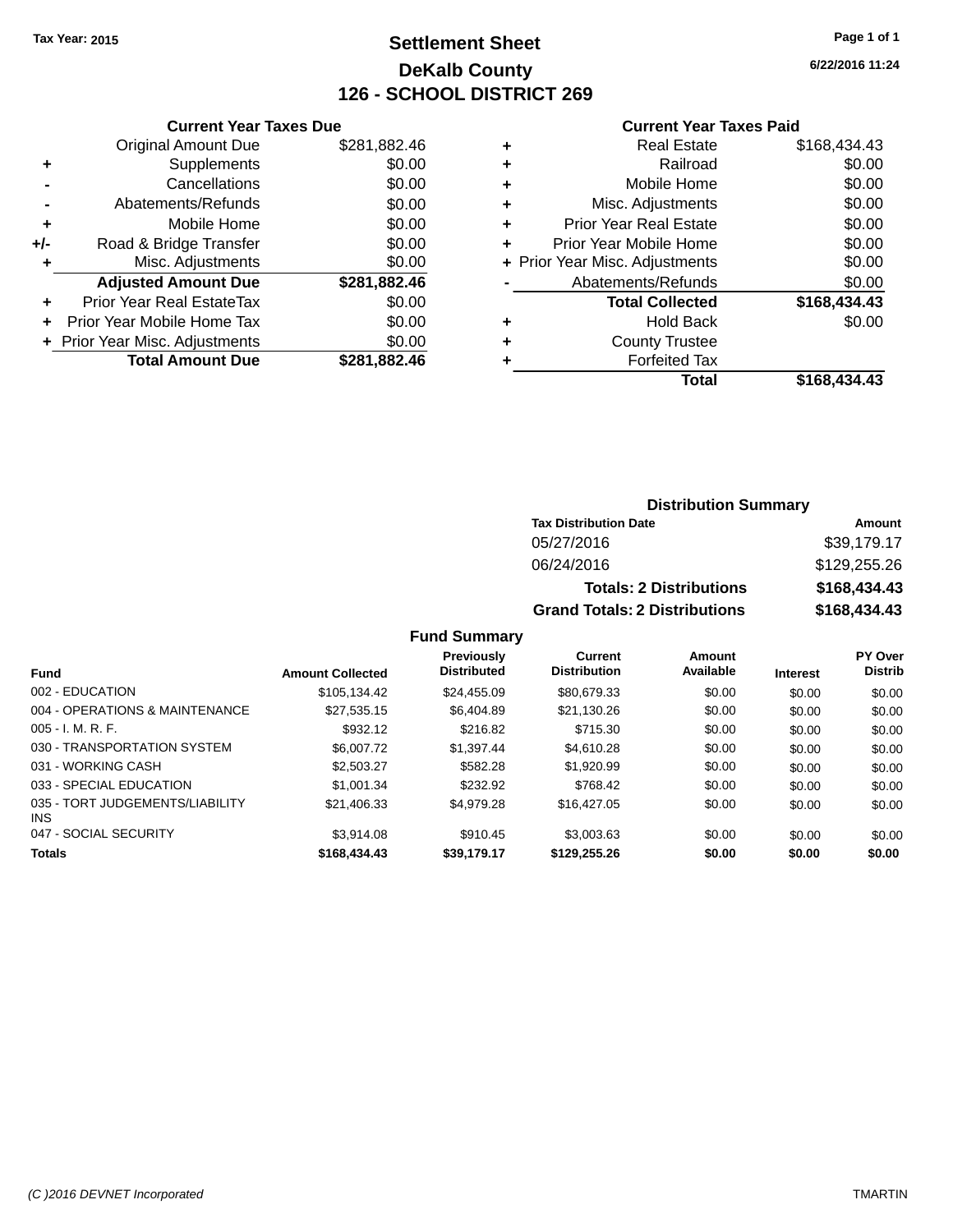Tax Year: 2015

# Settlement Sheet

## DeKalb County

## 126 - SCHOOL DISTRICT 269

6/22/2016 11:24

### Current Year Taxes Due

| | | |
|---|---|---|
| | Original Amount Due | $281,882.46 |
| + | Supplements | $0.00 |
| - | Cancellations | $0.00 |
| - | Abatements/Refunds | $0.00 |
| + | Mobile Home | $0.00 |
| +/- | Road & Bridge Transfer | $0.00 |
| + | Misc. Adjustments | $0.00 |
| | **Adjusted Amount Due** | **$281,882.46** |
| + | Prior Year Real EstateTax | $0.00 |
| + | Prior Year Mobile Home Tax | $0.00 |
| + | Prior Year Misc. Adjustments | $0.00 |
| | **Total Amount Due** | **$281,882.46** |

### Current Year Taxes Paid

| | | |
|---|---|---|
| + | Real Estate | $168,434.43 |
| + | Railroad | $0.00 |
| + | Mobile Home | $0.00 |
| + | Misc. Adjustments | $0.00 |
| + | Prior Year Real Estate | $0.00 |
| + | Prior Year Mobile Home | $0.00 |
| + | Prior Year Misc. Adjustments | $0.00 |
| - | Abatements/Refunds | $0.00 |
| | **Total Collected** | **$168,434.43** |
| + | Hold Back | $0.00 |
| + | County Trustee | |
| + | Forfeited Tax | |
| | **Total** | **$168,434.43** |

### Distribution Summary

| Tax Distribution Date | Amount |
|---|---|
| 05/27/2016 | $39,179.17 |
| 06/24/2016 | $129,255.26 |
| **Totals: 2 Distributions** | **$168,434.43** |
| **Grand Totals: 2 Distributions** | **$168,434.43** |

### Fund Summary

| Fund | Amount Collected | Previously Distributed | Current Distribution | Amount Available | Interest | PY Over Distrib |
|---|---|---|---|---|---|---|
| 002 - EDUCATION | $105,134.42 | $24,455.09 | $80,679.33 | $0.00 | $0.00 | $0.00 |
| 004 - OPERATIONS & MAINTENANCE | $27,535.15 | $6,404.89 | $21,130.26 | $0.00 | $0.00 | $0.00 |
| 005 - I. M. R. F. | $932.12 | $216.82 | $715.30 | $0.00 | $0.00 | $0.00 |
| 030 - TRANSPORTATION SYSTEM | $6,007.72 | $1,397.44 | $4,610.28 | $0.00 | $0.00 | $0.00 |
| 031 - WORKING CASH | $2,503.27 | $582.28 | $1,920.99 | $0.00 | $0.00 | $0.00 |
| 033 - SPECIAL EDUCATION | $1,001.34 | $232.92 | $768.42 | $0.00 | $0.00 | $0.00 |
| 035 - TORT JUDGEMENTS/LIABILITY INS | $21,406.33 | $4,979.28 | $16,427.05 | $0.00 | $0.00 | $0.00 |
| 047 - SOCIAL SECURITY | $3,914.08 | $910.45 | $3,003.63 | $0.00 | $0.00 | $0.00 |
| **Totals** | **$168,434.43** | **$39,179.17** | **$129,255.26** | **$0.00** | **$0.00** | **$0.00** |

(C )2016 DEVNET Incorporated TMARTIN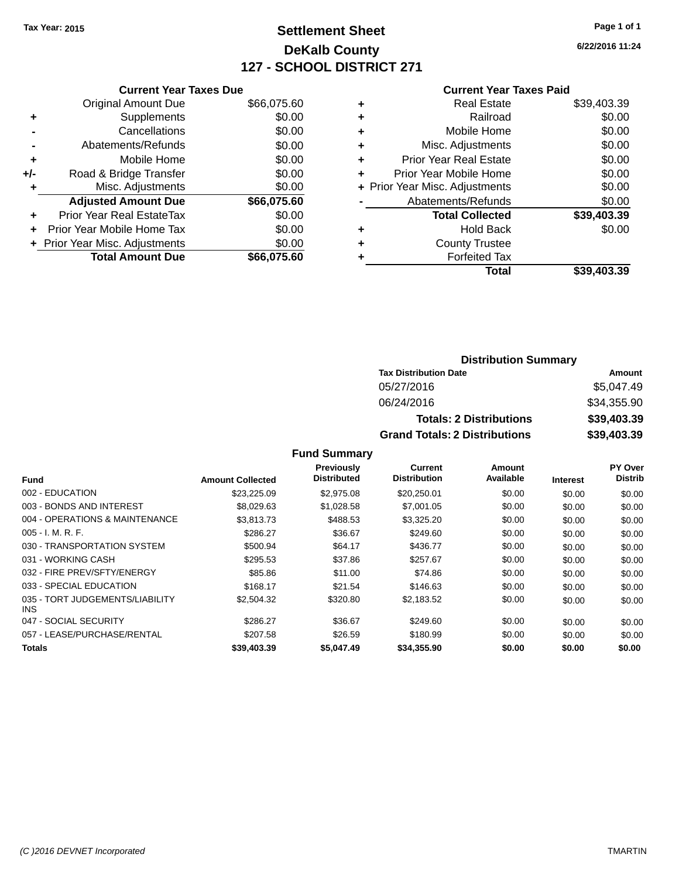Tax Year: 2015

# Settlement Sheet

## DeKalb County

## 127 - SCHOOL DISTRICT 271

6/22/2016 11:24

### Current Year Taxes Due

| | | |
|---|---|---|
| | Original Amount Due | $66,075.60 |
| + | Supplements | $0.00 |
| - | Cancellations | $0.00 |
| - | Abatements/Refunds | $0.00 |
| + | Mobile Home | $0.00 |
| +/- | Road & Bridge Transfer | $0.00 |
| + | Misc. Adjustments | $0.00 |
| | **Adjusted Amount Due** | **$66,075.60** |
| + | Prior Year Real EstateTax | $0.00 |
| + | Prior Year Mobile Home Tax | $0.00 |
| + | Prior Year Misc. Adjustments | $0.00 |
| | **Total Amount Due** | **$66,075.60** |

### Current Year Taxes Paid

| | | |
|---|---|---|
| + | Real Estate | $39,403.39 |
| + | Railroad | $0.00 |
| + | Mobile Home | $0.00 |
| + | Misc. Adjustments | $0.00 |
| + | Prior Year Real Estate | $0.00 |
| + | Prior Year Mobile Home | $0.00 |
| + | Prior Year Misc. Adjustments | $0.00 |
| - | Abatements/Refunds | $0.00 |
| | **Total Collected** | **$39,403.39** |
| + | Hold Back | $0.00 |
| + | County Trustee | |
| + | Forfeited Tax | |
| | **Total** | **$39,403.39** |

### Distribution Summary

| Tax Distribution Date | Amount |
|---|---|
| 05/27/2016 | $5,047.49 |
| 06/24/2016 | $34,355.90 |
| **Totals: 2 Distributions** | **$39,403.39** |
| **Grand Totals: 2 Distributions** | **$39,403.39** |

### Fund Summary

| Fund | Amount Collected | Previously Distributed | Current Distribution | Amount Available | Interest | PY Over Distrib |
|---|---|---|---|---|---|---|
| 002 - EDUCATION | $23,225.09 | $2,975.08 | $20,250.01 | $0.00 | $0.00 | $0.00 |
| 003 - BONDS AND INTEREST | $8,029.63 | $1,028.58 | $7,001.05 | $0.00 | $0.00 | $0.00 |
| 004 - OPERATIONS & MAINTENANCE | $3,813.73 | $488.53 | $3,325.20 | $0.00 | $0.00 | $0.00 |
| 005 - I. M. R. F. | $286.27 | $36.67 | $249.60 | $0.00 | $0.00 | $0.00 |
| 030 - TRANSPORTATION SYSTEM | $500.94 | $64.17 | $436.77 | $0.00 | $0.00 | $0.00 |
| 031 - WORKING CASH | $295.53 | $37.86 | $257.67 | $0.00 | $0.00 | $0.00 |
| 032 - FIRE PREV/SFTY/ENERGY | $85.86 | $11.00 | $74.86 | $0.00 | $0.00 | $0.00 |
| 033 - SPECIAL EDUCATION | $168.17 | $21.54 | $146.63 | $0.00 | $0.00 | $0.00 |
| 035 - TORT JUDGEMENTS/LIABILITY INS | $2,504.32 | $320.80 | $2,183.52 | $0.00 | $0.00 | $0.00 |
| 047 - SOCIAL SECURITY | $286.27 | $36.67 | $249.60 | $0.00 | $0.00 | $0.00 |
| 057 - LEASE/PURCHASE/RENTAL | $207.58 | $26.59 | $180.99 | $0.00 | $0.00 | $0.00 |
| **Totals** | **$39,403.39** | **$5,047.49** | **$34,355.90** | **$0.00** | **$0.00** | **$0.00** |

(C )2016 DEVNET Incorporated TMARTIN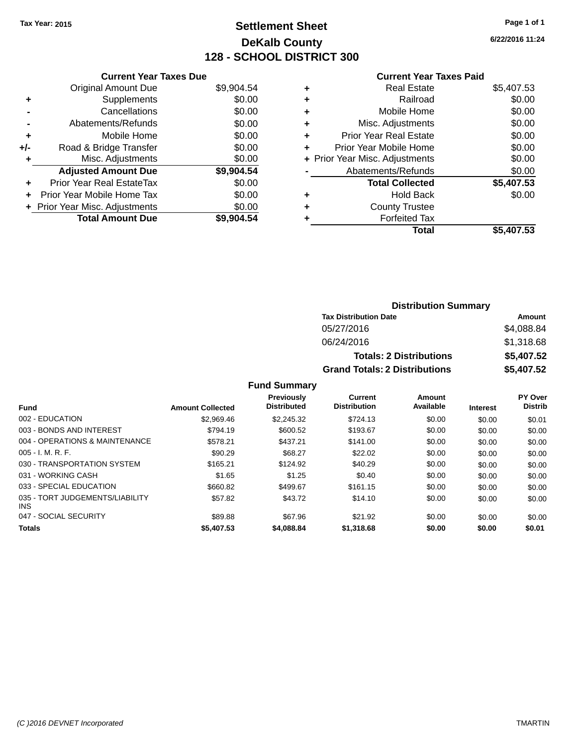Tax Year: 2015

# Settlement Sheet

## DeKalb County

## 128 - SCHOOL DISTRICT 300

6/22/2016 11:24

### Current Year Taxes Due

| | | |
|---|---|---|
| | Original Amount Due | $9,904.54 |
| + | Supplements | $0.00 |
| - | Cancellations | $0.00 |
| - | Abatements/Refunds | $0.00 |
| + | Mobile Home | $0.00 |
| +/- | Road & Bridge Transfer | $0.00 |
| + | Misc. Adjustments | $0.00 |
| | **Adjusted Amount Due** | **$9,904.54** |
| + | Prior Year Real EstateTax | $0.00 |
| + | Prior Year Mobile Home Tax | $0.00 |
| + | Prior Year Misc. Adjustments | $0.00 |
| | **Total Amount Due** | **$9,904.54** |

### Current Year Taxes Paid

| | | |
|---|---|---|
| + | Real Estate | $5,407.53 |
| + | Railroad | $0.00 |
| + | Mobile Home | $0.00 |
| + | Misc. Adjustments | $0.00 |
| + | Prior Year Real Estate | $0.00 |
| + | Prior Year Mobile Home | $0.00 |
| + | Prior Year Misc. Adjustments | $0.00 |
| - | Abatements/Refunds | $0.00 |
| | **Total Collected** | **$5,407.53** |
| + | Hold Back | $0.00 |
| + | County Trustee | |
| + | Forfeited Tax | |
| | **Total** | **$5,407.53** |

### Distribution Summary

| Tax Distribution Date | Amount |
|---|---|
| 05/27/2016 | $4,088.84 |
| 06/24/2016 | $1,318.68 |
| **Totals: 2 Distributions** | **$5,407.52** |
| **Grand Totals: 2 Distributions** | **$5,407.52** |

### Fund Summary

| Fund | Amount Collected | Previously Distributed | Current Distribution | Amount Available | Interest | PY Over Distrib |
|---|---|---|---|---|---|---|
| 002 - EDUCATION | $2,969.46 | $2,245.32 | $724.13 | $0.00 | $0.00 | $0.01 |
| 003 - BONDS AND INTEREST | $794.19 | $600.52 | $193.67 | $0.00 | $0.00 | $0.00 |
| 004 - OPERATIONS & MAINTENANCE | $578.21 | $437.21 | $141.00 | $0.00 | $0.00 | $0.00 |
| 005 - I. M. R. F. | $90.29 | $68.27 | $22.02 | $0.00 | $0.00 | $0.00 |
| 030 - TRANSPORTATION SYSTEM | $165.21 | $124.92 | $40.29 | $0.00 | $0.00 | $0.00 |
| 031 - WORKING CASH | $1.65 | $1.25 | $0.40 | $0.00 | $0.00 | $0.00 |
| 033 - SPECIAL EDUCATION | $660.82 | $499.67 | $161.15 | $0.00 | $0.00 | $0.00 |
| 035 - TORT JUDGEMENTS/LIABILITY INS | $57.82 | $43.72 | $14.10 | $0.00 | $0.00 | $0.00 |
| 047 - SOCIAL SECURITY | $89.88 | $67.96 | $21.92 | $0.00 | $0.00 | $0.00 |
| **Totals** | **$5,407.53** | **$4,088.84** | **$1,318.68** | **$0.00** | **$0.00** | **$0.01** |

(C )2016 DEVNET Incorporated — TMARTIN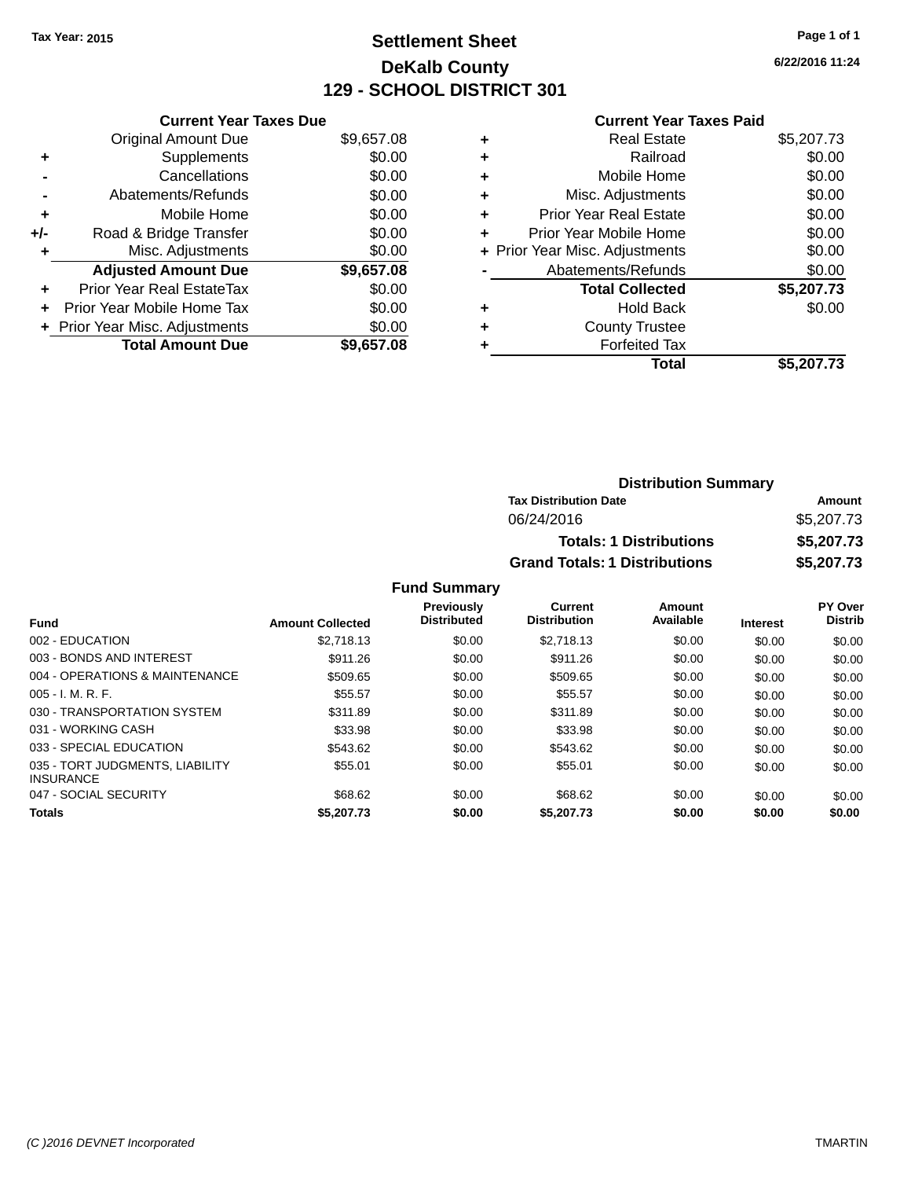Tax Year: 2015

# Settlement Sheet

## DeKalb County

## 129 - SCHOOL DISTRICT 301

6/22/2016 11:24

### Current Year Taxes Due

| | | |
|---|---|---|
| | Original Amount Due | $9,657.08 |
| + | Supplements | $0.00 |
| - | Cancellations | $0.00 |
| - | Abatements/Refunds | $0.00 |
| + | Mobile Home | $0.00 |
| +/- | Road & Bridge Transfer | $0.00 |
| + | Misc. Adjustments | $0.00 |
| | **Adjusted Amount Due** | **$9,657.08** |
| + | Prior Year Real EstateTax | $0.00 |
| + | Prior Year Mobile Home Tax | $0.00 |
| + | Prior Year Misc. Adjustments | $0.00 |
| | **Total Amount Due** | **$9,657.08** |

### Current Year Taxes Paid

| | | |
|---|---|---|
| + | Real Estate | $5,207.73 |
| + | Railroad | $0.00 |
| + | Mobile Home | $0.00 |
| + | Misc. Adjustments | $0.00 |
| + | Prior Year Real Estate | $0.00 |
| + | Prior Year Mobile Home | $0.00 |
| + | Prior Year Misc. Adjustments | $0.00 |
| - | Abatements/Refunds | $0.00 |
| | **Total Collected** | **$5,207.73** |
| + | Hold Back | $0.00 |
| + | County Trustee | |
| + | Forfeited Tax | |
| | **Total** | **$5,207.73** |

### Distribution Summary

| Tax Distribution Date | Amount |
|---|---|
| 06/24/2016 | $5,207.73 |
| **Totals: 1 Distributions** | **$5,207.73** |
| **Grand Totals: 1 Distributions** | **$5,207.73** |

### Fund Summary

| Fund | Amount Collected | Previously Distributed | Current Distribution | Amount Available | Interest | PY Over Distrib |
|---|---|---|---|---|---|---|
| 002 - EDUCATION | $2,718.13 | $0.00 | $2,718.13 | $0.00 | $0.00 | $0.00 |
| 003 - BONDS AND INTEREST | $911.26 | $0.00 | $911.26 | $0.00 | $0.00 | $0.00 |
| 004 - OPERATIONS & MAINTENANCE | $509.65 | $0.00 | $509.65 | $0.00 | $0.00 | $0.00 |
| 005 - I. M. R. F. | $55.57 | $0.00 | $55.57 | $0.00 | $0.00 | $0.00 |
| 030 - TRANSPORTATION SYSTEM | $311.89 | $0.00 | $311.89 | $0.00 | $0.00 | $0.00 |
| 031 - WORKING CASH | $33.98 | $0.00 | $33.98 | $0.00 | $0.00 | $0.00 |
| 033 - SPECIAL EDUCATION | $543.62 | $0.00 | $543.62 | $0.00 | $0.00 | $0.00 |
| 035 - TORT JUDGMENTS, LIABILITY INSURANCE | $55.01 | $0.00 | $55.01 | $0.00 | $0.00 | $0.00 |
| 047 - SOCIAL SECURITY | $68.62 | $0.00 | $68.62 | $0.00 | $0.00 | $0.00 |
| **Totals** | **$5,207.73** | **$0.00** | **$5,207.73** | **$0.00** | **$0.00** | **$0.00** |

(C )2016 DEVNET Incorporated TMARTIN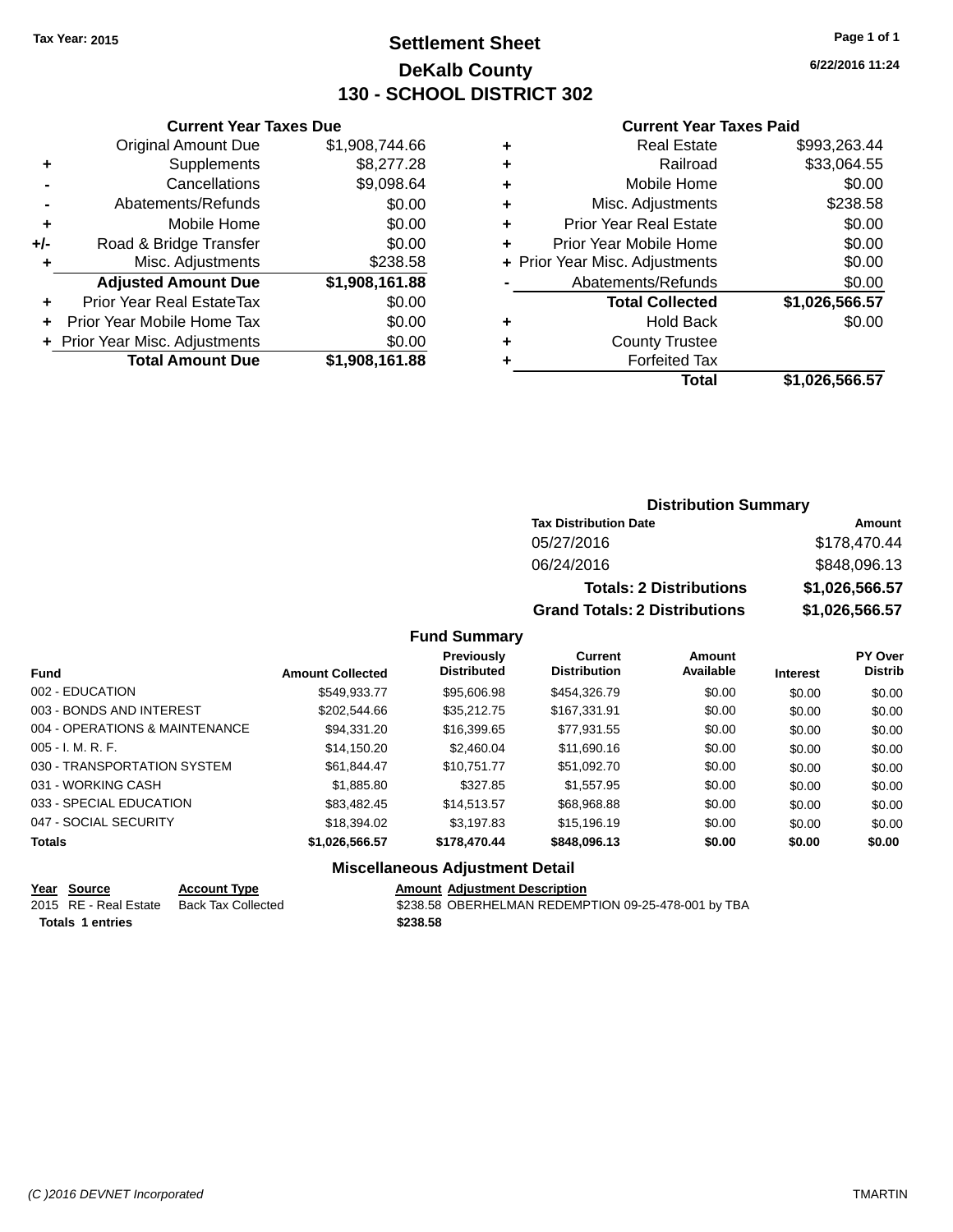Tax Year: 2015

# Settlement Sheet

## DeKalb County

## 130 - SCHOOL DISTRICT 302

6/22/2016 11:24

### Current Year Taxes Due

| | | |
|---|---|---|
| | Original Amount Due | $1,908,744.66 |
| + | Supplements | $8,277.28 |
| - | Cancellations | $9,098.64 |
| - | Abatements/Refunds | $0.00 |
| + | Mobile Home | $0.00 |
| +/- | Road & Bridge Transfer | $0.00 |
| + | Misc. Adjustments | $238.58 |
| | **Adjusted Amount Due** | **$1,908,161.88** |
| + | Prior Year Real EstateTax | $0.00 |
| + | Prior Year Mobile Home Tax | $0.00 |
| + | Prior Year Misc. Adjustments | $0.00 |
| | **Total Amount Due** | **$1,908,161.88** |

### Current Year Taxes Paid

| | | |
|---|---|---|
| + | Real Estate | $993,263.44 |
| + | Railroad | $33,064.55 |
| + | Mobile Home | $0.00 |
| + | Misc. Adjustments | $238.58 |
| + | Prior Year Real Estate | $0.00 |
| + | Prior Year Mobile Home | $0.00 |
| + | Prior Year Misc. Adjustments | $0.00 |
| - | Abatements/Refunds | $0.00 |
| | **Total Collected** | **$1,026,566.57** |
| + | Hold Back | $0.00 |
| + | County Trustee | |
| + | Forfeited Tax | |
| | **Total** | **$1,026,566.57** |

### Distribution Summary

| Tax Distribution Date | Amount |
|---|---|
| 05/27/2016 | $178,470.44 |
| 06/24/2016 | $848,096.13 |
| **Totals: 2 Distributions** | **$1,026,566.57** |
| **Grand Totals: 2 Distributions** | **$1,026,566.57** |

### Fund Summary

| Fund | Amount Collected | Previously Distributed | Current Distribution | Amount Available | Interest | PY Over Distrib |
|---|---|---|---|---|---|---|
| 002 - EDUCATION | $549,933.77 | $95,606.98 | $454,326.79 | $0.00 | $0.00 | $0.00 |
| 003 - BONDS AND INTEREST | $202,544.66 | $35,212.75 | $167,331.91 | $0.00 | $0.00 | $0.00 |
| 004 - OPERATIONS & MAINTENANCE | $94,331.20 | $16,399.65 | $77,931.55 | $0.00 | $0.00 | $0.00 |
| 005 - I. M. R. F. | $14,150.20 | $2,460.04 | $11,690.16 | $0.00 | $0.00 | $0.00 |
| 030 - TRANSPORTATION SYSTEM | $61,844.47 | $10,751.77 | $51,092.70 | $0.00 | $0.00 | $0.00 |
| 031 - WORKING CASH | $1,885.80 | $327.85 | $1,557.95 | $0.00 | $0.00 | $0.00 |
| 033 - SPECIAL EDUCATION | $83,482.45 | $14,513.57 | $68,968.88 | $0.00 | $0.00 | $0.00 |
| 047 - SOCIAL SECURITY | $18,394.02 | $3,197.83 | $15,196.19 | $0.00 | $0.00 | $0.00 |
| **Totals** | **$1,026,566.57** | **$178,470.44** | **$848,096.13** | **$0.00** | **$0.00** | **$0.00** |

### Miscellaneous Adjustment Detail

| Year | Source | Account Type | Amount | Adjustment Description |
|---|---|---|---|---|
| 2015 | RE - Real Estate | Back Tax Collected | $238.58 | OBERHELMAN REDEMPTION 09-25-478-001 by TBA |
| **Totals** | **1 entries** | | **$238.58** | |

(C )2016 DEVNET Incorporated TMARTIN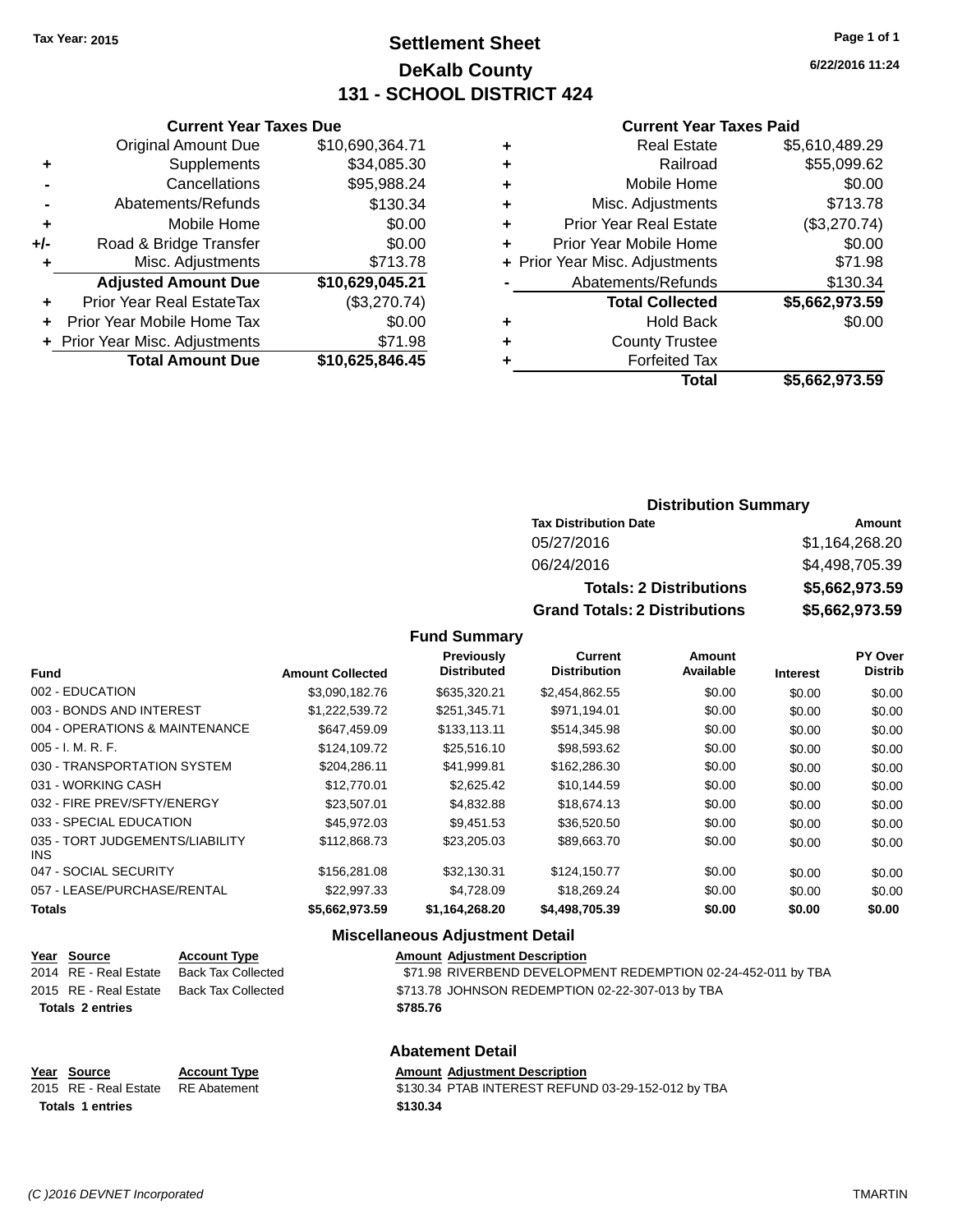Tax Year: 2015

# Settlement Sheet
## DeKalb County
## 131 - SCHOOL DISTRICT 424

6/22/2016 11:24

### Current Year Taxes Due

| | | |
|---|---|---|
| | Original Amount Due | $10,690,364.71 |
| + | Supplements | $34,085.30 |
| - | Cancellations | $95,988.24 |
| - | Abatements/Refunds | $130.34 |
| + | Mobile Home | $0.00 |
| +/- | Road & Bridge Transfer | $0.00 |
| + | Misc. Adjustments | $713.78 |
| | **Adjusted Amount Due** | **$10,629,045.21** |
| + | Prior Year Real EstateTax | ($3,270.74) |
| + | Prior Year Mobile Home Tax | $0.00 |
| + | Prior Year Misc. Adjustments | $71.98 |
| | **Total Amount Due** | **$10,625,846.45** |

### Current Year Taxes Paid

| | | |
|---|---|---|
| + | Real Estate | $5,610,489.29 |
| + | Railroad | $55,099.62 |
| + | Mobile Home | $0.00 |
| + | Misc. Adjustments | $713.78 |
| + | Prior Year Real Estate | ($3,270.74) |
| + | Prior Year Mobile Home | $0.00 |
| + | Prior Year Misc. Adjustments | $71.98 |
| - | Abatements/Refunds | $130.34 |
| | **Total Collected** | **$5,662,973.59** |
| + | Hold Back | $0.00 |
| + | County Trustee | |
| + | Forfeited Tax | |
| | **Total** | **$5,662,973.59** |

### Distribution Summary

| Tax Distribution Date | Amount |
|---|---|
| 05/27/2016 | $1,164,268.20 |
| 06/24/2016 | $4,498,705.39 |
| **Totals: 2 Distributions** | **$5,662,973.59** |
| **Grand Totals: 2 Distributions** | **$5,662,973.59** |

### Fund Summary

| Fund | Amount Collected | Previously Distributed | Current Distribution | Amount Available | Interest | PY Over Distrib |
|---|---|---|---|---|---|---|
| 002 - EDUCATION | $3,090,182.76 | $635,320.21 | $2,454,862.55 | $0.00 | $0.00 | $0.00 |
| 003 - BONDS AND INTEREST | $1,222,539.72 | $251,345.71 | $971,194.01 | $0.00 | $0.00 | $0.00 |
| 004 - OPERATIONS & MAINTENANCE | $647,459.09 | $133,113.11 | $514,345.98 | $0.00 | $0.00 | $0.00 |
| 005 - I. M. R. F. | $124,109.72 | $25,516.10 | $98,593.62 | $0.00 | $0.00 | $0.00 |
| 030 - TRANSPORTATION SYSTEM | $204,286.11 | $41,999.81 | $162,286.30 | $0.00 | $0.00 | $0.00 |
| 031 - WORKING CASH | $12,770.01 | $2,625.42 | $10,144.59 | $0.00 | $0.00 | $0.00 |
| 032 - FIRE PREV/SFTY/ENERGY | $23,507.01 | $4,832.88 | $18,674.13 | $0.00 | $0.00 | $0.00 |
| 033 - SPECIAL EDUCATION | $45,972.03 | $9,451.53 | $36,520.50 | $0.00 | $0.00 | $0.00 |
| 035 - TORT JUDGEMENTS/LIABILITY INS | $112,868.73 | $23,205.03 | $89,663.70 | $0.00 | $0.00 | $0.00 |
| 047 - SOCIAL SECURITY | $156,281.08 | $32,130.31 | $124,150.77 | $0.00 | $0.00 | $0.00 |
| 057 - LEASE/PURCHASE/RENTAL | $22,997.33 | $4,728.09 | $18,269.24 | $0.00 | $0.00 | $0.00 |
| **Totals** | **$5,662,973.59** | **$1,164,268.20** | **$4,498,705.39** | **$0.00** | **$0.00** | **$0.00** |

### Miscellaneous Adjustment Detail

| Year | Source | Account Type | Amount | Adjustment Description |
|---|---|---|---|---|
| 2014 | RE - Real Estate | Back Tax Collected | $71.98 | RIVERBEND DEVELOPMENT REDEMPTION 02-24-452-011 by TBA |
| 2015 | RE - Real Estate | Back Tax Collected | $713.78 | JOHNSON REDEMPTION 02-22-307-013 by TBA |
| **Totals 2 entries** | | | **$785.76** | |

### Abatement Detail

| Year | Source | Account Type | Amount | Adjustment Description |
|---|---|---|---|---|
| 2015 | RE - Real Estate | RE Abatement | $130.34 | PTAB INTEREST REFUND 03-29-152-012 by TBA |
| **Totals 1 entries** | | | **$130.34** | |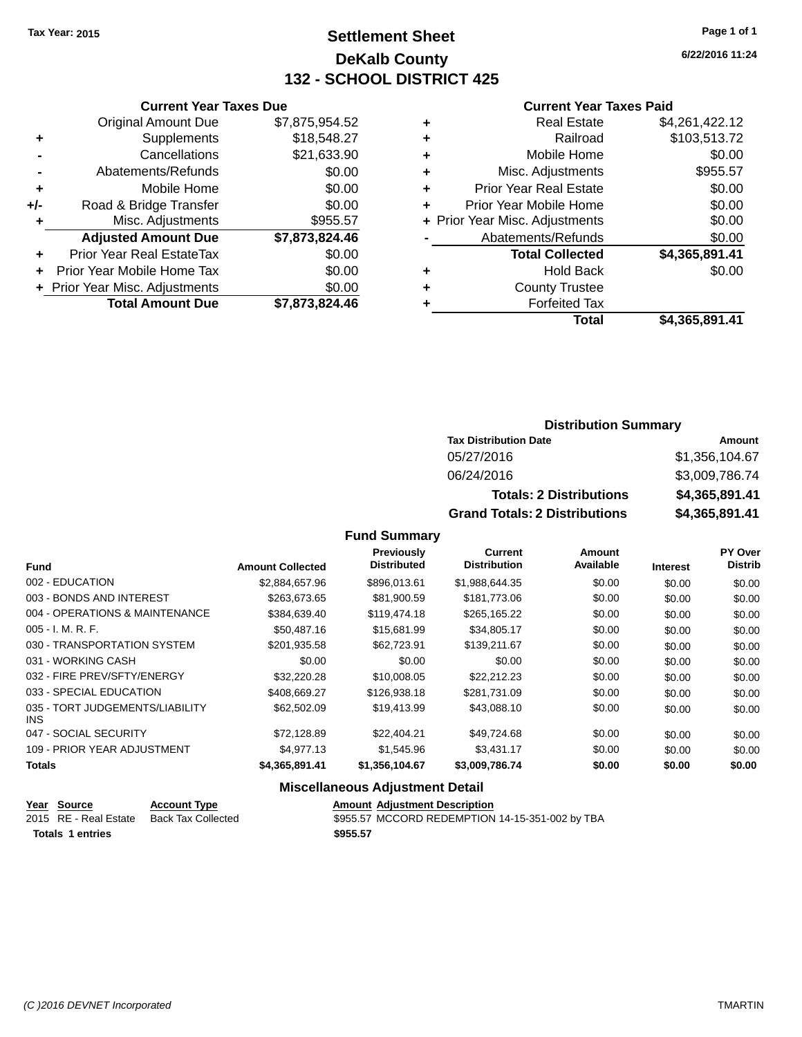Tax Year: 2015

# Settlement Sheet

## DeKalb County

## 132 - SCHOOL DISTRICT 425

6/22/2016 11:24

### Current Year Taxes Due

| | | |
|---|---|---|
| | Original Amount Due | $7,875,954.52 |
| + | Supplements | $18,548.27 |
| - | Cancellations | $21,633.90 |
| - | Abatements/Refunds | $0.00 |
| + | Mobile Home | $0.00 |
| +/- | Road & Bridge Transfer | $0.00 |
| + | Misc. Adjustments | $955.57 |
| | **Adjusted Amount Due** | **$7,873,824.46** |
| + | Prior Year Real EstateTax | $0.00 |
| + | Prior Year Mobile Home Tax | $0.00 |
| + | Prior Year Misc. Adjustments | $0.00 |
| | **Total Amount Due** | **$7,873,824.46** |

### Current Year Taxes Paid

| | | |
|---|---|---|
| + | Real Estate | $4,261,422.12 |
| + | Railroad | $103,513.72 |
| + | Mobile Home | $0.00 |
| + | Misc. Adjustments | $955.57 |
| + | Prior Year Real Estate | $0.00 |
| + | Prior Year Mobile Home | $0.00 |
| + | Prior Year Misc. Adjustments | $0.00 |
| - | Abatements/Refunds | $0.00 |
| | **Total Collected** | **$4,365,891.41** |
| + | Hold Back | $0.00 |
| + | County Trustee | |
| + | Forfeited Tax | |
| | **Total** | **$4,365,891.41** |

### Distribution Summary

| Tax Distribution Date | Amount |
|---|---|
| 05/27/2016 | $1,356,104.67 |
| 06/24/2016 | $3,009,786.74 |
| **Totals: 2 Distributions** | **$4,365,891.41** |
| **Grand Totals: 2 Distributions** | **$4,365,891.41** |

### Fund Summary

| Fund | Amount Collected | Previously Distributed | Current Distribution | Amount Available | Interest | PY Over Distrib |
|---|---|---|---|---|---|---|
| 002 - EDUCATION | $2,884,657.96 | $896,013.61 | $1,988,644.35 | $0.00 | $0.00 | $0.00 |
| 003 - BONDS AND INTEREST | $263,673.65 | $81,900.59 | $181,773.06 | $0.00 | $0.00 | $0.00 |
| 004 - OPERATIONS & MAINTENANCE | $384,639.40 | $119,474.18 | $265,165.22 | $0.00 | $0.00 | $0.00 |
| 005 - I. M. R. F. | $50,487.16 | $15,681.99 | $34,805.17 | $0.00 | $0.00 | $0.00 |
| 030 - TRANSPORTATION SYSTEM | $201,935.58 | $62,723.91 | $139,211.67 | $0.00 | $0.00 | $0.00 |
| 031 - WORKING CASH | $0.00 | $0.00 | $0.00 | $0.00 | $0.00 | $0.00 |
| 032 - FIRE PREV/SFTY/ENERGY | $32,220.28 | $10,008.05 | $22,212.23 | $0.00 | $0.00 | $0.00 |
| 033 - SPECIAL EDUCATION | $408,669.27 | $126,938.18 | $281,731.09 | $0.00 | $0.00 | $0.00 |
| 035 - TORT JUDGEMENTS/LIABILITY INS | $62,502.09 | $19,413.99 | $43,088.10 | $0.00 | $0.00 | $0.00 |
| 047 - SOCIAL SECURITY | $72,128.89 | $22,404.21 | $49,724.68 | $0.00 | $0.00 | $0.00 |
| 109 - PRIOR YEAR ADJUSTMENT | $4,977.13 | $1,545.96 | $3,431.17 | $0.00 | $0.00 | $0.00 |
| **Totals** | **$4,365,891.41** | **$1,356,104.67** | **$3,009,786.74** | **$0.00** | **$0.00** | **$0.00** |

### Miscellaneous Adjustment Detail

| Year | Source | Account Type | Amount | Adjustment Description |
|---|---|---|---|---|
| 2015 | RE - Real Estate | Back Tax Collected | $955.57 | MCCORD REDEMPTION 14-15-351-002 by TBA |
| **Totals** | **1 entries** | | **$955.57** | |

(C )2016 DEVNET Incorporated TMARTIN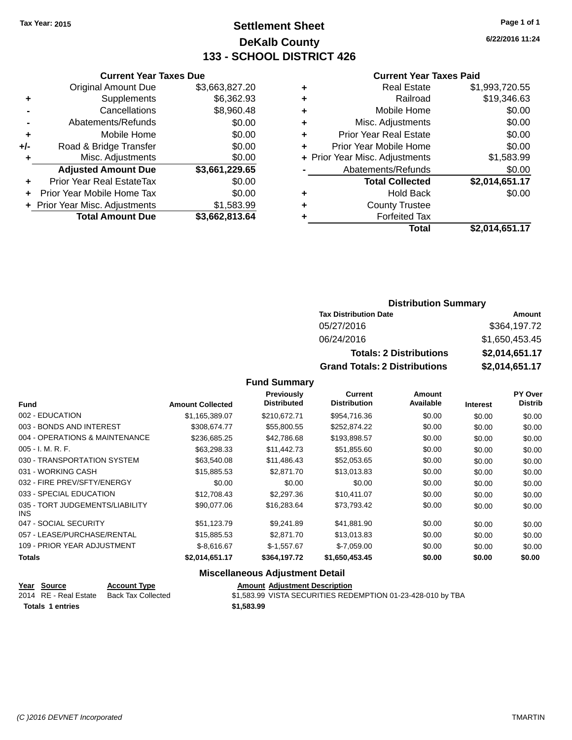Tax Year: 2015

# Settlement Sheet
## DeKalb County
## 133 - SCHOOL DISTRICT 426

6/22/2016 11:24

### Current Year Taxes Due

| | | |
|---|---|---|
| | Original Amount Due | $3,663,827.20 |
| + | Supplements | $6,362.93 |
| - | Cancellations | $8,960.48 |
| - | Abatements/Refunds | $0.00 |
| + | Mobile Home | $0.00 |
| +/- | Road & Bridge Transfer | $0.00 |
| + | Misc. Adjustments | $0.00 |
| | **Adjusted Amount Due** | **$3,661,229.65** |
| + | Prior Year Real EstateTax | $0.00 |
| + | Prior Year Mobile Home Tax | $0.00 |
| + | Prior Year Misc. Adjustments | $1,583.99 |
| | **Total Amount Due** | **$3,662,813.64** |

### Current Year Taxes Paid

| | | |
|---|---|---|
| + | Real Estate | $1,993,720.55 |
| + | Railroad | $19,346.63 |
| + | Mobile Home | $0.00 |
| + | Misc. Adjustments | $0.00 |
| + | Prior Year Real Estate | $0.00 |
| + | Prior Year Mobile Home | $0.00 |
| + | Prior Year Misc. Adjustments | $1,583.99 |
| - | Abatements/Refunds | $0.00 |
| | **Total Collected** | **$2,014,651.17** |
| + | Hold Back | $0.00 |
| + | County Trustee | |
| + | Forfeited Tax | |
| | **Total** | **$2,014,651.17** |

### Distribution Summary

| Tax Distribution Date | Amount |
|---|---|
| 05/27/2016 | $364,197.72 |
| 06/24/2016 | $1,650,453.45 |
| **Totals: 2 Distributions** | **$2,014,651.17** |
| **Grand Totals: 2 Distributions** | **$2,014,651.17** |

### Fund Summary

| Fund | Amount Collected | Previously Distributed | Current Distribution | Amount Available | Interest | PY Over Distrib |
|---|---|---|---|---|---|---|
| 002 - EDUCATION | $1,165,389.07 | $210,672.71 | $954,716.36 | $0.00 | $0.00 | $0.00 |
| 003 - BONDS AND INTEREST | $308,674.77 | $55,800.55 | $252,874.22 | $0.00 | $0.00 | $0.00 |
| 004 - OPERATIONS & MAINTENANCE | $236,685.25 | $42,786.68 | $193,898.57 | $0.00 | $0.00 | $0.00 |
| 005 - I. M. R. F. | $63,298.33 | $11,442.73 | $51,855.60 | $0.00 | $0.00 | $0.00 |
| 030 - TRANSPORTATION SYSTEM | $63,540.08 | $11,486.43 | $52,053.65 | $0.00 | $0.00 | $0.00 |
| 031 - WORKING CASH | $15,885.53 | $2,871.70 | $13,013.83 | $0.00 | $0.00 | $0.00 |
| 032 - FIRE PREV/SFTY/ENERGY | $0.00 | $0.00 | $0.00 | $0.00 | $0.00 | $0.00 |
| 033 - SPECIAL EDUCATION | $12,708.43 | $2,297.36 | $10,411.07 | $0.00 | $0.00 | $0.00 |
| 035 - TORT JUDGEMENTS/LIABILITY INS | $90,077.06 | $16,283.64 | $73,793.42 | $0.00 | $0.00 | $0.00 |
| 047 - SOCIAL SECURITY | $51,123.79 | $9,241.89 | $41,881.90 | $0.00 | $0.00 | $0.00 |
| 057 - LEASE/PURCHASE/RENTAL | $15,885.53 | $2,871.70 | $13,013.83 | $0.00 | $0.00 | $0.00 |
| 109 - PRIOR YEAR ADJUSTMENT | $-8,616.67 | $-1,557.67 | $-7,059.00 | $0.00 | $0.00 | $0.00 |
| **Totals** | **$2,014,651.17** | **$364,197.72** | **$1,650,453.45** | **$0.00** | **$0.00** | **$0.00** |

### Miscellaneous Adjustment Detail

| Year | Source | Account Type | Amount | Adjustment Description |
|---|---|---|---|---|
| 2014 | RE - Real Estate | Back Tax Collected | $1,583.99 | VISTA SECURITIES REDEMPTION 01-23-428-010 by TBA |
| **Totals 1 entries** | | | **$1,583.99** | |

(C )2016 DEVNET Incorporated TMARTIN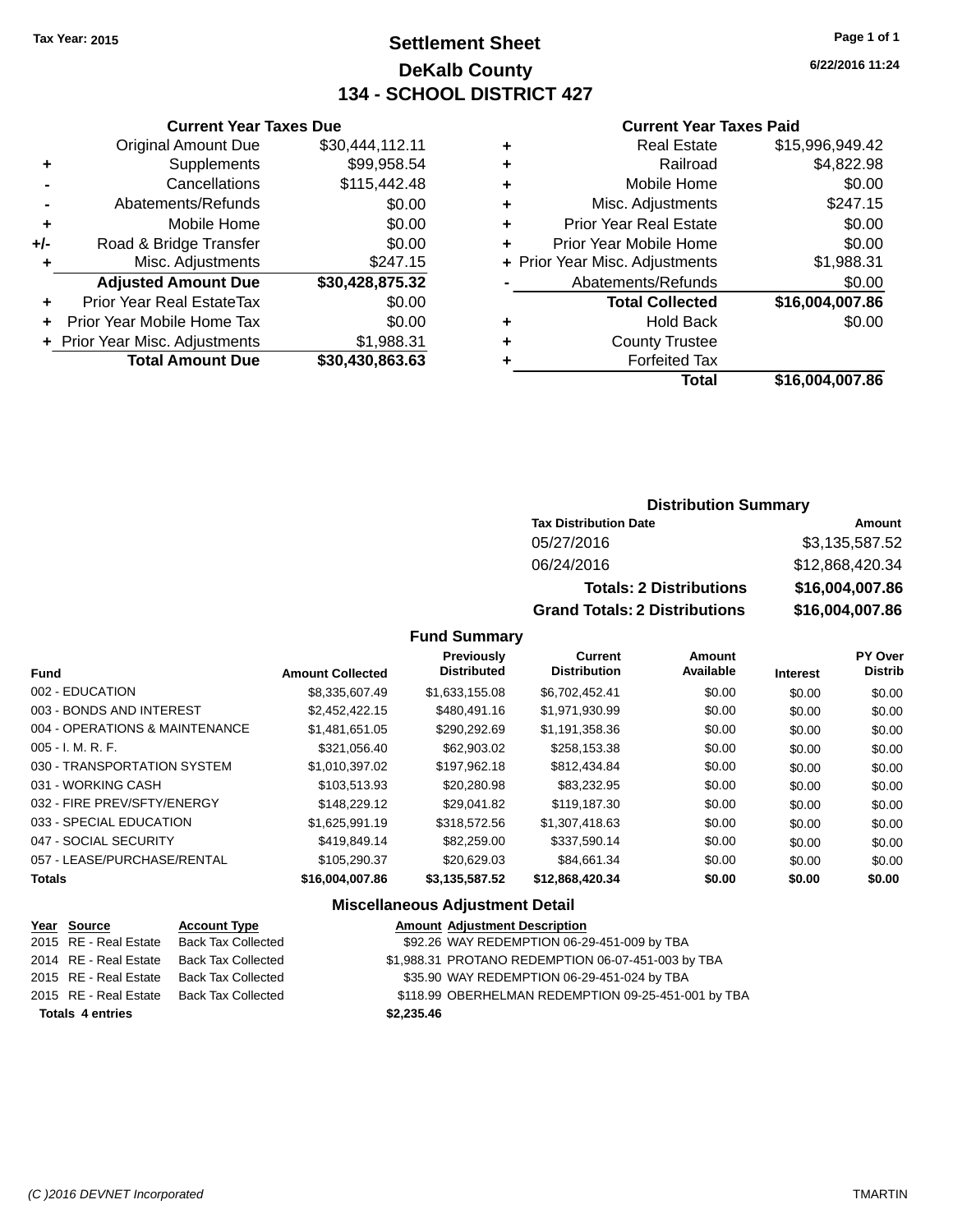Tax Year: 2015

# Settlement Sheet

## DeKalb County

## 134 - SCHOOL DISTRICT 427

6/22/2016 11:24

### Current Year Taxes Due

| | | |
|---|---|---|
| | Original Amount Due | $30,444,112.11 |
| + | Supplements | $99,958.54 |
| - | Cancellations | $115,442.48 |
| - | Abatements/Refunds | $0.00 |
| + | Mobile Home | $0.00 |
| +/- | Road & Bridge Transfer | $0.00 |
| + | Misc. Adjustments | $247.15 |
| | **Adjusted Amount Due** | **$30,428,875.32** |
| + | Prior Year Real EstateTax | $0.00 |
| + | Prior Year Mobile Home Tax | $0.00 |
| + | Prior Year Misc. Adjustments | $1,988.31 |
| | **Total Amount Due** | **$30,430,863.63** |

### Current Year Taxes Paid

| | | |
|---|---|---|
| + | Real Estate | $15,996,949.42 |
| + | Railroad | $4,822.98 |
| + | Mobile Home | $0.00 |
| + | Misc. Adjustments | $247.15 |
| + | Prior Year Real Estate | $0.00 |
| + | Prior Year Mobile Home | $0.00 |
| + | Prior Year Misc. Adjustments | $1,988.31 |
| - | Abatements/Refunds | $0.00 |
| | **Total Collected** | **$16,004,007.86** |
| + | Hold Back | $0.00 |
| + | County Trustee | |
| + | Forfeited Tax | |
| | **Total** | **$16,004,007.86** |

### Distribution Summary

| Tax Distribution Date | Amount |
|---|---|
| 05/27/2016 | $3,135,587.52 |
| 06/24/2016 | $12,868,420.34 |
| **Totals: 2 Distributions** | **$16,004,007.86** |
| **Grand Totals: 2 Distributions** | **$16,004,007.86** |

### Fund Summary

| Fund | Amount Collected | Previously Distributed | Current Distribution | Amount Available | Interest | PY Over Distrib |
|---|---|---|---|---|---|---|
| 002 - EDUCATION | $8,335,607.49 | $1,633,155.08 | $6,702,452.41 | $0.00 | $0.00 | $0.00 |
| 003 - BONDS AND INTEREST | $2,452,422.15 | $480,491.16 | $1,971,930.99 | $0.00 | $0.00 | $0.00 |
| 004 - OPERATIONS & MAINTENANCE | $1,481,651.05 | $290,292.69 | $1,191,358.36 | $0.00 | $0.00 | $0.00 |
| 005 - I. M. R. F. | $321,056.40 | $62,903.02 | $258,153.38 | $0.00 | $0.00 | $0.00 |
| 030 - TRANSPORTATION SYSTEM | $1,010,397.02 | $197,962.18 | $812,434.84 | $0.00 | $0.00 | $0.00 |
| 031 - WORKING CASH | $103,513.93 | $20,280.98 | $83,232.95 | $0.00 | $0.00 | $0.00 |
| 032 - FIRE PREV/SFTY/ENERGY | $148,229.12 | $29,041.82 | $119,187.30 | $0.00 | $0.00 | $0.00 |
| 033 - SPECIAL EDUCATION | $1,625,991.19 | $318,572.56 | $1,307,418.63 | $0.00 | $0.00 | $0.00 |
| 047 - SOCIAL SECURITY | $419,849.14 | $82,259.00 | $337,590.14 | $0.00 | $0.00 | $0.00 |
| 057 - LEASE/PURCHASE/RENTAL | $105,290.37 | $20,629.03 | $84,661.34 | $0.00 | $0.00 | $0.00 |
| **Totals** | **$16,004,007.86** | **$3,135,587.52** | **$12,868,420.34** | **$0.00** | **$0.00** | **$0.00** |

### Miscellaneous Adjustment Detail

| Year | Source | Account Type | Amount | Adjustment Description |
|---|---|---|---|---|
| 2015 | RE - Real Estate | Back Tax Collected | $92.26 | WAY REDEMPTION 06-29-451-009 by TBA |
| 2014 | RE - Real Estate | Back Tax Collected | $1,988.31 | PROTANO REDEMPTION 06-07-451-003 by TBA |
| 2015 | RE - Real Estate | Back Tax Collected | $35.90 | WAY REDEMPTION 06-29-451-024 by TBA |
| 2015 | RE - Real Estate | Back Tax Collected | $118.99 | OBERHELMAN REDEMPTION 09-25-451-001 by TBA |
| **Totals** | **4 entries** | | **$2,235.46** | |

(C )2016 DEVNET Incorporated — TMARTIN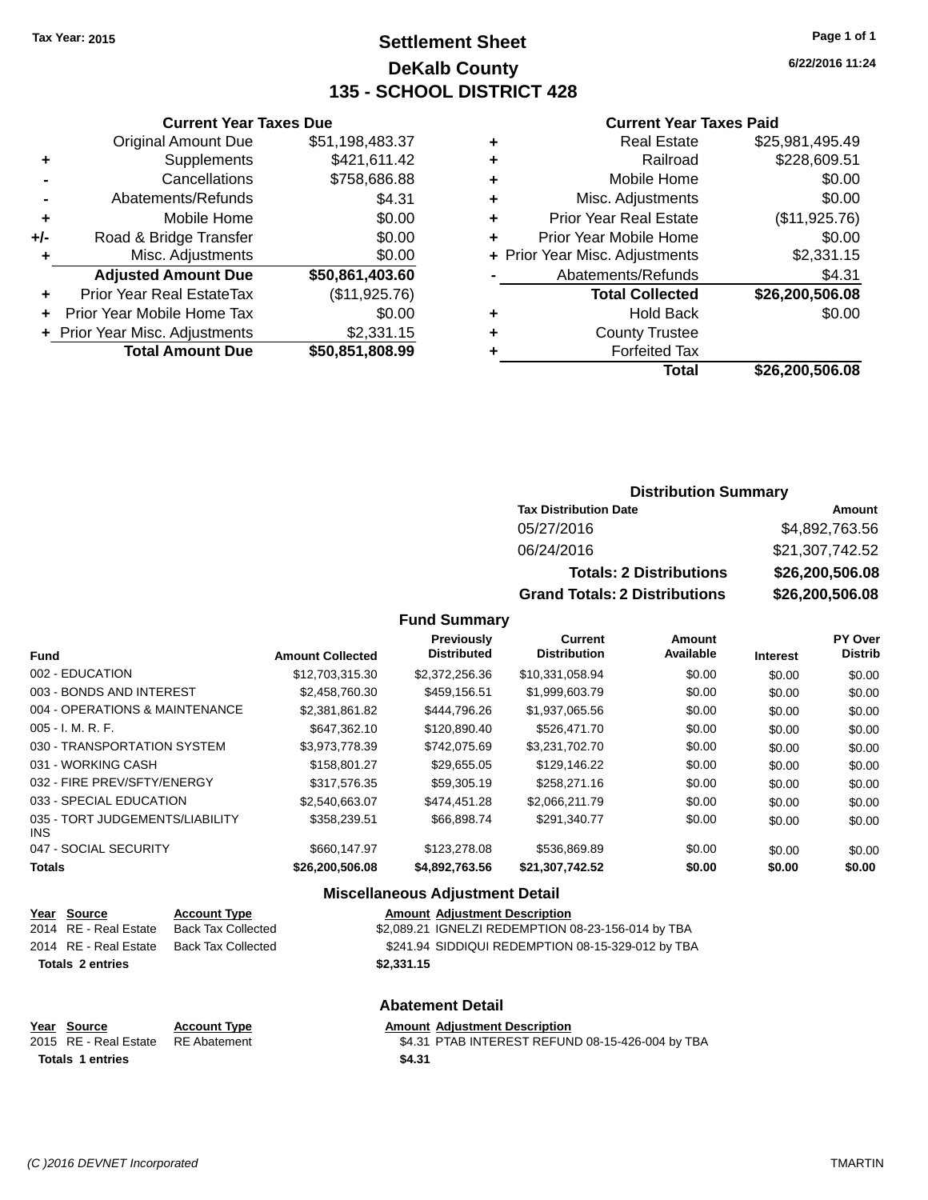Tax Year: 2015

# Settlement Sheet
## DeKalb County
## 135 - SCHOOL DISTRICT 428

6/22/2016 11:24

### Current Year Taxes Due

| | | |
|---|---|---|
| | Original Amount Due | $51,198,483.37 |
| + | Supplements | $421,611.42 |
| - | Cancellations | $758,686.88 |
| - | Abatements/Refunds | $4.31 |
| + | Mobile Home | $0.00 |
| +/- | Road & Bridge Transfer | $0.00 |
| + | Misc. Adjustments | $0.00 |
| | **Adjusted Amount Due** | **$50,861,403.60** |
| + | Prior Year Real EstateTax | ($11,925.76) |
| + | Prior Year Mobile Home Tax | $0.00 |
| + | Prior Year Misc. Adjustments | $2,331.15 |
| | **Total Amount Due** | **$50,851,808.99** |

### Current Year Taxes Paid

| | | |
|---|---|---|
| + | Real Estate | $25,981,495.49 |
| + | Railroad | $228,609.51 |
| + | Mobile Home | $0.00 |
| + | Misc. Adjustments | $0.00 |
| + | Prior Year Real Estate | ($11,925.76) |
| + | Prior Year Mobile Home | $0.00 |
| + | Prior Year Misc. Adjustments | $2,331.15 |
| - | Abatements/Refunds | $4.31 |
| | **Total Collected** | **$26,200,506.08** |
| + | Hold Back | $0.00 |
| + | County Trustee | |
| + | Forfeited Tax | |
| | **Total** | **$26,200,506.08** |

### Distribution Summary

| Tax Distribution Date | Amount |
|---|---|
| 05/27/2016 | $4,892,763.56 |
| 06/24/2016 | $21,307,742.52 |
| **Totals: 2 Distributions** | **$26,200,506.08** |
| **Grand Totals: 2 Distributions** | **$26,200,506.08** |

### Fund Summary

| Fund | Amount Collected | Previously Distributed | Current Distribution | Amount Available | Interest | PY Over Distrib |
|---|---|---|---|---|---|---|
| 002 - EDUCATION | $12,703,315.30 | $2,372,256.36 | $10,331,058.94 | $0.00 | $0.00 | $0.00 |
| 003 - BONDS AND INTEREST | $2,458,760.30 | $459,156.51 | $1,999,603.79 | $0.00 | $0.00 | $0.00 |
| 004 - OPERATIONS & MAINTENANCE | $2,381,861.82 | $444,796.26 | $1,937,065.56 | $0.00 | $0.00 | $0.00 |
| 005 - I. M. R. F. | $647,362.10 | $120,890.40 | $526,471.70 | $0.00 | $0.00 | $0.00 |
| 030 - TRANSPORTATION SYSTEM | $3,973,778.39 | $742,075.69 | $3,231,702.70 | $0.00 | $0.00 | $0.00 |
| 031 - WORKING CASH | $158,801.27 | $29,655.05 | $129,146.22 | $0.00 | $0.00 | $0.00 |
| 032 - FIRE PREV/SFTY/ENERGY | $317,576.35 | $59,305.19 | $258,271.16 | $0.00 | $0.00 | $0.00 |
| 033 - SPECIAL EDUCATION | $2,540,663.07 | $474,451.28 | $2,066,211.79 | $0.00 | $0.00 | $0.00 |
| 035 - TORT JUDGEMENTS/LIABILITY INS | $358,239.51 | $66,898.74 | $291,340.77 | $0.00 | $0.00 | $0.00 |
| 047 - SOCIAL SECURITY | $660,147.97 | $123,278.08 | $536,869.89 | $0.00 | $0.00 | $0.00 |
| **Totals** | **$26,200,506.08** | **$4,892,763.56** | **$21,307,742.52** | **$0.00** | **$0.00** | **$0.00** |

### Miscellaneous Adjustment Detail

| Year | Source | Account Type | Amount | Adjustment Description |
|---|---|---|---|---|
| 2014 | RE - Real Estate | Back Tax Collected | $2,089.21 | IGNELZI REDEMPTION 08-23-156-014 by TBA |
| 2014 | RE - Real Estate | Back Tax Collected | $241.94 | SIDDIQUI REDEMPTION 08-15-329-012 by TBA |
| **Totals 2 entries** | | | **$2,331.15** | |

### Abatement Detail

| Year | Source | Account Type | Amount | Adjustment Description |
|---|---|---|---|---|
| 2015 | RE - Real Estate | RE Abatement | $4.31 | PTAB INTEREST REFUND 08-15-426-004 by TBA |
| **Totals 1 entries** | | | **$4.31** | |

(C )2016 DEVNET Incorporated TMARTIN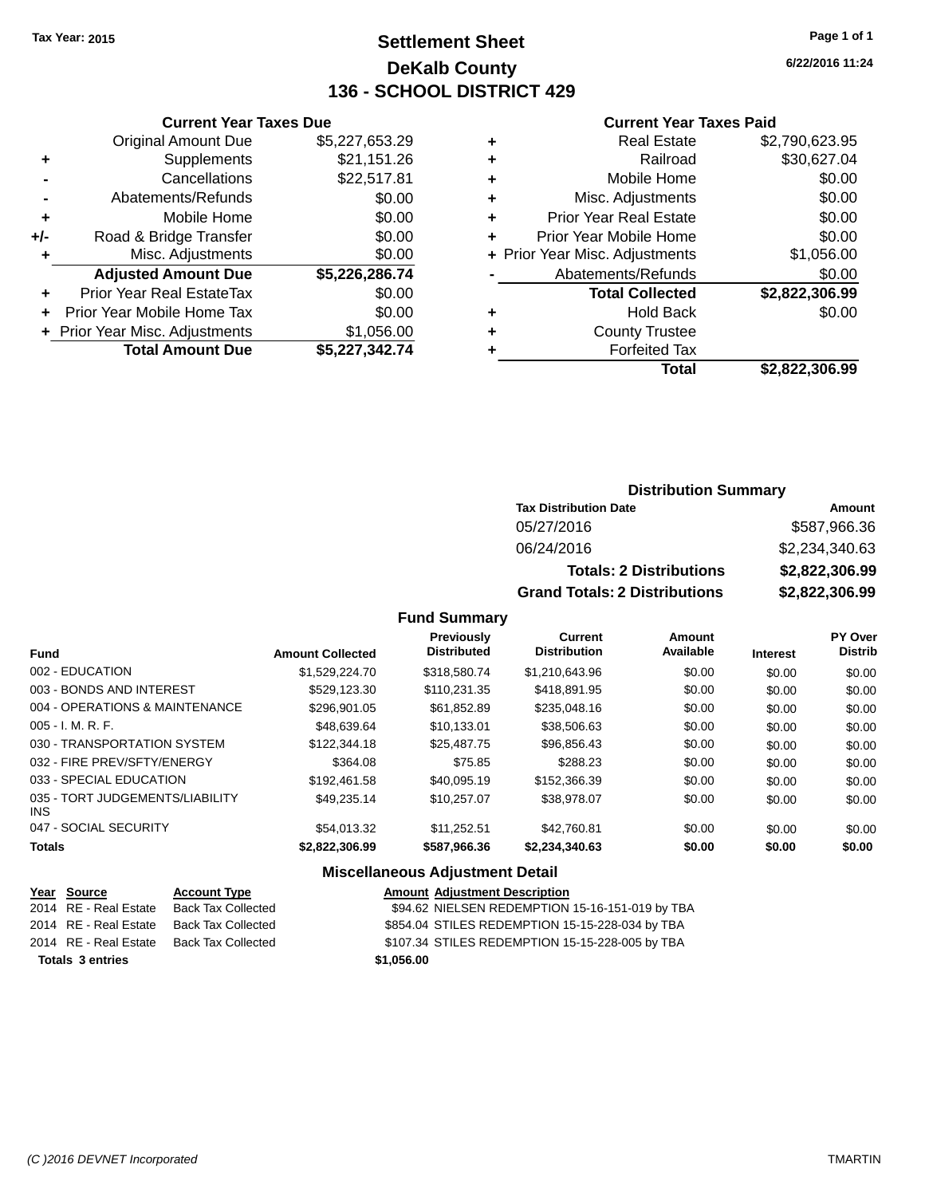Tax Year: 2015

# Settlement Sheet

## DeKalb County

## 136 - SCHOOL DISTRICT 429

6/22/2016 11:24

### Current Year Taxes Due

| | | |
|---|---|---|
| | Original Amount Due | $5,227,653.29 |
| + | Supplements | $21,151.26 |
| - | Cancellations | $22,517.81 |
| - | Abatements/Refunds | $0.00 |
| + | Mobile Home | $0.00 |
| +/- | Road & Bridge Transfer | $0.00 |
| + | Misc. Adjustments | $0.00 |
| | **Adjusted Amount Due** | **$5,226,286.74** |
| + | Prior Year Real EstateTax | $0.00 |
| + | Prior Year Mobile Home Tax | $0.00 |
| + | Prior Year Misc. Adjustments | $1,056.00 |
| | **Total Amount Due** | **$5,227,342.74** |

### Current Year Taxes Paid

| | | |
|---|---|---|
| + | Real Estate | $2,790,623.95 |
| + | Railroad | $30,627.04 |
| + | Mobile Home | $0.00 |
| + | Misc. Adjustments | $0.00 |
| + | Prior Year Real Estate | $0.00 |
| + | Prior Year Mobile Home | $0.00 |
| + | Prior Year Misc. Adjustments | $1,056.00 |
| - | Abatements/Refunds | $0.00 |
| | **Total Collected** | **$2,822,306.99** |
| + | Hold Back | $0.00 |
| + | County Trustee | |
| + | Forfeited Tax | |
| | **Total** | **$2,822,306.99** |

### Distribution Summary

| Tax Distribution Date | Amount |
|---|---|
| 05/27/2016 | $587,966.36 |
| 06/24/2016 | $2,234,340.63 |
| **Totals: 2 Distributions** | **$2,822,306.99** |
| **Grand Totals: 2 Distributions** | **$2,822,306.99** |

### Fund Summary

| Fund | Amount Collected | Previously Distributed | Current Distribution | Amount Available | Interest | PY Over Distrib |
|---|---|---|---|---|---|---|
| 002 - EDUCATION | $1,529,224.70 | $318,580.74 | $1,210,643.96 | $0.00 | $0.00 | $0.00 |
| 003 - BONDS AND INTEREST | $529,123.30 | $110,231.35 | $418,891.95 | $0.00 | $0.00 | $0.00 |
| 004 - OPERATIONS & MAINTENANCE | $296,901.05 | $61,852.89 | $235,048.16 | $0.00 | $0.00 | $0.00 |
| 005 - I. M. R. F. | $48,639.64 | $10,133.01 | $38,506.63 | $0.00 | $0.00 | $0.00 |
| 030 - TRANSPORTATION SYSTEM | $122,344.18 | $25,487.75 | $96,856.43 | $0.00 | $0.00 | $0.00 |
| 032 - FIRE PREV/SFTY/ENERGY | $364.08 | $75.85 | $288.23 | $0.00 | $0.00 | $0.00 |
| 033 - SPECIAL EDUCATION | $192,461.58 | $40,095.19 | $152,366.39 | $0.00 | $0.00 | $0.00 |
| 035 - TORT JUDGEMENTS/LIABILITY INS | $49,235.14 | $10,257.07 | $38,978.07 | $0.00 | $0.00 | $0.00 |
| 047 - SOCIAL SECURITY | $54,013.32 | $11,252.51 | $42,760.81 | $0.00 | $0.00 | $0.00 |
| **Totals** | **$2,822,306.99** | **$587,966.36** | **$2,234,340.63** | **$0.00** | **$0.00** | **$0.00** |

### Miscellaneous Adjustment Detail

| Year | Source | Account Type | Amount | Adjustment Description |
|---|---|---|---|---|
| 2014 | RE - Real Estate | Back Tax Collected | $94.62 | NIELSEN REDEMPTION 15-16-151-019 by TBA |
| 2014 | RE - Real Estate | Back Tax Collected | $854.04 | STILES REDEMPTION 15-15-228-034 by TBA |
| 2014 | RE - Real Estate | Back Tax Collected | $107.34 | STILES REDEMPTION 15-15-228-005 by TBA |
| **Totals 3 entries** | | | **$1,056.00** | |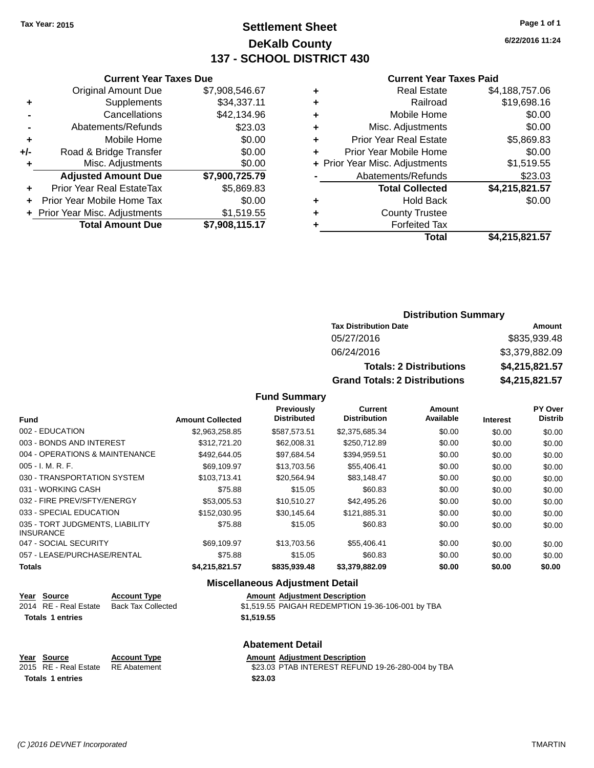Tax Year: 2015

# Settlement Sheet
## DeKalb County
## 137 - SCHOOL DISTRICT 430

6/22/2016 11:24

### Current Year Taxes Due

| | | |
|---|---|---|
| | Original Amount Due | $7,908,546.67 |
| + | Supplements | $34,337.11 |
| - | Cancellations | $42,134.96 |
| - | Abatements/Refunds | $23.03 |
| + | Mobile Home | $0.00 |
| +/- | Road & Bridge Transfer | $0.00 |
| + | Misc. Adjustments | $0.00 |
| | **Adjusted Amount Due** | **$7,900,725.79** |
| + | Prior Year Real EstateTax | $5,869.83 |
| + | Prior Year Mobile Home Tax | $0.00 |
| + | Prior Year Misc. Adjustments | $1,519.55 |
| | **Total Amount Due** | **$7,908,115.17** |

### Current Year Taxes Paid

| | | |
|---|---|---|
| + | Real Estate | $4,188,757.06 |
| + | Railroad | $19,698.16 |
| + | Mobile Home | $0.00 |
| + | Misc. Adjustments | $0.00 |
| + | Prior Year Real Estate | $5,869.83 |
| + | Prior Year Mobile Home | $0.00 |
| + | Prior Year Misc. Adjustments | $1,519.55 |
| - | Abatements/Refunds | $23.03 |
| | **Total Collected** | **$4,215,821.57** |
| + | Hold Back | $0.00 |
| + | County Trustee | |
| + | Forfeited Tax | |
| | **Total** | **$4,215,821.57** |

### Distribution Summary

| Tax Distribution Date | Amount |
|---|---|
| 05/27/2016 | $835,939.48 |
| 06/24/2016 | $3,379,882.09 |
| **Totals: 2 Distributions** | **$4,215,821.57** |
| **Grand Totals: 2 Distributions** | **$4,215,821.57** |

### Fund Summary

| Fund | Amount Collected | Previously Distributed | Current Distribution | Amount Available | Interest | PY Over Distrib |
|---|---|---|---|---|---|---|
| 002 - EDUCATION | $2,963,258.85 | $587,573.51 | $2,375,685.34 | $0.00 | $0.00 | $0.00 |
| 003 - BONDS AND INTEREST | $312,721.20 | $62,008.31 | $250,712.89 | $0.00 | $0.00 | $0.00 |
| 004 - OPERATIONS & MAINTENANCE | $492,644.05 | $97,684.54 | $394,959.51 | $0.00 | $0.00 | $0.00 |
| 005 - I. M. R. F. | $69,109.97 | $13,703.56 | $55,406.41 | $0.00 | $0.00 | $0.00 |
| 030 - TRANSPORTATION SYSTEM | $103,713.41 | $20,564.94 | $83,148.47 | $0.00 | $0.00 | $0.00 |
| 031 - WORKING CASH | $75.88 | $15.05 | $60.83 | $0.00 | $0.00 | $0.00 |
| 032 - FIRE PREV/SFTY/ENERGY | $53,005.53 | $10,510.27 | $42,495.26 | $0.00 | $0.00 | $0.00 |
| 033 - SPECIAL EDUCATION | $152,030.95 | $30,145.64 | $121,885.31 | $0.00 | $0.00 | $0.00 |
| 035 - TORT JUDGMENTS, LIABILITY INSURANCE | $75.88 | $15.05 | $60.83 | $0.00 | $0.00 | $0.00 |
| 047 - SOCIAL SECURITY | $69,109.97 | $13,703.56 | $55,406.41 | $0.00 | $0.00 | $0.00 |
| 057 - LEASE/PURCHASE/RENTAL | $75.88 | $15.05 | $60.83 | $0.00 | $0.00 | $0.00 |
| **Totals** | **$4,215,821.57** | **$835,939.48** | **$3,379,882.09** | **$0.00** | **$0.00** | **$0.00** |

### Miscellaneous Adjustment Detail

| Year | Source | Account Type | Amount | Adjustment Description |
|---|---|---|---|---|
| 2014 | RE - Real Estate | Back Tax Collected | $1,519.55 | PAIGAH REDEMPTION 19-36-106-001 by TBA |
| **Totals** | **1 entries** | | **$1,519.55** | |

### Abatement Detail

| Year | Source | Account Type | Amount | Adjustment Description |
|---|---|---|---|---|
| 2015 | RE - Real Estate | RE Abatement | $23.03 | PTAB INTEREST REFUND 19-26-280-004 by TBA |
| **Totals** | **1 entries** | | **$23.03** | |

(C )2016 DEVNET Incorporated — TMARTIN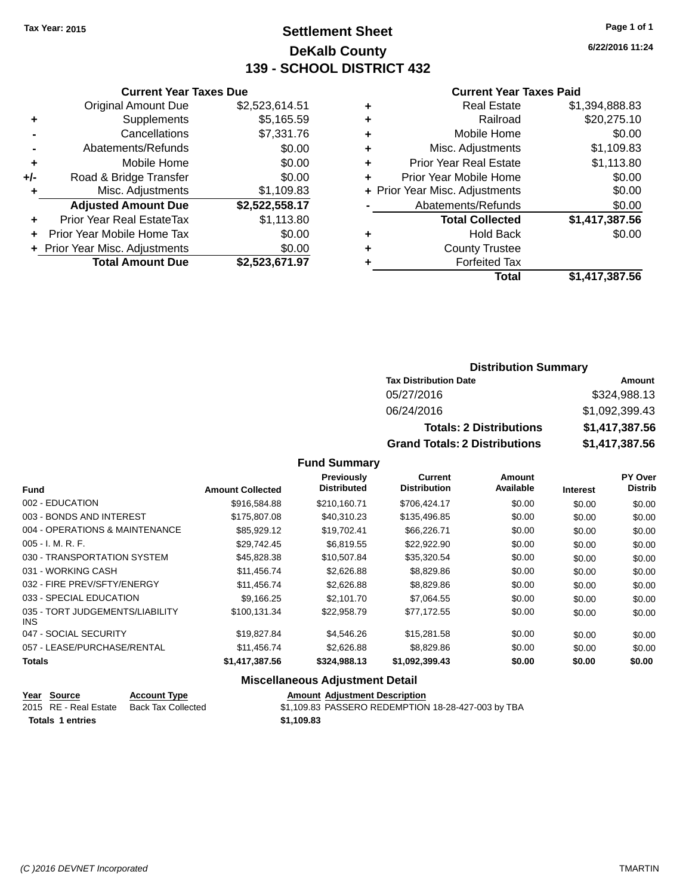Tax Year: 2015

# Settlement Sheet

## DeKalb County

## 139 - SCHOOL DISTRICT 432

6/22/2016 11:24

### Current Year Taxes Due

| | | |
|---|---|---|
| | Original Amount Due | $2,523,614.51 |
| + | Supplements | $5,165.59 |
| - | Cancellations | $7,331.76 |
| - | Abatements/Refunds | $0.00 |
| + | Mobile Home | $0.00 |
| +/- | Road & Bridge Transfer | $0.00 |
| + | Misc. Adjustments | $1,109.83 |
| | **Adjusted Amount Due** | **$2,522,558.17** |
| + | Prior Year Real EstateTax | $1,113.80 |
| + | Prior Year Mobile Home Tax | $0.00 |
| + | Prior Year Misc. Adjustments | $0.00 |
| | **Total Amount Due** | **$2,523,671.97** |

### Current Year Taxes Paid

| | | |
|---|---|---|
| + | Real Estate | $1,394,888.83 |
| + | Railroad | $20,275.10 |
| + | Mobile Home | $0.00 |
| + | Misc. Adjustments | $1,109.83 |
| + | Prior Year Real Estate | $1,113.80 |
| + | Prior Year Mobile Home | $0.00 |
| + | Prior Year Misc. Adjustments | $0.00 |
| - | Abatements/Refunds | $0.00 |
| | **Total Collected** | **$1,417,387.56** |
| + | Hold Back | $0.00 |
| + | County Trustee | |
| + | Forfeited Tax | |
| | **Total** | **$1,417,387.56** |

### Distribution Summary

| Tax Distribution Date | Amount |
|---|---|
| 05/27/2016 | $324,988.13 |
| 06/24/2016 | $1,092,399.43 |
| **Totals: 2 Distributions** | **$1,417,387.56** |
| **Grand Totals: 2 Distributions** | **$1,417,387.56** |

### Fund Summary

| Fund | Amount Collected | Previously Distributed | Current Distribution | Amount Available | Interest | PY Over Distrib |
|---|---|---|---|---|---|---|
| 002 - EDUCATION | $916,584.88 | $210,160.71 | $706,424.17 | $0.00 | $0.00 | $0.00 |
| 003 - BONDS AND INTEREST | $175,807.08 | $40,310.23 | $135,496.85 | $0.00 | $0.00 | $0.00 |
| 004 - OPERATIONS & MAINTENANCE | $85,929.12 | $19,702.41 | $66,226.71 | $0.00 | $0.00 | $0.00 |
| 005 - I. M. R. F. | $29,742.45 | $6,819.55 | $22,922.90 | $0.00 | $0.00 | $0.00 |
| 030 - TRANSPORTATION SYSTEM | $45,828.38 | $10,507.84 | $35,320.54 | $0.00 | $0.00 | $0.00 |
| 031 - WORKING CASH | $11,456.74 | $2,626.88 | $8,829.86 | $0.00 | $0.00 | $0.00 |
| 032 - FIRE PREV/SFTY/ENERGY | $11,456.74 | $2,626.88 | $8,829.86 | $0.00 | $0.00 | $0.00 |
| 033 - SPECIAL EDUCATION | $9,166.25 | $2,101.70 | $7,064.55 | $0.00 | $0.00 | $0.00 |
| 035 - TORT JUDGEMENTS/LIABILITY INS | $100,131.34 | $22,958.79 | $77,172.55 | $0.00 | $0.00 | $0.00 |
| 047 - SOCIAL SECURITY | $19,827.84 | $4,546.26 | $15,281.58 | $0.00 | $0.00 | $0.00 |
| 057 - LEASE/PURCHASE/RENTAL | $11,456.74 | $2,626.88 | $8,829.86 | $0.00 | $0.00 | $0.00 |
| **Totals** | **$1,417,387.56** | **$324,988.13** | **$1,092,399.43** | **$0.00** | **$0.00** | **$0.00** |

### Miscellaneous Adjustment Detail

| Year | Source | Account Type | Amount | Adjustment Description |
|---|---|---|---|---|
| 2015 | RE - Real Estate | Back Tax Collected | $1,109.83 | PASSERO REDEMPTION 18-28-427-003 by TBA |
| **Totals** | **1 entries** | | **$1,109.83** | |

(C )2016 DEVNET Incorporated TMARTIN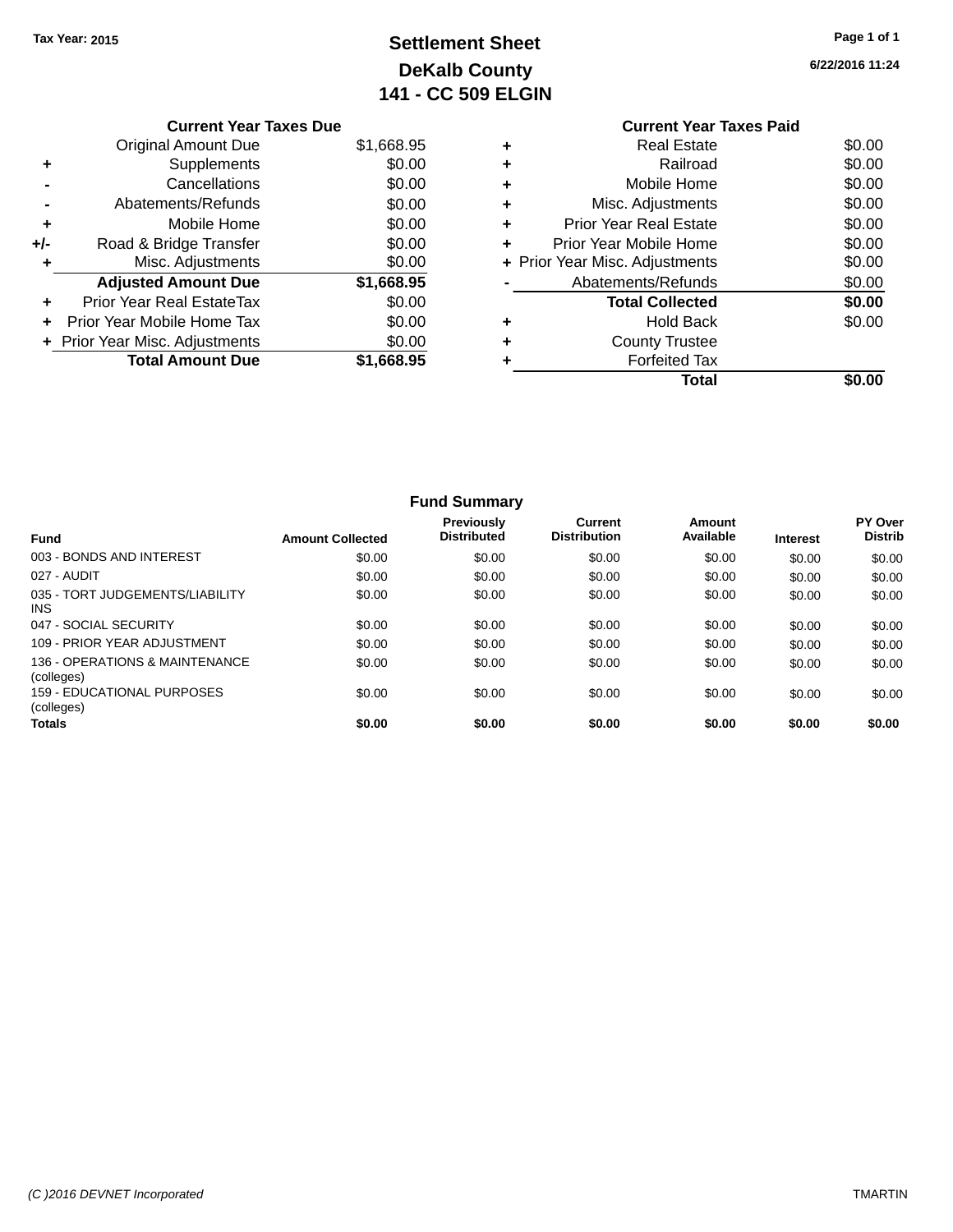Tax Year: 2015

# Settlement Sheet
## DeKalb County
## 141 - CC 509 ELGIN

6/22/2016 11:24

### Current Year Taxes Due

| | | |
|---|---|---|
| | Original Amount Due | $1,668.95 |
| + | Supplements | $0.00 |
| - | Cancellations | $0.00 |
| - | Abatements/Refunds | $0.00 |
| + | Mobile Home | $0.00 |
| +/- | Road & Bridge Transfer | $0.00 |
| + | Misc. Adjustments | $0.00 |
| | **Adjusted Amount Due** | **$1,668.95** |
| + | Prior Year Real EstateTax | $0.00 |
| + | Prior Year Mobile Home Tax | $0.00 |
| + | Prior Year Misc. Adjustments | $0.00 |
| | **Total Amount Due** | **$1,668.95** |

### Current Year Taxes Paid

| | | |
|---|---|---|
| + | Real Estate | $0.00 |
| + | Railroad | $0.00 |
| + | Mobile Home | $0.00 |
| + | Misc. Adjustments | $0.00 |
| + | Prior Year Real Estate | $0.00 |
| + | Prior Year Mobile Home | $0.00 |
| + | Prior Year Misc. Adjustments | $0.00 |
| - | Abatements/Refunds | $0.00 |
| | **Total Collected** | **$0.00** |
| + | Hold Back | $0.00 |
| + | County Trustee | |
| + | Forfeited Tax | |
| | **Total** | **$0.00** |

### Fund Summary

| Fund | Amount Collected | Previously Distributed | Current Distribution | Amount Available | Interest | PY Over Distrib |
|---|---|---|---|---|---|---|
| 003 - BONDS AND INTEREST | $0.00 | $0.00 | $0.00 | $0.00 | $0.00 | $0.00 |
| 027 - AUDIT | $0.00 | $0.00 | $0.00 | $0.00 | $0.00 | $0.00 |
| 035 - TORT JUDGEMENTS/LIABILITY INS | $0.00 | $0.00 | $0.00 | $0.00 | $0.00 | $0.00 |
| 047 - SOCIAL SECURITY | $0.00 | $0.00 | $0.00 | $0.00 | $0.00 | $0.00 |
| 109 - PRIOR YEAR ADJUSTMENT | $0.00 | $0.00 | $0.00 | $0.00 | $0.00 | $0.00 |
| 136 - OPERATIONS & MAINTENANCE (colleges) | $0.00 | $0.00 | $0.00 | $0.00 | $0.00 | $0.00 |
| 159 - EDUCATIONAL PURPOSES (colleges) | $0.00 | $0.00 | $0.00 | $0.00 | $0.00 | $0.00 |
| **Totals** | **$0.00** | **$0.00** | **$0.00** | **$0.00** | **$0.00** | **$0.00** |

(C )2016 DEVNET Incorporated TMARTIN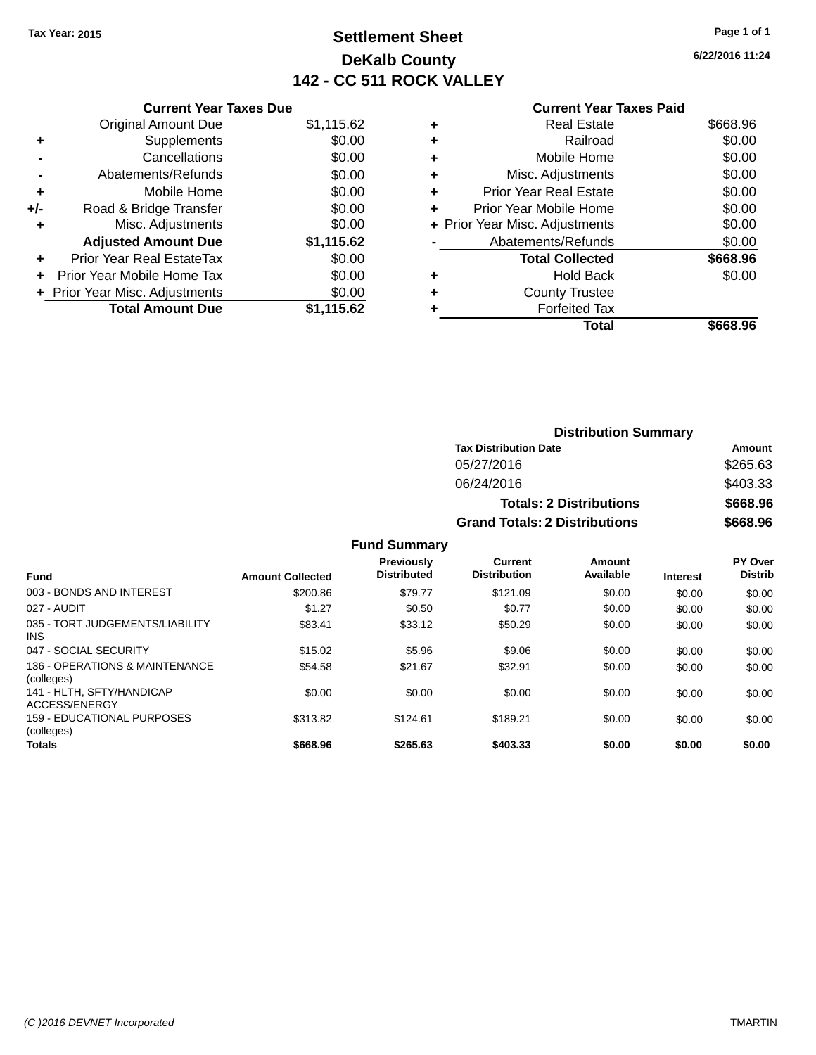Tax Year: 2015

# Settlement Sheet

## DeKalb County

## 142 - CC 511 ROCK VALLEY

6/22/2016 11:24

| | Current Year Taxes Due | |
|---|---|---|
| | Original Amount Due | $1,115.62 |
| + | Supplements | $0.00 |
| - | Cancellations | $0.00 |
| - | Abatements/Refunds | $0.00 |
| + | Mobile Home | $0.00 |
| +/- | Road & Bridge Transfer | $0.00 |
| + | Misc. Adjustments | $0.00 |
| | **Adjusted Amount Due** | **$1,115.62** |
| + | Prior Year Real EstateTax | $0.00 |
| + | Prior Year Mobile Home Tax | $0.00 |
| + | Prior Year Misc. Adjustments | $0.00 |
| | **Total Amount Due** | **$1,115.62** |

| | Current Year Taxes Paid | |
|---|---|---|
| + | Real Estate | $668.96 |
| + | Railroad | $0.00 |
| + | Mobile Home | $0.00 |
| + | Misc. Adjustments | $0.00 |
| + | Prior Year Real Estate | $0.00 |
| + | Prior Year Mobile Home | $0.00 |
| + | Prior Year Misc. Adjustments | $0.00 |
| - | Abatements/Refunds | $0.00 |
| | **Total Collected** | **$668.96** |
| + | Hold Back | $0.00 |
| + | County Trustee | |
| + | Forfeited Tax | |
| | **Total** | **$668.96** |

### Distribution Summary

| Tax Distribution Date | Amount |
|---|---|
| 05/27/2016 | $265.63 |
| 06/24/2016 | $403.33 |
| **Totals: 2 Distributions** | **$668.96** |
| **Grand Totals: 2 Distributions** | **$668.96** |

### Fund Summary

| Fund | Amount Collected | Previously Distributed | Current Distribution | Amount Available | Interest | PY Over Distrib |
|---|---|---|---|---|---|---|
| 003 - BONDS AND INTEREST | $200.86 | $79.77 | $121.09 | $0.00 | $0.00 | $0.00 |
| 027 - AUDIT | $1.27 | $0.50 | $0.77 | $0.00 | $0.00 | $0.00 |
| 035 - TORT JUDGEMENTS/LIABILITY INS | $83.41 | $33.12 | $50.29 | $0.00 | $0.00 | $0.00 |
| 047 - SOCIAL SECURITY | $15.02 | $5.96 | $9.06 | $0.00 | $0.00 | $0.00 |
| 136 - OPERATIONS & MAINTENANCE (colleges) | $54.58 | $21.67 | $32.91 | $0.00 | $0.00 | $0.00 |
| 141 - HLTH, SFTY/HANDICAP ACCESS/ENERGY | $0.00 | $0.00 | $0.00 | $0.00 | $0.00 | $0.00 |
| 159 - EDUCATIONAL PURPOSES (colleges) | $313.82 | $124.61 | $189.21 | $0.00 | $0.00 | $0.00 |
| **Totals** | **$668.96** | **$265.63** | **$403.33** | **$0.00** | **$0.00** | **$0.00** |

(C )2016 DEVNET Incorporated TMARTIN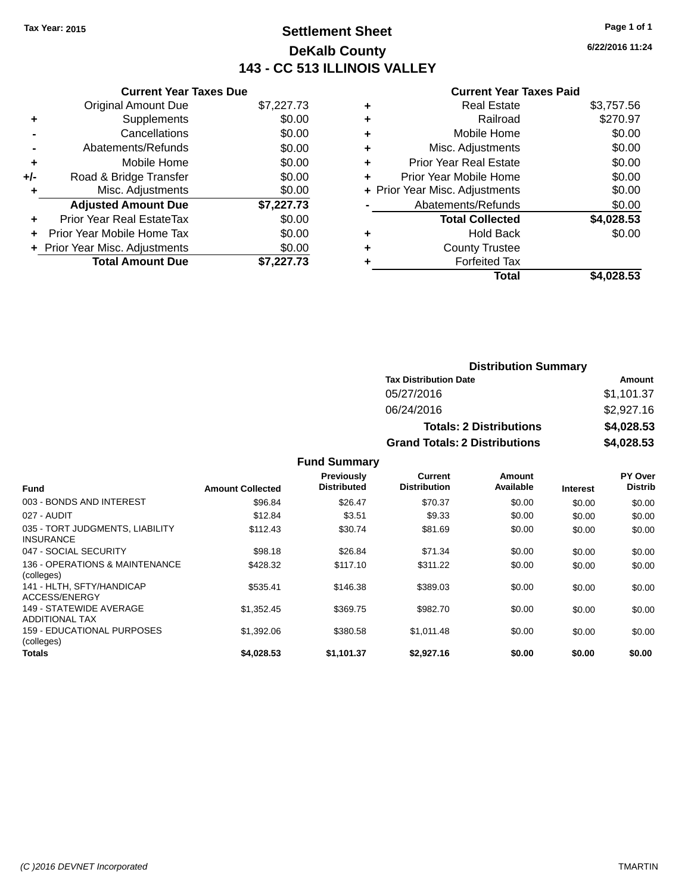Tax Year: 2015

# Settlement Sheet

## DeKalb County

## 143 - CC 513 ILLINOIS VALLEY

6/22/2016 11:24

### Current Year Taxes Due

| | | |
|---|---|---|
| | Original Amount Due | $7,227.73 |
| + | Supplements | $0.00 |
| - | Cancellations | $0.00 |
| - | Abatements/Refunds | $0.00 |
| + | Mobile Home | $0.00 |
| +/- | Road & Bridge Transfer | $0.00 |
| + | Misc. Adjustments | $0.00 |
| | **Adjusted Amount Due** | **$7,227.73** |
| + | Prior Year Real EstateTax | $0.00 |
| + | Prior Year Mobile Home Tax | $0.00 |
| + | Prior Year Misc. Adjustments | $0.00 |
| | **Total Amount Due** | **$7,227.73** |

### Current Year Taxes Paid

| | | |
|---|---|---|
| + | Real Estate | $3,757.56 |
| + | Railroad | $270.97 |
| + | Mobile Home | $0.00 |
| + | Misc. Adjustments | $0.00 |
| + | Prior Year Real Estate | $0.00 |
| + | Prior Year Mobile Home | $0.00 |
| + | Prior Year Misc. Adjustments | $0.00 |
| - | Abatements/Refunds | $0.00 |
| | **Total Collected** | **$4,028.53** |
| + | Hold Back | $0.00 |
| + | County Trustee | |
| + | Forfeited Tax | |
| | **Total** | **$4,028.53** |

### Distribution Summary

| Tax Distribution Date | Amount |
|---|---|
| 05/27/2016 | $1,101.37 |
| 06/24/2016 | $2,927.16 |
| **Totals: 2 Distributions** | **$4,028.53** |
| **Grand Totals: 2 Distributions** | **$4,028.53** |

### Fund Summary

| Fund | Amount Collected | Previously Distributed | Current Distribution | Amount Available | Interest | PY Over Distrib |
|---|---|---|---|---|---|---|
| 003 - BONDS AND INTEREST | $96.84 | $26.47 | $70.37 | $0.00 | $0.00 | $0.00 |
| 027 - AUDIT | $12.84 | $3.51 | $9.33 | $0.00 | $0.00 | $0.00 |
| 035 - TORT JUDGMENTS, LIABILITY INSURANCE | $112.43 | $30.74 | $81.69 | $0.00 | $0.00 | $0.00 |
| 047 - SOCIAL SECURITY | $98.18 | $26.84 | $71.34 | $0.00 | $0.00 | $0.00 |
| 136 - OPERATIONS & MAINTENANCE (colleges) | $428.32 | $117.10 | $311.22 | $0.00 | $0.00 | $0.00 |
| 141 - HLTH, SFTY/HANDICAP ACCESS/ENERGY | $535.41 | $146.38 | $389.03 | $0.00 | $0.00 | $0.00 |
| 149 - STATEWIDE AVERAGE ADDITIONAL TAX | $1,352.45 | $369.75 | $982.70 | $0.00 | $0.00 | $0.00 |
| 159 - EDUCATIONAL PURPOSES (colleges) | $1,392.06 | $380.58 | $1,011.48 | $0.00 | $0.00 | $0.00 |
| **Totals** | **$4,028.53** | **$1,101.37** | **$2,927.16** | **$0.00** | **$0.00** | **$0.00** |

(C )2016 DEVNET Incorporated TMARTIN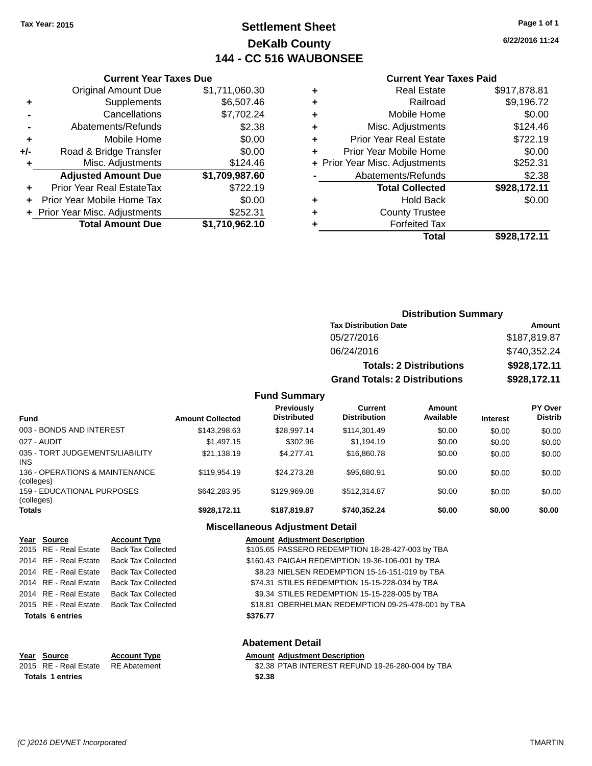Tax Year: 2015

# Settlement Sheet
## DeKalb County
## 144 - CC 516 WAUBONSEE

6/22/2016 11:24

### Current Year Taxes Due

| | | |
|---|---|---|
| | Original Amount Due | $1,711,060.30 |
| + | Supplements | $6,507.46 |
| - | Cancellations | $7,702.24 |
| - | Abatements/Refunds | $2.38 |
| + | Mobile Home | $0.00 |
| +/- | Road & Bridge Transfer | $0.00 |
| + | Misc. Adjustments | $124.46 |
| | **Adjusted Amount Due** | **$1,709,987.60** |
| + | Prior Year Real EstateTax | $722.19 |
| + | Prior Year Mobile Home Tax | $0.00 |
| + | Prior Year Misc. Adjustments | $252.31 |
| | **Total Amount Due** | **$1,710,962.10** |

### Current Year Taxes Paid

| | | |
|---|---|---|
| + | Real Estate | $917,878.81 |
| + | Railroad | $9,196.72 |
| + | Mobile Home | $0.00 |
| + | Misc. Adjustments | $124.46 |
| + | Prior Year Real Estate | $722.19 |
| + | Prior Year Mobile Home | $0.00 |
| + | Prior Year Misc. Adjustments | $252.31 |
| - | Abatements/Refunds | $2.38 |
| | **Total Collected** | **$928,172.11** |
| + | Hold Back | $0.00 |
| + | County Trustee | |
| + | Forfeited Tax | |
| | **Total** | **$928,172.11** |

### Distribution Summary

| Tax Distribution Date | Amount |
|---|---|
| 05/27/2016 | $187,819.87 |
| 06/24/2016 | $740,352.24 |
| **Totals: 2 Distributions** | **$928,172.11** |
| **Grand Totals: 2 Distributions** | **$928,172.11** |

### Fund Summary

| Fund | Amount Collected | Previously Distributed | Current Distribution | Amount Available | Interest | PY Over Distrib |
|---|---|---|---|---|---|---|
| 003 - BONDS AND INTEREST | $143,298.63 | $28,997.14 | $114,301.49 | $0.00 | $0.00 | $0.00 |
| 027 - AUDIT | $1,497.15 | $302.96 | $1,194.19 | $0.00 | $0.00 | $0.00 |
| 035 - TORT JUDGEMENTS/LIABILITY INS | $21,138.19 | $4,277.41 | $16,860.78 | $0.00 | $0.00 | $0.00 |
| 136 - OPERATIONS & MAINTENANCE (colleges) | $119,954.19 | $24,273.28 | $95,680.91 | $0.00 | $0.00 | $0.00 |
| 159 - EDUCATIONAL PURPOSES (colleges) | $642,283.95 | $129,969.08 | $512,314.87 | $0.00 | $0.00 | $0.00 |
| **Totals** | **$928,172.11** | **$187,819.87** | **$740,352.24** | **$0.00** | **$0.00** | **$0.00** |

### Miscellaneous Adjustment Detail

| Year | Source | Account Type | Amount | Adjustment Description |
|---|---|---|---|---|
| 2015 | RE - Real Estate | Back Tax Collected | $105.65 | PASSERO REDEMPTION 18-28-427-003 by TBA |
| 2014 | RE - Real Estate | Back Tax Collected | $160.43 | PAIGAH REDEMPTION 19-36-106-001 by TBA |
| 2014 | RE - Real Estate | Back Tax Collected | $8.23 | NIELSEN REDEMPTION 15-16-151-019 by TBA |
| 2014 | RE - Real Estate | Back Tax Collected | $74.31 | STILES REDEMPTION 15-15-228-034 by TBA |
| 2014 | RE - Real Estate | Back Tax Collected | $9.34 | STILES REDEMPTION 15-15-228-005 by TBA |
| 2015 | RE - Real Estate | Back Tax Collected | $18.81 | OBERHELMAN REDEMPTION 09-25-478-001 by TBA |
| **Totals 6 entries** | | | **$376.77** | |

### Abatement Detail

| Year | Source | Account Type | Amount | Adjustment Description |
|---|---|---|---|---|
| 2015 | RE - Real Estate | RE Abatement | $2.38 | PTAB INTEREST REFUND 19-26-280-004 by TBA |
| **Totals 1 entries** | | | **$2.38** | |

(C )2016 DEVNET Incorporated TMARTIN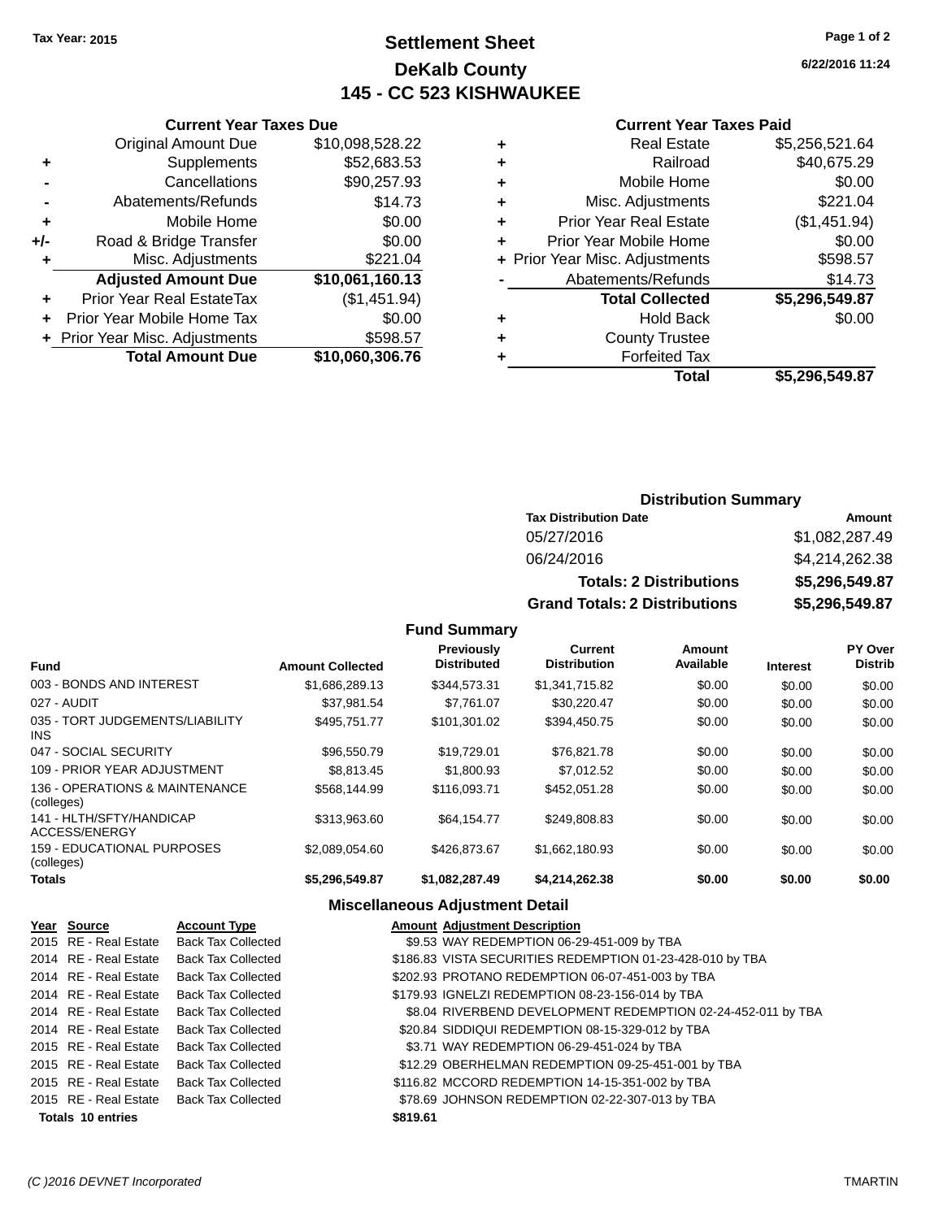Tax Year: 2015

# Settlement Sheet
## DeKalb County
## 145 - CC 523 KISHWAUKEE

6/22/2016 11:24

### Current Year Taxes Due

| | | |
|---|---|---|
| | Original Amount Due | $10,098,528.22 |
| + | Supplements | $52,683.53 |
| - | Cancellations | $90,257.93 |
| - | Abatements/Refunds | $14.73 |
| + | Mobile Home | $0.00 |
| +/- | Road & Bridge Transfer | $0.00 |
| + | Misc. Adjustments | $221.04 |
| | **Adjusted Amount Due** | **$10,061,160.13** |
| + | Prior Year Real EstateTax | ($1,451.94) |
| + | Prior Year Mobile Home Tax | $0.00 |
| + | Prior Year Misc. Adjustments | $598.57 |
| | **Total Amount Due** | **$10,060,306.76** |

### Current Year Taxes Paid

| | | |
|---|---|---|
| + | Real Estate | $5,256,521.64 |
| + | Railroad | $40,675.29 |
| + | Mobile Home | $0.00 |
| + | Misc. Adjustments | $221.04 |
| + | Prior Year Real Estate | ($1,451.94) |
| + | Prior Year Mobile Home | $0.00 |
| + | Prior Year Misc. Adjustments | $598.57 |
| - | Abatements/Refunds | $14.73 |
| | **Total Collected** | **$5,296,549.87** |
| + | Hold Back | $0.00 |
| + | County Trustee | |
| + | Forfeited Tax | |
| | **Total** | **$5,296,549.87** |

### Distribution Summary

| Tax Distribution Date | Amount |
|---|---|
| 05/27/2016 | $1,082,287.49 |
| 06/24/2016 | $4,214,262.38 |
| **Totals: 2 Distributions** | **$5,296,549.87** |
| **Grand Totals: 2 Distributions** | **$5,296,549.87** |

### Fund Summary

| Fund | Amount Collected | Previously Distributed | Current Distribution | Amount Available | Interest | PY Over Distrib |
|---|---|---|---|---|---|---|
| 003 - BONDS AND INTEREST | $1,686,289.13 | $344,573.31 | $1,341,715.82 | $0.00 | $0.00 | $0.00 |
| 027 - AUDIT | $37,981.54 | $7,761.07 | $30,220.47 | $0.00 | $0.00 | $0.00 |
| 035 - TORT JUDGEMENTS/LIABILITY INS | $495,751.77 | $101,301.02 | $394,450.75 | $0.00 | $0.00 | $0.00 |
| 047 - SOCIAL SECURITY | $96,550.79 | $19,729.01 | $76,821.78 | $0.00 | $0.00 | $0.00 |
| 109 - PRIOR YEAR ADJUSTMENT | $8,813.45 | $1,800.93 | $7,012.52 | $0.00 | $0.00 | $0.00 |
| 136 - OPERATIONS & MAINTENANCE (colleges) | $568,144.99 | $116,093.71 | $452,051.28 | $0.00 | $0.00 | $0.00 |
| 141 - HLTH/SFTY/HANDICAP ACCESS/ENERGY | $313,963.60 | $64,154.77 | $249,808.83 | $0.00 | $0.00 | $0.00 |
| 159 - EDUCATIONAL PURPOSES (colleges) | $2,089,054.60 | $426,873.67 | $1,662,180.93 | $0.00 | $0.00 | $0.00 |
| **Totals** | **$5,296,549.87** | **$1,082,287.49** | **$4,214,262.38** | **$0.00** | **$0.00** | **$0.00** |

### Miscellaneous Adjustment Detail

| Year | Source | Account Type | Amount | Adjustment Description |
|---|---|---|---|---|
| 2015 | RE - Real Estate | Back Tax Collected | $9.53 | WAY REDEMPTION 06-29-451-009 by TBA |
| 2014 | RE - Real Estate | Back Tax Collected | $186.83 | VISTA SECURITIES REDEMPTION 01-23-428-010 by TBA |
| 2014 | RE - Real Estate | Back Tax Collected | $202.93 | PROTANO REDEMPTION 06-07-451-003 by TBA |
| 2014 | RE - Real Estate | Back Tax Collected | $179.93 | IGNELZI REDEMPTION 08-23-156-014 by TBA |
| 2014 | RE - Real Estate | Back Tax Collected | $8.04 | RIVERBEND DEVELOPMENT REDEMPTION 02-24-452-011 by TBA |
| 2014 | RE - Real Estate | Back Tax Collected | $20.84 | SIDDIQUI REDEMPTION 08-15-329-012 by TBA |
| 2015 | RE - Real Estate | Back Tax Collected | $3.71 | WAY REDEMPTION 06-29-451-024 by TBA |
| 2015 | RE - Real Estate | Back Tax Collected | $12.29 | OBERHELMAN REDEMPTION 09-25-451-001 by TBA |
| 2015 | RE - Real Estate | Back Tax Collected | $116.82 | MCCORD REDEMPTION 14-15-351-002 by TBA |
| 2015 | RE - Real Estate | Back Tax Collected | $78.69 | JOHNSON REDEMPTION 02-22-307-013 by TBA |
| **Totals 10 entries** | | | **$819.61** | |

(C )2016 DEVNET Incorporated — TMARTIN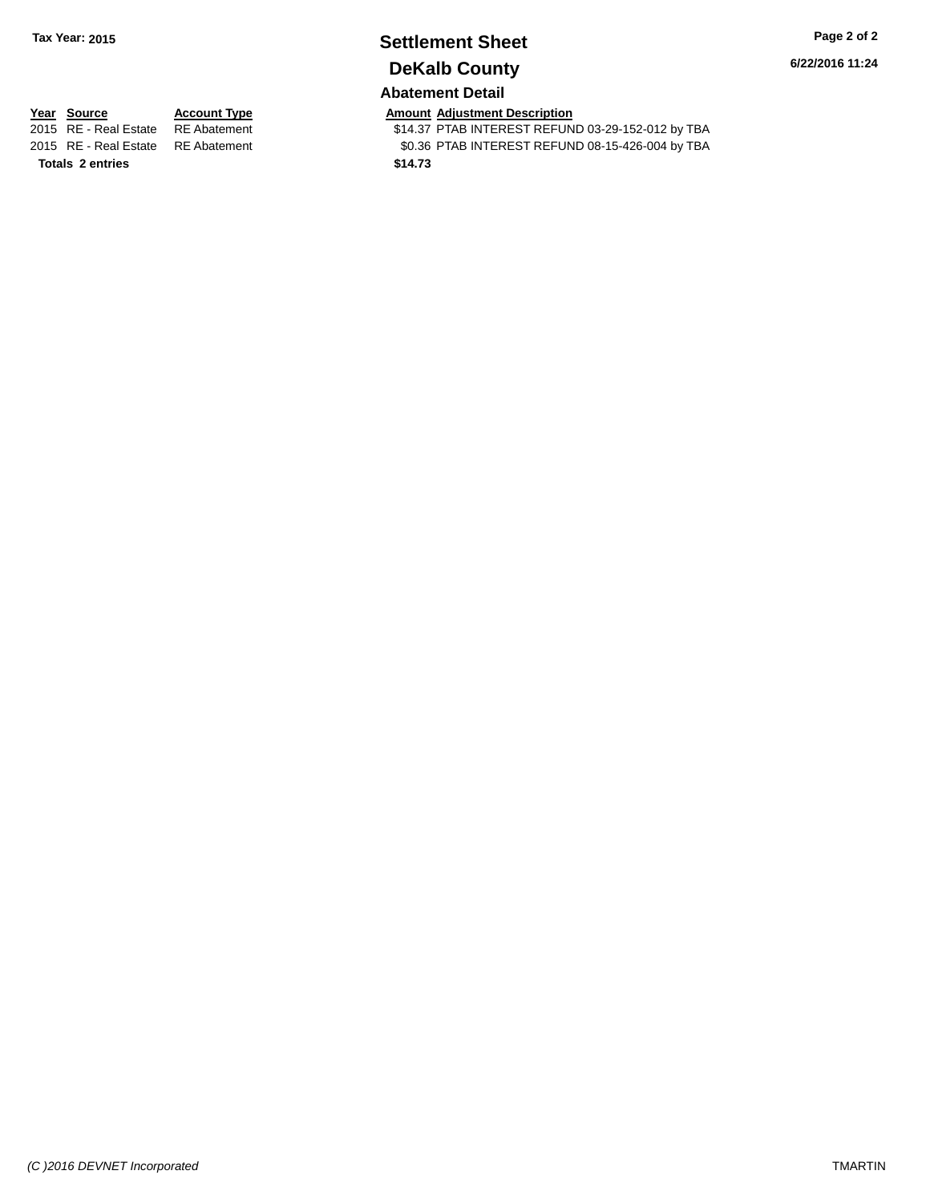Tax Year: 2015

# Settlement Sheet

## DeKalb County

6/22/2016 11:24

### Abatement Detail

| Year | Source | Account Type | Amount | Adjustment Description |
|---|---|---|---|---|
| 2015 | RE - Real Estate | RE Abatement | $14.37 | PTAB INTEREST REFUND 03-29-152-012 by TBA |
| 2015 | RE - Real Estate | RE Abatement | $0.36 | PTAB INTEREST REFUND 08-15-426-004 by TBA |
| **Totals** | **2 entries** | | **$14.73** | |

*(C )2016 DEVNET Incorporated*

TMARTIN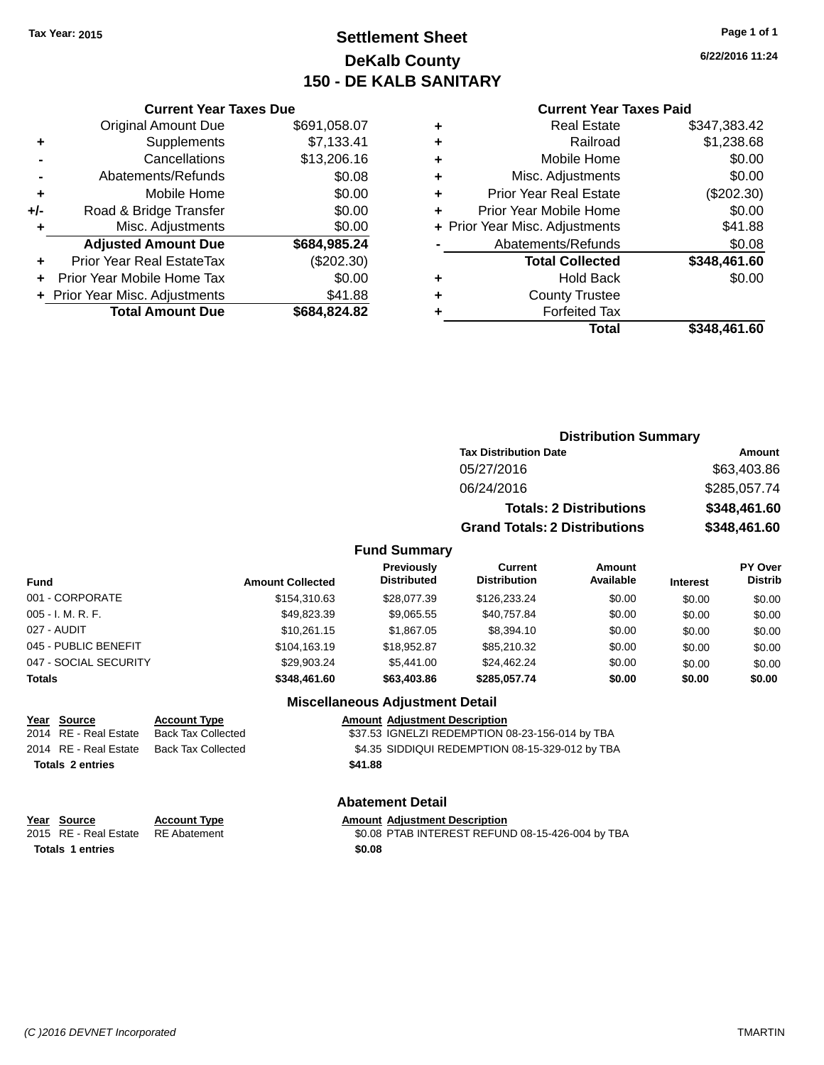Tax Year: 2015

# Settlement Sheet
## DeKalb County
## 150 - DE KALB SANITARY

6/22/2016 11:24

### Current Year Taxes Due

| | | |
|---|---|---|
| | Original Amount Due | $691,058.07 |
| + | Supplements | $7,133.41 |
| - | Cancellations | $13,206.16 |
| - | Abatements/Refunds | $0.08 |
| + | Mobile Home | $0.00 |
| +/- | Road & Bridge Transfer | $0.00 |
| + | Misc. Adjustments | $0.00 |
| | **Adjusted Amount Due** | **$684,985.24** |
| + | Prior Year Real EstateTax | ($202.30) |
| + | Prior Year Mobile Home Tax | $0.00 |
| + | Prior Year Misc. Adjustments | $41.88 |
| | **Total Amount Due** | **$684,824.82** |

### Current Year Taxes Paid

| | | |
|---|---|---|
| + | Real Estate | $347,383.42 |
| + | Railroad | $1,238.68 |
| + | Mobile Home | $0.00 |
| + | Misc. Adjustments | $0.00 |
| + | Prior Year Real Estate | ($202.30) |
| + | Prior Year Mobile Home | $0.00 |
| + | Prior Year Misc. Adjustments | $41.88 |
| - | Abatements/Refunds | $0.08 |
| | **Total Collected** | **$348,461.60** |
| + | Hold Back | $0.00 |
| + | County Trustee | |
| + | Forfeited Tax | |
| | **Total** | **$348,461.60** |

### Distribution Summary

| Tax Distribution Date | Amount |
|---|---|
| 05/27/2016 | $63,403.86 |
| 06/24/2016 | $285,057.74 |
| **Totals: 2 Distributions** | **$348,461.60** |
| **Grand Totals: 2 Distributions** | **$348,461.60** |

### Fund Summary

| Fund | Amount Collected | Previously Distributed | Current Distribution | Amount Available | Interest | PY Over Distrib |
|---|---|---|---|---|---|---|
| 001 - CORPORATE | $154,310.63 | $28,077.39 | $126,233.24 | $0.00 | $0.00 | $0.00 |
| 005 - I. M. R. F. | $49,823.39 | $9,065.55 | $40,757.84 | $0.00 | $0.00 | $0.00 |
| 027 - AUDIT | $10,261.15 | $1,867.05 | $8,394.10 | $0.00 | $0.00 | $0.00 |
| 045 - PUBLIC BENEFIT | $104,163.19 | $18,952.87 | $85,210.32 | $0.00 | $0.00 | $0.00 |
| 047 - SOCIAL SECURITY | $29,903.24 | $5,441.00 | $24,462.24 | $0.00 | $0.00 | $0.00 |
| **Totals** | **$348,461.60** | **$63,403.86** | **$285,057.74** | **$0.00** | **$0.00** | **$0.00** |

### Miscellaneous Adjustment Detail

| Year | Source | Account Type | Amount | Adjustment Description |
|---|---|---|---|---|
| 2014 | RE - Real Estate | Back Tax Collected | $37.53 | IGNELZI REDEMPTION 08-23-156-014 by TBA |
| 2014 | RE - Real Estate | Back Tax Collected | $4.35 | SIDDIQUI REDEMPTION 08-15-329-012 by TBA |
| **Totals 2 entries** | | | **$41.88** | |

### Abatement Detail

| Year | Source | Account Type | Amount | Adjustment Description |
|---|---|---|---|---|
| 2015 | RE - Real Estate | RE Abatement | $0.08 | PTAB INTEREST REFUND 08-15-426-004 by TBA |
| **Totals 1 entries** | | | **$0.08** | |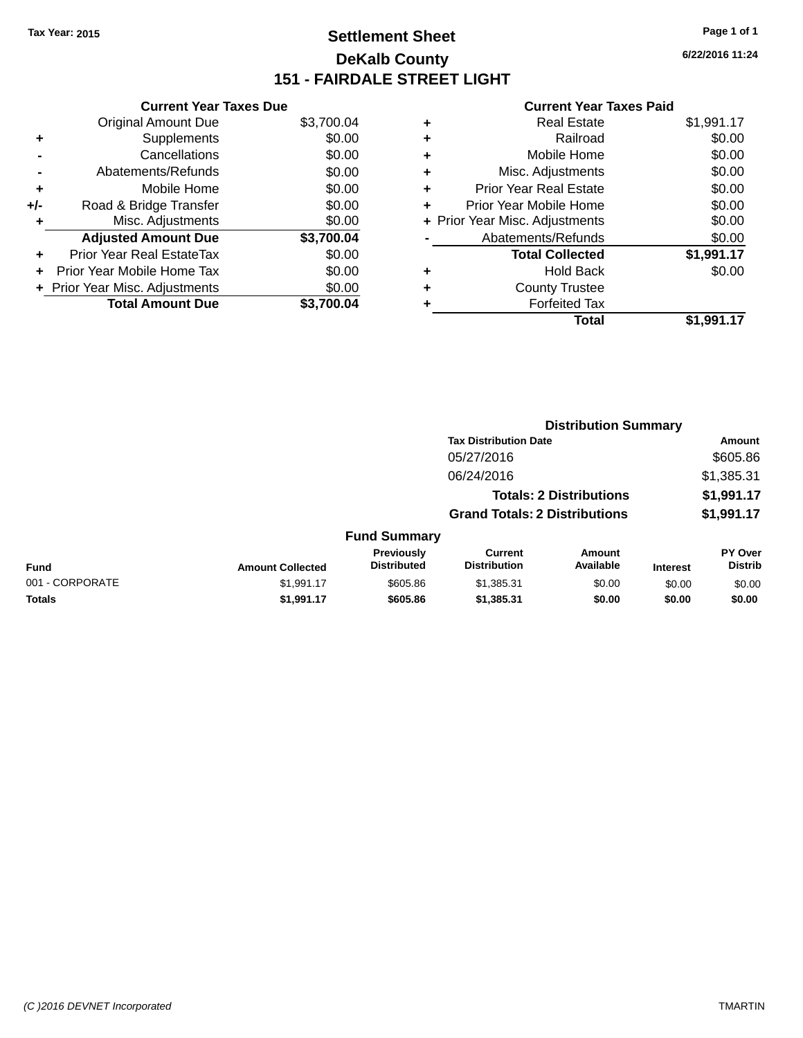Tax Year: 2015

# Settlement Sheet
## DeKalb County
## 151 - FAIRDALE STREET LIGHT

6/22/2016 11:24

| | Current Year Taxes Due | |
|---|---|---|
| | Original Amount Due | $3,700.04 |
| + | Supplements | $0.00 |
| - | Cancellations | $0.00 |
| - | Abatements/Refunds | $0.00 |
| + | Mobile Home | $0.00 |
| +/- | Road & Bridge Transfer | $0.00 |
| + | Misc. Adjustments | $0.00 |
| | **Adjusted Amount Due** | **$3,700.04** |
| + | Prior Year Real EstateTax | $0.00 |
| + | Prior Year Mobile Home Tax | $0.00 |
| + | Prior Year Misc. Adjustments | $0.00 |
| | **Total Amount Due** | **$3,700.04** |

| | Current Year Taxes Paid | |
|---|---|---|
| + | Real Estate | $1,991.17 |
| + | Railroad | $0.00 |
| + | Mobile Home | $0.00 |
| + | Misc. Adjustments | $0.00 |
| + | Prior Year Real Estate | $0.00 |
| + | Prior Year Mobile Home | $0.00 |
| + | Prior Year Misc. Adjustments | $0.00 |
| - | Abatements/Refunds | $0.00 |
| | **Total Collected** | **$1,991.17** |
| + | Hold Back | $0.00 |
| + | County Trustee | |
| + | Forfeited Tax | |
| | **Total** | **$1,991.17** |

### Distribution Summary

| Tax Distribution Date | Amount |
|---|---|
| 05/27/2016 | $605.86 |
| 06/24/2016 | $1,385.31 |
| **Totals: 2 Distributions** | **$1,991.17** |
| **Grand Totals: 2 Distributions** | **$1,991.17** |

### Fund Summary

| Fund | Amount Collected | Previously Distributed | Current Distribution | Amount Available | Interest | PY Over Distrib |
|---|---|---|---|---|---|---|
| 001 - CORPORATE | $1,991.17 | $605.86 | $1,385.31 | $0.00 | $0.00 | $0.00 |
| **Totals** | **$1,991.17** | **$605.86** | **$1,385.31** | **$0.00** | **$0.00** | **$0.00** |

(C )2016 DEVNET Incorporated — TMARTIN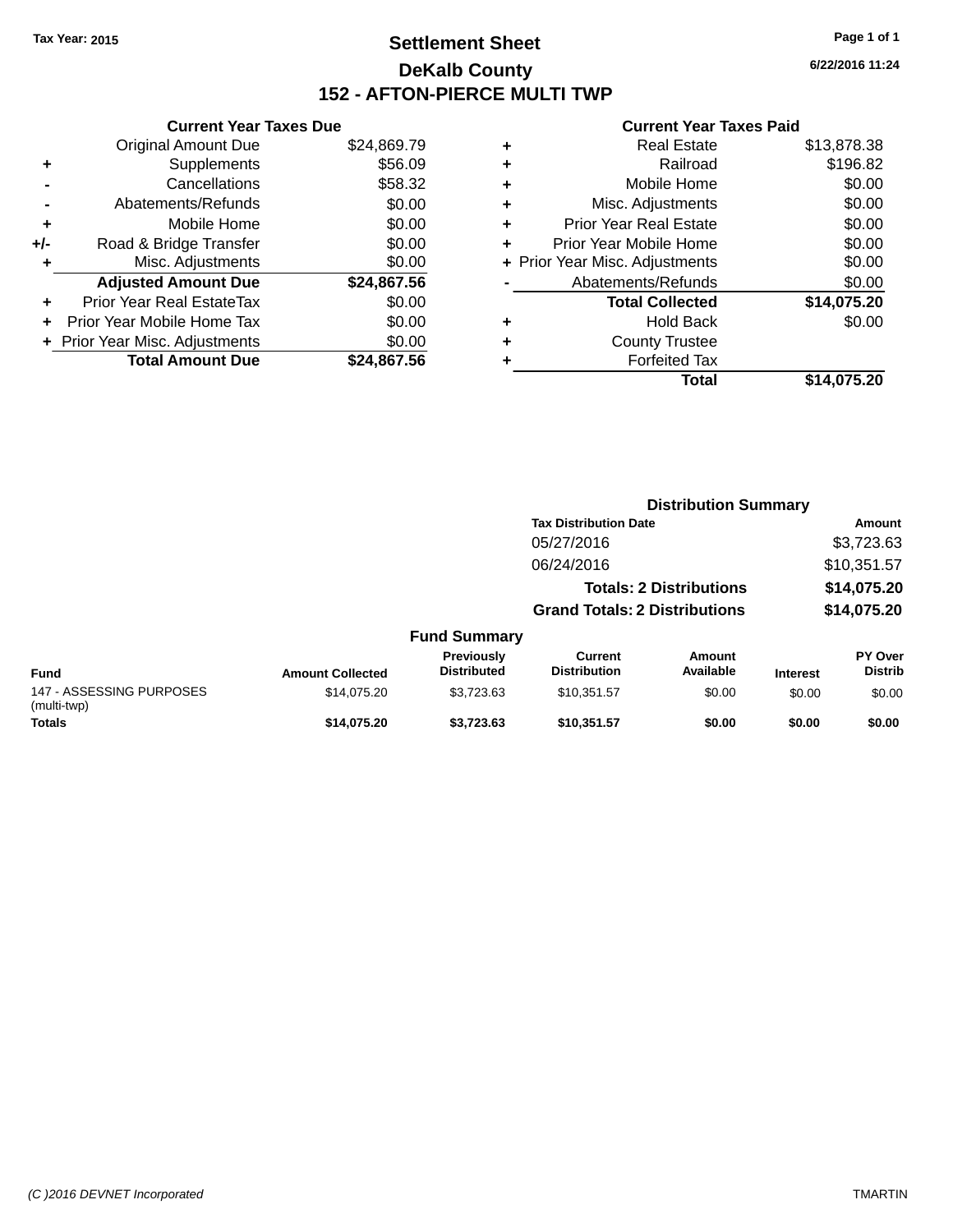Tax Year: 2015

# Settlement Sheet

## DeKalb County

## 152 - AFTON-PIERCE MULTI TWP

6/22/2016 11:24

### Current Year Taxes Due

| | | |
|---|---|---|
| | Original Amount Due | $24,869.79 |
| + | Supplements | $56.09 |
| - | Cancellations | $58.32 |
| - | Abatements/Refunds | $0.00 |
| + | Mobile Home | $0.00 |
| +/- | Road & Bridge Transfer | $0.00 |
| + | Misc. Adjustments | $0.00 |
| | **Adjusted Amount Due** | **$24,867.56** |
| + | Prior Year Real EstateTax | $0.00 |
| + | Prior Year Mobile Home Tax | $0.00 |
| + | Prior Year Misc. Adjustments | $0.00 |
| | **Total Amount Due** | **$24,867.56** |

### Current Year Taxes Paid

| | | |
|---|---|---|
| + | Real Estate | $13,878.38 |
| + | Railroad | $196.82 |
| + | Mobile Home | $0.00 |
| + | Misc. Adjustments | $0.00 |
| + | Prior Year Real Estate | $0.00 |
| + | Prior Year Mobile Home | $0.00 |
| + | Prior Year Misc. Adjustments | $0.00 |
| - | Abatements/Refunds | $0.00 |
| | **Total Collected** | **$14,075.20** |
| + | Hold Back | $0.00 |
| + | County Trustee | |
| + | Forfeited Tax | |
| | **Total** | **$14,075.20** |

### Distribution Summary

| Tax Distribution Date | Amount |
|---|---|
| 05/27/2016 | $3,723.63 |
| 06/24/2016 | $10,351.57 |
| **Totals: 2 Distributions** | **$14,075.20** |
| **Grand Totals: 2 Distributions** | **$14,075.20** |

### Fund Summary

| Fund | Amount Collected | Previously Distributed | Current Distribution | Amount Available | Interest | PY Over Distrib |
|---|---|---|---|---|---|---|
| 147 - ASSESSING PURPOSES (multi-twp) | $14,075.20 | $3,723.63 | $10,351.57 | $0.00 | $0.00 | $0.00 |
| **Totals** | **$14,075.20** | **$3,723.63** | **$10,351.57** | **$0.00** | **$0.00** | **$0.00** |

(C )2016 DEVNET Incorporated — TMARTIN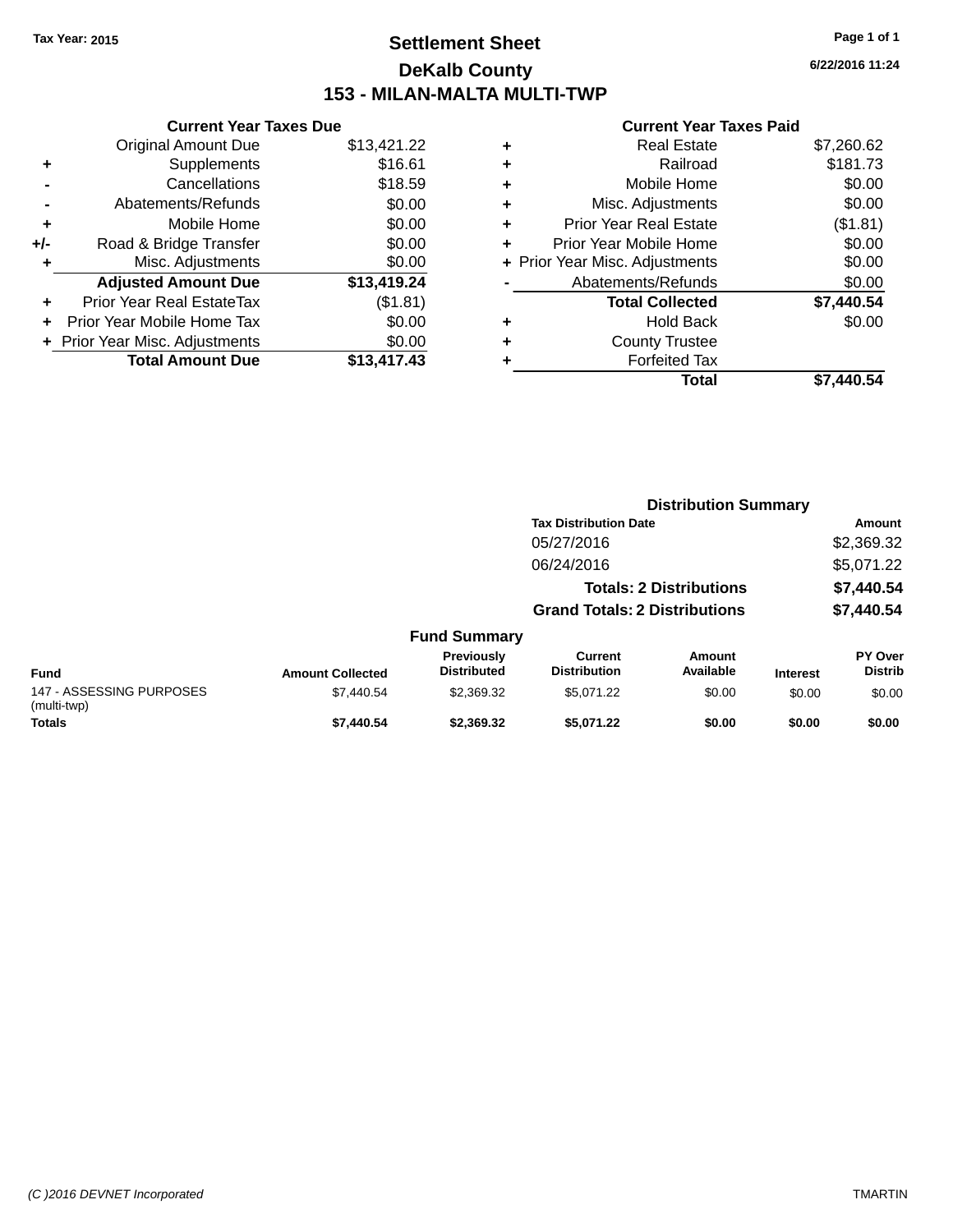Tax Year: 2015

# Settlement Sheet

## DeKalb County

## 153 - MILAN-MALTA MULTI-TWP

6/22/2016 11:24

### Current Year Taxes Due

| | | |
|---|---|---|
| | Original Amount Due | $13,421.22 |
| + | Supplements | $16.61 |
| - | Cancellations | $18.59 |
| - | Abatements/Refunds | $0.00 |
| + | Mobile Home | $0.00 |
| +/- | Road & Bridge Transfer | $0.00 |
| + | Misc. Adjustments | $0.00 |
| | **Adjusted Amount Due** | **$13,419.24** |
| + | Prior Year Real EstateTax | ($1.81) |
| + | Prior Year Mobile Home Tax | $0.00 |
| + | Prior Year Misc. Adjustments | $0.00 |
| | **Total Amount Due** | **$13,417.43** |

### Current Year Taxes Paid

| | | |
|---|---|---|
| + | Real Estate | $7,260.62 |
| + | Railroad | $181.73 |
| + | Mobile Home | $0.00 |
| + | Misc. Adjustments | $0.00 |
| + | Prior Year Real Estate | ($1.81) |
| + | Prior Year Mobile Home | $0.00 |
| + | Prior Year Misc. Adjustments | $0.00 |
| - | Abatements/Refunds | $0.00 |
| | **Total Collected** | **$7,440.54** |
| + | Hold Back | $0.00 |
| + | County Trustee | |
| + | Forfeited Tax | |
| | **Total** | **$7,440.54** |

### Distribution Summary

| Tax Distribution Date | Amount |
|---|---|
| 05/27/2016 | $2,369.32 |
| 06/24/2016 | $5,071.22 |
| **Totals: 2 Distributions** | **$7,440.54** |
| **Grand Totals: 2 Distributions** | **$7,440.54** |

### Fund Summary

| Fund | Amount Collected | Previously Distributed | Current Distribution | Amount Available | Interest | PY Over Distrib |
|---|---|---|---|---|---|---|
| 147 - ASSESSING PURPOSES (multi-twp) | $7,440.54 | $2,369.32 | $5,071.22 | $0.00 | $0.00 | $0.00 |
| **Totals** | **$7,440.54** | **$2,369.32** | **$5,071.22** | **$0.00** | **$0.00** | **$0.00** |

(C )2016 DEVNET Incorporated TMARTIN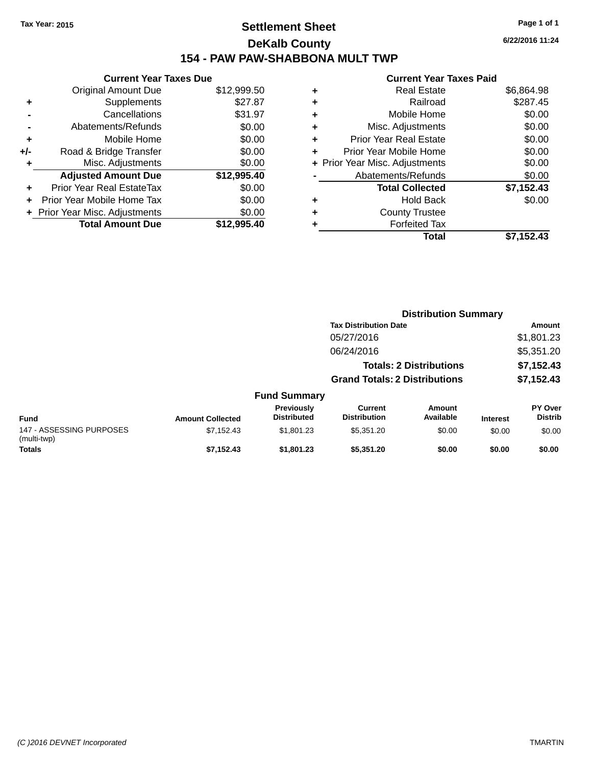Tax Year: 2015

# Settlement Sheet

## DeKalb County

## 154 - PAW PAW-SHABBONA MULT TWP

6/22/2016 11:24

### Current Year Taxes Due

| | | |
|---|---|---|
| | Original Amount Due | $12,999.50 |
| + | Supplements | $27.87 |
| - | Cancellations | $31.97 |
| - | Abatements/Refunds | $0.00 |
| + | Mobile Home | $0.00 |
| +/- | Road & Bridge Transfer | $0.00 |
| + | Misc. Adjustments | $0.00 |
| | **Adjusted Amount Due** | **$12,995.40** |
| + | Prior Year Real EstateTax | $0.00 |
| + | Prior Year Mobile Home Tax | $0.00 |
| + | Prior Year Misc. Adjustments | $0.00 |
| | **Total Amount Due** | **$12,995.40** |

### Current Year Taxes Paid

| | | |
|---|---|---|
| + | Real Estate | $6,864.98 |
| + | Railroad | $287.45 |
| + | Mobile Home | $0.00 |
| + | Misc. Adjustments | $0.00 |
| + | Prior Year Real Estate | $0.00 |
| + | Prior Year Mobile Home | $0.00 |
| + | Prior Year Misc. Adjustments | $0.00 |
| - | Abatements/Refunds | $0.00 |
| | **Total Collected** | **$7,152.43** |
| + | Hold Back | $0.00 |
| + | County Trustee | |
| + | Forfeited Tax | |
| | **Total** | **$7,152.43** |

### Distribution Summary

| Tax Distribution Date | Amount |
|---|---|
| 05/27/2016 | $1,801.23 |
| 06/24/2016 | $5,351.20 |
| **Totals: 2 Distributions** | **$7,152.43** |
| **Grand Totals: 2 Distributions** | **$7,152.43** |

### Fund Summary

| Fund | Amount Collected | Previously Distributed | Current Distribution | Amount Available | Interest | PY Over Distrib |
|---|---|---|---|---|---|---|
| 147 - ASSESSING PURPOSES (multi-twp) | $7,152.43 | $1,801.23 | $5,351.20 | $0.00 | $0.00 | $0.00 |
| **Totals** | **$7,152.43** | **$1,801.23** | **$5,351.20** | **$0.00** | **$0.00** | **$0.00** |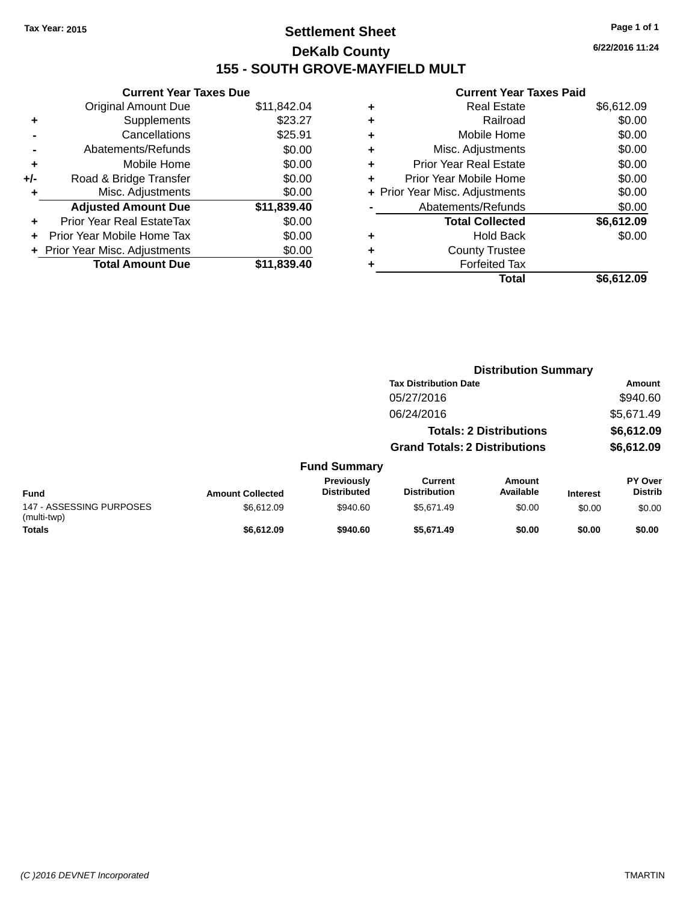Tax Year: 2015

# Settlement Sheet

## DeKalb County

## 155 - SOUTH GROVE-MAYFIELD MULT

6/22/2016 11:24

### Current Year Taxes Due

| | | |
|---|---|---|
| | Original Amount Due | $11,842.04 |
| + | Supplements | $23.27 |
| - | Cancellations | $25.91 |
| - | Abatements/Refunds | $0.00 |
| + | Mobile Home | $0.00 |
| +/- | Road & Bridge Transfer | $0.00 |
| + | Misc. Adjustments | $0.00 |
| | **Adjusted Amount Due** | **$11,839.40** |
| + | Prior Year Real EstateTax | $0.00 |
| + | Prior Year Mobile Home Tax | $0.00 |
| + | Prior Year Misc. Adjustments | $0.00 |
| | **Total Amount Due** | **$11,839.40** |

### Current Year Taxes Paid

| | | |
|---|---|---|
| + | Real Estate | $6,612.09 |
| + | Railroad | $0.00 |
| + | Mobile Home | $0.00 |
| + | Misc. Adjustments | $0.00 |
| + | Prior Year Real Estate | $0.00 |
| + | Prior Year Mobile Home | $0.00 |
| + | Prior Year Misc. Adjustments | $0.00 |
| - | Abatements/Refunds | $0.00 |
| | **Total Collected** | **$6,612.09** |
| + | Hold Back | $0.00 |
| + | County Trustee | |
| + | Forfeited Tax | |
| | **Total** | **$6,612.09** |

### Distribution Summary

| Tax Distribution Date | Amount |
|---|---|
| 05/27/2016 | $940.60 |
| 06/24/2016 | $5,671.49 |
| **Totals: 2 Distributions** | **$6,612.09** |
| **Grand Totals: 2 Distributions** | **$6,612.09** |

### Fund Summary

| Fund | Amount Collected | Previously Distributed | Current Distribution | Amount Available | Interest | PY Over Distrib |
|---|---|---|---|---|---|---|
| 147 - ASSESSING PURPOSES (multi-twp) | $6,612.09 | $940.60 | $5,671.49 | $0.00 | $0.00 | $0.00 |
| **Totals** | **$6,612.09** | **$940.60** | **$5,671.49** | **$0.00** | **$0.00** | **$0.00** |

(C )2016 DEVNET Incorporated TMARTIN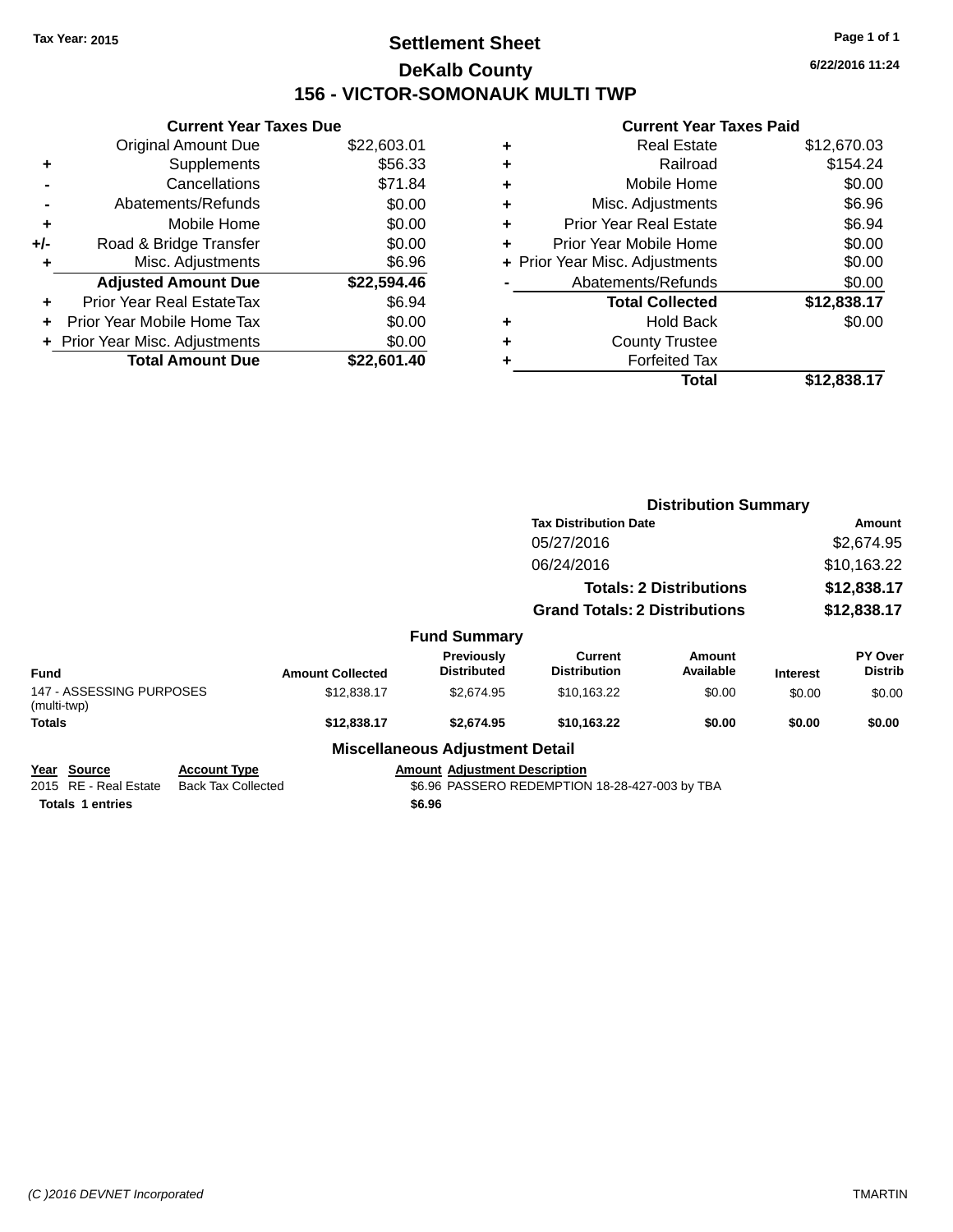Tax Year: 2015

# Settlement Sheet

## DeKalb County

## 156 - VICTOR-SOMONAUK MULTI TWP

6/22/2016 11:24

### Current Year Taxes Due

| | | |
|---|---|---|
| | Original Amount Due | $22,603.01 |
| + | Supplements | $56.33 |
| - | Cancellations | $71.84 |
| - | Abatements/Refunds | $0.00 |
| + | Mobile Home | $0.00 |
| +/- | Road & Bridge Transfer | $0.00 |
| + | Misc. Adjustments | $6.96 |
| | **Adjusted Amount Due** | **$22,594.46** |
| + | Prior Year Real EstateTax | $6.94 |
| + | Prior Year Mobile Home Tax | $0.00 |
| + | Prior Year Misc. Adjustments | $0.00 |
| | **Total Amount Due** | **$22,601.40** |

### Current Year Taxes Paid

| | | |
|---|---|---|
| + | Real Estate | $12,670.03 |
| + | Railroad | $154.24 |
| + | Mobile Home | $0.00 |
| + | Misc. Adjustments | $6.96 |
| + | Prior Year Real Estate | $6.94 |
| + | Prior Year Mobile Home | $0.00 |
| + | Prior Year Misc. Adjustments | $0.00 |
| - | Abatements/Refunds | $0.00 |
| | **Total Collected** | **$12,838.17** |
| + | Hold Back | $0.00 |
| + | County Trustee | |
| + | Forfeited Tax | |
| | **Total** | **$12,838.17** |

### Distribution Summary

| Tax Distribution Date | Amount |
|---|---|
| 05/27/2016 | $2,674.95 |
| 06/24/2016 | $10,163.22 |
| **Totals: 2 Distributions** | **$12,838.17** |
| **Grand Totals: 2 Distributions** | **$12,838.17** |

### Fund Summary

| Fund | Amount Collected | Previously Distributed | Current Distribution | Amount Available | Interest | PY Over Distrib |
|---|---|---|---|---|---|---|
| 147 - ASSESSING PURPOSES (multi-twp) | $12,838.17 | $2,674.95 | $10,163.22 | $0.00 | $0.00 | $0.00 |
| **Totals** | **$12,838.17** | **$2,674.95** | **$10,163.22** | **$0.00** | **$0.00** | **$0.00** |

### Miscellaneous Adjustment Detail

| Year | Source | Account Type | Amount | Adjustment Description |
|---|---|---|---|---|
| 2015 | RE - Real Estate | Back Tax Collected | $6.96 | PASSERO REDEMPTION 18-28-427-003 by TBA |
| **Totals 1 entries** | | | **$6.96** | |

(C )2016 DEVNET Incorporated — TMARTIN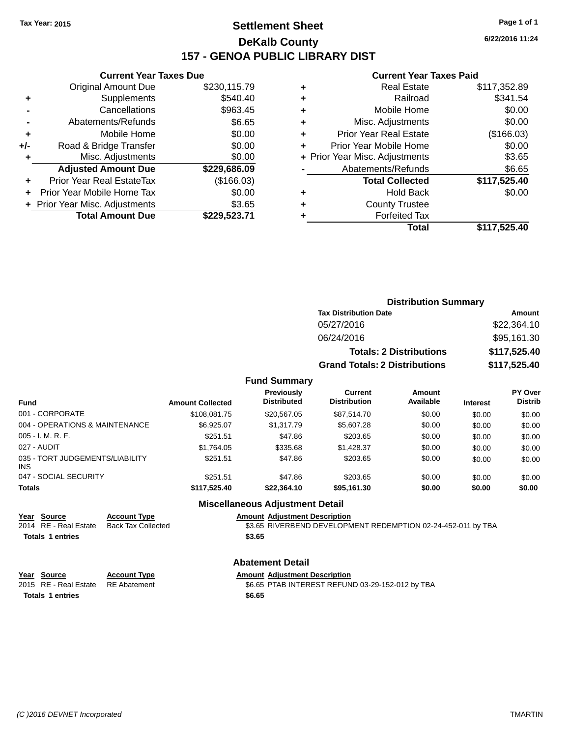Tax Year: 2015

# Settlement Sheet

## DeKalb County

## 157 - GENOA PUBLIC LIBRARY DIST

6/22/2016 11:24

### Current Year Taxes Due

| | | |
|---|---|---|
| | Original Amount Due | $230,115.79 |
| + | Supplements | $540.40 |
| - | Cancellations | $963.45 |
| - | Abatements/Refunds | $6.65 |
| + | Mobile Home | $0.00 |
| +/- | Road & Bridge Transfer | $0.00 |
| + | Misc. Adjustments | $0.00 |
| | **Adjusted Amount Due** | **$229,686.09** |
| + | Prior Year Real EstateTax | ($166.03) |
| + | Prior Year Mobile Home Tax | $0.00 |
| + | Prior Year Misc. Adjustments | $3.65 |
| | **Total Amount Due** | **$229,523.71** |

### Current Year Taxes Paid

| | | |
|---|---|---|
| + | Real Estate | $117,352.89 |
| + | Railroad | $341.54 |
| + | Mobile Home | $0.00 |
| + | Misc. Adjustments | $0.00 |
| + | Prior Year Real Estate | ($166.03) |
| + | Prior Year Mobile Home | $0.00 |
| + | Prior Year Misc. Adjustments | $3.65 |
| - | Abatements/Refunds | $6.65 |
| | **Total Collected** | **$117,525.40** |
| + | Hold Back | $0.00 |
| + | County Trustee | |
| + | Forfeited Tax | |
| | **Total** | **$117,525.40** |

### Distribution Summary

| Tax Distribution Date | Amount |
|---|---|
| 05/27/2016 | $22,364.10 |
| 06/24/2016 | $95,161.30 |
| **Totals: 2 Distributions** | **$117,525.40** |
| **Grand Totals: 2 Distributions** | **$117,525.40** |

### Fund Summary

| Fund | Amount Collected | Previously Distributed | Current Distribution | Amount Available | Interest | PY Over Distrib |
|---|---|---|---|---|---|---|
| 001 - CORPORATE | $108,081.75 | $20,567.05 | $87,514.70 | $0.00 | $0.00 | $0.00 |
| 004 - OPERATIONS & MAINTENANCE | $6,925.07 | $1,317.79 | $5,607.28 | $0.00 | $0.00 | $0.00 |
| 005 - I. M. R. F. | $251.51 | $47.86 | $203.65 | $0.00 | $0.00 | $0.00 |
| 027 - AUDIT | $1,764.05 | $335.68 | $1,428.37 | $0.00 | $0.00 | $0.00 |
| 035 - TORT JUDGEMENTS/LIABILITY INS | $251.51 | $47.86 | $203.65 | $0.00 | $0.00 | $0.00 |
| 047 - SOCIAL SECURITY | $251.51 | $47.86 | $203.65 | $0.00 | $0.00 | $0.00 |
| **Totals** | **$117,525.40** | **$22,364.10** | **$95,161.30** | **$0.00** | **$0.00** | **$0.00** |

### Miscellaneous Adjustment Detail

| Year | Source | Account Type | Amount | Adjustment Description |
|---|---|---|---|---|
| 2014 | RE - Real Estate | Back Tax Collected | $3.65 | RIVERBEND DEVELOPMENT REDEMPTION 02-24-452-011 by TBA |
| **Totals 1 entries** | | | **$3.65** | |

### Abatement Detail

| Year | Source | Account Type | Amount | Adjustment Description |
|---|---|---|---|---|
| 2015 | RE - Real Estate | RE Abatement | $6.65 | PTAB INTEREST REFUND 03-29-152-012 by TBA |
| **Totals 1 entries** | | | **$6.65** | |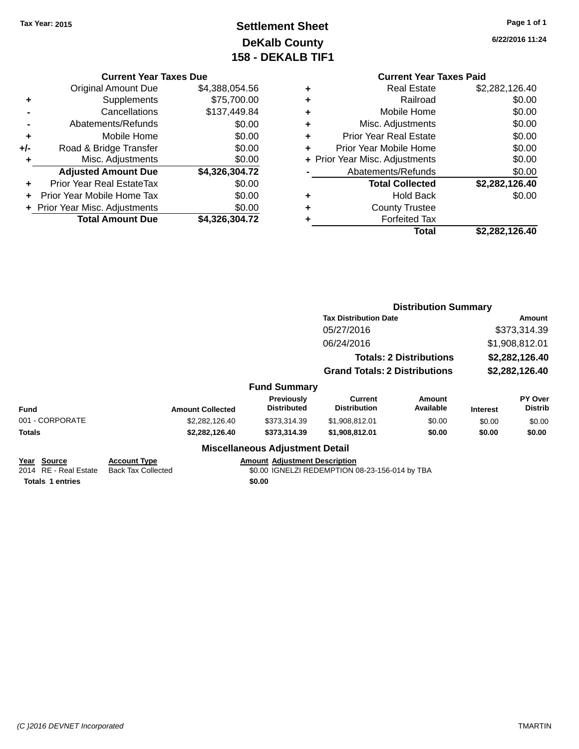Tax Year: 2015

# Settlement Sheet
## DeKalb County
## 158 - DEKALB TIF1

6/22/2016 11:24

### Current Year Taxes Due

| | | Amount |
|---|---|---|
| | Original Amount Due | $4,388,054.56 |
| + | Supplements | $75,700.00 |
| - | Cancellations | $137,449.84 |
| - | Abatements/Refunds | $0.00 |
| + | Mobile Home | $0.00 |
| +/- | Road & Bridge Transfer | $0.00 |
| + | Misc. Adjustments | $0.00 |
| | **Adjusted Amount Due** | **$4,326,304.72** |
| + | Prior Year Real EstateTax | $0.00 |
| + | Prior Year Mobile Home Tax | $0.00 |
| + | Prior Year Misc. Adjustments | $0.00 |
| | **Total Amount Due** | **$4,326,304.72** |

### Current Year Taxes Paid

| | | Amount |
|---|---|---|
| + | Real Estate | $2,282,126.40 |
| + | Railroad | $0.00 |
| + | Mobile Home | $0.00 |
| + | Misc. Adjustments | $0.00 |
| + | Prior Year Real Estate | $0.00 |
| + | Prior Year Mobile Home | $0.00 |
| + | Prior Year Misc. Adjustments | $0.00 |
| - | Abatements/Refunds | $0.00 |
| | **Total Collected** | **$2,282,126.40** |
| + | Hold Back | $0.00 |
| + | County Trustee | |
| + | Forfeited Tax | |
| | **Total** | **$2,282,126.40** |

### Distribution Summary

| Tax Distribution Date | Amount |
|---|---|
| 05/27/2016 | $373,314.39 |
| 06/24/2016 | $1,908,812.01 |
| **Totals: 2 Distributions** | **$2,282,126.40** |
| **Grand Totals: 2 Distributions** | **$2,282,126.40** |

### Fund Summary

| Fund | Amount Collected | Previously Distributed | Current Distribution | Amount Available | Interest | PY Over Distrib |
|---|---|---|---|---|---|---|
| 001 - CORPORATE | $2,282,126.40 | $373,314.39 | $1,908,812.01 | $0.00 | $0.00 | $0.00 |
| **Totals** | **$2,282,126.40** | **$373,314.39** | **$1,908,812.01** | **$0.00** | **$0.00** | **$0.00** |

### Miscellaneous Adjustment Detail

| Year | Source | Account Type | Amount | Adjustment Description |
|---|---|---|---|---|
| 2014 | RE - Real Estate | Back Tax Collected | $0.00 | IGNELZI REDEMPTION 08-23-156-014 by TBA |
| **Totals** | **1 entries** | | **$0.00** | |

(C )2016 DEVNET Incorporated — TMARTIN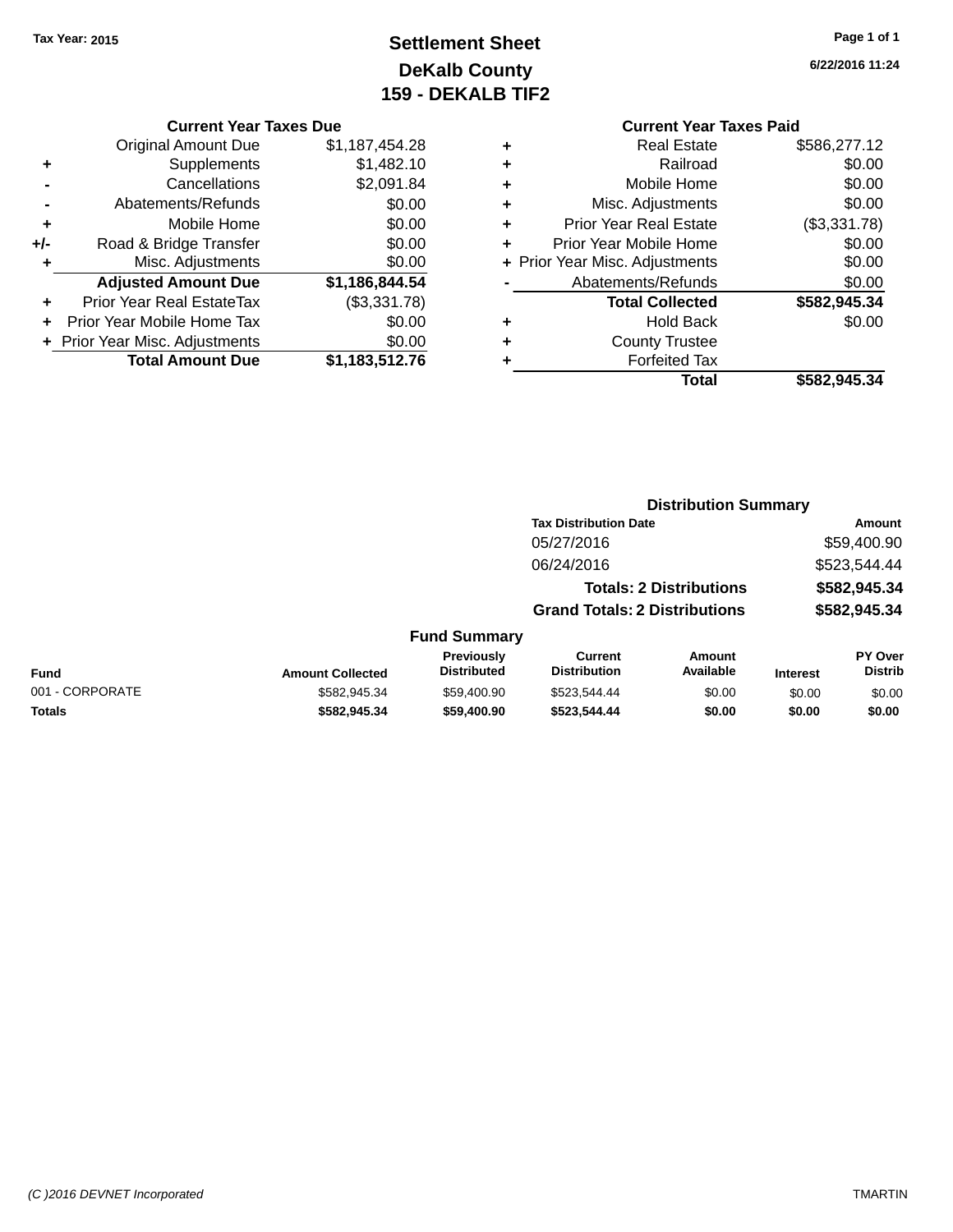Tax Year: 2015

# Settlement Sheet
## DeKalb County
## 159 - DEKALB TIF2

6/22/2016 11:24

### Current Year Taxes Due

| | | |
|---|---|---|
| | Original Amount Due | $1,187,454.28 |
| + | Supplements | $1,482.10 |
| - | Cancellations | $2,091.84 |
| - | Abatements/Refunds | $0.00 |
| + | Mobile Home | $0.00 |
| +/- | Road & Bridge Transfer | $0.00 |
| + | Misc. Adjustments | $0.00 |
| | **Adjusted Amount Due** | **$1,186,844.54** |
| + | Prior Year Real EstateTax | ($3,331.78) |
| + | Prior Year Mobile Home Tax | $0.00 |
| + | Prior Year Misc. Adjustments | $0.00 |
| | **Total Amount Due** | **$1,183,512.76** |

### Current Year Taxes Paid

| | | |
|---|---|---|
| + | Real Estate | $586,277.12 |
| + | Railroad | $0.00 |
| + | Mobile Home | $0.00 |
| + | Misc. Adjustments | $0.00 |
| + | Prior Year Real Estate | ($3,331.78) |
| + | Prior Year Mobile Home | $0.00 |
| + | Prior Year Misc. Adjustments | $0.00 |
| - | Abatements/Refunds | $0.00 |
| | **Total Collected** | **$582,945.34** |
| + | Hold Back | $0.00 |
| + | County Trustee | |
| + | Forfeited Tax | |
| | **Total** | **$582,945.34** |

### Distribution Summary

| Tax Distribution Date | Amount |
|---|---|
| 05/27/2016 | $59,400.90 |
| 06/24/2016 | $523,544.44 |
| **Totals: 2 Distributions** | **$582,945.34** |
| **Grand Totals: 2 Distributions** | **$582,945.34** |

### Fund Summary

| Fund | Amount Collected | Previously Distributed | Current Distribution | Amount Available | Interest | PY Over Distrib |
|---|---|---|---|---|---|---|
| 001 - CORPORATE | $582,945.34 | $59,400.90 | $523,544.44 | $0.00 | $0.00 | $0.00 |
| **Totals** | **$582,945.34** | **$59,400.90** | **$523,544.44** | **$0.00** | **$0.00** | **$0.00** |

(C )2016 DEVNET Incorporated TMARTIN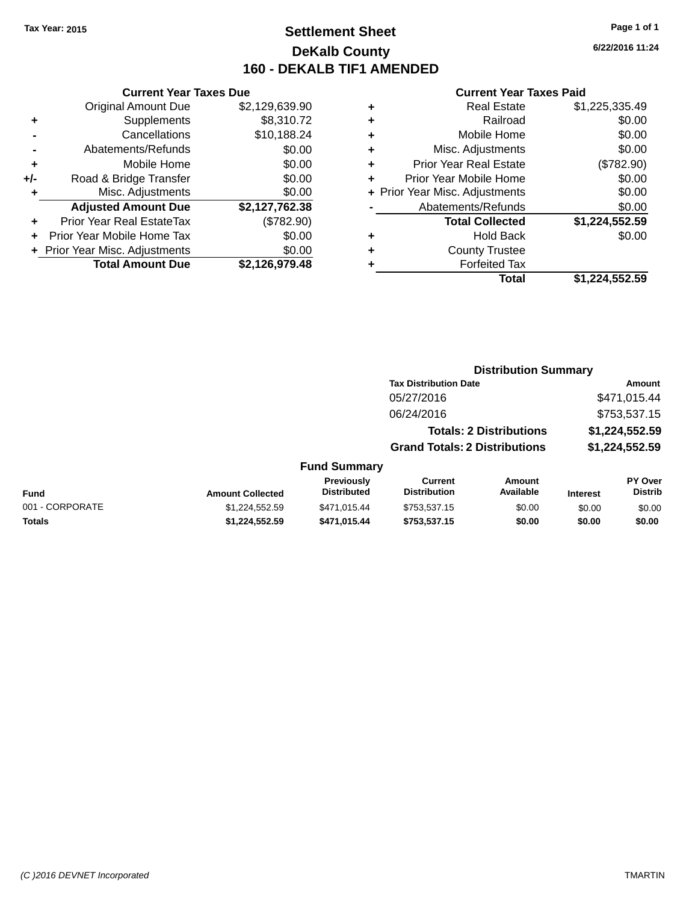Tax Year: 2015

# Settlement Sheet

## DeKalb County

## 160 - DEKALB TIF1 AMENDED

6/22/2016 11:24

### Current Year Taxes Due

| | | |
|---|---|---|
| | Original Amount Due | $2,129,639.90 |
| + | Supplements | $8,310.72 |
| - | Cancellations | $10,188.24 |
| - | Abatements/Refunds | $0.00 |
| + | Mobile Home | $0.00 |
| +/- | Road & Bridge Transfer | $0.00 |
| + | Misc. Adjustments | $0.00 |
| | **Adjusted Amount Due** | **$2,127,762.38** |
| + | Prior Year Real EstateTax | ($782.90) |
| + | Prior Year Mobile Home Tax | $0.00 |
| + | Prior Year Misc. Adjustments | $0.00 |
| | **Total Amount Due** | **$2,126,979.48** |

### Current Year Taxes Paid

| | | |
|---|---|---|
| + | Real Estate | $1,225,335.49 |
| + | Railroad | $0.00 |
| + | Mobile Home | $0.00 |
| + | Misc. Adjustments | $0.00 |
| + | Prior Year Real Estate | ($782.90) |
| + | Prior Year Mobile Home | $0.00 |
| + | Prior Year Misc. Adjustments | $0.00 |
| - | Abatements/Refunds | $0.00 |
| | **Total Collected** | **$1,224,552.59** |
| + | Hold Back | $0.00 |
| + | County Trustee | |
| + | Forfeited Tax | |
| | **Total** | **$1,224,552.59** |

### Distribution Summary

| Tax Distribution Date | Amount |
|---|---|
| 05/27/2016 | $471,015.44 |
| 06/24/2016 | $753,537.15 |
| **Totals: 2 Distributions** | **$1,224,552.59** |
| **Grand Totals: 2 Distributions** | **$1,224,552.59** |

### Fund Summary

| Fund | Amount Collected | Previously Distributed | Current Distribution | Amount Available | Interest | PY Over Distrib |
|---|---|---|---|---|---|---|
| 001 - CORPORATE | $1,224,552.59 | $471,015.44 | $753,537.15 | $0.00 | $0.00 | $0.00 |
| **Totals** | **$1,224,552.59** | **$471,015.44** | **$753,537.15** | **$0.00** | **$0.00** | **$0.00** |

(C )2016 DEVNET Incorporated — TMARTIN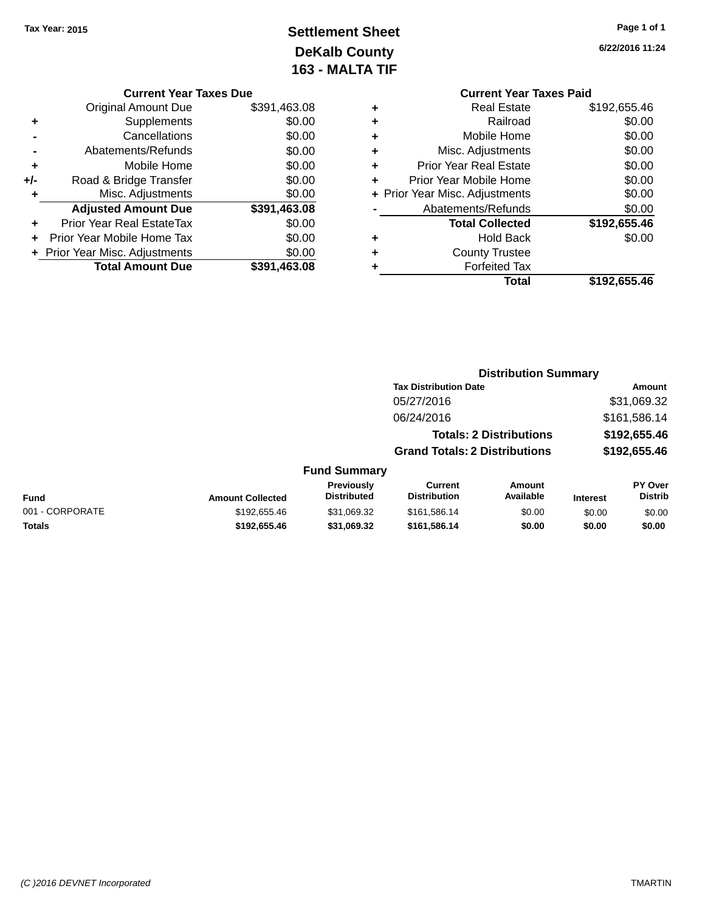Tax Year: 2015

# Settlement Sheet
## DeKalb County
## 163 - MALTA TIF

6/22/2016 11:24

### Current Year Taxes Due

| | | |
|---|---|---|
| | Original Amount Due | $391,463.08 |
| + | Supplements | $0.00 |
| - | Cancellations | $0.00 |
| - | Abatements/Refunds | $0.00 |
| + | Mobile Home | $0.00 |
| +/- | Road & Bridge Transfer | $0.00 |
| + | Misc. Adjustments | $0.00 |
| | **Adjusted Amount Due** | **$391,463.08** |
| + | Prior Year Real EstateTax | $0.00 |
| + | Prior Year Mobile Home Tax | $0.00 |
| + | Prior Year Misc. Adjustments | $0.00 |
| | **Total Amount Due** | **$391,463.08** |

### Current Year Taxes Paid

| | | |
|---|---|---|
| + | Real Estate | $192,655.46 |
| + | Railroad | $0.00 |
| + | Mobile Home | $0.00 |
| + | Misc. Adjustments | $0.00 |
| + | Prior Year Real Estate | $0.00 |
| + | Prior Year Mobile Home | $0.00 |
| + | Prior Year Misc. Adjustments | $0.00 |
| - | Abatements/Refunds | $0.00 |
| | **Total Collected** | **$192,655.46** |
| + | Hold Back | $0.00 |
| + | County Trustee | |
| + | Forfeited Tax | |
| | **Total** | **$192,655.46** |

### Distribution Summary

| Tax Distribution Date | Amount |
|---|---|
| 05/27/2016 | $31,069.32 |
| 06/24/2016 | $161,586.14 |
| **Totals: 2 Distributions** | **$192,655.46** |
| **Grand Totals: 2 Distributions** | **$192,655.46** |

### Fund Summary

| Fund | Amount Collected | Previously Distributed | Current Distribution | Amount Available | Interest | PY Over Distrib |
|---|---|---|---|---|---|---|
| 001 - CORPORATE | $192,655.46 | $31,069.32 | $161,586.14 | $0.00 | $0.00 | $0.00 |
| **Totals** | **$192,655.46** | **$31,069.32** | **$161,586.14** | **$0.00** | **$0.00** | **$0.00** |

(C )2016 DEVNET Incorporated TMARTIN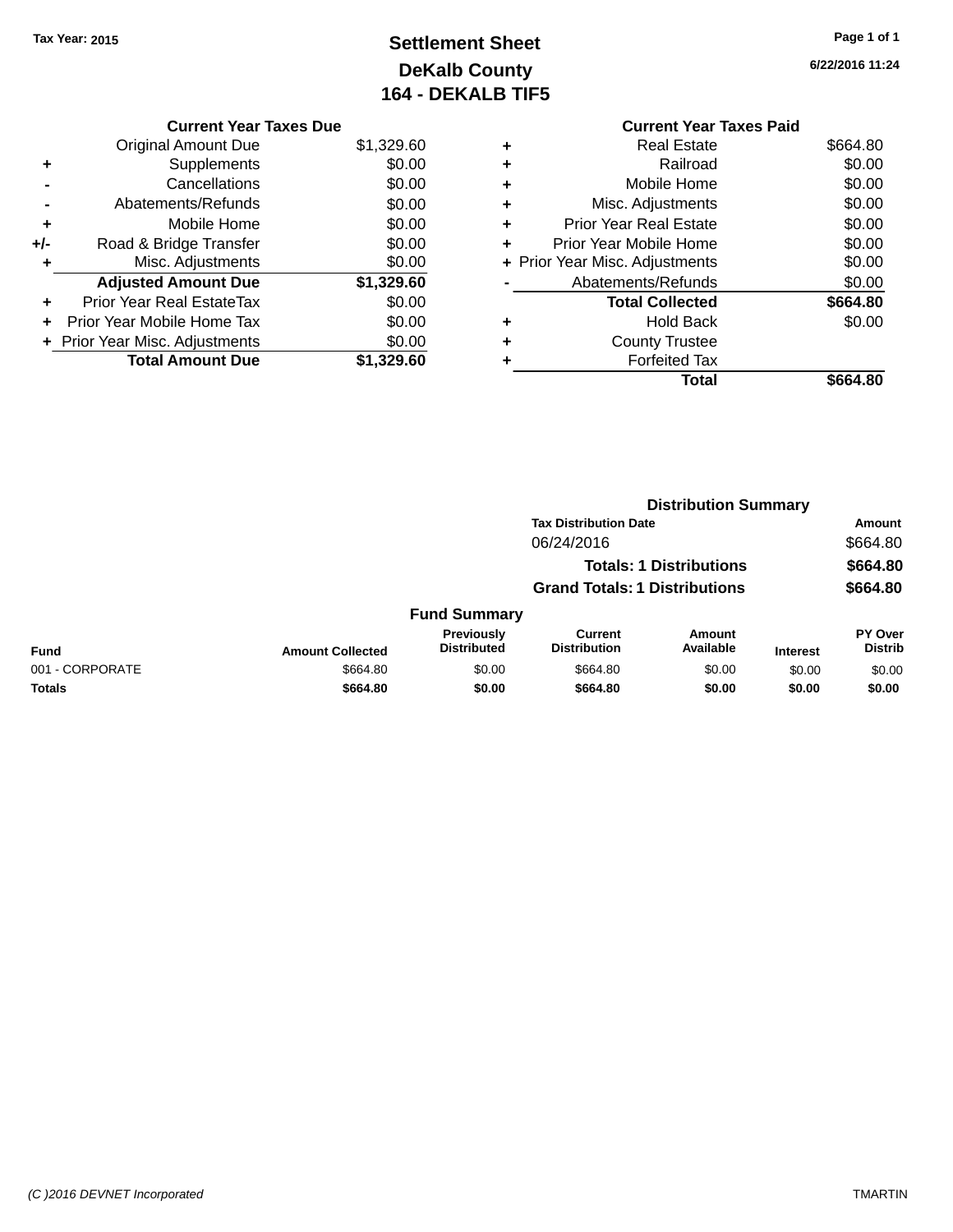Tax Year: 2015

# Settlement Sheet
## DeKalb County
## 164 - DEKALB TIF5

6/22/2016 11:24

### Current Year Taxes Due

| | | |
|---|---|---|
| | Original Amount Due | $1,329.60 |
| + | Supplements | $0.00 |
| - | Cancellations | $0.00 |
| - | Abatements/Refunds | $0.00 |
| + | Mobile Home | $0.00 |
| +/- | Road & Bridge Transfer | $0.00 |
| + | Misc. Adjustments | $0.00 |
| | **Adjusted Amount Due** | **$1,329.60** |
| + | Prior Year Real EstateTax | $0.00 |
| + | Prior Year Mobile Home Tax | $0.00 |
| + | Prior Year Misc. Adjustments | $0.00 |
| | **Total Amount Due** | **$1,329.60** |

### Current Year Taxes Paid

| | | |
|---|---|---|
| + | Real Estate | $664.80 |
| + | Railroad | $0.00 |
| + | Mobile Home | $0.00 |
| + | Misc. Adjustments | $0.00 |
| + | Prior Year Real Estate | $0.00 |
| + | Prior Year Mobile Home | $0.00 |
| + | Prior Year Misc. Adjustments | $0.00 |
| - | Abatements/Refunds | $0.00 |
| | **Total Collected** | **$664.80** |
| + | Hold Back | $0.00 |
| + | County Trustee | |
| + | Forfeited Tax | |
| | **Total** | **$664.80** |

### Distribution Summary

| Tax Distribution Date | Amount |
|---|---|
| 06/24/2016 | $664.80 |
| **Totals: 1 Distributions** | **$664.80** |
| **Grand Totals: 1 Distributions** | **$664.80** |

### Fund Summary

| Fund | Amount Collected | Previously Distributed | Current Distribution | Amount Available | Interest | PY Over Distrib |
|---|---|---|---|---|---|---|
| 001 - CORPORATE | $664.80 | $0.00 | $664.80 | $0.00 | $0.00 | $0.00 |
| **Totals** | **$664.80** | **$0.00** | **$664.80** | **$0.00** | **$0.00** | **$0.00** |

(C )2016 DEVNET Incorporated TMARTIN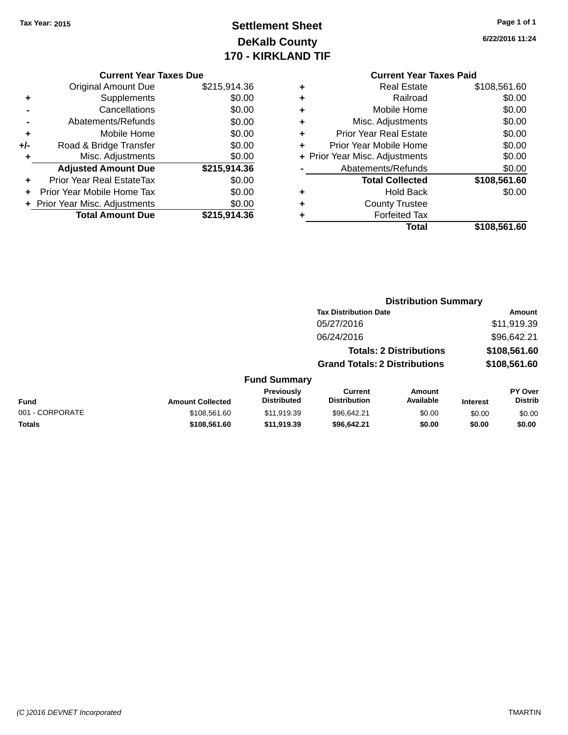Tax Year: 2015

# Settlement Sheet
## DeKalb County
## 170 - KIRKLAND TIF

6/22/2016 11:24

### Current Year Taxes Due

| | | |
|---|---|---|
| | Original Amount Due | $215,914.36 |
| + | Supplements | $0.00 |
| - | Cancellations | $0.00 |
| - | Abatements/Refunds | $0.00 |
| + | Mobile Home | $0.00 |
| +/- | Road & Bridge Transfer | $0.00 |
| + | Misc. Adjustments | $0.00 |
| | **Adjusted Amount Due** | **$215,914.36** |
| + | Prior Year Real EstateTax | $0.00 |
| + | Prior Year Mobile Home Tax | $0.00 |
| + | Prior Year Misc. Adjustments | $0.00 |
| | **Total Amount Due** | **$215,914.36** |

### Current Year Taxes Paid

| | | |
|---|---|---|
| + | Real Estate | $108,561.60 |
| + | Railroad | $0.00 |
| + | Mobile Home | $0.00 |
| + | Misc. Adjustments | $0.00 |
| + | Prior Year Real Estate | $0.00 |
| + | Prior Year Mobile Home | $0.00 |
| + | Prior Year Misc. Adjustments | $0.00 |
| - | Abatements/Refunds | $0.00 |
| | **Total Collected** | **$108,561.60** |
| + | Hold Back | $0.00 |
| + | County Trustee | |
| + | Forfeited Tax | |
| | **Total** | **$108,561.60** |

### Distribution Summary

| Tax Distribution Date | Amount |
|---|---|
| 05/27/2016 | $11,919.39 |
| 06/24/2016 | $96,642.21 |
| **Totals: 2 Distributions** | **$108,561.60** |
| **Grand Totals: 2 Distributions** | **$108,561.60** |

### Fund Summary

| Fund | Amount Collected | Previously Distributed | Current Distribution | Amount Available | Interest | PY Over Distrib |
|---|---|---|---|---|---|---|
| 001 - CORPORATE | $108,561.60 | $11,919.39 | $96,642.21 | $0.00 | $0.00 | $0.00 |
| **Totals** | **$108,561.60** | **$11,919.39** | **$96,642.21** | **$0.00** | **$0.00** | **$0.00** |

(C )2016 DEVNET Incorporated TMARTIN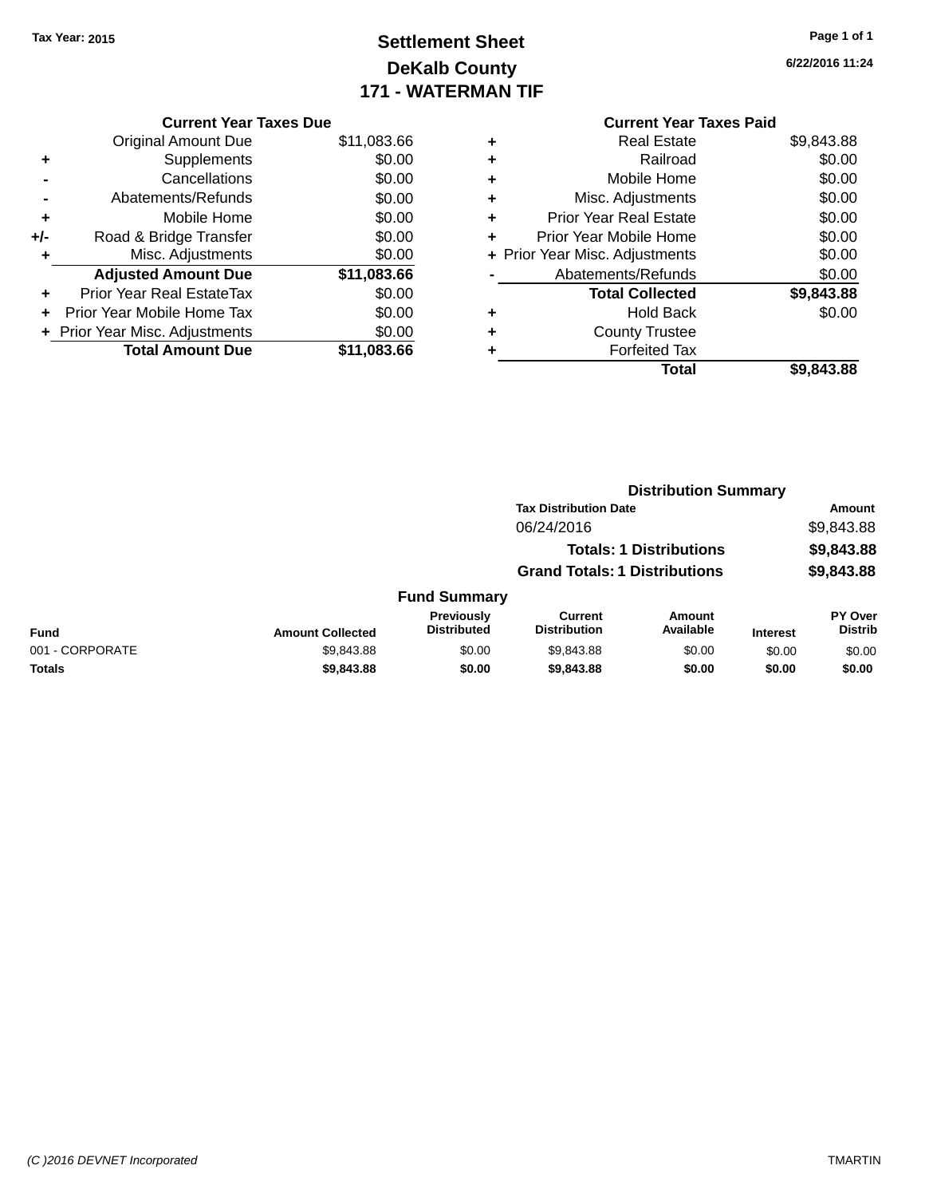Tax Year: 2015

# Settlement Sheet
## DeKalb County
## 171 - WATERMAN TIF

6/22/2016 11:24

### Current Year Taxes Due

| | | |
|---|---|---|
| | Original Amount Due | $11,083.66 |
| + | Supplements | $0.00 |
| - | Cancellations | $0.00 |
| - | Abatements/Refunds | $0.00 |
| + | Mobile Home | $0.00 |
| +/- | Road & Bridge Transfer | $0.00 |
| + | Misc. Adjustments | $0.00 |
| | **Adjusted Amount Due** | **$11,083.66** |
| + | Prior Year Real EstateTax | $0.00 |
| + | Prior Year Mobile Home Tax | $0.00 |
| + | Prior Year Misc. Adjustments | $0.00 |
| | **Total Amount Due** | **$11,083.66** |

### Current Year Taxes Paid

| | | |
|---|---|---|
| + | Real Estate | $9,843.88 |
| + | Railroad | $0.00 |
| + | Mobile Home | $0.00 |
| + | Misc. Adjustments | $0.00 |
| + | Prior Year Real Estate | $0.00 |
| + | Prior Year Mobile Home | $0.00 |
| + | Prior Year Misc. Adjustments | $0.00 |
| - | Abatements/Refunds | $0.00 |
| | **Total Collected** | **$9,843.88** |
| + | Hold Back | $0.00 |
| + | County Trustee | |
| + | Forfeited Tax | |
| | **Total** | **$9,843.88** |

### Distribution Summary

| Tax Distribution Date | Amount |
|---|---|
| 06/24/2016 | $9,843.88 |
| **Totals: 1 Distributions** | **$9,843.88** |
| **Grand Totals: 1 Distributions** | **$9,843.88** |

### Fund Summary

| Fund | Amount Collected | Previously Distributed | Current Distribution | Amount Available | Interest | PY Over Distrib |
|---|---|---|---|---|---|---|
| 001 - CORPORATE | $9,843.88 | $0.00 | $9,843.88 | $0.00 | $0.00 | $0.00 |
| **Totals** | **$9,843.88** | **$0.00** | **$9,843.88** | **$0.00** | **$0.00** | **$0.00** |

(C )2016 DEVNET Incorporated

TMARTIN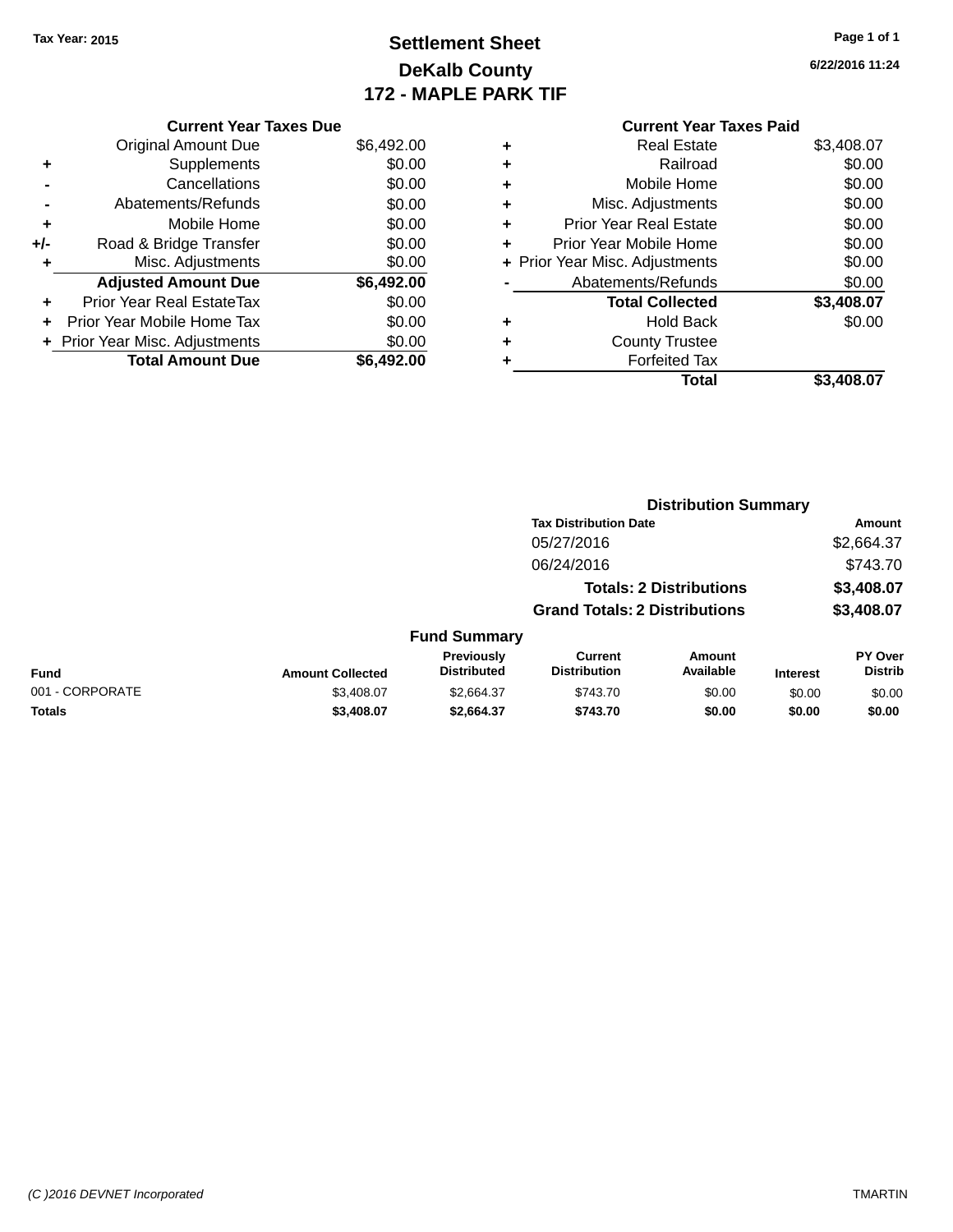Tax Year: 2015

# Settlement Sheet
## DeKalb County
## 172 - MAPLE PARK TIF

6/22/2016 11:24

### Current Year Taxes Due

| | | |
|---|---|---|
| | Original Amount Due | $6,492.00 |
| + | Supplements | $0.00 |
| - | Cancellations | $0.00 |
| - | Abatements/Refunds | $0.00 |
| + | Mobile Home | $0.00 |
| +/- | Road & Bridge Transfer | $0.00 |
| + | Misc. Adjustments | $0.00 |
| | **Adjusted Amount Due** | **$6,492.00** |
| + | Prior Year Real EstateTax | $0.00 |
| + | Prior Year Mobile Home Tax | $0.00 |
| + | Prior Year Misc. Adjustments | $0.00 |
| | **Total Amount Due** | **$6,492.00** |

### Current Year Taxes Paid

| | | |
|---|---|---|
| + | Real Estate | $3,408.07 |
| + | Railroad | $0.00 |
| + | Mobile Home | $0.00 |
| + | Misc. Adjustments | $0.00 |
| + | Prior Year Real Estate | $0.00 |
| + | Prior Year Mobile Home | $0.00 |
| + | Prior Year Misc. Adjustments | $0.00 |
| - | Abatements/Refunds | $0.00 |
| | **Total Collected** | **$3,408.07** |
| + | Hold Back | $0.00 |
| + | County Trustee | |
| + | Forfeited Tax | |
| | **Total** | **$3,408.07** |

### Distribution Summary

| Tax Distribution Date | Amount |
|---|---|
| 05/27/2016 | $2,664.37 |
| 06/24/2016 | $743.70 |
| **Totals: 2 Distributions** | **$3,408.07** |
| **Grand Totals: 2 Distributions** | **$3,408.07** |

### Fund Summary

| Fund | Amount Collected | Previously Distributed | Current Distribution | Amount Available | Interest | PY Over Distrib |
|---|---|---|---|---|---|---|
| 001 - CORPORATE | $3,408.07 | $2,664.37 | $743.70 | $0.00 | $0.00 | $0.00 |
| **Totals** | **$3,408.07** | **$2,664.37** | **$743.70** | **$0.00** | **$0.00** | **$0.00** |

*(C )2016 DEVNET Incorporated* TMARTIN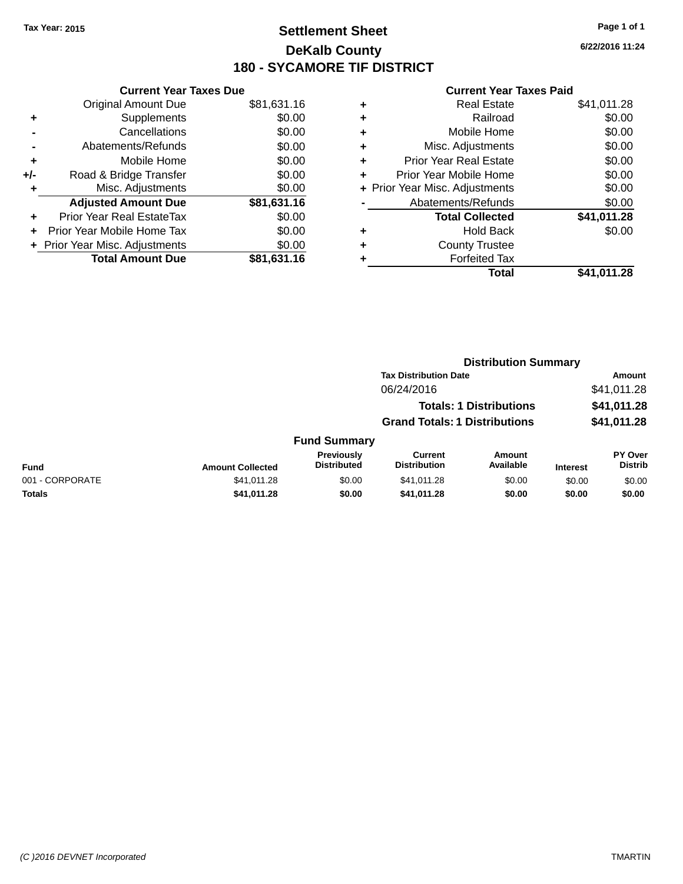Tax Year: 2015

# Settlement Sheet

## DeKalb County

## 180 - SYCAMORE TIF DISTRICT

6/22/2016 11:24

### Current Year Taxes Due

| | | |
|---|---|---|
| | Original Amount Due | $81,631.16 |
| + | Supplements | $0.00 |
| - | Cancellations | $0.00 |
| - | Abatements/Refunds | $0.00 |
| + | Mobile Home | $0.00 |
| +/- | Road & Bridge Transfer | $0.00 |
| + | Misc. Adjustments | $0.00 |
| | **Adjusted Amount Due** | **$81,631.16** |
| + | Prior Year Real EstateTax | $0.00 |
| + | Prior Year Mobile Home Tax | $0.00 |
| + | Prior Year Misc. Adjustments | $0.00 |
| | **Total Amount Due** | **$81,631.16** |

### Current Year Taxes Paid

| | | |
|---|---|---|
| + | Real Estate | $41,011.28 |
| + | Railroad | $0.00 |
| + | Mobile Home | $0.00 |
| + | Misc. Adjustments | $0.00 |
| + | Prior Year Real Estate | $0.00 |
| + | Prior Year Mobile Home | $0.00 |
| + | Prior Year Misc. Adjustments | $0.00 |
| - | Abatements/Refunds | $0.00 |
| | **Total Collected** | **$41,011.28** |
| + | Hold Back | $0.00 |
| + | County Trustee | |
| + | Forfeited Tax | |
| | **Total** | **$41,011.28** |

### Distribution Summary

| Tax Distribution Date | Amount |
|---|---|
| 06/24/2016 | $41,011.28 |
| **Totals: 1 Distributions** | **$41,011.28** |
| **Grand Totals: 1 Distributions** | **$41,011.28** |

### Fund Summary

| Fund | Amount Collected | Previously Distributed | Current Distribution | Amount Available | Interest | PY Over Distrib |
|---|---|---|---|---|---|---|
| 001 - CORPORATE | $41,011.28 | $0.00 | $41,011.28 | $0.00 | $0.00 | $0.00 |
| **Totals** | **$41,011.28** | **$0.00** | **$41,011.28** | **$0.00** | **$0.00** | **$0.00** |

(C )2016 DEVNET Incorporated TMARTIN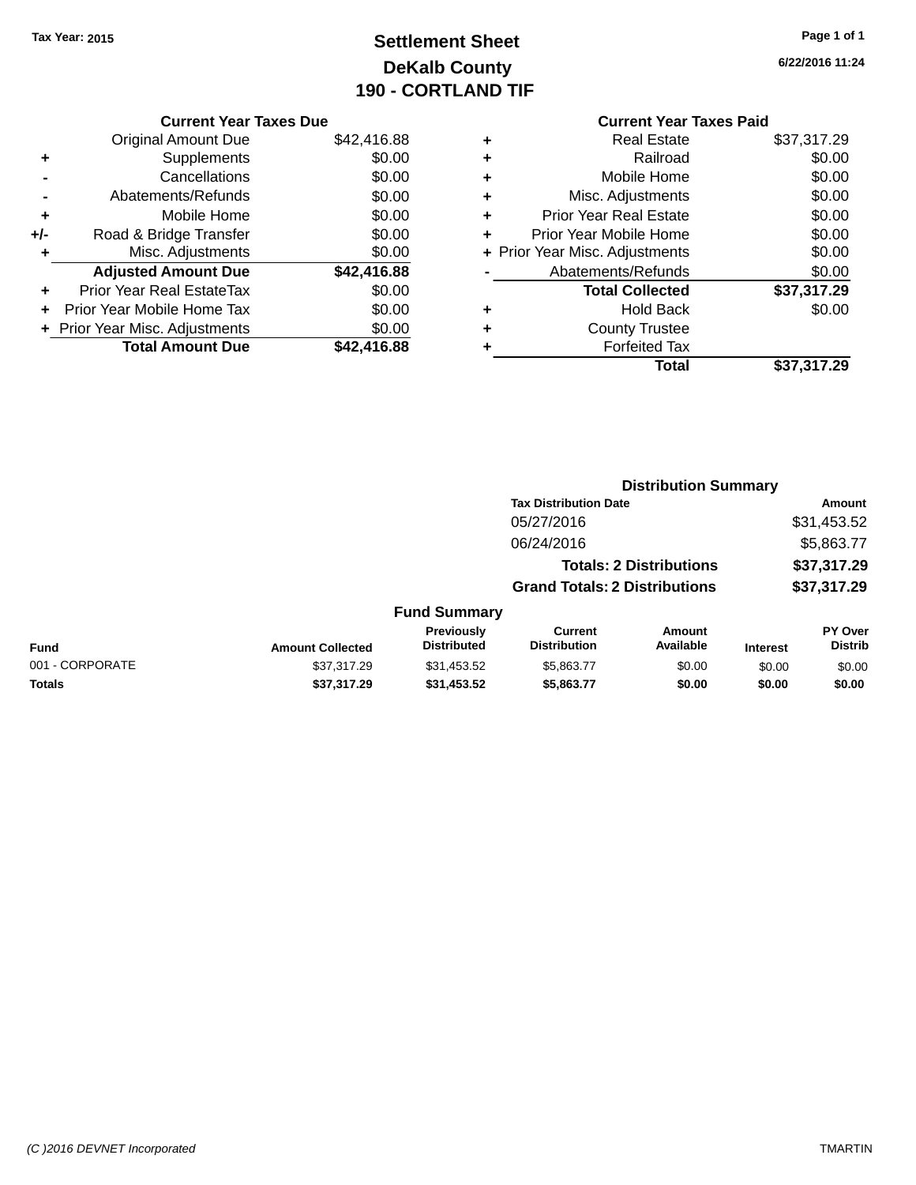Tax Year: 2015

# Settlement Sheet
## DeKalb County
## 190 - CORTLAND TIF

6/22/2016 11:24

### Current Year Taxes Due

| | | |
|---|---|---|
| | Original Amount Due | $42,416.88 |
| + | Supplements | $0.00 |
| - | Cancellations | $0.00 |
| - | Abatements/Refunds | $0.00 |
| + | Mobile Home | $0.00 |
| +/- | Road & Bridge Transfer | $0.00 |
| + | Misc. Adjustments | $0.00 |
| | **Adjusted Amount Due** | **$42,416.88** |
| + | Prior Year Real EstateTax | $0.00 |
| + | Prior Year Mobile Home Tax | $0.00 |
| + | Prior Year Misc. Adjustments | $0.00 |
| | **Total Amount Due** | **$42,416.88** |

### Current Year Taxes Paid

| | | |
|---|---|---|
| + | Real Estate | $37,317.29 |
| + | Railroad | $0.00 |
| + | Mobile Home | $0.00 |
| + | Misc. Adjustments | $0.00 |
| + | Prior Year Real Estate | $0.00 |
| + | Prior Year Mobile Home | $0.00 |
| + | Prior Year Misc. Adjustments | $0.00 |
| - | Abatements/Refunds | $0.00 |
| | **Total Collected** | **$37,317.29** |
| + | Hold Back | $0.00 |
| + | County Trustee | |
| + | Forfeited Tax | |
| | **Total** | **$37,317.29** |

### Distribution Summary

| Tax Distribution Date | Amount |
|---|---|
| 05/27/2016 | $31,453.52 |
| 06/24/2016 | $5,863.77 |
| **Totals: 2 Distributions** | **$37,317.29** |
| **Grand Totals: 2 Distributions** | **$37,317.29** |

### Fund Summary

| Fund | Amount Collected | Previously Distributed | Current Distribution | Amount Available | Interest | PY Over Distrib |
|---|---|---|---|---|---|---|
| 001 - CORPORATE | $37,317.29 | $31,453.52 | $5,863.77 | $0.00 | $0.00 | $0.00 |
| **Totals** | **$37,317.29** | **$31,453.52** | **$5,863.77** | **$0.00** | **$0.00** | **$0.00** |

(C )2016 DEVNET Incorporated TMARTIN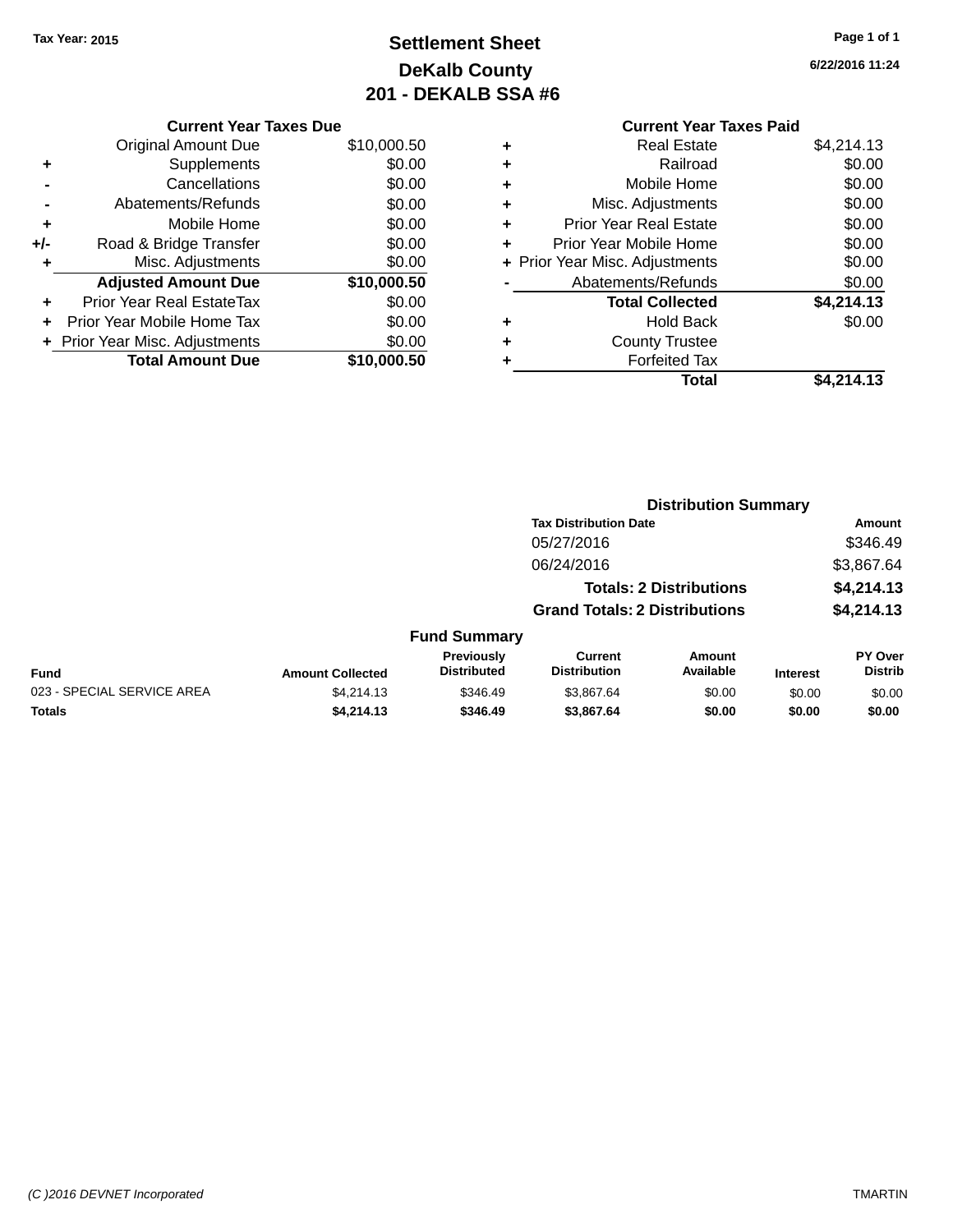Tax Year: 2015

# Settlement Sheet
## DeKalb County
## 201 - DEKALB SSA #6

6/22/2016 11:24

| | Current Year Taxes Due | |
|---|---|---|
| | Original Amount Due | $10,000.50 |
| + | Supplements | $0.00 |
| - | Cancellations | $0.00 |
| - | Abatements/Refunds | $0.00 |
| + | Mobile Home | $0.00 |
| +/- | Road & Bridge Transfer | $0.00 |
| + | Misc. Adjustments | $0.00 |
| | **Adjusted Amount Due** | **$10,000.50** |
| + | Prior Year Real EstateTax | $0.00 |
| + | Prior Year Mobile Home Tax | $0.00 |
| + | Prior Year Misc. Adjustments | $0.00 |
| | **Total Amount Due** | **$10,000.50** |

| | Current Year Taxes Paid | |
|---|---|---|
| + | Real Estate | $4,214.13 |
| + | Railroad | $0.00 |
| + | Mobile Home | $0.00 |
| + | Misc. Adjustments | $0.00 |
| + | Prior Year Real Estate | $0.00 |
| + | Prior Year Mobile Home | $0.00 |
| + | Prior Year Misc. Adjustments | $0.00 |
| - | Abatements/Refunds | $0.00 |
| | **Total Collected** | **$4,214.13** |
| + | Hold Back | $0.00 |
| + | County Trustee | |
| + | Forfeited Tax | |
| | **Total** | **$4,214.13** |

### Distribution Summary

| Tax Distribution Date | Amount |
|---|---|
| 05/27/2016 | $346.49 |
| 06/24/2016 | $3,867.64 |
| **Totals: 2 Distributions** | **$4,214.13** |
| **Grand Totals: 2 Distributions** | **$4,214.13** |

### Fund Summary

| Fund | Amount Collected | Previously Distributed | Current Distribution | Amount Available | Interest | PY Over Distrib |
|---|---|---|---|---|---|---|
| 023 - SPECIAL SERVICE AREA | $4,214.13 | $346.49 | $3,867.64 | $0.00 | $0.00 | $0.00 |
| **Totals** | **$4,214.13** | **$346.49** | **$3,867.64** | **$0.00** | **$0.00** | **$0.00** |

(C )2016 DEVNET Incorporated TMARTIN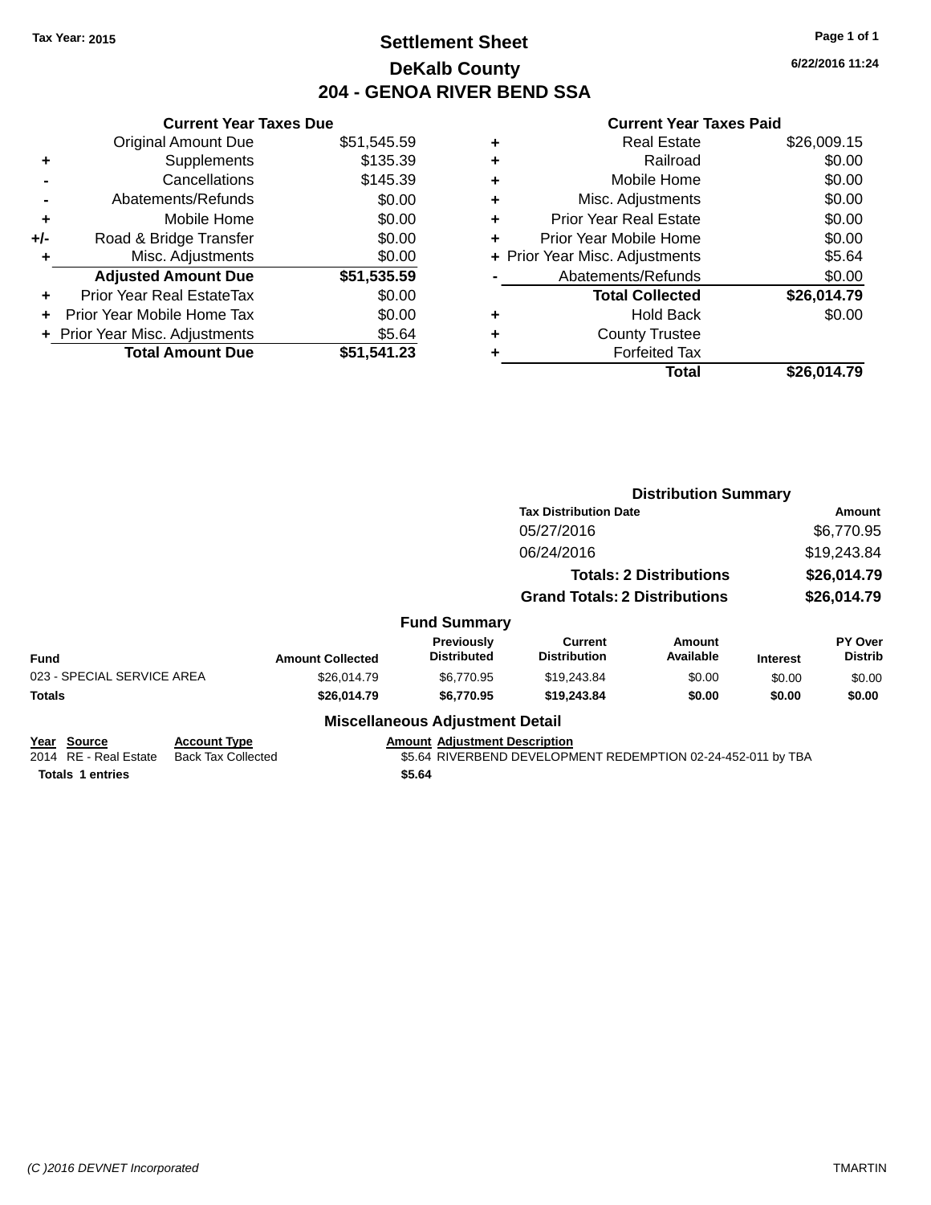Tax Year: 2015

# Settlement Sheet

## DeKalb County

## 204 - GENOA RIVER BEND SSA

6/22/2016 11:24

### Current Year Taxes Due

| | | |
|---|---|---|
| | Original Amount Due | $51,545.59 |
| + | Supplements | $135.39 |
| - | Cancellations | $145.39 |
| - | Abatements/Refunds | $0.00 |
| + | Mobile Home | $0.00 |
| +/- | Road & Bridge Transfer | $0.00 |
| + | Misc. Adjustments | $0.00 |
| | **Adjusted Amount Due** | **$51,535.59** |
| + | Prior Year Real EstateTax | $0.00 |
| + | Prior Year Mobile Home Tax | $0.00 |
| + | Prior Year Misc. Adjustments | $5.64 |
| | **Total Amount Due** | **$51,541.23** |

### Current Year Taxes Paid

| | | |
|---|---|---|
| + | Real Estate | $26,009.15 |
| + | Railroad | $0.00 |
| + | Mobile Home | $0.00 |
| + | Misc. Adjustments | $0.00 |
| + | Prior Year Real Estate | $0.00 |
| + | Prior Year Mobile Home | $0.00 |
| + | Prior Year Misc. Adjustments | $5.64 |
| - | Abatements/Refunds | $0.00 |
| | **Total Collected** | **$26,014.79** |
| + | Hold Back | $0.00 |
| + | County Trustee | |
| + | Forfeited Tax | |
| | **Total** | **$26,014.79** |

### Distribution Summary

| Tax Distribution Date | Amount |
|---|---|
| 05/27/2016 | $6,770.95 |
| 06/24/2016 | $19,243.84 |
| **Totals: 2 Distributions** | **$26,014.79** |
| **Grand Totals: 2 Distributions** | **$26,014.79** |

### Fund Summary

| Fund | Amount Collected | Previously Distributed | Current Distribution | Amount Available | Interest | PY Over Distrib |
|---|---|---|---|---|---|---|
| 023 - SPECIAL SERVICE AREA | $26,014.79 | $6,770.95 | $19,243.84 | $0.00 | $0.00 | $0.00 |
| **Totals** | **$26,014.79** | **$6,770.95** | **$19,243.84** | **$0.00** | **$0.00** | **$0.00** |

### Miscellaneous Adjustment Detail

| Year | Source | Account Type | Amount | Adjustment Description |
|---|---|---|---|---|
| 2014 | RE - Real Estate | Back Tax Collected | $5.64 | RIVERBEND DEVELOPMENT REDEMPTION 02-24-452-011 by TBA |
| **Totals** | **1 entries** | | **$5.64** | |

(C )2016 DEVNET Incorporated TMARTIN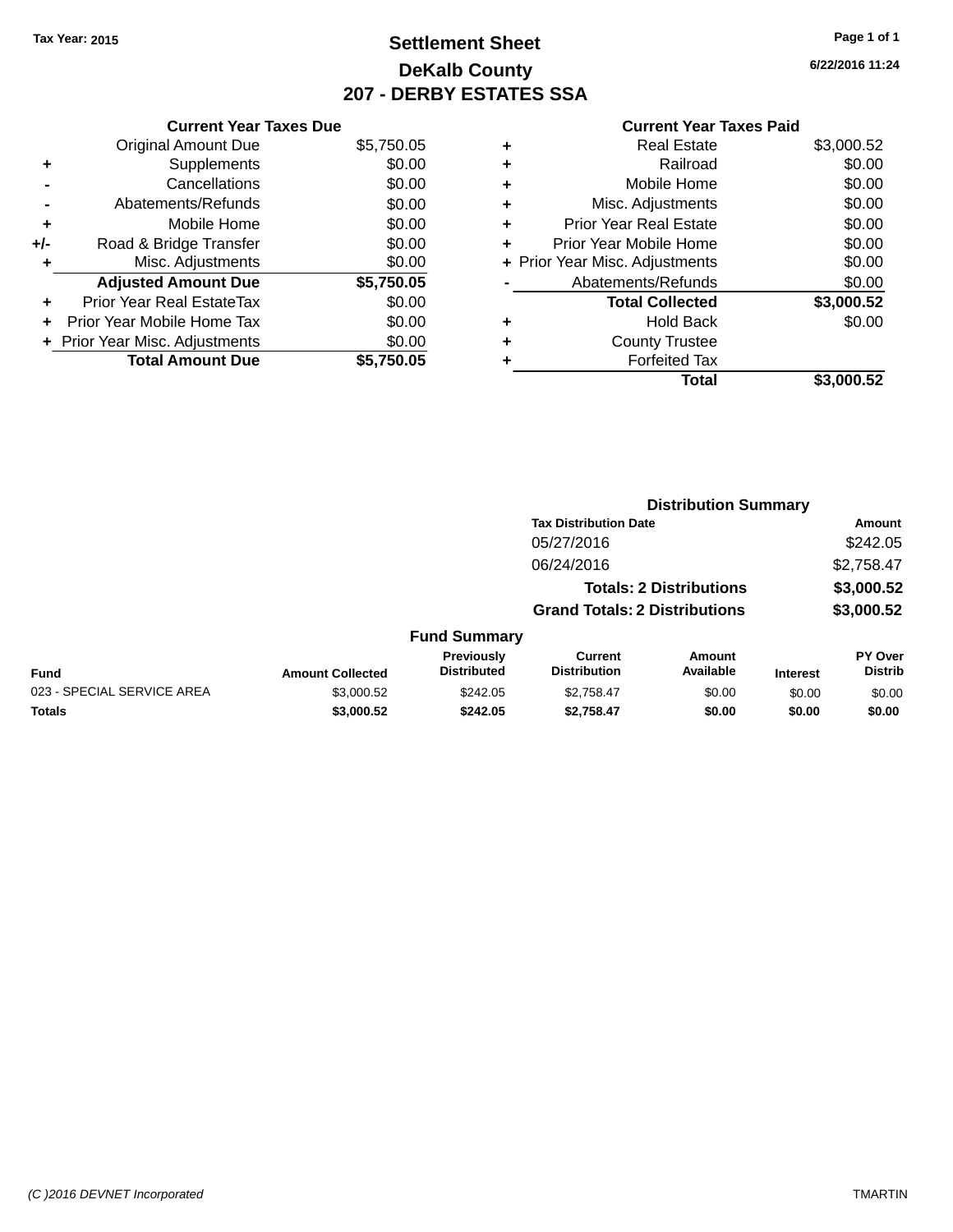Tax Year: 2015

# Settlement Sheet

## DeKalb County

## 207 - DERBY ESTATES SSA

6/22/2016 11:24

| | Current Year Taxes Due | |
|---|---|---|
| | Original Amount Due | $5,750.05 |
| + | Supplements | $0.00 |
| - | Cancellations | $0.00 |
| - | Abatements/Refunds | $0.00 |
| + | Mobile Home | $0.00 |
| +/- | Road & Bridge Transfer | $0.00 |
| + | Misc. Adjustments | $0.00 |
| | **Adjusted Amount Due** | **$5,750.05** |
| + | Prior Year Real EstateTax | $0.00 |
| + | Prior Year Mobile Home Tax | $0.00 |
| + | Prior Year Misc. Adjustments | $0.00 |
| | **Total Amount Due** | **$5,750.05** |

| | Current Year Taxes Paid | |
|---|---|---|
| + | Real Estate | $3,000.52 |
| + | Railroad | $0.00 |
| + | Mobile Home | $0.00 |
| + | Misc. Adjustments | $0.00 |
| + | Prior Year Real Estate | $0.00 |
| + | Prior Year Mobile Home | $0.00 |
| + | Prior Year Misc. Adjustments | $0.00 |
| - | Abatements/Refunds | $0.00 |
| | **Total Collected** | **$3,000.52** |
| + | Hold Back | $0.00 |
| + | County Trustee | |
| + | Forfeited Tax | |
| | **Total** | **$3,000.52** |

### Distribution Summary

| Tax Distribution Date | Amount |
|---|---|
| 05/27/2016 | $242.05 |
| 06/24/2016 | $2,758.47 |
| **Totals: 2 Distributions** | **$3,000.52** |
| **Grand Totals: 2 Distributions** | **$3,000.52** |

### Fund Summary

| Fund | Amount Collected | Previously Distributed | Current Distribution | Amount Available | Interest | PY Over Distrib |
|---|---|---|---|---|---|---|
| 023 - SPECIAL SERVICE AREA | $3,000.52 | $242.05 | $2,758.47 | $0.00 | $0.00 | $0.00 |
| **Totals** | **$3,000.52** | **$242.05** | **$2,758.47** | **$0.00** | **$0.00** | **$0.00** |

(C )2016 DEVNET Incorporated

TMARTIN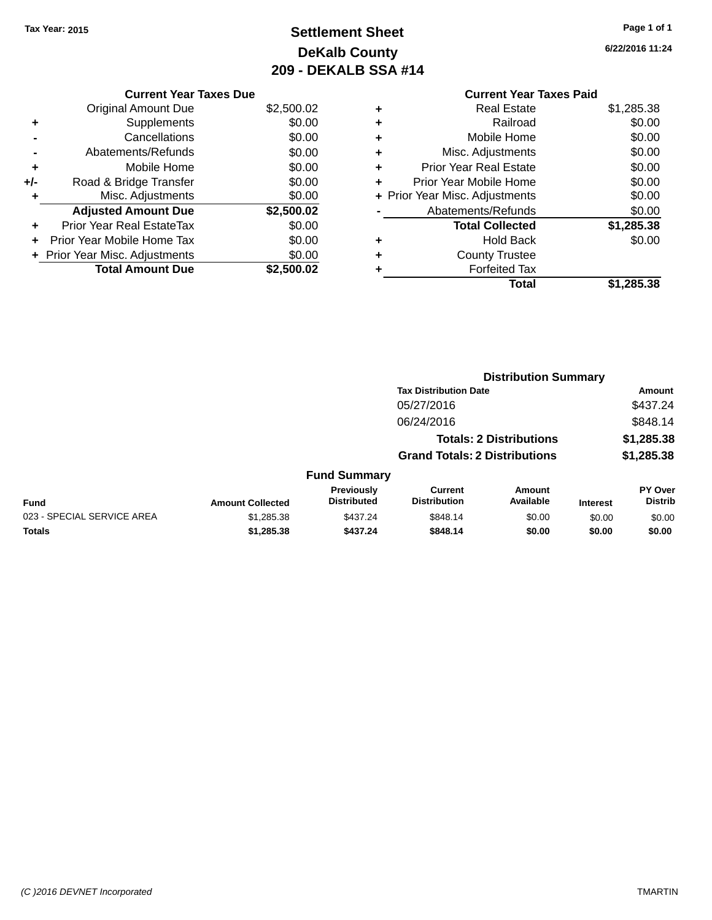Tax Year: 2015

# Settlement Sheet
## DeKalb County
## 209 - DEKALB SSA #14

6/22/2016 11:24

### Current Year Taxes Due

| | | |
|---|---|---|
| | Original Amount Due | $2,500.02 |
| + | Supplements | $0.00 |
| - | Cancellations | $0.00 |
| - | Abatements/Refunds | $0.00 |
| + | Mobile Home | $0.00 |
| +/- | Road & Bridge Transfer | $0.00 |
| + | Misc. Adjustments | $0.00 |
| | **Adjusted Amount Due** | **$2,500.02** |
| + | Prior Year Real EstateTax | $0.00 |
| + | Prior Year Mobile Home Tax | $0.00 |
| + | Prior Year Misc. Adjustments | $0.00 |
| | **Total Amount Due** | **$2,500.02** |

### Current Year Taxes Paid

| | | |
|---|---|---|
| + | Real Estate | $1,285.38 |
| + | Railroad | $0.00 |
| + | Mobile Home | $0.00 |
| + | Misc. Adjustments | $0.00 |
| + | Prior Year Real Estate | $0.00 |
| + | Prior Year Mobile Home | $0.00 |
| + | Prior Year Misc. Adjustments | $0.00 |
| - | Abatements/Refunds | $0.00 |
| | **Total Collected** | **$1,285.38** |
| + | Hold Back | $0.00 |
| + | County Trustee | |
| + | Forfeited Tax | |
| | **Total** | **$1,285.38** |

### Distribution Summary

| Tax Distribution Date | Amount |
|---|---|
| 05/27/2016 | $437.24 |
| 06/24/2016 | $848.14 |
| **Totals: 2 Distributions** | **$1,285.38** |
| **Grand Totals: 2 Distributions** | **$1,285.38** |

### Fund Summary

| Fund | Amount Collected | Previously Distributed | Current Distribution | Amount Available | Interest | PY Over Distrib |
|---|---|---|---|---|---|---|
| 023 - SPECIAL SERVICE AREA | $1,285.38 | $437.24 | $848.14 | $0.00 | $0.00 | $0.00 |
| **Totals** | **$1,285.38** | **$437.24** | **$848.14** | **$0.00** | **$0.00** | **$0.00** |

(C )2016 DEVNET Incorporated TMARTIN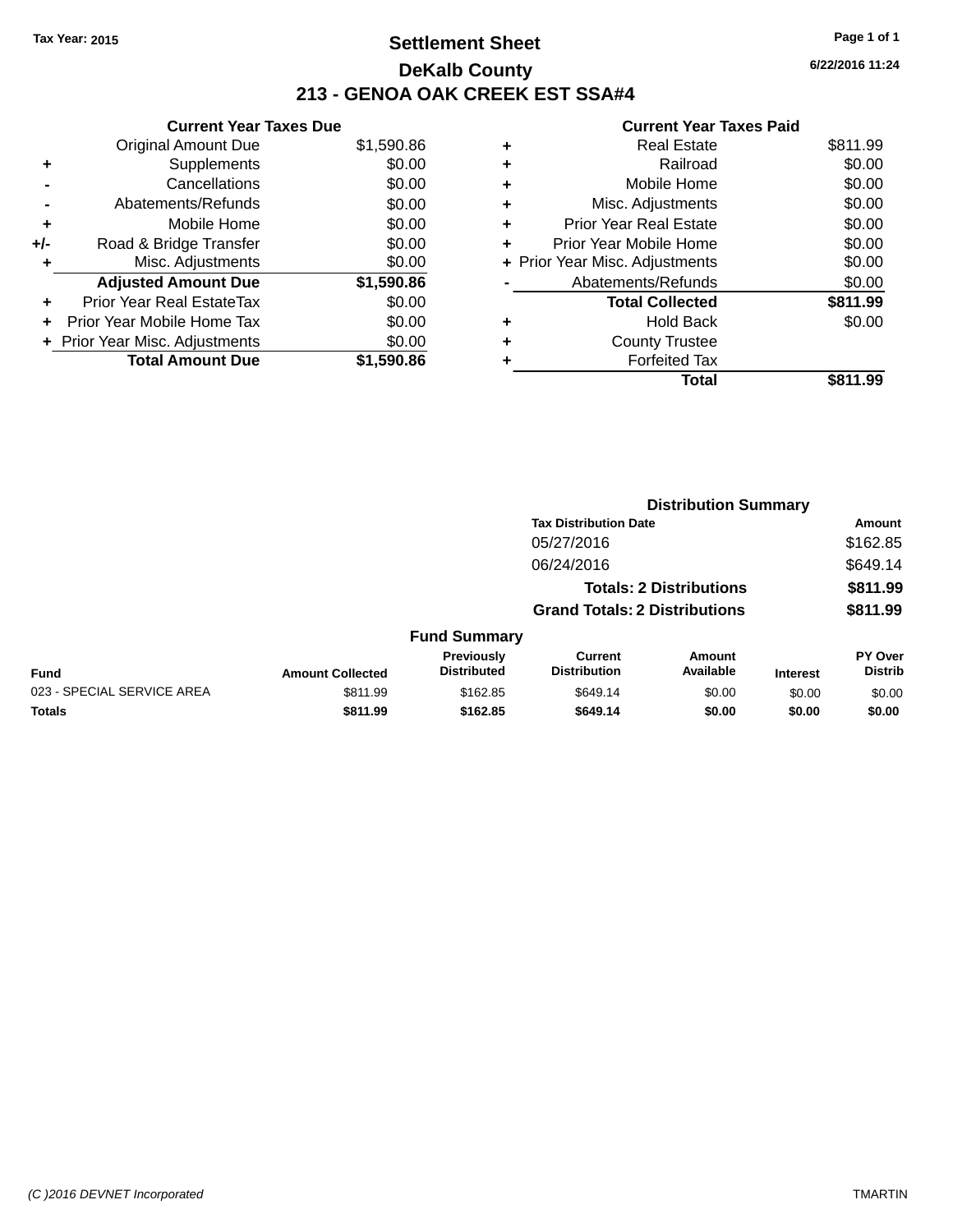Tax Year: 2015

# Settlement Sheet

## DeKalb County

## 213 - GENOA OAK CREEK EST SSA#4

6/22/2016 11:24

### Current Year Taxes Due

| | | |
|---|---|---|
| | Original Amount Due | $1,590.86 |
| + | Supplements | $0.00 |
| - | Cancellations | $0.00 |
| - | Abatements/Refunds | $0.00 |
| + | Mobile Home | $0.00 |
| +/- | Road & Bridge Transfer | $0.00 |
| + | Misc. Adjustments | $0.00 |
| | **Adjusted Amount Due** | **$1,590.86** |
| + | Prior Year Real EstateTax | $0.00 |
| + | Prior Year Mobile Home Tax | $0.00 |
| + | Prior Year Misc. Adjustments | $0.00 |
| | **Total Amount Due** | **$1,590.86** |

### Current Year Taxes Paid

| | | |
|---|---|---|
| + | Real Estate | $811.99 |
| + | Railroad | $0.00 |
| + | Mobile Home | $0.00 |
| + | Misc. Adjustments | $0.00 |
| + | Prior Year Real Estate | $0.00 |
| + | Prior Year Mobile Home | $0.00 |
| + | Prior Year Misc. Adjustments | $0.00 |
| - | Abatements/Refunds | $0.00 |
| | **Total Collected** | **$811.99** |
| + | Hold Back | $0.00 |
| + | County Trustee | |
| + | Forfeited Tax | |
| | **Total** | **$811.99** |

### Distribution Summary

| Tax Distribution Date | Amount |
|---|---|
| 05/27/2016 | $162.85 |
| 06/24/2016 | $649.14 |
| **Totals: 2 Distributions** | **$811.99** |
| **Grand Totals: 2 Distributions** | **$811.99** |

### Fund Summary

| Fund | Amount Collected | Previously Distributed | Current Distribution | Amount Available | Interest | PY Over Distrib |
|---|---|---|---|---|---|---|
| 023 - SPECIAL SERVICE AREA | $811.99 | $162.85 | $649.14 | $0.00 | $0.00 | $0.00 |
| **Totals** | **$811.99** | **$162.85** | **$649.14** | **$0.00** | **$0.00** | **$0.00** |

(C )2016 DEVNET Incorporated TMARTIN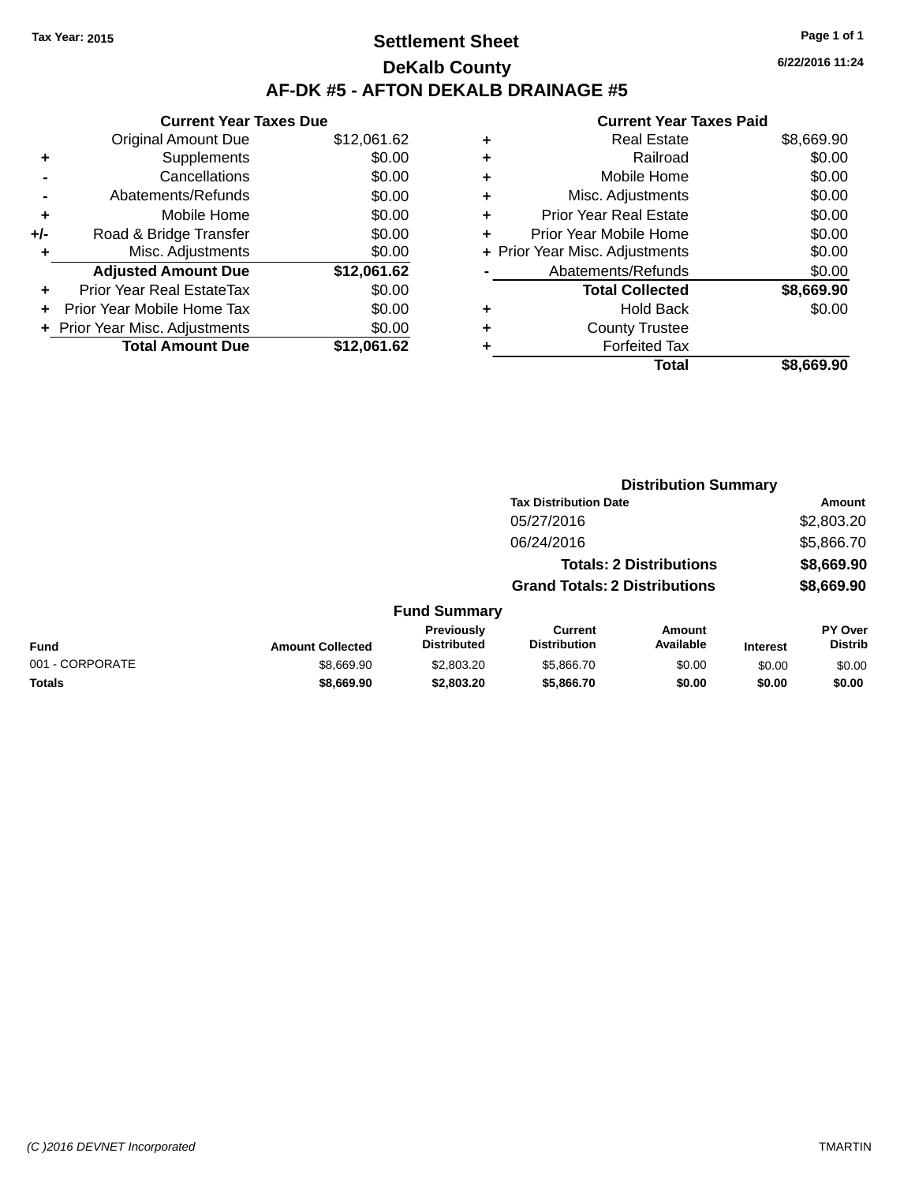Tax Year: 2015

# Settlement Sheet

## DeKalb County

## AF-DK #5 - AFTON DEKALB DRAINAGE #5

6/22/2016 11:24

### Current Year Taxes Due

| | | |
|---|---|---|
| | Original Amount Due | $12,061.62 |
| + | Supplements | $0.00 |
| - | Cancellations | $0.00 |
| - | Abatements/Refunds | $0.00 |
| + | Mobile Home | $0.00 |
| +/- | Road & Bridge Transfer | $0.00 |
| + | Misc. Adjustments | $0.00 |
| | **Adjusted Amount Due** | **$12,061.62** |
| + | Prior Year Real EstateTax | $0.00 |
| + | Prior Year Mobile Home Tax | $0.00 |
| + | Prior Year Misc. Adjustments | $0.00 |
| | **Total Amount Due** | **$12,061.62** |

### Current Year Taxes Paid

| | | |
|---|---|---|
| + | Real Estate | $8,669.90 |
| + | Railroad | $0.00 |
| + | Mobile Home | $0.00 |
| + | Misc. Adjustments | $0.00 |
| + | Prior Year Real Estate | $0.00 |
| + | Prior Year Mobile Home | $0.00 |
| + | Prior Year Misc. Adjustments | $0.00 |
| - | Abatements/Refunds | $0.00 |
| | **Total Collected** | **$8,669.90** |
| + | Hold Back | $0.00 |
| + | County Trustee | |
| + | Forfeited Tax | |
| | **Total** | **$8,669.90** |

### Distribution Summary

| Tax Distribution Date | Amount |
|---|---|
| 05/27/2016 | $2,803.20 |
| 06/24/2016 | $5,866.70 |
| **Totals: 2 Distributions** | **$8,669.90** |
| **Grand Totals: 2 Distributions** | **$8,669.90** |

### Fund Summary

| Fund | Amount Collected | Previously Distributed | Current Distribution | Amount Available | Interest | PY Over Distrib |
|---|---|---|---|---|---|---|
| 001 - CORPORATE | $8,669.90 | $2,803.20 | $5,866.70 | $0.00 | $0.00 | $0.00 |
| **Totals** | **$8,669.90** | **$2,803.20** | **$5,866.70** | **$0.00** | **$0.00** | **$0.00** |

(C )2016 DEVNET Incorporated TMARTIN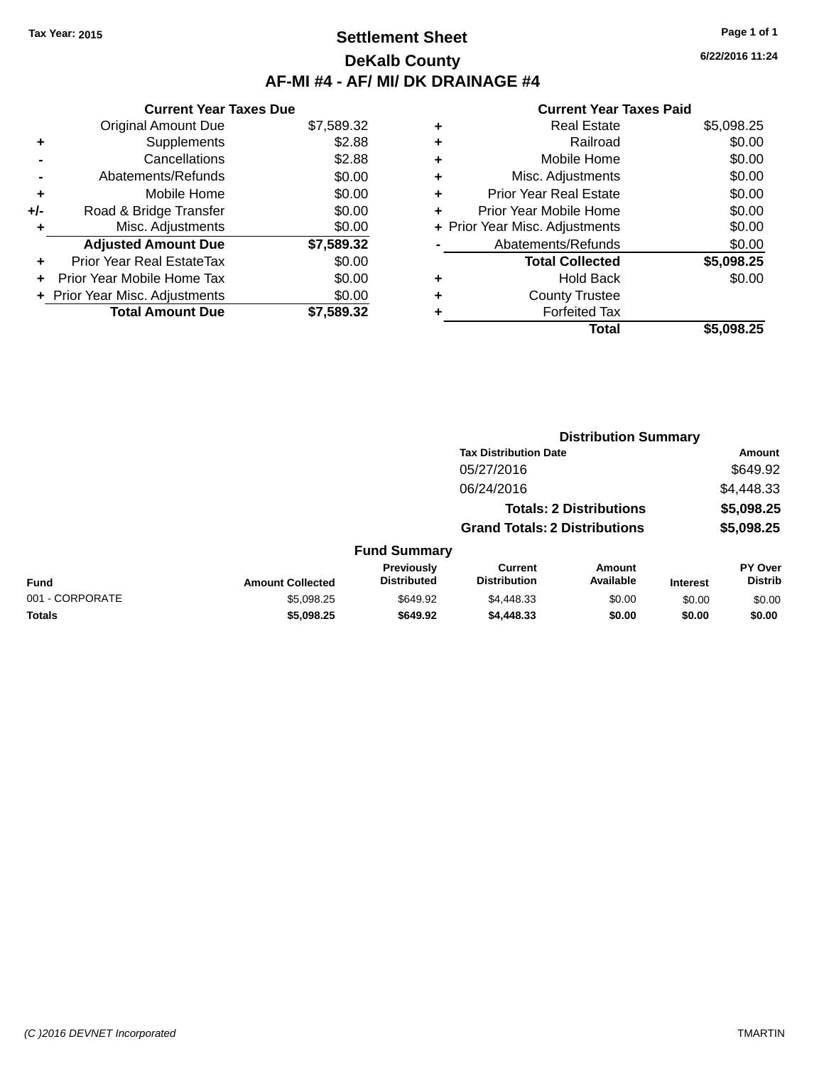Tax Year: 2015

# Settlement Sheet

## DeKalb County

## AF-MI #4 - AF/ MI/ DK DRAINAGE #4

6/22/2016 11:24

### Current Year Taxes Due

| | | |
|---|---|---|
| | Original Amount Due | $7,589.32 |
| + | Supplements | $2.88 |
| - | Cancellations | $2.88 |
| - | Abatements/Refunds | $0.00 |
| + | Mobile Home | $0.00 |
| +/- | Road & Bridge Transfer | $0.00 |
| + | Misc. Adjustments | $0.00 |
| | **Adjusted Amount Due** | **$7,589.32** |
| + | Prior Year Real EstateTax | $0.00 |
| + | Prior Year Mobile Home Tax | $0.00 |
| + | Prior Year Misc. Adjustments | $0.00 |
| | **Total Amount Due** | **$7,589.32** |

### Current Year Taxes Paid

| | | |
|---|---|---|
| + | Real Estate | $5,098.25 |
| + | Railroad | $0.00 |
| + | Mobile Home | $0.00 |
| + | Misc. Adjustments | $0.00 |
| + | Prior Year Real Estate | $0.00 |
| + | Prior Year Mobile Home | $0.00 |
| + | Prior Year Misc. Adjustments | $0.00 |
| - | Abatements/Refunds | $0.00 |
| | **Total Collected** | **$5,098.25** |
| + | Hold Back | $0.00 |
| + | County Trustee | |
| + | Forfeited Tax | |
| | **Total** | **$5,098.25** |

### Distribution Summary

| Tax Distribution Date | Amount |
|---|---|
| 05/27/2016 | $649.92 |
| 06/24/2016 | $4,448.33 |
| **Totals: 2 Distributions** | **$5,098.25** |
| **Grand Totals: 2 Distributions** | **$5,098.25** |

### Fund Summary

| Fund | Amount Collected | Previously Distributed | Current Distribution | Amount Available | Interest | PY Over Distrib |
|---|---|---|---|---|---|---|
| 001 - CORPORATE | $5,098.25 | $649.92 | $4,448.33 | $0.00 | $0.00 | $0.00 |
| **Totals** | **$5,098.25** | **$649.92** | **$4,448.33** | **$0.00** | **$0.00** | **$0.00** |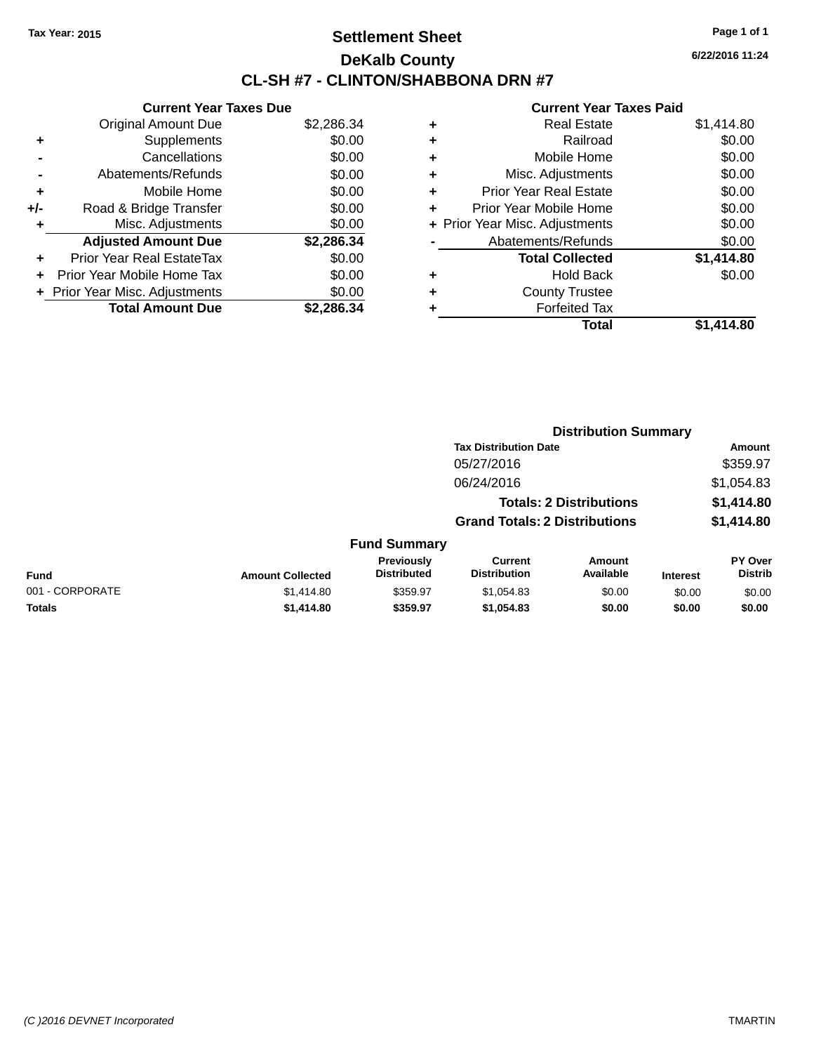Tax Year: 2015

# Settlement Sheet

## DeKalb County

## CL-SH #7 - CLINTON/SHABBONA DRN #7

6/22/2016 11:24

| | Current Year Taxes Due | |
|---|---|---|
| | Original Amount Due | $2,286.34 |
| + | Supplements | $0.00 |
| - | Cancellations | $0.00 |
| - | Abatements/Refunds | $0.00 |
| + | Mobile Home | $0.00 |
| +/- | Road & Bridge Transfer | $0.00 |
| + | Misc. Adjustments | $0.00 |
| | **Adjusted Amount Due** | **$2,286.34** |
| + | Prior Year Real EstateTax | $0.00 |
| + | Prior Year Mobile Home Tax | $0.00 |
| + | Prior Year Misc. Adjustments | $0.00 |
| | **Total Amount Due** | **$2,286.34** |

| | Current Year Taxes Paid | |
|---|---|---|
| + | Real Estate | $1,414.80 |
| + | Railroad | $0.00 |
| + | Mobile Home | $0.00 |
| + | Misc. Adjustments | $0.00 |
| + | Prior Year Real Estate | $0.00 |
| + | Prior Year Mobile Home | $0.00 |
| + | Prior Year Misc. Adjustments | $0.00 |
| - | Abatements/Refunds | $0.00 |
| | **Total Collected** | **$1,414.80** |
| + | Hold Back | $0.00 |
| + | County Trustee | |
| + | Forfeited Tax | |
| | **Total** | **$1,414.80** |

### Distribution Summary

| Tax Distribution Date | Amount |
|---|---|
| 05/27/2016 | $359.97 |
| 06/24/2016 | $1,054.83 |
| **Totals: 2 Distributions** | **$1,414.80** |
| **Grand Totals: 2 Distributions** | **$1,414.80** |

### Fund Summary

| Fund | Amount Collected | Previously Distributed | Current Distribution | Amount Available | Interest | PY Over Distrib |
|---|---|---|---|---|---|---|
| 001 - CORPORATE | $1,414.80 | $359.97 | $1,054.83 | $0.00 | $0.00 | $0.00 |
| **Totals** | **$1,414.80** | **$359.97** | **$1,054.83** | **$0.00** | **$0.00** | **$0.00** |

(C )2016 DEVNET Incorporated

TMARTIN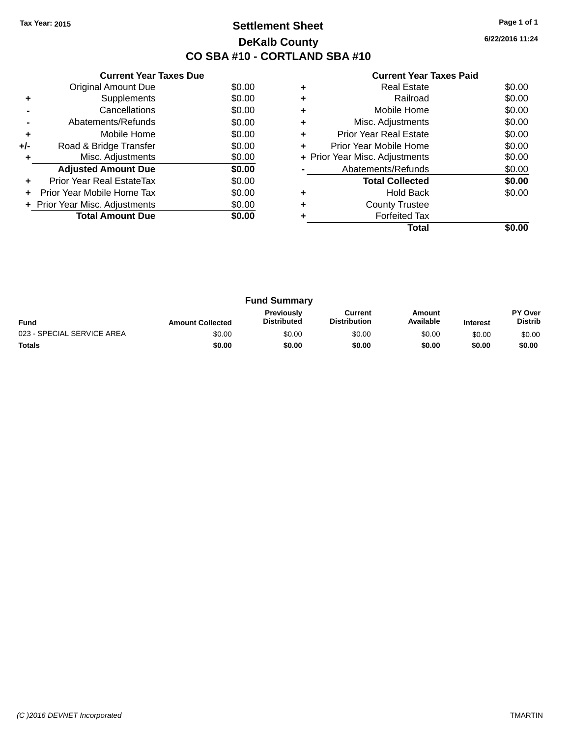Tax Year: 2015

# Settlement Sheet

## DeKalb County

## CO SBA #10 - CORTLAND SBA #10

6/22/2016 11:24

### Current Year Taxes Due

| | | |
|---|---|---|
| | Original Amount Due | $0.00 |
| + | Supplements | $0.00 |
| - | Cancellations | $0.00 |
| - | Abatements/Refunds | $0.00 |
| + | Mobile Home | $0.00 |
| +/- | Road & Bridge Transfer | $0.00 |
| + | Misc. Adjustments | $0.00 |
| | **Adjusted Amount Due** | **$0.00** |
| + | Prior Year Real EstateTax | $0.00 |
| + | Prior Year Mobile Home Tax | $0.00 |
| + | Prior Year Misc. Adjustments | $0.00 |
| | **Total Amount Due** | **$0.00** |

### Current Year Taxes Paid

| | | |
|---|---|---|
| + | Real Estate | $0.00 |
| + | Railroad | $0.00 |
| + | Mobile Home | $0.00 |
| + | Misc. Adjustments | $0.00 |
| + | Prior Year Real Estate | $0.00 |
| + | Prior Year Mobile Home | $0.00 |
| + | Prior Year Misc. Adjustments | $0.00 |
| - | Abatements/Refunds | $0.00 |
| | **Total Collected** | **$0.00** |
| + | Hold Back | $0.00 |
| + | County Trustee | |
| + | Forfeited Tax | |
| | **Total** | **$0.00** |

### Fund Summary

| Fund | Amount Collected | Previously Distributed | Current Distribution | Amount Available | Interest | PY Over Distrib |
|---|---|---|---|---|---|---|
| 023 - SPECIAL SERVICE AREA | $0.00 | $0.00 | $0.00 | $0.00 | $0.00 | $0.00 |
| **Totals** | **$0.00** | **$0.00** | **$0.00** | **$0.00** | **$0.00** | **$0.00** |

(C )2016 DEVNET Incorporated TMARTIN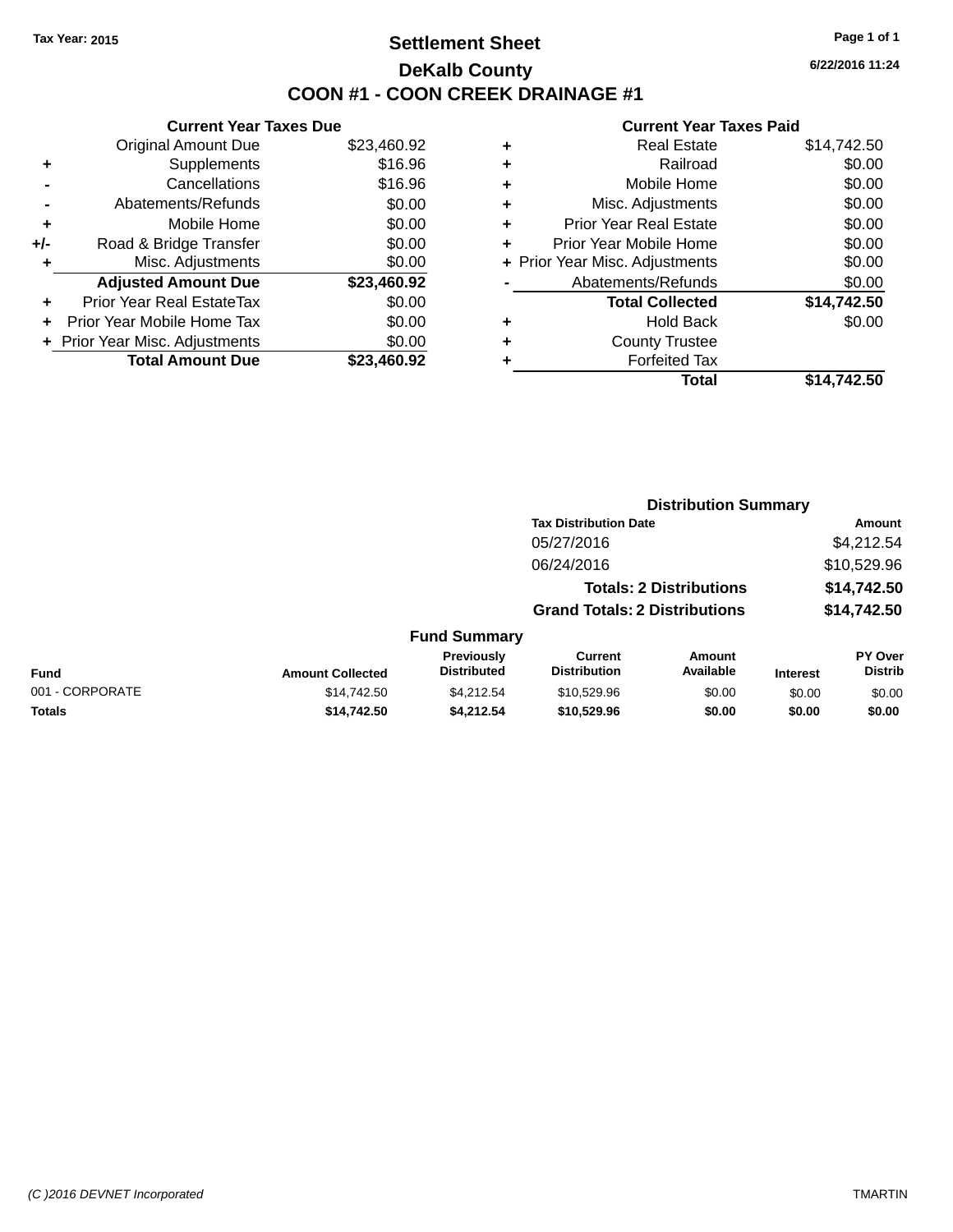Tax Year: 2015

# Settlement Sheet

## DeKalb County

## COON #1 - COON CREEK DRAINAGE #1

6/22/2016 11:24

### Current Year Taxes Due

| | | |
|---|---|---|
| | Original Amount Due | $23,460.92 |
| + | Supplements | $16.96 |
| - | Cancellations | $16.96 |
| - | Abatements/Refunds | $0.00 |
| + | Mobile Home | $0.00 |
| +/- | Road & Bridge Transfer | $0.00 |
| + | Misc. Adjustments | $0.00 |
| | **Adjusted Amount Due** | **$23,460.92** |
| + | Prior Year Real EstateTax | $0.00 |
| + | Prior Year Mobile Home Tax | $0.00 |
| + | Prior Year Misc. Adjustments | $0.00 |
| | **Total Amount Due** | **$23,460.92** |

### Current Year Taxes Paid

| | | |
|---|---|---|
| + | Real Estate | $14,742.50 |
| + | Railroad | $0.00 |
| + | Mobile Home | $0.00 |
| + | Misc. Adjustments | $0.00 |
| + | Prior Year Real Estate | $0.00 |
| + | Prior Year Mobile Home | $0.00 |
| + | Prior Year Misc. Adjustments | $0.00 |
| - | Abatements/Refunds | $0.00 |
| | **Total Collected** | **$14,742.50** |
| + | Hold Back | $0.00 |
| + | County Trustee | |
| + | Forfeited Tax | |
| | **Total** | **$14,742.50** |

### Distribution Summary

| Tax Distribution Date | Amount |
|---|---|
| 05/27/2016 | $4,212.54 |
| 06/24/2016 | $10,529.96 |
| **Totals: 2 Distributions** | **$14,742.50** |
| **Grand Totals: 2 Distributions** | **$14,742.50** |

### Fund Summary

| Fund | Amount Collected | Previously Distributed | Current Distribution | Amount Available | Interest | PY Over Distrib |
|---|---|---|---|---|---|---|
| 001 - CORPORATE | $14,742.50 | $4,212.54 | $10,529.96 | $0.00 | $0.00 | $0.00 |
| **Totals** | **$14,742.50** | **$4,212.54** | **$10,529.96** | **$0.00** | **$0.00** | **$0.00** |

(C )2016 DEVNET Incorporated TMARTIN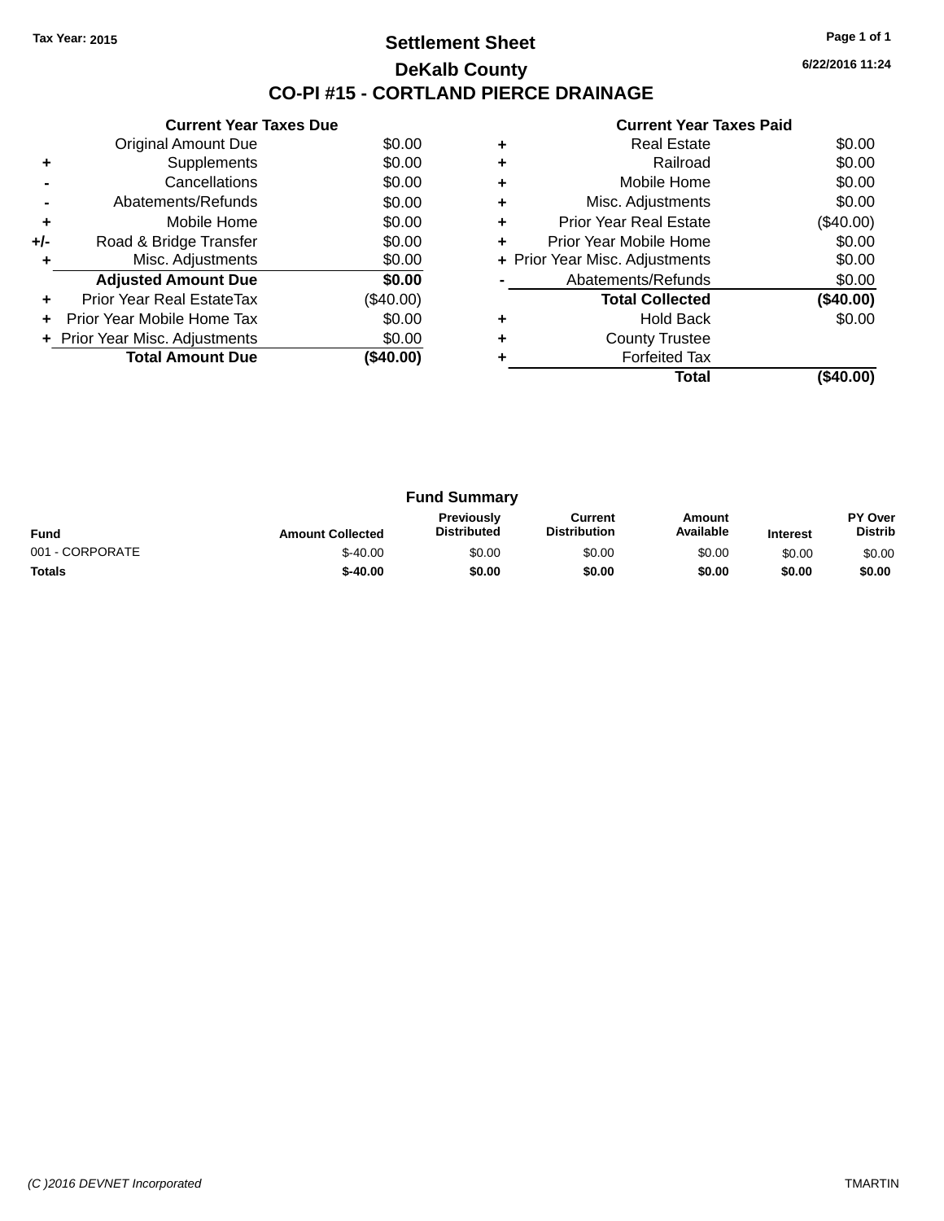Tax Year: 2015

# Settlement Sheet

## DeKalb County

## CO-PI #15 - CORTLAND PIERCE DRAINAGE

6/22/2016 11:24

**Current Year Taxes Due**

| | | |
|---|---|---|
| | Original Amount Due | $0.00 |
| + | Supplements | $0.00 |
| - | Cancellations | $0.00 |
| - | Abatements/Refunds | $0.00 |
| + | Mobile Home | $0.00 |
| +/- | Road & Bridge Transfer | $0.00 |
| + | Misc. Adjustments | $0.00 |
| | **Adjusted Amount Due** | **$0.00** |
| + | Prior Year Real EstateTax | ($40.00) |
| + | Prior Year Mobile Home Tax | $0.00 |
| + | Prior Year Misc. Adjustments | $0.00 |
| | **Total Amount Due** | **($40.00)** |

**Current Year Taxes Paid**

| | | |
|---|---|---|
| + | Real Estate | $0.00 |
| + | Railroad | $0.00 |
| + | Mobile Home | $0.00 |
| + | Misc. Adjustments | $0.00 |
| + | Prior Year Real Estate | ($40.00) |
| + | Prior Year Mobile Home | $0.00 |
| + | Prior Year Misc. Adjustments | $0.00 |
| - | Abatements/Refunds | $0.00 |
| | **Total Collected** | **($40.00)** |
| + | Hold Back | $0.00 |
| + | County Trustee | |
| + | Forfeited Tax | |
| | **Total** | **($40.00)** |

**Fund Summary**

| Fund | Amount Collected | Previously Distributed | Current Distribution | Amount Available | Interest | PY Over Distrib |
|---|---|---|---|---|---|---|
| 001 - CORPORATE | $-40.00 | $0.00 | $0.00 | $0.00 | $0.00 | $0.00 |
| **Totals** | **$-40.00** | **$0.00** | **$0.00** | **$0.00** | **$0.00** | **$0.00** |

(C )2016 DEVNET Incorporated TMARTIN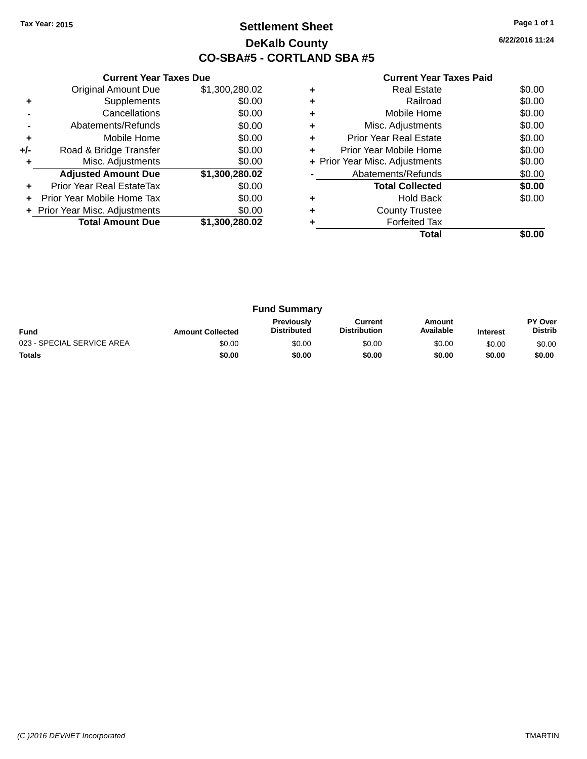Tax Year: 2015

# Settlement Sheet

## DeKalb County

## CO-SBA#5 - CORTLAND SBA #5

6/22/2016 11:24

### Current Year Taxes Due

| | | |
|---|---|---|
| | Original Amount Due | $1,300,280.02 |
| + | Supplements | $0.00 |
| - | Cancellations | $0.00 |
| - | Abatements/Refunds | $0.00 |
| + | Mobile Home | $0.00 |
| +/- | Road & Bridge Transfer | $0.00 |
| + | Misc. Adjustments | $0.00 |
| | **Adjusted Amount Due** | **$1,300,280.02** |
| + | Prior Year Real EstateTax | $0.00 |
| + | Prior Year Mobile Home Tax | $0.00 |
| + | Prior Year Misc. Adjustments | $0.00 |
| | **Total Amount Due** | **$1,300,280.02** |

### Current Year Taxes Paid

| | | |
|---|---|---|
| + | Real Estate | $0.00 |
| + | Railroad | $0.00 |
| + | Mobile Home | $0.00 |
| + | Misc. Adjustments | $0.00 |
| + | Prior Year Real Estate | $0.00 |
| + | Prior Year Mobile Home | $0.00 |
| + | Prior Year Misc. Adjustments | $0.00 |
| - | Abatements/Refunds | $0.00 |
| | **Total Collected** | **$0.00** |
| + | Hold Back | $0.00 |
| + | County Trustee | |
| + | Forfeited Tax | |
| | **Total** | **$0.00** |

### Fund Summary

| Fund | Amount Collected | Previously Distributed | Current Distribution | Amount Available | Interest | PY Over Distrib |
|---|---|---|---|---|---|---|
| 023 - SPECIAL SERVICE AREA | $0.00 | $0.00 | $0.00 | $0.00 | $0.00 | $0.00 |
| **Totals** | **$0.00** | **$0.00** | **$0.00** | **$0.00** | **$0.00** | **$0.00** |

(C )2016 DEVNET Incorporated TMARTIN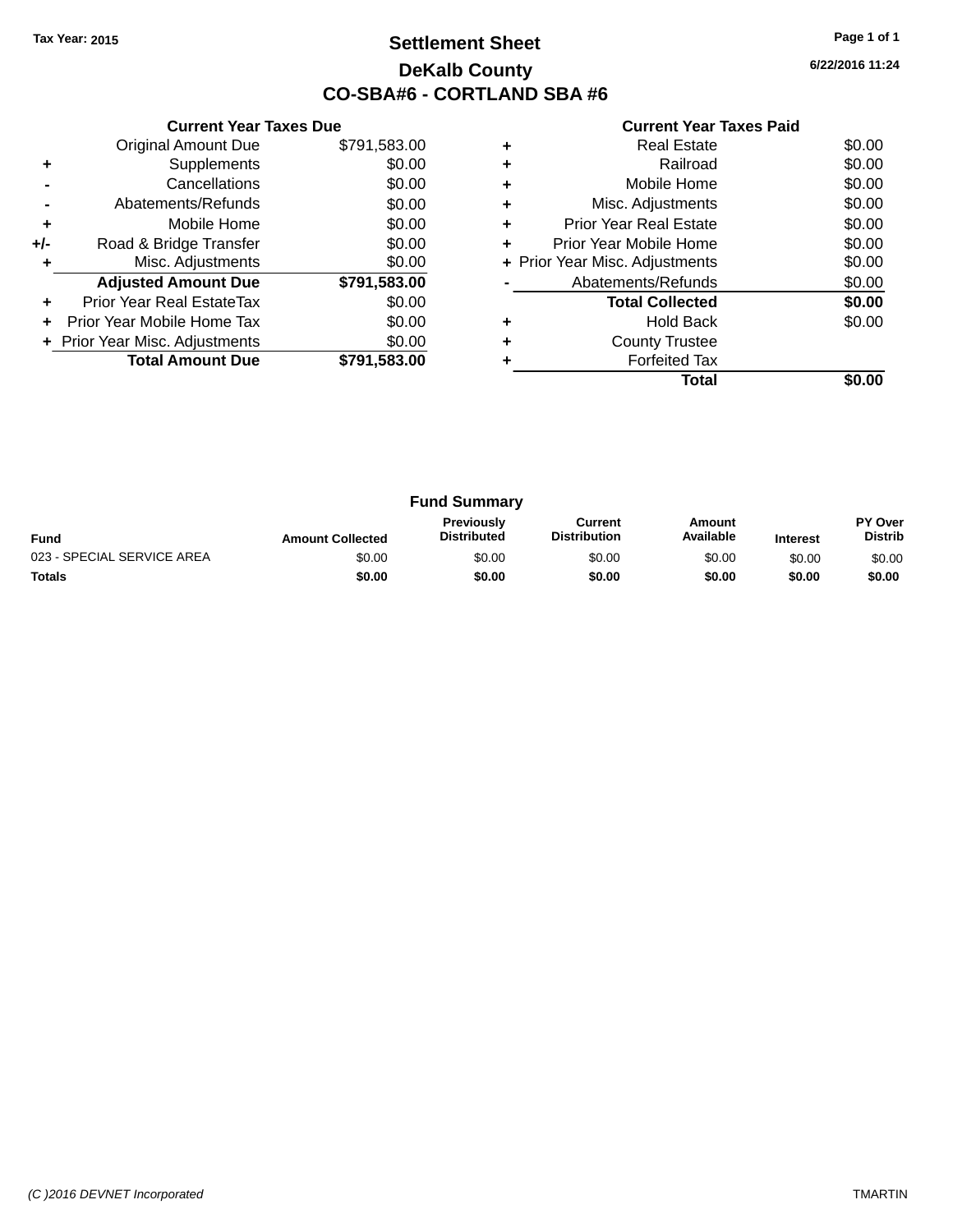Tax Year: 2015

# Settlement Sheet

## DeKalb County

## CO-SBA#6 - CORTLAND SBA #6

6/22/2016 11:24

### Current Year Taxes Due

| | | |
|---|---|---|
| | Original Amount Due | $791,583.00 |
| + | Supplements | $0.00 |
| - | Cancellations | $0.00 |
| - | Abatements/Refunds | $0.00 |
| + | Mobile Home | $0.00 |
| +/- | Road & Bridge Transfer | $0.00 |
| + | Misc. Adjustments | $0.00 |
| | **Adjusted Amount Due** | **$791,583.00** |
| + | Prior Year Real EstateTax | $0.00 |
| + | Prior Year Mobile Home Tax | $0.00 |
| + | Prior Year Misc. Adjustments | $0.00 |
| | **Total Amount Due** | **$791,583.00** |

### Current Year Taxes Paid

| | | |
|---|---|---|
| + | Real Estate | $0.00 |
| + | Railroad | $0.00 |
| + | Mobile Home | $0.00 |
| + | Misc. Adjustments | $0.00 |
| + | Prior Year Real Estate | $0.00 |
| + | Prior Year Mobile Home | $0.00 |
| + | Prior Year Misc. Adjustments | $0.00 |
| - | Abatements/Refunds | $0.00 |
| | **Total Collected** | **$0.00** |
| + | Hold Back | $0.00 |
| + | County Trustee | |
| + | Forfeited Tax | |
| | **Total** | **$0.00** |

### Fund Summary

| Fund | Amount Collected | Previously Distributed | Current Distribution | Amount Available | Interest | PY Over Distrib |
|---|---|---|---|---|---|---|
| 023 - SPECIAL SERVICE AREA | $0.00 | $0.00 | $0.00 | $0.00 | $0.00 | $0.00 |
| **Totals** | **$0.00** | **$0.00** | **$0.00** | **$0.00** | **$0.00** | **$0.00** |

(C )2016 DEVNET Incorporated TMARTIN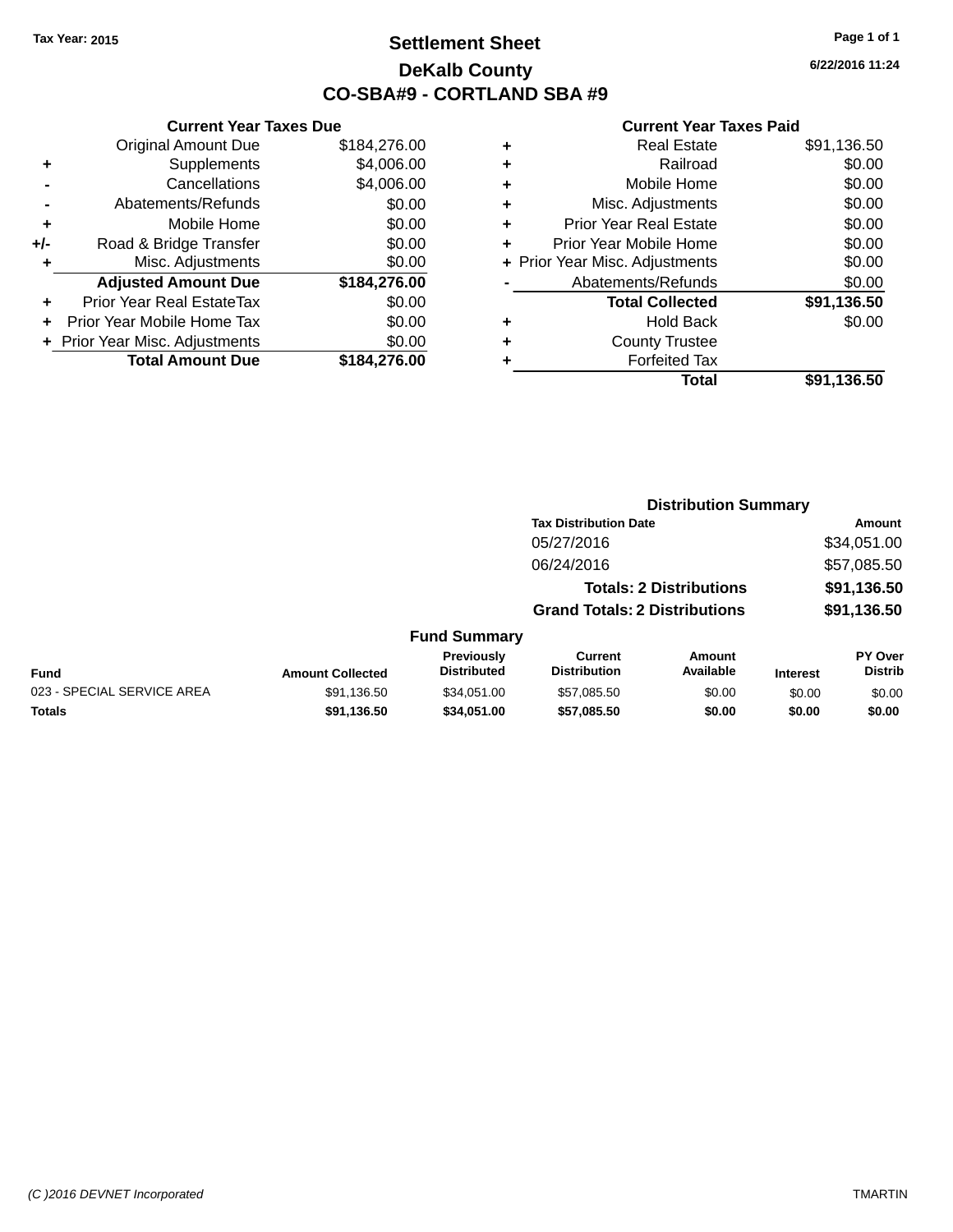Tax Year: 2015

# Settlement Sheet

## DeKalb County

## CO-SBA#9 - CORTLAND SBA #9

6/22/2016 11:24

| | Current Year Taxes Due | |
|---|---|---|
| | Original Amount Due | $184,276.00 |
| + | Supplements | $4,006.00 |
| - | Cancellations | $4,006.00 |
| - | Abatements/Refunds | $0.00 |
| + | Mobile Home | $0.00 |
| +/- | Road & Bridge Transfer | $0.00 |
| + | Misc. Adjustments | $0.00 |
| | **Adjusted Amount Due** | **$184,276.00** |
| + | Prior Year Real EstateTax | $0.00 |
| + | Prior Year Mobile Home Tax | $0.00 |
| + | Prior Year Misc. Adjustments | $0.00 |
| | **Total Amount Due** | **$184,276.00** |

| | Current Year Taxes Paid | |
|---|---|---|
| + | Real Estate | $91,136.50 |
| + | Railroad | $0.00 |
| + | Mobile Home | $0.00 |
| + | Misc. Adjustments | $0.00 |
| + | Prior Year Real Estate | $0.00 |
| + | Prior Year Mobile Home | $0.00 |
| + | Prior Year Misc. Adjustments | $0.00 |
| - | Abatements/Refunds | $0.00 |
| | **Total Collected** | **$91,136.50** |
| + | Hold Back | $0.00 |
| + | County Trustee | |
| + | Forfeited Tax | |
| | **Total** | **$91,136.50** |

### Distribution Summary

| Tax Distribution Date | Amount |
|---|---|
| 05/27/2016 | $34,051.00 |
| 06/24/2016 | $57,085.50 |
| **Totals: 2 Distributions** | **$91,136.50** |
| **Grand Totals: 2 Distributions** | **$91,136.50** |

### Fund Summary

| Fund | Amount Collected | Previously Distributed | Current Distribution | Amount Available | Interest | PY Over Distrib |
|---|---|---|---|---|---|---|
| 023 - SPECIAL SERVICE AREA | $91,136.50 | $34,051.00 | $57,085.50 | $0.00 | $0.00 | $0.00 |
| **Totals** | **$91,136.50** | **$34,051.00** | **$57,085.50** | **$0.00** | **$0.00** | **$0.00** |

(C )2016 DEVNET Incorporated TMARTIN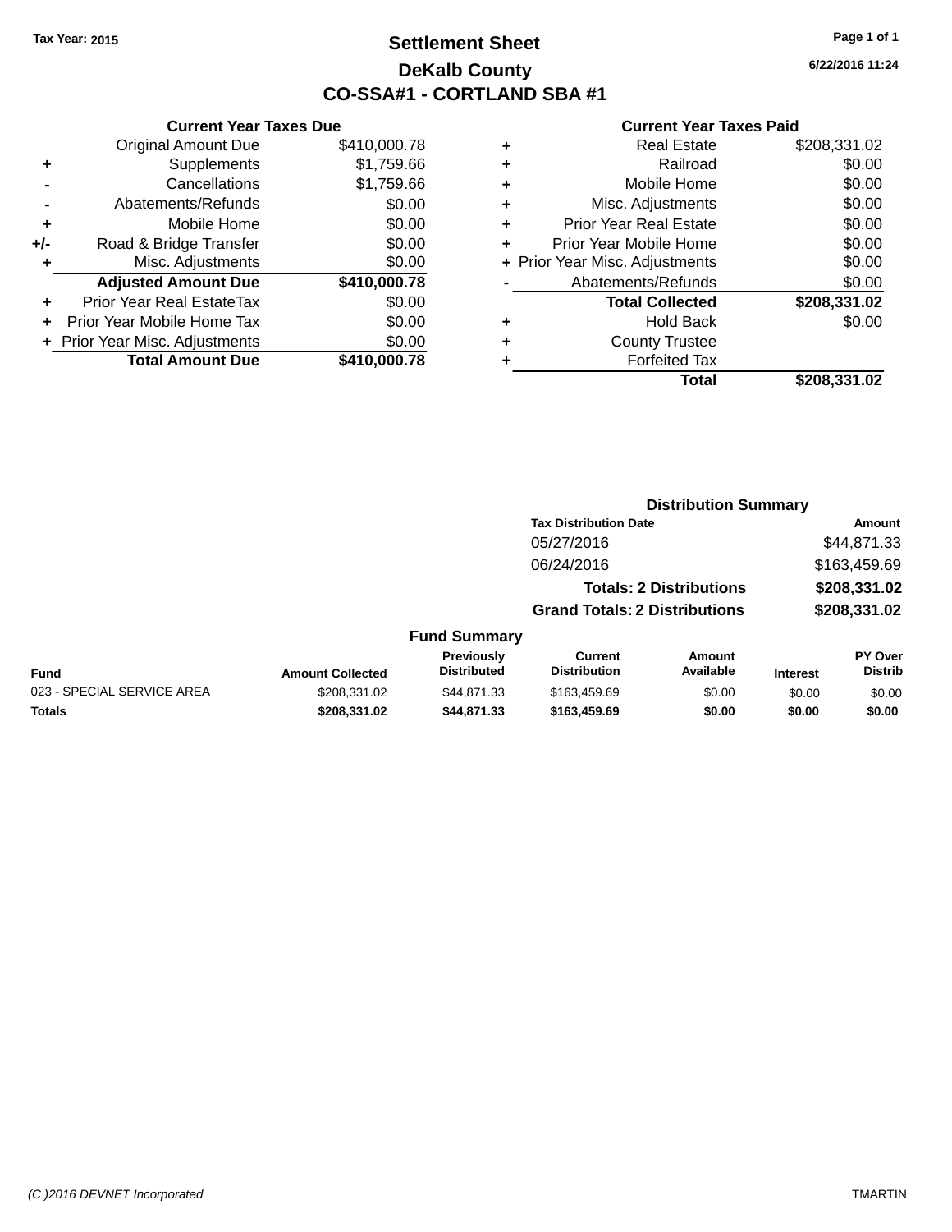Tax Year: 2015

# Settlement Sheet

## DeKalb County

## CO-SSA#1 - CORTLAND SBA #1

6/22/2016 11:24

### Current Year Taxes Due

| | | |
|---|---|---|
| | Original Amount Due | $410,000.78 |
| + | Supplements | $1,759.66 |
| - | Cancellations | $1,759.66 |
| - | Abatements/Refunds | $0.00 |
| + | Mobile Home | $0.00 |
| +/- | Road & Bridge Transfer | $0.00 |
| + | Misc. Adjustments | $0.00 |
| | **Adjusted Amount Due** | **$410,000.78** |
| + | Prior Year Real EstateTax | $0.00 |
| + | Prior Year Mobile Home Tax | $0.00 |
| + | Prior Year Misc. Adjustments | $0.00 |
| | **Total Amount Due** | **$410,000.78** |

### Current Year Taxes Paid

| | | |
|---|---|---|
| + | Real Estate | $208,331.02 |
| + | Railroad | $0.00 |
| + | Mobile Home | $0.00 |
| + | Misc. Adjustments | $0.00 |
| + | Prior Year Real Estate | $0.00 |
| + | Prior Year Mobile Home | $0.00 |
| + | Prior Year Misc. Adjustments | $0.00 |
| - | Abatements/Refunds | $0.00 |
| | **Total Collected** | **$208,331.02** |
| + | Hold Back | $0.00 |
| + | County Trustee | |
| + | Forfeited Tax | |
| | **Total** | **$208,331.02** |

### Distribution Summary

| Tax Distribution Date | Amount |
|---|---|
| 05/27/2016 | $44,871.33 |
| 06/24/2016 | $163,459.69 |
| **Totals: 2 Distributions** | **$208,331.02** |
| **Grand Totals: 2 Distributions** | **$208,331.02** |

### Fund Summary

| Fund | Amount Collected | Previously Distributed | Current Distribution | Amount Available | Interest | PY Over Distrib |
|---|---|---|---|---|---|---|
| 023 - SPECIAL SERVICE AREA | $208,331.02 | $44,871.33 | $163,459.69 | $0.00 | $0.00 | $0.00 |
| **Totals** | **$208,331.02** | **$44,871.33** | **$163,459.69** | **$0.00** | **$0.00** | **$0.00** |

(C )2016 DEVNET Incorporated    TMARTIN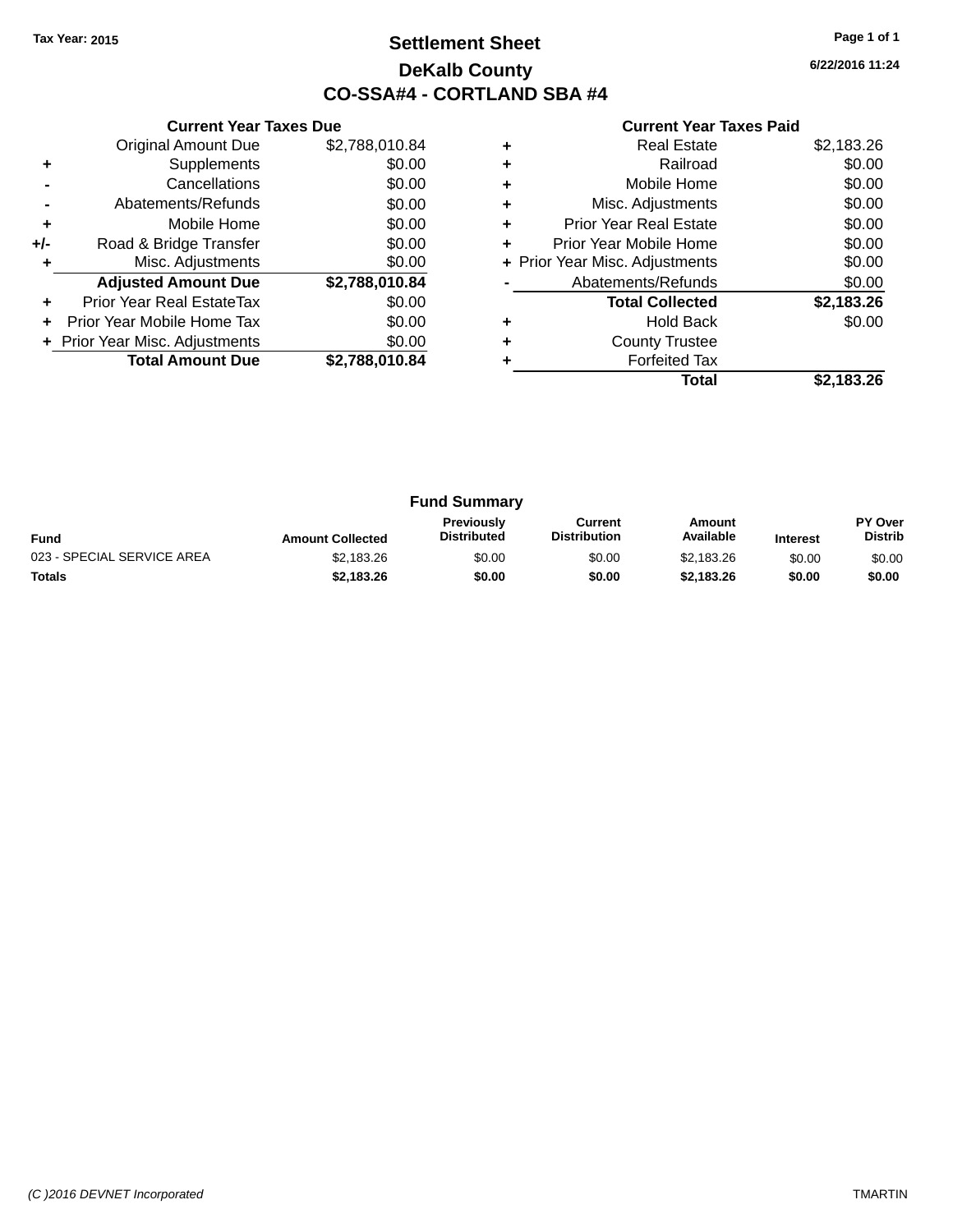Tax Year: 2015

# Settlement Sheet

## DeKalb County

## CO-SSA#4 - CORTLAND SBA #4

6/22/2016 11:24

### Current Year Taxes Due

| | | |
|---|---|---|
| | Original Amount Due | $2,788,010.84 |
| + | Supplements | $0.00 |
| - | Cancellations | $0.00 |
| - | Abatements/Refunds | $0.00 |
| + | Mobile Home | $0.00 |
| +/- | Road & Bridge Transfer | $0.00 |
| + | Misc. Adjustments | $0.00 |
| | **Adjusted Amount Due** | **$2,788,010.84** |
| + | Prior Year Real EstateTax | $0.00 |
| + | Prior Year Mobile Home Tax | $0.00 |
| + | Prior Year Misc. Adjustments | $0.00 |
| | **Total Amount Due** | **$2,788,010.84** |

### Current Year Taxes Paid

| | | |
|---|---|---|
| + | Real Estate | $2,183.26 |
| + | Railroad | $0.00 |
| + | Mobile Home | $0.00 |
| + | Misc. Adjustments | $0.00 |
| + | Prior Year Real Estate | $0.00 |
| + | Prior Year Mobile Home | $0.00 |
| + | Prior Year Misc. Adjustments | $0.00 |
| - | Abatements/Refunds | $0.00 |
| | **Total Collected** | **$2,183.26** |
| + | Hold Back | $0.00 |
| + | County Trustee | |
| + | Forfeited Tax | |
| | **Total** | **$2,183.26** |

### Fund Summary

| Fund | Amount Collected | Previously Distributed | Current Distribution | Amount Available | Interest | PY Over Distrib |
|---|---|---|---|---|---|---|
| 023 - SPECIAL SERVICE AREA | $2,183.26 | $0.00 | $0.00 | $2,183.26 | $0.00 | $0.00 |
| **Totals** | **$2,183.26** | **$0.00** | **$0.00** | **$2,183.26** | **$0.00** | **$0.00** |

(C )2016 DEVNET Incorporated TMARTIN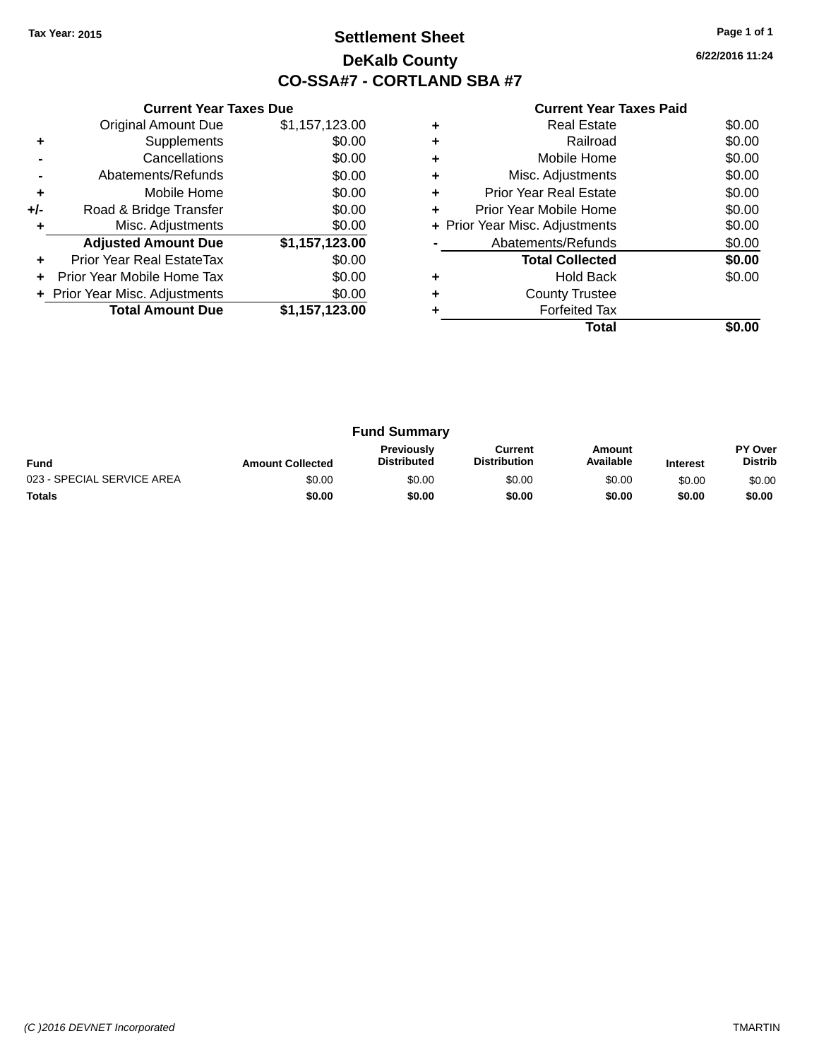Tax Year: 2015

# Settlement Sheet

## DeKalb County

## CO-SSA#7 - CORTLAND SBA #7

6/22/2016 11:24

| | Current Year Taxes Due | |
|---|---|---|
| | Original Amount Due | $1,157,123.00 |
| + | Supplements | $0.00 |
| - | Cancellations | $0.00 |
| - | Abatements/Refunds | $0.00 |
| + | Mobile Home | $0.00 |
| +/- | Road & Bridge Transfer | $0.00 |
| + | Misc. Adjustments | $0.00 |
| | **Adjusted Amount Due** | **$1,157,123.00** |
| + | Prior Year Real EstateTax | $0.00 |
| + | Prior Year Mobile Home Tax | $0.00 |
| + | Prior Year Misc. Adjustments | $0.00 |
| | **Total Amount Due** | **$1,157,123.00** |

| | Current Year Taxes Paid | |
|---|---|---|
| + | Real Estate | $0.00 |
| + | Railroad | $0.00 |
| + | Mobile Home | $0.00 |
| + | Misc. Adjustments | $0.00 |
| + | Prior Year Real Estate | $0.00 |
| + | Prior Year Mobile Home | $0.00 |
| + | Prior Year Misc. Adjustments | $0.00 |
| - | Abatements/Refunds | $0.00 |
| | **Total Collected** | **$0.00** |
| + | Hold Back | $0.00 |
| + | County Trustee | |
| + | Forfeited Tax | |
| | **Total** | **$0.00** |

### Fund Summary

| Fund | Amount Collected | Previously Distributed | Current Distribution | Amount Available | Interest | PY Over Distrib |
|---|---|---|---|---|---|---|
| 023 - SPECIAL SERVICE AREA | $0.00 | $0.00 | $0.00 | $0.00 | $0.00 | $0.00 |
| **Totals** | **$0.00** | **$0.00** | **$0.00** | **$0.00** | **$0.00** | **$0.00** |

(C )2016 DEVNET Incorporated TMARTIN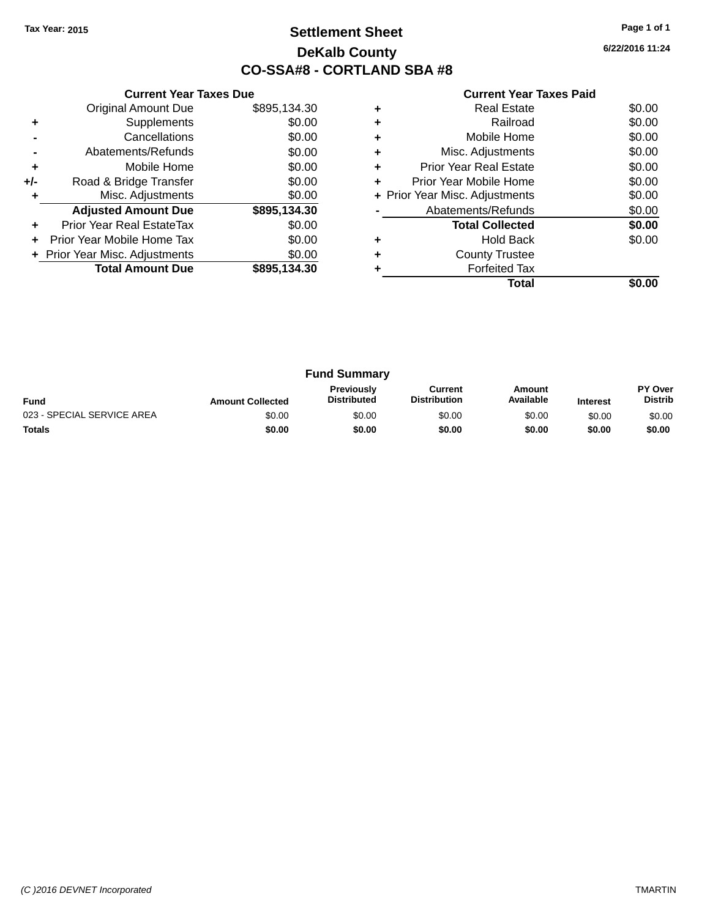Tax Year: 2015

# Settlement Sheet

## DeKalb County

## CO-SSA#8 - CORTLAND SBA #8

6/22/2016 11:24

### Current Year Taxes Due

| | | |
|---|---|---|
| | Original Amount Due | $895,134.30 |
| + | Supplements | $0.00 |
| - | Cancellations | $0.00 |
| - | Abatements/Refunds | $0.00 |
| + | Mobile Home | $0.00 |
| +/- | Road & Bridge Transfer | $0.00 |
| + | Misc. Adjustments | $0.00 |
| | **Adjusted Amount Due** | **$895,134.30** |
| + | Prior Year Real EstateTax | $0.00 |
| + | Prior Year Mobile Home Tax | $0.00 |
| + | Prior Year Misc. Adjustments | $0.00 |
| | **Total Amount Due** | **$895,134.30** |

### Current Year Taxes Paid

| | | |
|---|---|---|
| + | Real Estate | $0.00 |
| + | Railroad | $0.00 |
| + | Mobile Home | $0.00 |
| + | Misc. Adjustments | $0.00 |
| + | Prior Year Real Estate | $0.00 |
| + | Prior Year Mobile Home | $0.00 |
| + | Prior Year Misc. Adjustments | $0.00 |
| - | Abatements/Refunds | $0.00 |
| | **Total Collected** | **$0.00** |
| + | Hold Back | $0.00 |
| + | County Trustee | |
| + | Forfeited Tax | |
| | **Total** | **$0.00** |

### Fund Summary

| Fund | Amount Collected | Previously Distributed | Current Distribution | Amount Available | Interest | PY Over Distrib |
|---|---|---|---|---|---|---|
| 023 - SPECIAL SERVICE AREA | $0.00 | $0.00 | $0.00 | $0.00 | $0.00 | $0.00 |
| **Totals** | **$0.00** | **$0.00** | **$0.00** | **$0.00** | **$0.00** | **$0.00** |

(C )2016 DEVNET Incorporated TMARTIN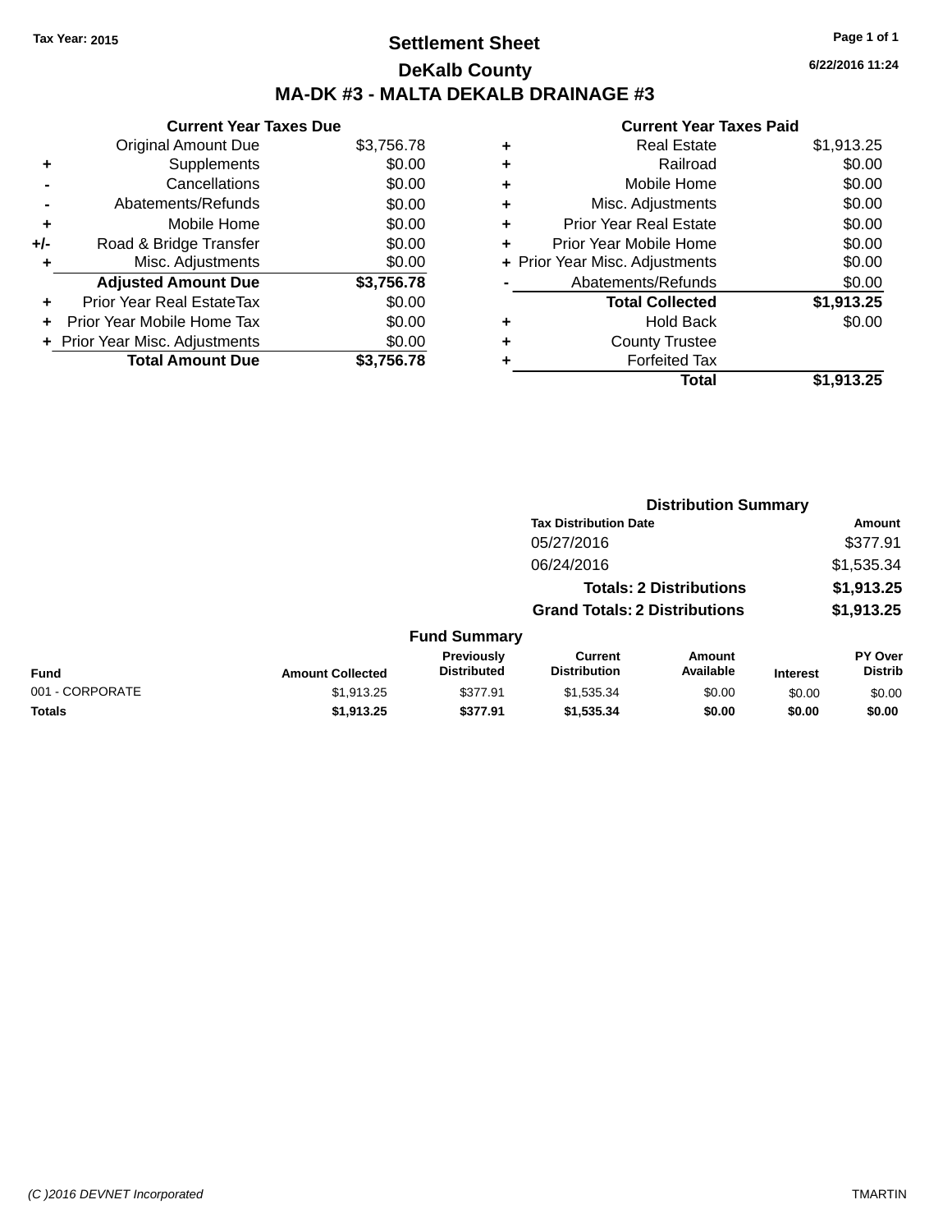Tax Year: 2015

# Settlement Sheet

## DeKalb County

## MA-DK #3 - MALTA DEKALB DRAINAGE #3

6/22/2016 11:24

**Current Year Taxes Due**

| | | |
|---|---|---|
| | Original Amount Due | $3,756.78 |
| + | Supplements | $0.00 |
| - | Cancellations | $0.00 |
| - | Abatements/Refunds | $0.00 |
| + | Mobile Home | $0.00 |
| +/- | Road & Bridge Transfer | $0.00 |
| + | Misc. Adjustments | $0.00 |
| | **Adjusted Amount Due** | **$3,756.78** |
| + | Prior Year Real EstateTax | $0.00 |
| + | Prior Year Mobile Home Tax | $0.00 |
| + | Prior Year Misc. Adjustments | $0.00 |
| | **Total Amount Due** | **$3,756.78** |

**Current Year Taxes Paid**

| | | |
|---|---|---|
| + | Real Estate | $1,913.25 |
| + | Railroad | $0.00 |
| + | Mobile Home | $0.00 |
| + | Misc. Adjustments | $0.00 |
| + | Prior Year Real Estate | $0.00 |
| + | Prior Year Mobile Home | $0.00 |
| + | Prior Year Misc. Adjustments | $0.00 |
| - | Abatements/Refunds | $0.00 |
| | **Total Collected** | **$1,913.25** |
| + | Hold Back | $0.00 |
| + | County Trustee | |
| + | Forfeited Tax | |
| | **Total** | **$1,913.25** |

**Distribution Summary**

| Tax Distribution Date | Amount |
|---|---|
| 05/27/2016 | $377.91 |
| 06/24/2016 | $1,535.34 |
| **Totals: 2 Distributions** | **$1,913.25** |
| **Grand Totals: 2 Distributions** | **$1,913.25** |

**Fund Summary**

| Fund | Amount Collected | Previously Distributed | Current Distribution | Amount Available | Interest | PY Over Distrib |
|---|---|---|---|---|---|---|
| 001 - CORPORATE | $1,913.25 | $377.91 | $1,535.34 | $0.00 | $0.00 | $0.00 |
| **Totals** | **$1,913.25** | **$377.91** | **$1,535.34** | **$0.00** | **$0.00** | **$0.00** |

(C )2016 DEVNET Incorporated TMARTIN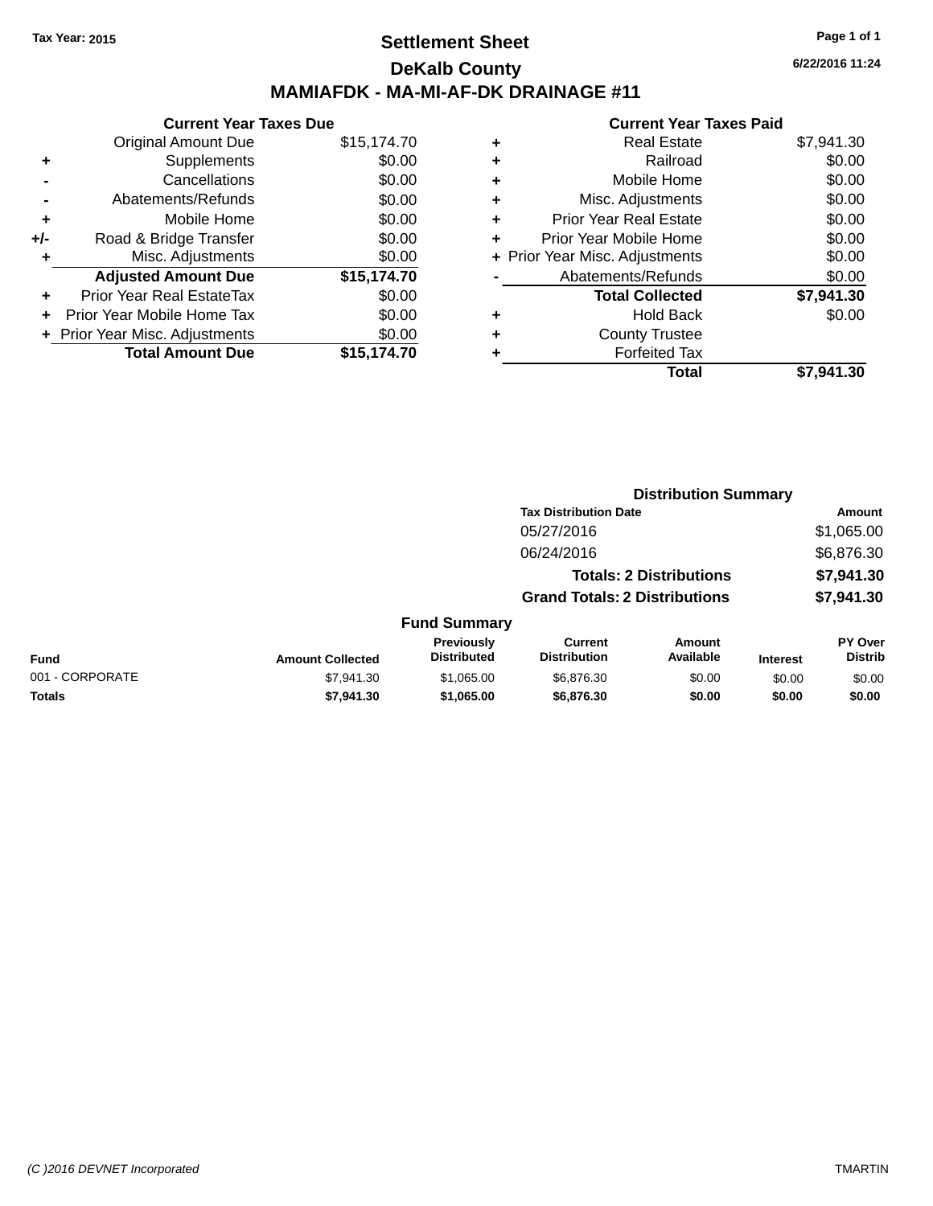Tax Year: 2015

# Settlement Sheet

## DeKalb County

## MAMIAFDK - MA-MI-AF-DK DRAINAGE #11

6/22/2016 11:24

### Current Year Taxes Due

| | | |
|---|---|---|
| | Original Amount Due | $15,174.70 |
| + | Supplements | $0.00 |
| - | Cancellations | $0.00 |
| - | Abatements/Refunds | $0.00 |
| + | Mobile Home | $0.00 |
| +/- | Road & Bridge Transfer | $0.00 |
| + | Misc. Adjustments | $0.00 |
| | **Adjusted Amount Due** | **$15,174.70** |
| + | Prior Year Real EstateTax | $0.00 |
| + | Prior Year Mobile Home Tax | $0.00 |
| + | Prior Year Misc. Adjustments | $0.00 |
| | **Total Amount Due** | **$15,174.70** |

### Current Year Taxes Paid

| | | |
|---|---|---|
| + | Real Estate | $7,941.30 |
| + | Railroad | $0.00 |
| + | Mobile Home | $0.00 |
| + | Misc. Adjustments | $0.00 |
| + | Prior Year Real Estate | $0.00 |
| + | Prior Year Mobile Home | $0.00 |
| + | Prior Year Misc. Adjustments | $0.00 |
| - | Abatements/Refunds | $0.00 |
| | **Total Collected** | **$7,941.30** |
| + | Hold Back | $0.00 |
| + | County Trustee | |
| + | Forfeited Tax | |
| | **Total** | **$7,941.30** |

### Distribution Summary

| Tax Distribution Date | Amount |
|---|---|
| 05/27/2016 | $1,065.00 |
| 06/24/2016 | $6,876.30 |
| **Totals: 2 Distributions** | **$7,941.30** |
| **Grand Totals: 2 Distributions** | **$7,941.30** |

### Fund Summary

| Fund | Amount Collected | Previously Distributed | Current Distribution | Amount Available | Interest | PY Over Distrib |
|---|---|---|---|---|---|---|
| 001 - CORPORATE | $7,941.30 | $1,065.00 | $6,876.30 | $0.00 | $0.00 | $0.00 |
| **Totals** | **$7,941.30** | **$1,065.00** | **$6,876.30** | **$0.00** | **$0.00** | **$0.00** |

(C )2016 DEVNET Incorporated TMARTIN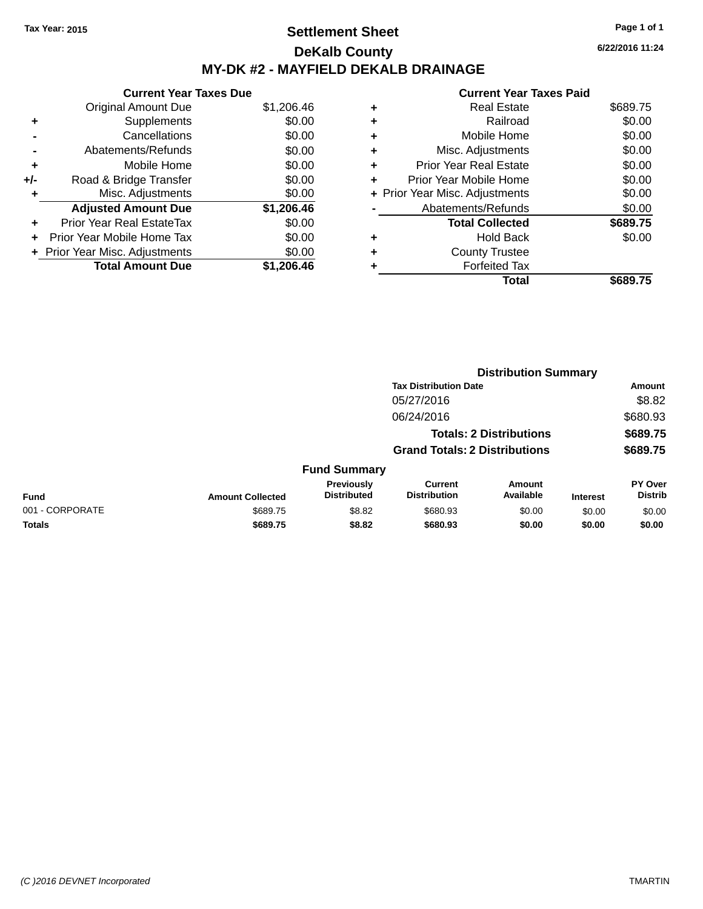Tax Year: 2015

# Settlement Sheet

## DeKalb County

## MY-DK #2 - MAYFIELD DEKALB DRAINAGE

6/22/2016 11:24

| | Current Year Taxes Due | |
|---|---|---|
| | Original Amount Due | $1,206.46 |
| + | Supplements | $0.00 |
| - | Cancellations | $0.00 |
| - | Abatements/Refunds | $0.00 |
| + | Mobile Home | $0.00 |
| +/- | Road & Bridge Transfer | $0.00 |
| + | Misc. Adjustments | $0.00 |
| | **Adjusted Amount Due** | **$1,206.46** |
| + | Prior Year Real EstateTax | $0.00 |
| + | Prior Year Mobile Home Tax | $0.00 |
| + | Prior Year Misc. Adjustments | $0.00 |
| | **Total Amount Due** | **$1,206.46** |

| | Current Year Taxes Paid | |
|---|---|---|
| + | Real Estate | $689.75 |
| + | Railroad | $0.00 |
| + | Mobile Home | $0.00 |
| + | Misc. Adjustments | $0.00 |
| + | Prior Year Real Estate | $0.00 |
| + | Prior Year Mobile Home | $0.00 |
| + | Prior Year Misc. Adjustments | $0.00 |
| - | Abatements/Refunds | $0.00 |
| | **Total Collected** | **$689.75** |
| + | Hold Back | $0.00 |
| + | County Trustee | |
| + | Forfeited Tax | |
| | **Total** | **$689.75** |

### Distribution Summary

| Tax Distribution Date | Amount |
|---|---|
| 05/27/2016 | $8.82 |
| 06/24/2016 | $680.93 |
| **Totals: 2 Distributions** | **$689.75** |
| **Grand Totals: 2 Distributions** | **$689.75** |

### Fund Summary

| Fund | Amount Collected | Previously Distributed | Current Distribution | Amount Available | Interest | PY Over Distrib |
|---|---|---|---|---|---|---|
| 001 - CORPORATE | $689.75 | $8.82 | $680.93 | $0.00 | $0.00 | $0.00 |
| **Totals** | **$689.75** | **$8.82** | **$680.93** | **$0.00** | **$0.00** | **$0.00** |

(C )2016 DEVNET Incorporated

TMARTIN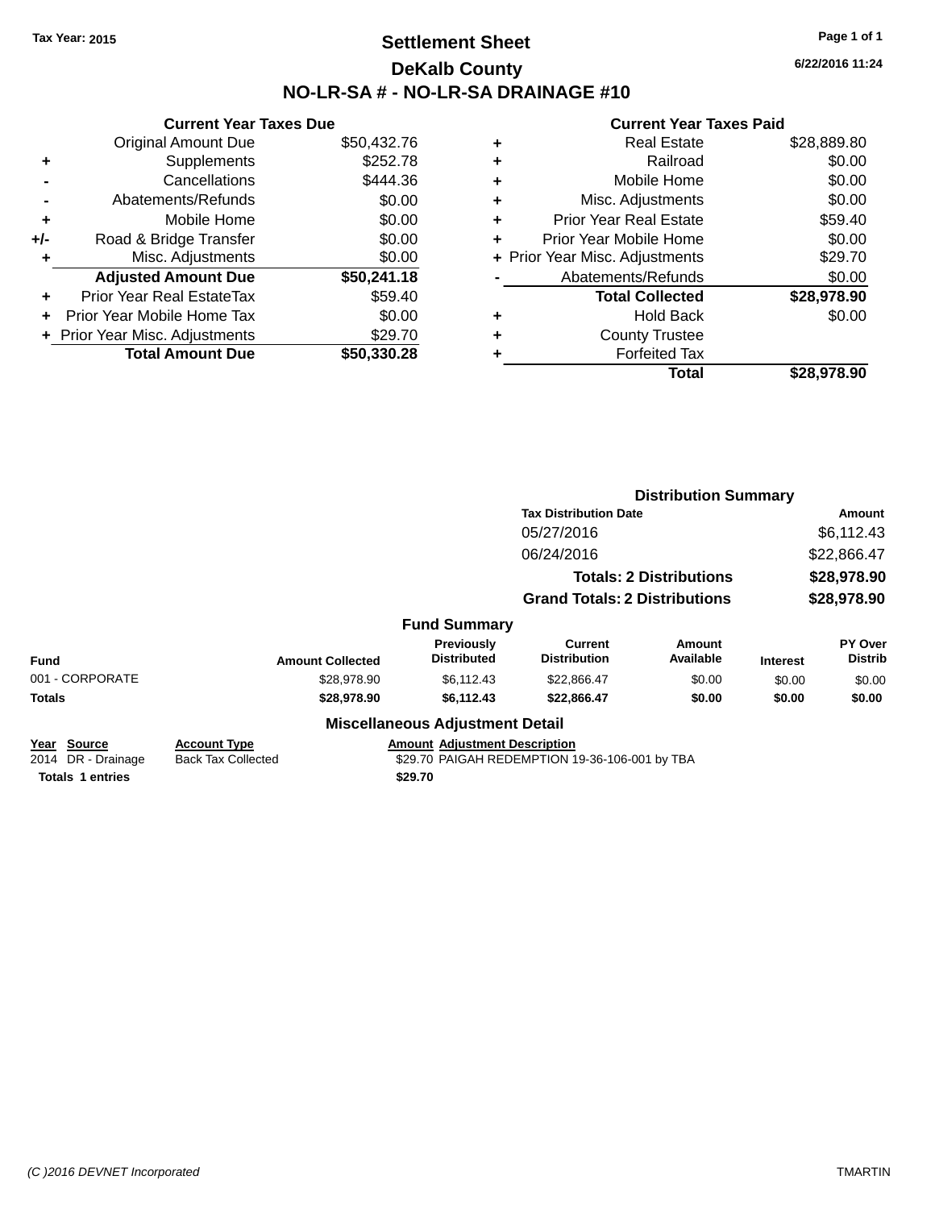Tax Year: 2015

# Settlement Sheet
## DeKalb County
## NO-LR-SA # - NO-LR-SA DRAINAGE #10

6/22/2016 11:24

### Current Year Taxes Due

| | | |
|---|---|---|
| | Original Amount Due | $50,432.76 |
| + | Supplements | $252.78 |
| - | Cancellations | $444.36 |
| - | Abatements/Refunds | $0.00 |
| + | Mobile Home | $0.00 |
| +/- | Road & Bridge Transfer | $0.00 |
| + | Misc. Adjustments | $0.00 |
| | **Adjusted Amount Due** | **$50,241.18** |
| + | Prior Year Real EstateTax | $59.40 |
| + | Prior Year Mobile Home Tax | $0.00 |
| + | Prior Year Misc. Adjustments | $29.70 |
| | **Total Amount Due** | **$50,330.28** |

### Current Year Taxes Paid

| | | |
|---|---|---|
| + | Real Estate | $28,889.80 |
| + | Railroad | $0.00 |
| + | Mobile Home | $0.00 |
| + | Misc. Adjustments | $0.00 |
| + | Prior Year Real Estate | $59.40 |
| + | Prior Year Mobile Home | $0.00 |
| + | Prior Year Misc. Adjustments | $29.70 |
| - | Abatements/Refunds | $0.00 |
| | **Total Collected** | **$28,978.90** |
| + | Hold Back | $0.00 |
| + | County Trustee | |
| + | Forfeited Tax | |
| | **Total** | **$28,978.90** |

### Distribution Summary

| Tax Distribution Date | Amount |
|---|---|
| 05/27/2016 | $6,112.43 |
| 06/24/2016 | $22,866.47 |
| **Totals: 2 Distributions** | **$28,978.90** |
| **Grand Totals: 2 Distributions** | **$28,978.90** |

### Fund Summary

| Fund | Amount Collected | Previously Distributed | Current Distribution | Amount Available | Interest | PY Over Distrib |
|---|---|---|---|---|---|---|
| 001 - CORPORATE | $28,978.90 | $6,112.43 | $22,866.47 | $0.00 | $0.00 | $0.00 |
| **Totals** | **$28,978.90** | **$6,112.43** | **$22,866.47** | **$0.00** | **$0.00** | **$0.00** |

### Miscellaneous Adjustment Detail

| Year | Source | Account Type | Amount | Adjustment Description |
|---|---|---|---|---|
| 2014 | DR - Drainage | Back Tax Collected | $29.70 | PAIGAH REDEMPTION 19-36-106-001 by TBA |
| **Totals** | **1 entries** | | **$29.70** | |

(C )2016 DEVNET Incorporated TMARTIN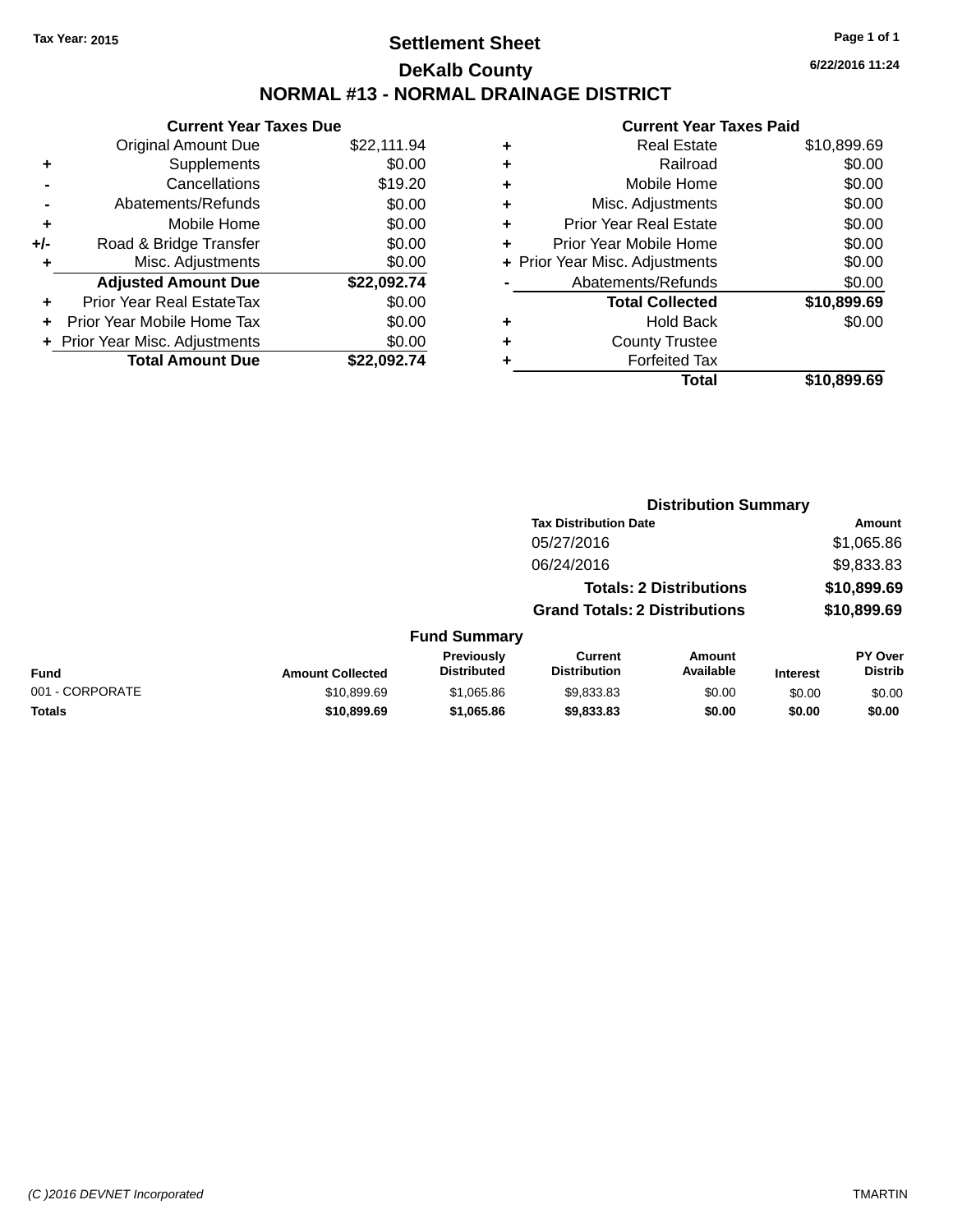Tax Year: 2015

# Settlement Sheet

## DeKalb County

## NORMAL #13 - NORMAL DRAINAGE DISTRICT

6/22/2016 11:24

### Current Year Taxes Due

| | | |
|---|---|---|
| | Original Amount Due | $22,111.94 |
| + | Supplements | $0.00 |
| - | Cancellations | $19.20 |
| - | Abatements/Refunds | $0.00 |
| + | Mobile Home | $0.00 |
| +/- | Road & Bridge Transfer | $0.00 |
| + | Misc. Adjustments | $0.00 |
| | **Adjusted Amount Due** | **$22,092.74** |
| + | Prior Year Real EstateTax | $0.00 |
| + | Prior Year Mobile Home Tax | $0.00 |
| + | Prior Year Misc. Adjustments | $0.00 |
| | **Total Amount Due** | **$22,092.74** |

### Current Year Taxes Paid

| | | |
|---|---|---|
| + | Real Estate | $10,899.69 |
| + | Railroad | $0.00 |
| + | Mobile Home | $0.00 |
| + | Misc. Adjustments | $0.00 |
| + | Prior Year Real Estate | $0.00 |
| + | Prior Year Mobile Home | $0.00 |
| + | Prior Year Misc. Adjustments | $0.00 |
| - | Abatements/Refunds | $0.00 |
| | **Total Collected** | **$10,899.69** |
| + | Hold Back | $0.00 |
| + | County Trustee | |
| + | Forfeited Tax | |
| | **Total** | **$10,899.69** |

### Distribution Summary

| Tax Distribution Date | Amount |
|---|---|
| 05/27/2016 | $1,065.86 |
| 06/24/2016 | $9,833.83 |
| **Totals: 2 Distributions** | **$10,899.69** |
| **Grand Totals: 2 Distributions** | **$10,899.69** |

### Fund Summary

| Fund | Amount Collected | Previously Distributed | Current Distribution | Amount Available | Interest | PY Over Distrib |
|---|---|---|---|---|---|---|
| 001 - CORPORATE | $10,899.69 | $1,065.86 | $9,833.83 | $0.00 | $0.00 | $0.00 |
| **Totals** | **$10,899.69** | **$1,065.86** | **$9,833.83** | **$0.00** | **$0.00** | **$0.00** |

(C )2016 DEVNET Incorporated — TMARTIN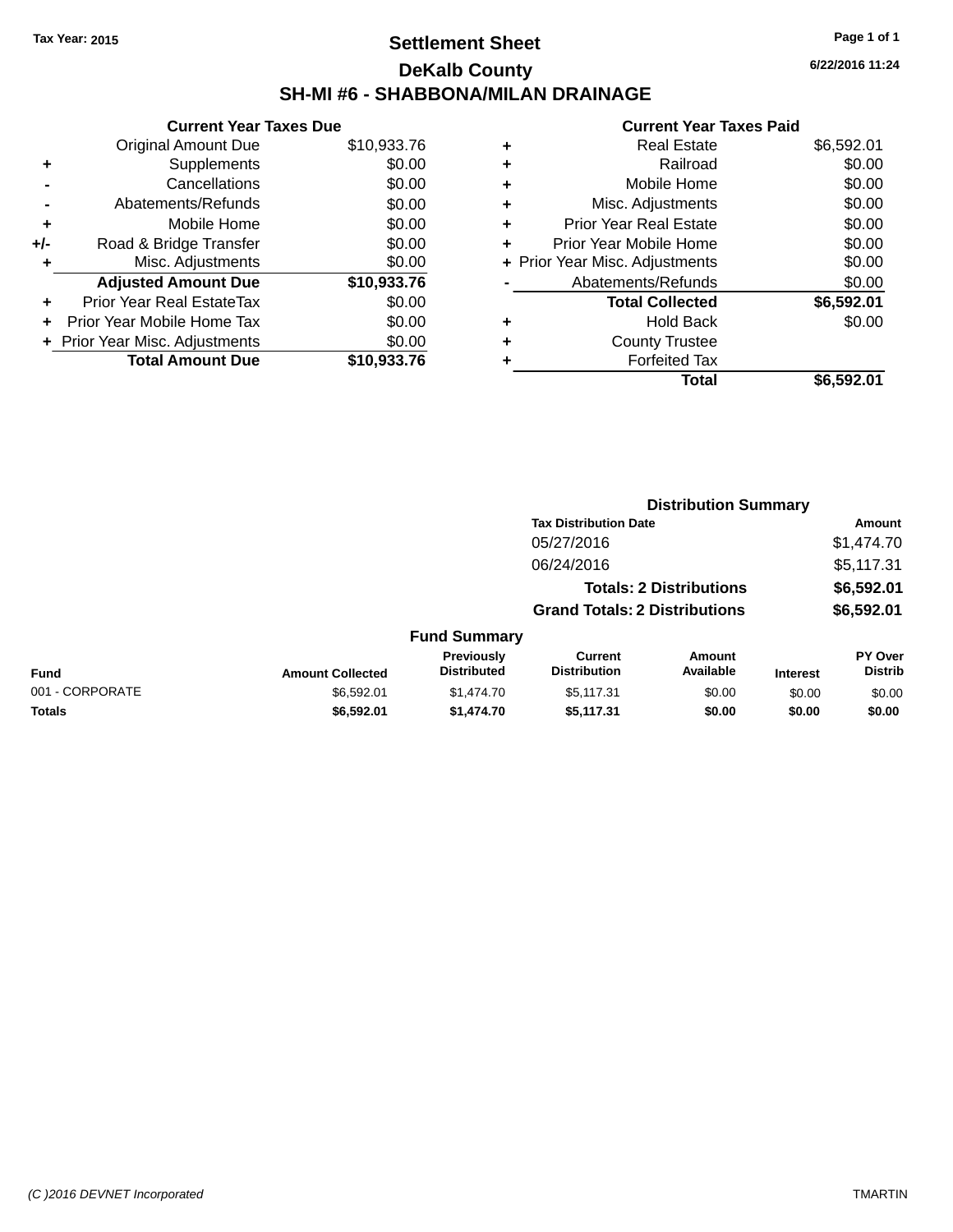Tax Year: 2015

# Settlement Sheet

## DeKalb County

## SH-MI #6 - SHABBONA/MILAN DRAINAGE

6/22/2016 11:24

| | Current Year Taxes Due | |
|---|---|---|
| | Original Amount Due | $10,933.76 |
| + | Supplements | $0.00 |
| - | Cancellations | $0.00 |
| - | Abatements/Refunds | $0.00 |
| + | Mobile Home | $0.00 |
| +/- | Road & Bridge Transfer | $0.00 |
| + | Misc. Adjustments | $0.00 |
| | **Adjusted Amount Due** | **$10,933.76** |
| + | Prior Year Real EstateTax | $0.00 |
| + | Prior Year Mobile Home Tax | $0.00 |
| + | Prior Year Misc. Adjustments | $0.00 |
| | **Total Amount Due** | **$10,933.76** |

| | Current Year Taxes Paid | |
|---|---|---|
| + | Real Estate | $6,592.01 |
| + | Railroad | $0.00 |
| + | Mobile Home | $0.00 |
| + | Misc. Adjustments | $0.00 |
| + | Prior Year Real Estate | $0.00 |
| + | Prior Year Mobile Home | $0.00 |
| + | Prior Year Misc. Adjustments | $0.00 |
| - | Abatements/Refunds | $0.00 |
| | **Total Collected** | **$6,592.01** |
| + | Hold Back | $0.00 |
| + | County Trustee | |
| + | Forfeited Tax | |
| | **Total** | **$6,592.01** |

### Distribution Summary

| Tax Distribution Date | Amount |
|---|---|
| 05/27/2016 | $1,474.70 |
| 06/24/2016 | $5,117.31 |
| **Totals: 2 Distributions** | **$6,592.01** |
| **Grand Totals: 2 Distributions** | **$6,592.01** |

### Fund Summary

| Fund | Amount Collected | Previously Distributed | Current Distribution | Amount Available | Interest | PY Over Distrib |
|---|---|---|---|---|---|---|
| 001 - CORPORATE | $6,592.01 | $1,474.70 | $5,117.31 | $0.00 | $0.00 | $0.00 |
| **Totals** | **$6,592.01** | **$1,474.70** | **$5,117.31** | **$0.00** | **$0.00** | **$0.00** |

(C )2016 DEVNET Incorporated TMARTIN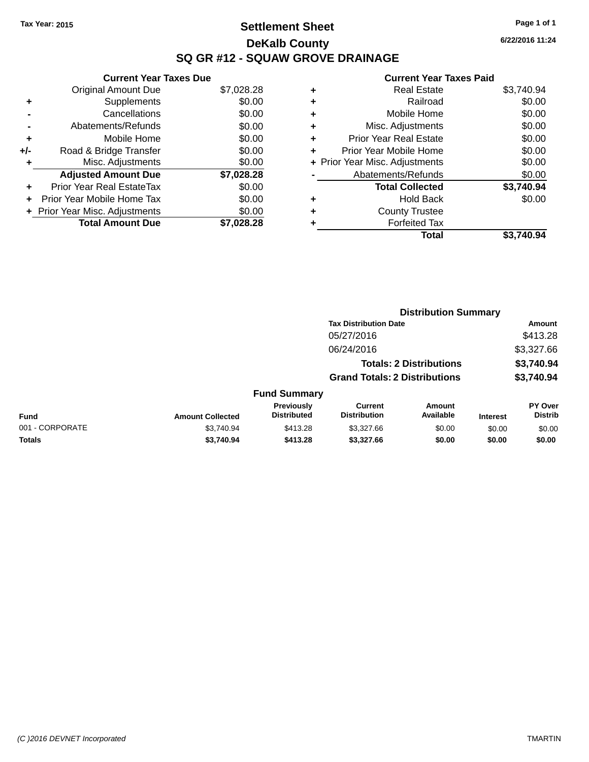Tax Year: 2015

# Settlement Sheet

## DeKalb County

## SQ GR #12 - SQUAW GROVE DRAINAGE

6/22/2016 11:24

### Current Year Taxes Due

| | | |
|---|---|---|
| | Original Amount Due | $7,028.28 |
| + | Supplements | $0.00 |
| - | Cancellations | $0.00 |
| - | Abatements/Refunds | $0.00 |
| + | Mobile Home | $0.00 |
| +/- | Road & Bridge Transfer | $0.00 |
| + | Misc. Adjustments | $0.00 |
| | **Adjusted Amount Due** | **$7,028.28** |
| + | Prior Year Real EstateTax | $0.00 |
| + | Prior Year Mobile Home Tax | $0.00 |
| + | Prior Year Misc. Adjustments | $0.00 |
| | **Total Amount Due** | **$7,028.28** |

### Current Year Taxes Paid

| | | |
|---|---|---|
| + | Real Estate | $3,740.94 |
| + | Railroad | $0.00 |
| + | Mobile Home | $0.00 |
| + | Misc. Adjustments | $0.00 |
| + | Prior Year Real Estate | $0.00 |
| + | Prior Year Mobile Home | $0.00 |
| + | Prior Year Misc. Adjustments | $0.00 |
| - | Abatements/Refunds | $0.00 |
| | **Total Collected** | **$3,740.94** |
| + | Hold Back | $0.00 |
| + | County Trustee | |
| + | Forfeited Tax | |
| | **Total** | **$3,740.94** |

### Distribution Summary

| Tax Distribution Date | Amount |
|---|---|
| 05/27/2016 | $413.28 |
| 06/24/2016 | $3,327.66 |
| **Totals: 2 Distributions** | **$3,740.94** |
| **Grand Totals: 2 Distributions** | **$3,740.94** |

### Fund Summary

| Fund | Amount Collected | Previously Distributed | Current Distribution | Amount Available | Interest | PY Over Distrib |
|---|---|---|---|---|---|---|
| 001 - CORPORATE | $3,740.94 | $413.28 | $3,327.66 | $0.00 | $0.00 | $0.00 |
| **Totals** | **$3,740.94** | **$413.28** | **$3,327.66** | **$0.00** | **$0.00** | **$0.00** |

(C )2016 DEVNET Incorporated TMARTIN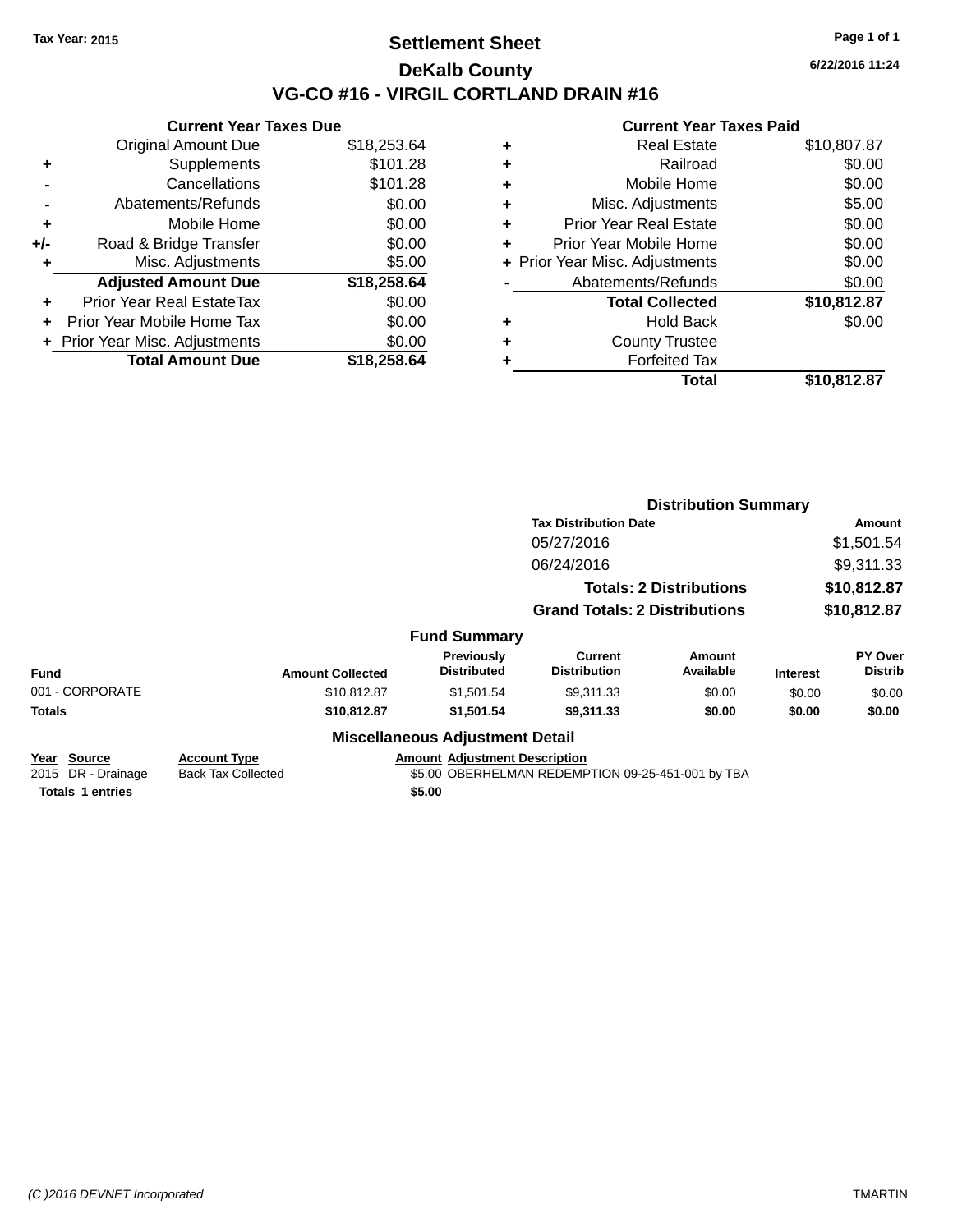Tax Year: 2015

# Settlement Sheet

## DeKalb County

## VG-CO #16 - VIRGIL CORTLAND DRAIN #16

6/22/2016 11:24

### Current Year Taxes Due

| | | |
|---|---|---|
| | Original Amount Due | $18,253.64 |
| + | Supplements | $101.28 |
| - | Cancellations | $101.28 |
| - | Abatements/Refunds | $0.00 |
| + | Mobile Home | $0.00 |
| +/- | Road & Bridge Transfer | $0.00 |
| + | Misc. Adjustments | $5.00 |
| | **Adjusted Amount Due** | **$18,258.64** |
| + | Prior Year Real EstateTax | $0.00 |
| + | Prior Year Mobile Home Tax | $0.00 |
| + | Prior Year Misc. Adjustments | $0.00 |
| | **Total Amount Due** | **$18,258.64** |

### Current Year Taxes Paid

| | | |
|---|---|---|
| + | Real Estate | $10,807.87 |
| + | Railroad | $0.00 |
| + | Mobile Home | $0.00 |
| + | Misc. Adjustments | $5.00 |
| + | Prior Year Real Estate | $0.00 |
| + | Prior Year Mobile Home | $0.00 |
| + | Prior Year Misc. Adjustments | $0.00 |
| - | Abatements/Refunds | $0.00 |
| | **Total Collected** | **$10,812.87** |
| + | Hold Back | $0.00 |
| + | County Trustee | |
| + | Forfeited Tax | |
| | **Total** | **$10,812.87** |

### Distribution Summary

| Tax Distribution Date | Amount |
|---|---|
| 05/27/2016 | $1,501.54 |
| 06/24/2016 | $9,311.33 |
| **Totals: 2 Distributions** | **$10,812.87** |
| **Grand Totals: 2 Distributions** | **$10,812.87** |

### Fund Summary

| Fund | Amount Collected | Previously Distributed | Current Distribution | Amount Available | Interest | PY Over Distrib |
|---|---|---|---|---|---|---|
| 001 - CORPORATE | $10,812.87 | $1,501.54 | $9,311.33 | $0.00 | $0.00 | $0.00 |
| **Totals** | **$10,812.87** | **$1,501.54** | **$9,311.33** | **$0.00** | **$0.00** | **$0.00** |

### Miscellaneous Adjustment Detail

| Year | Source | Account Type | Amount | Adjustment Description |
|---|---|---|---|---|
| 2015 | DR - Drainage | Back Tax Collected | $5.00 | OBERHELMAN REDEMPTION 09-25-451-001 by TBA |
| **Totals** | **1 entries** | | **$5.00** | |

(C )2016 DEVNET Incorporated TMARTIN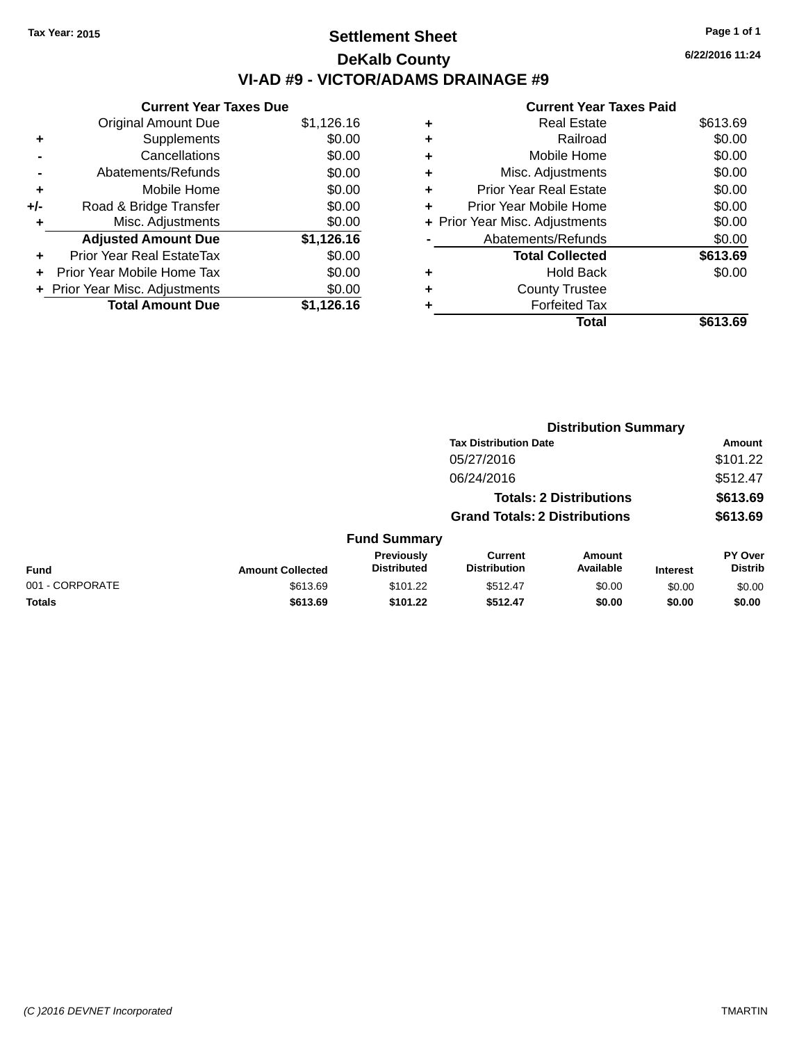Tax Year: 2015

# Settlement Sheet

## DeKalb County

## VI-AD #9 - VICTOR/ADAMS DRAINAGE #9

6/22/2016 11:24

### Current Year Taxes Due

| | | |
|---|---|---|
| | Original Amount Due | $1,126.16 |
| + | Supplements | $0.00 |
| - | Cancellations | $0.00 |
| - | Abatements/Refunds | $0.00 |
| + | Mobile Home | $0.00 |
| +/- | Road & Bridge Transfer | $0.00 |
| + | Misc. Adjustments | $0.00 |
| | **Adjusted Amount Due** | **$1,126.16** |
| + | Prior Year Real EstateTax | $0.00 |
| + | Prior Year Mobile Home Tax | $0.00 |
| + | Prior Year Misc. Adjustments | $0.00 |
| | **Total Amount Due** | **$1,126.16** |

### Current Year Taxes Paid

| | | |
|---|---|---|
| + | Real Estate | $613.69 |
| + | Railroad | $0.00 |
| + | Mobile Home | $0.00 |
| + | Misc. Adjustments | $0.00 |
| + | Prior Year Real Estate | $0.00 |
| + | Prior Year Mobile Home | $0.00 |
| + | Prior Year Misc. Adjustments | $0.00 |
| - | Abatements/Refunds | $0.00 |
| | **Total Collected** | **$613.69** |
| + | Hold Back | $0.00 |
| + | County Trustee | |
| + | Forfeited Tax | |
| | **Total** | **$613.69** |

### Distribution Summary

| Tax Distribution Date | Amount |
|---|---|
| 05/27/2016 | $101.22 |
| 06/24/2016 | $512.47 |
| **Totals: 2 Distributions** | **$613.69** |
| **Grand Totals: 2 Distributions** | **$613.69** |

### Fund Summary

| Fund | Amount Collected | Previously Distributed | Current Distribution | Amount Available | Interest | PY Over Distrib |
|---|---|---|---|---|---|---|
| 001 - CORPORATE | $613.69 | $101.22 | $512.47 | $0.00 | $0.00 | $0.00 |
| **Totals** | **$613.69** | **$101.22** | **$512.47** | **$0.00** | **$0.00** | **$0.00** |

(C )2016 DEVNET Incorporated TMARTIN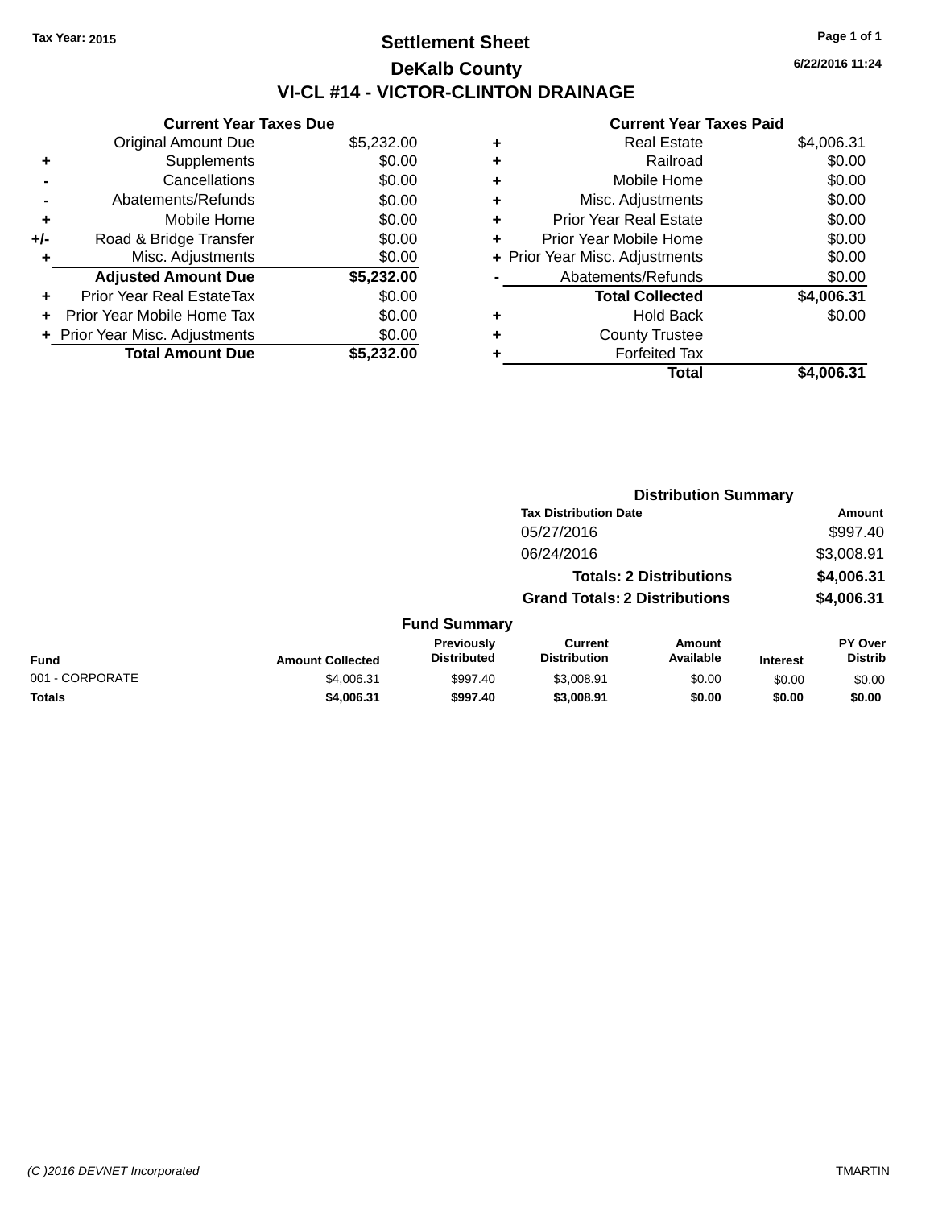Tax Year: 2015

# Settlement Sheet

## DeKalb County

## VI-CL #14 - VICTOR-CLINTON DRAINAGE

6/22/2016 11:24

| | Current Year Taxes Due | |
|---|---|---|
| | Original Amount Due | $5,232.00 |
| + | Supplements | $0.00 |
| - | Cancellations | $0.00 |
| - | Abatements/Refunds | $0.00 |
| + | Mobile Home | $0.00 |
| +/- | Road & Bridge Transfer | $0.00 |
| + | Misc. Adjustments | $0.00 |
| | **Adjusted Amount Due** | **$5,232.00** |
| + | Prior Year Real EstateTax | $0.00 |
| + | Prior Year Mobile Home Tax | $0.00 |
| + | Prior Year Misc. Adjustments | $0.00 |
| | **Total Amount Due** | **$5,232.00** |

| | Current Year Taxes Paid | |
|---|---|---|
| + | Real Estate | $4,006.31 |
| + | Railroad | $0.00 |
| + | Mobile Home | $0.00 |
| + | Misc. Adjustments | $0.00 |
| + | Prior Year Real Estate | $0.00 |
| + | Prior Year Mobile Home | $0.00 |
| + | Prior Year Misc. Adjustments | $0.00 |
| - | Abatements/Refunds | $0.00 |
| | **Total Collected** | **$4,006.31** |
| + | Hold Back | $0.00 |
| + | County Trustee | |
| + | Forfeited Tax | |
| | **Total** | **$4,006.31** |

### Distribution Summary

| Tax Distribution Date | Amount |
|---|---|
| 05/27/2016 | $997.40 |
| 06/24/2016 | $3,008.91 |
| **Totals: 2 Distributions** | **$4,006.31** |
| **Grand Totals: 2 Distributions** | **$4,006.31** |

### Fund Summary

| Fund | Amount Collected | Previously Distributed | Current Distribution | Amount Available | Interest | PY Over Distrib |
|---|---|---|---|---|---|---|
| 001 - CORPORATE | $4,006.31 | $997.40 | $3,008.91 | $0.00 | $0.00 | $0.00 |
| **Totals** | **$4,006.31** | **$997.40** | **$3,008.91** | **$0.00** | **$0.00** | **$0.00** |

(C )2016 DEVNET Incorporated TMARTIN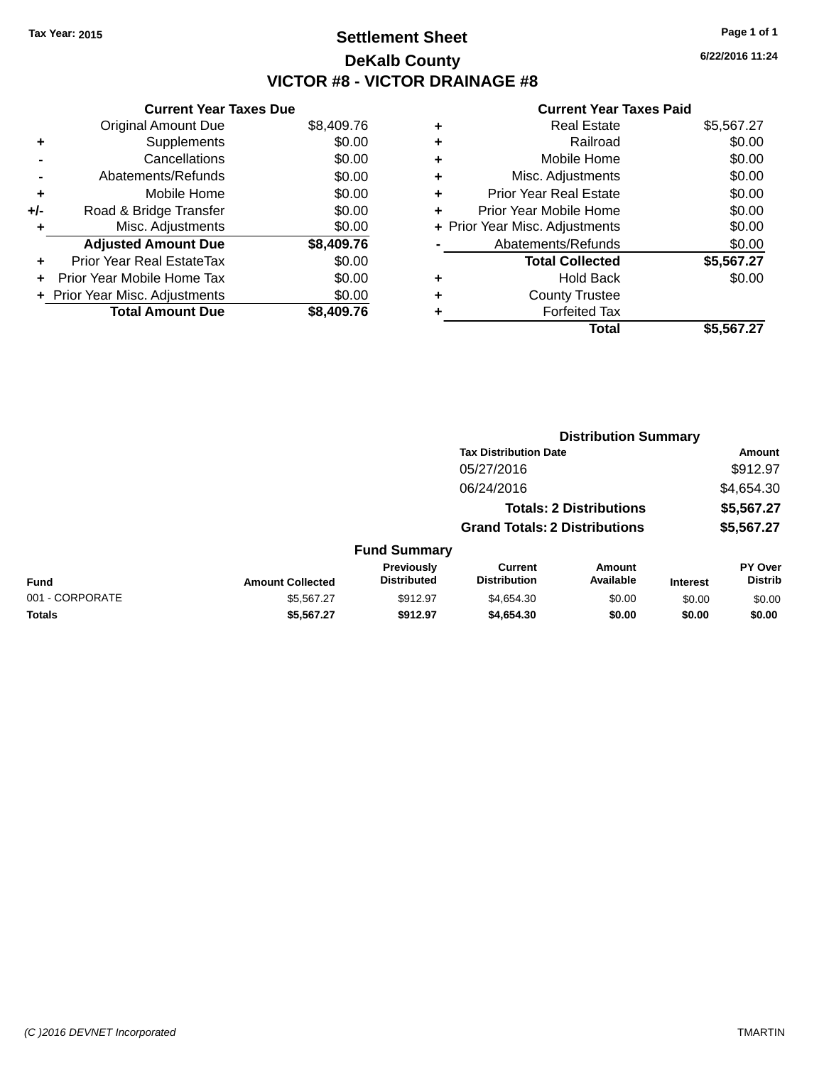Tax Year: 2015

# Settlement Sheet

## DeKalb County

## VICTOR #8 - VICTOR DRAINAGE #8

6/22/2016 11:24

### Current Year Taxes Due

| | | |
|---|---|---|
| | Original Amount Due | $8,409.76 |
| + | Supplements | $0.00 |
| - | Cancellations | $0.00 |
| - | Abatements/Refunds | $0.00 |
| + | Mobile Home | $0.00 |
| +/- | Road & Bridge Transfer | $0.00 |
| + | Misc. Adjustments | $0.00 |
| | **Adjusted Amount Due** | **$8,409.76** |
| + | Prior Year Real EstateTax | $0.00 |
| + | Prior Year Mobile Home Tax | $0.00 |
| + | Prior Year Misc. Adjustments | $0.00 |
| | **Total Amount Due** | **$8,409.76** |

### Current Year Taxes Paid

| | | |
|---|---|---|
| + | Real Estate | $5,567.27 |
| + | Railroad | $0.00 |
| + | Mobile Home | $0.00 |
| + | Misc. Adjustments | $0.00 |
| + | Prior Year Real Estate | $0.00 |
| + | Prior Year Mobile Home | $0.00 |
| + | Prior Year Misc. Adjustments | $0.00 |
| - | Abatements/Refunds | $0.00 |
| | **Total Collected** | **$5,567.27** |
| + | Hold Back | $0.00 |
| + | County Trustee | |
| + | Forfeited Tax | |
| | **Total** | **$5,567.27** |

### Distribution Summary

| Tax Distribution Date | Amount |
|---|---|
| 05/27/2016 | $912.97 |
| 06/24/2016 | $4,654.30 |
| **Totals: 2 Distributions** | **$5,567.27** |
| **Grand Totals: 2 Distributions** | **$5,567.27** |

### Fund Summary

| Fund | Amount Collected | Previously Distributed | Current Distribution | Amount Available | Interest | PY Over Distrib |
|---|---|---|---|---|---|---|
| 001 - CORPORATE | $5,567.27 | $912.97 | $4,654.30 | $0.00 | $0.00 | $0.00 |
| **Totals** | **$5,567.27** | **$912.97** | **$4,654.30** | **$0.00** | **$0.00** | **$0.00** |

(C )2016 DEVNET Incorporated TMARTIN